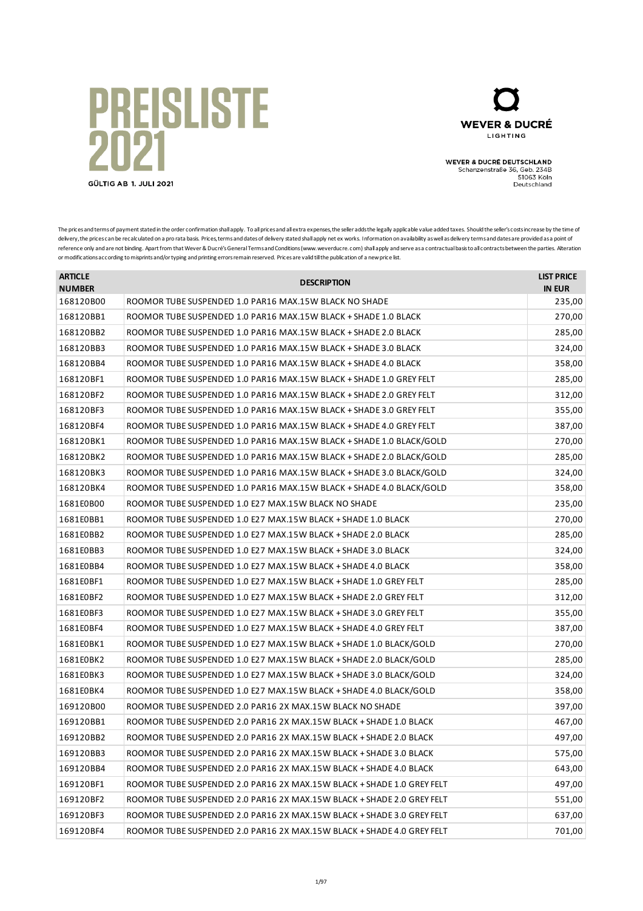# PREISLISTE 2021

GÜLTIG AB 1. JULI 2021

**WEVER & DUCRÉ**
LIGHTING

**WEVER & DUCRÉ DEUTSCHLAND**
Schanzenstraße 36, Geb. 234B
51063 Köln
Deutschland

The prices and terms of payment stated in the order confirmation shall apply. To all prices and all extra expenses, the seller adds the legally applicable value added taxes. Should the seller's costs increase by the time of delivery, the prices can be recalculated on a pro rata basis. Prices, terms and dates of delivery stated shall apply net ex works. Information on availability as well as delivery terms and dates are provided as a point of reference only and are not binding. Apart from that Wever & Ducré's General Terms and Conditions (www.weverducre.com) shall apply and serve as a contractual basis to all contracts between the parties. Alteration or modifications according to misprints and/or typing and printing errors remain reserved. Prices are valid till the publication of a new price list.

| ARTICLE NUMBER | DESCRIPTION | LIST PRICE IN EUR |
|---|---|---|
| 168120B00 | ROOMOR TUBE SUSPENDED 1.0 PAR16 MAX.15W BLACK NO SHADE | 235,00 |
| 168120BB1 | ROOMOR TUBE SUSPENDED 1.0 PAR16 MAX.15W BLACK + SHADE 1.0 BLACK | 270,00 |
| 168120BB2 | ROOMOR TUBE SUSPENDED 1.0 PAR16 MAX.15W BLACK + SHADE 2.0 BLACK | 285,00 |
| 168120BB3 | ROOMOR TUBE SUSPENDED 1.0 PAR16 MAX.15W BLACK + SHADE 3.0 BLACK | 324,00 |
| 168120BB4 | ROOMOR TUBE SUSPENDED 1.0 PAR16 MAX.15W BLACK + SHADE 4.0 BLACK | 358,00 |
| 168120BF1 | ROOMOR TUBE SUSPENDED 1.0 PAR16 MAX.15W BLACK + SHADE 1.0 GREY FELT | 285,00 |
| 168120BF2 | ROOMOR TUBE SUSPENDED 1.0 PAR16 MAX.15W BLACK + SHADE 2.0 GREY FELT | 312,00 |
| 168120BF3 | ROOMOR TUBE SUSPENDED 1.0 PAR16 MAX.15W BLACK + SHADE 3.0 GREY FELT | 355,00 |
| 168120BF4 | ROOMOR TUBE SUSPENDED 1.0 PAR16 MAX.15W BLACK + SHADE 4.0 GREY FELT | 387,00 |
| 168120BK1 | ROOMOR TUBE SUSPENDED 1.0 PAR16 MAX.15W BLACK + SHADE 1.0 BLACK/GOLD | 270,00 |
| 168120BK2 | ROOMOR TUBE SUSPENDED 1.0 PAR16 MAX.15W BLACK + SHADE 2.0 BLACK/GOLD | 285,00 |
| 168120BK3 | ROOMOR TUBE SUSPENDED 1.0 PAR16 MAX.15W BLACK + SHADE 3.0 BLACK/GOLD | 324,00 |
| 168120BK4 | ROOMOR TUBE SUSPENDED 1.0 PAR16 MAX.15W BLACK + SHADE 4.0 BLACK/GOLD | 358,00 |
| 1681E0B00 | ROOMOR TUBE SUSPENDED 1.0 E27 MAX.15W BLACK NO SHADE | 235,00 |
| 1681E0BB1 | ROOMOR TUBE SUSPENDED 1.0 E27 MAX.15W BLACK + SHADE 1.0 BLACK | 270,00 |
| 1681E0BB2 | ROOMOR TUBE SUSPENDED 1.0 E27 MAX.15W BLACK + SHADE 2.0 BLACK | 285,00 |
| 1681E0BB3 | ROOMOR TUBE SUSPENDED 1.0 E27 MAX.15W BLACK + SHADE 3.0 BLACK | 324,00 |
| 1681E0BB4 | ROOMOR TUBE SUSPENDED 1.0 E27 MAX.15W BLACK + SHADE 4.0 BLACK | 358,00 |
| 1681E0BF1 | ROOMOR TUBE SUSPENDED 1.0 E27 MAX.15W BLACK + SHADE 1.0 GREY FELT | 285,00 |
| 1681E0BF2 | ROOMOR TUBE SUSPENDED 1.0 E27 MAX.15W BLACK + SHADE 2.0 GREY FELT | 312,00 |
| 1681E0BF3 | ROOMOR TUBE SUSPENDED 1.0 E27 MAX.15W BLACK + SHADE 3.0 GREY FELT | 355,00 |
| 1681E0BF4 | ROOMOR TUBE SUSPENDED 1.0 E27 MAX.15W BLACK + SHADE 4.0 GREY FELT | 387,00 |
| 1681E0BK1 | ROOMOR TUBE SUSPENDED 1.0 E27 MAX.15W BLACK + SHADE 1.0 BLACK/GOLD | 270,00 |
| 1681E0BK2 | ROOMOR TUBE SUSPENDED 1.0 E27 MAX.15W BLACK + SHADE 2.0 BLACK/GOLD | 285,00 |
| 1681E0BK3 | ROOMOR TUBE SUSPENDED 1.0 E27 MAX.15W BLACK + SHADE 3.0 BLACK/GOLD | 324,00 |
| 1681E0BK4 | ROOMOR TUBE SUSPENDED 1.0 E27 MAX.15W BLACK + SHADE 4.0 BLACK/GOLD | 358,00 |
| 169120B00 | ROOMOR TUBE SUSPENDED 2.0 PAR16 2X MAX.15W BLACK NO SHADE | 397,00 |
| 169120BB1 | ROOMOR TUBE SUSPENDED 2.0 PAR16 2X MAX.15W BLACK + SHADE 1.0 BLACK | 467,00 |
| 169120BB2 | ROOMOR TUBE SUSPENDED 2.0 PAR16 2X MAX.15W BLACK + SHADE 2.0 BLACK | 497,00 |
| 169120BB3 | ROOMOR TUBE SUSPENDED 2.0 PAR16 2X MAX.15W BLACK + SHADE 3.0 BLACK | 575,00 |
| 169120BB4 | ROOMOR TUBE SUSPENDED 2.0 PAR16 2X MAX.15W BLACK + SHADE 4.0 BLACK | 643,00 |
| 169120BF1 | ROOMOR TUBE SUSPENDED 2.0 PAR16 2X MAX.15W BLACK + SHADE 1.0 GREY FELT | 497,00 |
| 169120BF2 | ROOMOR TUBE SUSPENDED 2.0 PAR16 2X MAX.15W BLACK + SHADE 2.0 GREY FELT | 551,00 |
| 169120BF3 | ROOMOR TUBE SUSPENDED 2.0 PAR16 2X MAX.15W BLACK + SHADE 3.0 GREY FELT | 637,00 |
| 169120BF4 | ROOMOR TUBE SUSPENDED 2.0 PAR16 2X MAX.15W BLACK + SHADE 4.0 GREY FELT | 701,00 |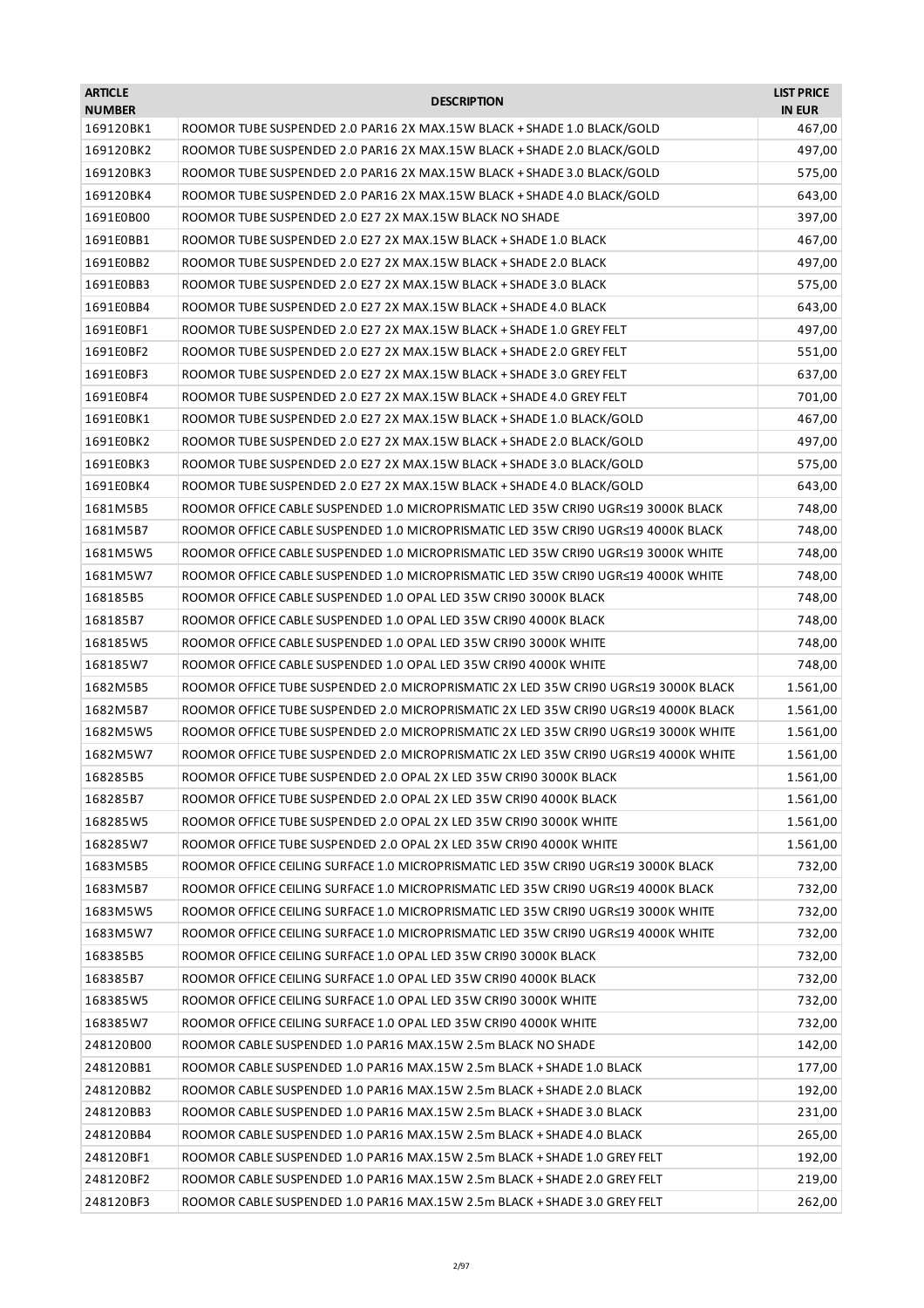| ARTICLE NUMBER | DESCRIPTION | LIST PRICE IN EUR |
|---|---|---|
| 169120BK1 | ROOMOR TUBE SUSPENDED 2.0 PAR16 2X MAX.15W BLACK + SHADE 1.0 BLACK/GOLD | 467,00 |
| 169120BK2 | ROOMOR TUBE SUSPENDED 2.0 PAR16 2X MAX.15W BLACK + SHADE 2.0 BLACK/GOLD | 497,00 |
| 169120BK3 | ROOMOR TUBE SUSPENDED 2.0 PAR16 2X MAX.15W BLACK + SHADE 3.0 BLACK/GOLD | 575,00 |
| 169120BK4 | ROOMOR TUBE SUSPENDED 2.0 PAR16 2X MAX.15W BLACK + SHADE 4.0 BLACK/GOLD | 643,00 |
| 1691E0B00 | ROOMOR TUBE SUSPENDED 2.0 E27 2X MAX.15W BLACK NO SHADE | 397,00 |
| 1691E0BB1 | ROOMOR TUBE SUSPENDED 2.0 E27 2X MAX.15W BLACK + SHADE 1.0 BLACK | 467,00 |
| 1691E0BB2 | ROOMOR TUBE SUSPENDED 2.0 E27 2X MAX.15W BLACK + SHADE 2.0 BLACK | 497,00 |
| 1691E0BB3 | ROOMOR TUBE SUSPENDED 2.0 E27 2X MAX.15W BLACK + SHADE 3.0 BLACK | 575,00 |
| 1691E0BB4 | ROOMOR TUBE SUSPENDED 2.0 E27 2X MAX.15W BLACK + SHADE 4.0 BLACK | 643,00 |
| 1691E0BF1 | ROOMOR TUBE SUSPENDED 2.0 E27 2X MAX.15W BLACK + SHADE 1.0 GREY FELT | 497,00 |
| 1691E0BF2 | ROOMOR TUBE SUSPENDED 2.0 E27 2X MAX.15W BLACK + SHADE 2.0 GREY FELT | 551,00 |
| 1691E0BF3 | ROOMOR TUBE SUSPENDED 2.0 E27 2X MAX.15W BLACK + SHADE 3.0 GREY FELT | 637,00 |
| 1691E0BF4 | ROOMOR TUBE SUSPENDED 2.0 E27 2X MAX.15W BLACK + SHADE 4.0 GREY FELT | 701,00 |
| 1691E0BK1 | ROOMOR TUBE SUSPENDED 2.0 E27 2X MAX.15W BLACK + SHADE 1.0 BLACK/GOLD | 467,00 |
| 1691E0BK2 | ROOMOR TUBE SUSPENDED 2.0 E27 2X MAX.15W BLACK + SHADE 2.0 BLACK/GOLD | 497,00 |
| 1691E0BK3 | ROOMOR TUBE SUSPENDED 2.0 E27 2X MAX.15W BLACK + SHADE 3.0 BLACK/GOLD | 575,00 |
| 1691E0BK4 | ROOMOR TUBE SUSPENDED 2.0 E27 2X MAX.15W BLACK + SHADE 4.0 BLACK/GOLD | 643,00 |
| 1681M5B5 | ROOMOR OFFICE CABLE SUSPENDED 1.0 MICROPRISMATIC LED 35W CRI90 UGR≤19 3000K BLACK | 748,00 |
| 1681M5B7 | ROOMOR OFFICE CABLE SUSPENDED 1.0 MICROPRISMATIC LED 35W CRI90 UGR≤19 4000K BLACK | 748,00 |
| 1681M5W5 | ROOMOR OFFICE CABLE SUSPENDED 1.0 MICROPRISMATIC LED 35W CRI90 UGR≤19 3000K WHITE | 748,00 |
| 1681M5W7 | ROOMOR OFFICE CABLE SUSPENDED 1.0 MICROPRISMATIC LED 35W CRI90 UGR≤19 4000K WHITE | 748,00 |
| 168185B5 | ROOMOR OFFICE CABLE SUSPENDED 1.0 OPAL LED 35W CRI90 3000K BLACK | 748,00 |
| 168185B7 | ROOMOR OFFICE CABLE SUSPENDED 1.0 OPAL LED 35W CRI90 4000K BLACK | 748,00 |
| 168185W5 | ROOMOR OFFICE CABLE SUSPENDED 1.0 OPAL LED 35W CRI90 3000K WHITE | 748,00 |
| 168185W7 | ROOMOR OFFICE CABLE SUSPENDED 1.0 OPAL LED 35W CRI90 4000K WHITE | 748,00 |
| 1682M5B5 | ROOMOR OFFICE TUBE SUSPENDED 2.0 MICROPRISMATIC 2X LED 35W CRI90 UGR≤19 3000K BLACK | 1.561,00 |
| 1682M5B7 | ROOMOR OFFICE TUBE SUSPENDED 2.0 MICROPRISMATIC 2X LED 35W CRI90 UGR≤19 4000K BLACK | 1.561,00 |
| 1682M5W5 | ROOMOR OFFICE TUBE SUSPENDED 2.0 MICROPRISMATIC 2X LED 35W CRI90 UGR≤19 3000K WHITE | 1.561,00 |
| 1682M5W7 | ROOMOR OFFICE TUBE SUSPENDED 2.0 MICROPRISMATIC 2X LED 35W CRI90 UGR≤19 4000K WHITE | 1.561,00 |
| 168285B5 | ROOMOR OFFICE TUBE SUSPENDED 2.0 OPAL 2X LED 35W CRI90 3000K BLACK | 1.561,00 |
| 168285B7 | ROOMOR OFFICE TUBE SUSPENDED 2.0 OPAL 2X LED 35W CRI90 4000K BLACK | 1.561,00 |
| 168285W5 | ROOMOR OFFICE TUBE SUSPENDED 2.0 OPAL 2X LED 35W CRI90 3000K WHITE | 1.561,00 |
| 168285W7 | ROOMOR OFFICE TUBE SUSPENDED 2.0 OPAL 2X LED 35W CRI90 4000K WHITE | 1.561,00 |
| 1683M5B5 | ROOMOR OFFICE CEILING SURFACE 1.0 MICROPRISMATIC LED 35W CRI90 UGR≤19 3000K BLACK | 732,00 |
| 1683M5B7 | ROOMOR OFFICE CEILING SURFACE 1.0 MICROPRISMATIC LED 35W CRI90 UGR≤19 4000K BLACK | 732,00 |
| 1683M5W5 | ROOMOR OFFICE CEILING SURFACE 1.0 MICROPRISMATIC LED 35W CRI90 UGR≤19 3000K WHITE | 732,00 |
| 1683M5W7 | ROOMOR OFFICE CEILING SURFACE 1.0 MICROPRISMATIC LED 35W CRI90 UGR≤19 4000K WHITE | 732,00 |
| 168385B5 | ROOMOR OFFICE CEILING SURFACE 1.0 OPAL LED 35W CRI90 3000K BLACK | 732,00 |
| 168385B7 | ROOMOR OFFICE CEILING SURFACE 1.0 OPAL LED 35W CRI90 4000K BLACK | 732,00 |
| 168385W5 | ROOMOR OFFICE CEILING SURFACE 1.0 OPAL LED 35W CRI90 3000K WHITE | 732,00 |
| 168385W7 | ROOMOR OFFICE CEILING SURFACE 1.0 OPAL LED 35W CRI90 4000K WHITE | 732,00 |
| 248120B00 | ROOMOR CABLE SUSPENDED 1.0 PAR16 MAX.15W 2.5m BLACK NO SHADE | 142,00 |
| 248120BB1 | ROOMOR CABLE SUSPENDED 1.0 PAR16 MAX.15W 2.5m BLACK + SHADE 1.0 BLACK | 177,00 |
| 248120BB2 | ROOMOR CABLE SUSPENDED 1.0 PAR16 MAX.15W 2.5m BLACK + SHADE 2.0 BLACK | 192,00 |
| 248120BB3 | ROOMOR CABLE SUSPENDED 1.0 PAR16 MAX.15W 2.5m BLACK + SHADE 3.0 BLACK | 231,00 |
| 248120BB4 | ROOMOR CABLE SUSPENDED 1.0 PAR16 MAX.15W 2.5m BLACK + SHADE 4.0 BLACK | 265,00 |
| 248120BF1 | ROOMOR CABLE SUSPENDED 1.0 PAR16 MAX.15W 2.5m BLACK + SHADE 1.0 GREY FELT | 192,00 |
| 248120BF2 | ROOMOR CABLE SUSPENDED 1.0 PAR16 MAX.15W 2.5m BLACK + SHADE 2.0 GREY FELT | 219,00 |
| 248120BF3 | ROOMOR CABLE SUSPENDED 1.0 PAR16 MAX.15W 2.5m BLACK + SHADE 3.0 GREY FELT | 262,00 |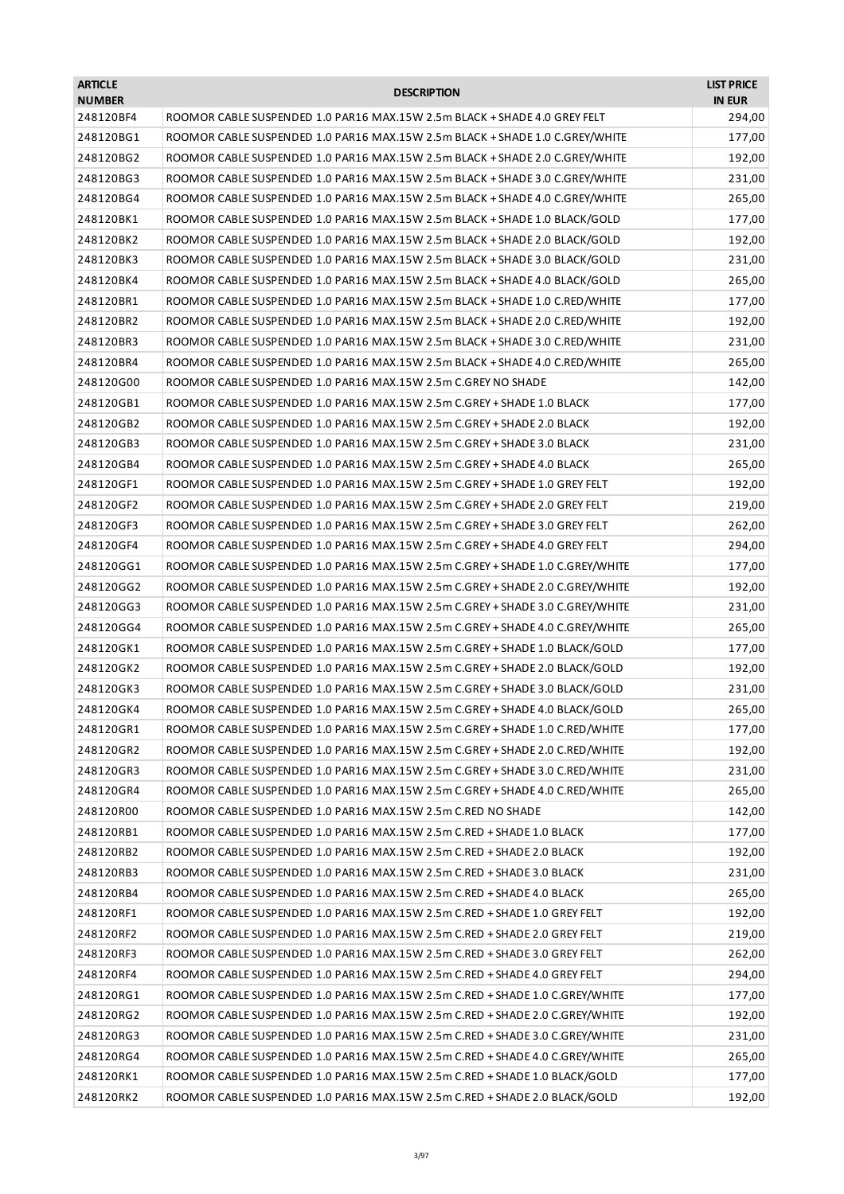| ARTICLE NUMBER | DESCRIPTION | LIST PRICE IN EUR |
|---|---|---|
| 248120BF4 | ROOMOR CABLE SUSPENDED 1.0 PAR16 MAX.15W 2.5m BLACK + SHADE 4.0 GREY FELT | 294,00 |
| 248120BG1 | ROOMOR CABLE SUSPENDED 1.0 PAR16 MAX.15W 2.5m BLACK + SHADE 1.0 C.GREY/WHITE | 177,00 |
| 248120BG2 | ROOMOR CABLE SUSPENDED 1.0 PAR16 MAX.15W 2.5m BLACK + SHADE 2.0 C.GREY/WHITE | 192,00 |
| 248120BG3 | ROOMOR CABLE SUSPENDED 1.0 PAR16 MAX.15W 2.5m BLACK + SHADE 3.0 C.GREY/WHITE | 231,00 |
| 248120BG4 | ROOMOR CABLE SUSPENDED 1.0 PAR16 MAX.15W 2.5m BLACK + SHADE 4.0 C.GREY/WHITE | 265,00 |
| 248120BK1 | ROOMOR CABLE SUSPENDED 1.0 PAR16 MAX.15W 2.5m BLACK + SHADE 1.0 BLACK/GOLD | 177,00 |
| 248120BK2 | ROOMOR CABLE SUSPENDED 1.0 PAR16 MAX.15W 2.5m BLACK + SHADE 2.0 BLACK/GOLD | 192,00 |
| 248120BK3 | ROOMOR CABLE SUSPENDED 1.0 PAR16 MAX.15W 2.5m BLACK + SHADE 3.0 BLACK/GOLD | 231,00 |
| 248120BK4 | ROOMOR CABLE SUSPENDED 1.0 PAR16 MAX.15W 2.5m BLACK + SHADE 4.0 BLACK/GOLD | 265,00 |
| 248120BR1 | ROOMOR CABLE SUSPENDED 1.0 PAR16 MAX.15W 2.5m BLACK + SHADE 1.0 C.RED/WHITE | 177,00 |
| 248120BR2 | ROOMOR CABLE SUSPENDED 1.0 PAR16 MAX.15W 2.5m BLACK + SHADE 2.0 C.RED/WHITE | 192,00 |
| 248120BR3 | ROOMOR CABLE SUSPENDED 1.0 PAR16 MAX.15W 2.5m BLACK + SHADE 3.0 C.RED/WHITE | 231,00 |
| 248120BR4 | ROOMOR CABLE SUSPENDED 1.0 PAR16 MAX.15W 2.5m BLACK + SHADE 4.0 C.RED/WHITE | 265,00 |
| 248120G00 | ROOMOR CABLE SUSPENDED 1.0 PAR16 MAX.15W 2.5m C.GREY NO SHADE | 142,00 |
| 248120GB1 | ROOMOR CABLE SUSPENDED 1.0 PAR16 MAX.15W 2.5m C.GREY + SHADE 1.0 BLACK | 177,00 |
| 248120GB2 | ROOMOR CABLE SUSPENDED 1.0 PAR16 MAX.15W 2.5m C.GREY + SHADE 2.0 BLACK | 192,00 |
| 248120GB3 | ROOMOR CABLE SUSPENDED 1.0 PAR16 MAX.15W 2.5m C.GREY + SHADE 3.0 BLACK | 231,00 |
| 248120GB4 | ROOMOR CABLE SUSPENDED 1.0 PAR16 MAX.15W 2.5m C.GREY + SHADE 4.0 BLACK | 265,00 |
| 248120GF1 | ROOMOR CABLE SUSPENDED 1.0 PAR16 MAX.15W 2.5m C.GREY + SHADE 1.0 GREY FELT | 192,00 |
| 248120GF2 | ROOMOR CABLE SUSPENDED 1.0 PAR16 MAX.15W 2.5m C.GREY + SHADE 2.0 GREY FELT | 219,00 |
| 248120GF3 | ROOMOR CABLE SUSPENDED 1.0 PAR16 MAX.15W 2.5m C.GREY + SHADE 3.0 GREY FELT | 262,00 |
| 248120GF4 | ROOMOR CABLE SUSPENDED 1.0 PAR16 MAX.15W 2.5m C.GREY + SHADE 4.0 GREY FELT | 294,00 |
| 248120GG1 | ROOMOR CABLE SUSPENDED 1.0 PAR16 MAX.15W 2.5m C.GREY + SHADE 1.0 C.GREY/WHITE | 177,00 |
| 248120GG2 | ROOMOR CABLE SUSPENDED 1.0 PAR16 MAX.15W 2.5m C.GREY + SHADE 2.0 C.GREY/WHITE | 192,00 |
| 248120GG3 | ROOMOR CABLE SUSPENDED 1.0 PAR16 MAX.15W 2.5m C.GREY + SHADE 3.0 C.GREY/WHITE | 231,00 |
| 248120GG4 | ROOMOR CABLE SUSPENDED 1.0 PAR16 MAX.15W 2.5m C.GREY + SHADE 4.0 C.GREY/WHITE | 265,00 |
| 248120GK1 | ROOMOR CABLE SUSPENDED 1.0 PAR16 MAX.15W 2.5m C.GREY + SHADE 1.0 BLACK/GOLD | 177,00 |
| 248120GK2 | ROOMOR CABLE SUSPENDED 1.0 PAR16 MAX.15W 2.5m C.GREY + SHADE 2.0 BLACK/GOLD | 192,00 |
| 248120GK3 | ROOMOR CABLE SUSPENDED 1.0 PAR16 MAX.15W 2.5m C.GREY + SHADE 3.0 BLACK/GOLD | 231,00 |
| 248120GK4 | ROOMOR CABLE SUSPENDED 1.0 PAR16 MAX.15W 2.5m C.GREY + SHADE 4.0 BLACK/GOLD | 265,00 |
| 248120GR1 | ROOMOR CABLE SUSPENDED 1.0 PAR16 MAX.15W 2.5m C.GREY + SHADE 1.0 C.RED/WHITE | 177,00 |
| 248120GR2 | ROOMOR CABLE SUSPENDED 1.0 PAR16 MAX.15W 2.5m C.GREY + SHADE 2.0 C.RED/WHITE | 192,00 |
| 248120GR3 | ROOMOR CABLE SUSPENDED 1.0 PAR16 MAX.15W 2.5m C.GREY + SHADE 3.0 C.RED/WHITE | 231,00 |
| 248120GR4 | ROOMOR CABLE SUSPENDED 1.0 PAR16 MAX.15W 2.5m C.GREY + SHADE 4.0 C.RED/WHITE | 265,00 |
| 248120R00 | ROOMOR CABLE SUSPENDED 1.0 PAR16 MAX.15W 2.5m C.RED NO SHADE | 142,00 |
| 248120RB1 | ROOMOR CABLE SUSPENDED 1.0 PAR16 MAX.15W 2.5m C.RED + SHADE 1.0 BLACK | 177,00 |
| 248120RB2 | ROOMOR CABLE SUSPENDED 1.0 PAR16 MAX.15W 2.5m C.RED + SHADE 2.0 BLACK | 192,00 |
| 248120RB3 | ROOMOR CABLE SUSPENDED 1.0 PAR16 MAX.15W 2.5m C.RED + SHADE 3.0 BLACK | 231,00 |
| 248120RB4 | ROOMOR CABLE SUSPENDED 1.0 PAR16 MAX.15W 2.5m C.RED + SHADE 4.0 BLACK | 265,00 |
| 248120RF1 | ROOMOR CABLE SUSPENDED 1.0 PAR16 MAX.15W 2.5m C.RED + SHADE 1.0 GREY FELT | 192,00 |
| 248120RF2 | ROOMOR CABLE SUSPENDED 1.0 PAR16 MAX.15W 2.5m C.RED + SHADE 2.0 GREY FELT | 219,00 |
| 248120RF3 | ROOMOR CABLE SUSPENDED 1.0 PAR16 MAX.15W 2.5m C.RED + SHADE 3.0 GREY FELT | 262,00 |
| 248120RF4 | ROOMOR CABLE SUSPENDED 1.0 PAR16 MAX.15W 2.5m C.RED + SHADE 4.0 GREY FELT | 294,00 |
| 248120RG1 | ROOMOR CABLE SUSPENDED 1.0 PAR16 MAX.15W 2.5m C.RED + SHADE 1.0 C.GREY/WHITE | 177,00 |
| 248120RG2 | ROOMOR CABLE SUSPENDED 1.0 PAR16 MAX.15W 2.5m C.RED + SHADE 2.0 C.GREY/WHITE | 192,00 |
| 248120RG3 | ROOMOR CABLE SUSPENDED 1.0 PAR16 MAX.15W 2.5m C.RED + SHADE 3.0 C.GREY/WHITE | 231,00 |
| 248120RG4 | ROOMOR CABLE SUSPENDED 1.0 PAR16 MAX.15W 2.5m C.RED + SHADE 4.0 C.GREY/WHITE | 265,00 |
| 248120RK1 | ROOMOR CABLE SUSPENDED 1.0 PAR16 MAX.15W 2.5m C.RED + SHADE 1.0 BLACK/GOLD | 177,00 |
| 248120RK2 | ROOMOR CABLE SUSPENDED 1.0 PAR16 MAX.15W 2.5m C.RED + SHADE 2.0 BLACK/GOLD | 192,00 |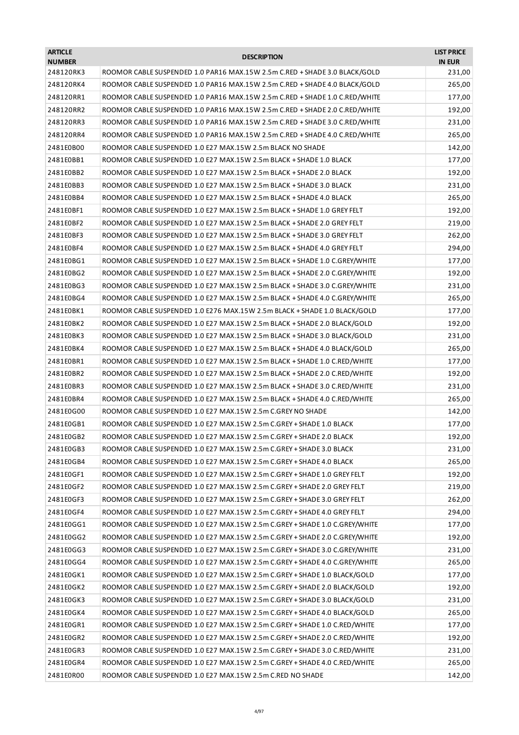| ARTICLE NUMBER | DESCRIPTION | LIST PRICE IN EUR |
|---|---|---|
| 248120RK3 | ROOMOR CABLE SUSPENDED 1.0 PAR16 MAX.15W 2.5m C.RED + SHADE 3.0 BLACK/GOLD | 231,00 |
| 248120RK4 | ROOMOR CABLE SUSPENDED 1.0 PAR16 MAX.15W 2.5m C.RED + SHADE 4.0 BLACK/GOLD | 265,00 |
| 248120RR1 | ROOMOR CABLE SUSPENDED 1.0 PAR16 MAX.15W 2.5m C.RED + SHADE 1.0 C.RED/WHITE | 177,00 |
| 248120RR2 | ROOMOR CABLE SUSPENDED 1.0 PAR16 MAX.15W 2.5m C.RED + SHADE 2.0 C.RED/WHITE | 192,00 |
| 248120RR3 | ROOMOR CABLE SUSPENDED 1.0 PAR16 MAX.15W 2.5m C.RED + SHADE 3.0 C.RED/WHITE | 231,00 |
| 248120RR4 | ROOMOR CABLE SUSPENDED 1.0 PAR16 MAX.15W 2.5m C.RED + SHADE 4.0 C.RED/WHITE | 265,00 |
| 2481E0B00 | ROOMOR CABLE SUSPENDED 1.0 E27 MAX.15W 2.5m BLACK NO SHADE | 142,00 |
| 2481E0BB1 | ROOMOR CABLE SUSPENDED 1.0 E27 MAX.15W 2.5m BLACK + SHADE 1.0 BLACK | 177,00 |
| 2481E0BB2 | ROOMOR CABLE SUSPENDED 1.0 E27 MAX.15W 2.5m BLACK + SHADE 2.0 BLACK | 192,00 |
| 2481E0BB3 | ROOMOR CABLE SUSPENDED 1.0 E27 MAX.15W 2.5m BLACK + SHADE 3.0 BLACK | 231,00 |
| 2481E0BB4 | ROOMOR CABLE SUSPENDED 1.0 E27 MAX.15W 2.5m BLACK + SHADE 4.0 BLACK | 265,00 |
| 2481E0BF1 | ROOMOR CABLE SUSPENDED 1.0 E27 MAX.15W 2.5m BLACK + SHADE 1.0 GREY FELT | 192,00 |
| 2481E0BF2 | ROOMOR CABLE SUSPENDED 1.0 E27 MAX.15W 2.5m BLACK + SHADE 2.0 GREY FELT | 219,00 |
| 2481E0BF3 | ROOMOR CABLE SUSPENDED 1.0 E27 MAX.15W 2.5m BLACK + SHADE 3.0 GREY FELT | 262,00 |
| 2481E0BF4 | ROOMOR CABLE SUSPENDED 1.0 E27 MAX.15W 2.5m BLACK + SHADE 4.0 GREY FELT | 294,00 |
| 2481E0BG1 | ROOMOR CABLE SUSPENDED 1.0 E27 MAX.15W 2.5m BLACK + SHADE 1.0 C.GREY/WHITE | 177,00 |
| 2481E0BG2 | ROOMOR CABLE SUSPENDED 1.0 E27 MAX.15W 2.5m BLACK + SHADE 2.0 C.GREY/WHITE | 192,00 |
| 2481E0BG3 | ROOMOR CABLE SUSPENDED 1.0 E27 MAX.15W 2.5m BLACK + SHADE 3.0 C.GREY/WHITE | 231,00 |
| 2481E0BG4 | ROOMOR CABLE SUSPENDED 1.0 E27 MAX.15W 2.5m BLACK + SHADE 4.0 C.GREY/WHITE | 265,00 |
| 2481E0BK1 | ROOMOR CABLE SUSPENDED 1.0 E276 MAX.15W 2.5m BLACK + SHADE 1.0 BLACK/GOLD | 177,00 |
| 2481E0BK2 | ROOMOR CABLE SUSPENDED 1.0 E27 MAX.15W 2.5m BLACK + SHADE 2.0 BLACK/GOLD | 192,00 |
| 2481E0BK3 | ROOMOR CABLE SUSPENDED 1.0 E27 MAX.15W 2.5m BLACK + SHADE 3.0 BLACK/GOLD | 231,00 |
| 2481E0BK4 | ROOMOR CABLE SUSPENDED 1.0 E27 MAX.15W 2.5m BLACK + SHADE 4.0 BLACK/GOLD | 265,00 |
| 2481E0BR1 | ROOMOR CABLE SUSPENDED 1.0 E27 MAX.15W 2.5m BLACK + SHADE 1.0 C.RED/WHITE | 177,00 |
| 2481E0BR2 | ROOMOR CABLE SUSPENDED 1.0 E27 MAX.15W 2.5m BLACK + SHADE 2.0 C.RED/WHITE | 192,00 |
| 2481E0BR3 | ROOMOR CABLE SUSPENDED 1.0 E27 MAX.15W 2.5m BLACK + SHADE 3.0 C.RED/WHITE | 231,00 |
| 2481E0BR4 | ROOMOR CABLE SUSPENDED 1.0 E27 MAX.15W 2.5m BLACK + SHADE 4.0 C.RED/WHITE | 265,00 |
| 2481E0G00 | ROOMOR CABLE SUSPENDED 1.0 E27 MAX.15W 2.5m C.GREY NO SHADE | 142,00 |
| 2481E0GB1 | ROOMOR CABLE SUSPENDED 1.0 E27 MAX.15W 2.5m C.GREY + SHADE 1.0 BLACK | 177,00 |
| 2481E0GB2 | ROOMOR CABLE SUSPENDED 1.0 E27 MAX.15W 2.5m C.GREY + SHADE 2.0 BLACK | 192,00 |
| 2481E0GB3 | ROOMOR CABLE SUSPENDED 1.0 E27 MAX.15W 2.5m C.GREY + SHADE 3.0 BLACK | 231,00 |
| 2481E0GB4 | ROOMOR CABLE SUSPENDED 1.0 E27 MAX.15W 2.5m C.GREY + SHADE 4.0 BLACK | 265,00 |
| 2481E0GF1 | ROOMOR CABLE SUSPENDED 1.0 E27 MAX.15W 2.5m C.GREY + SHADE 1.0 GREY FELT | 192,00 |
| 2481E0GF2 | ROOMOR CABLE SUSPENDED 1.0 E27 MAX.15W 2.5m C.GREY + SHADE 2.0 GREY FELT | 219,00 |
| 2481E0GF3 | ROOMOR CABLE SUSPENDED 1.0 E27 MAX.15W 2.5m C.GREY + SHADE 3.0 GREY FELT | 262,00 |
| 2481E0GF4 | ROOMOR CABLE SUSPENDED 1.0 E27 MAX.15W 2.5m C.GREY + SHADE 4.0 GREY FELT | 294,00 |
| 2481E0GG1 | ROOMOR CABLE SUSPENDED 1.0 E27 MAX.15W 2.5m C.GREY + SHADE 1.0 C.GREY/WHITE | 177,00 |
| 2481E0GG2 | ROOMOR CABLE SUSPENDED 1.0 E27 MAX.15W 2.5m C.GREY + SHADE 2.0 C.GREY/WHITE | 192,00 |
| 2481E0GG3 | ROOMOR CABLE SUSPENDED 1.0 E27 MAX.15W 2.5m C.GREY + SHADE 3.0 C.GREY/WHITE | 231,00 |
| 2481E0GG4 | ROOMOR CABLE SUSPENDED 1.0 E27 MAX.15W 2.5m C.GREY + SHADE 4.0 C.GREY/WHITE | 265,00 |
| 2481E0GK1 | ROOMOR CABLE SUSPENDED 1.0 E27 MAX.15W 2.5m C.GREY + SHADE 1.0 BLACK/GOLD | 177,00 |
| 2481E0GK2 | ROOMOR CABLE SUSPENDED 1.0 E27 MAX.15W 2.5m C.GREY + SHADE 2.0 BLACK/GOLD | 192,00 |
| 2481E0GK3 | ROOMOR CABLE SUSPENDED 1.0 E27 MAX.15W 2.5m C.GREY + SHADE 3.0 BLACK/GOLD | 231,00 |
| 2481E0GK4 | ROOMOR CABLE SUSPENDED 1.0 E27 MAX.15W 2.5m C.GREY + SHADE 4.0 BLACK/GOLD | 265,00 |
| 2481E0GR1 | ROOMOR CABLE SUSPENDED 1.0 E27 MAX.15W 2.5m C.GREY + SHADE 1.0 C.RED/WHITE | 177,00 |
| 2481E0GR2 | ROOMOR CABLE SUSPENDED 1.0 E27 MAX.15W 2.5m C.GREY + SHADE 2.0 C.RED/WHITE | 192,00 |
| 2481E0GR3 | ROOMOR CABLE SUSPENDED 1.0 E27 MAX.15W 2.5m C.GREY + SHADE 3.0 C.RED/WHITE | 231,00 |
| 2481E0GR4 | ROOMOR CABLE SUSPENDED 1.0 E27 MAX.15W 2.5m C.GREY + SHADE 4.0 C.RED/WHITE | 265,00 |
| 2481E0R00 | ROOMOR CABLE SUSPENDED 1.0 E27 MAX.15W 2.5m C.RED NO SHADE | 142,00 |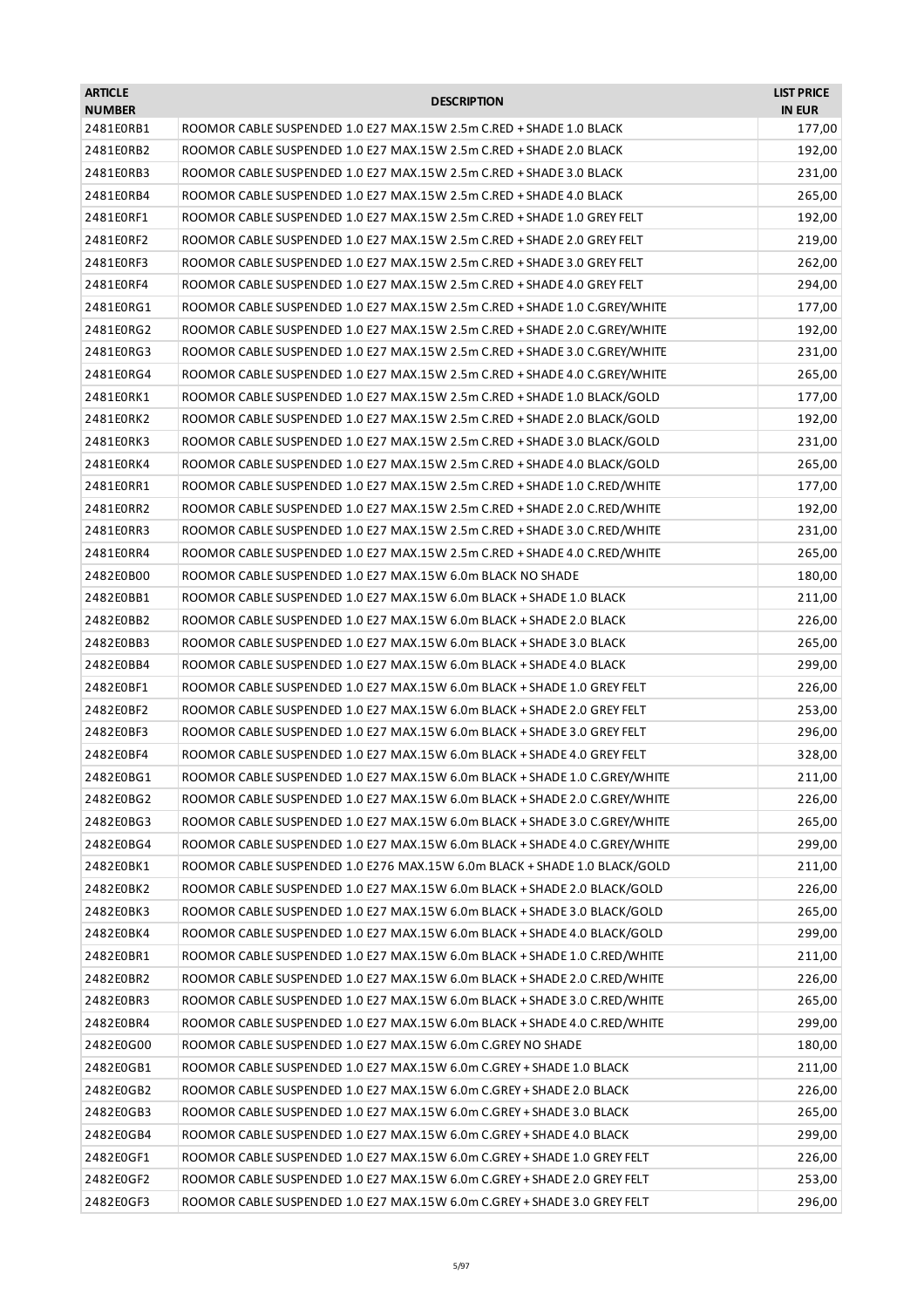| ARTICLE NUMBER | DESCRIPTION | LIST PRICE IN EUR |
|---|---|---|
| 2481E0RB1 | ROOMOR CABLE SUSPENDED 1.0 E27 MAX.15W 2.5m C.RED + SHADE 1.0 BLACK | 177,00 |
| 2481E0RB2 | ROOMOR CABLE SUSPENDED 1.0 E27 MAX.15W 2.5m C.RED + SHADE 2.0 BLACK | 192,00 |
| 2481E0RB3 | ROOMOR CABLE SUSPENDED 1.0 E27 MAX.15W 2.5m C.RED + SHADE 3.0 BLACK | 231,00 |
| 2481E0RB4 | ROOMOR CABLE SUSPENDED 1.0 E27 MAX.15W 2.5m C.RED + SHADE 4.0 BLACK | 265,00 |
| 2481E0RF1 | ROOMOR CABLE SUSPENDED 1.0 E27 MAX.15W 2.5m C.RED + SHADE 1.0 GREY FELT | 192,00 |
| 2481E0RF2 | ROOMOR CABLE SUSPENDED 1.0 E27 MAX.15W 2.5m C.RED + SHADE 2.0 GREY FELT | 219,00 |
| 2481E0RF3 | ROOMOR CABLE SUSPENDED 1.0 E27 MAX.15W 2.5m C.RED + SHADE 3.0 GREY FELT | 262,00 |
| 2481E0RF4 | ROOMOR CABLE SUSPENDED 1.0 E27 MAX.15W 2.5m C.RED + SHADE 4.0 GREY FELT | 294,00 |
| 2481E0RG1 | ROOMOR CABLE SUSPENDED 1.0 E27 MAX.15W 2.5m C.RED + SHADE 1.0 C.GREY/WHITE | 177,00 |
| 2481E0RG2 | ROOMOR CABLE SUSPENDED 1.0 E27 MAX.15W 2.5m C.RED + SHADE 2.0 C.GREY/WHITE | 192,00 |
| 2481E0RG3 | ROOMOR CABLE SUSPENDED 1.0 E27 MAX.15W 2.5m C.RED + SHADE 3.0 C.GREY/WHITE | 231,00 |
| 2481E0RG4 | ROOMOR CABLE SUSPENDED 1.0 E27 MAX.15W 2.5m C.RED + SHADE 4.0 C.GREY/WHITE | 265,00 |
| 2481E0RK1 | ROOMOR CABLE SUSPENDED 1.0 E27 MAX.15W 2.5m C.RED + SHADE 1.0 BLACK/GOLD | 177,00 |
| 2481E0RK2 | ROOMOR CABLE SUSPENDED 1.0 E27 MAX.15W 2.5m C.RED + SHADE 2.0 BLACK/GOLD | 192,00 |
| 2481E0RK3 | ROOMOR CABLE SUSPENDED 1.0 E27 MAX.15W 2.5m C.RED + SHADE 3.0 BLACK/GOLD | 231,00 |
| 2481E0RK4 | ROOMOR CABLE SUSPENDED 1.0 E27 MAX.15W 2.5m C.RED + SHADE 4.0 BLACK/GOLD | 265,00 |
| 2481E0RR1 | ROOMOR CABLE SUSPENDED 1.0 E27 MAX.15W 2.5m C.RED + SHADE 1.0 C.RED/WHITE | 177,00 |
| 2481E0RR2 | ROOMOR CABLE SUSPENDED 1.0 E27 MAX.15W 2.5m C.RED + SHADE 2.0 C.RED/WHITE | 192,00 |
| 2481E0RR3 | ROOMOR CABLE SUSPENDED 1.0 E27 MAX.15W 2.5m C.RED + SHADE 3.0 C.RED/WHITE | 231,00 |
| 2481E0RR4 | ROOMOR CABLE SUSPENDED 1.0 E27 MAX.15W 2.5m C.RED + SHADE 4.0 C.RED/WHITE | 265,00 |
| 2482E0B00 | ROOMOR CABLE SUSPENDED 1.0 E27 MAX.15W 6.0m BLACK NO SHADE | 180,00 |
| 2482E0BB1 | ROOMOR CABLE SUSPENDED 1.0 E27 MAX.15W 6.0m BLACK + SHADE 1.0 BLACK | 211,00 |
| 2482E0BB2 | ROOMOR CABLE SUSPENDED 1.0 E27 MAX.15W 6.0m BLACK + SHADE 2.0 BLACK | 226,00 |
| 2482E0BB3 | ROOMOR CABLE SUSPENDED 1.0 E27 MAX.15W 6.0m BLACK + SHADE 3.0 BLACK | 265,00 |
| 2482E0BB4 | ROOMOR CABLE SUSPENDED 1.0 E27 MAX.15W 6.0m BLACK + SHADE 4.0 BLACK | 299,00 |
| 2482E0BF1 | ROOMOR CABLE SUSPENDED 1.0 E27 MAX.15W 6.0m BLACK + SHADE 1.0 GREY FELT | 226,00 |
| 2482E0BF2 | ROOMOR CABLE SUSPENDED 1.0 E27 MAX.15W 6.0m BLACK + SHADE 2.0 GREY FELT | 253,00 |
| 2482E0BF3 | ROOMOR CABLE SUSPENDED 1.0 E27 MAX.15W 6.0m BLACK + SHADE 3.0 GREY FELT | 296,00 |
| 2482E0BF4 | ROOMOR CABLE SUSPENDED 1.0 E27 MAX.15W 6.0m BLACK + SHADE 4.0 GREY FELT | 328,00 |
| 2482E0BG1 | ROOMOR CABLE SUSPENDED 1.0 E27 MAX.15W 6.0m BLACK + SHADE 1.0 C.GREY/WHITE | 211,00 |
| 2482E0BG2 | ROOMOR CABLE SUSPENDED 1.0 E27 MAX.15W 6.0m BLACK + SHADE 2.0 C.GREY/WHITE | 226,00 |
| 2482E0BG3 | ROOMOR CABLE SUSPENDED 1.0 E27 MAX.15W 6.0m BLACK + SHADE 3.0 C.GREY/WHITE | 265,00 |
| 2482E0BG4 | ROOMOR CABLE SUSPENDED 1.0 E27 MAX.15W 6.0m BLACK + SHADE 4.0 C.GREY/WHITE | 299,00 |
| 2482E0BK1 | ROOMOR CABLE SUSPENDED 1.0 E276 MAX.15W 6.0m BLACK + SHADE 1.0 BLACK/GOLD | 211,00 |
| 2482E0BK2 | ROOMOR CABLE SUSPENDED 1.0 E27 MAX.15W 6.0m BLACK + SHADE 2.0 BLACK/GOLD | 226,00 |
| 2482E0BK3 | ROOMOR CABLE SUSPENDED 1.0 E27 MAX.15W 6.0m BLACK + SHADE 3.0 BLACK/GOLD | 265,00 |
| 2482E0BK4 | ROOMOR CABLE SUSPENDED 1.0 E27 MAX.15W 6.0m BLACK + SHADE 4.0 BLACK/GOLD | 299,00 |
| 2482E0BR1 | ROOMOR CABLE SUSPENDED 1.0 E27 MAX.15W 6.0m BLACK + SHADE 1.0 C.RED/WHITE | 211,00 |
| 2482E0BR2 | ROOMOR CABLE SUSPENDED 1.0 E27 MAX.15W 6.0m BLACK + SHADE 2.0 C.RED/WHITE | 226,00 |
| 2482E0BR3 | ROOMOR CABLE SUSPENDED 1.0 E27 MAX.15W 6.0m BLACK + SHADE 3.0 C.RED/WHITE | 265,00 |
| 2482E0BR4 | ROOMOR CABLE SUSPENDED 1.0 E27 MAX.15W 6.0m BLACK + SHADE 4.0 C.RED/WHITE | 299,00 |
| 2482E0G00 | ROOMOR CABLE SUSPENDED 1.0 E27 MAX.15W 6.0m C.GREY NO SHADE | 180,00 |
| 2482E0GB1 | ROOMOR CABLE SUSPENDED 1.0 E27 MAX.15W 6.0m C.GREY + SHADE 1.0 BLACK | 211,00 |
| 2482E0GB2 | ROOMOR CABLE SUSPENDED 1.0 E27 MAX.15W 6.0m C.GREY + SHADE 2.0 BLACK | 226,00 |
| 2482E0GB3 | ROOMOR CABLE SUSPENDED 1.0 E27 MAX.15W 6.0m C.GREY + SHADE 3.0 BLACK | 265,00 |
| 2482E0GB4 | ROOMOR CABLE SUSPENDED 1.0 E27 MAX.15W 6.0m C.GREY + SHADE 4.0 BLACK | 299,00 |
| 2482E0GF1 | ROOMOR CABLE SUSPENDED 1.0 E27 MAX.15W 6.0m C.GREY + SHADE 1.0 GREY FELT | 226,00 |
| 2482E0GF2 | ROOMOR CABLE SUSPENDED 1.0 E27 MAX.15W 6.0m C.GREY + SHADE 2.0 GREY FELT | 253,00 |
| 2482E0GF3 | ROOMOR CABLE SUSPENDED 1.0 E27 MAX.15W 6.0m C.GREY + SHADE 3.0 GREY FELT | 296,00 |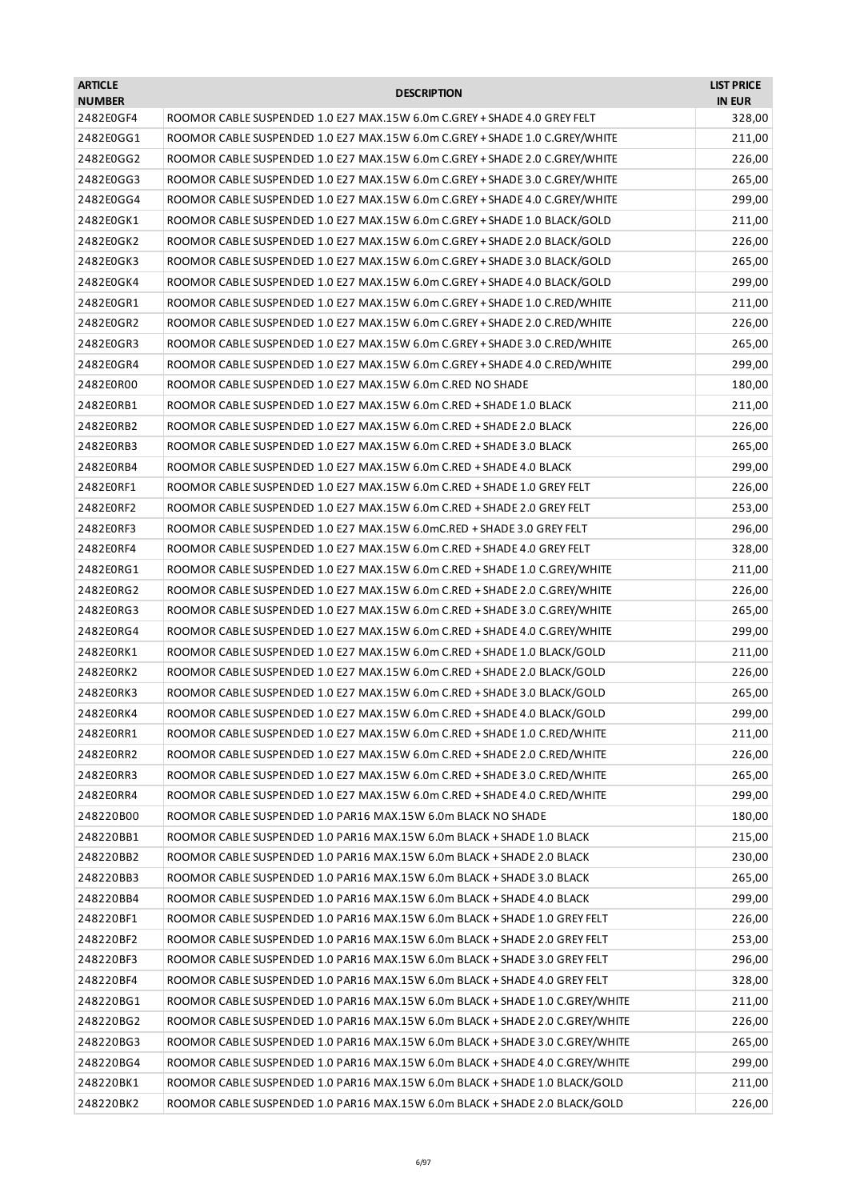| ARTICLE NUMBER | DESCRIPTION | LIST PRICE IN EUR |
|---|---|---|
| 2482E0GF4 | ROOMOR CABLE SUSPENDED 1.0 E27 MAX.15W 6.0m C.GREY + SHADE 4.0 GREY FELT | 328,00 |
| 2482E0GG1 | ROOMOR CABLE SUSPENDED 1.0 E27 MAX.15W 6.0m C.GREY + SHADE 1.0 C.GREY/WHITE | 211,00 |
| 2482E0GG2 | ROOMOR CABLE SUSPENDED 1.0 E27 MAX.15W 6.0m C.GREY + SHADE 2.0 C.GREY/WHITE | 226,00 |
| 2482E0GG3 | ROOMOR CABLE SUSPENDED 1.0 E27 MAX.15W 6.0m C.GREY + SHADE 3.0 C.GREY/WHITE | 265,00 |
| 2482E0GG4 | ROOMOR CABLE SUSPENDED 1.0 E27 MAX.15W 6.0m C.GREY + SHADE 4.0 C.GREY/WHITE | 299,00 |
| 2482E0GK1 | ROOMOR CABLE SUSPENDED 1.0 E27 MAX.15W 6.0m C.GREY + SHADE 1.0 BLACK/GOLD | 211,00 |
| 2482E0GK2 | ROOMOR CABLE SUSPENDED 1.0 E27 MAX.15W 6.0m C.GREY + SHADE 2.0 BLACK/GOLD | 226,00 |
| 2482E0GK3 | ROOMOR CABLE SUSPENDED 1.0 E27 MAX.15W 6.0m C.GREY + SHADE 3.0 BLACK/GOLD | 265,00 |
| 2482E0GK4 | ROOMOR CABLE SUSPENDED 1.0 E27 MAX.15W 6.0m C.GREY + SHADE 4.0 BLACK/GOLD | 299,00 |
| 2482E0GR1 | ROOMOR CABLE SUSPENDED 1.0 E27 MAX.15W 6.0m C.GREY + SHADE 1.0 C.RED/WHITE | 211,00 |
| 2482E0GR2 | ROOMOR CABLE SUSPENDED 1.0 E27 MAX.15W 6.0m C.GREY + SHADE 2.0 C.RED/WHITE | 226,00 |
| 2482E0GR3 | ROOMOR CABLE SUSPENDED 1.0 E27 MAX.15W 6.0m C.GREY + SHADE 3.0 C.RED/WHITE | 265,00 |
| 2482E0GR4 | ROOMOR CABLE SUSPENDED 1.0 E27 MAX.15W 6.0m C.GREY + SHADE 4.0 C.RED/WHITE | 299,00 |
| 2482E0R00 | ROOMOR CABLE SUSPENDED 1.0 E27 MAX.15W 6.0m C.RED NO SHADE | 180,00 |
| 2482E0RB1 | ROOMOR CABLE SUSPENDED 1.0 E27 MAX.15W 6.0m C.RED + SHADE 1.0 BLACK | 211,00 |
| 2482E0RB2 | ROOMOR CABLE SUSPENDED 1.0 E27 MAX.15W 6.0m C.RED + SHADE 2.0 BLACK | 226,00 |
| 2482E0RB3 | ROOMOR CABLE SUSPENDED 1.0 E27 MAX.15W 6.0m C.RED + SHADE 3.0 BLACK | 265,00 |
| 2482E0RB4 | ROOMOR CABLE SUSPENDED 1.0 E27 MAX.15W 6.0m C.RED + SHADE 4.0 BLACK | 299,00 |
| 2482E0RF1 | ROOMOR CABLE SUSPENDED 1.0 E27 MAX.15W 6.0m C.RED + SHADE 1.0 GREY FELT | 226,00 |
| 2482E0RF2 | ROOMOR CABLE SUSPENDED 1.0 E27 MAX.15W 6.0m C.RED + SHADE 2.0 GREY FELT | 253,00 |
| 2482E0RF3 | ROOMOR CABLE SUSPENDED 1.0 E27 MAX.15W 6.0mC.RED + SHADE 3.0 GREY FELT | 296,00 |
| 2482E0RF4 | ROOMOR CABLE SUSPENDED 1.0 E27 MAX.15W 6.0m C.RED + SHADE 4.0 GREY FELT | 328,00 |
| 2482E0RG1 | ROOMOR CABLE SUSPENDED 1.0 E27 MAX.15W 6.0m C.RED + SHADE 1.0 C.GREY/WHITE | 211,00 |
| 2482E0RG2 | ROOMOR CABLE SUSPENDED 1.0 E27 MAX.15W 6.0m C.RED + SHADE 2.0 C.GREY/WHITE | 226,00 |
| 2482E0RG3 | ROOMOR CABLE SUSPENDED 1.0 E27 MAX.15W 6.0m C.RED + SHADE 3.0 C.GREY/WHITE | 265,00 |
| 2482E0RG4 | ROOMOR CABLE SUSPENDED 1.0 E27 MAX.15W 6.0m C.RED + SHADE 4.0 C.GREY/WHITE | 299,00 |
| 2482E0RK1 | ROOMOR CABLE SUSPENDED 1.0 E27 MAX.15W 6.0m C.RED + SHADE 1.0 BLACK/GOLD | 211,00 |
| 2482E0RK2 | ROOMOR CABLE SUSPENDED 1.0 E27 MAX.15W 6.0m C.RED + SHADE 2.0 BLACK/GOLD | 226,00 |
| 2482E0RK3 | ROOMOR CABLE SUSPENDED 1.0 E27 MAX.15W 6.0m C.RED + SHADE 3.0 BLACK/GOLD | 265,00 |
| 2482E0RK4 | ROOMOR CABLE SUSPENDED 1.0 E27 MAX.15W 6.0m C.RED + SHADE 4.0 BLACK/GOLD | 299,00 |
| 2482E0RR1 | ROOMOR CABLE SUSPENDED 1.0 E27 MAX.15W 6.0m C.RED + SHADE 1.0 C.RED/WHITE | 211,00 |
| 2482E0RR2 | ROOMOR CABLE SUSPENDED 1.0 E27 MAX.15W 6.0m C.RED + SHADE 2.0 C.RED/WHITE | 226,00 |
| 2482E0RR3 | ROOMOR CABLE SUSPENDED 1.0 E27 MAX.15W 6.0m C.RED + SHADE 3.0 C.RED/WHITE | 265,00 |
| 2482E0RR4 | ROOMOR CABLE SUSPENDED 1.0 E27 MAX.15W 6.0m C.RED + SHADE 4.0 C.RED/WHITE | 299,00 |
| 248220B00 | ROOMOR CABLE SUSPENDED 1.0 PAR16 MAX.15W 6.0m BLACK NO SHADE | 180,00 |
| 248220BB1 | ROOMOR CABLE SUSPENDED 1.0 PAR16 MAX.15W 6.0m BLACK + SHADE 1.0 BLACK | 215,00 |
| 248220BB2 | ROOMOR CABLE SUSPENDED 1.0 PAR16 MAX.15W 6.0m BLACK + SHADE 2.0 BLACK | 230,00 |
| 248220BB3 | ROOMOR CABLE SUSPENDED 1.0 PAR16 MAX.15W 6.0m BLACK + SHADE 3.0 BLACK | 265,00 |
| 248220BB4 | ROOMOR CABLE SUSPENDED 1.0 PAR16 MAX.15W 6.0m BLACK + SHADE 4.0 BLACK | 299,00 |
| 248220BF1 | ROOMOR CABLE SUSPENDED 1.0 PAR16 MAX.15W 6.0m BLACK + SHADE 1.0 GREY FELT | 226,00 |
| 248220BF2 | ROOMOR CABLE SUSPENDED 1.0 PAR16 MAX.15W 6.0m BLACK + SHADE 2.0 GREY FELT | 253,00 |
| 248220BF3 | ROOMOR CABLE SUSPENDED 1.0 PAR16 MAX.15W 6.0m BLACK + SHADE 3.0 GREY FELT | 296,00 |
| 248220BF4 | ROOMOR CABLE SUSPENDED 1.0 PAR16 MAX.15W 6.0m BLACK + SHADE 4.0 GREY FELT | 328,00 |
| 248220BG1 | ROOMOR CABLE SUSPENDED 1.0 PAR16 MAX.15W 6.0m BLACK + SHADE 1.0 C.GREY/WHITE | 211,00 |
| 248220BG2 | ROOMOR CABLE SUSPENDED 1.0 PAR16 MAX.15W 6.0m BLACK + SHADE 2.0 C.GREY/WHITE | 226,00 |
| 248220BG3 | ROOMOR CABLE SUSPENDED 1.0 PAR16 MAX.15W 6.0m BLACK + SHADE 3.0 C.GREY/WHITE | 265,00 |
| 248220BG4 | ROOMOR CABLE SUSPENDED 1.0 PAR16 MAX.15W 6.0m BLACK + SHADE 4.0 C.GREY/WHITE | 299,00 |
| 248220BK1 | ROOMOR CABLE SUSPENDED 1.0 PAR16 MAX.15W 6.0m BLACK + SHADE 1.0 BLACK/GOLD | 211,00 |
| 248220BK2 | ROOMOR CABLE SUSPENDED 1.0 PAR16 MAX.15W 6.0m BLACK + SHADE 2.0 BLACK/GOLD | 226,00 |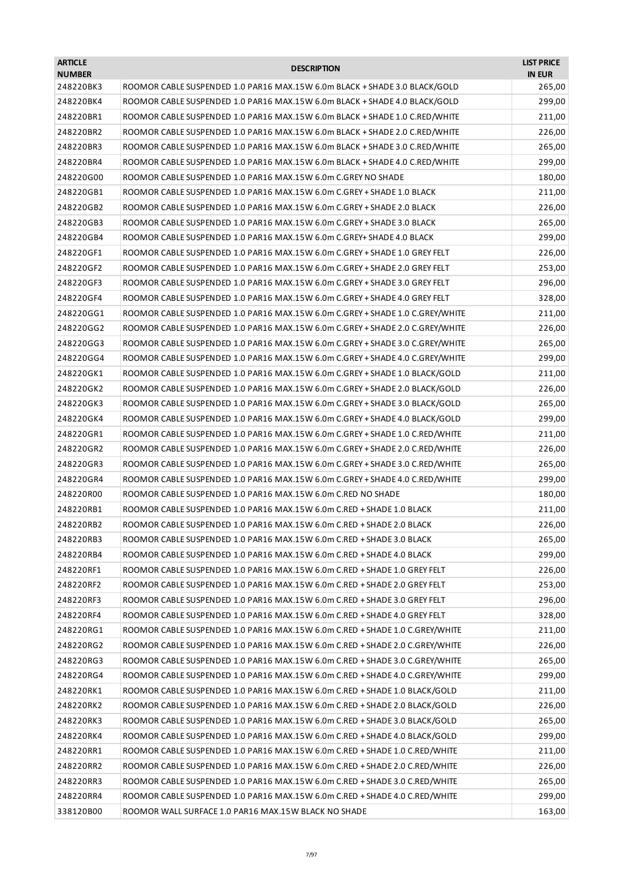| ARTICLE NUMBER | DESCRIPTION | LIST PRICE IN EUR |
|---|---|---|
| 248220BK3 | ROOMOR CABLE SUSPENDED 1.0 PAR16 MAX.15W 6.0m BLACK + SHADE 3.0 BLACK/GOLD | 265,00 |
| 248220BK4 | ROOMOR CABLE SUSPENDED 1.0 PAR16 MAX.15W 6.0m BLACK + SHADE 4.0 BLACK/GOLD | 299,00 |
| 248220BR1 | ROOMOR CABLE SUSPENDED 1.0 PAR16 MAX.15W 6.0m BLACK + SHADE 1.0 C.RED/WHITE | 211,00 |
| 248220BR2 | ROOMOR CABLE SUSPENDED 1.0 PAR16 MAX.15W 6.0m BLACK + SHADE 2.0 C.RED/WHITE | 226,00 |
| 248220BR3 | ROOMOR CABLE SUSPENDED 1.0 PAR16 MAX.15W 6.0m BLACK + SHADE 3.0 C.RED/WHITE | 265,00 |
| 248220BR4 | ROOMOR CABLE SUSPENDED 1.0 PAR16 MAX.15W 6.0m BLACK + SHADE 4.0 C.RED/WHITE | 299,00 |
| 248220G00 | ROOMOR CABLE SUSPENDED 1.0 PAR16 MAX.15W 6.0m C.GREY NO SHADE | 180,00 |
| 248220GB1 | ROOMOR CABLE SUSPENDED 1.0 PAR16 MAX.15W 6.0m C.GREY + SHADE 1.0 BLACK | 211,00 |
| 248220GB2 | ROOMOR CABLE SUSPENDED 1.0 PAR16 MAX.15W 6.0m C.GREY + SHADE 2.0 BLACK | 226,00 |
| 248220GB3 | ROOMOR CABLE SUSPENDED 1.0 PAR16 MAX.15W 6.0m C.GREY + SHADE 3.0 BLACK | 265,00 |
| 248220GB4 | ROOMOR CABLE SUSPENDED 1.0 PAR16 MAX.15W 6.0m C.GREY+ SHADE 4.0 BLACK | 299,00 |
| 248220GF1 | ROOMOR CABLE SUSPENDED 1.0 PAR16 MAX.15W 6.0m C.GREY + SHADE 1.0 GREY FELT | 226,00 |
| 248220GF2 | ROOMOR CABLE SUSPENDED 1.0 PAR16 MAX.15W 6.0m C.GREY + SHADE 2.0 GREY FELT | 253,00 |
| 248220GF3 | ROOMOR CABLE SUSPENDED 1.0 PAR16 MAX.15W 6.0m C.GREY + SHADE 3.0 GREY FELT | 296,00 |
| 248220GF4 | ROOMOR CABLE SUSPENDED 1.0 PAR16 MAX.15W 6.0m C.GREY + SHADE 4.0 GREY FELT | 328,00 |
| 248220GG1 | ROOMOR CABLE SUSPENDED 1.0 PAR16 MAX.15W 6.0m C.GREY + SHADE 1.0 C.GREY/WHITE | 211,00 |
| 248220GG2 | ROOMOR CABLE SUSPENDED 1.0 PAR16 MAX.15W 6.0m C.GREY + SHADE 2.0 C.GREY/WHITE | 226,00 |
| 248220GG3 | ROOMOR CABLE SUSPENDED 1.0 PAR16 MAX.15W 6.0m C.GREY + SHADE 3.0 C.GREY/WHITE | 265,00 |
| 248220GG4 | ROOMOR CABLE SUSPENDED 1.0 PAR16 MAX.15W 6.0m C.GREY + SHADE 4.0 C.GREY/WHITE | 299,00 |
| 248220GK1 | ROOMOR CABLE SUSPENDED 1.0 PAR16 MAX.15W 6.0m C.GREY + SHADE 1.0 BLACK/GOLD | 211,00 |
| 248220GK2 | ROOMOR CABLE SUSPENDED 1.0 PAR16 MAX.15W 6.0m C.GREY + SHADE 2.0 BLACK/GOLD | 226,00 |
| 248220GK3 | ROOMOR CABLE SUSPENDED 1.0 PAR16 MAX.15W 6.0m C.GREY + SHADE 3.0 BLACK/GOLD | 265,00 |
| 248220GK4 | ROOMOR CABLE SUSPENDED 1.0 PAR16 MAX.15W 6.0m C.GREY + SHADE 4.0 BLACK/GOLD | 299,00 |
| 248220GR1 | ROOMOR CABLE SUSPENDED 1.0 PAR16 MAX.15W 6.0m C.GREY + SHADE 1.0 C.RED/WHITE | 211,00 |
| 248220GR2 | ROOMOR CABLE SUSPENDED 1.0 PAR16 MAX.15W 6.0m C.GREY + SHADE 2.0 C.RED/WHITE | 226,00 |
| 248220GR3 | ROOMOR CABLE SUSPENDED 1.0 PAR16 MAX.15W 6.0m C.GREY + SHADE 3.0 C.RED/WHITE | 265,00 |
| 248220GR4 | ROOMOR CABLE SUSPENDED 1.0 PAR16 MAX.15W 6.0m C.GREY + SHADE 4.0 C.RED/WHITE | 299,00 |
| 248220R00 | ROOMOR CABLE SUSPENDED 1.0 PAR16 MAX.15W 6.0m C.RED NO SHADE | 180,00 |
| 248220RB1 | ROOMOR CABLE SUSPENDED 1.0 PAR16 MAX.15W 6.0m C.RED + SHADE 1.0 BLACK | 211,00 |
| 248220RB2 | ROOMOR CABLE SUSPENDED 1.0 PAR16 MAX.15W 6.0m C.RED + SHADE 2.0 BLACK | 226,00 |
| 248220RB3 | ROOMOR CABLE SUSPENDED 1.0 PAR16 MAX.15W 6.0m C.RED + SHADE 3.0 BLACK | 265,00 |
| 248220RB4 | ROOMOR CABLE SUSPENDED 1.0 PAR16 MAX.15W 6.0m C.RED + SHADE 4.0 BLACK | 299,00 |
| 248220RF1 | ROOMOR CABLE SUSPENDED 1.0 PAR16 MAX.15W 6.0m C.RED + SHADE 1.0 GREY FELT | 226,00 |
| 248220RF2 | ROOMOR CABLE SUSPENDED 1.0 PAR16 MAX.15W 6.0m C.RED + SHADE 2.0 GREY FELT | 253,00 |
| 248220RF3 | ROOMOR CABLE SUSPENDED 1.0 PAR16 MAX.15W 6.0m C.RED + SHADE 3.0 GREY FELT | 296,00 |
| 248220RF4 | ROOMOR CABLE SUSPENDED 1.0 PAR16 MAX.15W 6.0m C.RED + SHADE 4.0 GREY FELT | 328,00 |
| 248220RG1 | ROOMOR CABLE SUSPENDED 1.0 PAR16 MAX.15W 6.0m C.RED + SHADE 1.0 C.GREY/WHITE | 211,00 |
| 248220RG2 | ROOMOR CABLE SUSPENDED 1.0 PAR16 MAX.15W 6.0m C.RED + SHADE 2.0 C.GREY/WHITE | 226,00 |
| 248220RG3 | ROOMOR CABLE SUSPENDED 1.0 PAR16 MAX.15W 6.0m C.RED + SHADE 3.0 C.GREY/WHITE | 265,00 |
| 248220RG4 | ROOMOR CABLE SUSPENDED 1.0 PAR16 MAX.15W 6.0m C.RED + SHADE 4.0 C.GREY/WHITE | 299,00 |
| 248220RK1 | ROOMOR CABLE SUSPENDED 1.0 PAR16 MAX.15W 6.0m C.RED + SHADE 1.0 BLACK/GOLD | 211,00 |
| 248220RK2 | ROOMOR CABLE SUSPENDED 1.0 PAR16 MAX.15W 6.0m C.RED + SHADE 2.0 BLACK/GOLD | 226,00 |
| 248220RK3 | ROOMOR CABLE SUSPENDED 1.0 PAR16 MAX.15W 6.0m C.RED + SHADE 3.0 BLACK/GOLD | 265,00 |
| 248220RK4 | ROOMOR CABLE SUSPENDED 1.0 PAR16 MAX.15W 6.0m C.RED + SHADE 4.0 BLACK/GOLD | 299,00 |
| 248220RR1 | ROOMOR CABLE SUSPENDED 1.0 PAR16 MAX.15W 6.0m C.RED + SHADE 1.0 C.RED/WHITE | 211,00 |
| 248220RR2 | ROOMOR CABLE SUSPENDED 1.0 PAR16 MAX.15W 6.0m C.RED + SHADE 2.0 C.RED/WHITE | 226,00 |
| 248220RR3 | ROOMOR CABLE SUSPENDED 1.0 PAR16 MAX.15W 6.0m C.RED + SHADE 3.0 C.RED/WHITE | 265,00 |
| 248220RR4 | ROOMOR CABLE SUSPENDED 1.0 PAR16 MAX.15W 6.0m C.RED + SHADE 4.0 C.RED/WHITE | 299,00 |
| 338120B00 | ROOMOR WALL SURFACE 1.0 PAR16 MAX.15W BLACK NO SHADE | 163,00 |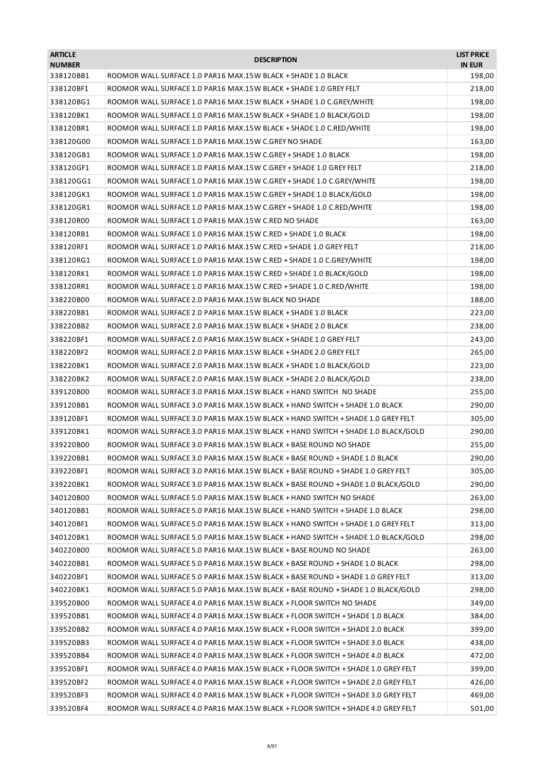| ARTICLE NUMBER | DESCRIPTION | LIST PRICE IN EUR |
|---|---|---|
| 338120BB1 | ROOMOR WALL SURFACE 1.0 PAR16 MAX.15W BLACK + SHADE 1.0 BLACK | 198,00 |
| 338120BF1 | ROOMOR WALL SURFACE 1.0 PAR16 MAX.15W BLACK + SHADE 1.0 GREY FELT | 218,00 |
| 338120BG1 | ROOMOR WALL SURFACE 1.0 PAR16 MAX.15W BLACK + SHADE 1.0 C.GREY/WHITE | 198,00 |
| 338120BK1 | ROOMOR WALL SURFACE 1.0 PAR16 MAX.15W BLACK + SHADE 1.0 BLACK/GOLD | 198,00 |
| 338120BR1 | ROOMOR WALL SURFACE 1.0 PAR16 MAX.15W BLACK + SHADE 1.0 C.RED/WHITE | 198,00 |
| 338120G00 | ROOMOR WALL SURFACE 1.0 PAR16 MAX.15W C.GREY NO SHADE | 163,00 |
| 338120GB1 | ROOMOR WALL SURFACE 1.0 PAR16 MAX.15W C.GREY + SHADE 1.0 BLACK | 198,00 |
| 338120GF1 | ROOMOR WALL SURFACE 1.0 PAR16 MAX.15W C.GREY + SHADE 1.0 GREY FELT | 218,00 |
| 338120GG1 | ROOMOR WALL SURFACE 1.0 PAR16 MAX.15W C.GREY + SHADE 1.0 C.GREY/WHITE | 198,00 |
| 338120GK1 | ROOMOR WALL SURFACE 1.0 PAR16 MAX.15W C.GREY + SHADE 1.0 BLACK/GOLD | 198,00 |
| 338120GR1 | ROOMOR WALL SURFACE 1.0 PAR16 MAX.15W C.GREY + SHADE 1.0 C.RED/WHITE | 198,00 |
| 338120R00 | ROOMOR WALL SURFACE 1.0 PAR16 MAX.15W C.RED NO SHADE | 163,00 |
| 338120RB1 | ROOMOR WALL SURFACE 1.0 PAR16 MAX.15W C.RED + SHADE 1.0 BLACK | 198,00 |
| 338120RF1 | ROOMOR WALL SURFACE 1.0 PAR16 MAX.15W C.RED + SHADE 1.0 GREY FELT | 218,00 |
| 338120RG1 | ROOMOR WALL SURFACE 1.0 PAR16 MAX.15W C.RED + SHADE 1.0 C.GREY/WHITE | 198,00 |
| 338120RK1 | ROOMOR WALL SURFACE 1.0 PAR16 MAX.15W C.RED + SHADE 1.0 BLACK/GOLD | 198,00 |
| 338120RR1 | ROOMOR WALL SURFACE 1.0 PAR16 MAX.15W C.RED + SHADE 1.0 C.RED/WHITE | 198,00 |
| 338220B00 | ROOMOR WALL SURFACE 2.0 PAR16 MAX.15W BLACK NO SHADE | 188,00 |
| 338220BB1 | ROOMOR WALL SURFACE 2.0 PAR16 MAX.15W BLACK + SHADE 1.0 BLACK | 223,00 |
| 338220BB2 | ROOMOR WALL SURFACE 2.0 PAR16 MAX.15W BLACK + SHADE 2.0 BLACK | 238,00 |
| 338220BF1 | ROOMOR WALL SURFACE 2.0 PAR16 MAX.15W BLACK + SHADE 1.0 GREY FELT | 243,00 |
| 338220BF2 | ROOMOR WALL SURFACE 2.0 PAR16 MAX.15W BLACK + SHADE 2.0 GREY FELT | 265,00 |
| 338220BK1 | ROOMOR WALL SURFACE 2.0 PAR16 MAX.15W BLACK + SHADE 1.0 BLACK/GOLD | 223,00 |
| 338220BK2 | ROOMOR WALL SURFACE 2.0 PAR16 MAX.15W BLACK + SHADE 2.0 BLACK/GOLD | 238,00 |
| 339120B00 | ROOMOR WALL SURFACE 3.0 PAR16 MAX.15W BLACK + HAND SWITCH NO SHADE | 255,00 |
| 339120BB1 | ROOMOR WALL SURFACE 3.0 PAR16 MAX.15W BLACK + HAND SWITCH + SHADE 1.0 BLACK | 290,00 |
| 339120BF1 | ROOMOR WALL SURFACE 3.0 PAR16 MAX.15W BLACK + HAND SWITCH + SHADE 1.0 GREY FELT | 305,00 |
| 339120BK1 | ROOMOR WALL SURFACE 3.0 PAR16 MAX.15W BLACK + HAND SWITCH + SHADE 1.0 BLACK/GOLD | 290,00 |
| 339220B00 | ROOMOR WALL SURFACE 3.0 PAR16 MAX.15W BLACK + BASE ROUND NO SHADE | 255,00 |
| 339220BB1 | ROOMOR WALL SURFACE 3.0 PAR16 MAX.15W BLACK + BASE ROUND + SHADE 1.0 BLACK | 290,00 |
| 339220BF1 | ROOMOR WALL SURFACE 3.0 PAR16 MAX.15W BLACK + BASE ROUND + SHADE 1.0 GREY FELT | 305,00 |
| 339220BK1 | ROOMOR WALL SURFACE 3.0 PAR16 MAX.15W BLACK + BASE ROUND + SHADE 1.0 BLACK/GOLD | 290,00 |
| 340120B00 | ROOMOR WALL SURFACE 5.0 PAR16 MAX.15W BLACK + HAND SWITCH NO SHADE | 263,00 |
| 340120BB1 | ROOMOR WALL SURFACE 5.0 PAR16 MAX.15W BLACK + HAND SWITCH + SHADE 1.0 BLACK | 298,00 |
| 340120BF1 | ROOMOR WALL SURFACE 5.0 PAR16 MAX.15W BLACK + HAND SWITCH + SHADE 1.0 GREY FELT | 313,00 |
| 340120BK1 | ROOMOR WALL SURFACE 5.0 PAR16 MAX.15W BLACK + HAND SWITCH + SHADE 1.0 BLACK/GOLD | 298,00 |
| 340220B00 | ROOMOR WALL SURFACE 5.0 PAR16 MAX.15W BLACK + BASE ROUND NO SHADE | 263,00 |
| 340220BB1 | ROOMOR WALL SURFACE 5.0 PAR16 MAX.15W BLACK + BASE ROUND + SHADE 1.0 BLACK | 298,00 |
| 340220BF1 | ROOMOR WALL SURFACE 5.0 PAR16 MAX.15W BLACK + BASE ROUND + SHADE 1.0 GREY FELT | 313,00 |
| 340220BK1 | ROOMOR WALL SURFACE 5.0 PAR16 MAX.15W BLACK + BASE ROUND + SHADE 1.0 BLACK/GOLD | 298,00 |
| 339520B00 | ROOMOR WALL SURFACE 4.0 PAR16 MAX.15W BLACK + FLOOR SWITCH NO SHADE | 349,00 |
| 339520BB1 | ROOMOR WALL SURFACE 4.0 PAR16 MAX.15W BLACK + FLOOR SWITCH + SHADE 1.0 BLACK | 384,00 |
| 339520BB2 | ROOMOR WALL SURFACE 4.0 PAR16 MAX.15W BLACK + FLOOR SWITCH + SHADE 2.0 BLACK | 399,00 |
| 339520BB3 | ROOMOR WALL SURFACE 4.0 PAR16 MAX.15W BLACK + FLOOR SWITCH + SHADE 3.0 BLACK | 438,00 |
| 339520BB4 | ROOMOR WALL SURFACE 4.0 PAR16 MAX.15W BLACK + FLOOR SWITCH + SHADE 4.0 BLACK | 472,00 |
| 339520BF1 | ROOMOR WALL SURFACE 4.0 PAR16 MAX.15W BLACK + FLOOR SWITCH + SHADE 1.0 GREY FELT | 399,00 |
| 339520BF2 | ROOMOR WALL SURFACE 4.0 PAR16 MAX.15W BLACK + FLOOR SWITCH + SHADE 2.0 GREY FELT | 426,00 |
| 339520BF3 | ROOMOR WALL SURFACE 4.0 PAR16 MAX.15W BLACK + FLOOR SWITCH + SHADE 3.0 GREY FELT | 469,00 |
| 339520BF4 | ROOMOR WALL SURFACE 4.0 PAR16 MAX.15W BLACK + FLOOR SWITCH + SHADE 4.0 GREY FELT | 501,00 |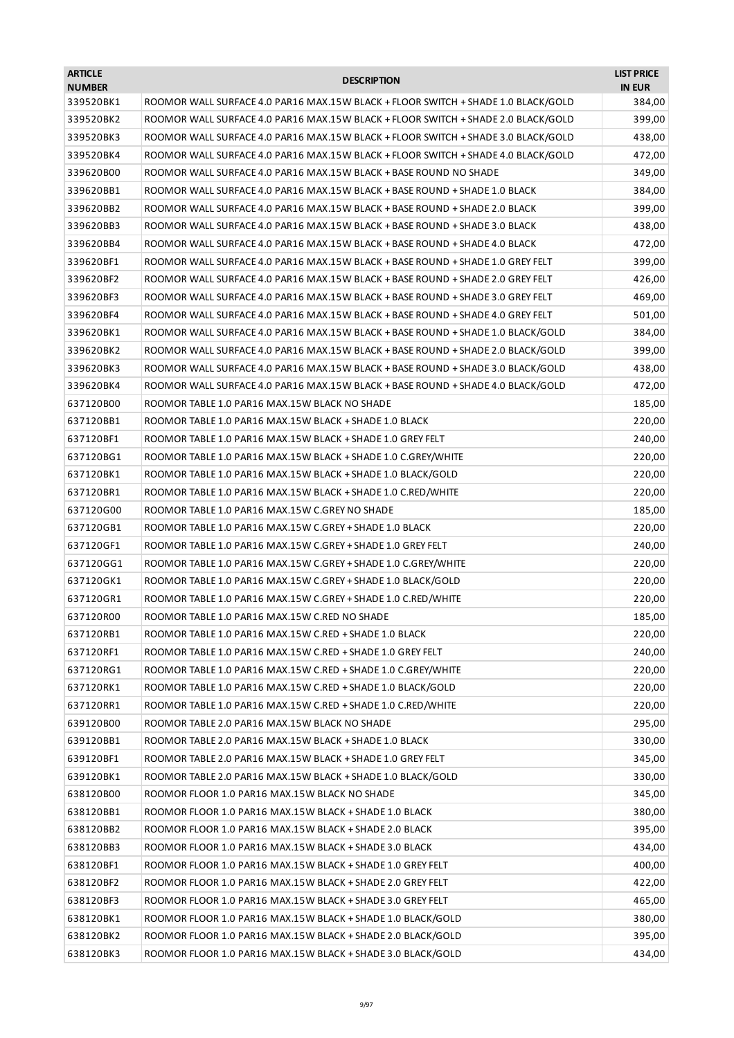| ARTICLE NUMBER | DESCRIPTION | LIST PRICE IN EUR |
|---|---|---|
| 339520BK1 | ROOMOR WALL SURFACE 4.0 PAR16 MAX.15W BLACK + FLOOR SWITCH + SHADE 1.0 BLACK/GOLD | 384,00 |
| 339520BK2 | ROOMOR WALL SURFACE 4.0 PAR16 MAX.15W BLACK + FLOOR SWITCH + SHADE 2.0 BLACK/GOLD | 399,00 |
| 339520BK3 | ROOMOR WALL SURFACE 4.0 PAR16 MAX.15W BLACK + FLOOR SWITCH + SHADE 3.0 BLACK/GOLD | 438,00 |
| 339520BK4 | ROOMOR WALL SURFACE 4.0 PAR16 MAX.15W BLACK + FLOOR SWITCH + SHADE 4.0 BLACK/GOLD | 472,00 |
| 339620B00 | ROOMOR WALL SURFACE 4.0 PAR16 MAX.15W BLACK + BASE ROUND NO SHADE | 349,00 |
| 339620BB1 | ROOMOR WALL SURFACE 4.0 PAR16 MAX.15W BLACK + BASE ROUND + SHADE 1.0 BLACK | 384,00 |
| 339620BB2 | ROOMOR WALL SURFACE 4.0 PAR16 MAX.15W BLACK + BASE ROUND + SHADE 2.0 BLACK | 399,00 |
| 339620BB3 | ROOMOR WALL SURFACE 4.0 PAR16 MAX.15W BLACK + BASE ROUND + SHADE 3.0 BLACK | 438,00 |
| 339620BB4 | ROOMOR WALL SURFACE 4.0 PAR16 MAX.15W BLACK + BASE ROUND + SHADE 4.0 BLACK | 472,00 |
| 339620BF1 | ROOMOR WALL SURFACE 4.0 PAR16 MAX.15W BLACK + BASE ROUND + SHADE 1.0 GREY FELT | 399,00 |
| 339620BF2 | ROOMOR WALL SURFACE 4.0 PAR16 MAX.15W BLACK + BASE ROUND + SHADE 2.0 GREY FELT | 426,00 |
| 339620BF3 | ROOMOR WALL SURFACE 4.0 PAR16 MAX.15W BLACK + BASE ROUND + SHADE 3.0 GREY FELT | 469,00 |
| 339620BF4 | ROOMOR WALL SURFACE 4.0 PAR16 MAX.15W BLACK + BASE ROUND + SHADE 4.0 GREY FELT | 501,00 |
| 339620BK1 | ROOMOR WALL SURFACE 4.0 PAR16 MAX.15W BLACK + BASE ROUND + SHADE 1.0 BLACK/GOLD | 384,00 |
| 339620BK2 | ROOMOR WALL SURFACE 4.0 PAR16 MAX.15W BLACK + BASE ROUND + SHADE 2.0 BLACK/GOLD | 399,00 |
| 339620BK3 | ROOMOR WALL SURFACE 4.0 PAR16 MAX.15W BLACK + BASE ROUND + SHADE 3.0 BLACK/GOLD | 438,00 |
| 339620BK4 | ROOMOR WALL SURFACE 4.0 PAR16 MAX.15W BLACK + BASE ROUND + SHADE 4.0 BLACK/GOLD | 472,00 |
| 637120B00 | ROOMOR TABLE 1.0 PAR16 MAX.15W BLACK NO SHADE | 185,00 |
| 637120BB1 | ROOMOR TABLE 1.0 PAR16 MAX.15W BLACK + SHADE 1.0 BLACK | 220,00 |
| 637120BF1 | ROOMOR TABLE 1.0 PAR16 MAX.15W BLACK + SHADE 1.0 GREY FELT | 240,00 |
| 637120BG1 | ROOMOR TABLE 1.0 PAR16 MAX.15W BLACK + SHADE 1.0 C.GREY/WHITE | 220,00 |
| 637120BK1 | ROOMOR TABLE 1.0 PAR16 MAX.15W BLACK + SHADE 1.0 BLACK/GOLD | 220,00 |
| 637120BR1 | ROOMOR TABLE 1.0 PAR16 MAX.15W BLACK + SHADE 1.0 C.RED/WHITE | 220,00 |
| 637120G00 | ROOMOR TABLE 1.0 PAR16 MAX.15W C.GREY NO SHADE | 185,00 |
| 637120GB1 | ROOMOR TABLE 1.0 PAR16 MAX.15W C.GREY + SHADE 1.0 BLACK | 220,00 |
| 637120GF1 | ROOMOR TABLE 1.0 PAR16 MAX.15W C.GREY + SHADE 1.0 GREY FELT | 240,00 |
| 637120GG1 | ROOMOR TABLE 1.0 PAR16 MAX.15W C.GREY + SHADE 1.0 C.GREY/WHITE | 220,00 |
| 637120GK1 | ROOMOR TABLE 1.0 PAR16 MAX.15W C.GREY + SHADE 1.0 BLACK/GOLD | 220,00 |
| 637120GR1 | ROOMOR TABLE 1.0 PAR16 MAX.15W C.GREY + SHADE 1.0 C.RED/WHITE | 220,00 |
| 637120R00 | ROOMOR TABLE 1.0 PAR16 MAX.15W C.RED NO SHADE | 185,00 |
| 637120RB1 | ROOMOR TABLE 1.0 PAR16 MAX.15W C.RED + SHADE 1.0 BLACK | 220,00 |
| 637120RF1 | ROOMOR TABLE 1.0 PAR16 MAX.15W C.RED + SHADE 1.0 GREY FELT | 240,00 |
| 637120RG1 | ROOMOR TABLE 1.0 PAR16 MAX.15W C.RED + SHADE 1.0 C.GREY/WHITE | 220,00 |
| 637120RK1 | ROOMOR TABLE 1.0 PAR16 MAX.15W C.RED + SHADE 1.0 BLACK/GOLD | 220,00 |
| 637120RR1 | ROOMOR TABLE 1.0 PAR16 MAX.15W C.RED + SHADE 1.0 C.RED/WHITE | 220,00 |
| 639120B00 | ROOMOR TABLE 2.0 PAR16 MAX.15W BLACK NO SHADE | 295,00 |
| 639120BB1 | ROOMOR TABLE 2.0 PAR16 MAX.15W BLACK + SHADE 1.0 BLACK | 330,00 |
| 639120BF1 | ROOMOR TABLE 2.0 PAR16 MAX.15W BLACK + SHADE 1.0 GREY FELT | 345,00 |
| 639120BK1 | ROOMOR TABLE 2.0 PAR16 MAX.15W BLACK + SHADE 1.0 BLACK/GOLD | 330,00 |
| 638120B00 | ROOMOR FLOOR 1.0 PAR16 MAX.15W BLACK NO SHADE | 345,00 |
| 638120BB1 | ROOMOR FLOOR 1.0 PAR16 MAX.15W BLACK + SHADE 1.0 BLACK | 380,00 |
| 638120BB2 | ROOMOR FLOOR 1.0 PAR16 MAX.15W BLACK + SHADE 2.0 BLACK | 395,00 |
| 638120BB3 | ROOMOR FLOOR 1.0 PAR16 MAX.15W BLACK + SHADE 3.0 BLACK | 434,00 |
| 638120BF1 | ROOMOR FLOOR 1.0 PAR16 MAX.15W BLACK + SHADE 1.0 GREY FELT | 400,00 |
| 638120BF2 | ROOMOR FLOOR 1.0 PAR16 MAX.15W BLACK + SHADE 2.0 GREY FELT | 422,00 |
| 638120BF3 | ROOMOR FLOOR 1.0 PAR16 MAX.15W BLACK + SHADE 3.0 GREY FELT | 465,00 |
| 638120BK1 | ROOMOR FLOOR 1.0 PAR16 MAX.15W BLACK + SHADE 1.0 BLACK/GOLD | 380,00 |
| 638120BK2 | ROOMOR FLOOR 1.0 PAR16 MAX.15W BLACK + SHADE 2.0 BLACK/GOLD | 395,00 |
| 638120BK3 | ROOMOR FLOOR 1.0 PAR16 MAX.15W BLACK + SHADE 3.0 BLACK/GOLD | 434,00 |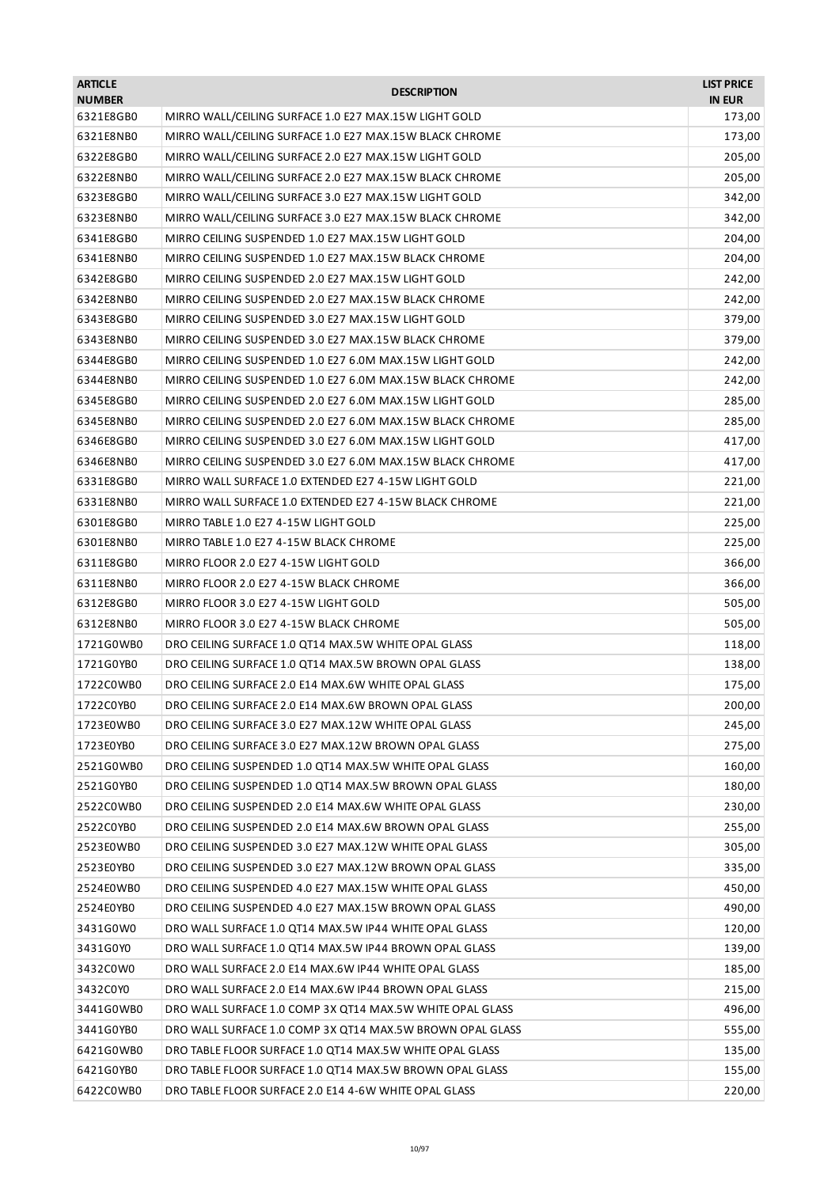| ARTICLE NUMBER | DESCRIPTION | LIST PRICE IN EUR |
|---|---|---|
| 6321E8GB0 | MIRRO WALL/CEILING SURFACE 1.0 E27 MAX.15W LIGHT GOLD | 173,00 |
| 6321E8NB0 | MIRRO WALL/CEILING SURFACE 1.0 E27 MAX.15W BLACK CHROME | 173,00 |
| 6322E8GB0 | MIRRO WALL/CEILING SURFACE 2.0 E27 MAX.15W LIGHT GOLD | 205,00 |
| 6322E8NB0 | MIRRO WALL/CEILING SURFACE 2.0 E27 MAX.15W BLACK CHROME | 205,00 |
| 6323E8GB0 | MIRRO WALL/CEILING SURFACE 3.0 E27 MAX.15W LIGHT GOLD | 342,00 |
| 6323E8NB0 | MIRRO WALL/CEILING SURFACE 3.0 E27 MAX.15W BLACK CHROME | 342,00 |
| 6341E8GB0 | MIRRO CEILING SUSPENDED 1.0 E27 MAX.15W LIGHT GOLD | 204,00 |
| 6341E8NB0 | MIRRO CEILING SUSPENDED 1.0 E27 MAX.15W BLACK CHROME | 204,00 |
| 6342E8GB0 | MIRRO CEILING SUSPENDED 2.0 E27 MAX.15W LIGHT GOLD | 242,00 |
| 6342E8NB0 | MIRRO CEILING SUSPENDED 2.0 E27 MAX.15W BLACK CHROME | 242,00 |
| 6343E8GB0 | MIRRO CEILING SUSPENDED 3.0 E27 MAX.15W LIGHT GOLD | 379,00 |
| 6343E8NB0 | MIRRO CEILING SUSPENDED 3.0 E27 MAX.15W BLACK CHROME | 379,00 |
| 6344E8GB0 | MIRRO CEILING SUSPENDED 1.0 E27 6.0M MAX.15W LIGHT GOLD | 242,00 |
| 6344E8NB0 | MIRRO CEILING SUSPENDED 1.0 E27 6.0M MAX.15W BLACK CHROME | 242,00 |
| 6345E8GB0 | MIRRO CEILING SUSPENDED 2.0 E27 6.0M MAX.15W LIGHT GOLD | 285,00 |
| 6345E8NB0 | MIRRO CEILING SUSPENDED 2.0 E27 6.0M MAX.15W BLACK CHROME | 285,00 |
| 6346E8GB0 | MIRRO CEILING SUSPENDED 3.0 E27 6.0M MAX.15W LIGHT GOLD | 417,00 |
| 6346E8NB0 | MIRRO CEILING SUSPENDED 3.0 E27 6.0M MAX.15W BLACK CHROME | 417,00 |
| 6331E8GB0 | MIRRO WALL SURFACE 1.0 EXTENDED E27 4-15W LIGHT GOLD | 221,00 |
| 6331E8NB0 | MIRRO WALL SURFACE 1.0 EXTENDED E27 4-15W BLACK CHROME | 221,00 |
| 6301E8GB0 | MIRRO TABLE 1.0 E27 4-15W LIGHT GOLD | 225,00 |
| 6301E8NB0 | MIRRO TABLE 1.0 E27 4-15W BLACK CHROME | 225,00 |
| 6311E8GB0 | MIRRO FLOOR 2.0 E27 4-15W LIGHT GOLD | 366,00 |
| 6311E8NB0 | MIRRO FLOOR 2.0 E27 4-15W BLACK CHROME | 366,00 |
| 6312E8GB0 | MIRRO FLOOR 3.0 E27 4-15W LIGHT GOLD | 505,00 |
| 6312E8NB0 | MIRRO FLOOR 3.0 E27 4-15W BLACK CHROME | 505,00 |
| 1721G0WB0 | DRO CEILING SURFACE 1.0 QT14 MAX.5W WHITE OPAL GLASS | 118,00 |
| 1721G0YB0 | DRO CEILING SURFACE 1.0 QT14 MAX.5W BROWN OPAL GLASS | 138,00 |
| 1722C0WB0 | DRO CEILING SURFACE 2.0 E14 MAX.6W WHITE OPAL GLASS | 175,00 |
| 1722C0YB0 | DRO CEILING SURFACE 2.0 E14 MAX.6W BROWN OPAL GLASS | 200,00 |
| 1723E0WB0 | DRO CEILING SURFACE 3.0 E27 MAX.12W WHITE OPAL GLASS | 245,00 |
| 1723E0YB0 | DRO CEILING SURFACE 3.0 E27 MAX.12W BROWN OPAL GLASS | 275,00 |
| 2521G0WB0 | DRO CEILING SUSPENDED 1.0 QT14 MAX.5W WHITE OPAL GLASS | 160,00 |
| 2521G0YB0 | DRO CEILING SUSPENDED 1.0 QT14 MAX.5W BROWN OPAL GLASS | 180,00 |
| 2522C0WB0 | DRO CEILING SUSPENDED 2.0 E14 MAX.6W WHITE OPAL GLASS | 230,00 |
| 2522C0YB0 | DRO CEILING SUSPENDED 2.0 E14 MAX.6W BROWN OPAL GLASS | 255,00 |
| 2523E0WB0 | DRO CEILING SUSPENDED 3.0 E27 MAX.12W WHITE OPAL GLASS | 305,00 |
| 2523E0YB0 | DRO CEILING SUSPENDED 3.0 E27 MAX.12W BROWN OPAL GLASS | 335,00 |
| 2524E0WB0 | DRO CEILING SUSPENDED 4.0 E27 MAX.15W WHITE OPAL GLASS | 450,00 |
| 2524E0YB0 | DRO CEILING SUSPENDED 4.0 E27 MAX.15W BROWN OPAL GLASS | 490,00 |
| 3431G0W0 | DRO WALL SURFACE 1.0 QT14 MAX.5W IP44 WHITE OPAL GLASS | 120,00 |
| 3431G0Y0 | DRO WALL SURFACE 1.0 QT14 MAX.5W IP44 BROWN OPAL GLASS | 139,00 |
| 3432C0W0 | DRO WALL SURFACE 2.0 E14 MAX.6W IP44 WHITE OPAL GLASS | 185,00 |
| 3432C0Y0 | DRO WALL SURFACE 2.0 E14 MAX.6W IP44 BROWN OPAL GLASS | 215,00 |
| 3441G0WB0 | DRO WALL SURFACE 1.0 COMP 3X QT14 MAX.5W WHITE OPAL GLASS | 496,00 |
| 3441G0YB0 | DRO WALL SURFACE 1.0 COMP 3X QT14 MAX.5W BROWN OPAL GLASS | 555,00 |
| 6421G0WB0 | DRO TABLE FLOOR SURFACE 1.0 QT14 MAX.5W WHITE OPAL GLASS | 135,00 |
| 6421G0YB0 | DRO TABLE FLOOR SURFACE 1.0 QT14 MAX.5W BROWN OPAL GLASS | 155,00 |
| 6422C0WB0 | DRO TABLE FLOOR SURFACE 2.0 E14 4-6W WHITE OPAL GLASS | 220,00 |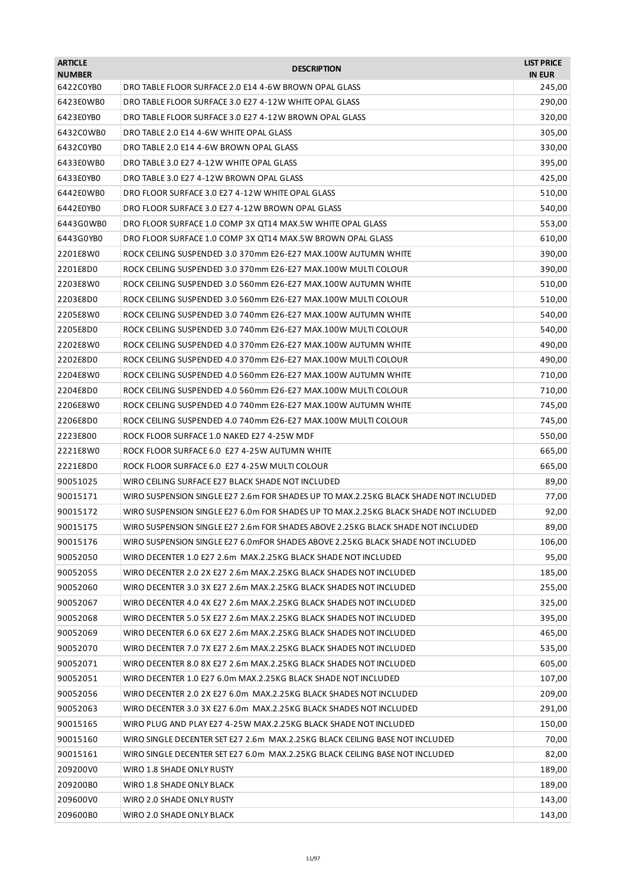| ARTICLE NUMBER | DESCRIPTION | LIST PRICE IN EUR |
| --- | --- | --- |
| 6422C0YB0 | DRO TABLE FLOOR SURFACE 2.0 E14 4-6W BROWN OPAL GLASS | 245,00 |
| 6423E0WB0 | DRO TABLE FLOOR SURFACE 3.0 E27 4-12W WHITE OPAL GLASS | 290,00 |
| 6423E0YB0 | DRO TABLE FLOOR SURFACE 3.0 E27 4-12W BROWN OPAL GLASS | 320,00 |
| 6432C0WB0 | DRO TABLE 2.0 E14 4-6W WHITE OPAL GLASS | 305,00 |
| 6432C0YB0 | DRO TABLE 2.0 E14 4-6W BROWN OPAL GLASS | 330,00 |
| 6433E0WB0 | DRO TABLE 3.0 E27 4-12W WHITE OPAL GLASS | 395,00 |
| 6433E0YB0 | DRO TABLE 3.0 E27 4-12W BROWN OPAL GLASS | 425,00 |
| 6442E0WB0 | DRO FLOOR SURFACE 3.0 E27 4-12W WHITE OPAL GLASS | 510,00 |
| 6442E0YB0 | DRO FLOOR SURFACE 3.0 E27 4-12W BROWN OPAL GLASS | 540,00 |
| 6443G0WB0 | DRO FLOOR SURFACE 1.0 COMP 3X QT14 MAX.5W WHITE OPAL GLASS | 553,00 |
| 6443G0YB0 | DRO FLOOR SURFACE 1.0 COMP 3X QT14 MAX.5W BROWN OPAL GLASS | 610,00 |
| 2201E8W0 | ROCK CEILING SUSPENDED 3.0 370mm E26-E27 MAX.100W AUTUMN WHITE | 390,00 |
| 2201E8D0 | ROCK CEILING SUSPENDED 3.0 370mm E26-E27 MAX.100W MULTI COLOUR | 390,00 |
| 2203E8W0 | ROCK CEILING SUSPENDED 3.0 560mm E26-E27 MAX.100W AUTUMN WHITE | 510,00 |
| 2203E8D0 | ROCK CEILING SUSPENDED 3.0 560mm E26-E27 MAX.100W MULTI COLOUR | 510,00 |
| 2205E8W0 | ROCK CEILING SUSPENDED 3.0 740mm E26-E27 MAX.100W AUTUMN WHITE | 540,00 |
| 2205E8D0 | ROCK CEILING SUSPENDED 3.0 740mm E26-E27 MAX.100W MULTI COLOUR | 540,00 |
| 2202E8W0 | ROCK CEILING SUSPENDED 4.0 370mm E26-E27 MAX.100W AUTUMN WHITE | 490,00 |
| 2202E8D0 | ROCK CEILING SUSPENDED 4.0 370mm E26-E27 MAX.100W MULTI COLOUR | 490,00 |
| 2204E8W0 | ROCK CEILING SUSPENDED 4.0 560mm E26-E27 MAX.100W AUTUMN WHITE | 710,00 |
| 2204E8D0 | ROCK CEILING SUSPENDED 4.0 560mm E26-E27 MAX.100W MULTI COLOUR | 710,00 |
| 2206E8W0 | ROCK CEILING SUSPENDED 4.0 740mm E26-E27 MAX.100W AUTUMN WHITE | 745,00 |
| 2206E8D0 | ROCK CEILING SUSPENDED 4.0 740mm E26-E27 MAX.100W MULTI COLOUR | 745,00 |
| 2223E800 | ROCK FLOOR SURFACE 1.0 NAKED E27 4-25W MDF | 550,00 |
| 2221E8W0 | ROCK FLOOR SURFACE 6.0 E27 4-25W AUTUMN WHITE | 665,00 |
| 2221E8D0 | ROCK FLOOR SURFACE 6.0 E27 4-25W MULTI COLOUR | 665,00 |
| 90051025 | WIRO CEILING SURFACE E27 BLACK SHADE NOT INCLUDED | 89,00 |
| 90015171 | WIRO SUSPENSION SINGLE E27 2.6m FOR SHADES UP TO MAX.2.25KG BLACK SHADE NOT INCLUDED | 77,00 |
| 90015172 | WIRO SUSPENSION SINGLE E27 6.0m FOR SHADES UP TO MAX.2.25KG BLACK SHADE NOT INCLUDED | 92,00 |
| 90015175 | WIRO SUSPENSION SINGLE E27 2.6m FOR SHADES ABOVE 2.25KG BLACK SHADE NOT INCLUDED | 89,00 |
| 90015176 | WIRO SUSPENSION SINGLE E27 6.0mFOR SHADES ABOVE 2.25KG BLACK SHADE NOT INCLUDED | 106,00 |
| 90052050 | WIRO DECENTER 1.0 E27 2.6m MAX.2.25KG BLACK SHADE NOT INCLUDED | 95,00 |
| 90052055 | WIRO DECENTER 2.0 2X E27 2.6m MAX.2.25KG BLACK SHADES NOT INCLUDED | 185,00 |
| 90052060 | WIRO DECENTER 3.0 3X E27 2.6m MAX.2.25KG BLACK SHADES NOT INCLUDED | 255,00 |
| 90052067 | WIRO DECENTER 4.0 4X E27 2.6m MAX.2.25KG BLACK SHADES NOT INCLUDED | 325,00 |
| 90052068 | WIRO DECENTER 5.0 5X E27 2.6m MAX.2.25KG BLACK SHADES NOT INCLUDED | 395,00 |
| 90052069 | WIRO DECENTER 6.0 6X E27 2.6m MAX.2.25KG BLACK SHADES NOT INCLUDED | 465,00 |
| 90052070 | WIRO DECENTER 7.0 7X E27 2.6m MAX.2.25KG BLACK SHADES NOT INCLUDED | 535,00 |
| 90052071 | WIRO DECENTER 8.0 8X E27 2.6m MAX.2.25KG BLACK SHADES NOT INCLUDED | 605,00 |
| 90052051 | WIRO DECENTER 1.0 E27 6.0m MAX.2.25KG BLACK SHADE NOT INCLUDED | 107,00 |
| 90052056 | WIRO DECENTER 2.0 2X E27 6.0m MAX.2.25KG BLACK SHADES NOT INCLUDED | 209,00 |
| 90052063 | WIRO DECENTER 3.0 3X E27 6.0m MAX.2.25KG BLACK SHADES NOT INCLUDED | 291,00 |
| 90015165 | WIRO PLUG AND PLAY E27 4-25W MAX.2.25KG BLACK SHADE NOT INCLUDED | 150,00 |
| 90015160 | WIRO SINGLE DECENTER SET E27 2.6m MAX.2.25KG BLACK CEILING BASE NOT INCLUDED | 70,00 |
| 90015161 | WIRO SINGLE DECENTER SET E27 6.0m MAX.2.25KG BLACK CEILING BASE NOT INCLUDED | 82,00 |
| 209200V0 | WIRO 1.8 SHADE ONLY RUSTY | 189,00 |
| 209200B0 | WIRO 1.8 SHADE ONLY BLACK | 189,00 |
| 209600V0 | WIRO 2.0 SHADE ONLY RUSTY | 143,00 |
| 209600B0 | WIRO 2.0 SHADE ONLY BLACK | 143,00 |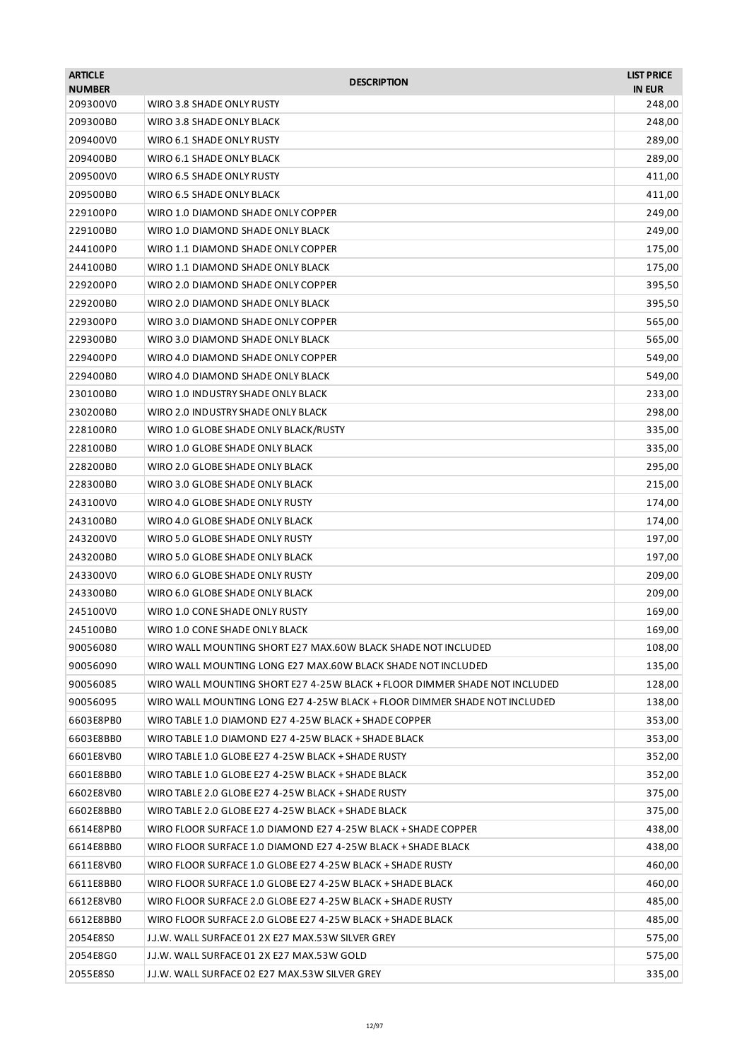| ARTICLE NUMBER | DESCRIPTION | LIST PRICE IN EUR |
|---|---|---|
| 209300V0 | WIRO 3.8 SHADE ONLY RUSTY | 248,00 |
| 209300B0 | WIRO 3.8 SHADE ONLY BLACK | 248,00 |
| 209400V0 | WIRO 6.1 SHADE ONLY RUSTY | 289,00 |
| 209400B0 | WIRO 6.1 SHADE ONLY BLACK | 289,00 |
| 209500V0 | WIRO 6.5 SHADE ONLY RUSTY | 411,00 |
| 209500B0 | WIRO 6.5 SHADE ONLY BLACK | 411,00 |
| 229100P0 | WIRO 1.0 DIAMOND SHADE ONLY COPPER | 249,00 |
| 229100B0 | WIRO 1.0 DIAMOND SHADE ONLY BLACK | 249,00 |
| 244100P0 | WIRO 1.1 DIAMOND SHADE ONLY COPPER | 175,00 |
| 244100B0 | WIRO 1.1 DIAMOND SHADE ONLY BLACK | 175,00 |
| 229200P0 | WIRO 2.0 DIAMOND SHADE ONLY COPPER | 395,50 |
| 229200B0 | WIRO 2.0 DIAMOND SHADE ONLY BLACK | 395,50 |
| 229300P0 | WIRO 3.0 DIAMOND SHADE ONLY COPPER | 565,00 |
| 229300B0 | WIRO 3.0 DIAMOND SHADE ONLY BLACK | 565,00 |
| 229400P0 | WIRO 4.0 DIAMOND SHADE ONLY COPPER | 549,00 |
| 229400B0 | WIRO 4.0 DIAMOND SHADE ONLY BLACK | 549,00 |
| 230100B0 | WIRO 1.0 INDUSTRY SHADE ONLY BLACK | 233,00 |
| 230200B0 | WIRO 2.0 INDUSTRY SHADE ONLY BLACK | 298,00 |
| 228100R0 | WIRO 1.0 GLOBE SHADE ONLY BLACK/RUSTY | 335,00 |
| 228100B0 | WIRO 1.0 GLOBE SHADE ONLY BLACK | 335,00 |
| 228200B0 | WIRO 2.0 GLOBE SHADE ONLY BLACK | 295,00 |
| 228300B0 | WIRO 3.0 GLOBE SHADE ONLY BLACK | 215,00 |
| 243100V0 | WIRO 4.0 GLOBE SHADE ONLY RUSTY | 174,00 |
| 243100B0 | WIRO 4.0 GLOBE SHADE ONLY BLACK | 174,00 |
| 243200V0 | WIRO 5.0 GLOBE SHADE ONLY RUSTY | 197,00 |
| 243200B0 | WIRO 5.0 GLOBE SHADE ONLY BLACK | 197,00 |
| 243300V0 | WIRO 6.0 GLOBE SHADE ONLY RUSTY | 209,00 |
| 243300B0 | WIRO 6.0 GLOBE SHADE ONLY BLACK | 209,00 |
| 245100V0 | WIRO 1.0 CONE SHADE ONLY RUSTY | 169,00 |
| 245100B0 | WIRO 1.0 CONE SHADE ONLY BLACK | 169,00 |
| 90056080 | WIRO WALL MOUNTING SHORT E27 MAX.60W BLACK SHADE NOT INCLUDED | 108,00 |
| 90056090 | WIRO WALL MOUNTING LONG E27 MAX.60W BLACK SHADE NOT INCLUDED | 135,00 |
| 90056085 | WIRO WALL MOUNTING SHORT E27 4-25W BLACK + FLOOR DIMMER SHADE NOT INCLUDED | 128,00 |
| 90056095 | WIRO WALL MOUNTING LONG E27 4-25W BLACK + FLOOR DIMMER SHADE NOT INCLUDED | 138,00 |
| 6603E8PB0 | WIRO TABLE 1.0 DIAMOND E27 4-25W BLACK + SHADE COPPER | 353,00 |
| 6603E8BB0 | WIRO TABLE 1.0 DIAMOND E27 4-25W BLACK + SHADE BLACK | 353,00 |
| 6601E8VB0 | WIRO TABLE 1.0 GLOBE E27 4-25W BLACK + SHADE RUSTY | 352,00 |
| 6601E8BB0 | WIRO TABLE 1.0 GLOBE E27 4-25W BLACK + SHADE BLACK | 352,00 |
| 6602E8VB0 | WIRO TABLE 2.0 GLOBE E27 4-25W BLACK + SHADE RUSTY | 375,00 |
| 6602E8BB0 | WIRO TABLE 2.0 GLOBE E27 4-25W BLACK + SHADE BLACK | 375,00 |
| 6614E8PB0 | WIRO FLOOR SURFACE 1.0 DIAMOND E27 4-25W BLACK + SHADE COPPER | 438,00 |
| 6614E8BB0 | WIRO FLOOR SURFACE 1.0 DIAMOND E27 4-25W BLACK + SHADE BLACK | 438,00 |
| 6611E8VB0 | WIRO FLOOR SURFACE 1.0 GLOBE E27 4-25W BLACK + SHADE RUSTY | 460,00 |
| 6611E8BB0 | WIRO FLOOR SURFACE 1.0 GLOBE E27 4-25W BLACK + SHADE BLACK | 460,00 |
| 6612E8VB0 | WIRO FLOOR SURFACE 2.0 GLOBE E27 4-25W BLACK + SHADE RUSTY | 485,00 |
| 6612E8BB0 | WIRO FLOOR SURFACE 2.0 GLOBE E27 4-25W BLACK + SHADE BLACK | 485,00 |
| 2054E8S0 | J.J.W. WALL SURFACE 01 2X E27 MAX.53W SILVER GREY | 575,00 |
| 2054E8G0 | J.J.W. WALL SURFACE 01 2X E27 MAX.53W GOLD | 575,00 |
| 2055E8S0 | J.J.W. WALL SURFACE 02 E27 MAX.53W SILVER GREY | 335,00 |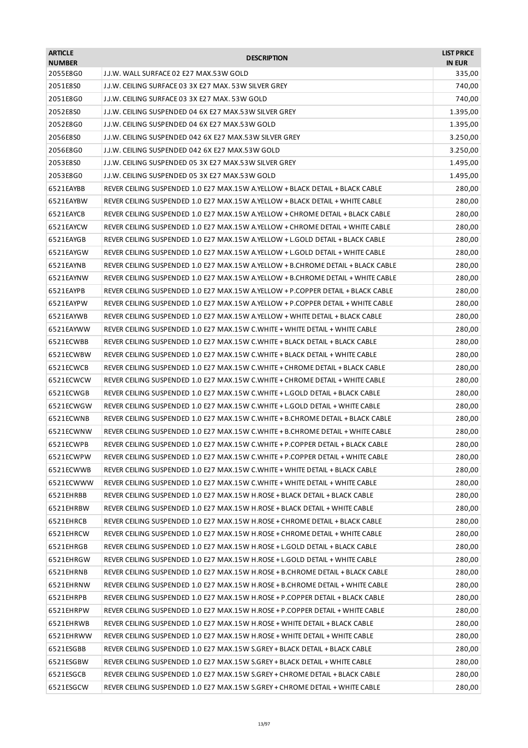| ARTICLE NUMBER | DESCRIPTION | LIST PRICE IN EUR |
|---|---|---|
| 2055E8G0 | J.J.W. WALL SURFACE 02 E27 MAX.53W GOLD | 335,00 |
| 2051E8S0 | J.J.W. CEILING SURFACE 03 3X E27 MAX. 53W SILVER GREY | 740,00 |
| 2051E8G0 | J.J.W. CEILING SURFACE 03 3X E27 MAX. 53W GOLD | 740,00 |
| 2052E8S0 | J.J.W. CEILING SUSPENDED 04 6X E27 MAX.53W SILVER GREY | 1.395,00 |
| 2052E8G0 | J.J.W. CEILING SUSPENDED 04 6X E27 MAX.53W GOLD | 1.395,00 |
| 2056E8S0 | J.J.W. CEILING SUSPENDED 042 6X E27 MAX.53W SILVER GREY | 3.250,00 |
| 2056E8G0 | J.J.W. CEILING SUSPENDED 042 6X E27 MAX.53W GOLD | 3.250,00 |
| 2053E8S0 | J.J.W. CEILING SUSPENDED 05 3X E27 MAX.53W SILVER GREY | 1.495,00 |
| 2053E8G0 | J.J.W. CEILING SUSPENDED 05 3X E27 MAX.53W GOLD | 1.495,00 |
| 6521EAYBB | REVER CEILING SUSPENDED 1.0 E27 MAX.15W A.YELLOW + BLACK DETAIL + BLACK CABLE | 280,00 |
| 6521EAYBW | REVER CEILING SUSPENDED 1.0 E27 MAX.15W A.YELLOW + BLACK DETAIL + WHITE CABLE | 280,00 |
| 6521EAYCB | REVER CEILING SUSPENDED 1.0 E27 MAX.15W A.YELLOW + CHROME DETAIL + BLACK CABLE | 280,00 |
| 6521EAYCW | REVER CEILING SUSPENDED 1.0 E27 MAX.15W A.YELLOW + CHROME DETAIL + WHITE CABLE | 280,00 |
| 6521EAYGB | REVER CEILING SUSPENDED 1.0 E27 MAX.15W A.YELLOW + L.GOLD DETAIL + BLACK CABLE | 280,00 |
| 6521EAYGW | REVER CEILING SUSPENDED 1.0 E27 MAX.15W A.YELLOW + L.GOLD DETAIL + WHITE CABLE | 280,00 |
| 6521EAYNB | REVER CEILING SUSPENDED 1.0 E27 MAX.15W A.YELLOW + B.CHROME DETAIL + BLACK CABLE | 280,00 |
| 6521EAYNW | REVER CEILING SUSPENDED 1.0 E27 MAX.15W A.YELLOW + B.CHROME DETAIL + WHITE CABLE | 280,00 |
| 6521EAYPB | REVER CEILING SUSPENDED 1.0 E27 MAX.15W A.YELLOW + P.COPPER DETAIL + BLACK CABLE | 280,00 |
| 6521EAYPW | REVER CEILING SUSPENDED 1.0 E27 MAX.15W A.YELLOW + P.COPPER DETAIL + WHITE CABLE | 280,00 |
| 6521EAYWB | REVER CEILING SUSPENDED 1.0 E27 MAX.15W A.YELLOW + WHITE DETAIL + BLACK CABLE | 280,00 |
| 6521EAYWW | REVER CEILING SUSPENDED 1.0 E27 MAX.15W C.WHITE + WHITE DETAIL + WHITE CABLE | 280,00 |
| 6521ECWBB | REVER CEILING SUSPENDED 1.0 E27 MAX.15W C.WHITE + BLACK DETAIL + BLACK CABLE | 280,00 |
| 6521ECWBW | REVER CEILING SUSPENDED 1.0 E27 MAX.15W C.WHITE + BLACK DETAIL + WHITE CABLE | 280,00 |
| 6521ECWCB | REVER CEILING SUSPENDED 1.0 E27 MAX.15W C.WHITE + CHROME DETAIL + BLACK CABLE | 280,00 |
| 6521ECWCW | REVER CEILING SUSPENDED 1.0 E27 MAX.15W C.WHITE + CHROME DETAIL + WHITE CABLE | 280,00 |
| 6521ECWGB | REVER CEILING SUSPENDED 1.0 E27 MAX.15W C.WHITE + L.GOLD DETAIL + BLACK CABLE | 280,00 |
| 6521ECWGW | REVER CEILING SUSPENDED 1.0 E27 MAX.15W C.WHITE + L.GOLD DETAIL + WHITE CABLE | 280,00 |
| 6521ECWNB | REVER CEILING SUSPENDED 1.0 E27 MAX.15W C.WHITE + B.CHROME DETAIL + BLACK CABLE | 280,00 |
| 6521ECWNW | REVER CEILING SUSPENDED 1.0 E27 MAX.15W C.WHITE + B.CHROME DETAIL + WHITE CABLE | 280,00 |
| 6521ECWPB | REVER CEILING SUSPENDED 1.0 E27 MAX.15W C.WHITE + P.COPPER DETAIL + BLACK CABLE | 280,00 |
| 6521ECWPW | REVER CEILING SUSPENDED 1.0 E27 MAX.15W C.WHITE + P.COPPER DETAIL + WHITE CABLE | 280,00 |
| 6521ECWWB | REVER CEILING SUSPENDED 1.0 E27 MAX.15W C.WHITE + WHITE DETAIL + BLACK CABLE | 280,00 |
| 6521ECWWW | REVER CEILING SUSPENDED 1.0 E27 MAX.15W C.WHITE + WHITE DETAIL + WHITE CABLE | 280,00 |
| 6521EHRBB | REVER CEILING SUSPENDED 1.0 E27 MAX.15W H.ROSE + BLACK DETAIL + BLACK CABLE | 280,00 |
| 6521EHRBW | REVER CEILING SUSPENDED 1.0 E27 MAX.15W H.ROSE + BLACK DETAIL + WHITE CABLE | 280,00 |
| 6521EHRCB | REVER CEILING SUSPENDED 1.0 E27 MAX.15W H.ROSE + CHROME DETAIL + BLACK CABLE | 280,00 |
| 6521EHRCW | REVER CEILING SUSPENDED 1.0 E27 MAX.15W H.ROSE + CHROME DETAIL + WHITE CABLE | 280,00 |
| 6521EHRGB | REVER CEILING SUSPENDED 1.0 E27 MAX.15W H.ROSE + L.GOLD DETAIL + BLACK CABLE | 280,00 |
| 6521EHRGW | REVER CEILING SUSPENDED 1.0 E27 MAX.15W H.ROSE + L.GOLD DETAIL + WHITE CABLE | 280,00 |
| 6521EHRNB | REVER CEILING SUSPENDED 1.0 E27 MAX.15W H.ROSE + B.CHROME DETAIL + BLACK CABLE | 280,00 |
| 6521EHRNW | REVER CEILING SUSPENDED 1.0 E27 MAX.15W H.ROSE + B.CHROME DETAIL + WHITE CABLE | 280,00 |
| 6521EHRPB | REVER CEILING SUSPENDED 1.0 E27 MAX.15W H.ROSE + P.COPPER DETAIL + BLACK CABLE | 280,00 |
| 6521EHRPW | REVER CEILING SUSPENDED 1.0 E27 MAX.15W H.ROSE + P.COPPER DETAIL + WHITE CABLE | 280,00 |
| 6521EHRWB | REVER CEILING SUSPENDED 1.0 E27 MAX.15W H.ROSE + WHITE DETAIL + BLACK CABLE | 280,00 |
| 6521EHRWW | REVER CEILING SUSPENDED 1.0 E27 MAX.15W H.ROSE + WHITE DETAIL + WHITE CABLE | 280,00 |
| 6521ESGBB | REVER CEILING SUSPENDED 1.0 E27 MAX.15W S.GREY + BLACK DETAIL + BLACK CABLE | 280,00 |
| 6521ESGBW | REVER CEILING SUSPENDED 1.0 E27 MAX.15W S.GREY + BLACK DETAIL + WHITE CABLE | 280,00 |
| 6521ESGCB | REVER CEILING SUSPENDED 1.0 E27 MAX.15W S.GREY + CHROME DETAIL + BLACK CABLE | 280,00 |
| 6521ESGCW | REVER CEILING SUSPENDED 1.0 E27 MAX.15W S.GREY + CHROME DETAIL + WHITE CABLE | 280,00 |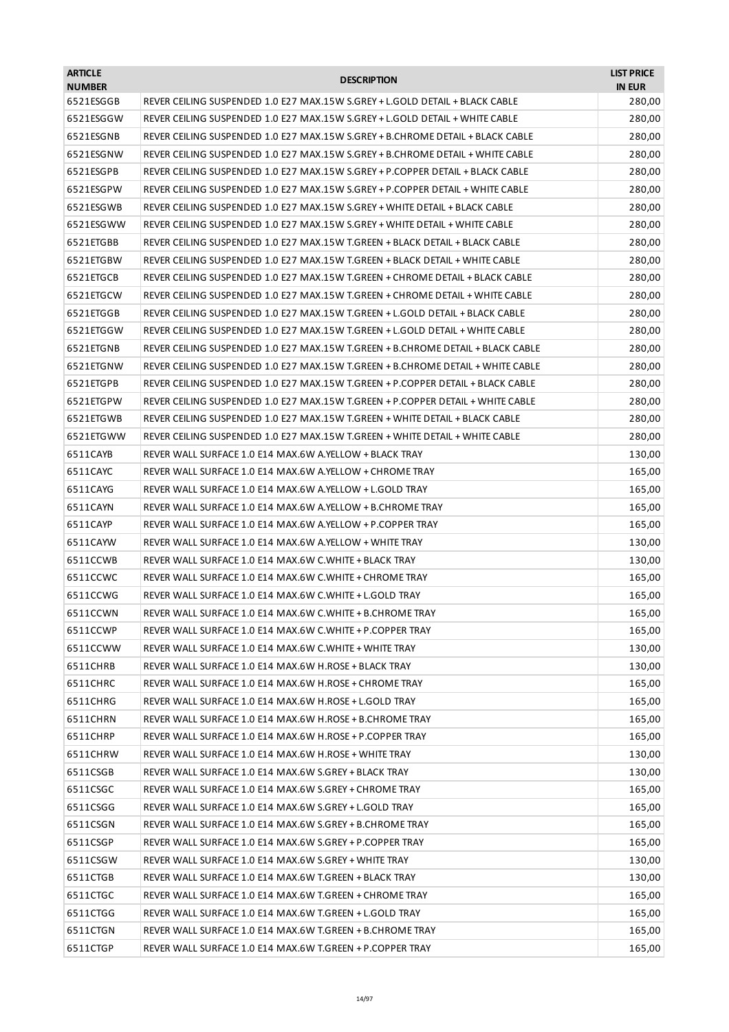| ARTICLE NUMBER | DESCRIPTION | LIST PRICE IN EUR |
|---|---|---|
| 6521ESGGB | REVER CEILING SUSPENDED 1.0 E27 MAX.15W S.GREY + L.GOLD DETAIL + BLACK CABLE | 280,00 |
| 6521ESGGW | REVER CEILING SUSPENDED 1.0 E27 MAX.15W S.GREY + L.GOLD DETAIL + WHITE CABLE | 280,00 |
| 6521ESGNB | REVER CEILING SUSPENDED 1.0 E27 MAX.15W S.GREY + B.CHROME DETAIL + BLACK CABLE | 280,00 |
| 6521ESGNW | REVER CEILING SUSPENDED 1.0 E27 MAX.15W S.GREY + B.CHROME DETAIL + WHITE CABLE | 280,00 |
| 6521ESGPB | REVER CEILING SUSPENDED 1.0 E27 MAX.15W S.GREY + P.COPPER DETAIL + BLACK CABLE | 280,00 |
| 6521ESGPW | REVER CEILING SUSPENDED 1.0 E27 MAX.15W S.GREY + P.COPPER DETAIL + WHITE CABLE | 280,00 |
| 6521ESGWB | REVER CEILING SUSPENDED 1.0 E27 MAX.15W S.GREY + WHITE DETAIL + BLACK CABLE | 280,00 |
| 6521ESGWW | REVER CEILING SUSPENDED 1.0 E27 MAX.15W S.GREY + WHITE DETAIL + WHITE CABLE | 280,00 |
| 6521ETGBB | REVER CEILING SUSPENDED 1.0 E27 MAX.15W T.GREEN + BLACK DETAIL + BLACK CABLE | 280,00 |
| 6521ETGBW | REVER CEILING SUSPENDED 1.0 E27 MAX.15W T.GREEN + BLACK DETAIL + WHITE CABLE | 280,00 |
| 6521ETGCB | REVER CEILING SUSPENDED 1.0 E27 MAX.15W T.GREEN + CHROME DETAIL + BLACK CABLE | 280,00 |
| 6521ETGCW | REVER CEILING SUSPENDED 1.0 E27 MAX.15W T.GREEN + CHROME DETAIL + WHITE CABLE | 280,00 |
| 6521ETGGB | REVER CEILING SUSPENDED 1.0 E27 MAX.15W T.GREEN + L.GOLD DETAIL + BLACK CABLE | 280,00 |
| 6521ETGGW | REVER CEILING SUSPENDED 1.0 E27 MAX.15W T.GREEN + L.GOLD DETAIL + WHITE CABLE | 280,00 |
| 6521ETGNB | REVER CEILING SUSPENDED 1.0 E27 MAX.15W T.GREEN + B.CHROME DETAIL + BLACK CABLE | 280,00 |
| 6521ETGNW | REVER CEILING SUSPENDED 1.0 E27 MAX.15W T.GREEN + B.CHROME DETAIL + WHITE CABLE | 280,00 |
| 6521ETGPB | REVER CEILING SUSPENDED 1.0 E27 MAX.15W T.GREEN + P.COPPER DETAIL + BLACK CABLE | 280,00 |
| 6521ETGPW | REVER CEILING SUSPENDED 1.0 E27 MAX.15W T.GREEN + P.COPPER DETAIL + WHITE CABLE | 280,00 |
| 6521ETGWB | REVER CEILING SUSPENDED 1.0 E27 MAX.15W T.GREEN + WHITE DETAIL + BLACK CABLE | 280,00 |
| 6521ETGWW | REVER CEILING SUSPENDED 1.0 E27 MAX.15W T.GREEN + WHITE DETAIL + WHITE CABLE | 280,00 |
| 6511CAYB | REVER WALL SURFACE 1.0 E14 MAX.6W A.YELLOW + BLACK TRAY | 130,00 |
| 6511CAYC | REVER WALL SURFACE 1.0 E14 MAX.6W A.YELLOW + CHROME TRAY | 165,00 |
| 6511CAYG | REVER WALL SURFACE 1.0 E14 MAX.6W A.YELLOW + L.GOLD TRAY | 165,00 |
| 6511CAYN | REVER WALL SURFACE 1.0 E14 MAX.6W A.YELLOW + B.CHROME TRAY | 165,00 |
| 6511CAYP | REVER WALL SURFACE 1.0 E14 MAX.6W A.YELLOW + P.COPPER TRAY | 165,00 |
| 6511CAYW | REVER WALL SURFACE 1.0 E14 MAX.6W A.YELLOW + WHITE TRAY | 130,00 |
| 6511CCWB | REVER WALL SURFACE 1.0 E14 MAX.6W C.WHITE + BLACK TRAY | 130,00 |
| 6511CCWC | REVER WALL SURFACE 1.0 E14 MAX.6W C.WHITE + CHROME TRAY | 165,00 |
| 6511CCWG | REVER WALL SURFACE 1.0 E14 MAX.6W C.WHITE + L.GOLD TRAY | 165,00 |
| 6511CCWN | REVER WALL SURFACE 1.0 E14 MAX.6W C.WHITE + B.CHROME TRAY | 165,00 |
| 6511CCWP | REVER WALL SURFACE 1.0 E14 MAX.6W C.WHITE + P.COPPER TRAY | 165,00 |
| 6511CCWW | REVER WALL SURFACE 1.0 E14 MAX.6W C.WHITE + WHITE TRAY | 130,00 |
| 6511CHRB | REVER WALL SURFACE 1.0 E14 MAX.6W H.ROSE + BLACK TRAY | 130,00 |
| 6511CHRC | REVER WALL SURFACE 1.0 E14 MAX.6W H.ROSE + CHROME TRAY | 165,00 |
| 6511CHRG | REVER WALL SURFACE 1.0 E14 MAX.6W H.ROSE + L.GOLD TRAY | 165,00 |
| 6511CHRN | REVER WALL SURFACE 1.0 E14 MAX.6W H.ROSE + B.CHROME TRAY | 165,00 |
| 6511CHRP | REVER WALL SURFACE 1.0 E14 MAX.6W H.ROSE + P.COPPER TRAY | 165,00 |
| 6511CHRW | REVER WALL SURFACE 1.0 E14 MAX.6W H.ROSE + WHITE TRAY | 130,00 |
| 6511CSGB | REVER WALL SURFACE 1.0 E14 MAX.6W S.GREY + BLACK TRAY | 130,00 |
| 6511CSGC | REVER WALL SURFACE 1.0 E14 MAX.6W S.GREY + CHROME TRAY | 165,00 |
| 6511CSGG | REVER WALL SURFACE 1.0 E14 MAX.6W S.GREY + L.GOLD TRAY | 165,00 |
| 6511CSGN | REVER WALL SURFACE 1.0 E14 MAX.6W S.GREY + B.CHROME TRAY | 165,00 |
| 6511CSGP | REVER WALL SURFACE 1.0 E14 MAX.6W S.GREY + P.COPPER TRAY | 165,00 |
| 6511CSGW | REVER WALL SURFACE 1.0 E14 MAX.6W S.GREY + WHITE TRAY | 130,00 |
| 6511CTGB | REVER WALL SURFACE 1.0 E14 MAX.6W T.GREEN + BLACK TRAY | 130,00 |
| 6511CTGC | REVER WALL SURFACE 1.0 E14 MAX.6W T.GREEN + CHROME TRAY | 165,00 |
| 6511CTGG | REVER WALL SURFACE 1.0 E14 MAX.6W T.GREEN + L.GOLD TRAY | 165,00 |
| 6511CTGN | REVER WALL SURFACE 1.0 E14 MAX.6W T.GREEN + B.CHROME TRAY | 165,00 |
| 6511CTGP | REVER WALL SURFACE 1.0 E14 MAX.6W T.GREEN + P.COPPER TRAY | 165,00 |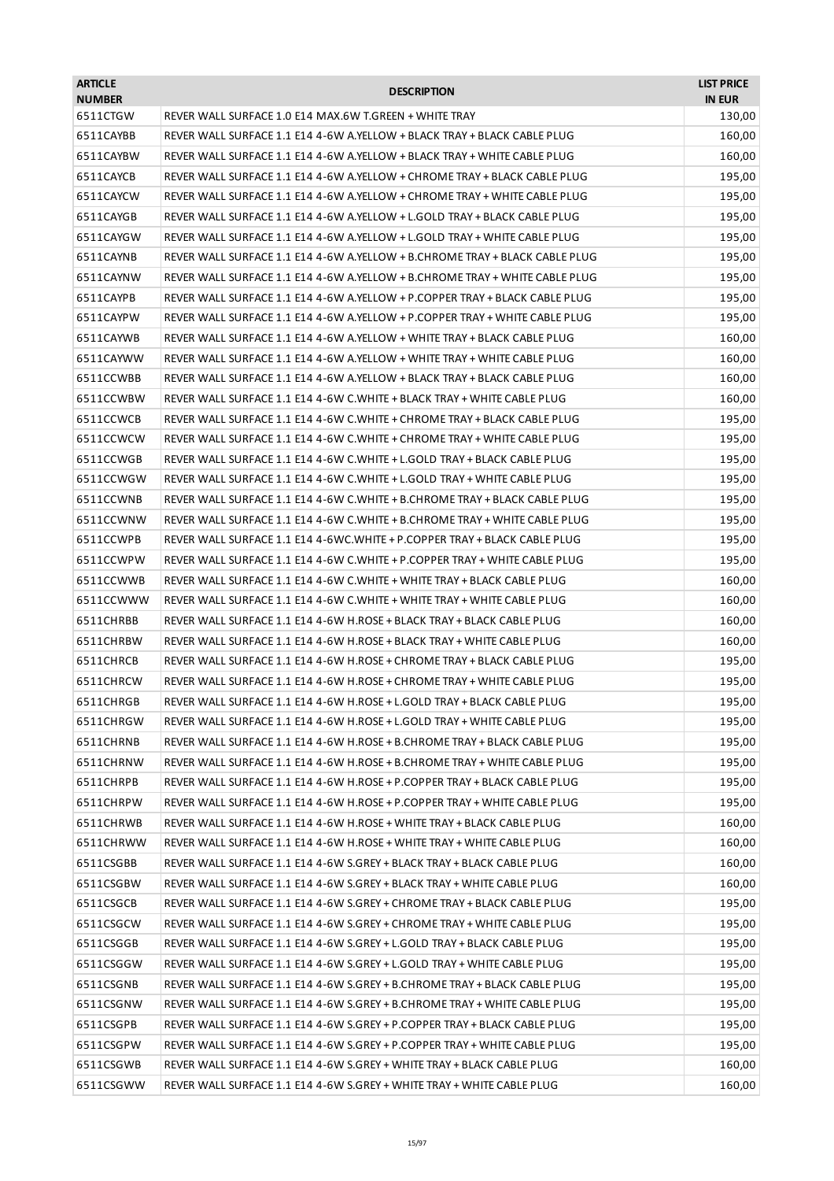| ARTICLE NUMBER | DESCRIPTION | LIST PRICE IN EUR |
|---|---|---|
| 6511CTGW | REVER WALL SURFACE 1.0 E14 MAX.6W T.GREEN + WHITE TRAY | 130,00 |
| 6511CAYBB | REVER WALL SURFACE 1.1 E14 4-6W A.YELLOW + BLACK TRAY + BLACK CABLE PLUG | 160,00 |
| 6511CAYBW | REVER WALL SURFACE 1.1 E14 4-6W A.YELLOW + BLACK TRAY + WHITE CABLE PLUG | 160,00 |
| 6511CAYCB | REVER WALL SURFACE 1.1 E14 4-6W A.YELLOW + CHROME TRAY + BLACK CABLE PLUG | 195,00 |
| 6511CAYCW | REVER WALL SURFACE 1.1 E14 4-6W A.YELLOW + CHROME TRAY + WHITE CABLE PLUG | 195,00 |
| 6511CAYGB | REVER WALL SURFACE 1.1 E14 4-6W A.YELLOW + L.GOLD TRAY + BLACK CABLE PLUG | 195,00 |
| 6511CAYGW | REVER WALL SURFACE 1.1 E14 4-6W A.YELLOW + L.GOLD TRAY + WHITE CABLE PLUG | 195,00 |
| 6511CAYNB | REVER WALL SURFACE 1.1 E14 4-6W A.YELLOW + B.CHROME TRAY + BLACK CABLE PLUG | 195,00 |
| 6511CAYNW | REVER WALL SURFACE 1.1 E14 4-6W A.YELLOW + B.CHROME TRAY + WHITE CABLE PLUG | 195,00 |
| 6511CAYPB | REVER WALL SURFACE 1.1 E14 4-6W A.YELLOW + P.COPPER TRAY + BLACK CABLE PLUG | 195,00 |
| 6511CAYPW | REVER WALL SURFACE 1.1 E14 4-6W A.YELLOW + P.COPPER TRAY + WHITE CABLE PLUG | 195,00 |
| 6511CAYWB | REVER WALL SURFACE 1.1 E14 4-6W A.YELLOW + WHITE TRAY + BLACK CABLE PLUG | 160,00 |
| 6511CAYWW | REVER WALL SURFACE 1.1 E14 4-6W A.YELLOW + WHITE TRAY + WHITE CABLE PLUG | 160,00 |
| 6511CCWBB | REVER WALL SURFACE 1.1 E14 4-6W A.YELLOW + BLACK TRAY + BLACK CABLE PLUG | 160,00 |
| 6511CCWBW | REVER WALL SURFACE 1.1 E14 4-6W C.WHITE + BLACK TRAY + WHITE CABLE PLUG | 160,00 |
| 6511CCWCB | REVER WALL SURFACE 1.1 E14 4-6W C.WHITE + CHROME TRAY + BLACK CABLE PLUG | 195,00 |
| 6511CCWCW | REVER WALL SURFACE 1.1 E14 4-6W C.WHITE + CHROME TRAY + WHITE CABLE PLUG | 195,00 |
| 6511CCWGB | REVER WALL SURFACE 1.1 E14 4-6W C.WHITE + L.GOLD TRAY + BLACK CABLE PLUG | 195,00 |
| 6511CCWGW | REVER WALL SURFACE 1.1 E14 4-6W C.WHITE + L.GOLD TRAY + WHITE CABLE PLUG | 195,00 |
| 6511CCWNB | REVER WALL SURFACE 1.1 E14 4-6W C.WHITE + B.CHROME TRAY + BLACK CABLE PLUG | 195,00 |
| 6511CCWNW | REVER WALL SURFACE 1.1 E14 4-6W C.WHITE + B.CHROME TRAY + WHITE CABLE PLUG | 195,00 |
| 6511CCWPB | REVER WALL SURFACE 1.1 E14 4-6WC.WHITE + P.COPPER TRAY + BLACK CABLE PLUG | 195,00 |
| 6511CCWPW | REVER WALL SURFACE 1.1 E14 4-6W C.WHITE + P.COPPER TRAY + WHITE CABLE PLUG | 195,00 |
| 6511CCWWB | REVER WALL SURFACE 1.1 E14 4-6W C.WHITE + WHITE TRAY + BLACK CABLE PLUG | 160,00 |
| 6511CCWWW | REVER WALL SURFACE 1.1 E14 4-6W C.WHITE + WHITE TRAY + WHITE CABLE PLUG | 160,00 |
| 6511CHRBB | REVER WALL SURFACE 1.1 E14 4-6W H.ROSE + BLACK TRAY + BLACK CABLE PLUG | 160,00 |
| 6511CHRBW | REVER WALL SURFACE 1.1 E14 4-6W H.ROSE + BLACK TRAY + WHITE CABLE PLUG | 160,00 |
| 6511CHRCB | REVER WALL SURFACE 1.1 E14 4-6W H.ROSE + CHROME TRAY + BLACK CABLE PLUG | 195,00 |
| 6511CHRCW | REVER WALL SURFACE 1.1 E14 4-6W H.ROSE + CHROME TRAY + WHITE CABLE PLUG | 195,00 |
| 6511CHRGB | REVER WALL SURFACE 1.1 E14 4-6W H.ROSE + L.GOLD TRAY + BLACK CABLE PLUG | 195,00 |
| 6511CHRGW | REVER WALL SURFACE 1.1 E14 4-6W H.ROSE + L.GOLD TRAY + WHITE CABLE PLUG | 195,00 |
| 6511CHRNB | REVER WALL SURFACE 1.1 E14 4-6W H.ROSE + B.CHROME TRAY + BLACK CABLE PLUG | 195,00 |
| 6511CHRNW | REVER WALL SURFACE 1.1 E14 4-6W H.ROSE + B.CHROME TRAY + WHITE CABLE PLUG | 195,00 |
| 6511CHRPB | REVER WALL SURFACE 1.1 E14 4-6W H.ROSE + P.COPPER TRAY + BLACK CABLE PLUG | 195,00 |
| 6511CHRPW | REVER WALL SURFACE 1.1 E14 4-6W H.ROSE + P.COPPER TRAY + WHITE CABLE PLUG | 195,00 |
| 6511CHRWB | REVER WALL SURFACE 1.1 E14 4-6W H.ROSE + WHITE TRAY + BLACK CABLE PLUG | 160,00 |
| 6511CHRWW | REVER WALL SURFACE 1.1 E14 4-6W H.ROSE + WHITE TRAY + WHITE CABLE PLUG | 160,00 |
| 6511CSGBB | REVER WALL SURFACE 1.1 E14 4-6W S.GREY + BLACK TRAY + BLACK CABLE PLUG | 160,00 |
| 6511CSGBW | REVER WALL SURFACE 1.1 E14 4-6W S.GREY + BLACK TRAY + WHITE CABLE PLUG | 160,00 |
| 6511CSGCB | REVER WALL SURFACE 1.1 E14 4-6W S.GREY + CHROME TRAY + BLACK CABLE PLUG | 195,00 |
| 6511CSGCW | REVER WALL SURFACE 1.1 E14 4-6W S.GREY + CHROME TRAY + WHITE CABLE PLUG | 195,00 |
| 6511CSGGB | REVER WALL SURFACE 1.1 E14 4-6W S.GREY + L.GOLD TRAY + BLACK CABLE PLUG | 195,00 |
| 6511CSGGW | REVER WALL SURFACE 1.1 E14 4-6W S.GREY + L.GOLD TRAY + WHITE CABLE PLUG | 195,00 |
| 6511CSGNB | REVER WALL SURFACE 1.1 E14 4-6W S.GREY + B.CHROME TRAY + BLACK CABLE PLUG | 195,00 |
| 6511CSGNW | REVER WALL SURFACE 1.1 E14 4-6W S.GREY + B.CHROME TRAY + WHITE CABLE PLUG | 195,00 |
| 6511CSGPB | REVER WALL SURFACE 1.1 E14 4-6W S.GREY + P.COPPER TRAY + BLACK CABLE PLUG | 195,00 |
| 6511CSGPW | REVER WALL SURFACE 1.1 E14 4-6W S.GREY + P.COPPER TRAY + WHITE CABLE PLUG | 195,00 |
| 6511CSGWB | REVER WALL SURFACE 1.1 E14 4-6W S.GREY + WHITE TRAY + BLACK CABLE PLUG | 160,00 |
| 6511CSGWW | REVER WALL SURFACE 1.1 E14 4-6W S.GREY + WHITE TRAY + WHITE CABLE PLUG | 160,00 |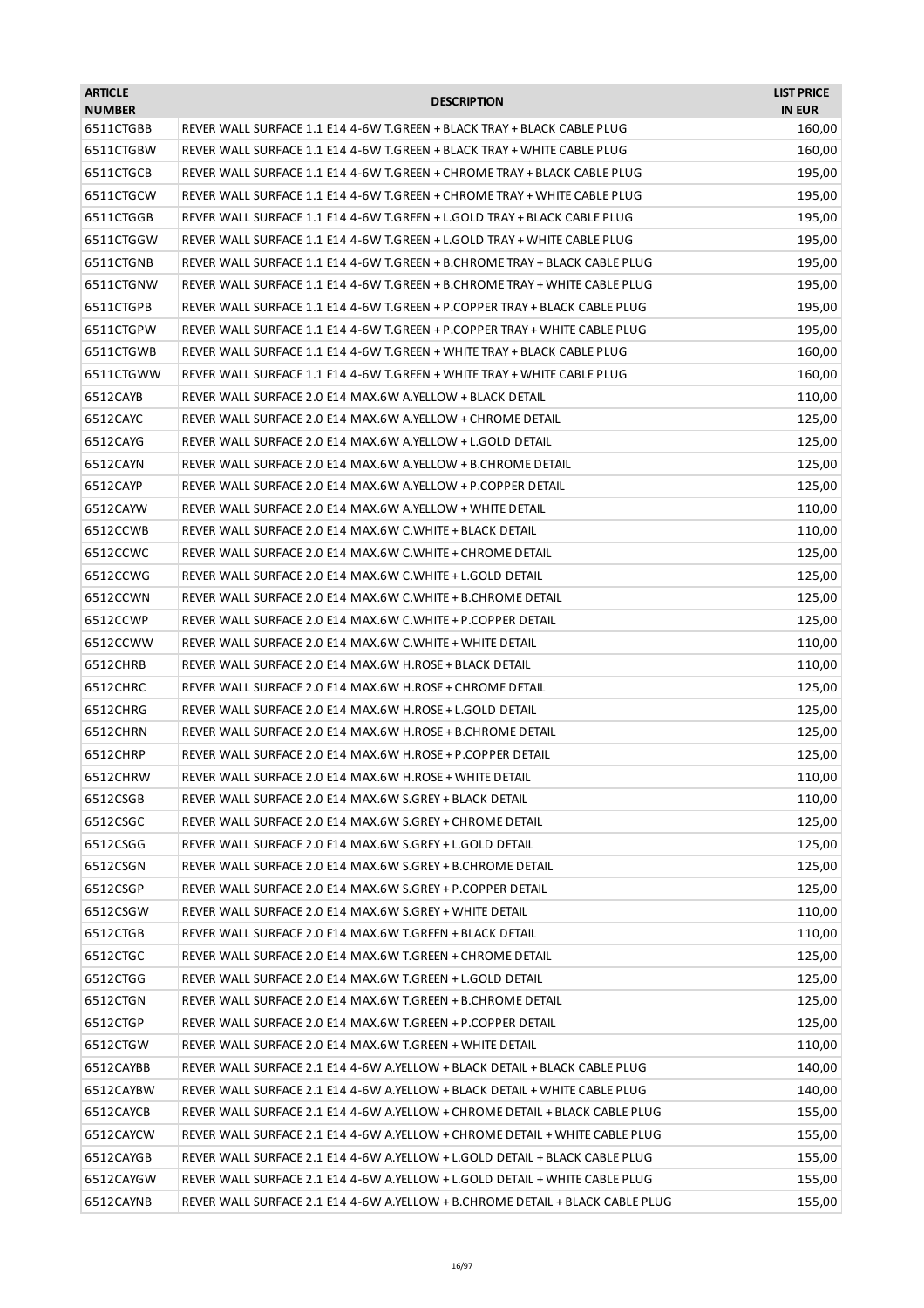| ARTICLE NUMBER | DESCRIPTION | LIST PRICE IN EUR |
|---|---|---|
| 6511CTGBB | REVER WALL SURFACE 1.1 E14 4-6W T.GREEN + BLACK TRAY + BLACK CABLE PLUG | 160,00 |
| 6511CTGBW | REVER WALL SURFACE 1.1 E14 4-6W T.GREEN + BLACK TRAY + WHITE CABLE PLUG | 160,00 |
| 6511CTGCB | REVER WALL SURFACE 1.1 E14 4-6W T.GREEN + CHROME TRAY + BLACK CABLE PLUG | 195,00 |
| 6511CTGCW | REVER WALL SURFACE 1.1 E14 4-6W T.GREEN + CHROME TRAY + WHITE CABLE PLUG | 195,00 |
| 6511CTGGB | REVER WALL SURFACE 1.1 E14 4-6W T.GREEN + L.GOLD TRAY + BLACK CABLE PLUG | 195,00 |
| 6511CTGGW | REVER WALL SURFACE 1.1 E14 4-6W T.GREEN + L.GOLD TRAY + WHITE CABLE PLUG | 195,00 |
| 6511CTGNB | REVER WALL SURFACE 1.1 E14 4-6W T.GREEN + B.CHROME TRAY + BLACK CABLE PLUG | 195,00 |
| 6511CTGNW | REVER WALL SURFACE 1.1 E14 4-6W T.GREEN + B.CHROME TRAY + WHITE CABLE PLUG | 195,00 |
| 6511CTGPB | REVER WALL SURFACE 1.1 E14 4-6W T.GREEN + P.COPPER TRAY + BLACK CABLE PLUG | 195,00 |
| 6511CTGPW | REVER WALL SURFACE 1.1 E14 4-6W T.GREEN + P.COPPER TRAY + WHITE CABLE PLUG | 195,00 |
| 6511CTGWB | REVER WALL SURFACE 1.1 E14 4-6W T.GREEN + WHITE TRAY + BLACK CABLE PLUG | 160,00 |
| 6511CTGWW | REVER WALL SURFACE 1.1 E14 4-6W T.GREEN + WHITE TRAY + WHITE CABLE PLUG | 160,00 |
| 6512CAYB | REVER WALL SURFACE 2.0 E14 MAX.6W A.YELLOW + BLACK DETAIL | 110,00 |
| 6512CAYC | REVER WALL SURFACE 2.0 E14 MAX.6W A.YELLOW + CHROME DETAIL | 125,00 |
| 6512CAYG | REVER WALL SURFACE 2.0 E14 MAX.6W A.YELLOW + L.GOLD DETAIL | 125,00 |
| 6512CAYN | REVER WALL SURFACE 2.0 E14 MAX.6W A.YELLOW + B.CHROME DETAIL | 125,00 |
| 6512CAYP | REVER WALL SURFACE 2.0 E14 MAX.6W A.YELLOW + P.COPPER DETAIL | 125,00 |
| 6512CAYW | REVER WALL SURFACE 2.0 E14 MAX.6W A.YELLOW + WHITE DETAIL | 110,00 |
| 6512CCWB | REVER WALL SURFACE 2.0 E14 MAX.6W C.WHITE + BLACK DETAIL | 110,00 |
| 6512CCWC | REVER WALL SURFACE 2.0 E14 MAX.6W C.WHITE + CHROME DETAIL | 125,00 |
| 6512CCWG | REVER WALL SURFACE 2.0 E14 MAX.6W C.WHITE + L.GOLD DETAIL | 125,00 |
| 6512CCWN | REVER WALL SURFACE 2.0 E14 MAX.6W C.WHITE + B.CHROME DETAIL | 125,00 |
| 6512CCWP | REVER WALL SURFACE 2.0 E14 MAX.6W C.WHITE + P.COPPER DETAIL | 125,00 |
| 6512CCWW | REVER WALL SURFACE 2.0 E14 MAX.6W C.WHITE + WHITE DETAIL | 110,00 |
| 6512CHRB | REVER WALL SURFACE 2.0 E14 MAX.6W H.ROSE + BLACK DETAIL | 110,00 |
| 6512CHRC | REVER WALL SURFACE 2.0 E14 MAX.6W H.ROSE + CHROME DETAIL | 125,00 |
| 6512CHRG | REVER WALL SURFACE 2.0 E14 MAX.6W H.ROSE + L.GOLD DETAIL | 125,00 |
| 6512CHRN | REVER WALL SURFACE 2.0 E14 MAX.6W H.ROSE + B.CHROME DETAIL | 125,00 |
| 6512CHRP | REVER WALL SURFACE 2.0 E14 MAX.6W H.ROSE + P.COPPER DETAIL | 125,00 |
| 6512CHRW | REVER WALL SURFACE 2.0 E14 MAX.6W H.ROSE + WHITE DETAIL | 110,00 |
| 6512CSGB | REVER WALL SURFACE 2.0 E14 MAX.6W S.GREY + BLACK DETAIL | 110,00 |
| 6512CSGC | REVER WALL SURFACE 2.0 E14 MAX.6W S.GREY + CHROME DETAIL | 125,00 |
| 6512CSGG | REVER WALL SURFACE 2.0 E14 MAX.6W S.GREY + L.GOLD DETAIL | 125,00 |
| 6512CSGN | REVER WALL SURFACE 2.0 E14 MAX.6W S.GREY + B.CHROME DETAIL | 125,00 |
| 6512CSGP | REVER WALL SURFACE 2.0 E14 MAX.6W S.GREY + P.COPPER DETAIL | 125,00 |
| 6512CSGW | REVER WALL SURFACE 2.0 E14 MAX.6W S.GREY + WHITE DETAIL | 110,00 |
| 6512CTGB | REVER WALL SURFACE 2.0 E14 MAX.6W T.GREEN + BLACK DETAIL | 110,00 |
| 6512CTGC | REVER WALL SURFACE 2.0 E14 MAX.6W T.GREEN + CHROME DETAIL | 125,00 |
| 6512CTGG | REVER WALL SURFACE 2.0 E14 MAX.6W T.GREEN + L.GOLD DETAIL | 125,00 |
| 6512CTGN | REVER WALL SURFACE 2.0 E14 MAX.6W T.GREEN + B.CHROME DETAIL | 125,00 |
| 6512CTGP | REVER WALL SURFACE 2.0 E14 MAX.6W T.GREEN + P.COPPER DETAIL | 125,00 |
| 6512CTGW | REVER WALL SURFACE 2.0 E14 MAX.6W T.GREEN + WHITE DETAIL | 110,00 |
| 6512CAYBB | REVER WALL SURFACE 2.1 E14 4-6W A.YELLOW + BLACK DETAIL + BLACK CABLE PLUG | 140,00 |
| 6512CAYBW | REVER WALL SURFACE 2.1 E14 4-6W A.YELLOW + BLACK DETAIL + WHITE CABLE PLUG | 140,00 |
| 6512CAYCB | REVER WALL SURFACE 2.1 E14 4-6W A.YELLOW + CHROME DETAIL + BLACK CABLE PLUG | 155,00 |
| 6512CAYCW | REVER WALL SURFACE 2.1 E14 4-6W A.YELLOW + CHROME DETAIL + WHITE CABLE PLUG | 155,00 |
| 6512CAYGB | REVER WALL SURFACE 2.1 E14 4-6W A.YELLOW + L.GOLD DETAIL + BLACK CABLE PLUG | 155,00 |
| 6512CAYGW | REVER WALL SURFACE 2.1 E14 4-6W A.YELLOW + L.GOLD DETAIL + WHITE CABLE PLUG | 155,00 |
| 6512CAYNB | REVER WALL SURFACE 2.1 E14 4-6W A.YELLOW + B.CHROME DETAIL + BLACK CABLE PLUG | 155,00 |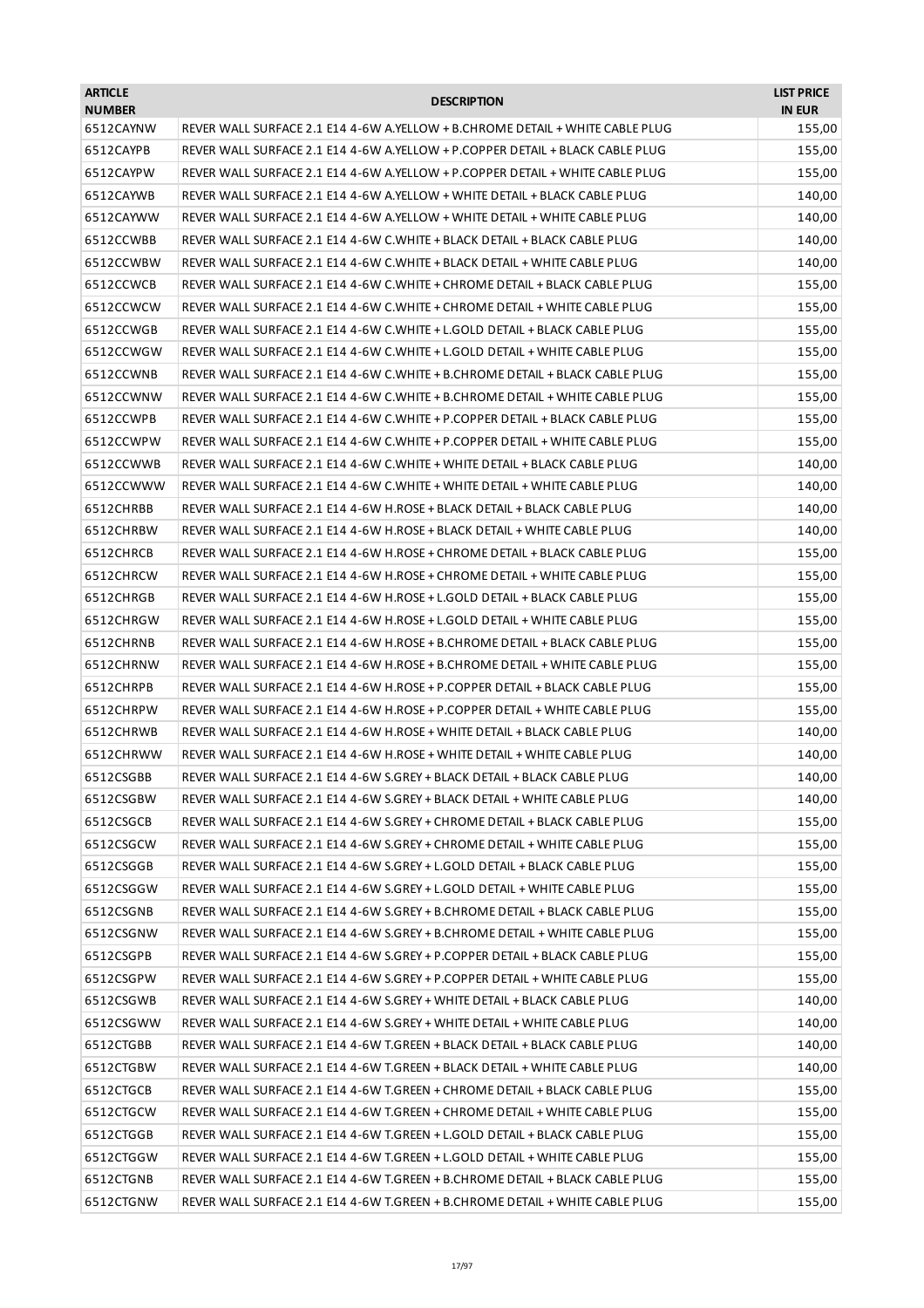| ARTICLE NUMBER | DESCRIPTION | LIST PRICE IN EUR |
|---|---|---|
| 6512CAYNW | REVER WALL SURFACE 2.1 E14 4-6W A.YELLOW + B.CHROME DETAIL + WHITE CABLE PLUG | 155,00 |
| 6512CAYPB | REVER WALL SURFACE 2.1 E14 4-6W A.YELLOW + P.COPPER DETAIL + BLACK CABLE PLUG | 155,00 |
| 6512CAYPW | REVER WALL SURFACE 2.1 E14 4-6W A.YELLOW + P.COPPER DETAIL + WHITE CABLE PLUG | 155,00 |
| 6512CAYWB | REVER WALL SURFACE 2.1 E14 4-6W A.YELLOW + WHITE DETAIL + BLACK CABLE PLUG | 140,00 |
| 6512CAYWW | REVER WALL SURFACE 2.1 E14 4-6W A.YELLOW + WHITE DETAIL + WHITE CABLE PLUG | 140,00 |
| 6512CCWBB | REVER WALL SURFACE 2.1 E14 4-6W C.WHITE + BLACK DETAIL + BLACK CABLE PLUG | 140,00 |
| 6512CCWBW | REVER WALL SURFACE 2.1 E14 4-6W C.WHITE + BLACK DETAIL + WHITE CABLE PLUG | 140,00 |
| 6512CCWCB | REVER WALL SURFACE 2.1 E14 4-6W C.WHITE + CHROME DETAIL + BLACK CABLE PLUG | 155,00 |
| 6512CCWCW | REVER WALL SURFACE 2.1 E14 4-6W C.WHITE + CHROME DETAIL + WHITE CABLE PLUG | 155,00 |
| 6512CCWGB | REVER WALL SURFACE 2.1 E14 4-6W C.WHITE + L.GOLD DETAIL + BLACK CABLE PLUG | 155,00 |
| 6512CCWGW | REVER WALL SURFACE 2.1 E14 4-6W C.WHITE + L.GOLD DETAIL + WHITE CABLE PLUG | 155,00 |
| 6512CCWNB | REVER WALL SURFACE 2.1 E14 4-6W C.WHITE + B.CHROME DETAIL + BLACK CABLE PLUG | 155,00 |
| 6512CCWNW | REVER WALL SURFACE 2.1 E14 4-6W C.WHITE + B.CHROME DETAIL + WHITE CABLE PLUG | 155,00 |
| 6512CCWPB | REVER WALL SURFACE 2.1 E14 4-6W C.WHITE + P.COPPER DETAIL + BLACK CABLE PLUG | 155,00 |
| 6512CCWPW | REVER WALL SURFACE 2.1 E14 4-6W C.WHITE + P.COPPER DETAIL + WHITE CABLE PLUG | 155,00 |
| 6512CCWWB | REVER WALL SURFACE 2.1 E14 4-6W C.WHITE + WHITE DETAIL + BLACK CABLE PLUG | 140,00 |
| 6512CCWWW | REVER WALL SURFACE 2.1 E14 4-6W C.WHITE + WHITE DETAIL + WHITE CABLE PLUG | 140,00 |
| 6512CHRBB | REVER WALL SURFACE 2.1 E14 4-6W H.ROSE + BLACK DETAIL + BLACK CABLE PLUG | 140,00 |
| 6512CHRBW | REVER WALL SURFACE 2.1 E14 4-6W H.ROSE + BLACK DETAIL + WHITE CABLE PLUG | 140,00 |
| 6512CHRCB | REVER WALL SURFACE 2.1 E14 4-6W H.ROSE + CHROME DETAIL + BLACK CABLE PLUG | 155,00 |
| 6512CHRCW | REVER WALL SURFACE 2.1 E14 4-6W H.ROSE + CHROME DETAIL + WHITE CABLE PLUG | 155,00 |
| 6512CHRGB | REVER WALL SURFACE 2.1 E14 4-6W H.ROSE + L.GOLD DETAIL + BLACK CABLE PLUG | 155,00 |
| 6512CHRGW | REVER WALL SURFACE 2.1 E14 4-6W H.ROSE + L.GOLD DETAIL + WHITE CABLE PLUG | 155,00 |
| 6512CHRNB | REVER WALL SURFACE 2.1 E14 4-6W H.ROSE + B.CHROME DETAIL + BLACK CABLE PLUG | 155,00 |
| 6512CHRNW | REVER WALL SURFACE 2.1 E14 4-6W H.ROSE + B.CHROME DETAIL + WHITE CABLE PLUG | 155,00 |
| 6512CHRPB | REVER WALL SURFACE 2.1 E14 4-6W H.ROSE + P.COPPER DETAIL + BLACK CABLE PLUG | 155,00 |
| 6512CHRPW | REVER WALL SURFACE 2.1 E14 4-6W H.ROSE + P.COPPER DETAIL + WHITE CABLE PLUG | 155,00 |
| 6512CHRWB | REVER WALL SURFACE 2.1 E14 4-6W H.ROSE + WHITE DETAIL + BLACK CABLE PLUG | 140,00 |
| 6512CHRWW | REVER WALL SURFACE 2.1 E14 4-6W H.ROSE + WHITE DETAIL + WHITE CABLE PLUG | 140,00 |
| 6512CSGBB | REVER WALL SURFACE 2.1 E14 4-6W S.GREY + BLACK DETAIL + BLACK CABLE PLUG | 140,00 |
| 6512CSGBW | REVER WALL SURFACE 2.1 E14 4-6W S.GREY + BLACK DETAIL + WHITE CABLE PLUG | 140,00 |
| 6512CSGCB | REVER WALL SURFACE 2.1 E14 4-6W S.GREY + CHROME DETAIL + BLACK CABLE PLUG | 155,00 |
| 6512CSGCW | REVER WALL SURFACE 2.1 E14 4-6W S.GREY + CHROME DETAIL + WHITE CABLE PLUG | 155,00 |
| 6512CSGGB | REVER WALL SURFACE 2.1 E14 4-6W S.GREY + L.GOLD DETAIL + BLACK CABLE PLUG | 155,00 |
| 6512CSGGW | REVER WALL SURFACE 2.1 E14 4-6W S.GREY + L.GOLD DETAIL + WHITE CABLE PLUG | 155,00 |
| 6512CSGNB | REVER WALL SURFACE 2.1 E14 4-6W S.GREY + B.CHROME DETAIL + BLACK CABLE PLUG | 155,00 |
| 6512CSGNW | REVER WALL SURFACE 2.1 E14 4-6W S.GREY + B.CHROME DETAIL + WHITE CABLE PLUG | 155,00 |
| 6512CSGPB | REVER WALL SURFACE 2.1 E14 4-6W S.GREY + P.COPPER DETAIL + BLACK CABLE PLUG | 155,00 |
| 6512CSGPW | REVER WALL SURFACE 2.1 E14 4-6W S.GREY + P.COPPER DETAIL + WHITE CABLE PLUG | 155,00 |
| 6512CSGWB | REVER WALL SURFACE 2.1 E14 4-6W S.GREY + WHITE DETAIL + BLACK CABLE PLUG | 140,00 |
| 6512CSGWW | REVER WALL SURFACE 2.1 E14 4-6W S.GREY + WHITE DETAIL + WHITE CABLE PLUG | 140,00 |
| 6512CTGBB | REVER WALL SURFACE 2.1 E14 4-6W T.GREEN + BLACK DETAIL + BLACK CABLE PLUG | 140,00 |
| 6512CTGBW | REVER WALL SURFACE 2.1 E14 4-6W T.GREEN + BLACK DETAIL + WHITE CABLE PLUG | 140,00 |
| 6512CTGCB | REVER WALL SURFACE 2.1 E14 4-6W T.GREEN + CHROME DETAIL + BLACK CABLE PLUG | 155,00 |
| 6512CTGCW | REVER WALL SURFACE 2.1 E14 4-6W T.GREEN + CHROME DETAIL + WHITE CABLE PLUG | 155,00 |
| 6512CTGGB | REVER WALL SURFACE 2.1 E14 4-6W T.GREEN + L.GOLD DETAIL + BLACK CABLE PLUG | 155,00 |
| 6512CTGGW | REVER WALL SURFACE 2.1 E14 4-6W T.GREEN + L.GOLD DETAIL + WHITE CABLE PLUG | 155,00 |
| 6512CTGNB | REVER WALL SURFACE 2.1 E14 4-6W T.GREEN + B.CHROME DETAIL + BLACK CABLE PLUG | 155,00 |
| 6512CTGNW | REVER WALL SURFACE 2.1 E14 4-6W T.GREEN + B.CHROME DETAIL + WHITE CABLE PLUG | 155,00 |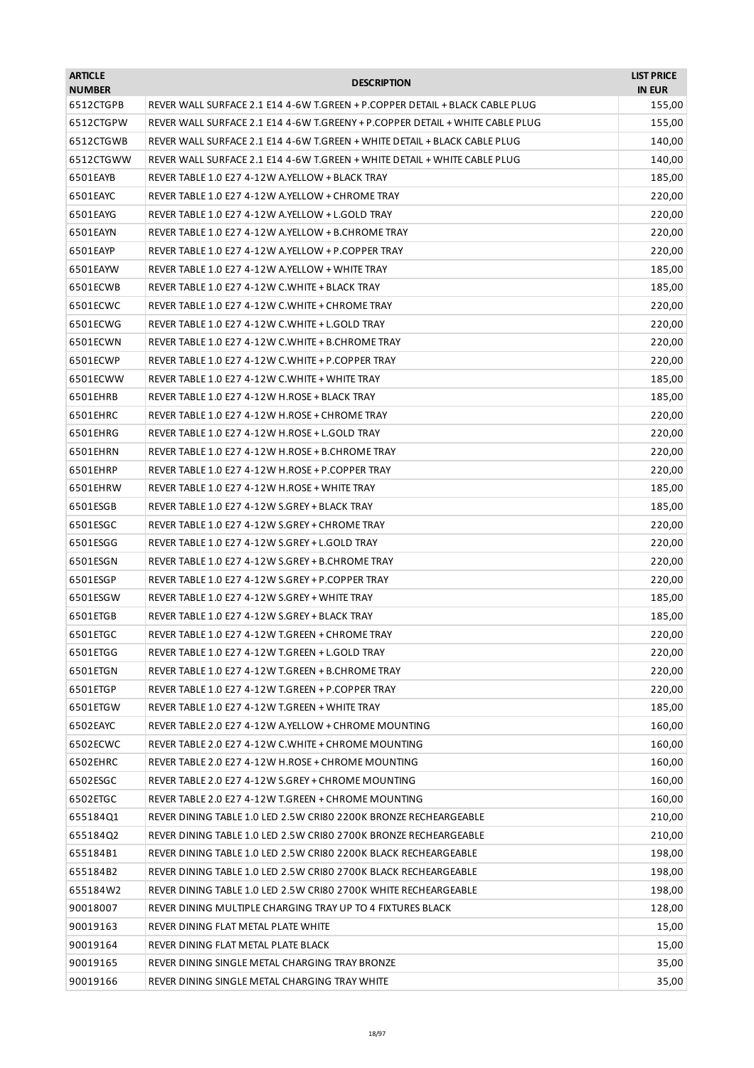| ARTICLE NUMBER | DESCRIPTION | LIST PRICE IN EUR |
|---|---|---|
| 6512CTGPB | REVER WALL SURFACE 2.1 E14 4-6W T.GREEN + P.COPPER DETAIL + BLACK CABLE PLUG | 155,00 |
| 6512CTGPW | REVER WALL SURFACE 2.1 E14 4-6W T.GREENY + P.COPPER DETAIL + WHITE CABLE PLUG | 155,00 |
| 6512CTGWB | REVER WALL SURFACE 2.1 E14 4-6W T.GREEN + WHITE DETAIL + BLACK CABLE PLUG | 140,00 |
| 6512CTGWW | REVER WALL SURFACE 2.1 E14 4-6W T.GREEN + WHITE DETAIL + WHITE CABLE PLUG | 140,00 |
| 6501EAYB | REVER TABLE 1.0 E27 4-12W A.YELLOW + BLACK TRAY | 185,00 |
| 6501EAYC | REVER TABLE 1.0 E27 4-12W A.YELLOW + CHROME TRAY | 220,00 |
| 6501EAYG | REVER TABLE 1.0 E27 4-12W A.YELLOW + L.GOLD TRAY | 220,00 |
| 6501EAYN | REVER TABLE 1.0 E27 4-12W A.YELLOW + B.CHROME TRAY | 220,00 |
| 6501EAYP | REVER TABLE 1.0 E27 4-12W A.YELLOW + P.COPPER TRAY | 220,00 |
| 6501EAYW | REVER TABLE 1.0 E27 4-12W A.YELLOW + WHITE TRAY | 185,00 |
| 6501ECWB | REVER TABLE 1.0 E27 4-12W C.WHITE + BLACK TRAY | 185,00 |
| 6501ECWC | REVER TABLE 1.0 E27 4-12W C.WHITE + CHROME TRAY | 220,00 |
| 6501ECWG | REVER TABLE 1.0 E27 4-12W C.WHITE + L.GOLD TRAY | 220,00 |
| 6501ECWN | REVER TABLE 1.0 E27 4-12W C.WHITE + B.CHROME TRAY | 220,00 |
| 6501ECWP | REVER TABLE 1.0 E27 4-12W C.WHITE + P.COPPER TRAY | 220,00 |
| 6501ECWW | REVER TABLE 1.0 E27 4-12W C.WHITE + WHITE TRAY | 185,00 |
| 6501EHRB | REVER TABLE 1.0 E27 4-12W H.ROSE + BLACK TRAY | 185,00 |
| 6501EHRC | REVER TABLE 1.0 E27 4-12W H.ROSE + CHROME TRAY | 220,00 |
| 6501EHRG | REVER TABLE 1.0 E27 4-12W H.ROSE + L.GOLD TRAY | 220,00 |
| 6501EHRN | REVER TABLE 1.0 E27 4-12W H.ROSE + B.CHROME TRAY | 220,00 |
| 6501EHRP | REVER TABLE 1.0 E27 4-12W H.ROSE + P.COPPER TRAY | 220,00 |
| 6501EHRW | REVER TABLE 1.0 E27 4-12W H.ROSE + WHITE TRAY | 185,00 |
| 6501ESGB | REVER TABLE 1.0 E27 4-12W S.GREY + BLACK TRAY | 185,00 |
| 6501ESGC | REVER TABLE 1.0 E27 4-12W S.GREY + CHROME TRAY | 220,00 |
| 6501ESGG | REVER TABLE 1.0 E27 4-12W S.GREY + L.GOLD TRAY | 220,00 |
| 6501ESGN | REVER TABLE 1.0 E27 4-12W S.GREY + B.CHROME TRAY | 220,00 |
| 6501ESGP | REVER TABLE 1.0 E27 4-12W S.GREY + P.COPPER TRAY | 220,00 |
| 6501ESGW | REVER TABLE 1.0 E27 4-12W S.GREY + WHITE TRAY | 185,00 |
| 6501ETGB | REVER TABLE 1.0 E27 4-12W S.GREY + BLACK TRAY | 185,00 |
| 6501ETGC | REVER TABLE 1.0 E27 4-12W T.GREEN + CHROME TRAY | 220,00 |
| 6501ETGG | REVER TABLE 1.0 E27 4-12W T.GREEN + L.GOLD TRAY | 220,00 |
| 6501ETGN | REVER TABLE 1.0 E27 4-12W T.GREEN + B.CHROME TRAY | 220,00 |
| 6501ETGP | REVER TABLE 1.0 E27 4-12W T.GREEN + P.COPPER TRAY | 220,00 |
| 6501ETGW | REVER TABLE 1.0 E27 4-12W T.GREEN + WHITE TRAY | 185,00 |
| 6502EAYC | REVER TABLE 2.0 E27 4-12W A.YELLOW + CHROME MOUNTING | 160,00 |
| 6502ECWC | REVER TABLE 2.0 E27 4-12W C.WHITE + CHROME MOUNTING | 160,00 |
| 6502EHRC | REVER TABLE 2.0 E27 4-12W H.ROSE + CHROME MOUNTING | 160,00 |
| 6502ESGC | REVER TABLE 2.0 E27 4-12W S.GREY + CHROME MOUNTING | 160,00 |
| 6502ETGC | REVER TABLE 2.0 E27 4-12W T.GREEN + CHROME MOUNTING | 160,00 |
| 655184Q1 | REVER DINING TABLE 1.0 LED 2.5W CRI80 2200K BRONZE RECHEARGEABLE | 210,00 |
| 655184Q2 | REVER DINING TABLE 1.0 LED 2.5W CRI80 2700K BRONZE RECHEARGEABLE | 210,00 |
| 655184B1 | REVER DINING TABLE 1.0 LED 2.5W CRI80 2200K BLACK RECHEARGEABLE | 198,00 |
| 655184B2 | REVER DINING TABLE 1.0 LED 2.5W CRI80 2700K BLACK RECHEARGEABLE | 198,00 |
| 655184W2 | REVER DINING TABLE 1.0 LED 2.5W CRI80 2700K WHITE RECHEARGEABLE | 198,00 |
| 90018007 | REVER DINING MULTIPLE CHARGING TRAY UP TO 4 FIXTURES BLACK | 128,00 |
| 90019163 | REVER DINING FLAT METAL PLATE WHITE | 15,00 |
| 90019164 | REVER DINING FLAT METAL PLATE BLACK | 15,00 |
| 90019165 | REVER DINING SINGLE METAL CHARGING TRAY BRONZE | 35,00 |
| 90019166 | REVER DINING SINGLE METAL CHARGING TRAY WHITE | 35,00 |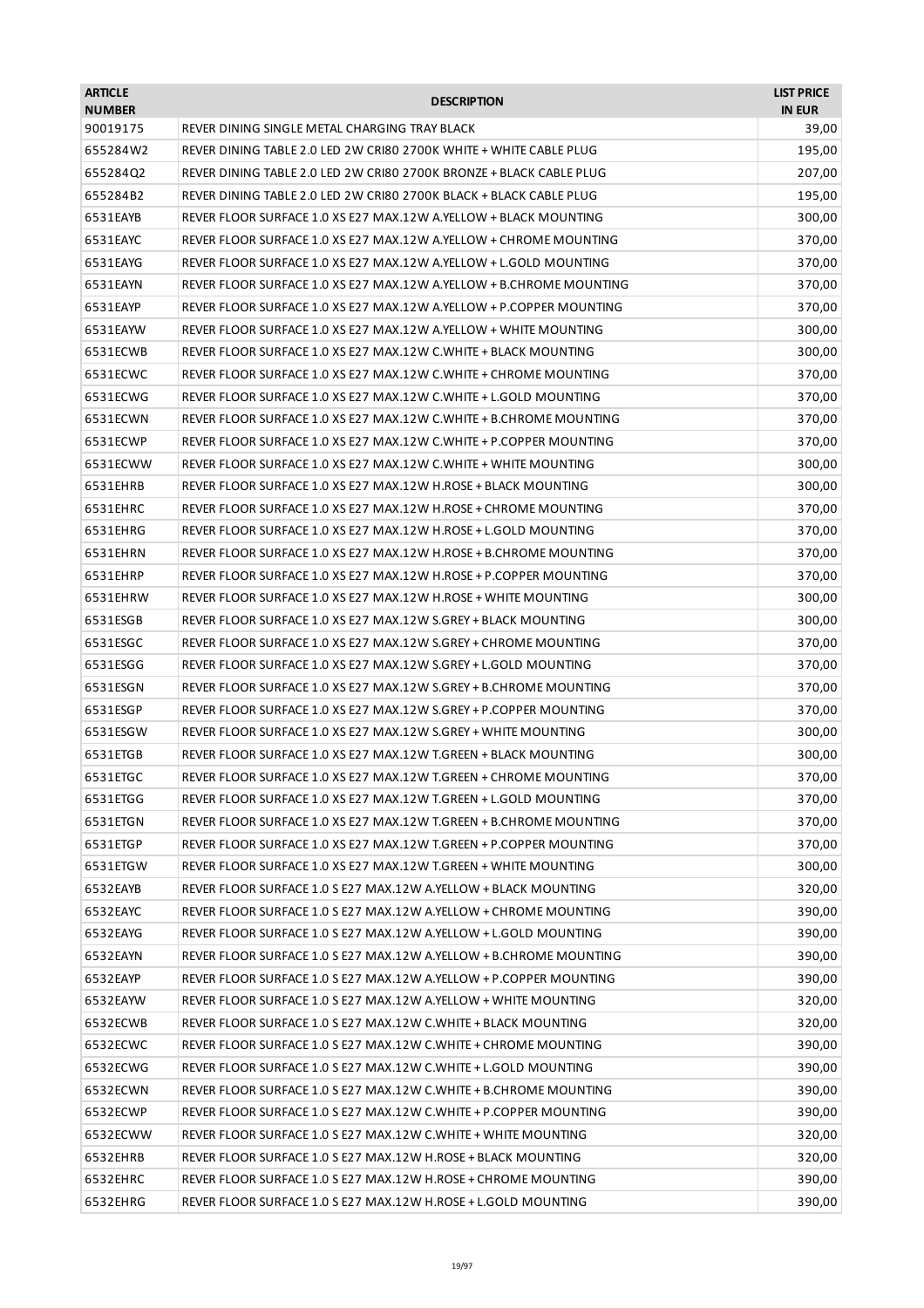| ARTICLE NUMBER | DESCRIPTION | LIST PRICE IN EUR |
|---|---|---|
| 90019175 | REVER DINING SINGLE METAL CHARGING TRAY BLACK | 39,00 |
| 655284W2 | REVER DINING TABLE 2.0 LED 2W CRI80 2700K WHITE + WHITE CABLE PLUG | 195,00 |
| 655284Q2 | REVER DINING TABLE 2.0 LED 2W CRI80 2700K BRONZE + BLACK CABLE PLUG | 207,00 |
| 655284B2 | REVER DINING TABLE 2.0 LED 2W CRI80 2700K BLACK + BLACK CABLE PLUG | 195,00 |
| 6531EAYB | REVER FLOOR SURFACE 1.0 XS E27 MAX.12W A.YELLOW + BLACK MOUNTING | 300,00 |
| 6531EAYC | REVER FLOOR SURFACE 1.0 XS E27 MAX.12W A.YELLOW + CHROME MOUNTING | 370,00 |
| 6531EAYG | REVER FLOOR SURFACE 1.0 XS E27 MAX.12W A.YELLOW + L.GOLD MOUNTING | 370,00 |
| 6531EAYN | REVER FLOOR SURFACE 1.0 XS E27 MAX.12W A.YELLOW + B.CHROME MOUNTING | 370,00 |
| 6531EAYP | REVER FLOOR SURFACE 1.0 XS E27 MAX.12W A.YELLOW + P.COPPER MOUNTING | 370,00 |
| 6531EAYW | REVER FLOOR SURFACE 1.0 XS E27 MAX.12W A.YELLOW + WHITE MOUNTING | 300,00 |
| 6531ECWB | REVER FLOOR SURFACE 1.0 XS E27 MAX.12W C.WHITE + BLACK MOUNTING | 300,00 |
| 6531ECWC | REVER FLOOR SURFACE 1.0 XS E27 MAX.12W C.WHITE + CHROME MOUNTING | 370,00 |
| 6531ECWG | REVER FLOOR SURFACE 1.0 XS E27 MAX.12W C.WHITE + L.GOLD MOUNTING | 370,00 |
| 6531ECWN | REVER FLOOR SURFACE 1.0 XS E27 MAX.12W C.WHITE + B.CHROME MOUNTING | 370,00 |
| 6531ECWP | REVER FLOOR SURFACE 1.0 XS E27 MAX.12W C.WHITE + P.COPPER MOUNTING | 370,00 |
| 6531ECWW | REVER FLOOR SURFACE 1.0 XS E27 MAX.12W C.WHITE + WHITE MOUNTING | 300,00 |
| 6531EHRB | REVER FLOOR SURFACE 1.0 XS E27 MAX.12W H.ROSE + BLACK MOUNTING | 300,00 |
| 6531EHRC | REVER FLOOR SURFACE 1.0 XS E27 MAX.12W H.ROSE + CHROME MOUNTING | 370,00 |
| 6531EHRG | REVER FLOOR SURFACE 1.0 XS E27 MAX.12W H.ROSE + L.GOLD MOUNTING | 370,00 |
| 6531EHRN | REVER FLOOR SURFACE 1.0 XS E27 MAX.12W H.ROSE + B.CHROME MOUNTING | 370,00 |
| 6531EHRP | REVER FLOOR SURFACE 1.0 XS E27 MAX.12W H.ROSE + P.COPPER MOUNTING | 370,00 |
| 6531EHRW | REVER FLOOR SURFACE 1.0 XS E27 MAX.12W H.ROSE + WHITE MOUNTING | 300,00 |
| 6531ESGB | REVER FLOOR SURFACE 1.0 XS E27 MAX.12W S.GREY + BLACK MOUNTING | 300,00 |
| 6531ESGC | REVER FLOOR SURFACE 1.0 XS E27 MAX.12W S.GREY + CHROME MOUNTING | 370,00 |
| 6531ESGG | REVER FLOOR SURFACE 1.0 XS E27 MAX.12W S.GREY + L.GOLD MOUNTING | 370,00 |
| 6531ESGN | REVER FLOOR SURFACE 1.0 XS E27 MAX.12W S.GREY + B.CHROME MOUNTING | 370,00 |
| 6531ESGP | REVER FLOOR SURFACE 1.0 XS E27 MAX.12W S.GREY + P.COPPER MOUNTING | 370,00 |
| 6531ESGW | REVER FLOOR SURFACE 1.0 XS E27 MAX.12W S.GREY + WHITE MOUNTING | 300,00 |
| 6531ETGB | REVER FLOOR SURFACE 1.0 XS E27 MAX.12W T.GREEN + BLACK MOUNTING | 300,00 |
| 6531ETGC | REVER FLOOR SURFACE 1.0 XS E27 MAX.12W T.GREEN + CHROME MOUNTING | 370,00 |
| 6531ETGG | REVER FLOOR SURFACE 1.0 XS E27 MAX.12W T.GREEN + L.GOLD MOUNTING | 370,00 |
| 6531ETGN | REVER FLOOR SURFACE 1.0 XS E27 MAX.12W T.GREEN + B.CHROME MOUNTING | 370,00 |
| 6531ETGP | REVER FLOOR SURFACE 1.0 XS E27 MAX.12W T.GREEN + P.COPPER MOUNTING | 370,00 |
| 6531ETGW | REVER FLOOR SURFACE 1.0 XS E27 MAX.12W T.GREEN + WHITE MOUNTING | 300,00 |
| 6532EAYB | REVER FLOOR SURFACE 1.0 S E27 MAX.12W A.YELLOW + BLACK MOUNTING | 320,00 |
| 6532EAYC | REVER FLOOR SURFACE 1.0 S E27 MAX.12W A.YELLOW + CHROME MOUNTING | 390,00 |
| 6532EAYG | REVER FLOOR SURFACE 1.0 S E27 MAX.12W A.YELLOW + L.GOLD MOUNTING | 390,00 |
| 6532EAYN | REVER FLOOR SURFACE 1.0 S E27 MAX.12W A.YELLOW + B.CHROME MOUNTING | 390,00 |
| 6532EAYP | REVER FLOOR SURFACE 1.0 S E27 MAX.12W A.YELLOW + P.COPPER MOUNTING | 390,00 |
| 6532EAYW | REVER FLOOR SURFACE 1.0 S E27 MAX.12W A.YELLOW + WHITE MOUNTING | 320,00 |
| 6532ECWB | REVER FLOOR SURFACE 1.0 S E27 MAX.12W C.WHITE + BLACK MOUNTING | 320,00 |
| 6532ECWC | REVER FLOOR SURFACE 1.0 S E27 MAX.12W C.WHITE + CHROME MOUNTING | 390,00 |
| 6532ECWG | REVER FLOOR SURFACE 1.0 S E27 MAX.12W C.WHITE + L.GOLD MOUNTING | 390,00 |
| 6532ECWN | REVER FLOOR SURFACE 1.0 S E27 MAX.12W C.WHITE + B.CHROME MOUNTING | 390,00 |
| 6532ECWP | REVER FLOOR SURFACE 1.0 S E27 MAX.12W C.WHITE + P.COPPER MOUNTING | 390,00 |
| 6532ECWW | REVER FLOOR SURFACE 1.0 S E27 MAX.12W C.WHITE + WHITE MOUNTING | 320,00 |
| 6532EHRB | REVER FLOOR SURFACE 1.0 S E27 MAX.12W H.ROSE + BLACK MOUNTING | 320,00 |
| 6532EHRC | REVER FLOOR SURFACE 1.0 S E27 MAX.12W H.ROSE + CHROME MOUNTING | 390,00 |
| 6532EHRG | REVER FLOOR SURFACE 1.0 S E27 MAX.12W H.ROSE + L.GOLD MOUNTING | 390,00 |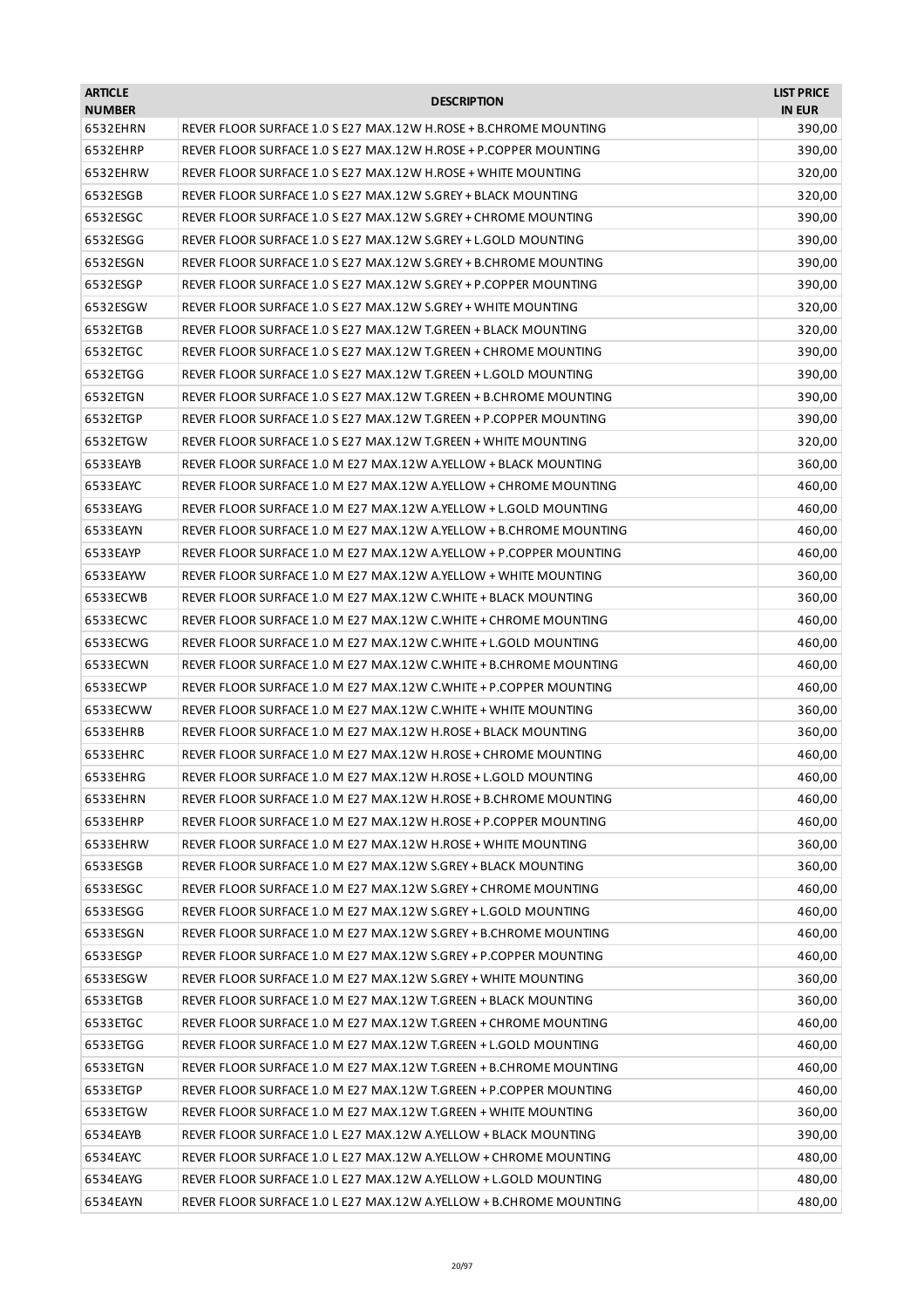| ARTICLE NUMBER | DESCRIPTION | LIST PRICE IN EUR |
|---|---|---|
| 6532EHRN | REVER FLOOR SURFACE 1.0 S E27 MAX.12W H.ROSE + B.CHROME MOUNTING | 390,00 |
| 6532EHRP | REVER FLOOR SURFACE 1.0 S E27 MAX.12W H.ROSE + P.COPPER MOUNTING | 390,00 |
| 6532EHRW | REVER FLOOR SURFACE 1.0 S E27 MAX.12W H.ROSE + WHITE MOUNTING | 320,00 |
| 6532ESGB | REVER FLOOR SURFACE 1.0 S E27 MAX.12W S.GREY + BLACK MOUNTING | 320,00 |
| 6532ESGC | REVER FLOOR SURFACE 1.0 S E27 MAX.12W S.GREY + CHROME MOUNTING | 390,00 |
| 6532ESGG | REVER FLOOR SURFACE 1.0 S E27 MAX.12W S.GREY + L.GOLD MOUNTING | 390,00 |
| 6532ESGN | REVER FLOOR SURFACE 1.0 S E27 MAX.12W S.GREY + B.CHROME MOUNTING | 390,00 |
| 6532ESGP | REVER FLOOR SURFACE 1.0 S E27 MAX.12W S.GREY + P.COPPER MOUNTING | 390,00 |
| 6532ESGW | REVER FLOOR SURFACE 1.0 S E27 MAX.12W S.GREY + WHITE MOUNTING | 320,00 |
| 6532ETGB | REVER FLOOR SURFACE 1.0 S E27 MAX.12W T.GREEN + BLACK MOUNTING | 320,00 |
| 6532ETGC | REVER FLOOR SURFACE 1.0 S E27 MAX.12W T.GREEN + CHROME MOUNTING | 390,00 |
| 6532ETGG | REVER FLOOR SURFACE 1.0 S E27 MAX.12W T.GREEN + L.GOLD MOUNTING | 390,00 |
| 6532ETGN | REVER FLOOR SURFACE 1.0 S E27 MAX.12W T.GREEN + B.CHROME MOUNTING | 390,00 |
| 6532ETGP | REVER FLOOR SURFACE 1.0 S E27 MAX.12W T.GREEN + P.COPPER MOUNTING | 390,00 |
| 6532ETGW | REVER FLOOR SURFACE 1.0 S E27 MAX.12W T.GREEN + WHITE MOUNTING | 320,00 |
| 6533EAYB | REVER FLOOR SURFACE 1.0 M E27 MAX.12W A.YELLOW + BLACK MOUNTING | 360,00 |
| 6533EAYC | REVER FLOOR SURFACE 1.0 M E27 MAX.12W A.YELLOW + CHROME MOUNTING | 460,00 |
| 6533EAYG | REVER FLOOR SURFACE 1.0 M E27 MAX.12W A.YELLOW + L.GOLD MOUNTING | 460,00 |
| 6533EAYN | REVER FLOOR SURFACE 1.0 M E27 MAX.12W A.YELLOW + B.CHROME MOUNTING | 460,00 |
| 6533EAYP | REVER FLOOR SURFACE 1.0 M E27 MAX.12W A.YELLOW + P.COPPER MOUNTING | 460,00 |
| 6533EAYW | REVER FLOOR SURFACE 1.0 M E27 MAX.12W A.YELLOW + WHITE MOUNTING | 360,00 |
| 6533ECWB | REVER FLOOR SURFACE 1.0 M E27 MAX.12W C.WHITE + BLACK MOUNTING | 360,00 |
| 6533ECWC | REVER FLOOR SURFACE 1.0 M E27 MAX.12W C.WHITE + CHROME MOUNTING | 460,00 |
| 6533ECWG | REVER FLOOR SURFACE 1.0 M E27 MAX.12W C.WHITE + L.GOLD MOUNTING | 460,00 |
| 6533ECWN | REVER FLOOR SURFACE 1.0 M E27 MAX.12W C.WHITE + B.CHROME MOUNTING | 460,00 |
| 6533ECWP | REVER FLOOR SURFACE 1.0 M E27 MAX.12W C.WHITE + P.COPPER MOUNTING | 460,00 |
| 6533ECWW | REVER FLOOR SURFACE 1.0 M E27 MAX.12W C.WHITE + WHITE MOUNTING | 360,00 |
| 6533EHRB | REVER FLOOR SURFACE 1.0 M E27 MAX.12W H.ROSE + BLACK MOUNTING | 360,00 |
| 6533EHRC | REVER FLOOR SURFACE 1.0 M E27 MAX.12W H.ROSE + CHROME MOUNTING | 460,00 |
| 6533EHRG | REVER FLOOR SURFACE 1.0 M E27 MAX.12W H.ROSE + L.GOLD MOUNTING | 460,00 |
| 6533EHRN | REVER FLOOR SURFACE 1.0 M E27 MAX.12W H.ROSE + B.CHROME MOUNTING | 460,00 |
| 6533EHRP | REVER FLOOR SURFACE 1.0 M E27 MAX.12W H.ROSE + P.COPPER MOUNTING | 460,00 |
| 6533EHRW | REVER FLOOR SURFACE 1.0 M E27 MAX.12W H.ROSE + WHITE MOUNTING | 360,00 |
| 6533ESGB | REVER FLOOR SURFACE 1.0 M E27 MAX.12W S.GREY + BLACK MOUNTING | 360,00 |
| 6533ESGC | REVER FLOOR SURFACE 1.0 M E27 MAX.12W S.GREY + CHROME MOUNTING | 460,00 |
| 6533ESGG | REVER FLOOR SURFACE 1.0 M E27 MAX.12W S.GREY + L.GOLD MOUNTING | 460,00 |
| 6533ESGN | REVER FLOOR SURFACE 1.0 M E27 MAX.12W S.GREY + B.CHROME MOUNTING | 460,00 |
| 6533ESGP | REVER FLOOR SURFACE 1.0 M E27 MAX.12W S.GREY + P.COPPER MOUNTING | 460,00 |
| 6533ESGW | REVER FLOOR SURFACE 1.0 M E27 MAX.12W S.GREY + WHITE MOUNTING | 360,00 |
| 6533ETGB | REVER FLOOR SURFACE 1.0 M E27 MAX.12W T.GREEN + BLACK MOUNTING | 360,00 |
| 6533ETGC | REVER FLOOR SURFACE 1.0 M E27 MAX.12W T.GREEN + CHROME MOUNTING | 460,00 |
| 6533ETGG | REVER FLOOR SURFACE 1.0 M E27 MAX.12W T.GREEN + L.GOLD MOUNTING | 460,00 |
| 6533ETGN | REVER FLOOR SURFACE 1.0 M E27 MAX.12W T.GREEN + B.CHROME MOUNTING | 460,00 |
| 6533ETGP | REVER FLOOR SURFACE 1.0 M E27 MAX.12W T.GREEN + P.COPPER MOUNTING | 460,00 |
| 6533ETGW | REVER FLOOR SURFACE 1.0 M E27 MAX.12W T.GREEN + WHITE MOUNTING | 360,00 |
| 6534EAYB | REVER FLOOR SURFACE 1.0 L E27 MAX.12W A.YELLOW + BLACK MOUNTING | 390,00 |
| 6534EAYC | REVER FLOOR SURFACE 1.0 L E27 MAX.12W A.YELLOW + CHROME MOUNTING | 480,00 |
| 6534EAYG | REVER FLOOR SURFACE 1.0 L E27 MAX.12W A.YELLOW + L.GOLD MOUNTING | 480,00 |
| 6534EAYN | REVER FLOOR SURFACE 1.0 L E27 MAX.12W A.YELLOW + B.CHROME MOUNTING | 480,00 |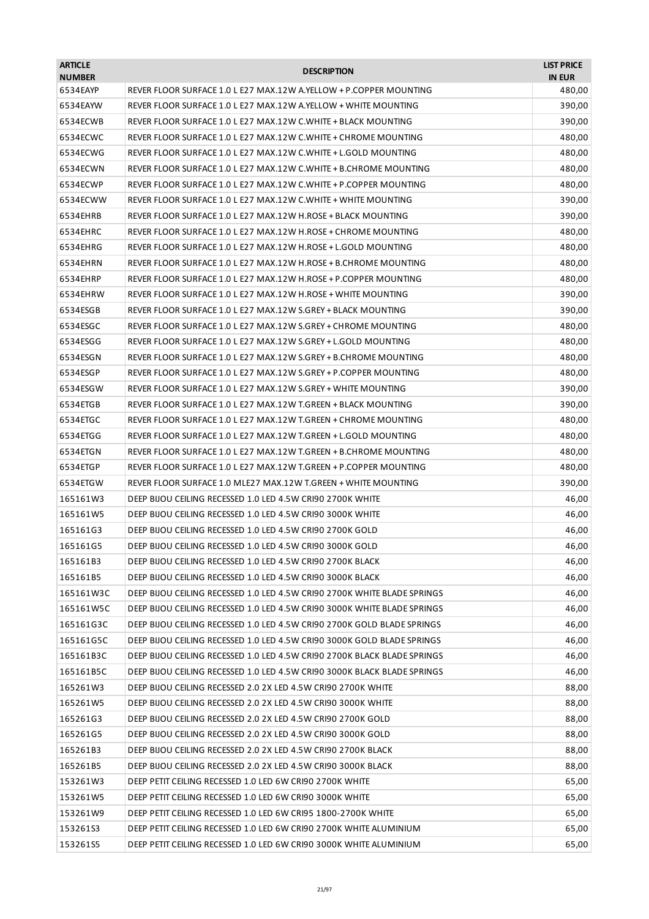| ARTICLE NUMBER | DESCRIPTION | LIST PRICE IN EUR |
|---|---|---|
| 6534EAYP | REVER FLOOR SURFACE 1.0 L E27 MAX.12W A.YELLOW + P.COPPER MOUNTING | 480,00 |
| 6534EAYW | REVER FLOOR SURFACE 1.0 L E27 MAX.12W A.YELLOW + WHITE MOUNTING | 390,00 |
| 6534ECWB | REVER FLOOR SURFACE 1.0 L E27 MAX.12W C.WHITE + BLACK MOUNTING | 390,00 |
| 6534ECWC | REVER FLOOR SURFACE 1.0 L E27 MAX.12W C.WHITE + CHROME MOUNTING | 480,00 |
| 6534ECWG | REVER FLOOR SURFACE 1.0 L E27 MAX.12W C.WHITE + L.GOLD MOUNTING | 480,00 |
| 6534ECWN | REVER FLOOR SURFACE 1.0 L E27 MAX.12W C.WHITE + B.CHROME MOUNTING | 480,00 |
| 6534ECWP | REVER FLOOR SURFACE 1.0 L E27 MAX.12W C.WHITE + P.COPPER MOUNTING | 480,00 |
| 6534ECWW | REVER FLOOR SURFACE 1.0 L E27 MAX.12W C.WHITE + WHITE MOUNTING | 390,00 |
| 6534EHRB | REVER FLOOR SURFACE 1.0 L E27 MAX.12W H.ROSE + BLACK MOUNTING | 390,00 |
| 6534EHRC | REVER FLOOR SURFACE 1.0 L E27 MAX.12W H.ROSE + CHROME MOUNTING | 480,00 |
| 6534EHRG | REVER FLOOR SURFACE 1.0 L E27 MAX.12W H.ROSE + L.GOLD MOUNTING | 480,00 |
| 6534EHRN | REVER FLOOR SURFACE 1.0 L E27 MAX.12W H.ROSE + B.CHROME MOUNTING | 480,00 |
| 6534EHRP | REVER FLOOR SURFACE 1.0 L E27 MAX.12W H.ROSE + P.COPPER MOUNTING | 480,00 |
| 6534EHRW | REVER FLOOR SURFACE 1.0 L E27 MAX.12W H.ROSE + WHITE MOUNTING | 390,00 |
| 6534ESGB | REVER FLOOR SURFACE 1.0 L E27 MAX.12W S.GREY + BLACK MOUNTING | 390,00 |
| 6534ESGC | REVER FLOOR SURFACE 1.0 L E27 MAX.12W S.GREY + CHROME MOUNTING | 480,00 |
| 6534ESGG | REVER FLOOR SURFACE 1.0 L E27 MAX.12W S.GREY + L.GOLD MOUNTING | 480,00 |
| 6534ESGN | REVER FLOOR SURFACE 1.0 L E27 MAX.12W S.GREY + B.CHROME MOUNTING | 480,00 |
| 6534ESGP | REVER FLOOR SURFACE 1.0 L E27 MAX.12W S.GREY + P.COPPER MOUNTING | 480,00 |
| 6534ESGW | REVER FLOOR SURFACE 1.0 L E27 MAX.12W S.GREY + WHITE MOUNTING | 390,00 |
| 6534ETGB | REVER FLOOR SURFACE 1.0 L E27 MAX.12W T.GREEN + BLACK MOUNTING | 390,00 |
| 6534ETGC | REVER FLOOR SURFACE 1.0 L E27 MAX.12W T.GREEN + CHROME MOUNTING | 480,00 |
| 6534ETGG | REVER FLOOR SURFACE 1.0 L E27 MAX.12W T.GREEN + L.GOLD MOUNTING | 480,00 |
| 6534ETGN | REVER FLOOR SURFACE 1.0 L E27 MAX.12W T.GREEN + B.CHROME MOUNTING | 480,00 |
| 6534ETGP | REVER FLOOR SURFACE 1.0 L E27 MAX.12W T.GREEN + P.COPPER MOUNTING | 480,00 |
| 6534ETGW | REVER FLOOR SURFACE 1.0 MLE27 MAX.12W T.GREEN + WHITE MOUNTING | 390,00 |
| 165161W3 | DEEP BIJOU CEILING RECESSED 1.0 LED 4.5W CRI90 2700K WHITE | 46,00 |
| 165161W5 | DEEP BIJOU CEILING RECESSED 1.0 LED 4.5W CRI90 3000K WHITE | 46,00 |
| 165161G3 | DEEP BIJOU CEILING RECESSED 1.0 LED 4.5W CRI90 2700K GOLD | 46,00 |
| 165161G5 | DEEP BIJOU CEILING RECESSED 1.0 LED 4.5W CRI90 3000K GOLD | 46,00 |
| 165161B3 | DEEP BIJOU CEILING RECESSED 1.0 LED 4.5W CRI90 2700K BLACK | 46,00 |
| 165161B5 | DEEP BIJOU CEILING RECESSED 1.0 LED 4.5W CRI90 3000K BLACK | 46,00 |
| 165161W3C | DEEP BIJOU CEILING RECESSED 1.0 LED 4.5W CRI90 2700K WHITE BLADE SPRINGS | 46,00 |
| 165161W5C | DEEP BIJOU CEILING RECESSED 1.0 LED 4.5W CRI90 3000K WHITE BLADE SPRINGS | 46,00 |
| 165161G3C | DEEP BIJOU CEILING RECESSED 1.0 LED 4.5W CRI90 2700K GOLD BLADE SPRINGS | 46,00 |
| 165161G5C | DEEP BIJOU CEILING RECESSED 1.0 LED 4.5W CRI90 3000K GOLD BLADE SPRINGS | 46,00 |
| 165161B3C | DEEP BIJOU CEILING RECESSED 1.0 LED 4.5W CRI90 2700K BLACK BLADE SPRINGS | 46,00 |
| 165161B5C | DEEP BIJOU CEILING RECESSED 1.0 LED 4.5W CRI90 3000K BLACK BLADE SPRINGS | 46,00 |
| 165261W3 | DEEP BIJOU CEILING RECESSED 2.0 2X LED 4.5W CRI90 2700K WHITE | 88,00 |
| 165261W5 | DEEP BIJOU CEILING RECESSED 2.0 2X LED 4.5W CRI90 3000K WHITE | 88,00 |
| 165261G3 | DEEP BIJOU CEILING RECESSED 2.0 2X LED 4.5W CRI90 2700K GOLD | 88,00 |
| 165261G5 | DEEP BIJOU CEILING RECESSED 2.0 2X LED 4.5W CRI90 3000K GOLD | 88,00 |
| 165261B3 | DEEP BIJOU CEILING RECESSED 2.0 2X LED 4.5W CRI90 2700K BLACK | 88,00 |
| 165261B5 | DEEP BIJOU CEILING RECESSED 2.0 2X LED 4.5W CRI90 3000K BLACK | 88,00 |
| 153261W3 | DEEP PETIT CEILING RECESSED 1.0 LED 6W CRI90 2700K WHITE | 65,00 |
| 153261W5 | DEEP PETIT CEILING RECESSED 1.0 LED 6W CRI90 3000K WHITE | 65,00 |
| 153261W9 | DEEP PETIT CEILING RECESSED 1.0 LED 6W CRI95 1800-2700K WHITE | 65,00 |
| 153261S3 | DEEP PETIT CEILING RECESSED 1.0 LED 6W CRI90 2700K WHITE ALUMINIUM | 65,00 |
| 153261S5 | DEEP PETIT CEILING RECESSED 1.0 LED 6W CRI90 3000K WHITE ALUMINIUM | 65,00 |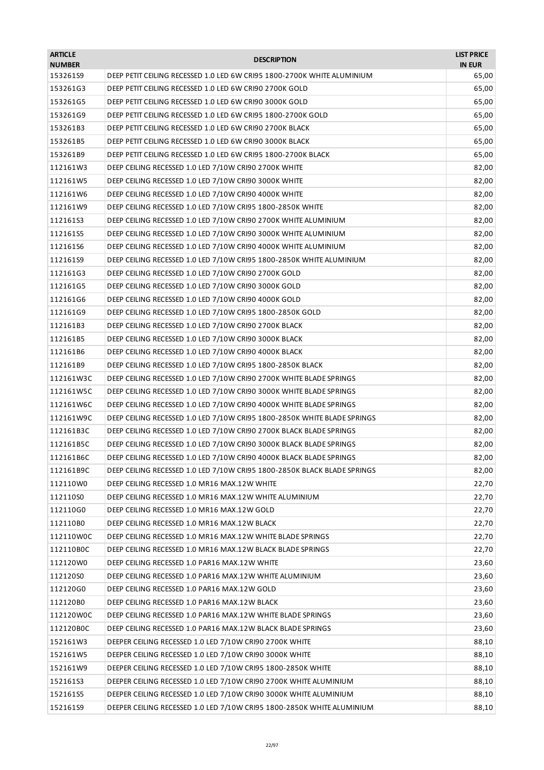| ARTICLE NUMBER | DESCRIPTION | LIST PRICE IN EUR |
|---|---|---|
| 153261S9 | DEEP PETIT CEILING RECESSED 1.0 LED 6W CRI95 1800-2700K WHITE ALUMINIUM | 65,00 |
| 153261G3 | DEEP PETIT CEILING RECESSED 1.0 LED 6W CRI90 2700K GOLD | 65,00 |
| 153261G5 | DEEP PETIT CEILING RECESSED 1.0 LED 6W CRI90 3000K GOLD | 65,00 |
| 153261G9 | DEEP PETIT CEILING RECESSED 1.0 LED 6W CRI95 1800-2700K GOLD | 65,00 |
| 153261B3 | DEEP PETIT CEILING RECESSED 1.0 LED 6W CRI90 2700K BLACK | 65,00 |
| 153261B5 | DEEP PETIT CEILING RECESSED 1.0 LED 6W CRI90 3000K BLACK | 65,00 |
| 153261B9 | DEEP PETIT CEILING RECESSED 1.0 LED 6W CRI95 1800-2700K BLACK | 65,00 |
| 112161W3 | DEEP CEILING RECESSED 1.0 LED 7/10W CRI90 2700K WHITE | 82,00 |
| 112161W5 | DEEP CEILING RECESSED 1.0 LED 7/10W CRI90 3000K WHITE | 82,00 |
| 112161W6 | DEEP CEILING RECESSED 1.0 LED 7/10W CRI90 4000K WHITE | 82,00 |
| 112161W9 | DEEP CEILING RECESSED 1.0 LED 7/10W CRI95 1800-2850K WHITE | 82,00 |
| 112161S3 | DEEP CEILING RECESSED 1.0 LED 7/10W CRI90 2700K WHITE ALUMINIUM | 82,00 |
| 112161S5 | DEEP CEILING RECESSED 1.0 LED 7/10W CRI90 3000K WHITE ALUMINIUM | 82,00 |
| 112161S6 | DEEP CEILING RECESSED 1.0 LED 7/10W CRI90 4000K WHITE ALUMINIUM | 82,00 |
| 112161S9 | DEEP CEILING RECESSED 1.0 LED 7/10W CRI95 1800-2850K WHITE ALUMINIUM | 82,00 |
| 112161G3 | DEEP CEILING RECESSED 1.0 LED 7/10W CRI90 2700K GOLD | 82,00 |
| 112161G5 | DEEP CEILING RECESSED 1.0 LED 7/10W CRI90 3000K GOLD | 82,00 |
| 112161G6 | DEEP CEILING RECESSED 1.0 LED 7/10W CRI90 4000K GOLD | 82,00 |
| 112161G9 | DEEP CEILING RECESSED 1.0 LED 7/10W CRI95 1800-2850K GOLD | 82,00 |
| 112161B3 | DEEP CEILING RECESSED 1.0 LED 7/10W CRI90 2700K BLACK | 82,00 |
| 112161B5 | DEEP CEILING RECESSED 1.0 LED 7/10W CRI90 3000K BLACK | 82,00 |
| 112161B6 | DEEP CEILING RECESSED 1.0 LED 7/10W CRI90 4000K BLACK | 82,00 |
| 112161B9 | DEEP CEILING RECESSED 1.0 LED 7/10W CRI95 1800-2850K BLACK | 82,00 |
| 112161W3C | DEEP CEILING RECESSED 1.0 LED 7/10W CRI90 2700K WHITE BLADE SPRINGS | 82,00 |
| 112161W5C | DEEP CEILING RECESSED 1.0 LED 7/10W CRI90 3000K WHITE BLADE SPRINGS | 82,00 |
| 112161W6C | DEEP CEILING RECESSED 1.0 LED 7/10W CRI90 4000K WHITE BLADE SPRINGS | 82,00 |
| 112161W9C | DEEP CEILING RECESSED 1.0 LED 7/10W CRI95 1800-2850K WHITE BLADE SPRINGS | 82,00 |
| 112161B3C | DEEP CEILING RECESSED 1.0 LED 7/10W CRI90 2700K BLACK BLADE SPRINGS | 82,00 |
| 112161B5C | DEEP CEILING RECESSED 1.0 LED 7/10W CRI90 3000K BLACK BLADE SPRINGS | 82,00 |
| 112161B6C | DEEP CEILING RECESSED 1.0 LED 7/10W CRI90 4000K BLACK BLADE SPRINGS | 82,00 |
| 112161B9C | DEEP CEILING RECESSED 1.0 LED 7/10W CRI95 1800-2850K BLACK BLADE SPRINGS | 82,00 |
| 112110W0 | DEEP CEILING RECESSED 1.0 MR16 MAX.12W WHITE | 22,70 |
| 112110S0 | DEEP CEILING RECESSED 1.0 MR16 MAX.12W WHITE ALUMINIUM | 22,70 |
| 112110G0 | DEEP CEILING RECESSED 1.0 MR16 MAX.12W GOLD | 22,70 |
| 112110B0 | DEEP CEILING RECESSED 1.0 MR16 MAX.12W BLACK | 22,70 |
| 112110W0C | DEEP CEILING RECESSED 1.0 MR16 MAX.12W WHITE BLADE SPRINGS | 22,70 |
| 112110B0C | DEEP CEILING RECESSED 1.0 MR16 MAX.12W BLACK BLADE SPRINGS | 22,70 |
| 112120W0 | DEEP CEILING RECESSED 1.0 PAR16 MAX.12W WHITE | 23,60 |
| 112120S0 | DEEP CEILING RECESSED 1.0 PAR16 MAX.12W WHITE ALUMINIUM | 23,60 |
| 112120G0 | DEEP CEILING RECESSED 1.0 PAR16 MAX.12W GOLD | 23,60 |
| 112120B0 | DEEP CEILING RECESSED 1.0 PAR16 MAX.12W BLACK | 23,60 |
| 112120W0C | DEEP CEILING RECESSED 1.0 PAR16 MAX.12W WHITE BLADE SPRINGS | 23,60 |
| 112120B0C | DEEP CEILING RECESSED 1.0 PAR16 MAX.12W BLACK BLADE SPRINGS | 23,60 |
| 152161W3 | DEEPER CEILING RECESSED 1.0 LED 7/10W CRI90 2700K WHITE | 88,10 |
| 152161W5 | DEEPER CEILING RECESSED 1.0 LED 7/10W CRI90 3000K WHITE | 88,10 |
| 152161W9 | DEEPER CEILING RECESSED 1.0 LED 7/10W CRI95 1800-2850K WHITE | 88,10 |
| 152161S3 | DEEPER CEILING RECESSED 1.0 LED 7/10W CRI90 2700K WHITE ALUMINIUM | 88,10 |
| 152161S5 | DEEPER CEILING RECESSED 1.0 LED 7/10W CRI90 3000K WHITE ALUMINIUM | 88,10 |
| 152161S9 | DEEPER CEILING RECESSED 1.0 LED 7/10W CRI95 1800-2850K WHITE ALUMINIUM | 88,10 |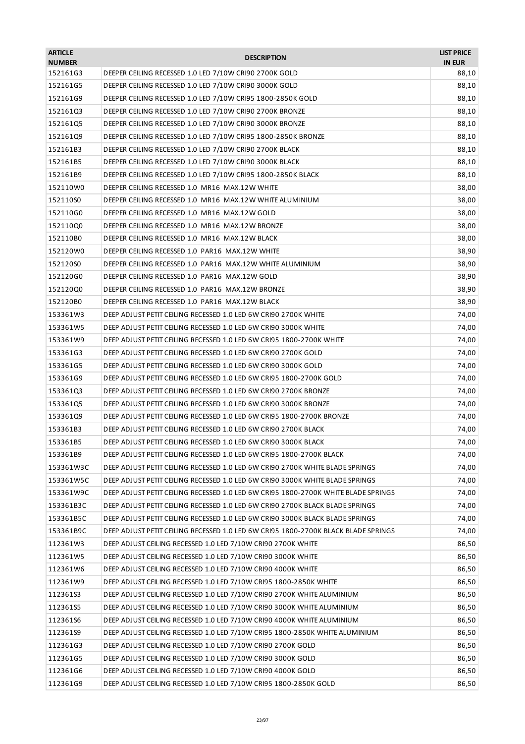| ARTICLE NUMBER | DESCRIPTION | LIST PRICE IN EUR |
| --- | --- | --- |
| 152161G3 | DEEPER CEILING RECESSED 1.0 LED 7/10W CRI90 2700K GOLD | 88,10 |
| 152161G5 | DEEPER CEILING RECESSED 1.0 LED 7/10W CRI90 3000K GOLD | 88,10 |
| 152161G9 | DEEPER CEILING RECESSED 1.0 LED 7/10W CRI95 1800-2850K GOLD | 88,10 |
| 152161Q3 | DEEPER CEILING RECESSED 1.0 LED 7/10W CRI90 2700K BRONZE | 88,10 |
| 152161Q5 | DEEPER CEILING RECESSED 1.0 LED 7/10W CRI90 3000K BRONZE | 88,10 |
| 152161Q9 | DEEPER CEILING RECESSED 1.0 LED 7/10W CRI95 1800-2850K BRONZE | 88,10 |
| 152161B3 | DEEPER CEILING RECESSED 1.0 LED 7/10W CRI90 2700K BLACK | 88,10 |
| 152161B5 | DEEPER CEILING RECESSED 1.0 LED 7/10W CRI90 3000K BLACK | 88,10 |
| 152161B9 | DEEPER CEILING RECESSED 1.0 LED 7/10W CRI95 1800-2850K BLACK | 88,10 |
| 152110W0 | DEEPER CEILING RECESSED 1.0 MR16 MAX.12W WHITE | 38,00 |
| 152110S0 | DEEPER CEILING RECESSED 1.0 MR16 MAX.12W WHITE ALUMINIUM | 38,00 |
| 152110G0 | DEEPER CEILING RECESSED 1.0 MR16 MAX.12W GOLD | 38,00 |
| 152110Q0 | DEEPER CEILING RECESSED 1.0 MR16 MAX.12W BRONZE | 38,00 |
| 152110B0 | DEEPER CEILING RECESSED 1.0 MR16 MAX.12W BLACK | 38,00 |
| 152120W0 | DEEPER CEILING RECESSED 1.0 PAR16 MAX.12W WHITE | 38,90 |
| 152120S0 | DEEPER CEILING RECESSED 1.0 PAR16 MAX.12W WHITE ALUMINIUM | 38,90 |
| 152120G0 | DEEPER CEILING RECESSED 1.0 PAR16 MAX.12W GOLD | 38,90 |
| 152120Q0 | DEEPER CEILING RECESSED 1.0 PAR16 MAX.12W BRONZE | 38,90 |
| 152120B0 | DEEPER CEILING RECESSED 1.0 PAR16 MAX.12W BLACK | 38,90 |
| 153361W3 | DEEP ADJUST PETIT CEILING RECESSED 1.0 LED 6W CRI90 2700K WHITE | 74,00 |
| 153361W5 | DEEP ADJUST PETIT CEILING RECESSED 1.0 LED 6W CRI90 3000K WHITE | 74,00 |
| 153361W9 | DEEP ADJUST PETIT CEILING RECESSED 1.0 LED 6W CRI95 1800-2700K WHITE | 74,00 |
| 153361G3 | DEEP ADJUST PETIT CEILING RECESSED 1.0 LED 6W CRI90 2700K GOLD | 74,00 |
| 153361G5 | DEEP ADJUST PETIT CEILING RECESSED 1.0 LED 6W CRI90 3000K GOLD | 74,00 |
| 153361G9 | DEEP ADJUST PETIT CEILING RECESSED 1.0 LED 6W CRI95 1800-2700K GOLD | 74,00 |
| 153361Q3 | DEEP ADJUST PETIT CEILING RECESSED 1.0 LED 6W CRI90 2700K BRONZE | 74,00 |
| 153361Q5 | DEEP ADJUST PETIT CEILING RECESSED 1.0 LED 6W CRI90 3000K BRONZE | 74,00 |
| 153361Q9 | DEEP ADJUST PETIT CEILING RECESSED 1.0 LED 6W CRI95 1800-2700K BRONZE | 74,00 |
| 153361B3 | DEEP ADJUST PETIT CEILING RECESSED 1.0 LED 6W CRI90 2700K BLACK | 74,00 |
| 153361B5 | DEEP ADJUST PETIT CEILING RECESSED 1.0 LED 6W CRI90 3000K BLACK | 74,00 |
| 153361B9 | DEEP ADJUST PETIT CEILING RECESSED 1.0 LED 6W CRI95 1800-2700K BLACK | 74,00 |
| 153361W3C | DEEP ADJUST PETIT CEILING RECESSED 1.0 LED 6W CRI90 2700K WHITE BLADE SPRINGS | 74,00 |
| 153361W5C | DEEP ADJUST PETIT CEILING RECESSED 1.0 LED 6W CRI90 3000K WHITE BLADE SPRINGS | 74,00 |
| 153361W9C | DEEP ADJUST PETIT CEILING RECESSED 1.0 LED 6W CRI95 1800-2700K WHITE BLADE SPRINGS | 74,00 |
| 153361B3C | DEEP ADJUST PETIT CEILING RECESSED 1.0 LED 6W CRI90 2700K BLACK BLADE SPRINGS | 74,00 |
| 153361B5C | DEEP ADJUST PETIT CEILING RECESSED 1.0 LED 6W CRI90 3000K BLACK BLADE SPRINGS | 74,00 |
| 153361B9C | DEEP ADJUST PETIT CEILING RECESSED 1.0 LED 6W CRI95 1800-2700K BLACK BLADE SPRINGS | 74,00 |
| 112361W3 | DEEP ADJUST CEILING RECESSED 1.0 LED 7/10W CRI90 2700K WHITE | 86,50 |
| 112361W5 | DEEP ADJUST CEILING RECESSED 1.0 LED 7/10W CRI90 3000K WHITE | 86,50 |
| 112361W6 | DEEP ADJUST CEILING RECESSED 1.0 LED 7/10W CRI90 4000K WHITE | 86,50 |
| 112361W9 | DEEP ADJUST CEILING RECESSED 1.0 LED 7/10W CRI95 1800-2850K WHITE | 86,50 |
| 112361S3 | DEEP ADJUST CEILING RECESSED 1.0 LED 7/10W CRI90 2700K WHITE ALUMINIUM | 86,50 |
| 112361S5 | DEEP ADJUST CEILING RECESSED 1.0 LED 7/10W CRI90 3000K WHITE ALUMINIUM | 86,50 |
| 112361S6 | DEEP ADJUST CEILING RECESSED 1.0 LED 7/10W CRI90 4000K WHITE ALUMINIUM | 86,50 |
| 112361S9 | DEEP ADJUST CEILING RECESSED 1.0 LED 7/10W CRI95 1800-2850K WHITE ALUMINIUM | 86,50 |
| 112361G3 | DEEP ADJUST CEILING RECESSED 1.0 LED 7/10W CRI90 2700K GOLD | 86,50 |
| 112361G5 | DEEP ADJUST CEILING RECESSED 1.0 LED 7/10W CRI90 3000K GOLD | 86,50 |
| 112361G6 | DEEP ADJUST CEILING RECESSED 1.0 LED 7/10W CRI90 4000K GOLD | 86,50 |
| 112361G9 | DEEP ADJUST CEILING RECESSED 1.0 LED 7/10W CRI95 1800-2850K GOLD | 86,50 |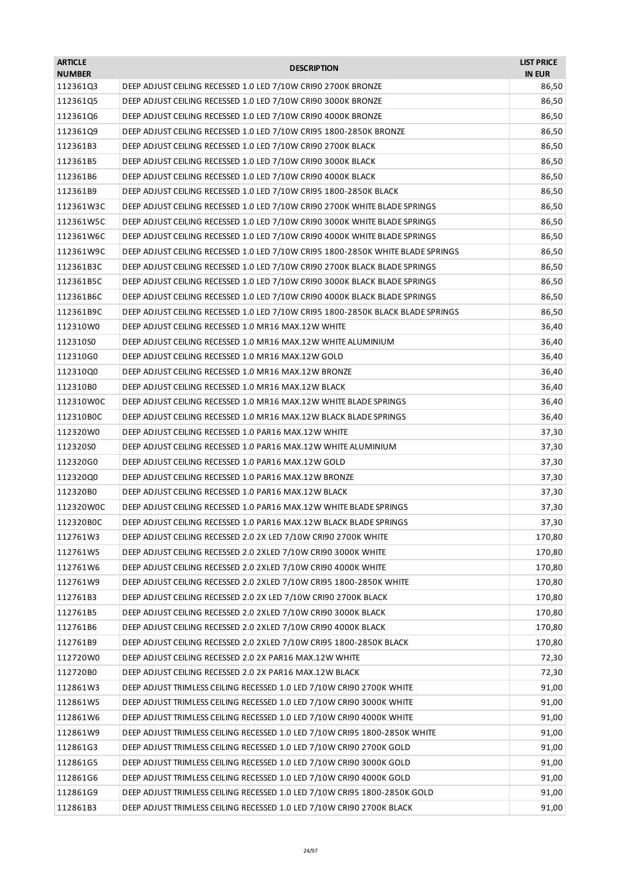| ARTICLE NUMBER | DESCRIPTION | LIST PRICE IN EUR |
|---|---|---|
| 112361Q3 | DEEP ADJUST CEILING RECESSED 1.0 LED 7/10W CRI90 2700K BRONZE | 86,50 |
| 112361Q5 | DEEP ADJUST CEILING RECESSED 1.0 LED 7/10W CRI90 3000K BRONZE | 86,50 |
| 112361Q6 | DEEP ADJUST CEILING RECESSED 1.0 LED 7/10W CRI90 4000K BRONZE | 86,50 |
| 112361Q9 | DEEP ADJUST CEILING RECESSED 1.0 LED 7/10W CRI95 1800-2850K BRONZE | 86,50 |
| 112361B3 | DEEP ADJUST CEILING RECESSED 1.0 LED 7/10W CRI90 2700K BLACK | 86,50 |
| 112361B5 | DEEP ADJUST CEILING RECESSED 1.0 LED 7/10W CRI90 3000K BLACK | 86,50 |
| 112361B6 | DEEP ADJUST CEILING RECESSED 1.0 LED 7/10W CRI90 4000K BLACK | 86,50 |
| 112361B9 | DEEP ADJUST CEILING RECESSED 1.0 LED 7/10W CRI95 1800-2850K BLACK | 86,50 |
| 112361W3C | DEEP ADJUST CEILING RECESSED 1.0 LED 7/10W CRI90 2700K WHITE BLADE SPRINGS | 86,50 |
| 112361W5C | DEEP ADJUST CEILING RECESSED 1.0 LED 7/10W CRI90 3000K WHITE BLADE SPRINGS | 86,50 |
| 112361W6C | DEEP ADJUST CEILING RECESSED 1.0 LED 7/10W CRI90 4000K WHITE BLADE SPRINGS | 86,50 |
| 112361W9C | DEEP ADJUST CEILING RECESSED 1.0 LED 7/10W CRI95 1800-2850K WHITE BLADE SPRINGS | 86,50 |
| 112361B3C | DEEP ADJUST CEILING RECESSED 1.0 LED 7/10W CRI90 2700K BLACK BLADE SPRINGS | 86,50 |
| 112361B5C | DEEP ADJUST CEILING RECESSED 1.0 LED 7/10W CRI90 3000K BLACK BLADE SPRINGS | 86,50 |
| 112361B6C | DEEP ADJUST CEILING RECESSED 1.0 LED 7/10W CRI90 4000K BLACK BLADE SPRINGS | 86,50 |
| 112361B9C | DEEP ADJUST CEILING RECESSED 1.0 LED 7/10W CRI95 1800-2850K BLACK BLADE SPRINGS | 86,50 |
| 112310W0 | DEEP ADJUST CEILING RECESSED 1.0 MR16 MAX.12W WHITE | 36,40 |
| 112310S0 | DEEP ADJUST CEILING RECESSED 1.0 MR16 MAX.12W WHITE ALUMINIUM | 36,40 |
| 112310G0 | DEEP ADJUST CEILING RECESSED 1.0 MR16 MAX.12W GOLD | 36,40 |
| 112310Q0 | DEEP ADJUST CEILING RECESSED 1.0 MR16 MAX.12W BRONZE | 36,40 |
| 112310B0 | DEEP ADJUST CEILING RECESSED 1.0 MR16 MAX.12W BLACK | 36,40 |
| 112310W0C | DEEP ADJUST CEILING RECESSED 1.0 MR16 MAX.12W WHITE BLADE SPRINGS | 36,40 |
| 112310B0C | DEEP ADJUST CEILING RECESSED 1.0 MR16 MAX.12W BLACK BLADE SPRINGS | 36,40 |
| 112320W0 | DEEP ADJUST CEILING RECESSED 1.0 PAR16 MAX.12W WHITE | 37,30 |
| 112320S0 | DEEP ADJUST CEILING RECESSED 1.0 PAR16 MAX.12W WHITE ALUMINIUM | 37,30 |
| 112320G0 | DEEP ADJUST CEILING RECESSED 1.0 PAR16 MAX.12W GOLD | 37,30 |
| 112320Q0 | DEEP ADJUST CEILING RECESSED 1.0 PAR16 MAX.12W BRONZE | 37,30 |
| 112320B0 | DEEP ADJUST CEILING RECESSED 1.0 PAR16 MAX.12W BLACK | 37,30 |
| 112320W0C | DEEP ADJUST CEILING RECESSED 1.0 PAR16 MAX.12W WHITE BLADE SPRINGS | 37,30 |
| 112320B0C | DEEP ADJUST CEILING RECESSED 1.0 PAR16 MAX.12W BLACK BLADE SPRINGS | 37,30 |
| 112761W3 | DEEP ADJUST CEILING RECESSED 2.0 2X LED 7/10W CRI90 2700K WHITE | 170,80 |
| 112761W5 | DEEP ADJUST CEILING RECESSED 2.0 2XLED 7/10W CRI90 3000K WHITE | 170,80 |
| 112761W6 | DEEP ADJUST CEILING RECESSED 2.0 2XLED 7/10W CRI90 4000K WHITE | 170,80 |
| 112761W9 | DEEP ADJUST CEILING RECESSED 2.0 2XLED 7/10W CRI95 1800-2850K WHITE | 170,80 |
| 112761B3 | DEEP ADJUST CEILING RECESSED 2.0 2X LED 7/10W CRI90 2700K BLACK | 170,80 |
| 112761B5 | DEEP ADJUST CEILING RECESSED 2.0 2XLED 7/10W CRI90 3000K BLACK | 170,80 |
| 112761B6 | DEEP ADJUST CEILING RECESSED 2.0 2XLED 7/10W CRI90 4000K BLACK | 170,80 |
| 112761B9 | DEEP ADJUST CEILING RECESSED 2.0 2XLED 7/10W CRI95 1800-2850K BLACK | 170,80 |
| 112720W0 | DEEP ADJUST CEILING RECESSED 2.0 2X PAR16 MAX.12W WHITE | 72,30 |
| 112720B0 | DEEP ADJUST CEILING RECESSED 2.0 2X PAR16 MAX.12W BLACK | 72,30 |
| 112861W3 | DEEP ADJUST TRIMLESS CEILING RECESSED 1.0 LED 7/10W CRI90 2700K WHITE | 91,00 |
| 112861W5 | DEEP ADJUST TRIMLESS CEILING RECESSED 1.0 LED 7/10W CRI90 3000K WHITE | 91,00 |
| 112861W6 | DEEP ADJUST TRIMLESS CEILING RECESSED 1.0 LED 7/10W CRI90 4000K WHITE | 91,00 |
| 112861W9 | DEEP ADJUST TRIMLESS CEILING RECESSED 1.0 LED 7/10W CRI95 1800-2850K WHITE | 91,00 |
| 112861G3 | DEEP ADJUST TRIMLESS CEILING RECESSED 1.0 LED 7/10W CRI90 2700K GOLD | 91,00 |
| 112861G5 | DEEP ADJUST TRIMLESS CEILING RECESSED 1.0 LED 7/10W CRI90 3000K GOLD | 91,00 |
| 112861G6 | DEEP ADJUST TRIMLESS CEILING RECESSED 1.0 LED 7/10W CRI90 4000K GOLD | 91,00 |
| 112861G9 | DEEP ADJUST TRIMLESS CEILING RECESSED 1.0 LED 7/10W CRI95 1800-2850K GOLD | 91,00 |
| 112861B3 | DEEP ADJUST TRIMLESS CEILING RECESSED 1.0 LED 7/10W CRI90 2700K BLACK | 91,00 |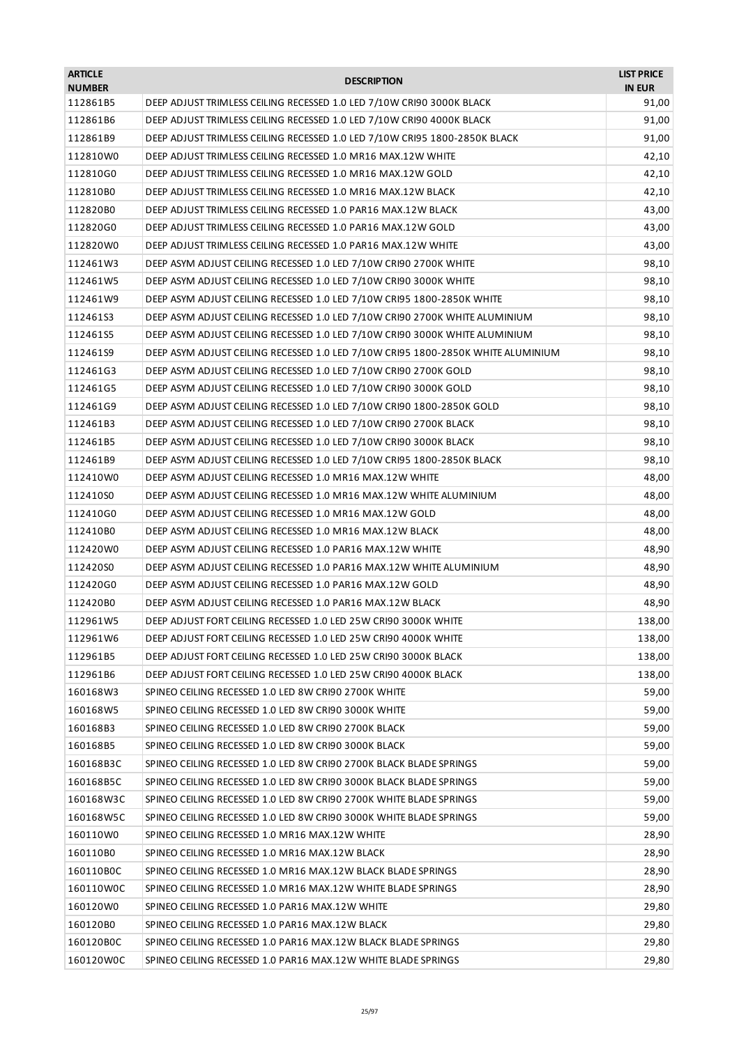| ARTICLE NUMBER | DESCRIPTION | LIST PRICE IN EUR |
|---|---|---|
| 112861B5 | DEEP ADJUST TRIMLESS CEILING RECESSED 1.0 LED 7/10W CRI90 3000K BLACK | 91,00 |
| 112861B6 | DEEP ADJUST TRIMLESS CEILING RECESSED 1.0 LED 7/10W CRI90 4000K BLACK | 91,00 |
| 112861B9 | DEEP ADJUST TRIMLESS CEILING RECESSED 1.0 LED 7/10W CRI95 1800-2850K BLACK | 91,00 |
| 112810W0 | DEEP ADJUST TRIMLESS CEILING RECESSED 1.0 MR16 MAX.12W WHITE | 42,10 |
| 112810G0 | DEEP ADJUST TRIMLESS CEILING RECESSED 1.0 MR16 MAX.12W GOLD | 42,10 |
| 112810B0 | DEEP ADJUST TRIMLESS CEILING RECESSED 1.0 MR16 MAX.12W BLACK | 42,10 |
| 112820B0 | DEEP ADJUST TRIMLESS CEILING RECESSED 1.0 PAR16 MAX.12W BLACK | 43,00 |
| 112820G0 | DEEP ADJUST TRIMLESS CEILING RECESSED 1.0 PAR16 MAX.12W GOLD | 43,00 |
| 112820W0 | DEEP ADJUST TRIMLESS CEILING RECESSED 1.0 PAR16 MAX.12W WHITE | 43,00 |
| 112461W3 | DEEP ASYM ADJUST CEILING RECESSED 1.0 LED 7/10W CRI90 2700K WHITE | 98,10 |
| 112461W5 | DEEP ASYM ADJUST CEILING RECESSED 1.0 LED 7/10W CRI90 3000K WHITE | 98,10 |
| 112461W9 | DEEP ASYM ADJUST CEILING RECESSED 1.0 LED 7/10W CRI95 1800-2850K WHITE | 98,10 |
| 112461S3 | DEEP ASYM ADJUST CEILING RECESSED 1.0 LED 7/10W CRI90 2700K WHITE ALUMINIUM | 98,10 |
| 112461S5 | DEEP ASYM ADJUST CEILING RECESSED 1.0 LED 7/10W CRI90 3000K WHITE ALUMINIUM | 98,10 |
| 112461S9 | DEEP ASYM ADJUST CEILING RECESSED 1.0 LED 7/10W CRI95 1800-2850K WHITE ALUMINIUM | 98,10 |
| 112461G3 | DEEP ASYM ADJUST CEILING RECESSED 1.0 LED 7/10W CRI90 2700K GOLD | 98,10 |
| 112461G5 | DEEP ASYM ADJUST CEILING RECESSED 1.0 LED 7/10W CRI90 3000K GOLD | 98,10 |
| 112461G9 | DEEP ASYM ADJUST CEILING RECESSED 1.0 LED 7/10W CRI90 1800-2850K GOLD | 98,10 |
| 112461B3 | DEEP ASYM ADJUST CEILING RECESSED 1.0 LED 7/10W CRI90 2700K BLACK | 98,10 |
| 112461B5 | DEEP ASYM ADJUST CEILING RECESSED 1.0 LED 7/10W CRI90 3000K BLACK | 98,10 |
| 112461B9 | DEEP ASYM ADJUST CEILING RECESSED 1.0 LED 7/10W CRI95 1800-2850K BLACK | 98,10 |
| 112410W0 | DEEP ASYM ADJUST CEILING RECESSED 1.0 MR16 MAX.12W WHITE | 48,00 |
| 112410S0 | DEEP ASYM ADJUST CEILING RECESSED 1.0 MR16 MAX.12W WHITE ALUMINIUM | 48,00 |
| 112410G0 | DEEP ASYM ADJUST CEILING RECESSED 1.0 MR16 MAX.12W GOLD | 48,00 |
| 112410B0 | DEEP ASYM ADJUST CEILING RECESSED 1.0 MR16 MAX.12W BLACK | 48,00 |
| 112420W0 | DEEP ASYM ADJUST CEILING RECESSED 1.0 PAR16 MAX.12W WHITE | 48,90 |
| 112420S0 | DEEP ASYM ADJUST CEILING RECESSED 1.0 PAR16 MAX.12W WHITE ALUMINIUM | 48,90 |
| 112420G0 | DEEP ASYM ADJUST CEILING RECESSED 1.0 PAR16 MAX.12W GOLD | 48,90 |
| 112420B0 | DEEP ASYM ADJUST CEILING RECESSED 1.0 PAR16 MAX.12W BLACK | 48,90 |
| 112961W5 | DEEP ADJUST FORT CEILING RECESSED 1.0 LED 25W CRI90 3000K WHITE | 138,00 |
| 112961W6 | DEEP ADJUST FORT CEILING RECESSED 1.0 LED 25W CRI90 4000K WHITE | 138,00 |
| 112961B5 | DEEP ADJUST FORT CEILING RECESSED 1.0 LED 25W CRI90 3000K BLACK | 138,00 |
| 112961B6 | DEEP ADJUST FORT CEILING RECESSED 1.0 LED 25W CRI90 4000K BLACK | 138,00 |
| 160168W3 | SPINEO CEILING RECESSED 1.0 LED 8W CRI90 2700K WHITE | 59,00 |
| 160168W5 | SPINEO CEILING RECESSED 1.0 LED 8W CRI90 3000K WHITE | 59,00 |
| 160168B3 | SPINEO CEILING RECESSED 1.0 LED 8W CRI90 2700K BLACK | 59,00 |
| 160168B5 | SPINEO CEILING RECESSED 1.0 LED 8W CRI90 3000K BLACK | 59,00 |
| 160168B3C | SPINEO CEILING RECESSED 1.0 LED 8W CRI90 2700K BLACK BLADE SPRINGS | 59,00 |
| 160168B5C | SPINEO CEILING RECESSED 1.0 LED 8W CRI90 3000K BLACK BLADE SPRINGS | 59,00 |
| 160168W3C | SPINEO CEILING RECESSED 1.0 LED 8W CRI90 2700K WHITE BLADE SPRINGS | 59,00 |
| 160168W5C | SPINEO CEILING RECESSED 1.0 LED 8W CRI90 3000K WHITE BLADE SPRINGS | 59,00 |
| 160110W0 | SPINEO CEILING RECESSED 1.0 MR16 MAX.12W WHITE | 28,90 |
| 160110B0 | SPINEO CEILING RECESSED 1.0 MR16 MAX.12W BLACK | 28,90 |
| 160110B0C | SPINEO CEILING RECESSED 1.0 MR16 MAX.12W BLACK BLADE SPRINGS | 28,90 |
| 160110W0C | SPINEO CEILING RECESSED 1.0 MR16 MAX.12W WHITE BLADE SPRINGS | 28,90 |
| 160120W0 | SPINEO CEILING RECESSED 1.0 PAR16 MAX.12W WHITE | 29,80 |
| 160120B0 | SPINEO CEILING RECESSED 1.0 PAR16 MAX.12W BLACK | 29,80 |
| 160120B0C | SPINEO CEILING RECESSED 1.0 PAR16 MAX.12W BLACK BLADE SPRINGS | 29,80 |
| 160120W0C | SPINEO CEILING RECESSED 1.0 PAR16 MAX.12W WHITE BLADE SPRINGS | 29,80 |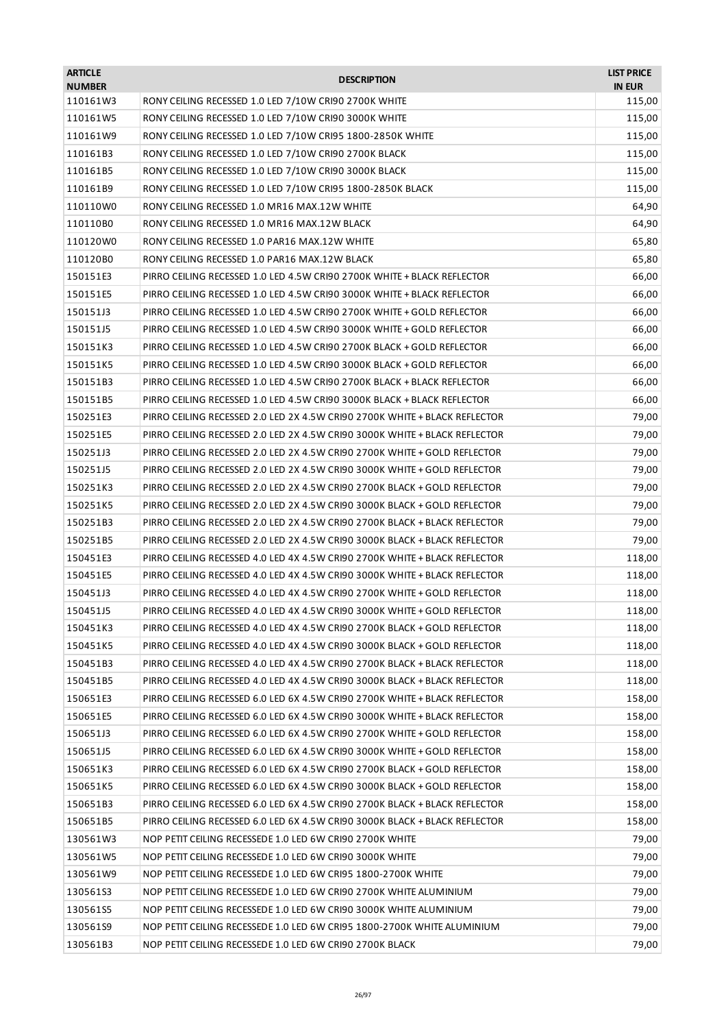| ARTICLE NUMBER | DESCRIPTION | LIST PRICE IN EUR |
|---|---|---|
| 110161W3 | RONY CEILING RECESSED 1.0 LED 7/10W CRI90 2700K WHITE | 115,00 |
| 110161W5 | RONY CEILING RECESSED 1.0 LED 7/10W CRI90 3000K WHITE | 115,00 |
| 110161W9 | RONY CEILING RECESSED 1.0 LED 7/10W CRI95 1800-2850K WHITE | 115,00 |
| 110161B3 | RONY CEILING RECESSED 1.0 LED 7/10W CRI90 2700K BLACK | 115,00 |
| 110161B5 | RONY CEILING RECESSED 1.0 LED 7/10W CRI90 3000K BLACK | 115,00 |
| 110161B9 | RONY CEILING RECESSED 1.0 LED 7/10W CRI95 1800-2850K BLACK | 115,00 |
| 110110W0 | RONY CEILING RECESSED 1.0 MR16 MAX.12W WHITE | 64,90 |
| 110110B0 | RONY CEILING RECESSED 1.0 MR16 MAX.12W BLACK | 64,90 |
| 110120W0 | RONY CEILING RECESSED 1.0 PAR16 MAX.12W WHITE | 65,80 |
| 110120B0 | RONY CEILING RECESSED 1.0 PAR16 MAX.12W BLACK | 65,80 |
| 150151E3 | PIRRO CEILING RECESSED 1.0 LED 4.5W CRI90 2700K WHITE + BLACK REFLECTOR | 66,00 |
| 150151E5 | PIRRO CEILING RECESSED 1.0 LED 4.5W CRI90 3000K WHITE + BLACK REFLECTOR | 66,00 |
| 150151J3 | PIRRO CEILING RECESSED 1.0 LED 4.5W CRI90 2700K WHITE + GOLD REFLECTOR | 66,00 |
| 150151J5 | PIRRO CEILING RECESSED 1.0 LED 4.5W CRI90 3000K WHITE + GOLD REFLECTOR | 66,00 |
| 150151K3 | PIRRO CEILING RECESSED 1.0 LED 4.5W CRI90 2700K BLACK + GOLD REFLECTOR | 66,00 |
| 150151K5 | PIRRO CEILING RECESSED 1.0 LED 4.5W CRI90 3000K BLACK + GOLD REFLECTOR | 66,00 |
| 150151B3 | PIRRO CEILING RECESSED 1.0 LED 4.5W CRI90 2700K BLACK + BLACK REFLECTOR | 66,00 |
| 150151B5 | PIRRO CEILING RECESSED 1.0 LED 4.5W CRI90 3000K BLACK + BLACK REFLECTOR | 66,00 |
| 150251E3 | PIRRO CEILING RECESSED 2.0 LED 2X 4.5W CRI90 2700K WHITE + BLACK REFLECTOR | 79,00 |
| 150251E5 | PIRRO CEILING RECESSED 2.0 LED 2X 4.5W CRI90 3000K WHITE + BLACK REFLECTOR | 79,00 |
| 150251J3 | PIRRO CEILING RECESSED 2.0 LED 2X 4.5W CRI90 2700K WHITE + GOLD REFLECTOR | 79,00 |
| 150251J5 | PIRRO CEILING RECESSED 2.0 LED 2X 4.5W CRI90 3000K WHITE + GOLD REFLECTOR | 79,00 |
| 150251K3 | PIRRO CEILING RECESSED 2.0 LED 2X 4.5W CRI90 2700K BLACK + GOLD REFLECTOR | 79,00 |
| 150251K5 | PIRRO CEILING RECESSED 2.0 LED 2X 4.5W CRI90 3000K BLACK + GOLD REFLECTOR | 79,00 |
| 150251B3 | PIRRO CEILING RECESSED 2.0 LED 2X 4.5W CRI90 2700K BLACK + BLACK REFLECTOR | 79,00 |
| 150251B5 | PIRRO CEILING RECESSED 2.0 LED 2X 4.5W CRI90 3000K BLACK + BLACK REFLECTOR | 79,00 |
| 150451E3 | PIRRO CEILING RECESSED 4.0 LED 4X 4.5W CRI90 2700K WHITE + BLACK REFLECTOR | 118,00 |
| 150451E5 | PIRRO CEILING RECESSED 4.0 LED 4X 4.5W CRI90 3000K WHITE + BLACK REFLECTOR | 118,00 |
| 150451J3 | PIRRO CEILING RECESSED 4.0 LED 4X 4.5W CRI90 2700K WHITE + GOLD REFLECTOR | 118,00 |
| 150451J5 | PIRRO CEILING RECESSED 4.0 LED 4X 4.5W CRI90 3000K WHITE + GOLD REFLECTOR | 118,00 |
| 150451K3 | PIRRO CEILING RECESSED 4.0 LED 4X 4.5W CRI90 2700K BLACK + GOLD REFLECTOR | 118,00 |
| 150451K5 | PIRRO CEILING RECESSED 4.0 LED 4X 4.5W CRI90 3000K BLACK + GOLD REFLECTOR | 118,00 |
| 150451B3 | PIRRO CEILING RECESSED 4.0 LED 4X 4.5W CRI90 2700K BLACK + BLACK REFLECTOR | 118,00 |
| 150451B5 | PIRRO CEILING RECESSED 4.0 LED 4X 4.5W CRI90 3000K BLACK + BLACK REFLECTOR | 118,00 |
| 150651E3 | PIRRO CEILING RECESSED 6.0 LED 6X 4.5W CRI90 2700K WHITE + BLACK REFLECTOR | 158,00 |
| 150651E5 | PIRRO CEILING RECESSED 6.0 LED 6X 4.5W CRI90 3000K WHITE + BLACK REFLECTOR | 158,00 |
| 150651J3 | PIRRO CEILING RECESSED 6.0 LED 6X 4.5W CRI90 2700K WHITE + GOLD REFLECTOR | 158,00 |
| 150651J5 | PIRRO CEILING RECESSED 6.0 LED 6X 4.5W CRI90 3000K WHITE + GOLD REFLECTOR | 158,00 |
| 150651K3 | PIRRO CEILING RECESSED 6.0 LED 6X 4.5W CRI90 2700K BLACK + GOLD REFLECTOR | 158,00 |
| 150651K5 | PIRRO CEILING RECESSED 6.0 LED 6X 4.5W CRI90 3000K BLACK + GOLD REFLECTOR | 158,00 |
| 150651B3 | PIRRO CEILING RECESSED 6.0 LED 6X 4.5W CRI90 2700K BLACK + BLACK REFLECTOR | 158,00 |
| 150651B5 | PIRRO CEILING RECESSED 6.0 LED 6X 4.5W CRI90 3000K BLACK + BLACK REFLECTOR | 158,00 |
| 130561W3 | NOP PETIT CEILING RECESSEDE 1.0 LED 6W CRI90 2700K WHITE | 79,00 |
| 130561W5 | NOP PETIT CEILING RECESSEDE 1.0 LED 6W CRI90 3000K WHITE | 79,00 |
| 130561W9 | NOP PETIT CEILING RECESSEDE 1.0 LED 6W CRI95 1800-2700K WHITE | 79,00 |
| 130561S3 | NOP PETIT CEILING RECESSEDE 1.0 LED 6W CRI90 2700K WHITE ALUMINIUM | 79,00 |
| 130561S5 | NOP PETIT CEILING RECESSEDE 1.0 LED 6W CRI90 3000K WHITE ALUMINIUM | 79,00 |
| 130561S9 | NOP PETIT CEILING RECESSEDE 1.0 LED 6W CRI95 1800-2700K WHITE ALUMINIUM | 79,00 |
| 130561B3 | NOP PETIT CEILING RECESSEDE 1.0 LED 6W CRI90 2700K BLACK | 79,00 |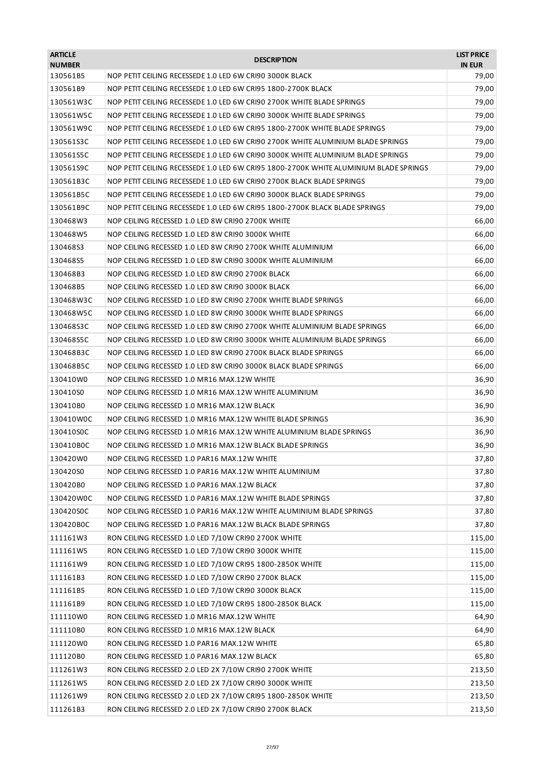| ARTICLE NUMBER | DESCRIPTION | LIST PRICE IN EUR |
|---|---|---|
| 130561B5 | NOP PETIT CEILING RECESSEDE 1.0 LED 6W CRI90 3000K BLACK | 79,00 |
| 130561B9 | NOP PETIT CEILING RECESSEDE 1.0 LED 6W CRI95 1800-2700K BLACK | 79,00 |
| 130561W3C | NOP PETIT CEILING RECESSEDE 1.0 LED 6W CRI90 2700K WHITE BLADE SPRINGS | 79,00 |
| 130561W5C | NOP PETIT CEILING RECESSEDE 1.0 LED 6W CRI90 3000K WHITE BLADE SPRINGS | 79,00 |
| 130561W9C | NOP PETIT CEILING RECESSEDE 1.0 LED 6W CRI95 1800-2700K WHITE BLADE SPRINGS | 79,00 |
| 130561S3C | NOP PETIT CEILING RECESSEDE 1.0 LED 6W CRI90 2700K WHITE ALUMINIUM BLADE SPRINGS | 79,00 |
| 130561S5C | NOP PETIT CEILING RECESSEDE 1.0 LED 6W CRI90 3000K WHITE ALUMINIUM BLADE SPRINGS | 79,00 |
| 130561S9C | NOP PETIT CEILING RECESSEDE 1.0 LED 6W CRI95 1800-2700K WHITE ALUMINIUM BLADE SPRINGS | 79,00 |
| 130561B3C | NOP PETIT CEILING RECESSEDE 1.0 LED 6W CRI90 2700K BLACK BLADE SPRINGS | 79,00 |
| 130561B5C | NOP PETIT CEILING RECESSEDE 1.0 LED 6W CRI90 3000K BLACK BLADE SPRINGS | 79,00 |
| 130561B9C | NOP PETIT CEILING RECESSEDE 1.0 LED 6W CRI95 1800-2700K BLACK BLADE SPRINGS | 79,00 |
| 130468W3 | NOP CEILING RECESSED 1.0 LED 8W CRI90 2700K WHITE | 66,00 |
| 130468W5 | NOP CEILING RECESSED 1.0 LED 8W CRI90 3000K WHITE | 66,00 |
| 130468S3 | NOP CEILING RECESSED 1.0 LED 8W CRI90 2700K WHITE ALUMINIUM | 66,00 |
| 130468S5 | NOP CEILING RECESSED 1.0 LED 8W CRI90 3000K WHITE ALUMINIUM | 66,00 |
| 130468B3 | NOP CEILING RECESSED 1.0 LED 8W CRI90 2700K BLACK | 66,00 |
| 130468B5 | NOP CEILING RECESSED 1.0 LED 8W CRI90 3000K BLACK | 66,00 |
| 130468W3C | NOP CEILING RECESSED 1.0 LED 8W CRI90 2700K WHITE BLADE SPRINGS | 66,00 |
| 130468W5C | NOP CEILING RECESSED 1.0 LED 8W CRI90 3000K WHITE BLADE SPRINGS | 66,00 |
| 130468S3C | NOP CEILING RECESSED 1.0 LED 8W CRI90 2700K WHITE ALUMINIUM BLADE SPRINGS | 66,00 |
| 130468S5C | NOP CEILING RECESSED 1.0 LED 8W CRI90 3000K WHITE ALUMINIUM BLADE SPRINGS | 66,00 |
| 130468B3C | NOP CEILING RECESSED 1.0 LED 8W CRI90 2700K BLACK BLADE SPRINGS | 66,00 |
| 130468B5C | NOP CEILING RECESSED 1.0 LED 8W CRI90 3000K BLACK BLADE SPRINGS | 66,00 |
| 130410W0 | NOP CEILING RECESSED 1.0 MR16 MAX.12W WHITE | 36,90 |
| 130410S0 | NOP CEILING RECESSED 1.0 MR16 MAX.12W WHITE ALUMINIUM | 36,90 |
| 130410B0 | NOP CEILING RECESSED 1.0 MR16 MAX.12W BLACK | 36,90 |
| 130410W0C | NOP CEILING RECESSED 1.0 MR16 MAX.12W WHITE BLADE SPRINGS | 36,90 |
| 130410S0C | NOP CEILING RECESSED 1.0 MR16 MAX.12W WHITE ALUMINIUM BLADE SPRINGS | 36,90 |
| 130410B0C | NOP CEILING RECESSED 1.0 MR16 MAX.12W BLACK BLADE SPRINGS | 36,90 |
| 130420W0 | NOP CEILING RECESSED 1.0 PAR16 MAX.12W WHITE | 37,80 |
| 130420S0 | NOP CEILING RECESSED 1.0 PAR16 MAX.12W WHITE ALUMINIUM | 37,80 |
| 130420B0 | NOP CEILING RECESSED 1.0 PAR16 MAX.12W BLACK | 37,80 |
| 130420W0C | NOP CEILING RECESSED 1.0 PAR16 MAX.12W WHITE BLADE SPRINGS | 37,80 |
| 130420S0C | NOP CEILING RECESSED 1.0 PAR16 MAX.12W WHITE ALUMINIUM BLADE SPRINGS | 37,80 |
| 130420B0C | NOP CEILING RECESSED 1.0 PAR16 MAX.12W BLACK BLADE SPRINGS | 37,80 |
| 111161W3 | RON CEILING RECESSED 1.0 LED 7/10W CRI90 2700K WHITE | 115,00 |
| 111161W5 | RON CEILING RECESSED 1.0 LED 7/10W CRI90 3000K WHITE | 115,00 |
| 111161W9 | RON CEILING RECESSED 1.0 LED 7/10W CRI95 1800-2850K WHITE | 115,00 |
| 111161B3 | RON CEILING RECESSED 1.0 LED 7/10W CRI90 2700K BLACK | 115,00 |
| 111161B5 | RON CEILING RECESSED 1.0 LED 7/10W CRI90 3000K BLACK | 115,00 |
| 111161B9 | RON CEILING RECESSED 1.0 LED 7/10W CRI95 1800-2850K BLACK | 115,00 |
| 111110W0 | RON CEILING RECESSED 1.0 MR16 MAX.12W WHITE | 64,90 |
| 111110B0 | RON CEILING RECESSED 1.0 MR16 MAX.12W BLACK | 64,90 |
| 111120W0 | RON CEILING RECESSED 1.0 PAR16 MAX.12W WHITE | 65,80 |
| 111120B0 | RON CEILING RECESSED 1.0 PAR16 MAX.12W BLACK | 65,80 |
| 111261W3 | RON CEILING RECESSED 2.0 LED 2X 7/10W CRI90 2700K WHITE | 213,50 |
| 111261W5 | RON CEILING RECESSED 2.0 LED 2X 7/10W CRI90 3000K WHITE | 213,50 |
| 111261W9 | RON CEILING RECESSED 2.0 LED 2X 7/10W CRI95 1800-2850K WHITE | 213,50 |
| 111261B3 | RON CEILING RECESSED 2.0 LED 2X 7/10W CRI90 2700K BLACK | 213,50 |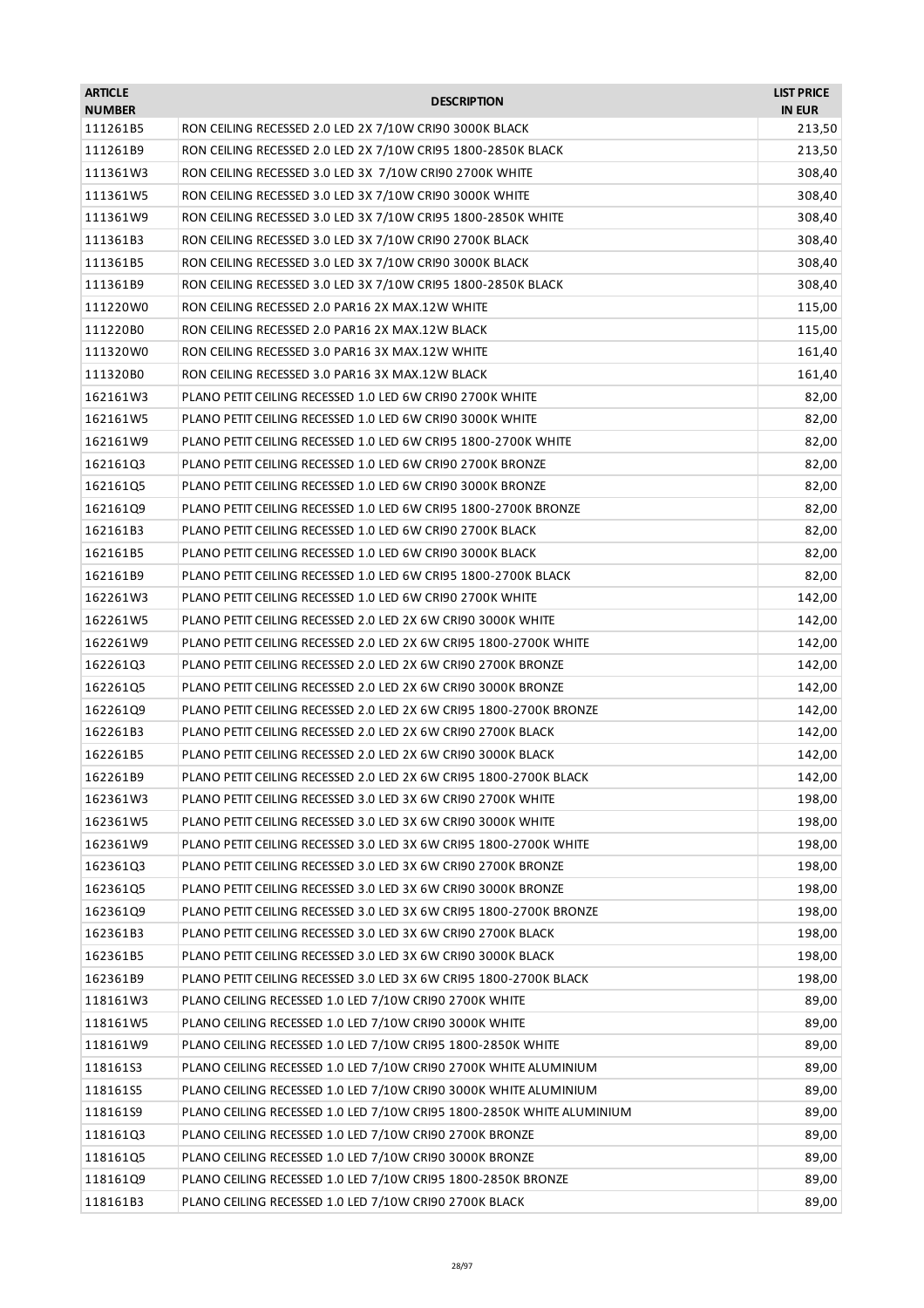| ARTICLE NUMBER | DESCRIPTION | LIST PRICE IN EUR |
|---|---|---|
| 111261B5 | RON CEILING RECESSED 2.0 LED 2X 7/10W CRI90 3000K BLACK | 213,50 |
| 111261B9 | RON CEILING RECESSED 2.0 LED 2X 7/10W CRI95 1800-2850K BLACK | 213,50 |
| 111361W3 | RON CEILING RECESSED 3.0 LED 3X  7/10W CRI90 2700K WHITE | 308,40 |
| 111361W5 | RON CEILING RECESSED 3.0 LED 3X 7/10W CRI90 3000K WHITE | 308,40 |
| 111361W9 | RON CEILING RECESSED 3.0 LED 3X 7/10W CRI95 1800-2850K WHITE | 308,40 |
| 111361B3 | RON CEILING RECESSED 3.0 LED 3X 7/10W CRI90 2700K BLACK | 308,40 |
| 111361B5 | RON CEILING RECESSED 3.0 LED 3X 7/10W CRI90 3000K BLACK | 308,40 |
| 111361B9 | RON CEILING RECESSED 3.0 LED 3X 7/10W CRI95 1800-2850K BLACK | 308,40 |
| 111220W0 | RON CEILING RECESSED 2.0 PAR16 2X MAX.12W WHITE | 115,00 |
| 111220B0 | RON CEILING RECESSED 2.0 PAR16 2X MAX.12W BLACK | 115,00 |
| 111320W0 | RON CEILING RECESSED 3.0 PAR16 3X MAX.12W WHITE | 161,40 |
| 111320B0 | RON CEILING RECESSED 3.0 PAR16 3X MAX.12W BLACK | 161,40 |
| 162161W3 | PLANO PETIT CEILING RECESSED 1.0 LED 6W CRI90 2700K WHITE | 82,00 |
| 162161W5 | PLANO PETIT CEILING RECESSED 1.0 LED 6W CRI90 3000K WHITE | 82,00 |
| 162161W9 | PLANO PETIT CEILING RECESSED 1.0 LED 6W CRI95 1800-2700K WHITE | 82,00 |
| 162161Q3 | PLANO PETIT CEILING RECESSED 1.0 LED 6W CRI90 2700K BRONZE | 82,00 |
| 162161Q5 | PLANO PETIT CEILING RECESSED 1.0 LED 6W CRI90 3000K BRONZE | 82,00 |
| 162161Q9 | PLANO PETIT CEILING RECESSED 1.0 LED 6W CRI95 1800-2700K BRONZE | 82,00 |
| 162161B3 | PLANO PETIT CEILING RECESSED 1.0 LED 6W CRI90 2700K BLACK | 82,00 |
| 162161B5 | PLANO PETIT CEILING RECESSED 1.0 LED 6W CRI90 3000K BLACK | 82,00 |
| 162161B9 | PLANO PETIT CEILING RECESSED 1.0 LED 6W CRI95 1800-2700K BLACK | 82,00 |
| 162261W3 | PLANO PETIT CEILING RECESSED 1.0 LED 6W CRI90 2700K WHITE | 142,00 |
| 162261W5 | PLANO PETIT CEILING RECESSED 2.0 LED 2X 6W CRI90 3000K WHITE | 142,00 |
| 162261W9 | PLANO PETIT CEILING RECESSED 2.0 LED 2X 6W CRI95 1800-2700K WHITE | 142,00 |
| 162261Q3 | PLANO PETIT CEILING RECESSED 2.0 LED 2X 6W CRI90 2700K BRONZE | 142,00 |
| 162261Q5 | PLANO PETIT CEILING RECESSED 2.0 LED 2X 6W CRI90 3000K BRONZE | 142,00 |
| 162261Q9 | PLANO PETIT CEILING RECESSED 2.0 LED 2X 6W CRI95 1800-2700K BRONZE | 142,00 |
| 162261B3 | PLANO PETIT CEILING RECESSED 2.0 LED 2X 6W CRI90 2700K BLACK | 142,00 |
| 162261B5 | PLANO PETIT CEILING RECESSED 2.0 LED 2X 6W CRI90 3000K BLACK | 142,00 |
| 162261B9 | PLANO PETIT CEILING RECESSED 2.0 LED 2X 6W CRI95 1800-2700K BLACK | 142,00 |
| 162361W3 | PLANO PETIT CEILING RECESSED 3.0 LED 3X 6W CRI90 2700K WHITE | 198,00 |
| 162361W5 | PLANO PETIT CEILING RECESSED 3.0 LED 3X 6W CRI90 3000K WHITE | 198,00 |
| 162361W9 | PLANO PETIT CEILING RECESSED 3.0 LED 3X 6W CRI95 1800-2700K WHITE | 198,00 |
| 162361Q3 | PLANO PETIT CEILING RECESSED 3.0 LED 3X 6W CRI90 2700K BRONZE | 198,00 |
| 162361Q5 | PLANO PETIT CEILING RECESSED 3.0 LED 3X 6W CRI90 3000K BRONZE | 198,00 |
| 162361Q9 | PLANO PETIT CEILING RECESSED 3.0 LED 3X 6W CRI95 1800-2700K BRONZE | 198,00 |
| 162361B3 | PLANO PETIT CEILING RECESSED 3.0 LED 3X 6W CRI90 2700K BLACK | 198,00 |
| 162361B5 | PLANO PETIT CEILING RECESSED 3.0 LED 3X 6W CRI90 3000K BLACK | 198,00 |
| 162361B9 | PLANO PETIT CEILING RECESSED 3.0 LED 3X 6W CRI95 1800-2700K BLACK | 198,00 |
| 118161W3 | PLANO CEILING RECESSED 1.0 LED 7/10W CRI90 2700K WHITE | 89,00 |
| 118161W5 | PLANO CEILING RECESSED 1.0 LED 7/10W CRI90 3000K WHITE | 89,00 |
| 118161W9 | PLANO CEILING RECESSED 1.0 LED 7/10W CRI95 1800-2850K WHITE | 89,00 |
| 118161S3 | PLANO CEILING RECESSED 1.0 LED 7/10W CRI90 2700K WHITE ALUMINIUM | 89,00 |
| 118161S5 | PLANO CEILING RECESSED 1.0 LED 7/10W CRI90 3000K WHITE ALUMINIUM | 89,00 |
| 118161S9 | PLANO CEILING RECESSED 1.0 LED 7/10W CRI95 1800-2850K WHITE ALUMINIUM | 89,00 |
| 118161Q3 | PLANO CEILING RECESSED 1.0 LED 7/10W CRI90 2700K BRONZE | 89,00 |
| 118161Q5 | PLANO CEILING RECESSED 1.0 LED 7/10W CRI90 3000K BRONZE | 89,00 |
| 118161Q9 | PLANO CEILING RECESSED 1.0 LED 7/10W CRI95 1800-2850K BRONZE | 89,00 |
| 118161B3 | PLANO CEILING RECESSED 1.0 LED 7/10W CRI90 2700K BLACK | 89,00 |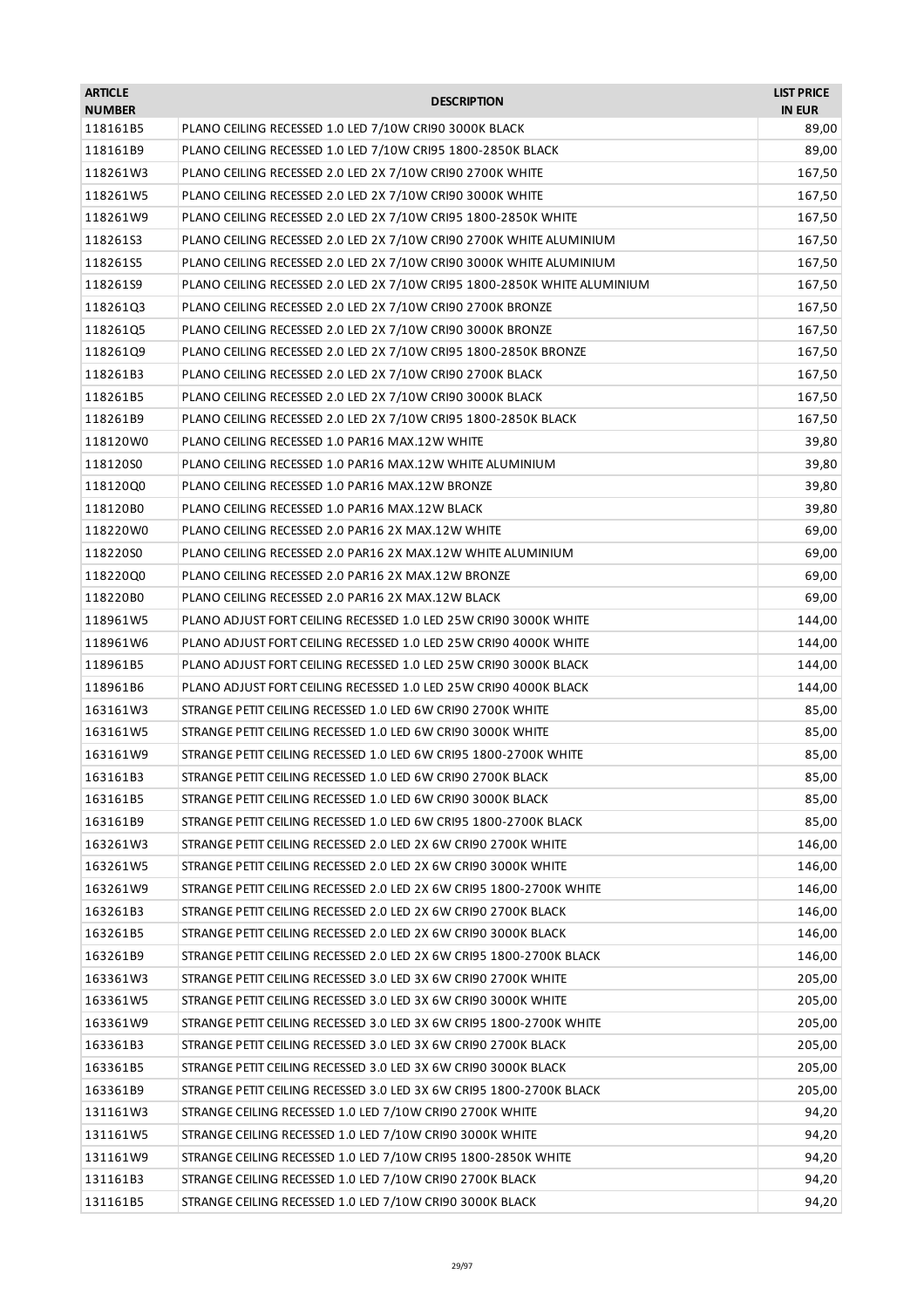| ARTICLE NUMBER | DESCRIPTION | LIST PRICE IN EUR |
|---|---|---|
| 118161B5 | PLANO CEILING RECESSED 1.0 LED 7/10W CRI90 3000K BLACK | 89,00 |
| 118161B9 | PLANO CEILING RECESSED 1.0 LED 7/10W CRI95 1800-2850K BLACK | 89,00 |
| 118261W3 | PLANO CEILING RECESSED 2.0 LED 2X 7/10W CRI90 2700K WHITE | 167,50 |
| 118261W5 | PLANO CEILING RECESSED 2.0 LED 2X 7/10W CRI90 3000K WHITE | 167,50 |
| 118261W9 | PLANO CEILING RECESSED 2.0 LED 2X 7/10W CRI95 1800-2850K WHITE | 167,50 |
| 118261S3 | PLANO CEILING RECESSED 2.0 LED 2X 7/10W CRI90 2700K WHITE ALUMINIUM | 167,50 |
| 118261S5 | PLANO CEILING RECESSED 2.0 LED 2X 7/10W CRI90 3000K WHITE ALUMINIUM | 167,50 |
| 118261S9 | PLANO CEILING RECESSED 2.0 LED 2X 7/10W CRI95 1800-2850K WHITE ALUMINIUM | 167,50 |
| 118261Q3 | PLANO CEILING RECESSED 2.0 LED 2X 7/10W CRI90 2700K BRONZE | 167,50 |
| 118261Q5 | PLANO CEILING RECESSED 2.0 LED 2X 7/10W CRI90 3000K BRONZE | 167,50 |
| 118261Q9 | PLANO CEILING RECESSED 2.0 LED 2X 7/10W CRI95 1800-2850K BRONZE | 167,50 |
| 118261B3 | PLANO CEILING RECESSED 2.0 LED 2X 7/10W CRI90 2700K BLACK | 167,50 |
| 118261B5 | PLANO CEILING RECESSED 2.0 LED 2X 7/10W CRI90 3000K BLACK | 167,50 |
| 118261B9 | PLANO CEILING RECESSED 2.0 LED 2X 7/10W CRI95 1800-2850K BLACK | 167,50 |
| 118120W0 | PLANO CEILING RECESSED 1.0 PAR16 MAX.12W WHITE | 39,80 |
| 118120S0 | PLANO CEILING RECESSED 1.0 PAR16 MAX.12W WHITE ALUMINIUM | 39,80 |
| 118120Q0 | PLANO CEILING RECESSED 1.0 PAR16 MAX.12W BRONZE | 39,80 |
| 118120B0 | PLANO CEILING RECESSED 1.0 PAR16 MAX.12W BLACK | 39,80 |
| 118220W0 | PLANO CEILING RECESSED 2.0 PAR16 2X MAX.12W WHITE | 69,00 |
| 118220S0 | PLANO CEILING RECESSED 2.0 PAR16 2X MAX.12W WHITE ALUMINIUM | 69,00 |
| 118220Q0 | PLANO CEILING RECESSED 2.0 PAR16 2X MAX.12W BRONZE | 69,00 |
| 118220B0 | PLANO CEILING RECESSED 2.0 PAR16 2X MAX.12W BLACK | 69,00 |
| 118961W5 | PLANO ADJUST FORT CEILING RECESSED 1.0 LED 25W CRI90 3000K WHITE | 144,00 |
| 118961W6 | PLANO ADJUST FORT CEILING RECESSED 1.0 LED 25W CRI90 4000K WHITE | 144,00 |
| 118961B5 | PLANO ADJUST FORT CEILING RECESSED 1.0 LED 25W CRI90 3000K BLACK | 144,00 |
| 118961B6 | PLANO ADJUST FORT CEILING RECESSED 1.0 LED 25W CRI90 4000K BLACK | 144,00 |
| 163161W3 | STRANGE PETIT CEILING RECESSED 1.0 LED 6W CRI90 2700K WHITE | 85,00 |
| 163161W5 | STRANGE PETIT CEILING RECESSED 1.0 LED 6W CRI90 3000K WHITE | 85,00 |
| 163161W9 | STRANGE PETIT CEILING RECESSED 1.0 LED 6W CRI95 1800-2700K WHITE | 85,00 |
| 163161B3 | STRANGE PETIT CEILING RECESSED 1.0 LED 6W CRI90 2700K BLACK | 85,00 |
| 163161B5 | STRANGE PETIT CEILING RECESSED 1.0 LED 6W CRI90 3000K BLACK | 85,00 |
| 163161B9 | STRANGE PETIT CEILING RECESSED 1.0 LED 6W CRI95 1800-2700K BLACK | 85,00 |
| 163261W3 | STRANGE PETIT CEILING RECESSED 2.0 LED 2X 6W CRI90 2700K WHITE | 146,00 |
| 163261W5 | STRANGE PETIT CEILING RECESSED 2.0 LED 2X 6W CRI90 3000K WHITE | 146,00 |
| 163261W9 | STRANGE PETIT CEILING RECESSED 2.0 LED 2X 6W CRI95 1800-2700K WHITE | 146,00 |
| 163261B3 | STRANGE PETIT CEILING RECESSED 2.0 LED 2X 6W CRI90 2700K BLACK | 146,00 |
| 163261B5 | STRANGE PETIT CEILING RECESSED 2.0 LED 2X 6W CRI90 3000K BLACK | 146,00 |
| 163261B9 | STRANGE PETIT CEILING RECESSED 2.0 LED 2X 6W CRI95 1800-2700K BLACK | 146,00 |
| 163361W3 | STRANGE PETIT CEILING RECESSED 3.0 LED 3X 6W CRI90 2700K WHITE | 205,00 |
| 163361W5 | STRANGE PETIT CEILING RECESSED 3.0 LED 3X 6W CRI90 3000K WHITE | 205,00 |
| 163361W9 | STRANGE PETIT CEILING RECESSED 3.0 LED 3X 6W CRI95 1800-2700K WHITE | 205,00 |
| 163361B3 | STRANGE PETIT CEILING RECESSED 3.0 LED 3X 6W CRI90 2700K BLACK | 205,00 |
| 163361B5 | STRANGE PETIT CEILING RECESSED 3.0 LED 3X 6W CRI90 3000K BLACK | 205,00 |
| 163361B9 | STRANGE PETIT CEILING RECESSED 3.0 LED 3X 6W CRI95 1800-2700K BLACK | 205,00 |
| 131161W3 | STRANGE CEILING RECESSED 1.0 LED 7/10W CRI90 2700K WHITE | 94,20 |
| 131161W5 | STRANGE CEILING RECESSED 1.0 LED 7/10W CRI90 3000K WHITE | 94,20 |
| 131161W9 | STRANGE CEILING RECESSED 1.0 LED 7/10W CRI95 1800-2850K WHITE | 94,20 |
| 131161B3 | STRANGE CEILING RECESSED 1.0 LED 7/10W CRI90 2700K BLACK | 94,20 |
| 131161B5 | STRANGE CEILING RECESSED 1.0 LED 7/10W CRI90 3000K BLACK | 94,20 |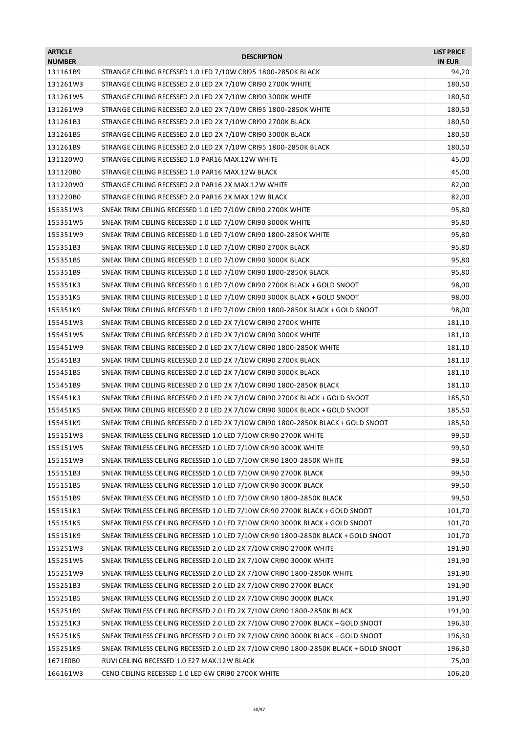| ARTICLE NUMBER | DESCRIPTION | LIST PRICE IN EUR |
|---|---|---|
| 131161B9 | STRANGE CEILING RECESSED 1.0 LED 7/10W CRI95 1800-2850K BLACK | 94,20 |
| 131261W3 | STRANGE CEILING RECESSED 2.0 LED 2X 7/10W CRI90 2700K WHITE | 180,50 |
| 131261W5 | STRANGE CEILING RECESSED 2.0 LED 2X 7/10W CRI90 3000K WHITE | 180,50 |
| 131261W9 | STRANGE CEILING RECESSED 2.0 LED 2X 7/10W CRI95 1800-2850K WHITE | 180,50 |
| 131261B3 | STRANGE CEILING RECESSED 2.0 LED 2X 7/10W CRI90 2700K BLACK | 180,50 |
| 131261B5 | STRANGE CEILING RECESSED 2.0 LED 2X 7/10W CRI90 3000K BLACK | 180,50 |
| 131261B9 | STRANGE CEILING RECESSED 2.0 LED 2X 7/10W CRI95 1800-2850K BLACK | 180,50 |
| 131120W0 | STRANGE CEILING RECESSED 1.0 PAR16 MAX.12W WHITE | 45,00 |
| 131120B0 | STRANGE CEILING RECESSED 1.0 PAR16 MAX.12W BLACK | 45,00 |
| 131220W0 | STRANGE CEILING RECESSED 2.0 PAR16 2X MAX.12W WHITE | 82,00 |
| 131220B0 | STRANGE CEILING RECESSED 2.0 PAR16 2X MAX.12W BLACK | 82,00 |
| 155351W3 | SNEAK TRIM CEILING RECESSED 1.0 LED 7/10W CRI90 2700K WHITE | 95,80 |
| 155351W5 | SNEAK TRIM CEILING RECESSED 1.0 LED 7/10W CRI90 3000K WHITE | 95,80 |
| 155351W9 | SNEAK TRIM CEILING RECESSED 1.0 LED 7/10W CRI90 1800-2850K WHITE | 95,80 |
| 155351B3 | SNEAK TRIM CEILING RECESSED 1.0 LED 7/10W CRI90 2700K BLACK | 95,80 |
| 155351B5 | SNEAK TRIM CEILING RECESSED 1.0 LED 7/10W CRI90 3000K BLACK | 95,80 |
| 155351B9 | SNEAK TRIM CEILING RECESSED 1.0 LED 7/10W CRI90 1800-2850K BLACK | 95,80 |
| 155351K3 | SNEAK TRIM CEILING RECESSED 1.0 LED 7/10W CRI90 2700K BLACK + GOLD SNOOT | 98,00 |
| 155351K5 | SNEAK TRIM CEILING RECESSED 1.0 LED 7/10W CRI90 3000K BLACK + GOLD SNOOT | 98,00 |
| 155351K9 | SNEAK TRIM CEILING RECESSED 1.0 LED 7/10W CRI90 1800-2850K BLACK + GOLD SNOOT | 98,00 |
| 155451W3 | SNEAK TRIM CEILING RECESSED 2.0 LED 2X 7/10W CRI90 2700K WHITE | 181,10 |
| 155451W5 | SNEAK TRIM CEILING RECESSED 2.0 LED 2X 7/10W CRI90 3000K WHITE | 181,10 |
| 155451W9 | SNEAK TRIM CEILING RECESSED 2.0 LED 2X 7/10W CRI90 1800-2850K WHITE | 181,10 |
| 155451B3 | SNEAK TRIM CEILING RECESSED 2.0 LED 2X 7/10W CRI90 2700K BLACK | 181,10 |
| 155451B5 | SNEAK TRIM CEILING RECESSED 2.0 LED 2X 7/10W CRI90 3000K BLACK | 181,10 |
| 155451B9 | SNEAK TRIM CEILING RECESSED 2.0 LED 2X 7/10W CRI90 1800-2850K BLACK | 181,10 |
| 155451K3 | SNEAK TRIM CEILING RECESSED 2.0 LED 2X 7/10W CRI90 2700K BLACK + GOLD SNOOT | 185,50 |
| 155451K5 | SNEAK TRIM CEILING RECESSED 2.0 LED 2X 7/10W CRI90 3000K BLACK + GOLD SNOOT | 185,50 |
| 155451K9 | SNEAK TRIM CEILING RECESSED 2.0 LED 2X 7/10W CRI90 1800-2850K BLACK + GOLD SNOOT | 185,50 |
| 155151W3 | SNEAK TRIMLESS CEILING RECESSED 1.0 LED 7/10W CRI90 2700K WHITE | 99,50 |
| 155151W5 | SNEAK TRIMLESS CEILING RECESSED 1.0 LED 7/10W CRI90 3000K WHITE | 99,50 |
| 155151W9 | SNEAK TRIMLESS CEILING RECESSED 1.0 LED 7/10W CRI90 1800-2850K WHITE | 99,50 |
| 155151B3 | SNEAK TRIMLESS CEILING RECESSED 1.0 LED 7/10W CRI90 2700K BLACK | 99,50 |
| 155151B5 | SNEAK TRIMLESS CEILING RECESSED 1.0 LED 7/10W CRI90 3000K BLACK | 99,50 |
| 155151B9 | SNEAK TRIMLESS CEILING RECESSED 1.0 LED 7/10W CRI90 1800-2850K BLACK | 99,50 |
| 155151K3 | SNEAK TRIMLESS CEILING RECESSED 1.0 LED 7/10W CRI90 2700K BLACK + GOLD SNOOT | 101,70 |
| 155151K5 | SNEAK TRIMLESS CEILING RECESSED 1.0 LED 7/10W CRI90 3000K BLACK + GOLD SNOOT | 101,70 |
| 155151K9 | SNEAK TRIMLESS CEILING RECESSED 1.0 LED 7/10W CRI90 1800-2850K BLACK + GOLD SNOOT | 101,70 |
| 155251W3 | SNEAK TRIMLESS CEILING RECESSED 2.0 LED 2X 7/10W CRI90 2700K WHITE | 191,90 |
| 155251W5 | SNEAK TRIMLESS CEILING RECESSED 2.0 LED 2X 7/10W CRI90 3000K WHITE | 191,90 |
| 155251W9 | SNEAK TRIMLESS CEILING RECESSED 2.0 LED 2X 7/10W CRI90 1800-2850K WHITE | 191,90 |
| 155251B3 | SNEAK TRIMLESS CEILING RECESSED 2.0 LED 2X 7/10W CRI90 2700K BLACK | 191,90 |
| 155251B5 | SNEAK TRIMLESS CEILING RECESSED 2.0 LED 2X 7/10W CRI90 3000K BLACK | 191,90 |
| 155251B9 | SNEAK TRIMLESS CEILING RECESSED 2.0 LED 2X 7/10W CRI90 1800-2850K BLACK | 191,90 |
| 155251K3 | SNEAK TRIMLESS CEILING RECESSED 2.0 LED 2X 7/10W CRI90 2700K BLACK + GOLD SNOOT | 196,30 |
| 155251K5 | SNEAK TRIMLESS CEILING RECESSED 2.0 LED 2X 7/10W CRI90 3000K BLACK + GOLD SNOOT | 196,30 |
| 155251K9 | SNEAK TRIMLESS CEILING RECESSED 2.0 LED 2X 7/10W CRI90 1800-2850K BLACK + GOLD SNOOT | 196,30 |
| 1671E0B0 | RUVI CEILING RECESSED 1.0 E27 MAX.12W BLACK | 75,00 |
| 166161W3 | CENO CEILING RECESSED 1.0 LED 6W CRI90 2700K WHITE | 106,20 |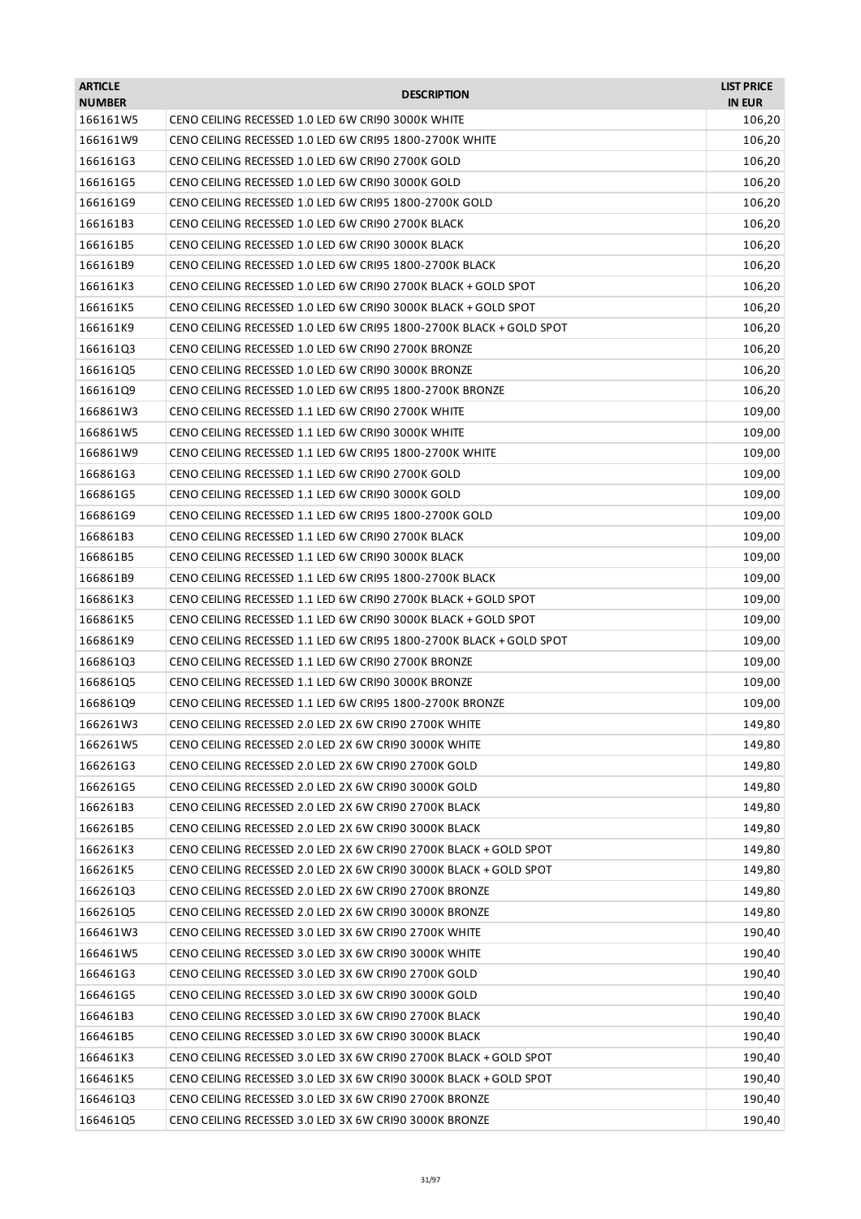| ARTICLE NUMBER | DESCRIPTION | LIST PRICE IN EUR |
|---|---|---|
| 166161W5 | CENO CEILING RECESSED 1.0 LED 6W CRI90 3000K WHITE | 106,20 |
| 166161W9 | CENO CEILING RECESSED 1.0 LED 6W CRI95 1800-2700K WHITE | 106,20 |
| 166161G3 | CENO CEILING RECESSED 1.0 LED 6W CRI90 2700K GOLD | 106,20 |
| 166161G5 | CENO CEILING RECESSED 1.0 LED 6W CRI90 3000K GOLD | 106,20 |
| 166161G9 | CENO CEILING RECESSED 1.0 LED 6W CRI95 1800-2700K GOLD | 106,20 |
| 166161B3 | CENO CEILING RECESSED 1.0 LED 6W CRI90 2700K BLACK | 106,20 |
| 166161B5 | CENO CEILING RECESSED 1.0 LED 6W CRI90 3000K BLACK | 106,20 |
| 166161B9 | CENO CEILING RECESSED 1.0 LED 6W CRI95 1800-2700K BLACK | 106,20 |
| 166161K3 | CENO CEILING RECESSED 1.0 LED 6W CRI90 2700K BLACK + GOLD SPOT | 106,20 |
| 166161K5 | CENO CEILING RECESSED 1.0 LED 6W CRI90 3000K BLACK + GOLD SPOT | 106,20 |
| 166161K9 | CENO CEILING RECESSED 1.0 LED 6W CRI95 1800-2700K BLACK + GOLD SPOT | 106,20 |
| 166161Q3 | CENO CEILING RECESSED 1.0 LED 6W CRI90 2700K BRONZE | 106,20 |
| 166161Q5 | CENO CEILING RECESSED 1.0 LED 6W CRI90 3000K BRONZE | 106,20 |
| 166161Q9 | CENO CEILING RECESSED 1.0 LED 6W CRI95 1800-2700K BRONZE | 106,20 |
| 166861W3 | CENO CEILING RECESSED 1.1 LED 6W CRI90 2700K WHITE | 109,00 |
| 166861W5 | CENO CEILING RECESSED 1.1 LED 6W CRI90 3000K WHITE | 109,00 |
| 166861W9 | CENO CEILING RECESSED 1.1 LED 6W CRI95 1800-2700K WHITE | 109,00 |
| 166861G3 | CENO CEILING RECESSED 1.1 LED 6W CRI90 2700K GOLD | 109,00 |
| 166861G5 | CENO CEILING RECESSED 1.1 LED 6W CRI90 3000K GOLD | 109,00 |
| 166861G9 | CENO CEILING RECESSED 1.1 LED 6W CRI95 1800-2700K GOLD | 109,00 |
| 166861B3 | CENO CEILING RECESSED 1.1 LED 6W CRI90 2700K BLACK | 109,00 |
| 166861B5 | CENO CEILING RECESSED 1.1 LED 6W CRI90 3000K BLACK | 109,00 |
| 166861B9 | CENO CEILING RECESSED 1.1 LED 6W CRI95 1800-2700K BLACK | 109,00 |
| 166861K3 | CENO CEILING RECESSED 1.1 LED 6W CRI90 2700K BLACK + GOLD SPOT | 109,00 |
| 166861K5 | CENO CEILING RECESSED 1.1 LED 6W CRI90 3000K BLACK + GOLD SPOT | 109,00 |
| 166861K9 | CENO CEILING RECESSED 1.1 LED 6W CRI95 1800-2700K BLACK + GOLD SPOT | 109,00 |
| 166861Q3 | CENO CEILING RECESSED 1.1 LED 6W CRI90 2700K BRONZE | 109,00 |
| 166861Q5 | CENO CEILING RECESSED 1.1 LED 6W CRI90 3000K BRONZE | 109,00 |
| 166861Q9 | CENO CEILING RECESSED 1.1 LED 6W CRI95 1800-2700K BRONZE | 109,00 |
| 166261W3 | CENO CEILING RECESSED 2.0 LED 2X 6W CRI90 2700K WHITE | 149,80 |
| 166261W5 | CENO CEILING RECESSED 2.0 LED 2X 6W CRI90 3000K WHITE | 149,80 |
| 166261G3 | CENO CEILING RECESSED 2.0 LED 2X 6W CRI90 2700K GOLD | 149,80 |
| 166261G5 | CENO CEILING RECESSED 2.0 LED 2X 6W CRI90 3000K GOLD | 149,80 |
| 166261B3 | CENO CEILING RECESSED 2.0 LED 2X 6W CRI90 2700K BLACK | 149,80 |
| 166261B5 | CENO CEILING RECESSED 2.0 LED 2X 6W CRI90 3000K BLACK | 149,80 |
| 166261K3 | CENO CEILING RECESSED 2.0 LED 2X 6W CRI90 2700K BLACK + GOLD SPOT | 149,80 |
| 166261K5 | CENO CEILING RECESSED 2.0 LED 2X 6W CRI90 3000K BLACK + GOLD SPOT | 149,80 |
| 166261Q3 | CENO CEILING RECESSED 2.0 LED 2X 6W CRI90 2700K BRONZE | 149,80 |
| 166261Q5 | CENO CEILING RECESSED 2.0 LED 2X 6W CRI90 3000K BRONZE | 149,80 |
| 166461W3 | CENO CEILING RECESSED 3.0 LED 3X 6W CRI90 2700K WHITE | 190,40 |
| 166461W5 | CENO CEILING RECESSED 3.0 LED 3X 6W CRI90 3000K WHITE | 190,40 |
| 166461G3 | CENO CEILING RECESSED 3.0 LED 3X 6W CRI90 2700K GOLD | 190,40 |
| 166461G5 | CENO CEILING RECESSED 3.0 LED 3X 6W CRI90 3000K GOLD | 190,40 |
| 166461B3 | CENO CEILING RECESSED 3.0 LED 3X 6W CRI90 2700K BLACK | 190,40 |
| 166461B5 | CENO CEILING RECESSED 3.0 LED 3X 6W CRI90 3000K BLACK | 190,40 |
| 166461K3 | CENO CEILING RECESSED 3.0 LED 3X 6W CRI90 2700K BLACK + GOLD SPOT | 190,40 |
| 166461K5 | CENO CEILING RECESSED 3.0 LED 3X 6W CRI90 3000K BLACK + GOLD SPOT | 190,40 |
| 166461Q3 | CENO CEILING RECESSED 3.0 LED 3X 6W CRI90 2700K BRONZE | 190,40 |
| 166461Q5 | CENO CEILING RECESSED 3.0 LED 3X 6W CRI90 3000K BRONZE | 190,40 |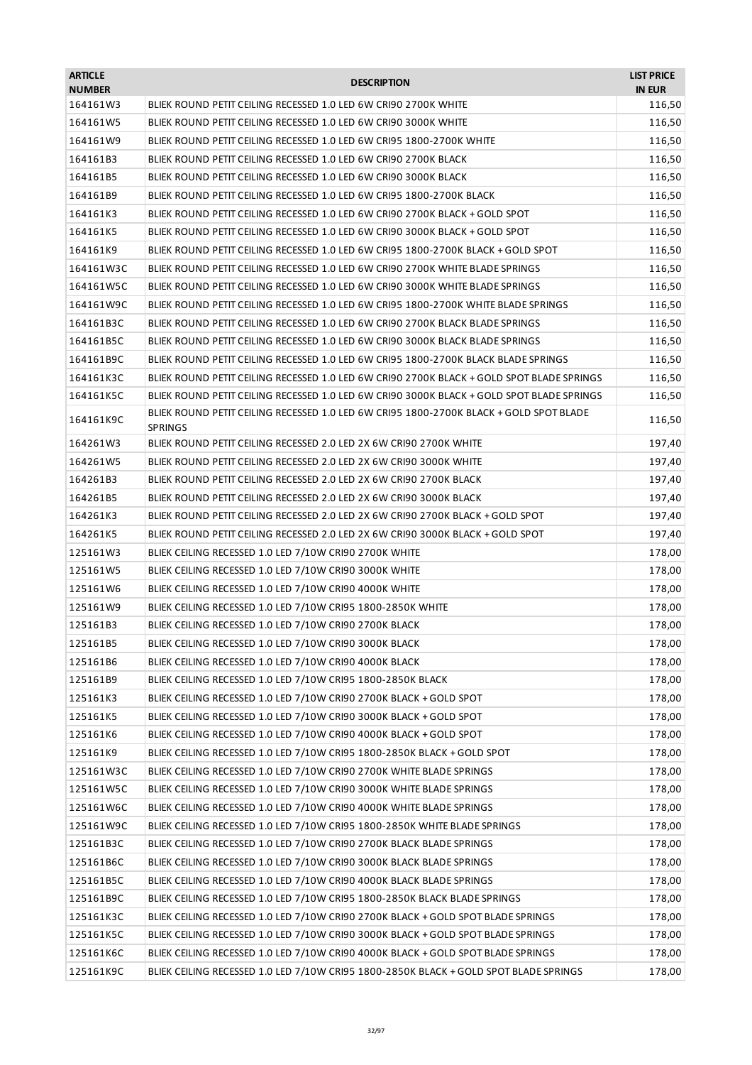| ARTICLE NUMBER | DESCRIPTION | LIST PRICE IN EUR |
|---|---|---|
| 164161W3 | BLIEK ROUND PETIT CEILING RECESSED 1.0 LED 6W CRI90 2700K WHITE | 116,50 |
| 164161W5 | BLIEK ROUND PETIT CEILING RECESSED 1.0 LED 6W CRI90 3000K WHITE | 116,50 |
| 164161W9 | BLIEK ROUND PETIT CEILING RECESSED 1.0 LED 6W CRI95 1800-2700K WHITE | 116,50 |
| 164161B3 | BLIEK ROUND PETIT CEILING RECESSED 1.0 LED 6W CRI90 2700K BLACK | 116,50 |
| 164161B5 | BLIEK ROUND PETIT CEILING RECESSED 1.0 LED 6W CRI90 3000K BLACK | 116,50 |
| 164161B9 | BLIEK ROUND PETIT CEILING RECESSED 1.0 LED 6W CRI95 1800-2700K BLACK | 116,50 |
| 164161K3 | BLIEK ROUND PETIT CEILING RECESSED 1.0 LED 6W CRI90 2700K BLACK + GOLD SPOT | 116,50 |
| 164161K5 | BLIEK ROUND PETIT CEILING RECESSED 1.0 LED 6W CRI90 3000K BLACK + GOLD SPOT | 116,50 |
| 164161K9 | BLIEK ROUND PETIT CEILING RECESSED 1.0 LED 6W CRI95 1800-2700K BLACK + GOLD SPOT | 116,50 |
| 164161W3C | BLIEK ROUND PETIT CEILING RECESSED 1.0 LED 6W CRI90 2700K WHITE BLADE SPRINGS | 116,50 |
| 164161W5C | BLIEK ROUND PETIT CEILING RECESSED 1.0 LED 6W CRI90 3000K WHITE BLADE SPRINGS | 116,50 |
| 164161W9C | BLIEK ROUND PETIT CEILING RECESSED 1.0 LED 6W CRI95 1800-2700K WHITE BLADE SPRINGS | 116,50 |
| 164161B3C | BLIEK ROUND PETIT CEILING RECESSED 1.0 LED 6W CRI90 2700K BLACK BLADE SPRINGS | 116,50 |
| 164161B5C | BLIEK ROUND PETIT CEILING RECESSED 1.0 LED 6W CRI90 3000K BLACK BLADE SPRINGS | 116,50 |
| 164161B9C | BLIEK ROUND PETIT CEILING RECESSED 1.0 LED 6W CRI95 1800-2700K BLACK BLADE SPRINGS | 116,50 |
| 164161K3C | BLIEK ROUND PETIT CEILING RECESSED 1.0 LED 6W CRI90 2700K BLACK + GOLD SPOT BLADE SPRINGS | 116,50 |
| 164161K5C | BLIEK ROUND PETIT CEILING RECESSED 1.0 LED 6W CRI90 3000K BLACK + GOLD SPOT BLADE SPRINGS | 116,50 |
| 164161K9C | BLIEK ROUND PETIT CEILING RECESSED 1.0 LED 6W CRI95 1800-2700K BLACK + GOLD SPOT BLADE SPRINGS | 116,50 |
| 164261W3 | BLIEK ROUND PETIT CEILING RECESSED 2.0 LED 2X 6W CRI90 2700K WHITE | 197,40 |
| 164261W5 | BLIEK ROUND PETIT CEILING RECESSED 2.0 LED 2X 6W CRI90 3000K WHITE | 197,40 |
| 164261B3 | BLIEK ROUND PETIT CEILING RECESSED 2.0 LED 2X 6W CRI90 2700K BLACK | 197,40 |
| 164261B5 | BLIEK ROUND PETIT CEILING RECESSED 2.0 LED 2X 6W CRI90 3000K BLACK | 197,40 |
| 164261K3 | BLIEK ROUND PETIT CEILING RECESSED 2.0 LED 2X 6W CRI90 2700K BLACK + GOLD SPOT | 197,40 |
| 164261K5 | BLIEK ROUND PETIT CEILING RECESSED 2.0 LED 2X 6W CRI90 3000K BLACK + GOLD SPOT | 197,40 |
| 125161W3 | BLIEK CEILING RECESSED 1.0 LED 7/10W CRI90 2700K WHITE | 178,00 |
| 125161W5 | BLIEK CEILING RECESSED 1.0 LED 7/10W CRI90 3000K WHITE | 178,00 |
| 125161W6 | BLIEK CEILING RECESSED 1.0 LED 7/10W CRI90 4000K WHITE | 178,00 |
| 125161W9 | BLIEK CEILING RECESSED 1.0 LED 7/10W CRI95 1800-2850K WHITE | 178,00 |
| 125161B3 | BLIEK CEILING RECESSED 1.0 LED 7/10W CRI90 2700K BLACK | 178,00 |
| 125161B5 | BLIEK CEILING RECESSED 1.0 LED 7/10W CRI90 3000K BLACK | 178,00 |
| 125161B6 | BLIEK CEILING RECESSED 1.0 LED 7/10W CRI90 4000K BLACK | 178,00 |
| 125161B9 | BLIEK CEILING RECESSED 1.0 LED 7/10W CRI95 1800-2850K BLACK | 178,00 |
| 125161K3 | BLIEK CEILING RECESSED 1.0 LED 7/10W CRI90 2700K BLACK + GOLD SPOT | 178,00 |
| 125161K5 | BLIEK CEILING RECESSED 1.0 LED 7/10W CRI90 3000K BLACK + GOLD SPOT | 178,00 |
| 125161K6 | BLIEK CEILING RECESSED 1.0 LED 7/10W CRI90 4000K BLACK + GOLD SPOT | 178,00 |
| 125161K9 | BLIEK CEILING RECESSED 1.0 LED 7/10W CRI95 1800-2850K BLACK + GOLD SPOT | 178,00 |
| 125161W3C | BLIEK CEILING RECESSED 1.0 LED 7/10W CRI90 2700K WHITE BLADE SPRINGS | 178,00 |
| 125161W5C | BLIEK CEILING RECESSED 1.0 LED 7/10W CRI90 3000K WHITE BLADE SPRINGS | 178,00 |
| 125161W6C | BLIEK CEILING RECESSED 1.0 LED 7/10W CRI90 4000K WHITE BLADE SPRINGS | 178,00 |
| 125161W9C | BLIEK CEILING RECESSED 1.0 LED 7/10W CRI95 1800-2850K WHITE BLADE SPRINGS | 178,00 |
| 125161B3C | BLIEK CEILING RECESSED 1.0 LED 7/10W CRI90 2700K BLACK BLADE SPRINGS | 178,00 |
| 125161B6C | BLIEK CEILING RECESSED 1.0 LED 7/10W CRI90 3000K BLACK BLADE SPRINGS | 178,00 |
| 125161B5C | BLIEK CEILING RECESSED 1.0 LED 7/10W CRI90 4000K BLACK BLADE SPRINGS | 178,00 |
| 125161B9C | BLIEK CEILING RECESSED 1.0 LED 7/10W CRI95 1800-2850K BLACK BLADE SPRINGS | 178,00 |
| 125161K3C | BLIEK CEILING RECESSED 1.0 LED 7/10W CRI90 2700K BLACK + GOLD SPOT BLADE SPRINGS | 178,00 |
| 125161K5C | BLIEK CEILING RECESSED 1.0 LED 7/10W CRI90 3000K BLACK + GOLD SPOT BLADE SPRINGS | 178,00 |
| 125161K6C | BLIEK CEILING RECESSED 1.0 LED 7/10W CRI90 4000K BLACK + GOLD SPOT BLADE SPRINGS | 178,00 |
| 125161K9C | BLIEK CEILING RECESSED 1.0 LED 7/10W CRI95 1800-2850K BLACK + GOLD SPOT BLADE SPRINGS | 178,00 |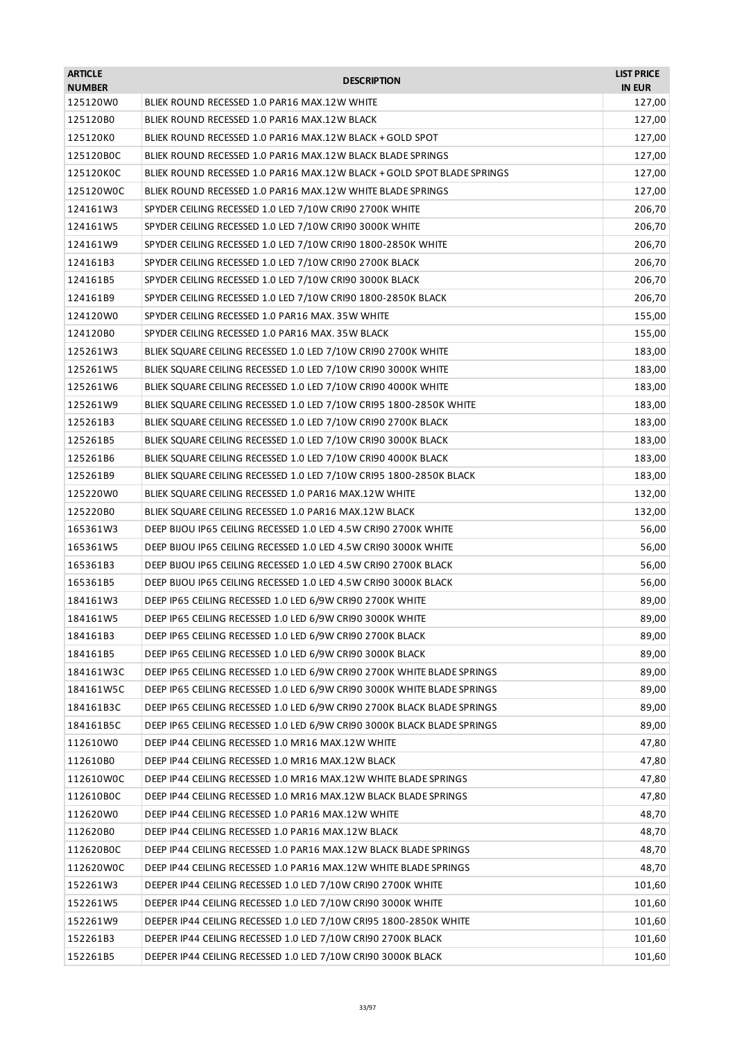| ARTICLE NUMBER | DESCRIPTION | LIST PRICE IN EUR |
| --- | --- | --- |
| 125120W0 | BLIEK ROUND RECESSED 1.0 PAR16 MAX.12W WHITE | 127,00 |
| 125120B0 | BLIEK ROUND RECESSED 1.0 PAR16 MAX.12W BLACK | 127,00 |
| 125120K0 | BLIEK ROUND RECESSED 1.0 PAR16 MAX.12W BLACK + GOLD SPOT | 127,00 |
| 125120B0C | BLIEK ROUND RECESSED 1.0 PAR16 MAX.12W BLACK BLADE SPRINGS | 127,00 |
| 125120K0C | BLIEK ROUND RECESSED 1.0 PAR16 MAX.12W BLACK + GOLD SPOT BLADE SPRINGS | 127,00 |
| 125120W0C | BLIEK ROUND RECESSED 1.0 PAR16 MAX.12W WHITE BLADE SPRINGS | 127,00 |
| 124161W3 | SPYDER CEILING RECESSED 1.0 LED 7/10W CRI90 2700K WHITE | 206,70 |
| 124161W5 | SPYDER CEILING RECESSED 1.0 LED 7/10W CRI90 3000K WHITE | 206,70 |
| 124161W9 | SPYDER CEILING RECESSED 1.0 LED 7/10W CRI90 1800-2850K WHITE | 206,70 |
| 124161B3 | SPYDER CEILING RECESSED 1.0 LED 7/10W CRI90 2700K BLACK | 206,70 |
| 124161B5 | SPYDER CEILING RECESSED 1.0 LED 7/10W CRI90 3000K BLACK | 206,70 |
| 124161B9 | SPYDER CEILING RECESSED 1.0 LED 7/10W CRI90 1800-2850K BLACK | 206,70 |
| 124120W0 | SPYDER CEILING RECESSED 1.0 PAR16 MAX. 35W WHITE | 155,00 |
| 124120B0 | SPYDER CEILING RECESSED 1.0 PAR16 MAX. 35W BLACK | 155,00 |
| 125261W3 | BLIEK SQUARE CEILING RECESSED 1.0 LED 7/10W CRI90 2700K WHITE | 183,00 |
| 125261W5 | BLIEK SQUARE CEILING RECESSED 1.0 LED 7/10W CRI90 3000K WHITE | 183,00 |
| 125261W6 | BLIEK SQUARE CEILING RECESSED 1.0 LED 7/10W CRI90 4000K WHITE | 183,00 |
| 125261W9 | BLIEK SQUARE CEILING RECESSED 1.0 LED 7/10W CRI95 1800-2850K WHITE | 183,00 |
| 125261B3 | BLIEK SQUARE CEILING RECESSED 1.0 LED 7/10W CRI90 2700K BLACK | 183,00 |
| 125261B5 | BLIEK SQUARE CEILING RECESSED 1.0 LED 7/10W CRI90 3000K BLACK | 183,00 |
| 125261B6 | BLIEK SQUARE CEILING RECESSED 1.0 LED 7/10W CRI90 4000K BLACK | 183,00 |
| 125261B9 | BLIEK SQUARE CEILING RECESSED 1.0 LED 7/10W CRI95 1800-2850K BLACK | 183,00 |
| 125220W0 | BLIEK SQUARE CEILING RECESSED 1.0 PAR16 MAX.12W WHITE | 132,00 |
| 125220B0 | BLIEK SQUARE CEILING RECESSED 1.0 PAR16 MAX.12W BLACK | 132,00 |
| 165361W3 | DEEP BIJOU IP65 CEILING RECESSED 1.0 LED 4.5W CRI90 2700K WHITE | 56,00 |
| 165361W5 | DEEP BIJOU IP65 CEILING RECESSED 1.0 LED 4.5W CRI90 3000K WHITE | 56,00 |
| 165361B3 | DEEP BIJOU IP65 CEILING RECESSED 1.0 LED 4.5W CRI90 2700K BLACK | 56,00 |
| 165361B5 | DEEP BIJOU IP65 CEILING RECESSED 1.0 LED 4.5W CRI90 3000K BLACK | 56,00 |
| 184161W3 | DEEP IP65 CEILING RECESSED 1.0 LED 6/9W CRI90 2700K WHITE | 89,00 |
| 184161W5 | DEEP IP65 CEILING RECESSED 1.0 LED 6/9W CRI90 3000K WHITE | 89,00 |
| 184161B3 | DEEP IP65 CEILING RECESSED 1.0 LED 6/9W CRI90 2700K BLACK | 89,00 |
| 184161B5 | DEEP IP65 CEILING RECESSED 1.0 LED 6/9W CRI90 3000K BLACK | 89,00 |
| 184161W3C | DEEP IP65 CEILING RECESSED 1.0 LED 6/9W CRI90 2700K WHITE BLADE SPRINGS | 89,00 |
| 184161W5C | DEEP IP65 CEILING RECESSED 1.0 LED 6/9W CRI90 3000K WHITE BLADE SPRINGS | 89,00 |
| 184161B3C | DEEP IP65 CEILING RECESSED 1.0 LED 6/9W CRI90 2700K BLACK BLADE SPRINGS | 89,00 |
| 184161B5C | DEEP IP65 CEILING RECESSED 1.0 LED 6/9W CRI90 3000K BLACK BLADE SPRINGS | 89,00 |
| 112610W0 | DEEP IP44 CEILING RECESSED 1.0 MR16 MAX.12W WHITE | 47,80 |
| 112610B0 | DEEP IP44 CEILING RECESSED 1.0 MR16 MAX.12W BLACK | 47,80 |
| 112610W0C | DEEP IP44 CEILING RECESSED 1.0 MR16 MAX.12W WHITE BLADE SPRINGS | 47,80 |
| 112610B0C | DEEP IP44 CEILING RECESSED 1.0 MR16 MAX.12W BLACK BLADE SPRINGS | 47,80 |
| 112620W0 | DEEP IP44 CEILING RECESSED 1.0 PAR16 MAX.12W WHITE | 48,70 |
| 112620B0 | DEEP IP44 CEILING RECESSED 1.0 PAR16 MAX.12W BLACK | 48,70 |
| 112620B0C | DEEP IP44 CEILING RECESSED 1.0 PAR16 MAX.12W BLACK BLADE SPRINGS | 48,70 |
| 112620W0C | DEEP IP44 CEILING RECESSED 1.0 PAR16 MAX.12W WHITE BLADE SPRINGS | 48,70 |
| 152261W3 | DEEPER IP44 CEILING RECESSED 1.0 LED 7/10W CRI90 2700K WHITE | 101,60 |
| 152261W5 | DEEPER IP44 CEILING RECESSED 1.0 LED 7/10W CRI90 3000K WHITE | 101,60 |
| 152261W9 | DEEPER IP44 CEILING RECESSED 1.0 LED 7/10W CRI95 1800-2850K WHITE | 101,60 |
| 152261B3 | DEEPER IP44 CEILING RECESSED 1.0 LED 7/10W CRI90 2700K BLACK | 101,60 |
| 152261B5 | DEEPER IP44 CEILING RECESSED 1.0 LED 7/10W CRI90 3000K BLACK | 101,60 |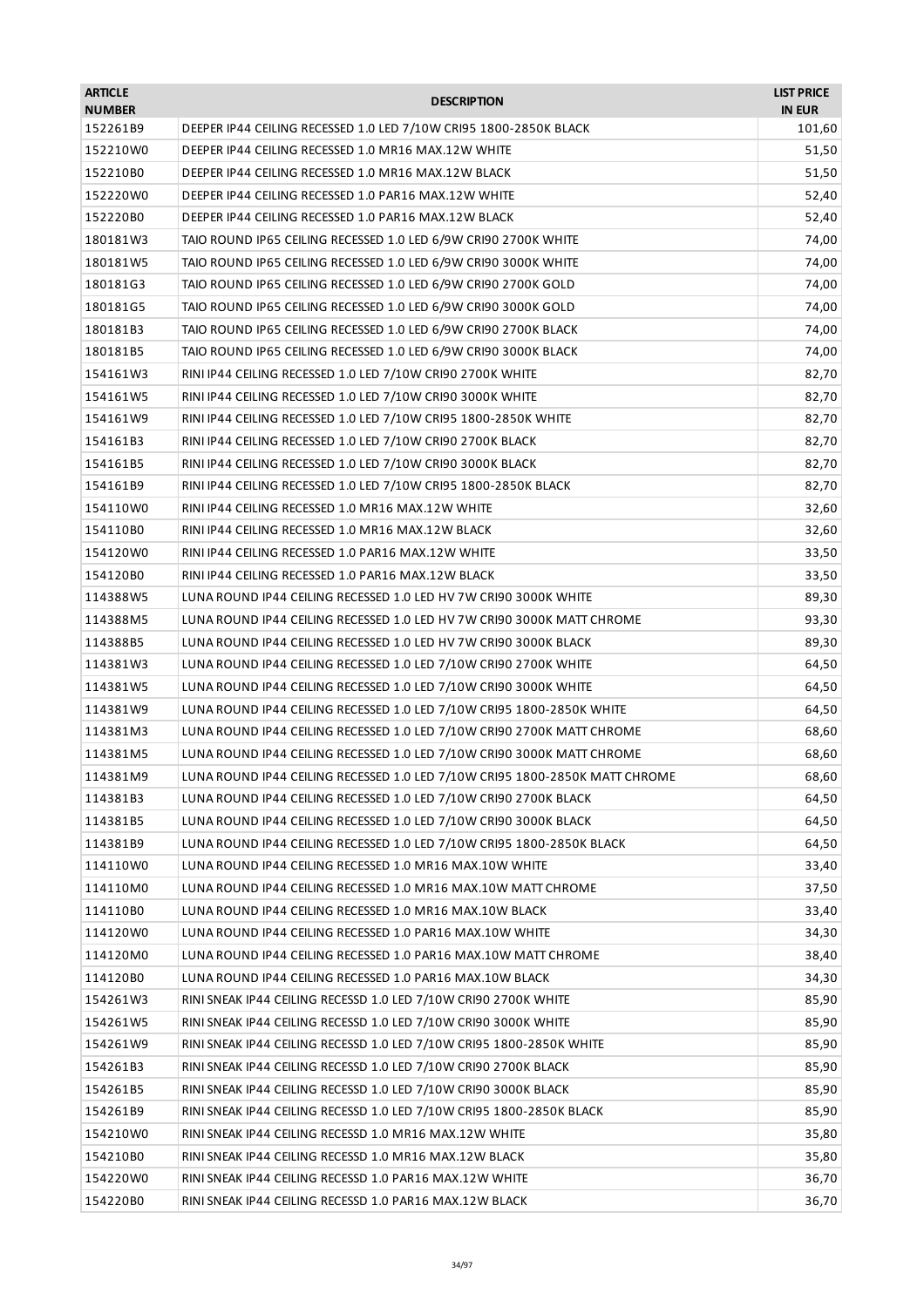| ARTICLE NUMBER | DESCRIPTION | LIST PRICE IN EUR |
|---|---|---|
| 152261B9 | DEEPER IP44 CEILING RECESSED 1.0 LED 7/10W CRI95 1800-2850K BLACK | 101,60 |
| 152210W0 | DEEPER IP44 CEILING RECESSED 1.0 MR16 MAX.12W WHITE | 51,50 |
| 152210B0 | DEEPER IP44 CEILING RECESSED 1.0 MR16 MAX.12W BLACK | 51,50 |
| 152220W0 | DEEPER IP44 CEILING RECESSED 1.0 PAR16 MAX.12W WHITE | 52,40 |
| 152220B0 | DEEPER IP44 CEILING RECESSED 1.0 PAR16 MAX.12W BLACK | 52,40 |
| 180181W3 | TAIO ROUND IP65 CEILING RECESSED 1.0 LED 6/9W CRI90 2700K WHITE | 74,00 |
| 180181W5 | TAIO ROUND IP65 CEILING RECESSED 1.0 LED 6/9W CRI90 3000K WHITE | 74,00 |
| 180181G3 | TAIO ROUND IP65 CEILING RECESSED 1.0 LED 6/9W CRI90 2700K GOLD | 74,00 |
| 180181G5 | TAIO ROUND IP65 CEILING RECESSED 1.0 LED 6/9W CRI90 3000K GOLD | 74,00 |
| 180181B3 | TAIO ROUND IP65 CEILING RECESSED 1.0 LED 6/9W CRI90 2700K BLACK | 74,00 |
| 180181B5 | TAIO ROUND IP65 CEILING RECESSED 1.0 LED 6/9W CRI90 3000K BLACK | 74,00 |
| 154161W3 | RINI IP44 CEILING RECESSED 1.0 LED 7/10W CRI90 2700K WHITE | 82,70 |
| 154161W5 | RINI IP44 CEILING RECESSED 1.0 LED 7/10W CRI90 3000K WHITE | 82,70 |
| 154161W9 | RINI IP44 CEILING RECESSED 1.0 LED 7/10W CRI95 1800-2850K WHITE | 82,70 |
| 154161B3 | RINI IP44 CEILING RECESSED 1.0 LED 7/10W CRI90 2700K BLACK | 82,70 |
| 154161B5 | RINI IP44 CEILING RECESSED 1.0 LED 7/10W CRI90 3000K BLACK | 82,70 |
| 154161B9 | RINI IP44 CEILING RECESSED 1.0 LED 7/10W CRI95 1800-2850K BLACK | 82,70 |
| 154110W0 | RINI IP44 CEILING RECESSED 1.0 MR16 MAX.12W WHITE | 32,60 |
| 154110B0 | RINI IP44 CEILING RECESSED 1.0 MR16 MAX.12W BLACK | 32,60 |
| 154120W0 | RINI IP44 CEILING RECESSED 1.0 PAR16 MAX.12W WHITE | 33,50 |
| 154120B0 | RINI IP44 CEILING RECESSED 1.0 PAR16 MAX.12W BLACK | 33,50 |
| 114388W5 | LUNA ROUND IP44 CEILING RECESSED 1.0 LED HV 7W CRI90 3000K WHITE | 89,30 |
| 114388M5 | LUNA ROUND IP44 CEILING RECESSED 1.0 LED HV 7W CRI90 3000K MATT CHROME | 93,30 |
| 114388B5 | LUNA ROUND IP44 CEILING RECESSED 1.0 LED HV 7W CRI90 3000K BLACK | 89,30 |
| 114381W3 | LUNA ROUND IP44 CEILING RECESSED 1.0 LED 7/10W CRI90 2700K WHITE | 64,50 |
| 114381W5 | LUNA ROUND IP44 CEILING RECESSED 1.0 LED 7/10W CRI90 3000K WHITE | 64,50 |
| 114381W9 | LUNA ROUND IP44 CEILING RECESSED 1.0 LED 7/10W CRI95 1800-2850K WHITE | 64,50 |
| 114381M3 | LUNA ROUND IP44 CEILING RECESSED 1.0 LED 7/10W CRI90 2700K MATT CHROME | 68,60 |
| 114381M5 | LUNA ROUND IP44 CEILING RECESSED 1.0 LED 7/10W CRI90 3000K MATT CHROME | 68,60 |
| 114381M9 | LUNA ROUND IP44 CEILING RECESSED 1.0 LED 7/10W CRI95 1800-2850K MATT CHROME | 68,60 |
| 114381B3 | LUNA ROUND IP44 CEILING RECESSED 1.0 LED 7/10W CRI90 2700K BLACK | 64,50 |
| 114381B5 | LUNA ROUND IP44 CEILING RECESSED 1.0 LED 7/10W CRI90 3000K BLACK | 64,50 |
| 114381B9 | LUNA ROUND IP44 CEILING RECESSED 1.0 LED 7/10W CRI95 1800-2850K BLACK | 64,50 |
| 114110W0 | LUNA ROUND IP44 CEILING RECESSED 1.0 MR16 MAX.10W WHITE | 33,40 |
| 114110M0 | LUNA ROUND IP44 CEILING RECESSED 1.0 MR16 MAX.10W MATT CHROME | 37,50 |
| 114110B0 | LUNA ROUND IP44 CEILING RECESSED 1.0 MR16 MAX.10W BLACK | 33,40 |
| 114120W0 | LUNA ROUND IP44 CEILING RECESSED 1.0 PAR16 MAX.10W WHITE | 34,30 |
| 114120M0 | LUNA ROUND IP44 CEILING RECESSED 1.0 PAR16 MAX.10W MATT CHROME | 38,40 |
| 114120B0 | LUNA ROUND IP44 CEILING RECESSED 1.0 PAR16 MAX.10W BLACK | 34,30 |
| 154261W3 | RINI SNEAK IP44 CEILING RECESSD 1.0 LED 7/10W CRI90 2700K WHITE | 85,90 |
| 154261W5 | RINI SNEAK IP44 CEILING RECESSD 1.0 LED 7/10W CRI90 3000K WHITE | 85,90 |
| 154261W9 | RINI SNEAK IP44 CEILING RECESSD 1.0 LED 7/10W CRI95 1800-2850K WHITE | 85,90 |
| 154261B3 | RINI SNEAK IP44 CEILING RECESSD 1.0 LED 7/10W CRI90 2700K BLACK | 85,90 |
| 154261B5 | RINI SNEAK IP44 CEILING RECESSD 1.0 LED 7/10W CRI90 3000K BLACK | 85,90 |
| 154261B9 | RINI SNEAK IP44 CEILING RECESSD 1.0 LED 7/10W CRI95 1800-2850K BLACK | 85,90 |
| 154210W0 | RINI SNEAK IP44 CEILING RECESSD 1.0 MR16 MAX.12W WHITE | 35,80 |
| 154210B0 | RINI SNEAK IP44 CEILING RECESSD 1.0 MR16 MAX.12W BLACK | 35,80 |
| 154220W0 | RINI SNEAK IP44 CEILING RECESSD 1.0 PAR16 MAX.12W WHITE | 36,70 |
| 154220B0 | RINI SNEAK IP44 CEILING RECESSD 1.0 PAR16 MAX.12W BLACK | 36,70 |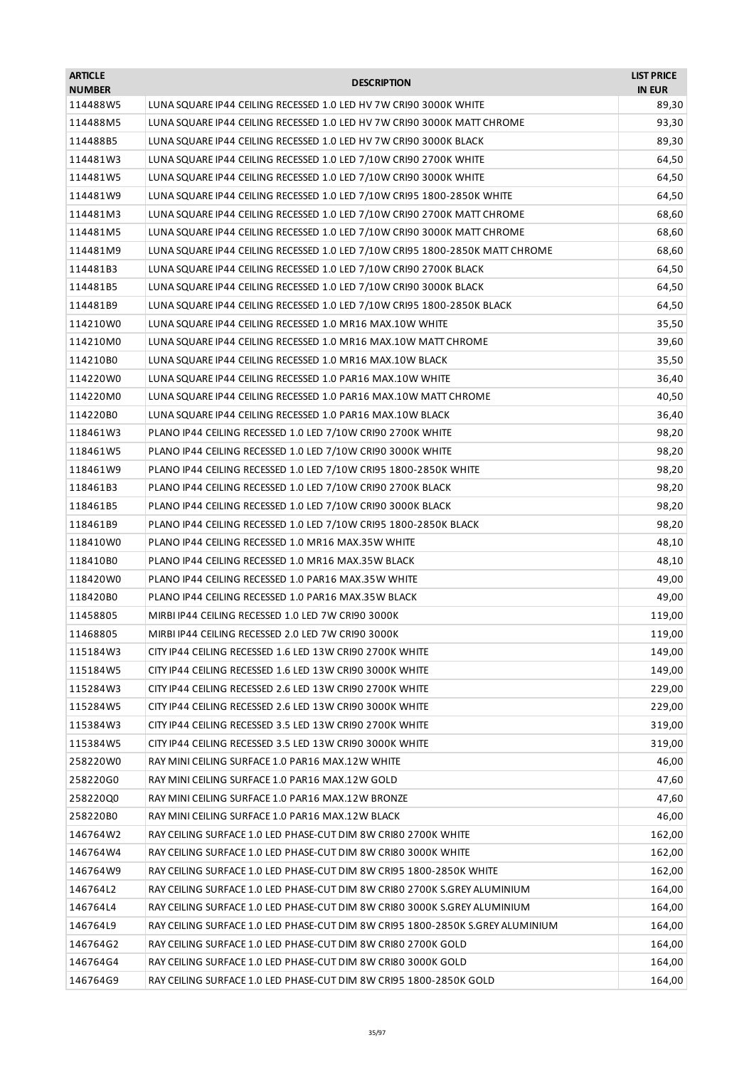| ARTICLE NUMBER | DESCRIPTION | LIST PRICE IN EUR |
|---|---|---|
| 114488W5 | LUNA SQUARE IP44 CEILING RECESSED 1.0 LED HV 7W CRI90 3000K WHITE | 89,30 |
| 114488M5 | LUNA SQUARE IP44 CEILING RECESSED 1.0 LED HV 7W CRI90 3000K MATT CHROME | 93,30 |
| 114488B5 | LUNA SQUARE IP44 CEILING RECESSED 1.0 LED HV 7W CRI90 3000K BLACK | 89,30 |
| 114481W3 | LUNA SQUARE IP44 CEILING RECESSED 1.0 LED 7/10W CRI90 2700K WHITE | 64,50 |
| 114481W5 | LUNA SQUARE IP44 CEILING RECESSED 1.0 LED 7/10W CRI90 3000K WHITE | 64,50 |
| 114481W9 | LUNA SQUARE IP44 CEILING RECESSED 1.0 LED 7/10W CRI95 1800-2850K WHITE | 64,50 |
| 114481M3 | LUNA SQUARE IP44 CEILING RECESSED 1.0 LED 7/10W CRI90 2700K MATT CHROME | 68,60 |
| 114481M5 | LUNA SQUARE IP44 CEILING RECESSED 1.0 LED 7/10W CRI90 3000K MATT CHROME | 68,60 |
| 114481M9 | LUNA SQUARE IP44 CEILING RECESSED 1.0 LED 7/10W CRI95 1800-2850K MATT CHROME | 68,60 |
| 114481B3 | LUNA SQUARE IP44 CEILING RECESSED 1.0 LED 7/10W CRI90 2700K BLACK | 64,50 |
| 114481B5 | LUNA SQUARE IP44 CEILING RECESSED 1.0 LED 7/10W CRI90 3000K BLACK | 64,50 |
| 114481B9 | LUNA SQUARE IP44 CEILING RECESSED 1.0 LED 7/10W CRI95 1800-2850K BLACK | 64,50 |
| 114210W0 | LUNA SQUARE IP44 CEILING RECESSED 1.0 MR16 MAX.10W WHITE | 35,50 |
| 114210M0 | LUNA SQUARE IP44 CEILING RECESSED 1.0 MR16 MAX.10W MATT CHROME | 39,60 |
| 114210B0 | LUNA SQUARE IP44 CEILING RECESSED 1.0 MR16 MAX.10W BLACK | 35,50 |
| 114220W0 | LUNA SQUARE IP44 CEILING RECESSED 1.0 PAR16 MAX.10W WHITE | 36,40 |
| 114220M0 | LUNA SQUARE IP44 CEILING RECESSED 1.0 PAR16 MAX.10W MATT CHROME | 40,50 |
| 114220B0 | LUNA SQUARE IP44 CEILING RECESSED 1.0 PAR16 MAX.10W BLACK | 36,40 |
| 118461W3 | PLANO IP44 CEILING RECESSED 1.0 LED 7/10W CRI90 2700K WHITE | 98,20 |
| 118461W5 | PLANO IP44 CEILING RECESSED 1.0 LED 7/10W CRI90 3000K WHITE | 98,20 |
| 118461W9 | PLANO IP44 CEILING RECESSED 1.0 LED 7/10W CRI95 1800-2850K WHITE | 98,20 |
| 118461B3 | PLANO IP44 CEILING RECESSED 1.0 LED 7/10W CRI90 2700K BLACK | 98,20 |
| 118461B5 | PLANO IP44 CEILING RECESSED 1.0 LED 7/10W CRI90 3000K BLACK | 98,20 |
| 118461B9 | PLANO IP44 CEILING RECESSED 1.0 LED 7/10W CRI95 1800-2850K BLACK | 98,20 |
| 118410W0 | PLANO IP44 CEILING RECESSED 1.0 MR16 MAX.35W WHITE | 48,10 |
| 118410B0 | PLANO IP44 CEILING RECESSED 1.0 MR16 MAX.35W BLACK | 48,10 |
| 118420W0 | PLANO IP44 CEILING RECESSED 1.0 PAR16 MAX.35W WHITE | 49,00 |
| 118420B0 | PLANO IP44 CEILING RECESSED 1.0 PAR16 MAX.35W BLACK | 49,00 |
| 11458805 | MIRBI IP44 CEILING RECESSED 1.0 LED 7W CRI90 3000K | 119,00 |
| 11468805 | MIRBI IP44 CEILING RECESSED 2.0 LED 7W CRI90 3000K | 119,00 |
| 115184W3 | CITY IP44 CEILING RECESSED 1.6 LED 13W CRI90 2700K WHITE | 149,00 |
| 115184W5 | CITY IP44 CEILING RECESSED 1.6 LED 13W CRI90 3000K WHITE | 149,00 |
| 115284W3 | CITY IP44 CEILING RECESSED 2.6 LED 13W CRI90 2700K WHITE | 229,00 |
| 115284W5 | CITY IP44 CEILING RECESSED 2.6 LED 13W CRI90 3000K WHITE | 229,00 |
| 115384W3 | CITY IP44 CEILING RECESSED 3.5 LED 13W CRI90 2700K WHITE | 319,00 |
| 115384W5 | CITY IP44 CEILING RECESSED 3.5 LED 13W CRI90 3000K WHITE | 319,00 |
| 258220W0 | RAY MINI CEILING SURFACE 1.0 PAR16 MAX.12W WHITE | 46,00 |
| 258220G0 | RAY MINI CEILING SURFACE 1.0 PAR16 MAX.12W GOLD | 47,60 |
| 258220Q0 | RAY MINI CEILING SURFACE 1.0 PAR16 MAX.12W BRONZE | 47,60 |
| 258220B0 | RAY MINI CEILING SURFACE 1.0 PAR16 MAX.12W BLACK | 46,00 |
| 146764W2 | RAY CEILING SURFACE 1.0 LED PHASE-CUT DIM 8W CRI80 2700K WHITE | 162,00 |
| 146764W4 | RAY CEILING SURFACE 1.0 LED PHASE-CUT DIM 8W CRI80 3000K WHITE | 162,00 |
| 146764W9 | RAY CEILING SURFACE 1.0 LED PHASE-CUT DIM 8W CRI95 1800-2850K WHITE | 162,00 |
| 146764L2 | RAY CEILING SURFACE 1.0 LED PHASE-CUT DIM 8W CRI80 2700K S.GREY ALUMINIUM | 164,00 |
| 146764L4 | RAY CEILING SURFACE 1.0 LED PHASE-CUT DIM 8W CRI80 3000K S.GREY ALUMINIUM | 164,00 |
| 146764L9 | RAY CEILING SURFACE 1.0 LED PHASE-CUT DIM 8W CRI95 1800-2850K S.GREY ALUMINIUM | 164,00 |
| 146764G2 | RAY CEILING SURFACE 1.0 LED PHASE-CUT DIM 8W CRI80 2700K GOLD | 164,00 |
| 146764G4 | RAY CEILING SURFACE 1.0 LED PHASE-CUT DIM 8W CRI80 3000K GOLD | 164,00 |
| 146764G9 | RAY CEILING SURFACE 1.0 LED PHASE-CUT DIM 8W CRI95 1800-2850K GOLD | 164,00 |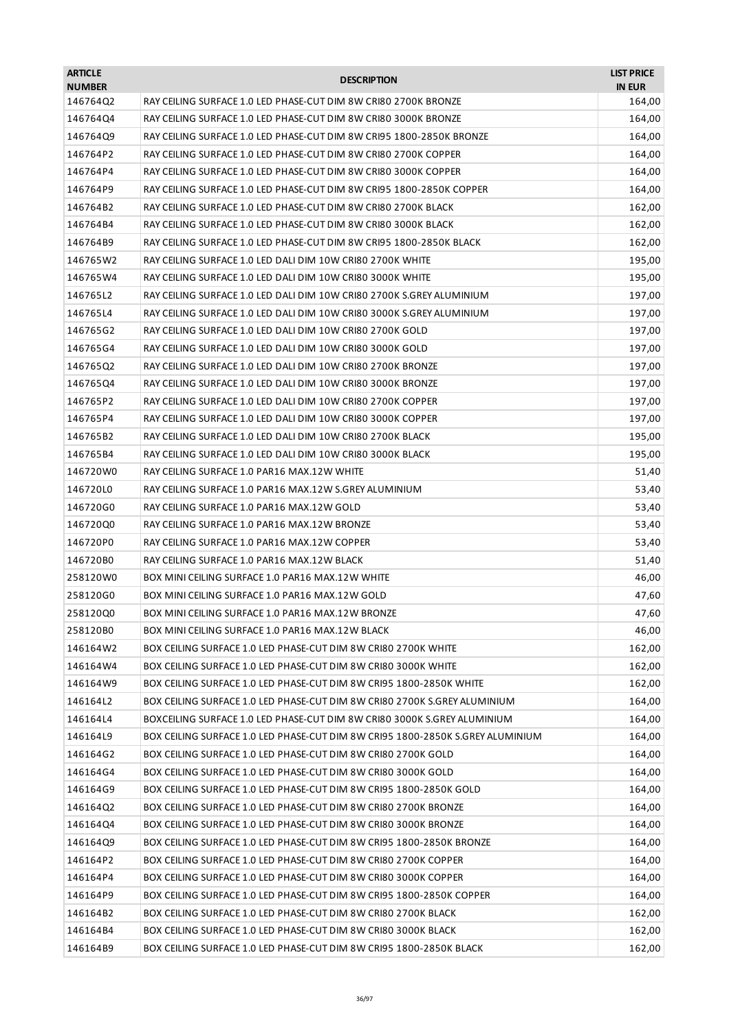| ARTICLE NUMBER | DESCRIPTION | LIST PRICE IN EUR |
|---|---|---|
| 146764Q2 | RAY CEILING SURFACE 1.0 LED PHASE-CUT DIM 8W CRI80 2700K BRONZE | 164,00 |
| 146764Q4 | RAY CEILING SURFACE 1.0 LED PHASE-CUT DIM 8W CRI80 3000K BRONZE | 164,00 |
| 146764Q9 | RAY CEILING SURFACE 1.0 LED PHASE-CUT DIM 8W CRI95 1800-2850K BRONZE | 164,00 |
| 146764P2 | RAY CEILING SURFACE 1.0 LED PHASE-CUT DIM 8W CRI80 2700K COPPER | 164,00 |
| 146764P4 | RAY CEILING SURFACE 1.0 LED PHASE-CUT DIM 8W CRI80 3000K COPPER | 164,00 |
| 146764P9 | RAY CEILING SURFACE 1.0 LED PHASE-CUT DIM 8W CRI95 1800-2850K COPPER | 164,00 |
| 146764B2 | RAY CEILING SURFACE 1.0 LED PHASE-CUT DIM 8W CRI80 2700K BLACK | 162,00 |
| 146764B4 | RAY CEILING SURFACE 1.0 LED PHASE-CUT DIM 8W CRI80 3000K BLACK | 162,00 |
| 146764B9 | RAY CEILING SURFACE 1.0 LED PHASE-CUT DIM 8W CRI95 1800-2850K BLACK | 162,00 |
| 146765W2 | RAY CEILING SURFACE 1.0 LED DALI DIM 10W CRI80 2700K WHITE | 195,00 |
| 146765W4 | RAY CEILING SURFACE 1.0 LED DALI DIM 10W CRI80 3000K WHITE | 195,00 |
| 146765L2 | RAY CEILING SURFACE 1.0 LED DALI DIM 10W CRI80 2700K S.GREY ALUMINIUM | 197,00 |
| 146765L4 | RAY CEILING SURFACE 1.0 LED DALI DIM 10W CRI80 3000K S.GREY ALUMINIUM | 197,00 |
| 146765G2 | RAY CEILING SURFACE 1.0 LED DALI DIM 10W CRI80 2700K GOLD | 197,00 |
| 146765G4 | RAY CEILING SURFACE 1.0 LED DALI DIM 10W CRI80 3000K GOLD | 197,00 |
| 146765Q2 | RAY CEILING SURFACE 1.0 LED DALI DIM 10W CRI80 2700K BRONZE | 197,00 |
| 146765Q4 | RAY CEILING SURFACE 1.0 LED DALI DIM 10W CRI80 3000K BRONZE | 197,00 |
| 146765P2 | RAY CEILING SURFACE 1.0 LED DALI DIM 10W CRI80 2700K COPPER | 197,00 |
| 146765P4 | RAY CEILING SURFACE 1.0 LED DALI DIM 10W CRI80 3000K COPPER | 197,00 |
| 146765B2 | RAY CEILING SURFACE 1.0 LED DALI DIM 10W CRI80 2700K BLACK | 195,00 |
| 146765B4 | RAY CEILING SURFACE 1.0 LED DALI DIM 10W CRI80 3000K BLACK | 195,00 |
| 146720W0 | RAY CEILING SURFACE 1.0 PAR16 MAX.12W WHITE | 51,40 |
| 146720L0 | RAY CEILING SURFACE 1.0 PAR16 MAX.12W S.GREY ALUMINIUM | 53,40 |
| 146720G0 | RAY CEILING SURFACE 1.0 PAR16 MAX.12W GOLD | 53,40 |
| 146720Q0 | RAY CEILING SURFACE 1.0 PAR16 MAX.12W BRONZE | 53,40 |
| 146720P0 | RAY CEILING SURFACE 1.0 PAR16 MAX.12W COPPER | 53,40 |
| 146720B0 | RAY CEILING SURFACE 1.0 PAR16 MAX.12W BLACK | 51,40 |
| 258120W0 | BOX MINI CEILING SURFACE 1.0 PAR16 MAX.12W WHITE | 46,00 |
| 258120G0 | BOX MINI CEILING SURFACE 1.0 PAR16 MAX.12W GOLD | 47,60 |
| 258120Q0 | BOX MINI CEILING SURFACE 1.0 PAR16 MAX.12W BRONZE | 47,60 |
| 258120B0 | BOX MINI CEILING SURFACE 1.0 PAR16 MAX.12W BLACK | 46,00 |
| 146164W2 | BOX CEILING SURFACE 1.0 LED PHASE-CUT DIM 8W CRI80 2700K WHITE | 162,00 |
| 146164W4 | BOX CEILING SURFACE 1.0 LED PHASE-CUT DIM 8W CRI80 3000K WHITE | 162,00 |
| 146164W9 | BOX CEILING SURFACE 1.0 LED PHASE-CUT DIM 8W CRI95 1800-2850K WHITE | 162,00 |
| 146164L2 | BOX CEILING SURFACE 1.0 LED PHASE-CUT DIM 8W CRI80 2700K S.GREY ALUMINIUM | 164,00 |
| 146164L4 | BOXCEILING SURFACE 1.0 LED PHASE-CUT DIM 8W CRI80 3000K S.GREY ALUMINIUM | 164,00 |
| 146164L9 | BOX CEILING SURFACE 1.0 LED PHASE-CUT DIM 8W CRI95 1800-2850K S.GREY ALUMINIUM | 164,00 |
| 146164G2 | BOX CEILING SURFACE 1.0 LED PHASE-CUT DIM 8W CRI80 2700K GOLD | 164,00 |
| 146164G4 | BOX CEILING SURFACE 1.0 LED PHASE-CUT DIM 8W CRI80 3000K GOLD | 164,00 |
| 146164G9 | BOX CEILING SURFACE 1.0 LED PHASE-CUT DIM 8W CRI95 1800-2850K GOLD | 164,00 |
| 146164Q2 | BOX CEILING SURFACE 1.0 LED PHASE-CUT DIM 8W CRI80 2700K BRONZE | 164,00 |
| 146164Q4 | BOX CEILING SURFACE 1.0 LED PHASE-CUT DIM 8W CRI80 3000K BRONZE | 164,00 |
| 146164Q9 | BOX CEILING SURFACE 1.0 LED PHASE-CUT DIM 8W CRI95 1800-2850K BRONZE | 164,00 |
| 146164P2 | BOX CEILING SURFACE 1.0 LED PHASE-CUT DIM 8W CRI80 2700K COPPER | 164,00 |
| 146164P4 | BOX CEILING SURFACE 1.0 LED PHASE-CUT DIM 8W CRI80 3000K COPPER | 164,00 |
| 146164P9 | BOX CEILING SURFACE 1.0 LED PHASE-CUT DIM 8W CRI95 1800-2850K COPPER | 164,00 |
| 146164B2 | BOX CEILING SURFACE 1.0 LED PHASE-CUT DIM 8W CRI80 2700K BLACK | 162,00 |
| 146164B4 | BOX CEILING SURFACE 1.0 LED PHASE-CUT DIM 8W CRI80 3000K BLACK | 162,00 |
| 146164B9 | BOX CEILING SURFACE 1.0 LED PHASE-CUT DIM 8W CRI95 1800-2850K BLACK | 162,00 |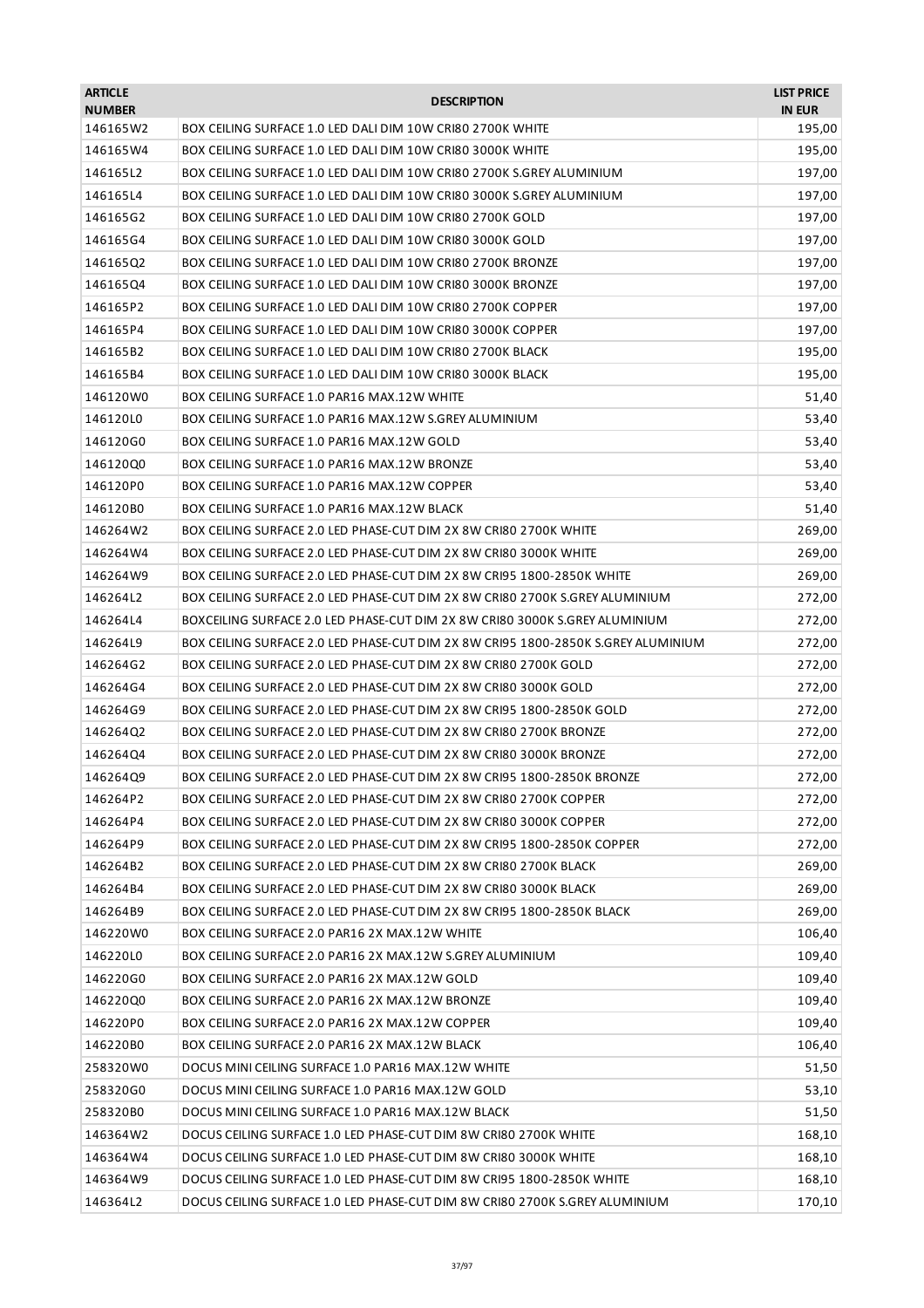| ARTICLE NUMBER | DESCRIPTION | LIST PRICE IN EUR |
|---|---|---|
| 146165W2 | BOX CEILING SURFACE 1.0 LED DALI DIM 10W CRI80 2700K WHITE | 195,00 |
| 146165W4 | BOX CEILING SURFACE 1.0 LED DALI DIM 10W CRI80 3000K WHITE | 195,00 |
| 146165L2 | BOX CEILING SURFACE 1.0 LED DALI DIM 10W CRI80 2700K S.GREY ALUMINIUM | 197,00 |
| 146165L4 | BOX CEILING SURFACE 1.0 LED DALI DIM 10W CRI80 3000K S.GREY ALUMINIUM | 197,00 |
| 146165G2 | BOX CEILING SURFACE 1.0 LED DALI DIM 10W CRI80 2700K GOLD | 197,00 |
| 146165G4 | BOX CEILING SURFACE 1.0 LED DALI DIM 10W CRI80 3000K GOLD | 197,00 |
| 146165Q2 | BOX CEILING SURFACE 1.0 LED DALI DIM 10W CRI80 2700K BRONZE | 197,00 |
| 146165Q4 | BOX CEILING SURFACE 1.0 LED DALI DIM 10W CRI80 3000K BRONZE | 197,00 |
| 146165P2 | BOX CEILING SURFACE 1.0 LED DALI DIM 10W CRI80 2700K COPPER | 197,00 |
| 146165P4 | BOX CEILING SURFACE 1.0 LED DALI DIM 10W CRI80 3000K COPPER | 197,00 |
| 146165B2 | BOX CEILING SURFACE 1.0 LED DALI DIM 10W CRI80 2700K BLACK | 195,00 |
| 146165B4 | BOX CEILING SURFACE 1.0 LED DALI DIM 10W CRI80 3000K BLACK | 195,00 |
| 146120W0 | BOX CEILING SURFACE 1.0 PAR16 MAX.12W WHITE | 51,40 |
| 146120L0 | BOX CEILING SURFACE 1.0 PAR16 MAX.12W S.GREY ALUMINIUM | 53,40 |
| 146120G0 | BOX CEILING SURFACE 1.0 PAR16 MAX.12W GOLD | 53,40 |
| 146120Q0 | BOX CEILING SURFACE 1.0 PAR16 MAX.12W BRONZE | 53,40 |
| 146120P0 | BOX CEILING SURFACE 1.0 PAR16 MAX.12W COPPER | 53,40 |
| 146120B0 | BOX CEILING SURFACE 1.0 PAR16 MAX.12W BLACK | 51,40 |
| 146264W2 | BOX CEILING SURFACE 2.0 LED PHASE-CUT DIM 2X 8W CRI80 2700K WHITE | 269,00 |
| 146264W4 | BOX CEILING SURFACE 2.0 LED PHASE-CUT DIM 2X 8W CRI80 3000K WHITE | 269,00 |
| 146264W9 | BOX CEILING SURFACE 2.0 LED PHASE-CUT DIM 2X 8W CRI95 1800-2850K WHITE | 269,00 |
| 146264L2 | BOX CEILING SURFACE 2.0 LED PHASE-CUT DIM 2X 8W CRI80 2700K S.GREY ALUMINIUM | 272,00 |
| 146264L4 | BOXCEILING SURFACE 2.0 LED PHASE-CUT DIM 2X 8W CRI80 3000K S.GREY ALUMINIUM | 272,00 |
| 146264L9 | BOX CEILING SURFACE 2.0 LED PHASE-CUT DIM 2X 8W CRI95 1800-2850K S.GREY ALUMINIUM | 272,00 |
| 146264G2 | BOX CEILING SURFACE 2.0 LED PHASE-CUT DIM 2X 8W CRI80 2700K GOLD | 272,00 |
| 146264G4 | BOX CEILING SURFACE 2.0 LED PHASE-CUT DIM 2X 8W CRI80 3000K GOLD | 272,00 |
| 146264G9 | BOX CEILING SURFACE 2.0 LED PHASE-CUT DIM 2X 8W CRI95 1800-2850K GOLD | 272,00 |
| 146264Q2 | BOX CEILING SURFACE 2.0 LED PHASE-CUT DIM 2X 8W CRI80 2700K BRONZE | 272,00 |
| 146264Q4 | BOX CEILING SURFACE 2.0 LED PHASE-CUT DIM 2X 8W CRI80 3000K BRONZE | 272,00 |
| 146264Q9 | BOX CEILING SURFACE 2.0 LED PHASE-CUT DIM 2X 8W CRI95 1800-2850K BRONZE | 272,00 |
| 146264P2 | BOX CEILING SURFACE 2.0 LED PHASE-CUT DIM 2X 8W CRI80 2700K COPPER | 272,00 |
| 146264P4 | BOX CEILING SURFACE 2.0 LED PHASE-CUT DIM 2X 8W CRI80 3000K COPPER | 272,00 |
| 146264P9 | BOX CEILING SURFACE 2.0 LED PHASE-CUT DIM 2X 8W CRI95 1800-2850K COPPER | 272,00 |
| 146264B2 | BOX CEILING SURFACE 2.0 LED PHASE-CUT DIM 2X 8W CRI80 2700K BLACK | 269,00 |
| 146264B4 | BOX CEILING SURFACE 2.0 LED PHASE-CUT DIM 2X 8W CRI80 3000K BLACK | 269,00 |
| 146264B9 | BOX CEILING SURFACE 2.0 LED PHASE-CUT DIM 2X 8W CRI95 1800-2850K BLACK | 269,00 |
| 146220W0 | BOX CEILING SURFACE 2.0 PAR16 2X MAX.12W WHITE | 106,40 |
| 146220L0 | BOX CEILING SURFACE 2.0 PAR16 2X MAX.12W S.GREY ALUMINIUM | 109,40 |
| 146220G0 | BOX CEILING SURFACE 2.0 PAR16 2X MAX.12W GOLD | 109,40 |
| 146220Q0 | BOX CEILING SURFACE 2.0 PAR16 2X MAX.12W BRONZE | 109,40 |
| 146220P0 | BOX CEILING SURFACE 2.0 PAR16 2X MAX.12W COPPER | 109,40 |
| 146220B0 | BOX CEILING SURFACE 2.0 PAR16 2X MAX.12W BLACK | 106,40 |
| 258320W0 | DOCUS MINI CEILING SURFACE 1.0 PAR16 MAX.12W WHITE | 51,50 |
| 258320G0 | DOCUS MINI CEILING SURFACE 1.0 PAR16 MAX.12W GOLD | 53,10 |
| 258320B0 | DOCUS MINI CEILING SURFACE 1.0 PAR16 MAX.12W BLACK | 51,50 |
| 146364W2 | DOCUS CEILING SURFACE 1.0 LED PHASE-CUT DIM 8W CRI80 2700K WHITE | 168,10 |
| 146364W4 | DOCUS CEILING SURFACE 1.0 LED PHASE-CUT DIM 8W CRI80 3000K WHITE | 168,10 |
| 146364W9 | DOCUS CEILING SURFACE 1.0 LED PHASE-CUT DIM 8W CRI95 1800-2850K WHITE | 168,10 |
| 146364L2 | DOCUS CEILING SURFACE 1.0 LED PHASE-CUT DIM 8W CRI80 2700K S.GREY ALUMINIUM | 170,10 |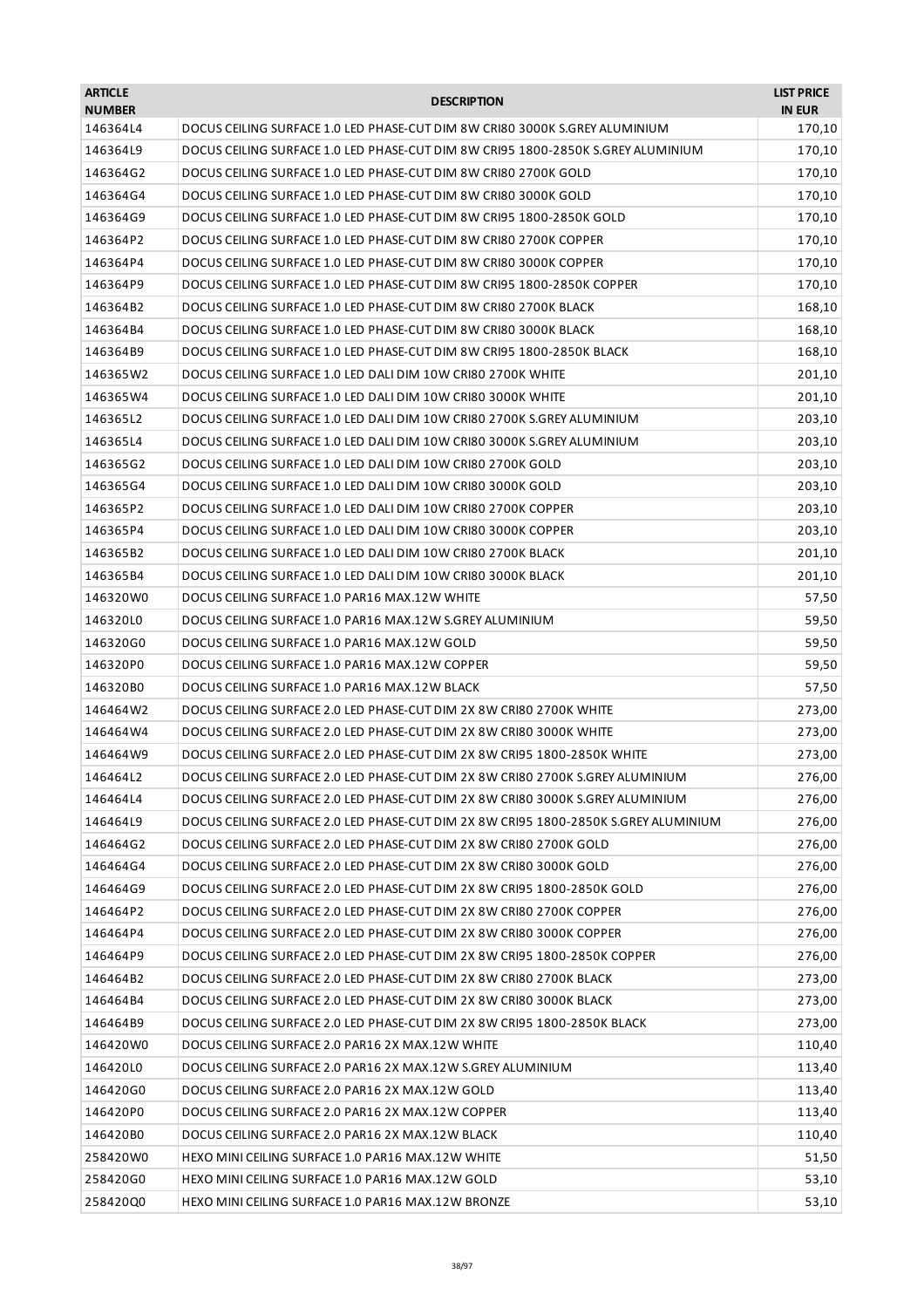| ARTICLE NUMBER | DESCRIPTION | LIST PRICE IN EUR |
|---|---|---|
| 146364L4 | DOCUS CEILING SURFACE 1.0 LED PHASE-CUT DIM 8W CRI80 3000K S.GREY ALUMINIUM | 170,10 |
| 146364L9 | DOCUS CEILING SURFACE 1.0 LED PHASE-CUT DIM 8W CRI95 1800-2850K S.GREY ALUMINIUM | 170,10 |
| 146364G2 | DOCUS CEILING SURFACE 1.0 LED PHASE-CUT DIM 8W CRI80 2700K GOLD | 170,10 |
| 146364G4 | DOCUS CEILING SURFACE 1.0 LED PHASE-CUT DIM 8W CRI80 3000K GOLD | 170,10 |
| 146364G9 | DOCUS CEILING SURFACE 1.0 LED PHASE-CUT DIM 8W CRI95 1800-2850K GOLD | 170,10 |
| 146364P2 | DOCUS CEILING SURFACE 1.0 LED PHASE-CUT DIM 8W CRI80 2700K COPPER | 170,10 |
| 146364P4 | DOCUS CEILING SURFACE 1.0 LED PHASE-CUT DIM 8W CRI80 3000K COPPER | 170,10 |
| 146364P9 | DOCUS CEILING SURFACE 1.0 LED PHASE-CUT DIM 8W CRI95 1800-2850K COPPER | 170,10 |
| 146364B2 | DOCUS CEILING SURFACE 1.0 LED PHASE-CUT DIM 8W CRI80 2700K BLACK | 168,10 |
| 146364B4 | DOCUS CEILING SURFACE 1.0 LED PHASE-CUT DIM 8W CRI80 3000K BLACK | 168,10 |
| 146364B9 | DOCUS CEILING SURFACE 1.0 LED PHASE-CUT DIM 8W CRI95 1800-2850K BLACK | 168,10 |
| 146365W2 | DOCUS CEILING SURFACE 1.0 LED DALI DIM 10W CRI80 2700K WHITE | 201,10 |
| 146365W4 | DOCUS CEILING SURFACE 1.0 LED DALI DIM 10W CRI80 3000K WHITE | 201,10 |
| 146365L2 | DOCUS CEILING SURFACE 1.0 LED DALI DIM 10W CRI80 2700K S.GREY ALUMINIUM | 203,10 |
| 146365L4 | DOCUS CEILING SURFACE 1.0 LED DALI DIM 10W CRI80 3000K S.GREY ALUMINIUM | 203,10 |
| 146365G2 | DOCUS CEILING SURFACE 1.0 LED DALI DIM 10W CRI80 2700K GOLD | 203,10 |
| 146365G4 | DOCUS CEILING SURFACE 1.0 LED DALI DIM 10W CRI80 3000K GOLD | 203,10 |
| 146365P2 | DOCUS CEILING SURFACE 1.0 LED DALI DIM 10W CRI80 2700K COPPER | 203,10 |
| 146365P4 | DOCUS CEILING SURFACE 1.0 LED DALI DIM 10W CRI80 3000K COPPER | 203,10 |
| 146365B2 | DOCUS CEILING SURFACE 1.0 LED DALI DIM 10W CRI80 2700K BLACK | 201,10 |
| 146365B4 | DOCUS CEILING SURFACE 1.0 LED DALI DIM 10W CRI80 3000K BLACK | 201,10 |
| 146320W0 | DOCUS CEILING SURFACE 1.0 PAR16 MAX.12W WHITE | 57,50 |
| 146320L0 | DOCUS CEILING SURFACE 1.0 PAR16 MAX.12W S.GREY ALUMINIUM | 59,50 |
| 146320G0 | DOCUS CEILING SURFACE 1.0 PAR16 MAX.12W GOLD | 59,50 |
| 146320P0 | DOCUS CEILING SURFACE 1.0 PAR16 MAX.12W COPPER | 59,50 |
| 146320B0 | DOCUS CEILING SURFACE 1.0 PAR16 MAX.12W BLACK | 57,50 |
| 146464W2 | DOCUS CEILING SURFACE 2.0 LED PHASE-CUT DIM 2X 8W CRI80 2700K WHITE | 273,00 |
| 146464W4 | DOCUS CEILING SURFACE 2.0 LED PHASE-CUT DIM 2X 8W CRI80 3000K WHITE | 273,00 |
| 146464W9 | DOCUS CEILING SURFACE 2.0 LED PHASE-CUT DIM 2X 8W CRI95 1800-2850K WHITE | 273,00 |
| 146464L2 | DOCUS CEILING SURFACE 2.0 LED PHASE-CUT DIM 2X 8W CRI80 2700K S.GREY ALUMINIUM | 276,00 |
| 146464L4 | DOCUS CEILING SURFACE 2.0 LED PHASE-CUT DIM 2X 8W CRI80 3000K S.GREY ALUMINIUM | 276,00 |
| 146464L9 | DOCUS CEILING SURFACE 2.0 LED PHASE-CUT DIM 2X 8W CRI95 1800-2850K S.GREY ALUMINIUM | 276,00 |
| 146464G2 | DOCUS CEILING SURFACE 2.0 LED PHASE-CUT DIM 2X 8W CRI80 2700K GOLD | 276,00 |
| 146464G4 | DOCUS CEILING SURFACE 2.0 LED PHASE-CUT DIM 2X 8W CRI80 3000K GOLD | 276,00 |
| 146464G9 | DOCUS CEILING SURFACE 2.0 LED PHASE-CUT DIM 2X 8W CRI95 1800-2850K GOLD | 276,00 |
| 146464P2 | DOCUS CEILING SURFACE 2.0 LED PHASE-CUT DIM 2X 8W CRI80 2700K COPPER | 276,00 |
| 146464P4 | DOCUS CEILING SURFACE 2.0 LED PHASE-CUT DIM 2X 8W CRI80 3000K COPPER | 276,00 |
| 146464P9 | DOCUS CEILING SURFACE 2.0 LED PHASE-CUT DIM 2X 8W CRI95 1800-2850K COPPER | 276,00 |
| 146464B2 | DOCUS CEILING SURFACE 2.0 LED PHASE-CUT DIM 2X 8W CRI80 2700K BLACK | 273,00 |
| 146464B4 | DOCUS CEILING SURFACE 2.0 LED PHASE-CUT DIM 2X 8W CRI80 3000K BLACK | 273,00 |
| 146464B9 | DOCUS CEILING SURFACE 2.0 LED PHASE-CUT DIM 2X 8W CRI95 1800-2850K BLACK | 273,00 |
| 146420W0 | DOCUS CEILING SURFACE 2.0 PAR16 2X MAX.12W WHITE | 110,40 |
| 146420L0 | DOCUS CEILING SURFACE 2.0 PAR16 2X MAX.12W S.GREY ALUMINIUM | 113,40 |
| 146420G0 | DOCUS CEILING SURFACE 2.0 PAR16 2X MAX.12W GOLD | 113,40 |
| 146420P0 | DOCUS CEILING SURFACE 2.0 PAR16 2X MAX.12W COPPER | 113,40 |
| 146420B0 | DOCUS CEILING SURFACE 2.0 PAR16 2X MAX.12W BLACK | 110,40 |
| 258420W0 | HEXO MINI CEILING SURFACE 1.0 PAR16 MAX.12W WHITE | 51,50 |
| 258420G0 | HEXO MINI CEILING SURFACE 1.0 PAR16 MAX.12W GOLD | 53,10 |
| 258420Q0 | HEXO MINI CEILING SURFACE 1.0 PAR16 MAX.12W BRONZE | 53,10 |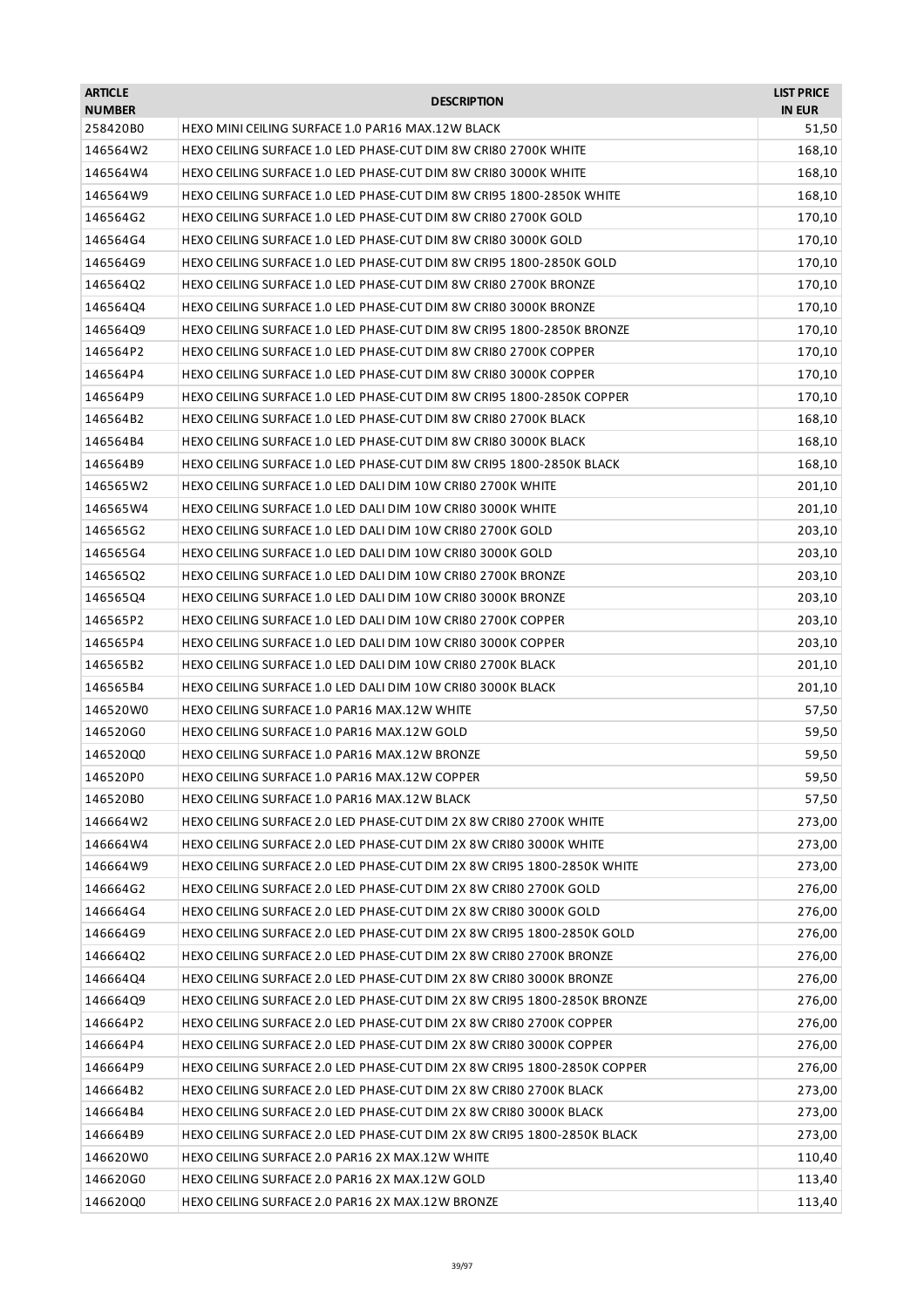| ARTICLE NUMBER | DESCRIPTION | LIST PRICE IN EUR |
|---|---|---|
| 258420B0 | HEXO MINI CEILING SURFACE 1.0 PAR16 MAX.12W BLACK | 51,50 |
| 146564W2 | HEXO CEILING SURFACE 1.0 LED PHASE-CUT DIM 8W CRI80 2700K WHITE | 168,10 |
| 146564W4 | HEXO CEILING SURFACE 1.0 LED PHASE-CUT DIM 8W CRI80 3000K WHITE | 168,10 |
| 146564W9 | HEXO CEILING SURFACE 1.0 LED PHASE-CUT DIM 8W CRI95 1800-2850K WHITE | 168,10 |
| 146564G2 | HEXO CEILING SURFACE 1.0 LED PHASE-CUT DIM 8W CRI80 2700K GOLD | 170,10 |
| 146564G4 | HEXO CEILING SURFACE 1.0 LED PHASE-CUT DIM 8W CRI80 3000K GOLD | 170,10 |
| 146564G9 | HEXO CEILING SURFACE 1.0 LED PHASE-CUT DIM 8W CRI95 1800-2850K GOLD | 170,10 |
| 146564Q2 | HEXO CEILING SURFACE 1.0 LED PHASE-CUT DIM 8W CRI80 2700K BRONZE | 170,10 |
| 146564Q4 | HEXO CEILING SURFACE 1.0 LED PHASE-CUT DIM 8W CRI80 3000K BRONZE | 170,10 |
| 146564Q9 | HEXO CEILING SURFACE 1.0 LED PHASE-CUT DIM 8W CRI95 1800-2850K BRONZE | 170,10 |
| 146564P2 | HEXO CEILING SURFACE 1.0 LED PHASE-CUT DIM 8W CRI80 2700K COPPER | 170,10 |
| 146564P4 | HEXO CEILING SURFACE 1.0 LED PHASE-CUT DIM 8W CRI80 3000K COPPER | 170,10 |
| 146564P9 | HEXO CEILING SURFACE 1.0 LED PHASE-CUT DIM 8W CRI95 1800-2850K COPPER | 170,10 |
| 146564B2 | HEXO CEILING SURFACE 1.0 LED PHASE-CUT DIM 8W CRI80 2700K BLACK | 168,10 |
| 146564B4 | HEXO CEILING SURFACE 1.0 LED PHASE-CUT DIM 8W CRI80 3000K BLACK | 168,10 |
| 146564B9 | HEXO CEILING SURFACE 1.0 LED PHASE-CUT DIM 8W CRI95 1800-2850K BLACK | 168,10 |
| 146565W2 | HEXO CEILING SURFACE 1.0 LED DALI DIM 10W CRI80 2700K WHITE | 201,10 |
| 146565W4 | HEXO CEILING SURFACE 1.0 LED DALI DIM 10W CRI80 3000K WHITE | 201,10 |
| 146565G2 | HEXO CEILING SURFACE 1.0 LED DALI DIM 10W CRI80 2700K GOLD | 203,10 |
| 146565G4 | HEXO CEILING SURFACE 1.0 LED DALI DIM 10W CRI80 3000K GOLD | 203,10 |
| 146565Q2 | HEXO CEILING SURFACE 1.0 LED DALI DIM 10W CRI80 2700K BRONZE | 203,10 |
| 146565Q4 | HEXO CEILING SURFACE 1.0 LED DALI DIM 10W CRI80 3000K BRONZE | 203,10 |
| 146565P2 | HEXO CEILING SURFACE 1.0 LED DALI DIM 10W CRI80 2700K COPPER | 203,10 |
| 146565P4 | HEXO CEILING SURFACE 1.0 LED DALI DIM 10W CRI80 3000K COPPER | 203,10 |
| 146565B2 | HEXO CEILING SURFACE 1.0 LED DALI DIM 10W CRI80 2700K BLACK | 201,10 |
| 146565B4 | HEXO CEILING SURFACE 1.0 LED DALI DIM 10W CRI80 3000K BLACK | 201,10 |
| 146520W0 | HEXO CEILING SURFACE 1.0 PAR16 MAX.12W WHITE | 57,50 |
| 146520G0 | HEXO CEILING SURFACE 1.0 PAR16 MAX.12W GOLD | 59,50 |
| 146520Q0 | HEXO CEILING SURFACE 1.0 PAR16 MAX.12W BRONZE | 59,50 |
| 146520P0 | HEXO CEILING SURFACE 1.0 PAR16 MAX.12W COPPER | 59,50 |
| 146520B0 | HEXO CEILING SURFACE 1.0 PAR16 MAX.12W BLACK | 57,50 |
| 146664W2 | HEXO CEILING SURFACE 2.0 LED PHASE-CUT DIM 2X 8W CRI80 2700K WHITE | 273,00 |
| 146664W4 | HEXO CEILING SURFACE 2.0 LED PHASE-CUT DIM 2X 8W CRI80 3000K WHITE | 273,00 |
| 146664W9 | HEXO CEILING SURFACE 2.0 LED PHASE-CUT DIM 2X 8W CRI95 1800-2850K WHITE | 273,00 |
| 146664G2 | HEXO CEILING SURFACE 2.0 LED PHASE-CUT DIM 2X 8W CRI80 2700K GOLD | 276,00 |
| 146664G4 | HEXO CEILING SURFACE 2.0 LED PHASE-CUT DIM 2X 8W CRI80 3000K GOLD | 276,00 |
| 146664G9 | HEXO CEILING SURFACE 2.0 LED PHASE-CUT DIM 2X 8W CRI95 1800-2850K GOLD | 276,00 |
| 146664Q2 | HEXO CEILING SURFACE 2.0 LED PHASE-CUT DIM 2X 8W CRI80 2700K BRONZE | 276,00 |
| 146664Q4 | HEXO CEILING SURFACE 2.0 LED PHASE-CUT DIM 2X 8W CRI80 3000K BRONZE | 276,00 |
| 146664Q9 | HEXO CEILING SURFACE 2.0 LED PHASE-CUT DIM 2X 8W CRI95 1800-2850K BRONZE | 276,00 |
| 146664P2 | HEXO CEILING SURFACE 2.0 LED PHASE-CUT DIM 2X 8W CRI80 2700K COPPER | 276,00 |
| 146664P4 | HEXO CEILING SURFACE 2.0 LED PHASE-CUT DIM 2X 8W CRI80 3000K COPPER | 276,00 |
| 146664P9 | HEXO CEILING SURFACE 2.0 LED PHASE-CUT DIM 2X 8W CRI95 1800-2850K COPPER | 276,00 |
| 146664B2 | HEXO CEILING SURFACE 2.0 LED PHASE-CUT DIM 2X 8W CRI80 2700K BLACK | 273,00 |
| 146664B4 | HEXO CEILING SURFACE 2.0 LED PHASE-CUT DIM 2X 8W CRI80 3000K BLACK | 273,00 |
| 146664B9 | HEXO CEILING SURFACE 2.0 LED PHASE-CUT DIM 2X 8W CRI95 1800-2850K BLACK | 273,00 |
| 146620W0 | HEXO CEILING SURFACE 2.0 PAR16 2X MAX.12W WHITE | 110,40 |
| 146620G0 | HEXO CEILING SURFACE 2.0 PAR16 2X MAX.12W GOLD | 113,40 |
| 146620Q0 | HEXO CEILING SURFACE 2.0 PAR16 2X MAX.12W BRONZE | 113,40 |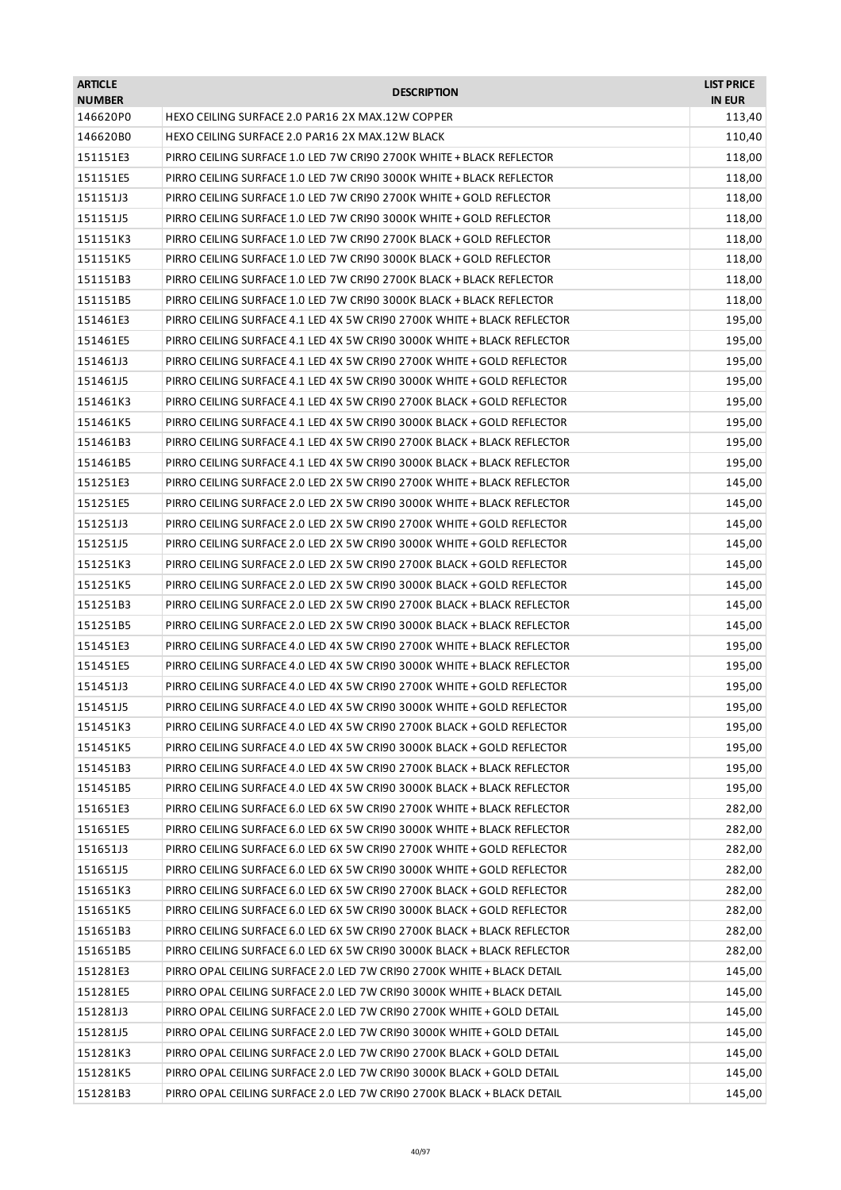| ARTICLE NUMBER | DESCRIPTION | LIST PRICE IN EUR |
|---|---|---|
| 146620P0 | HEXO CEILING SURFACE 2.0 PAR16 2X MAX.12W COPPER | 113,40 |
| 146620B0 | HEXO CEILING SURFACE 2.0 PAR16 2X MAX.12W BLACK | 110,40 |
| 151151E3 | PIRRO CEILING SURFACE 1.0 LED 7W CRI90 2700K WHITE + BLACK REFLECTOR | 118,00 |
| 151151E5 | PIRRO CEILING SURFACE 1.0 LED 7W CRI90 3000K WHITE + BLACK REFLECTOR | 118,00 |
| 151151J3 | PIRRO CEILING SURFACE 1.0 LED 7W CRI90 2700K WHITE + GOLD REFLECTOR | 118,00 |
| 151151J5 | PIRRO CEILING SURFACE 1.0 LED 7W CRI90 3000K WHITE + GOLD REFLECTOR | 118,00 |
| 151151K3 | PIRRO CEILING SURFACE 1.0 LED 7W CRI90 2700K BLACK + GOLD REFLECTOR | 118,00 |
| 151151K5 | PIRRO CEILING SURFACE 1.0 LED 7W CRI90 3000K BLACK + GOLD REFLECTOR | 118,00 |
| 151151B3 | PIRRO CEILING SURFACE 1.0 LED 7W CRI90 2700K BLACK + BLACK REFLECTOR | 118,00 |
| 151151B5 | PIRRO CEILING SURFACE 1.0 LED 7W CRI90 3000K BLACK + BLACK REFLECTOR | 118,00 |
| 151461E3 | PIRRO CEILING SURFACE 4.1 LED 4X 5W CRI90 2700K WHITE + BLACK REFLECTOR | 195,00 |
| 151461E5 | PIRRO CEILING SURFACE 4.1 LED 4X 5W CRI90 3000K WHITE + BLACK REFLECTOR | 195,00 |
| 151461J3 | PIRRO CEILING SURFACE 4.1 LED 4X 5W CRI90 2700K WHITE + GOLD REFLECTOR | 195,00 |
| 151461J5 | PIRRO CEILING SURFACE 4.1 LED 4X 5W CRI90 3000K WHITE + GOLD REFLECTOR | 195,00 |
| 151461K3 | PIRRO CEILING SURFACE 4.1 LED 4X 5W CRI90 2700K BLACK + GOLD REFLECTOR | 195,00 |
| 151461K5 | PIRRO CEILING SURFACE 4.1 LED 4X 5W CRI90 3000K BLACK + GOLD REFLECTOR | 195,00 |
| 151461B3 | PIRRO CEILING SURFACE 4.1 LED 4X 5W CRI90 2700K BLACK + BLACK REFLECTOR | 195,00 |
| 151461B5 | PIRRO CEILING SURFACE 4.1 LED 4X 5W CRI90 3000K BLACK + BLACK REFLECTOR | 195,00 |
| 151251E3 | PIRRO CEILING SURFACE 2.0 LED 2X 5W CRI90 2700K WHITE + BLACK REFLECTOR | 145,00 |
| 151251E5 | PIRRO CEILING SURFACE 2.0 LED 2X 5W CRI90 3000K WHITE + BLACK REFLECTOR | 145,00 |
| 151251J3 | PIRRO CEILING SURFACE 2.0 LED 2X 5W CRI90 2700K WHITE + GOLD REFLECTOR | 145,00 |
| 151251J5 | PIRRO CEILING SURFACE 2.0 LED 2X 5W CRI90 3000K WHITE + GOLD REFLECTOR | 145,00 |
| 151251K3 | PIRRO CEILING SURFACE 2.0 LED 2X 5W CRI90 2700K BLACK + GOLD REFLECTOR | 145,00 |
| 151251K5 | PIRRO CEILING SURFACE 2.0 LED 2X 5W CRI90 3000K BLACK + GOLD REFLECTOR | 145,00 |
| 151251B3 | PIRRO CEILING SURFACE 2.0 LED 2X 5W CRI90 2700K BLACK + BLACK REFLECTOR | 145,00 |
| 151251B5 | PIRRO CEILING SURFACE 2.0 LED 2X 5W CRI90 3000K BLACK + BLACK REFLECTOR | 145,00 |
| 151451E3 | PIRRO CEILING SURFACE 4.0 LED 4X 5W CRI90 2700K WHITE + BLACK REFLECTOR | 195,00 |
| 151451E5 | PIRRO CEILING SURFACE 4.0 LED 4X 5W CRI90 3000K WHITE + BLACK REFLECTOR | 195,00 |
| 151451J3 | PIRRO CEILING SURFACE 4.0 LED 4X 5W CRI90 2700K WHITE + GOLD REFLECTOR | 195,00 |
| 151451J5 | PIRRO CEILING SURFACE 4.0 LED 4X 5W CRI90 3000K WHITE + GOLD REFLECTOR | 195,00 |
| 151451K3 | PIRRO CEILING SURFACE 4.0 LED 4X 5W CRI90 2700K BLACK + GOLD REFLECTOR | 195,00 |
| 151451K5 | PIRRO CEILING SURFACE 4.0 LED 4X 5W CRI90 3000K BLACK + GOLD REFLECTOR | 195,00 |
| 151451B3 | PIRRO CEILING SURFACE 4.0 LED 4X 5W CRI90 2700K BLACK + BLACK REFLECTOR | 195,00 |
| 151451B5 | PIRRO CEILING SURFACE 4.0 LED 4X 5W CRI90 3000K BLACK + BLACK REFLECTOR | 195,00 |
| 151651E3 | PIRRO CEILING SURFACE 6.0 LED 6X 5W CRI90 2700K WHITE + BLACK REFLECTOR | 282,00 |
| 151651E5 | PIRRO CEILING SURFACE 6.0 LED 6X 5W CRI90 3000K WHITE + BLACK REFLECTOR | 282,00 |
| 151651J3 | PIRRO CEILING SURFACE 6.0 LED 6X 5W CRI90 2700K WHITE + GOLD REFLECTOR | 282,00 |
| 151651J5 | PIRRO CEILING SURFACE 6.0 LED 6X 5W CRI90 3000K WHITE + GOLD REFLECTOR | 282,00 |
| 151651K3 | PIRRO CEILING SURFACE 6.0 LED 6X 5W CRI90 2700K BLACK + GOLD REFLECTOR | 282,00 |
| 151651K5 | PIRRO CEILING SURFACE 6.0 LED 6X 5W CRI90 3000K BLACK + GOLD REFLECTOR | 282,00 |
| 151651B3 | PIRRO CEILING SURFACE 6.0 LED 6X 5W CRI90 2700K BLACK + BLACK REFLECTOR | 282,00 |
| 151651B5 | PIRRO CEILING SURFACE 6.0 LED 6X 5W CRI90 3000K BLACK + BLACK REFLECTOR | 282,00 |
| 151281E3 | PIRRO OPAL CEILING SURFACE 2.0 LED 7W CRI90 2700K WHITE + BLACK DETAIL | 145,00 |
| 151281E5 | PIRRO OPAL CEILING SURFACE 2.0 LED 7W CRI90 3000K WHITE + BLACK DETAIL | 145,00 |
| 151281J3 | PIRRO OPAL CEILING SURFACE 2.0 LED 7W CRI90 2700K WHITE + GOLD DETAIL | 145,00 |
| 151281J5 | PIRRO OPAL CEILING SURFACE 2.0 LED 7W CRI90 3000K WHITE + GOLD DETAIL | 145,00 |
| 151281K3 | PIRRO OPAL CEILING SURFACE 2.0 LED 7W CRI90 2700K BLACK + GOLD DETAIL | 145,00 |
| 151281K5 | PIRRO OPAL CEILING SURFACE 2.0 LED 7W CRI90 3000K BLACK + GOLD DETAIL | 145,00 |
| 151281B3 | PIRRO OPAL CEILING SURFACE 2.0 LED 7W CRI90 2700K BLACK + BLACK DETAIL | 145,00 |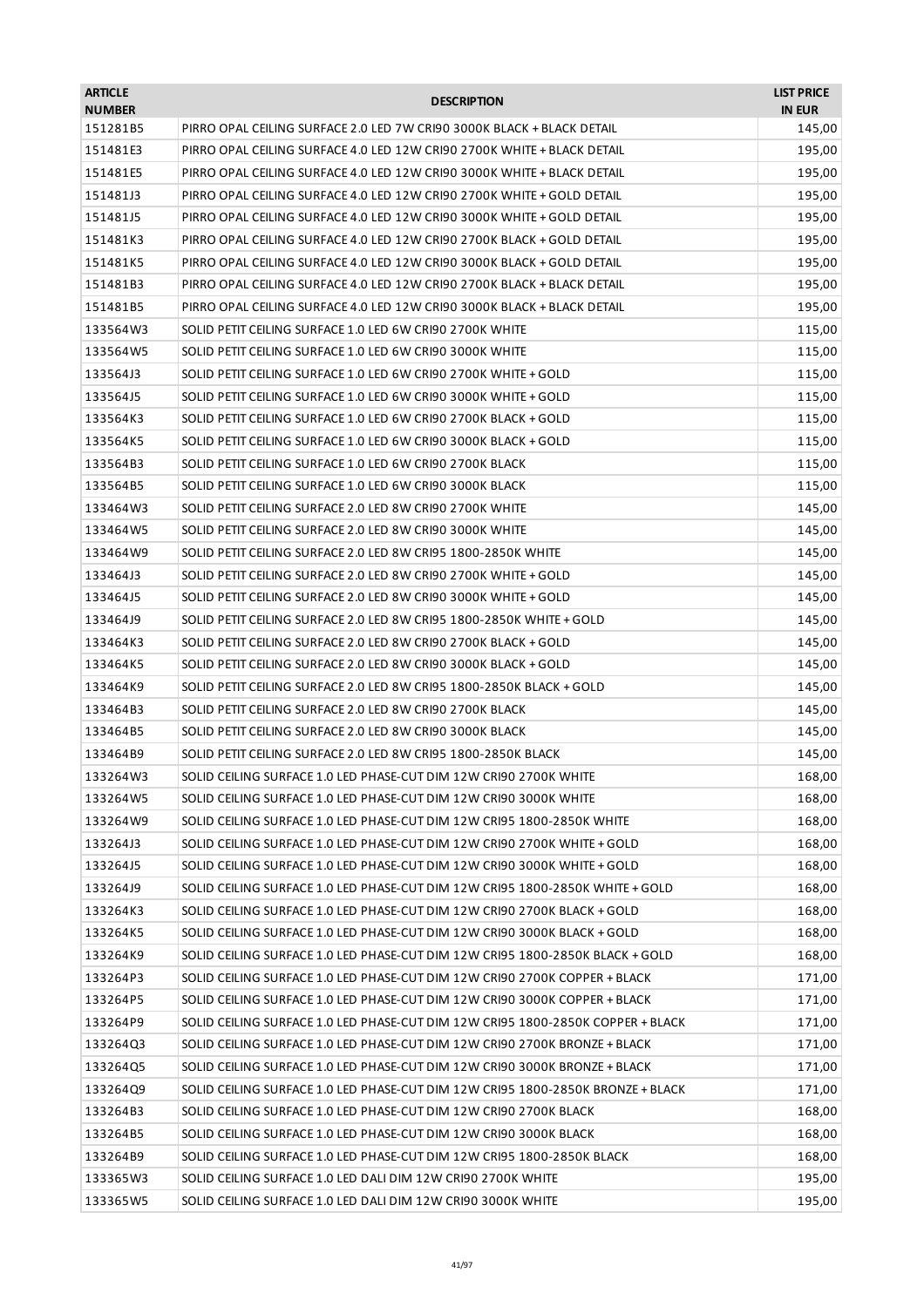| ARTICLE NUMBER | DESCRIPTION | LIST PRICE IN EUR |
|---|---|---|
| 151281B5 | PIRRO OPAL CEILING SURFACE 2.0 LED 7W CRI90 3000K BLACK + BLACK DETAIL | 145,00 |
| 151481E3 | PIRRO OPAL CEILING SURFACE 4.0 LED 12W CRI90 2700K WHITE + BLACK DETAIL | 195,00 |
| 151481E5 | PIRRO OPAL CEILING SURFACE 4.0 LED 12W CRI90 3000K WHITE + BLACK DETAIL | 195,00 |
| 151481J3 | PIRRO OPAL CEILING SURFACE 4.0 LED 12W CRI90 2700K WHITE + GOLD DETAIL | 195,00 |
| 151481J5 | PIRRO OPAL CEILING SURFACE 4.0 LED 12W CRI90 3000K WHITE + GOLD DETAIL | 195,00 |
| 151481K3 | PIRRO OPAL CEILING SURFACE 4.0 LED 12W CRI90 2700K BLACK + GOLD DETAIL | 195,00 |
| 151481K5 | PIRRO OPAL CEILING SURFACE 4.0 LED 12W CRI90 3000K BLACK + GOLD DETAIL | 195,00 |
| 151481B3 | PIRRO OPAL CEILING SURFACE 4.0 LED 12W CRI90 2700K BLACK + BLACK DETAIL | 195,00 |
| 151481B5 | PIRRO OPAL CEILING SURFACE 4.0 LED 12W CRI90 3000K BLACK + BLACK DETAIL | 195,00 |
| 133564W3 | SOLID PETIT CEILING SURFACE 1.0 LED 6W CRI90 2700K WHITE | 115,00 |
| 133564W5 | SOLID PETIT CEILING SURFACE 1.0 LED 6W CRI90 3000K WHITE | 115,00 |
| 133564J3 | SOLID PETIT CEILING SURFACE 1.0 LED 6W CRI90 2700K WHITE + GOLD | 115,00 |
| 133564J5 | SOLID PETIT CEILING SURFACE 1.0 LED 6W CRI90 3000K WHITE + GOLD | 115,00 |
| 133564K3 | SOLID PETIT CEILING SURFACE 1.0 LED 6W CRI90 2700K BLACK + GOLD | 115,00 |
| 133564K5 | SOLID PETIT CEILING SURFACE 1.0 LED 6W CRI90 3000K BLACK + GOLD | 115,00 |
| 133564B3 | SOLID PETIT CEILING SURFACE 1.0 LED 6W CRI90 2700K BLACK | 115,00 |
| 133564B5 | SOLID PETIT CEILING SURFACE 1.0 LED 6W CRI90 3000K BLACK | 115,00 |
| 133464W3 | SOLID PETIT CEILING SURFACE 2.0 LED 8W CRI90 2700K WHITE | 145,00 |
| 133464W5 | SOLID PETIT CEILING SURFACE 2.0 LED 8W CRI90 3000K WHITE | 145,00 |
| 133464W9 | SOLID PETIT CEILING SURFACE 2.0 LED 8W CRI95 1800-2850K WHITE | 145,00 |
| 133464J3 | SOLID PETIT CEILING SURFACE 2.0 LED 8W CRI90 2700K WHITE + GOLD | 145,00 |
| 133464J5 | SOLID PETIT CEILING SURFACE 2.0 LED 8W CRI90 3000K WHITE + GOLD | 145,00 |
| 133464J9 | SOLID PETIT CEILING SURFACE 2.0 LED 8W CRI95 1800-2850K WHITE + GOLD | 145,00 |
| 133464K3 | SOLID PETIT CEILING SURFACE 2.0 LED 8W CRI90 2700K BLACK + GOLD | 145,00 |
| 133464K5 | SOLID PETIT CEILING SURFACE 2.0 LED 8W CRI90 3000K BLACK + GOLD | 145,00 |
| 133464K9 | SOLID PETIT CEILING SURFACE 2.0 LED 8W CRI95 1800-2850K BLACK + GOLD | 145,00 |
| 133464B3 | SOLID PETIT CEILING SURFACE 2.0 LED 8W CRI90 2700K BLACK | 145,00 |
| 133464B5 | SOLID PETIT CEILING SURFACE 2.0 LED 8W CRI90 3000K BLACK | 145,00 |
| 133464B9 | SOLID PETIT CEILING SURFACE 2.0 LED 8W CRI95 1800-2850K BLACK | 145,00 |
| 133264W3 | SOLID CEILING SURFACE 1.0 LED PHASE-CUT DIM 12W CRI90 2700K WHITE | 168,00 |
| 133264W5 | SOLID CEILING SURFACE 1.0 LED PHASE-CUT DIM 12W CRI90 3000K WHITE | 168,00 |
| 133264W9 | SOLID CEILING SURFACE 1.0 LED PHASE-CUT DIM 12W CRI95 1800-2850K WHITE | 168,00 |
| 133264J3 | SOLID CEILING SURFACE 1.0 LED PHASE-CUT DIM 12W CRI90 2700K WHITE + GOLD | 168,00 |
| 133264J5 | SOLID CEILING SURFACE 1.0 LED PHASE-CUT DIM 12W CRI90 3000K WHITE + GOLD | 168,00 |
| 133264J9 | SOLID CEILING SURFACE 1.0 LED PHASE-CUT DIM 12W CRI95 1800-2850K WHITE + GOLD | 168,00 |
| 133264K3 | SOLID CEILING SURFACE 1.0 LED PHASE-CUT DIM 12W CRI90 2700K BLACK + GOLD | 168,00 |
| 133264K5 | SOLID CEILING SURFACE 1.0 LED PHASE-CUT DIM 12W CRI90 3000K BLACK + GOLD | 168,00 |
| 133264K9 | SOLID CEILING SURFACE 1.0 LED PHASE-CUT DIM 12W CRI95 1800-2850K BLACK + GOLD | 168,00 |
| 133264P3 | SOLID CEILING SURFACE 1.0 LED PHASE-CUT DIM 12W CRI90 2700K COPPER + BLACK | 171,00 |
| 133264P5 | SOLID CEILING SURFACE 1.0 LED PHASE-CUT DIM 12W CRI90 3000K COPPER + BLACK | 171,00 |
| 133264P9 | SOLID CEILING SURFACE 1.0 LED PHASE-CUT DIM 12W CRI95 1800-2850K COPPER + BLACK | 171,00 |
| 133264Q3 | SOLID CEILING SURFACE 1.0 LED PHASE-CUT DIM 12W CRI90 2700K BRONZE + BLACK | 171,00 |
| 133264Q5 | SOLID CEILING SURFACE 1.0 LED PHASE-CUT DIM 12W CRI90 3000K BRONZE + BLACK | 171,00 |
| 133264Q9 | SOLID CEILING SURFACE 1.0 LED PHASE-CUT DIM 12W CRI95 1800-2850K BRONZE + BLACK | 171,00 |
| 133264B3 | SOLID CEILING SURFACE 1.0 LED PHASE-CUT DIM 12W CRI90 2700K BLACK | 168,00 |
| 133264B5 | SOLID CEILING SURFACE 1.0 LED PHASE-CUT DIM 12W CRI90 3000K BLACK | 168,00 |
| 133264B9 | SOLID CEILING SURFACE 1.0 LED PHASE-CUT DIM 12W CRI95 1800-2850K BLACK | 168,00 |
| 133365W3 | SOLID CEILING SURFACE 1.0 LED DALI DIM 12W CRI90 2700K WHITE | 195,00 |
| 133365W5 | SOLID CEILING SURFACE 1.0 LED DALI DIM 12W CRI90 3000K WHITE | 195,00 |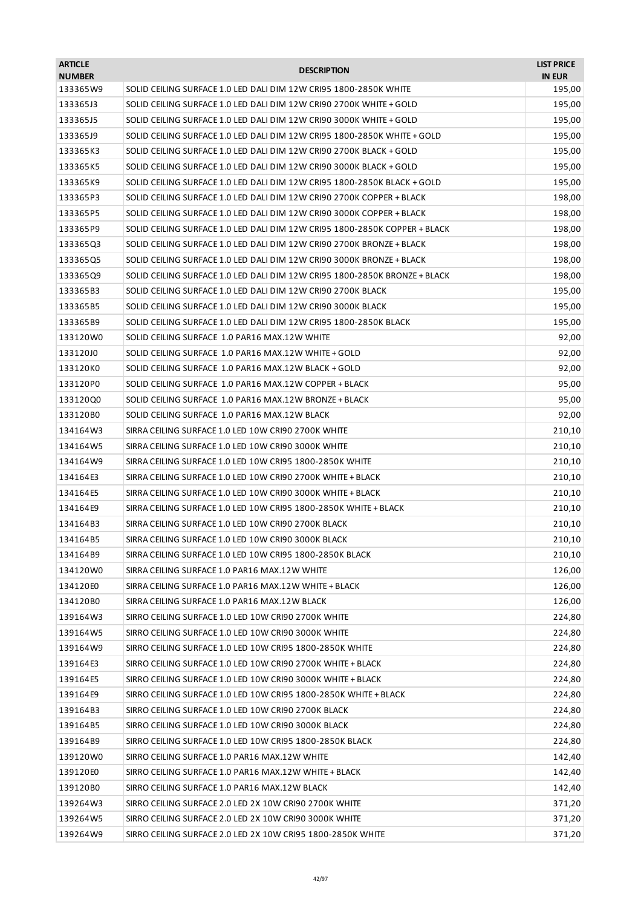| ARTICLE NUMBER | DESCRIPTION | LIST PRICE IN EUR |
|---|---|---|
| 133365W9 | SOLID CEILING SURFACE 1.0 LED DALI DIM 12W CRI95 1800-2850K WHITE | 195,00 |
| 133365J3 | SOLID CEILING SURFACE 1.0 LED DALI DIM 12W CRI90 2700K WHITE + GOLD | 195,00 |
| 133365J5 | SOLID CEILING SURFACE 1.0 LED DALI DIM 12W CRI90 3000K WHITE + GOLD | 195,00 |
| 133365J9 | SOLID CEILING SURFACE 1.0 LED DALI DIM 12W CRI95 1800-2850K WHITE + GOLD | 195,00 |
| 133365K3 | SOLID CEILING SURFACE 1.0 LED DALI DIM 12W CRI90 2700K BLACK + GOLD | 195,00 |
| 133365K5 | SOLID CEILING SURFACE 1.0 LED DALI DIM 12W CRI90 3000K BLACK + GOLD | 195,00 |
| 133365K9 | SOLID CEILING SURFACE 1.0 LED DALI DIM 12W CRI95 1800-2850K BLACK + GOLD | 195,00 |
| 133365P3 | SOLID CEILING SURFACE 1.0 LED DALI DIM 12W CRI90 2700K COPPER + BLACK | 198,00 |
| 133365P5 | SOLID CEILING SURFACE 1.0 LED DALI DIM 12W CRI90 3000K COPPER + BLACK | 198,00 |
| 133365P9 | SOLID CEILING SURFACE 1.0 LED DALI DIM 12W CRI95 1800-2850K COPPER + BLACK | 198,00 |
| 133365Q3 | SOLID CEILING SURFACE 1.0 LED DALI DIM 12W CRI90 2700K BRONZE + BLACK | 198,00 |
| 133365Q5 | SOLID CEILING SURFACE 1.0 LED DALI DIM 12W CRI90 3000K BRONZE + BLACK | 198,00 |
| 133365Q9 | SOLID CEILING SURFACE 1.0 LED DALI DIM 12W CRI95 1800-2850K BRONZE + BLACK | 198,00 |
| 133365B3 | SOLID CEILING SURFACE 1.0 LED DALI DIM 12W CRI90 2700K BLACK | 195,00 |
| 133365B5 | SOLID CEILING SURFACE 1.0 LED DALI DIM 12W CRI90 3000K BLACK | 195,00 |
| 133365B9 | SOLID CEILING SURFACE 1.0 LED DALI DIM 12W CRI95 1800-2850K BLACK | 195,00 |
| 133120W0 | SOLID CEILING SURFACE 1.0 PAR16 MAX.12W WHITE | 92,00 |
| 133120J0 | SOLID CEILING SURFACE 1.0 PAR16 MAX.12W WHITE + GOLD | 92,00 |
| 133120K0 | SOLID CEILING SURFACE 1.0 PAR16 MAX.12W BLACK + GOLD | 92,00 |
| 133120P0 | SOLID CEILING SURFACE 1.0 PAR16 MAX.12W COPPER + BLACK | 95,00 |
| 133120Q0 | SOLID CEILING SURFACE 1.0 PAR16 MAX.12W BRONZE + BLACK | 95,00 |
| 133120B0 | SOLID CEILING SURFACE 1.0 PAR16 MAX.12W BLACK | 92,00 |
| 134164W3 | SIRRA CEILING SURFACE 1.0 LED 10W CRI90 2700K WHITE | 210,10 |
| 134164W5 | SIRRA CEILING SURFACE 1.0 LED 10W CRI90 3000K WHITE | 210,10 |
| 134164W9 | SIRRA CEILING SURFACE 1.0 LED 10W CRI95 1800-2850K WHITE | 210,10 |
| 134164E3 | SIRRA CEILING SURFACE 1.0 LED 10W CRI90 2700K WHITE + BLACK | 210,10 |
| 134164E5 | SIRRA CEILING SURFACE 1.0 LED 10W CRI90 3000K WHITE + BLACK | 210,10 |
| 134164E9 | SIRRA CEILING SURFACE 1.0 LED 10W CRI95 1800-2850K WHITE + BLACK | 210,10 |
| 134164B3 | SIRRA CEILING SURFACE 1.0 LED 10W CRI90 2700K BLACK | 210,10 |
| 134164B5 | SIRRA CEILING SURFACE 1.0 LED 10W CRI90 3000K BLACK | 210,10 |
| 134164B9 | SIRRA CEILING SURFACE 1.0 LED 10W CRI95 1800-2850K BLACK | 210,10 |
| 134120W0 | SIRRA CEILING SURFACE 1.0 PAR16 MAX.12W WHITE | 126,00 |
| 134120E0 | SIRRA CEILING SURFACE 1.0 PAR16 MAX.12W WHITE + BLACK | 126,00 |
| 134120B0 | SIRRA CEILING SURFACE 1.0 PAR16 MAX.12W BLACK | 126,00 |
| 139164W3 | SIRRO CEILING SURFACE 1.0 LED 10W CRI90 2700K WHITE | 224,80 |
| 139164W5 | SIRRO CEILING SURFACE 1.0 LED 10W CRI90 3000K WHITE | 224,80 |
| 139164W9 | SIRRO CEILING SURFACE 1.0 LED 10W CRI95 1800-2850K WHITE | 224,80 |
| 139164E3 | SIRRO CEILING SURFACE 1.0 LED 10W CRI90 2700K WHITE + BLACK | 224,80 |
| 139164E5 | SIRRO CEILING SURFACE 1.0 LED 10W CRI90 3000K WHITE + BLACK | 224,80 |
| 139164E9 | SIRRO CEILING SURFACE 1.0 LED 10W CRI95 1800-2850K WHITE + BLACK | 224,80 |
| 139164B3 | SIRRO CEILING SURFACE 1.0 LED 10W CRI90 2700K BLACK | 224,80 |
| 139164B5 | SIRRO CEILING SURFACE 1.0 LED 10W CRI90 3000K BLACK | 224,80 |
| 139164B9 | SIRRO CEILING SURFACE 1.0 LED 10W CRI95 1800-2850K BLACK | 224,80 |
| 139120W0 | SIRRO CEILING SURFACE 1.0 PAR16 MAX.12W WHITE | 142,40 |
| 139120E0 | SIRRO CEILING SURFACE 1.0 PAR16 MAX.12W WHITE + BLACK | 142,40 |
| 139120B0 | SIRRO CEILING SURFACE 1.0 PAR16 MAX.12W BLACK | 142,40 |
| 139264W3 | SIRRO CEILING SURFACE 2.0 LED 2X 10W CRI90 2700K WHITE | 371,20 |
| 139264W5 | SIRRO CEILING SURFACE 2.0 LED 2X 10W CRI90 3000K WHITE | 371,20 |
| 139264W9 | SIRRO CEILING SURFACE 2.0 LED 2X 10W CRI95 1800-2850K WHITE | 371,20 |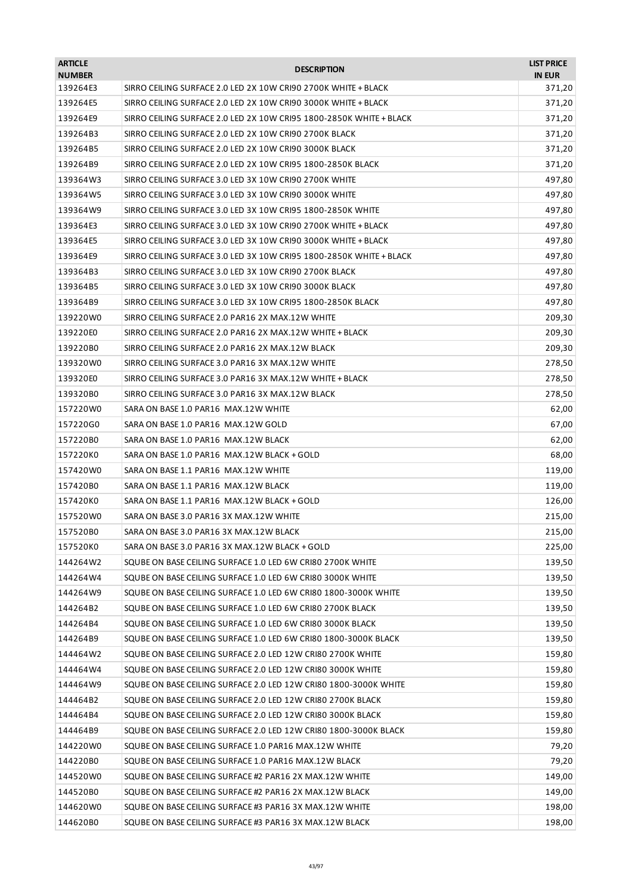| ARTICLE NUMBER | DESCRIPTION | LIST PRICE IN EUR |
|---|---|---|
| 139264E3 | SIRRO CEILING SURFACE 2.0 LED 2X 10W CRI90 2700K WHITE + BLACK | 371,20 |
| 139264E5 | SIRRO CEILING SURFACE 2.0 LED 2X 10W CRI90 3000K WHITE + BLACK | 371,20 |
| 139264E9 | SIRRO CEILING SURFACE 2.0 LED 2X 10W CRI95 1800-2850K WHITE + BLACK | 371,20 |
| 139264B3 | SIRRO CEILING SURFACE 2.0 LED 2X 10W CRI90 2700K BLACK | 371,20 |
| 139264B5 | SIRRO CEILING SURFACE 2.0 LED 2X 10W CRI90 3000K BLACK | 371,20 |
| 139264B9 | SIRRO CEILING SURFACE 2.0 LED 2X 10W CRI95 1800-2850K BLACK | 371,20 |
| 139364W3 | SIRRO CEILING SURFACE 3.0 LED 3X 10W CRI90 2700K WHITE | 497,80 |
| 139364W5 | SIRRO CEILING SURFACE 3.0 LED 3X 10W CRI90 3000K WHITE | 497,80 |
| 139364W9 | SIRRO CEILING SURFACE 3.0 LED 3X 10W CRI95 1800-2850K WHITE | 497,80 |
| 139364E3 | SIRRO CEILING SURFACE 3.0 LED 3X 10W CRI90 2700K WHITE + BLACK | 497,80 |
| 139364E5 | SIRRO CEILING SURFACE 3.0 LED 3X 10W CRI90 3000K WHITE + BLACK | 497,80 |
| 139364E9 | SIRRO CEILING SURFACE 3.0 LED 3X 10W CRI95 1800-2850K WHITE + BLACK | 497,80 |
| 139364B3 | SIRRO CEILING SURFACE 3.0 LED 3X 10W CRI90 2700K BLACK | 497,80 |
| 139364B5 | SIRRO CEILING SURFACE 3.0 LED 3X 10W CRI90 3000K BLACK | 497,80 |
| 139364B9 | SIRRO CEILING SURFACE 3.0 LED 3X 10W CRI95 1800-2850K BLACK | 497,80 |
| 139220W0 | SIRRO CEILING SURFACE 2.0 PAR16 2X MAX.12W WHITE | 209,30 |
| 139220E0 | SIRRO CEILING SURFACE 2.0 PAR16 2X MAX.12W WHITE + BLACK | 209,30 |
| 139220B0 | SIRRO CEILING SURFACE 2.0 PAR16 2X MAX.12W BLACK | 209,30 |
| 139320W0 | SIRRO CEILING SURFACE 3.0 PAR16 3X MAX.12W WHITE | 278,50 |
| 139320E0 | SIRRO CEILING SURFACE 3.0 PAR16 3X MAX.12W WHITE + BLACK | 278,50 |
| 139320B0 | SIRRO CEILING SURFACE 3.0 PAR16 3X MAX.12W BLACK | 278,50 |
| 157220W0 | SARA ON BASE 1.0 PAR16 MAX.12W WHITE | 62,00 |
| 157220G0 | SARA ON BASE 1.0 PAR16 MAX.12W GOLD | 67,00 |
| 157220B0 | SARA ON BASE 1.0 PAR16 MAX.12W BLACK | 62,00 |
| 157220K0 | SARA ON BASE 1.0 PAR16 MAX.12W BLACK + GOLD | 68,00 |
| 157420W0 | SARA ON BASE 1.1 PAR16 MAX.12W WHITE | 119,00 |
| 157420B0 | SARA ON BASE 1.1 PAR16 MAX.12W BLACK | 119,00 |
| 157420K0 | SARA ON BASE 1.1 PAR16 MAX.12W BLACK + GOLD | 126,00 |
| 157520W0 | SARA ON BASE 3.0 PAR16 3X MAX.12W WHITE | 215,00 |
| 157520B0 | SARA ON BASE 3.0 PAR16 3X MAX.12W BLACK | 215,00 |
| 157520K0 | SARA ON BASE 3.0 PAR16 3X MAX.12W BLACK + GOLD | 225,00 |
| 144264W2 | SQUBE ON BASE CEILING SURFACE 1.0 LED 6W CRI80 2700K WHITE | 139,50 |
| 144264W4 | SQUBE ON BASE CEILING SURFACE 1.0 LED 6W CRI80 3000K WHITE | 139,50 |
| 144264W9 | SQUBE ON BASE CEILING SURFACE 1.0 LED 6W CRI80 1800-3000K WHITE | 139,50 |
| 144264B2 | SQUBE ON BASE CEILING SURFACE 1.0 LED 6W CRI80 2700K BLACK | 139,50 |
| 144264B4 | SQUBE ON BASE CEILING SURFACE 1.0 LED 6W CRI80 3000K BLACK | 139,50 |
| 144264B9 | SQUBE ON BASE CEILING SURFACE 1.0 LED 6W CRI80 1800-3000K BLACK | 139,50 |
| 144464W2 | SQUBE ON BASE CEILING SURFACE 2.0 LED 12W CRI80 2700K WHITE | 159,80 |
| 144464W4 | SQUBE ON BASE CEILING SURFACE 2.0 LED 12W CRI80 3000K WHITE | 159,80 |
| 144464W9 | SQUBE ON BASE CEILING SURFACE 2.0 LED 12W CRI80 1800-3000K WHITE | 159,80 |
| 144464B2 | SQUBE ON BASE CEILING SURFACE 2.0 LED 12W CRI80 2700K BLACK | 159,80 |
| 144464B4 | SQUBE ON BASE CEILING SURFACE 2.0 LED 12W CRI80 3000K BLACK | 159,80 |
| 144464B9 | SQUBE ON BASE CEILING SURFACE 2.0 LED 12W CRI80 1800-3000K BLACK | 159,80 |
| 144220W0 | SQUBE ON BASE CEILING SURFACE 1.0 PAR16 MAX.12W WHITE | 79,20 |
| 144220B0 | SQUBE ON BASE CEILING SURFACE 1.0 PAR16 MAX.12W BLACK | 79,20 |
| 144520W0 | SQUBE ON BASE CEILING SURFACE #2 PAR16 2X MAX.12W WHITE | 149,00 |
| 144520B0 | SQUBE ON BASE CEILING SURFACE #2 PAR16 2X MAX.12W BLACK | 149,00 |
| 144620W0 | SQUBE ON BASE CEILING SURFACE #3 PAR16 3X MAX.12W WHITE | 198,00 |
| 144620B0 | SQUBE ON BASE CEILING SURFACE #3 PAR16 3X MAX.12W BLACK | 198,00 |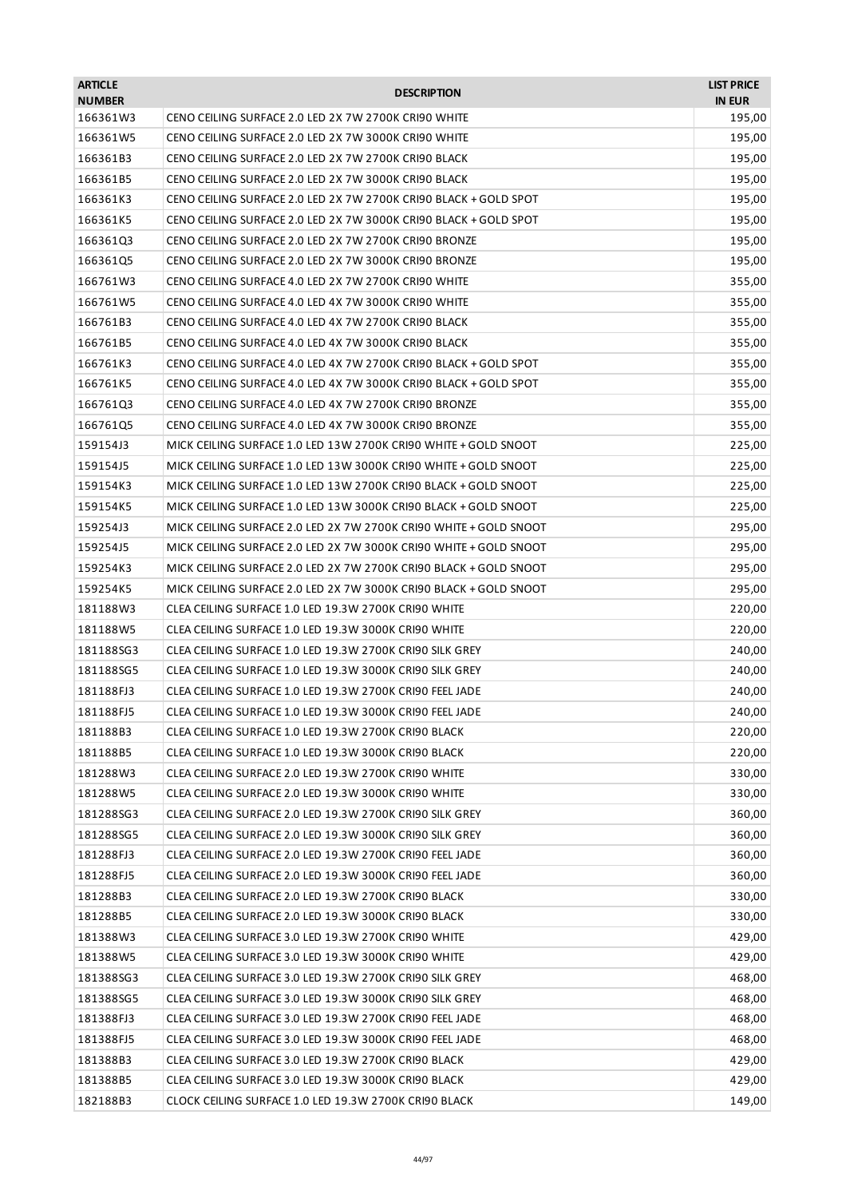| ARTICLE NUMBER | DESCRIPTION | LIST PRICE IN EUR |
|---|---|---|
| 166361W3 | CENO CEILING SURFACE 2.0 LED 2X 7W 2700K CRI90 WHITE | 195,00 |
| 166361W5 | CENO CEILING SURFACE 2.0 LED 2X 7W 3000K CRI90 WHITE | 195,00 |
| 166361B3 | CENO CEILING SURFACE 2.0 LED 2X 7W 2700K CRI90 BLACK | 195,00 |
| 166361B5 | CENO CEILING SURFACE 2.0 LED 2X 7W 3000K CRI90 BLACK | 195,00 |
| 166361K3 | CENO CEILING SURFACE 2.0 LED 2X 7W 2700K CRI90 BLACK + GOLD SPOT | 195,00 |
| 166361K5 | CENO CEILING SURFACE 2.0 LED 2X 7W 3000K CRI90 BLACK + GOLD SPOT | 195,00 |
| 166361Q3 | CENO CEILING SURFACE 2.0 LED 2X 7W 2700K CRI90 BRONZE | 195,00 |
| 166361Q5 | CENO CEILING SURFACE 2.0 LED 2X 7W 3000K CRI90 BRONZE | 195,00 |
| 166761W3 | CENO CEILING SURFACE 4.0 LED 2X 7W 2700K CRI90 WHITE | 355,00 |
| 166761W5 | CENO CEILING SURFACE 4.0 LED 4X 7W 3000K CRI90 WHITE | 355,00 |
| 166761B3 | CENO CEILING SURFACE 4.0 LED 4X 7W 2700K CRI90 BLACK | 355,00 |
| 166761B5 | CENO CEILING SURFACE 4.0 LED 4X 7W 3000K CRI90 BLACK | 355,00 |
| 166761K3 | CENO CEILING SURFACE 4.0 LED 4X 7W 2700K CRI90 BLACK + GOLD SPOT | 355,00 |
| 166761K5 | CENO CEILING SURFACE 4.0 LED 4X 7W 3000K CRI90 BLACK + GOLD SPOT | 355,00 |
| 166761Q3 | CENO CEILING SURFACE 4.0 LED 4X 7W 2700K CRI90 BRONZE | 355,00 |
| 166761Q5 | CENO CEILING SURFACE 4.0 LED 4X 7W 3000K CRI90 BRONZE | 355,00 |
| 159154J3 | MICK CEILING SURFACE 1.0 LED 13W 2700K CRI90 WHITE + GOLD SNOOT | 225,00 |
| 159154J5 | MICK CEILING SURFACE 1.0 LED 13W 3000K CRI90 WHITE + GOLD SNOOT | 225,00 |
| 159154K3 | MICK CEILING SURFACE 1.0 LED 13W 2700K CRI90 BLACK + GOLD SNOOT | 225,00 |
| 159154K5 | MICK CEILING SURFACE 1.0 LED 13W 3000K CRI90 BLACK + GOLD SNOOT | 225,00 |
| 159254J3 | MICK CEILING SURFACE 2.0 LED 2X 7W 2700K CRI90 WHITE + GOLD SNOOT | 295,00 |
| 159254J5 | MICK CEILING SURFACE 2.0 LED 2X 7W 3000K CRI90 WHITE + GOLD SNOOT | 295,00 |
| 159254K3 | MICK CEILING SURFACE 2.0 LED 2X 7W 2700K CRI90 BLACK + GOLD SNOOT | 295,00 |
| 159254K5 | MICK CEILING SURFACE 2.0 LED 2X 7W 3000K CRI90 BLACK + GOLD SNOOT | 295,00 |
| 181188W3 | CLEA CEILING SURFACE 1.0 LED 19.3W 2700K CRI90 WHITE | 220,00 |
| 181188W5 | CLEA CEILING SURFACE 1.0 LED 19.3W 3000K CRI90 WHITE | 220,00 |
| 181188SG3 | CLEA CEILING SURFACE 1.0 LED 19.3W 2700K CRI90 SILK GREY | 240,00 |
| 181188SG5 | CLEA CEILING SURFACE 1.0 LED 19.3W 3000K CRI90 SILK GREY | 240,00 |
| 181188FJ3 | CLEA CEILING SURFACE 1.0 LED 19.3W 2700K CRI90 FEEL JADE | 240,00 |
| 181188FJ5 | CLEA CEILING SURFACE 1.0 LED 19.3W 3000K CRI90 FEEL JADE | 240,00 |
| 181188B3 | CLEA CEILING SURFACE 1.0 LED 19.3W 2700K CRI90 BLACK | 220,00 |
| 181188B5 | CLEA CEILING SURFACE 1.0 LED 19.3W 3000K CRI90 BLACK | 220,00 |
| 181288W3 | CLEA CEILING SURFACE 2.0 LED 19.3W 2700K CRI90 WHITE | 330,00 |
| 181288W5 | CLEA CEILING SURFACE 2.0 LED 19.3W 3000K CRI90 WHITE | 330,00 |
| 181288SG3 | CLEA CEILING SURFACE 2.0 LED 19.3W 2700K CRI90 SILK GREY | 360,00 |
| 181288SG5 | CLEA CEILING SURFACE 2.0 LED 19.3W 3000K CRI90 SILK GREY | 360,00 |
| 181288FJ3 | CLEA CEILING SURFACE 2.0 LED 19.3W 2700K CRI90 FEEL JADE | 360,00 |
| 181288FJ5 | CLEA CEILING SURFACE 2.0 LED 19.3W 3000K CRI90 FEEL JADE | 360,00 |
| 181288B3 | CLEA CEILING SURFACE 2.0 LED 19.3W 2700K CRI90 BLACK | 330,00 |
| 181288B5 | CLEA CEILING SURFACE 2.0 LED 19.3W 3000K CRI90 BLACK | 330,00 |
| 181388W3 | CLEA CEILING SURFACE 3.0 LED 19.3W 2700K CRI90 WHITE | 429,00 |
| 181388W5 | CLEA CEILING SURFACE 3.0 LED 19.3W 3000K CRI90 WHITE | 429,00 |
| 181388SG3 | CLEA CEILING SURFACE 3.0 LED 19.3W 2700K CRI90 SILK GREY | 468,00 |
| 181388SG5 | CLEA CEILING SURFACE 3.0 LED 19.3W 3000K CRI90 SILK GREY | 468,00 |
| 181388FJ3 | CLEA CEILING SURFACE 3.0 LED 19.3W 2700K CRI90 FEEL JADE | 468,00 |
| 181388FJ5 | CLEA CEILING SURFACE 3.0 LED 19.3W 3000K CRI90 FEEL JADE | 468,00 |
| 181388B3 | CLEA CEILING SURFACE 3.0 LED 19.3W 2700K CRI90 BLACK | 429,00 |
| 181388B5 | CLEA CEILING SURFACE 3.0 LED 19.3W 3000K CRI90 BLACK | 429,00 |
| 182188B3 | CLOCK CEILING SURFACE 1.0 LED 19.3W 2700K CRI90 BLACK | 149,00 |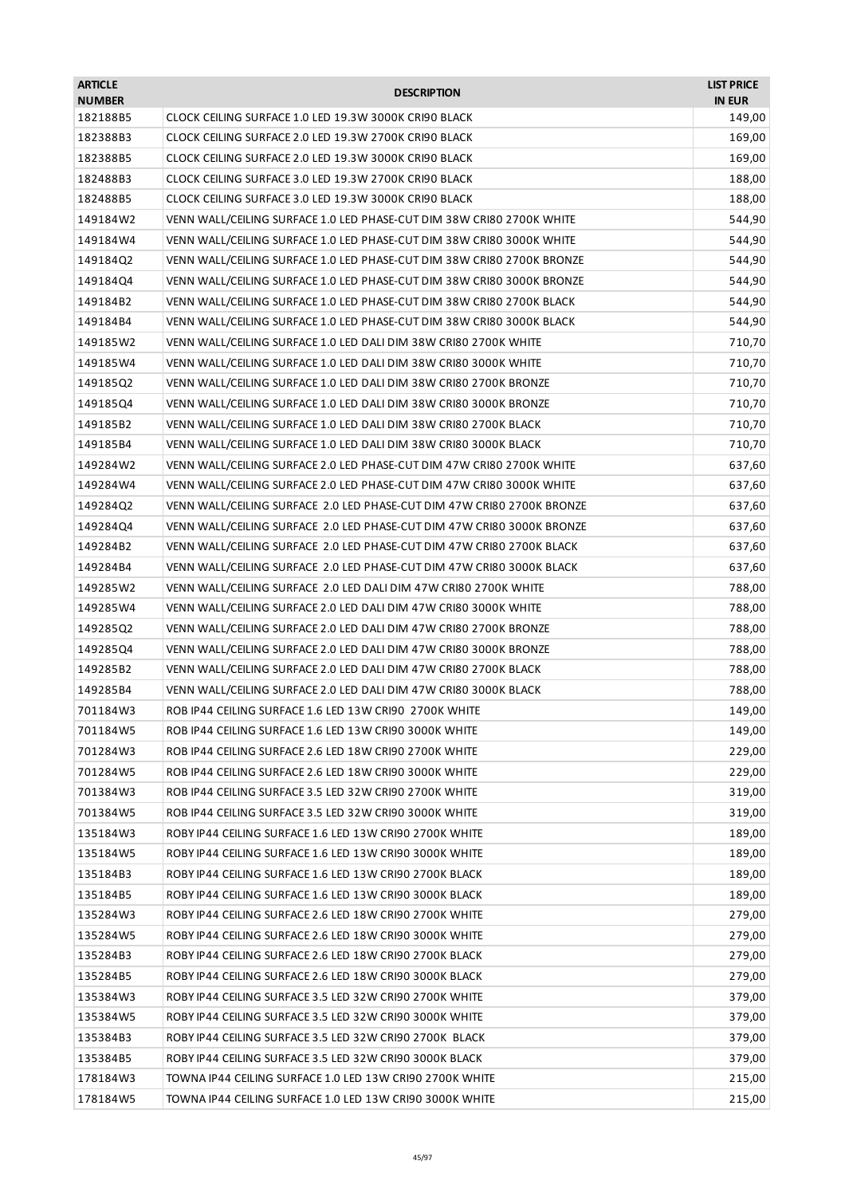| ARTICLE NUMBER | DESCRIPTION | LIST PRICE IN EUR |
|---|---|---|
| 182188B5 | CLOCK CEILING SURFACE 1.0 LED 19.3W 3000K CRI90 BLACK | 149,00 |
| 182388B3 | CLOCK CEILING SURFACE 2.0 LED 19.3W 2700K CRI90 BLACK | 169,00 |
| 182388B5 | CLOCK CEILING SURFACE 2.0 LED 19.3W 3000K CRI90 BLACK | 169,00 |
| 182488B3 | CLOCK CEILING SURFACE 3.0 LED 19.3W 2700K CRI90 BLACK | 188,00 |
| 182488B5 | CLOCK CEILING SURFACE 3.0 LED 19.3W 3000K CRI90 BLACK | 188,00 |
| 149184W2 | VENN WALL/CEILING SURFACE 1.0 LED PHASE-CUT DIM 38W CRI80 2700K WHITE | 544,90 |
| 149184W4 | VENN WALL/CEILING SURFACE 1.0 LED PHASE-CUT DIM 38W CRI80 3000K WHITE | 544,90 |
| 149184Q2 | VENN WALL/CEILING SURFACE 1.0 LED PHASE-CUT DIM 38W CRI80 2700K BRONZE | 544,90 |
| 149184Q4 | VENN WALL/CEILING SURFACE 1.0 LED PHASE-CUT DIM 38W CRI80 3000K BRONZE | 544,90 |
| 149184B2 | VENN WALL/CEILING SURFACE 1.0 LED PHASE-CUT DIM 38W CRI80 2700K BLACK | 544,90 |
| 149184B4 | VENN WALL/CEILING SURFACE 1.0 LED PHASE-CUT DIM 38W CRI80 3000K BLACK | 544,90 |
| 149185W2 | VENN WALL/CEILING SURFACE 1.0 LED DALI DIM 38W CRI80 2700K WHITE | 710,70 |
| 149185W4 | VENN WALL/CEILING SURFACE 1.0 LED DALI DIM 38W CRI80 3000K WHITE | 710,70 |
| 149185Q2 | VENN WALL/CEILING SURFACE 1.0 LED DALI DIM 38W CRI80 2700K BRONZE | 710,70 |
| 149185Q4 | VENN WALL/CEILING SURFACE 1.0 LED DALI DIM 38W CRI80 3000K BRONZE | 710,70 |
| 149185B2 | VENN WALL/CEILING SURFACE 1.0 LED DALI DIM 38W CRI80 2700K BLACK | 710,70 |
| 149185B4 | VENN WALL/CEILING SURFACE 1.0 LED DALI DIM 38W CRI80 3000K BLACK | 710,70 |
| 149284W2 | VENN WALL/CEILING SURFACE 2.0 LED PHASE-CUT DIM 47W CRI80 2700K WHITE | 637,60 |
| 149284W4 | VENN WALL/CEILING SURFACE 2.0 LED PHASE-CUT DIM 47W CRI80 3000K WHITE | 637,60 |
| 149284Q2 | VENN WALL/CEILING SURFACE 2.0 LED PHASE-CUT DIM 47W CRI80 2700K BRONZE | 637,60 |
| 149284Q4 | VENN WALL/CEILING SURFACE 2.0 LED PHASE-CUT DIM 47W CRI80 3000K BRONZE | 637,60 |
| 149284B2 | VENN WALL/CEILING SURFACE 2.0 LED PHASE-CUT DIM 47W CRI80 2700K BLACK | 637,60 |
| 149284B4 | VENN WALL/CEILING SURFACE 2.0 LED PHASE-CUT DIM 47W CRI80 3000K BLACK | 637,60 |
| 149285W2 | VENN WALL/CEILING SURFACE 2.0 LED DALI DIM 47W CRI80 2700K WHITE | 788,00 |
| 149285W4 | VENN WALL/CEILING SURFACE 2.0 LED DALI DIM 47W CRI80 3000K WHITE | 788,00 |
| 149285Q2 | VENN WALL/CEILING SURFACE 2.0 LED DALI DIM 47W CRI80 2700K BRONZE | 788,00 |
| 149285Q4 | VENN WALL/CEILING SURFACE 2.0 LED DALI DIM 47W CRI80 3000K BRONZE | 788,00 |
| 149285B2 | VENN WALL/CEILING SURFACE 2.0 LED DALI DIM 47W CRI80 2700K BLACK | 788,00 |
| 149285B4 | VENN WALL/CEILING SURFACE 2.0 LED DALI DIM 47W CRI80 3000K BLACK | 788,00 |
| 701184W3 | ROB IP44 CEILING SURFACE 1.6 LED 13W CRI90 2700K WHITE | 149,00 |
| 701184W5 | ROB IP44 CEILING SURFACE 1.6 LED 13W CRI90 3000K WHITE | 149,00 |
| 701284W3 | ROB IP44 CEILING SURFACE 2.6 LED 18W CRI90 2700K WHITE | 229,00 |
| 701284W5 | ROB IP44 CEILING SURFACE 2.6 LED 18W CRI90 3000K WHITE | 229,00 |
| 701384W3 | ROB IP44 CEILING SURFACE 3.5 LED 32W CRI90 2700K WHITE | 319,00 |
| 701384W5 | ROB IP44 CEILING SURFACE 3.5 LED 32W CRI90 3000K WHITE | 319,00 |
| 135184W3 | ROBY IP44 CEILING SURFACE 1.6 LED 13W CRI90 2700K WHITE | 189,00 |
| 135184W5 | ROBY IP44 CEILING SURFACE 1.6 LED 13W CRI90 3000K WHITE | 189,00 |
| 135184B3 | ROBY IP44 CEILING SURFACE 1.6 LED 13W CRI90 2700K BLACK | 189,00 |
| 135184B5 | ROBY IP44 CEILING SURFACE 1.6 LED 13W CRI90 3000K BLACK | 189,00 |
| 135284W3 | ROBY IP44 CEILING SURFACE 2.6 LED 18W CRI90 2700K WHITE | 279,00 |
| 135284W5 | ROBY IP44 CEILING SURFACE 2.6 LED 18W CRI90 3000K WHITE | 279,00 |
| 135284B3 | ROBY IP44 CEILING SURFACE 2.6 LED 18W CRI90 2700K BLACK | 279,00 |
| 135284B5 | ROBY IP44 CEILING SURFACE 2.6 LED 18W CRI90 3000K BLACK | 279,00 |
| 135384W3 | ROBY IP44 CEILING SURFACE 3.5 LED 32W CRI90 2700K WHITE | 379,00 |
| 135384W5 | ROBY IP44 CEILING SURFACE 3.5 LED 32W CRI90 3000K WHITE | 379,00 |
| 135384B3 | ROBY IP44 CEILING SURFACE 3.5 LED 32W CRI90 2700K BLACK | 379,00 |
| 135384B5 | ROBY IP44 CEILING SURFACE 3.5 LED 32W CRI90 3000K BLACK | 379,00 |
| 178184W3 | TOWNA IP44 CEILING SURFACE 1.0 LED 13W CRI90 2700K WHITE | 215,00 |
| 178184W5 | TOWNA IP44 CEILING SURFACE 1.0 LED 13W CRI90 3000K WHITE | 215,00 |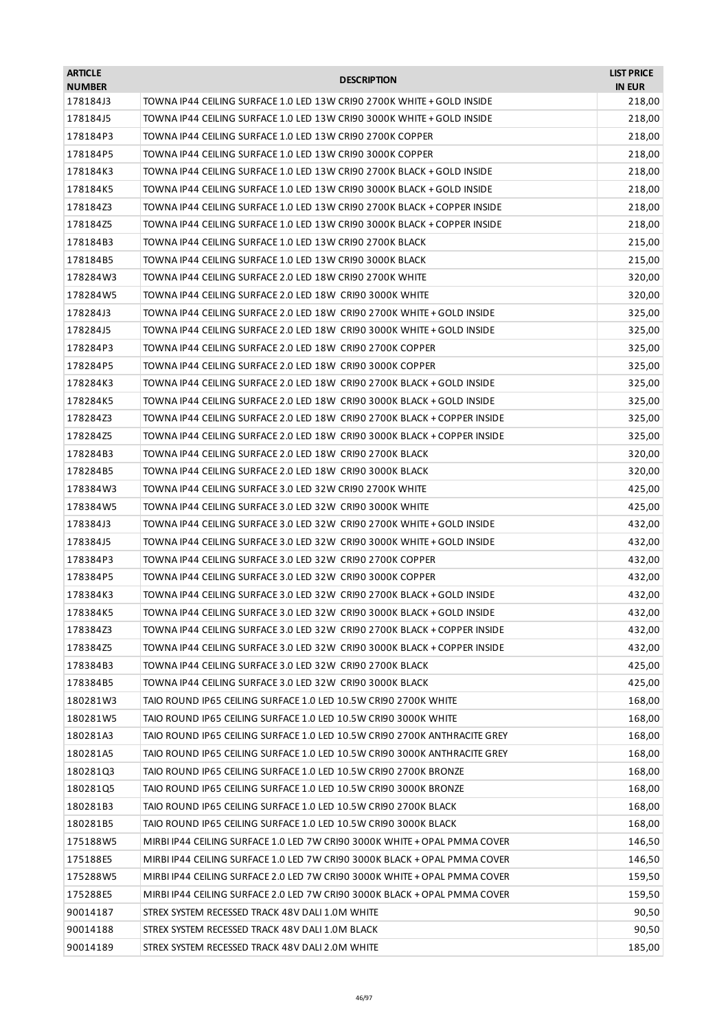| ARTICLE NUMBER | DESCRIPTION | LIST PRICE IN EUR |
|---|---|---|
| 178184J3 | TOWNA IP44 CEILING SURFACE 1.0 LED 13W CRI90 2700K WHITE + GOLD INSIDE | 218,00 |
| 178184J5 | TOWNA IP44 CEILING SURFACE 1.0 LED 13W CRI90 3000K WHITE + GOLD INSIDE | 218,00 |
| 178184P3 | TOWNA IP44 CEILING SURFACE 1.0 LED 13W CRI90 2700K COPPER | 218,00 |
| 178184P5 | TOWNA IP44 CEILING SURFACE 1.0 LED 13W CRI90 3000K COPPER | 218,00 |
| 178184K3 | TOWNA IP44 CEILING SURFACE 1.0 LED 13W CRI90 2700K BLACK + GOLD INSIDE | 218,00 |
| 178184K5 | TOWNA IP44 CEILING SURFACE 1.0 LED 13W CRI90 3000K BLACK + GOLD INSIDE | 218,00 |
| 178184Z3 | TOWNA IP44 CEILING SURFACE 1.0 LED 13W CRI90 2700K BLACK + COPPER INSIDE | 218,00 |
| 178184Z5 | TOWNA IP44 CEILING SURFACE 1.0 LED 13W CRI90 3000K BLACK + COPPER INSIDE | 218,00 |
| 178184B3 | TOWNA IP44 CEILING SURFACE 1.0 LED 13W CRI90 2700K BLACK | 215,00 |
| 178184B5 | TOWNA IP44 CEILING SURFACE 1.0 LED 13W CRI90 3000K BLACK | 215,00 |
| 178284W3 | TOWNA IP44 CEILING SURFACE 2.0 LED 18W CRI90 2700K WHITE | 320,00 |
| 178284W5 | TOWNA IP44 CEILING SURFACE 2.0 LED 18W CRI90 3000K WHITE | 320,00 |
| 178284J3 | TOWNA IP44 CEILING SURFACE 2.0 LED 18W CRI90 2700K WHITE + GOLD INSIDE | 325,00 |
| 178284J5 | TOWNA IP44 CEILING SURFACE 2.0 LED 18W CRI90 3000K WHITE + GOLD INSIDE | 325,00 |
| 178284P3 | TOWNA IP44 CEILING SURFACE 2.0 LED 18W CRI90 2700K COPPER | 325,00 |
| 178284P5 | TOWNA IP44 CEILING SURFACE 2.0 LED 18W CRI90 3000K COPPER | 325,00 |
| 178284K3 | TOWNA IP44 CEILING SURFACE 2.0 LED 18W CRI90 2700K BLACK + GOLD INSIDE | 325,00 |
| 178284K5 | TOWNA IP44 CEILING SURFACE 2.0 LED 18W CRI90 3000K BLACK + GOLD INSIDE | 325,00 |
| 178284Z3 | TOWNA IP44 CEILING SURFACE 2.0 LED 18W CRI90 2700K BLACK + COPPER INSIDE | 325,00 |
| 178284Z5 | TOWNA IP44 CEILING SURFACE 2.0 LED 18W CRI90 3000K BLACK + COPPER INSIDE | 325,00 |
| 178284B3 | TOWNA IP44 CEILING SURFACE 2.0 LED 18W CRI90 2700K BLACK | 320,00 |
| 178284B5 | TOWNA IP44 CEILING SURFACE 2.0 LED 18W CRI90 3000K BLACK | 320,00 |
| 178384W3 | TOWNA IP44 CEILING SURFACE 3.0 LED 32W CRI90 2700K WHITE | 425,00 |
| 178384W5 | TOWNA IP44 CEILING SURFACE 3.0 LED 32W CRI90 3000K WHITE | 425,00 |
| 178384J3 | TOWNA IP44 CEILING SURFACE 3.0 LED 32W CRI90 2700K WHITE + GOLD INSIDE | 432,00 |
| 178384J5 | TOWNA IP44 CEILING SURFACE 3.0 LED 32W CRI90 3000K WHITE + GOLD INSIDE | 432,00 |
| 178384P3 | TOWNA IP44 CEILING SURFACE 3.0 LED 32W CRI90 2700K COPPER | 432,00 |
| 178384P5 | TOWNA IP44 CEILING SURFACE 3.0 LED 32W CRI90 3000K COPPER | 432,00 |
| 178384K3 | TOWNA IP44 CEILING SURFACE 3.0 LED 32W CRI90 2700K BLACK + GOLD INSIDE | 432,00 |
| 178384K5 | TOWNA IP44 CEILING SURFACE 3.0 LED 32W CRI90 3000K BLACK + GOLD INSIDE | 432,00 |
| 178384Z3 | TOWNA IP44 CEILING SURFACE 3.0 LED 32W CRI90 2700K BLACK + COPPER INSIDE | 432,00 |
| 178384Z5 | TOWNA IP44 CEILING SURFACE 3.0 LED 32W CRI90 3000K BLACK + COPPER INSIDE | 432,00 |
| 178384B3 | TOWNA IP44 CEILING SURFACE 3.0 LED 32W CRI90 2700K BLACK | 425,00 |
| 178384B5 | TOWNA IP44 CEILING SURFACE 3.0 LED 32W CRI90 3000K BLACK | 425,00 |
| 180281W3 | TAIO ROUND IP65 CEILING SURFACE 1.0 LED 10.5W CRI90 2700K WHITE | 168,00 |
| 180281W5 | TAIO ROUND IP65 CEILING SURFACE 1.0 LED 10.5W CRI90 3000K WHITE | 168,00 |
| 180281A3 | TAIO ROUND IP65 CEILING SURFACE 1.0 LED 10.5W CRI90 2700K ANTHRACITE GREY | 168,00 |
| 180281A5 | TAIO ROUND IP65 CEILING SURFACE 1.0 LED 10.5W CRI90 3000K ANTHRACITE GREY | 168,00 |
| 180281Q3 | TAIO ROUND IP65 CEILING SURFACE 1.0 LED 10.5W CRI90 2700K BRONZE | 168,00 |
| 180281Q5 | TAIO ROUND IP65 CEILING SURFACE 1.0 LED 10.5W CRI90 3000K BRONZE | 168,00 |
| 180281B3 | TAIO ROUND IP65 CEILING SURFACE 1.0 LED 10.5W CRI90 2700K BLACK | 168,00 |
| 180281B5 | TAIO ROUND IP65 CEILING SURFACE 1.0 LED 10.5W CRI90 3000K BLACK | 168,00 |
| 175188W5 | MIRBI IP44 CEILING SURFACE 1.0 LED 7W CRI90 3000K WHITE + OPAL PMMA COVER | 146,50 |
| 175188E5 | MIRBI IP44 CEILING SURFACE 1.0 LED 7W CRI90 3000K BLACK + OPAL PMMA COVER | 146,50 |
| 175288W5 | MIRBI IP44 CEILING SURFACE 2.0 LED 7W CRI90 3000K WHITE + OPAL PMMA COVER | 159,50 |
| 175288E5 | MIRBI IP44 CEILING SURFACE 2.0 LED 7W CRI90 3000K BLACK + OPAL PMMA COVER | 159,50 |
| 90014187 | STREX SYSTEM RECESSED TRACK 48V DALI 1.0M WHITE | 90,50 |
| 90014188 | STREX SYSTEM RECESSED TRACK 48V DALI 1.0M BLACK | 90,50 |
| 90014189 | STREX SYSTEM RECESSED TRACK 48V DALI 2.0M WHITE | 185,00 |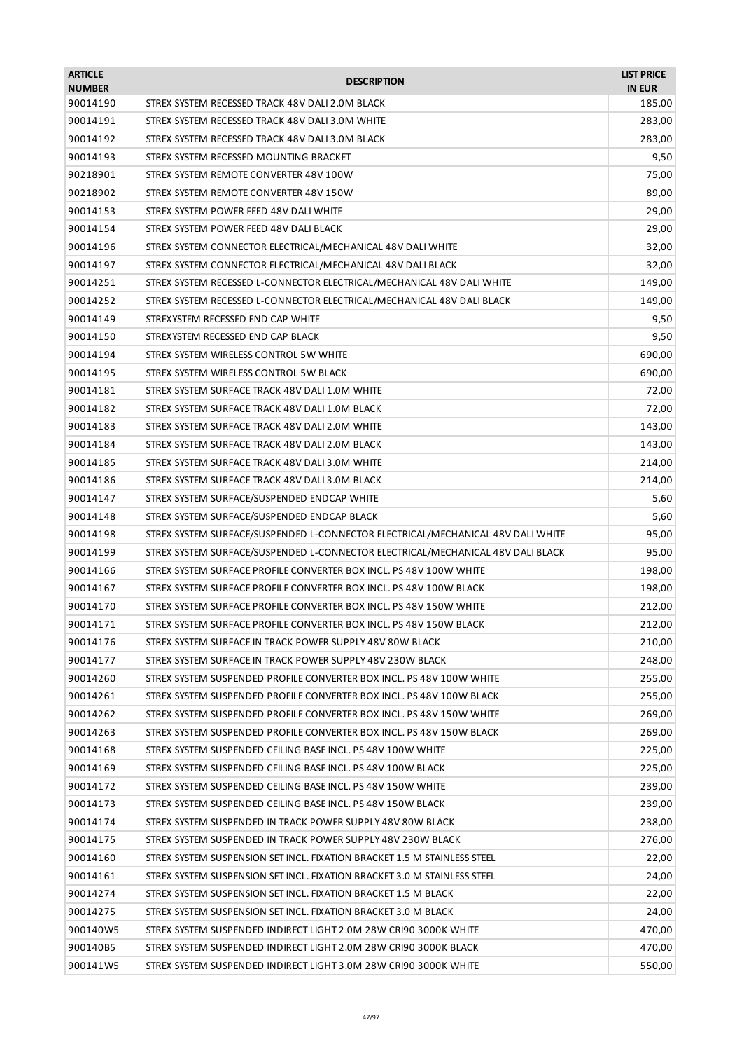| ARTICLE NUMBER | DESCRIPTION | LIST PRICE IN EUR |
|---|---|---|
| 90014190 | STREX SYSTEM RECESSED TRACK 48V DALI 2.0M BLACK | 185,00 |
| 90014191 | STREX SYSTEM RECESSED TRACK 48V DALI 3.0M WHITE | 283,00 |
| 90014192 | STREX SYSTEM RECESSED TRACK 48V DALI 3.0M BLACK | 283,00 |
| 90014193 | STREX SYSTEM RECESSED MOUNTING BRACKET | 9,50 |
| 90218901 | STREX SYSTEM REMOTE CONVERTER 48V 100W | 75,00 |
| 90218902 | STREX SYSTEM REMOTE CONVERTER 48V 150W | 89,00 |
| 90014153 | STREX SYSTEM POWER FEED 48V DALI WHITE | 29,00 |
| 90014154 | STREX SYSTEM POWER FEED 48V DALI BLACK | 29,00 |
| 90014196 | STREX SYSTEM CONNECTOR ELECTRICAL/MECHANICAL 48V DALI WHITE | 32,00 |
| 90014197 | STREX SYSTEM CONNECTOR ELECTRICAL/MECHANICAL 48V DALI BLACK | 32,00 |
| 90014251 | STREX SYSTEM RECESSED L-CONNECTOR ELECTRICAL/MECHANICAL 48V DALI WHITE | 149,00 |
| 90014252 | STREX SYSTEM RECESSED L-CONNECTOR ELECTRICAL/MECHANICAL 48V DALI BLACK | 149,00 |
| 90014149 | STREXYSTEM RECESSED END CAP WHITE | 9,50 |
| 90014150 | STREXYSTEM RECESSED END CAP BLACK | 9,50 |
| 90014194 | STREX SYSTEM WIRELESS CONTROL 5W WHITE | 690,00 |
| 90014195 | STREX SYSTEM WIRELESS CONTROL 5W BLACK | 690,00 |
| 90014181 | STREX SYSTEM SURFACE TRACK 48V DALI 1.0M WHITE | 72,00 |
| 90014182 | STREX SYSTEM SURFACE TRACK 48V DALI 1.0M BLACK | 72,00 |
| 90014183 | STREX SYSTEM SURFACE TRACK 48V DALI 2.0M WHITE | 143,00 |
| 90014184 | STREX SYSTEM SURFACE TRACK 48V DALI 2.0M BLACK | 143,00 |
| 90014185 | STREX SYSTEM SURFACE TRACK 48V DALI 3.0M WHITE | 214,00 |
| 90014186 | STREX SYSTEM SURFACE TRACK 48V DALI 3.0M BLACK | 214,00 |
| 90014147 | STREX SYSTEM SURFACE/SUSPENDED ENDCAP WHITE | 5,60 |
| 90014148 | STREX SYSTEM SURFACE/SUSPENDED ENDCAP BLACK | 5,60 |
| 90014198 | STREX SYSTEM SURFACE/SUSPENDED L-CONNECTOR ELECTRICAL/MECHANICAL 48V DALI WHITE | 95,00 |
| 90014199 | STREX SYSTEM SURFACE/SUSPENDED L-CONNECTOR ELECTRICAL/MECHANICAL 48V DALI BLACK | 95,00 |
| 90014166 | STREX SYSTEM SURFACE PROFILE CONVERTER BOX INCL. PS 48V 100W WHITE | 198,00 |
| 90014167 | STREX SYSTEM SURFACE PROFILE CONVERTER BOX INCL. PS 48V 100W BLACK | 198,00 |
| 90014170 | STREX SYSTEM SURFACE PROFILE CONVERTER BOX INCL. PS 48V 150W WHITE | 212,00 |
| 90014171 | STREX SYSTEM SURFACE PROFILE CONVERTER BOX INCL. PS 48V 150W BLACK | 212,00 |
| 90014176 | STREX SYSTEM SURFACE IN TRACK POWER SUPPLY 48V 80W BLACK | 210,00 |
| 90014177 | STREX SYSTEM SURFACE IN TRACK POWER SUPPLY 48V 230W BLACK | 248,00 |
| 90014260 | STREX SYSTEM SUSPENDED PROFILE CONVERTER BOX INCL. PS 48V 100W WHITE | 255,00 |
| 90014261 | STREX SYSTEM SUSPENDED PROFILE CONVERTER BOX INCL. PS 48V 100W BLACK | 255,00 |
| 90014262 | STREX SYSTEM SUSPENDED PROFILE CONVERTER BOX INCL. PS 48V 150W WHITE | 269,00 |
| 90014263 | STREX SYSTEM SUSPENDED PROFILE CONVERTER BOX INCL. PS 48V 150W BLACK | 269,00 |
| 90014168 | STREX SYSTEM SUSPENDED CEILING BASE INCL. PS 48V 100W WHITE | 225,00 |
| 90014169 | STREX SYSTEM SUSPENDED CEILING BASE INCL. PS 48V 100W BLACK | 225,00 |
| 90014172 | STREX SYSTEM SUSPENDED CEILING BASE INCL. PS 48V 150W WHITE | 239,00 |
| 90014173 | STREX SYSTEM SUSPENDED CEILING BASE INCL. PS 48V 150W BLACK | 239,00 |
| 90014174 | STREX SYSTEM SUSPENDED IN TRACK POWER SUPPLY 48V 80W BLACK | 238,00 |
| 90014175 | STREX SYSTEM SUSPENDED IN TRACK POWER SUPPLY 48V 230W BLACK | 276,00 |
| 90014160 | STREX SYSTEM SUSPENSION SET INCL. FIXATION BRACKET 1.5 M STAINLESS STEEL | 22,00 |
| 90014161 | STREX SYSTEM SUSPENSION SET INCL. FIXATION BRACKET 3.0 M STAINLESS STEEL | 24,00 |
| 90014274 | STREX SYSTEM SUSPENSION SET INCL. FIXATION BRACKET 1.5 M BLACK | 22,00 |
| 90014275 | STREX SYSTEM SUSPENSION SET INCL. FIXATION BRACKET 3.0 M BLACK | 24,00 |
| 900140W5 | STREX SYSTEM SUSPENDED INDIRECT LIGHT 2.0M 28W CRI90 3000K WHITE | 470,00 |
| 900140B5 | STREX SYSTEM SUSPENDED INDIRECT LIGHT 2.0M 28W CRI90 3000K BLACK | 470,00 |
| 900141W5 | STREX SYSTEM SUSPENDED INDIRECT LIGHT 3.0M 28W CRI90 3000K WHITE | 550,00 |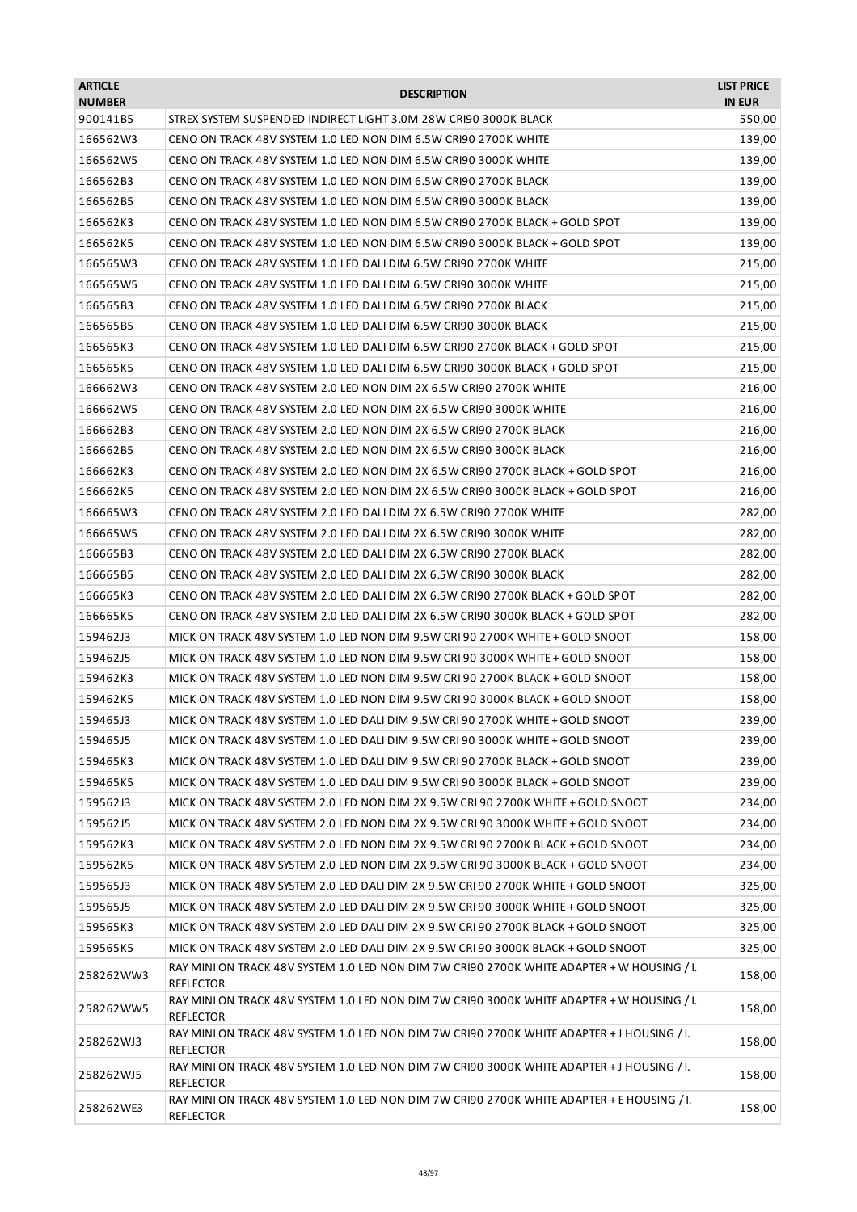| ARTICLE NUMBER | DESCRIPTION | LIST PRICE IN EUR |
| --- | --- | --- |
| 900141B5 | STREX SYSTEM SUSPENDED INDIRECT LIGHT 3.0M 28W CRI90 3000K BLACK | 550,00 |
| 166562W3 | CENO ON TRACK 48V SYSTEM 1.0 LED NON DIM 6.5W CRI90 2700K WHITE | 139,00 |
| 166562W5 | CENO ON TRACK 48V SYSTEM 1.0 LED NON DIM 6.5W CRI90 3000K WHITE | 139,00 |
| 166562B3 | CENO ON TRACK 48V SYSTEM 1.0 LED NON DIM 6.5W CRI90 2700K BLACK | 139,00 |
| 166562B5 | CENO ON TRACK 48V SYSTEM 1.0 LED NON DIM 6.5W CRI90 3000K BLACK | 139,00 |
| 166562K3 | CENO ON TRACK 48V SYSTEM 1.0 LED NON DIM 6.5W CRI90 2700K BLACK + GOLD SPOT | 139,00 |
| 166562K5 | CENO ON TRACK 48V SYSTEM 1.0 LED NON DIM 6.5W CRI90 3000K BLACK + GOLD SPOT | 139,00 |
| 166565W3 | CENO ON TRACK 48V SYSTEM 1.0 LED DALI DIM 6.5W CRI90 2700K WHITE | 215,00 |
| 166565W5 | CENO ON TRACK 48V SYSTEM 1.0 LED DALI DIM 6.5W CRI90 3000K WHITE | 215,00 |
| 166565B3 | CENO ON TRACK 48V SYSTEM 1.0 LED DALI DIM 6.5W CRI90 2700K BLACK | 215,00 |
| 166565B5 | CENO ON TRACK 48V SYSTEM 1.0 LED DALI DIM 6.5W CRI90 3000K BLACK | 215,00 |
| 166565K3 | CENO ON TRACK 48V SYSTEM 1.0 LED DALI DIM 6.5W CRI90 2700K BLACK + GOLD SPOT | 215,00 |
| 166565K5 | CENO ON TRACK 48V SYSTEM 1.0 LED DALI DIM 6.5W CRI90 3000K BLACK + GOLD SPOT | 215,00 |
| 166662W3 | CENO ON TRACK 48V SYSTEM 2.0 LED NON DIM 2X 6.5W CRI90 2700K WHITE | 216,00 |
| 166662W5 | CENO ON TRACK 48V SYSTEM 2.0 LED NON DIM 2X 6.5W CRI90 3000K WHITE | 216,00 |
| 166662B3 | CENO ON TRACK 48V SYSTEM 2.0 LED NON DIM 2X 6.5W CRI90 2700K BLACK | 216,00 |
| 166662B5 | CENO ON TRACK 48V SYSTEM 2.0 LED NON DIM 2X 6.5W CRI90 3000K BLACK | 216,00 |
| 166662K3 | CENO ON TRACK 48V SYSTEM 2.0 LED NON DIM 2X 6.5W CRI90 2700K BLACK + GOLD SPOT | 216,00 |
| 166662K5 | CENO ON TRACK 48V SYSTEM 2.0 LED NON DIM 2X 6.5W CRI90 3000K BLACK + GOLD SPOT | 216,00 |
| 166665W3 | CENO ON TRACK 48V SYSTEM 2.0 LED DALI DIM 2X 6.5W CRI90 2700K WHITE | 282,00 |
| 166665W5 | CENO ON TRACK 48V SYSTEM 2.0 LED DALI DIM 2X 6.5W CRI90 3000K WHITE | 282,00 |
| 166665B3 | CENO ON TRACK 48V SYSTEM 2.0 LED DALI DIM 2X 6.5W CRI90 2700K BLACK | 282,00 |
| 166665B5 | CENO ON TRACK 48V SYSTEM 2.0 LED DALI DIM 2X 6.5W CRI90 3000K BLACK | 282,00 |
| 166665K3 | CENO ON TRACK 48V SYSTEM 2.0 LED DALI DIM 2X 6.5W CRI90 2700K BLACK + GOLD SPOT | 282,00 |
| 166665K5 | CENO ON TRACK 48V SYSTEM 2.0 LED DALI DIM 2X 6.5W CRI90 3000K BLACK + GOLD SPOT | 282,00 |
| 159462J3 | MICK ON TRACK 48V SYSTEM 1.0 LED NON DIM 9.5W CRI 90 2700K WHITE + GOLD SNOOT | 158,00 |
| 159462J5 | MICK ON TRACK 48V SYSTEM 1.0 LED NON DIM 9.5W CRI 90 3000K WHITE + GOLD SNOOT | 158,00 |
| 159462K3 | MICK ON TRACK 48V SYSTEM 1.0 LED NON DIM 9.5W CRI 90 2700K BLACK + GOLD SNOOT | 158,00 |
| 159462K5 | MICK ON TRACK 48V SYSTEM 1.0 LED NON DIM 9.5W CRI 90 3000K BLACK + GOLD SNOOT | 158,00 |
| 159465J3 | MICK ON TRACK 48V SYSTEM 1.0 LED DALI DIM 9.5W CRI 90 2700K WHITE + GOLD SNOOT | 239,00 |
| 159465J5 | MICK ON TRACK 48V SYSTEM 1.0 LED DALI DIM 9.5W CRI 90 3000K WHITE + GOLD SNOOT | 239,00 |
| 159465K3 | MICK ON TRACK 48V SYSTEM 1.0 LED DALI DIM 9.5W CRI 90 2700K BLACK + GOLD SNOOT | 239,00 |
| 159465K5 | MICK ON TRACK 48V SYSTEM 1.0 LED DALI DIM 9.5W CRI 90 3000K BLACK + GOLD SNOOT | 239,00 |
| 159562J3 | MICK ON TRACK 48V SYSTEM 2.0 LED NON DIM 2X 9.5W CRI 90 2700K WHITE + GOLD SNOOT | 234,00 |
| 159562J5 | MICK ON TRACK 48V SYSTEM 2.0 LED NON DIM 2X 9.5W CRI 90 3000K WHITE + GOLD SNOOT | 234,00 |
| 159562K3 | MICK ON TRACK 48V SYSTEM 2.0 LED NON DIM 2X 9.5W CRI 90 2700K BLACK + GOLD SNOOT | 234,00 |
| 159562K5 | MICK ON TRACK 48V SYSTEM 2.0 LED NON DIM 2X 9.5W CRI 90 3000K BLACK + GOLD SNOOT | 234,00 |
| 159565J3 | MICK ON TRACK 48V SYSTEM 2.0 LED DALI DIM 2X 9.5W CRI 90 2700K WHITE + GOLD SNOOT | 325,00 |
| 159565J5 | MICK ON TRACK 48V SYSTEM 2.0 LED DALI DIM 2X 9.5W CRI 90 3000K WHITE + GOLD SNOOT | 325,00 |
| 159565K3 | MICK ON TRACK 48V SYSTEM 2.0 LED DALI DIM 2X 9.5W CRI 90 2700K BLACK + GOLD SNOOT | 325,00 |
| 159565K5 | MICK ON TRACK 48V SYSTEM 2.0 LED DALI DIM 2X 9.5W CRI 90 3000K BLACK + GOLD SNOOT | 325,00 |
| 258262WW3 | RAY MINI ON TRACK 48V SYSTEM 1.0 LED NON DIM 7W CRI90 2700K WHITE ADAPTER + W HOUSING / I. REFLECTOR | 158,00 |
| 258262WW5 | RAY MINI ON TRACK 48V SYSTEM 1.0 LED NON DIM 7W CRI90 3000K WHITE ADAPTER + W HOUSING / I. REFLECTOR | 158,00 |
| 258262WJ3 | RAY MINI ON TRACK 48V SYSTEM 1.0 LED NON DIM 7W CRI90 2700K WHITE ADAPTER + J HOUSING / I. REFLECTOR | 158,00 |
| 258262WJ5 | RAY MINI ON TRACK 48V SYSTEM 1.0 LED NON DIM 7W CRI90 3000K WHITE ADAPTER + J HOUSING / I. REFLECTOR | 158,00 |
| 258262WE3 | RAY MINI ON TRACK 48V SYSTEM 1.0 LED NON DIM 7W CRI90 2700K WHITE ADAPTER + E HOUSING / I. REFLECTOR | 158,00 |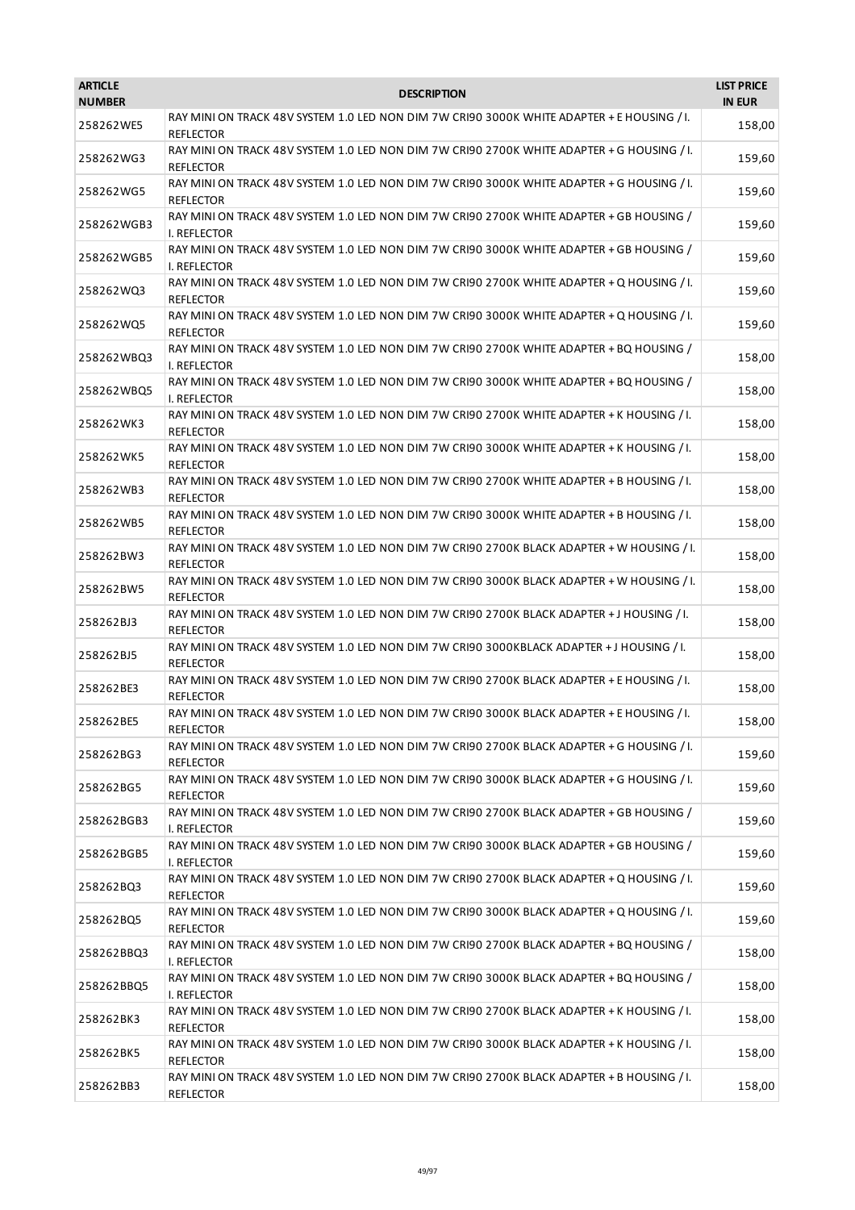| ARTICLE NUMBER | DESCRIPTION | LIST PRICE IN EUR |
|---|---|---|
| 258262WE5 | RAY MINI ON TRACK 48V SYSTEM 1.0 LED NON DIM 7W CRI90 3000K WHITE ADAPTER + E HOUSING / I. REFLECTOR | 158,00 |
| 258262WG3 | RAY MINI ON TRACK 48V SYSTEM 1.0 LED NON DIM 7W CRI90 2700K WHITE ADAPTER + G HOUSING / I. REFLECTOR | 159,60 |
| 258262WG5 | RAY MINI ON TRACK 48V SYSTEM 1.0 LED NON DIM 7W CRI90 3000K WHITE ADAPTER + G HOUSING / I. REFLECTOR | 159,60 |
| 258262WGB3 | RAY MINI ON TRACK 48V SYSTEM 1.0 LED NON DIM 7W CRI90 2700K WHITE ADAPTER + GB HOUSING / I. REFLECTOR | 159,60 |
| 258262WGB5 | RAY MINI ON TRACK 48V SYSTEM 1.0 LED NON DIM 7W CRI90 3000K WHITE ADAPTER + GB HOUSING / I. REFLECTOR | 159,60 |
| 258262WQ3 | RAY MINI ON TRACK 48V SYSTEM 1.0 LED NON DIM 7W CRI90 2700K WHITE ADAPTER + Q HOUSING / I. REFLECTOR | 159,60 |
| 258262WQ5 | RAY MINI ON TRACK 48V SYSTEM 1.0 LED NON DIM 7W CRI90 3000K WHITE ADAPTER + Q HOUSING / I. REFLECTOR | 159,60 |
| 258262WBQ3 | RAY MINI ON TRACK 48V SYSTEM 1.0 LED NON DIM 7W CRI90 2700K WHITE ADAPTER + BQ HOUSING / I. REFLECTOR | 158,00 |
| 258262WBQ5 | RAY MINI ON TRACK 48V SYSTEM 1.0 LED NON DIM 7W CRI90 3000K WHITE ADAPTER + BQ HOUSING / I. REFLECTOR | 158,00 |
| 258262WK3 | RAY MINI ON TRACK 48V SYSTEM 1.0 LED NON DIM 7W CRI90 2700K WHITE ADAPTER + K HOUSING / I. REFLECTOR | 158,00 |
| 258262WK5 | RAY MINI ON TRACK 48V SYSTEM 1.0 LED NON DIM 7W CRI90 3000K WHITE ADAPTER + K HOUSING / I. REFLECTOR | 158,00 |
| 258262WB3 | RAY MINI ON TRACK 48V SYSTEM 1.0 LED NON DIM 7W CRI90 2700K WHITE ADAPTER + B HOUSING / I. REFLECTOR | 158,00 |
| 258262WB5 | RAY MINI ON TRACK 48V SYSTEM 1.0 LED NON DIM 7W CRI90 3000K WHITE ADAPTER + B HOUSING / I. REFLECTOR | 158,00 |
| 258262BW3 | RAY MINI ON TRACK 48V SYSTEM 1.0 LED NON DIM 7W CRI90 2700K BLACK ADAPTER + W HOUSING / I. REFLECTOR | 158,00 |
| 258262BW5 | RAY MINI ON TRACK 48V SYSTEM 1.0 LED NON DIM 7W CRI90 3000K BLACK ADAPTER + W HOUSING / I. REFLECTOR | 158,00 |
| 258262BJ3 | RAY MINI ON TRACK 48V SYSTEM 1.0 LED NON DIM 7W CRI90 2700K BLACK ADAPTER + J HOUSING / I. REFLECTOR | 158,00 |
| 258262BJ5 | RAY MINI ON TRACK 48V SYSTEM 1.0 LED NON DIM 7W CRI90 3000KBLACK ADAPTER + J HOUSING / I. REFLECTOR | 158,00 |
| 258262BE3 | RAY MINI ON TRACK 48V SYSTEM 1.0 LED NON DIM 7W CRI90 2700K BLACK ADAPTER + E HOUSING / I. REFLECTOR | 158,00 |
| 258262BE5 | RAY MINI ON TRACK 48V SYSTEM 1.0 LED NON DIM 7W CRI90 3000K BLACK ADAPTER + E HOUSING / I. REFLECTOR | 158,00 |
| 258262BG3 | RAY MINI ON TRACK 48V SYSTEM 1.0 LED NON DIM 7W CRI90 2700K BLACK ADAPTER + G HOUSING / I. REFLECTOR | 159,60 |
| 258262BG5 | RAY MINI ON TRACK 48V SYSTEM 1.0 LED NON DIM 7W CRI90 3000K BLACK ADAPTER + G HOUSING / I. REFLECTOR | 159,60 |
| 258262BGB3 | RAY MINI ON TRACK 48V SYSTEM 1.0 LED NON DIM 7W CRI90 2700K BLACK ADAPTER + GB HOUSING / I. REFLECTOR | 159,60 |
| 258262BGB5 | RAY MINI ON TRACK 48V SYSTEM 1.0 LED NON DIM 7W CRI90 3000K BLACK ADAPTER + GB HOUSING / I. REFLECTOR | 159,60 |
| 258262BQ3 | RAY MINI ON TRACK 48V SYSTEM 1.0 LED NON DIM 7W CRI90 2700K BLACK ADAPTER + Q HOUSING / I. REFLECTOR | 159,60 |
| 258262BQ5 | RAY MINI ON TRACK 48V SYSTEM 1.0 LED NON DIM 7W CRI90 3000K BLACK ADAPTER + Q HOUSING / I. REFLECTOR | 159,60 |
| 258262BBQ3 | RAY MINI ON TRACK 48V SYSTEM 1.0 LED NON DIM 7W CRI90 2700K BLACK ADAPTER + BQ HOUSING / I. REFLECTOR | 158,00 |
| 258262BBQ5 | RAY MINI ON TRACK 48V SYSTEM 1.0 LED NON DIM 7W CRI90 3000K BLACK ADAPTER + BQ HOUSING / I. REFLECTOR | 158,00 |
| 258262BK3 | RAY MINI ON TRACK 48V SYSTEM 1.0 LED NON DIM 7W CRI90 2700K BLACK ADAPTER + K HOUSING / I. REFLECTOR | 158,00 |
| 258262BK5 | RAY MINI ON TRACK 48V SYSTEM 1.0 LED NON DIM 7W CRI90 3000K BLACK ADAPTER + K HOUSING / I. REFLECTOR | 158,00 |
| 258262BB3 | RAY MINI ON TRACK 48V SYSTEM 1.0 LED NON DIM 7W CRI90 2700K BLACK ADAPTER + B HOUSING / I. REFLECTOR | 158,00 |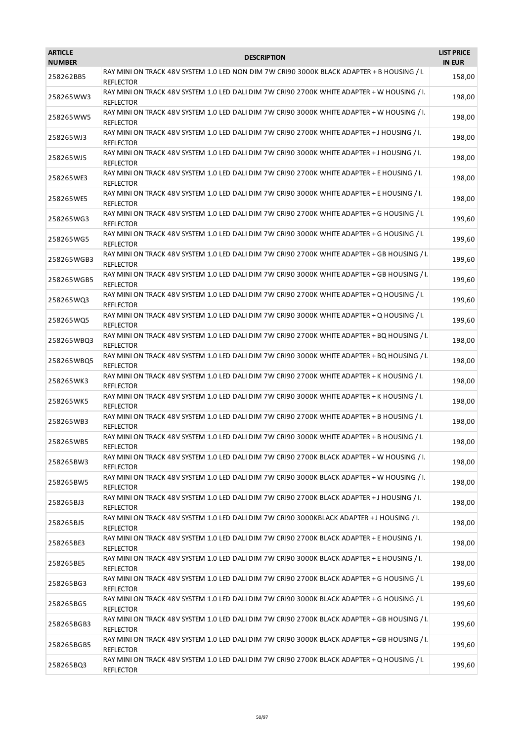| ARTICLE NUMBER | DESCRIPTION | LIST PRICE IN EUR |
|---|---|---|
| 258262BB5 | RAY MINI ON TRACK 48V SYSTEM 1.0 LED NON DIM 7W CRI90 3000K BLACK ADAPTER + B HOUSING / I. REFLECTOR | 158,00 |
| 258265WW3 | RAY MINI ON TRACK 48V SYSTEM 1.0 LED DALI DIM 7W CRI90 2700K WHITE ADAPTER + W HOUSING / I. REFLECTOR | 198,00 |
| 258265WW5 | RAY MINI ON TRACK 48V SYSTEM 1.0 LED DALI DIM 7W CRI90 3000K WHITE ADAPTER + W HOUSING / I. REFLECTOR | 198,00 |
| 258265WJ3 | RAY MINI ON TRACK 48V SYSTEM 1.0 LED DALI DIM 7W CRI90 2700K WHITE ADAPTER + J HOUSING / I. REFLECTOR | 198,00 |
| 258265WJ5 | RAY MINI ON TRACK 48V SYSTEM 1.0 LED DALI DIM 7W CRI90 3000K WHITE ADAPTER + J HOUSING / I. REFLECTOR | 198,00 |
| 258265WE3 | RAY MINI ON TRACK 48V SYSTEM 1.0 LED DALI DIM 7W CRI90 2700K WHITE ADAPTER + E HOUSING / I. REFLECTOR | 198,00 |
| 258265WE5 | RAY MINI ON TRACK 48V SYSTEM 1.0 LED DALI DIM 7W CRI90 3000K WHITE ADAPTER + E HOUSING / I. REFLECTOR | 198,00 |
| 258265WG3 | RAY MINI ON TRACK 48V SYSTEM 1.0 LED DALI DIM 7W CRI90 2700K WHITE ADAPTER + G HOUSING / I. REFLECTOR | 199,60 |
| 258265WG5 | RAY MINI ON TRACK 48V SYSTEM 1.0 LED DALI DIM 7W CRI90 3000K WHITE ADAPTER + G HOUSING / I. REFLECTOR | 199,60 |
| 258265WGB3 | RAY MINI ON TRACK 48V SYSTEM 1.0 LED DALI DIM 7W CRI90 2700K WHITE ADAPTER + GB HOUSING / I. REFLECTOR | 199,60 |
| 258265WGB5 | RAY MINI ON TRACK 48V SYSTEM 1.0 LED DALI DIM 7W CRI90 3000K WHITE ADAPTER + GB HOUSING / I. REFLECTOR | 199,60 |
| 258265WQ3 | RAY MINI ON TRACK 48V SYSTEM 1.0 LED DALI DIM 7W CRI90 2700K WHITE ADAPTER + Q HOUSING / I. REFLECTOR | 199,60 |
| 258265WQ5 | RAY MINI ON TRACK 48V SYSTEM 1.0 LED DALI DIM 7W CRI90 3000K WHITE ADAPTER + Q HOUSING / I. REFLECTOR | 199,60 |
| 258265WBQ3 | RAY MINI ON TRACK 48V SYSTEM 1.0 LED DALI DIM 7W CRI90 2700K WHITE ADAPTER + BQ HOUSING / I. REFLECTOR | 198,00 |
| 258265WBQ5 | RAY MINI ON TRACK 48V SYSTEM 1.0 LED DALI DIM 7W CRI90 3000K WHITE ADAPTER + BQ HOUSING / I. REFLECTOR | 198,00 |
| 258265WK3 | RAY MINI ON TRACK 48V SYSTEM 1.0 LED DALI DIM 7W CRI90 2700K WHITE ADAPTER + K HOUSING / I. REFLECTOR | 198,00 |
| 258265WK5 | RAY MINI ON TRACK 48V SYSTEM 1.0 LED DALI DIM 7W CRI90 3000K WHITE ADAPTER + K HOUSING / I. REFLECTOR | 198,00 |
| 258265WB3 | RAY MINI ON TRACK 48V SYSTEM 1.0 LED DALI DIM 7W CRI90 2700K WHITE ADAPTER + B HOUSING / I. REFLECTOR | 198,00 |
| 258265WB5 | RAY MINI ON TRACK 48V SYSTEM 1.0 LED DALI DIM 7W CRI90 3000K WHITE ADAPTER + B HOUSING / I. REFLECTOR | 198,00 |
| 258265BW3 | RAY MINI ON TRACK 48V SYSTEM 1.0 LED DALI DIM 7W CRI90 2700K BLACK ADAPTER + W HOUSING / I. REFLECTOR | 198,00 |
| 258265BW5 | RAY MINI ON TRACK 48V SYSTEM 1.0 LED DALI DIM 7W CRI90 3000K BLACK ADAPTER + W HOUSING / I. REFLECTOR | 198,00 |
| 258265BJ3 | RAY MINI ON TRACK 48V SYSTEM 1.0 LED DALI DIM 7W CRI90 2700K BLACK ADAPTER + J HOUSING / I. REFLECTOR | 198,00 |
| 258265BJ5 | RAY MINI ON TRACK 48V SYSTEM 1.0 LED DALI DIM 7W CRI90 3000KBLACK ADAPTER + J HOUSING / I. REFLECTOR | 198,00 |
| 258265BE3 | RAY MINI ON TRACK 48V SYSTEM 1.0 LED DALI DIM 7W CRI90 2700K BLACK ADAPTER + E HOUSING / I. REFLECTOR | 198,00 |
| 258265BE5 | RAY MINI ON TRACK 48V SYSTEM 1.0 LED DALI DIM 7W CRI90 3000K BLACK ADAPTER + E HOUSING / I. REFLECTOR | 198,00 |
| 258265BG3 | RAY MINI ON TRACK 48V SYSTEM 1.0 LED DALI DIM 7W CRI90 2700K BLACK ADAPTER + G HOUSING / I. REFLECTOR | 199,60 |
| 258265BG5 | RAY MINI ON TRACK 48V SYSTEM 1.0 LED DALI DIM 7W CRI90 3000K BLACK ADAPTER + G HOUSING / I. REFLECTOR | 199,60 |
| 258265BGB3 | RAY MINI ON TRACK 48V SYSTEM 1.0 LED DALI DIM 7W CRI90 2700K BLACK ADAPTER + GB HOUSING / I. REFLECTOR | 199,60 |
| 258265BGB5 | RAY MINI ON TRACK 48V SYSTEM 1.0 LED DALI DIM 7W CRI90 3000K BLACK ADAPTER + GB HOUSING / I. REFLECTOR | 199,60 |
| 258265BQ3 | RAY MINI ON TRACK 48V SYSTEM 1.0 LED DALI DIM 7W CRI90 2700K BLACK ADAPTER + Q HOUSING / I. REFLECTOR | 199,60 |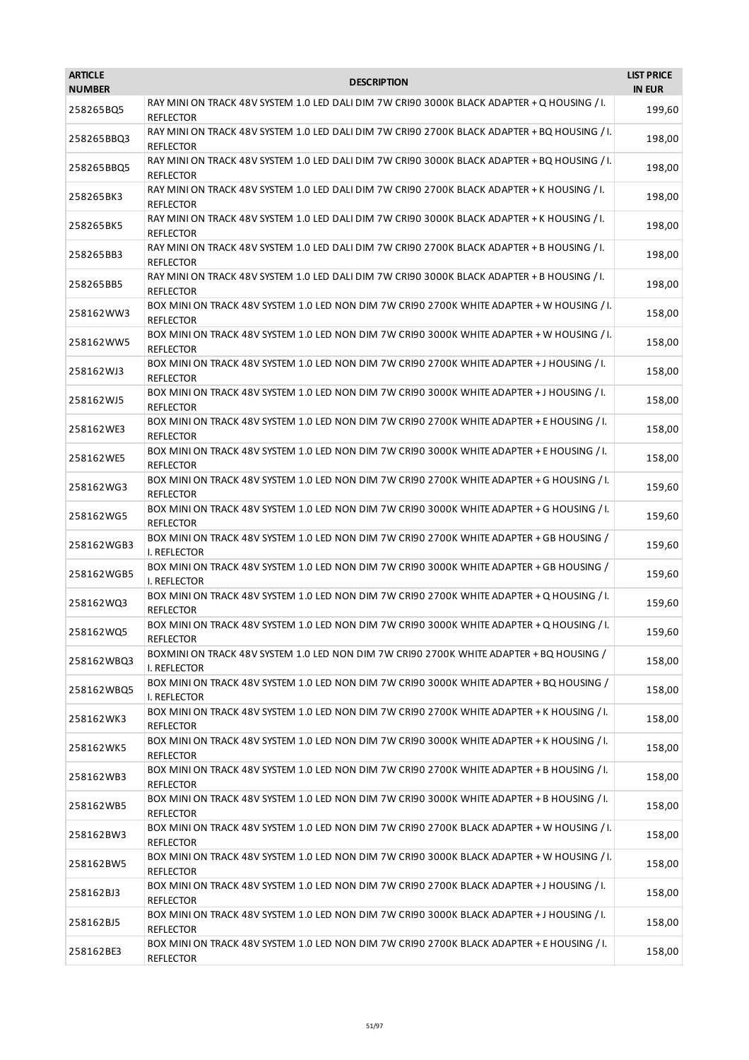| ARTICLE NUMBER | DESCRIPTION | LIST PRICE IN EUR |
|---|---|---|
| 258265BQ5 | RAY MINI ON TRACK 48V SYSTEM 1.0 LED DALI DIM 7W CRI90 3000K BLACK ADAPTER + Q HOUSING / I. REFLECTOR | 199,60 |
| 258265BBQ3 | RAY MINI ON TRACK 48V SYSTEM 1.0 LED DALI DIM 7W CRI90 2700K BLACK ADAPTER + BQ HOUSING / I. REFLECTOR | 198,00 |
| 258265BBQ5 | RAY MINI ON TRACK 48V SYSTEM 1.0 LED DALI DIM 7W CRI90 3000K BLACK ADAPTER + BQ HOUSING / I. REFLECTOR | 198,00 |
| 258265BK3 | RAY MINI ON TRACK 48V SYSTEM 1.0 LED DALI DIM 7W CRI90 2700K BLACK ADAPTER + K HOUSING / I. REFLECTOR | 198,00 |
| 258265BK5 | RAY MINI ON TRACK 48V SYSTEM 1.0 LED DALI DIM 7W CRI90 3000K BLACK ADAPTER + K HOUSING / I. REFLECTOR | 198,00 |
| 258265BB3 | RAY MINI ON TRACK 48V SYSTEM 1.0 LED DALI DIM 7W CRI90 2700K BLACK ADAPTER + B HOUSING / I. REFLECTOR | 198,00 |
| 258265BB5 | RAY MINI ON TRACK 48V SYSTEM 1.0 LED DALI DIM 7W CRI90 3000K BLACK ADAPTER + B HOUSING / I. REFLECTOR | 198,00 |
| 258162WW3 | BOX MINI ON TRACK 48V SYSTEM 1.0 LED NON DIM 7W CRI90 2700K WHITE ADAPTER + W HOUSING / I. REFLECTOR | 158,00 |
| 258162WW5 | BOX MINI ON TRACK 48V SYSTEM 1.0 LED NON DIM 7W CRI90 3000K WHITE ADAPTER + W HOUSING / I. REFLECTOR | 158,00 |
| 258162WJ3 | BOX MINI ON TRACK 48V SYSTEM 1.0 LED NON DIM 7W CRI90 2700K WHITE ADAPTER + J HOUSING / I. REFLECTOR | 158,00 |
| 258162WJ5 | BOX MINI ON TRACK 48V SYSTEM 1.0 LED NON DIM 7W CRI90 3000K WHITE ADAPTER + J HOUSING / I. REFLECTOR | 158,00 |
| 258162WE3 | BOX MINI ON TRACK 48V SYSTEM 1.0 LED NON DIM 7W CRI90 2700K WHITE ADAPTER + E HOUSING / I. REFLECTOR | 158,00 |
| 258162WE5 | BOX MINI ON TRACK 48V SYSTEM 1.0 LED NON DIM 7W CRI90 3000K WHITE ADAPTER + E HOUSING / I. REFLECTOR | 158,00 |
| 258162WG3 | BOX MINI ON TRACK 48V SYSTEM 1.0 LED NON DIM 7W CRI90 2700K WHITE ADAPTER + G HOUSING / I. REFLECTOR | 159,60 |
| 258162WG5 | BOX MINI ON TRACK 48V SYSTEM 1.0 LED NON DIM 7W CRI90 3000K WHITE ADAPTER + G HOUSING / I. REFLECTOR | 159,60 |
| 258162WGB3 | BOX MINI ON TRACK 48V SYSTEM 1.0 LED NON DIM 7W CRI90 2700K WHITE ADAPTER + GB HOUSING / I. REFLECTOR | 159,60 |
| 258162WGB5 | BOX MINI ON TRACK 48V SYSTEM 1.0 LED NON DIM 7W CRI90 3000K WHITE ADAPTER + GB HOUSING / I. REFLECTOR | 159,60 |
| 258162WQ3 | BOX MINI ON TRACK 48V SYSTEM 1.0 LED NON DIM 7W CRI90 2700K WHITE ADAPTER + Q HOUSING / I. REFLECTOR | 159,60 |
| 258162WQ5 | BOX MINI ON TRACK 48V SYSTEM 1.0 LED NON DIM 7W CRI90 3000K WHITE ADAPTER + Q HOUSING / I. REFLECTOR | 159,60 |
| 258162WBQ3 | BOXMINI ON TRACK 48V SYSTEM 1.0 LED NON DIM 7W CRI90 2700K WHITE ADAPTER + BQ HOUSING / I. REFLECTOR | 158,00 |
| 258162WBQ5 | BOX MINI ON TRACK 48V SYSTEM 1.0 LED NON DIM 7W CRI90 3000K WHITE ADAPTER + BQ HOUSING / I. REFLECTOR | 158,00 |
| 258162WK3 | BOX MINI ON TRACK 48V SYSTEM 1.0 LED NON DIM 7W CRI90 2700K WHITE ADAPTER + K HOUSING / I. REFLECTOR | 158,00 |
| 258162WK5 | BOX MINI ON TRACK 48V SYSTEM 1.0 LED NON DIM 7W CRI90 3000K WHITE ADAPTER + K HOUSING / I. REFLECTOR | 158,00 |
| 258162WB3 | BOX MINI ON TRACK 48V SYSTEM 1.0 LED NON DIM 7W CRI90 2700K WHITE ADAPTER + B HOUSING / I. REFLECTOR | 158,00 |
| 258162WB5 | BOX MINI ON TRACK 48V SYSTEM 1.0 LED NON DIM 7W CRI90 3000K WHITE ADAPTER + B HOUSING / I. REFLECTOR | 158,00 |
| 258162BW3 | BOX MINI ON TRACK 48V SYSTEM 1.0 LED NON DIM 7W CRI90 2700K BLACK ADAPTER + W HOUSING / I. REFLECTOR | 158,00 |
| 258162BW5 | BOX MINI ON TRACK 48V SYSTEM 1.0 LED NON DIM 7W CRI90 3000K BLACK ADAPTER + W HOUSING / I. REFLECTOR | 158,00 |
| 258162BJ3 | BOX MINI ON TRACK 48V SYSTEM 1.0 LED NON DIM 7W CRI90 2700K BLACK ADAPTER + J HOUSING / I. REFLECTOR | 158,00 |
| 258162BJ5 | BOX MINI ON TRACK 48V SYSTEM 1.0 LED NON DIM 7W CRI90 3000K BLACK ADAPTER + J HOUSING / I. REFLECTOR | 158,00 |
| 258162BE3 | BOX MINI ON TRACK 48V SYSTEM 1.0 LED NON DIM 7W CRI90 2700K BLACK ADAPTER + E HOUSING / I. REFLECTOR | 158,00 |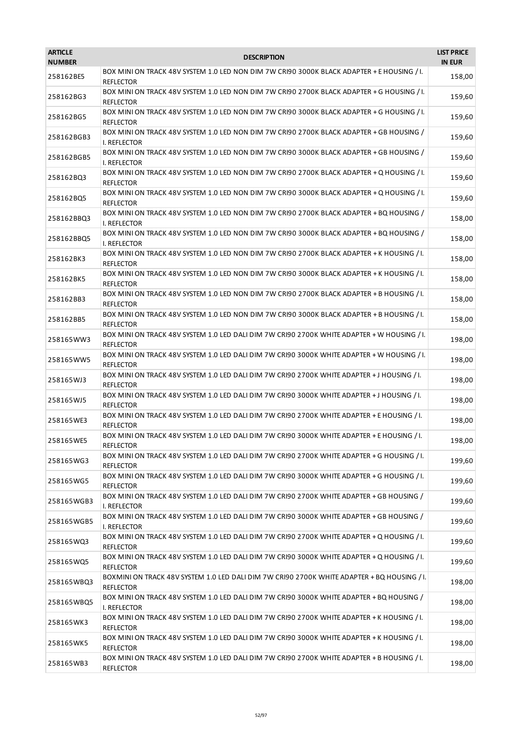| ARTICLE NUMBER | DESCRIPTION | LIST PRICE IN EUR |
|---|---|---|
| 258162BE5 | BOX MINI ON TRACK 48V SYSTEM 1.0 LED NON DIM 7W CRI90 3000K BLACK ADAPTER + E HOUSING / I. REFLECTOR | 158,00 |
| 258162BG3 | BOX MINI ON TRACK 48V SYSTEM 1.0 LED NON DIM 7W CRI90 2700K BLACK ADAPTER + G HOUSING / I. REFLECTOR | 159,60 |
| 258162BG5 | BOX MINI ON TRACK 48V SYSTEM 1.0 LED NON DIM 7W CRI90 3000K BLACK ADAPTER + G HOUSING / I. REFLECTOR | 159,60 |
| 258162BGB3 | BOX MINI ON TRACK 48V SYSTEM 1.0 LED NON DIM 7W CRI90 2700K BLACK ADAPTER + GB HOUSING / I. REFLECTOR | 159,60 |
| 258162BGB5 | BOX MINI ON TRACK 48V SYSTEM 1.0 LED NON DIM 7W CRI90 3000K BLACK ADAPTER + GB HOUSING / I. REFLECTOR | 159,60 |
| 258162BQ3 | BOX MINI ON TRACK 48V SYSTEM 1.0 LED NON DIM 7W CRI90 2700K BLACK ADAPTER + Q HOUSING / I. REFLECTOR | 159,60 |
| 258162BQ5 | BOX MINI ON TRACK 48V SYSTEM 1.0 LED NON DIM 7W CRI90 3000K BLACK ADAPTER + Q HOUSING / I. REFLECTOR | 159,60 |
| 258162BBQ3 | BOX MINI ON TRACK 48V SYSTEM 1.0 LED NON DIM 7W CRI90 2700K BLACK ADAPTER + BQ HOUSING / I. REFLECTOR | 158,00 |
| 258162BBQ5 | BOX MINI ON TRACK 48V SYSTEM 1.0 LED NON DIM 7W CRI90 3000K BLACK ADAPTER + BQ HOUSING / I. REFLECTOR | 158,00 |
| 258162BK3 | BOX MINI ON TRACK 48V SYSTEM 1.0 LED NON DIM 7W CRI90 2700K BLACK ADAPTER + K HOUSING / I. REFLECTOR | 158,00 |
| 258162BK5 | BOX MINI ON TRACK 48V SYSTEM 1.0 LED NON DIM 7W CRI90 3000K BLACK ADAPTER + K HOUSING / I. REFLECTOR | 158,00 |
| 258162BB3 | BOX MINI ON TRACK 48V SYSTEM 1.0 LED NON DIM 7W CRI90 2700K BLACK ADAPTER + B HOUSING / I. REFLECTOR | 158,00 |
| 258162BB5 | BOX MINI ON TRACK 48V SYSTEM 1.0 LED NON DIM 7W CRI90 3000K BLACK ADAPTER + B HOUSING / I. REFLECTOR | 158,00 |
| 258165WW3 | BOX MINI ON TRACK 48V SYSTEM 1.0 LED DALI DIM 7W CRI90 2700K WHITE ADAPTER + W HOUSING / I. REFLECTOR | 198,00 |
| 258165WW5 | BOX MINI ON TRACK 48V SYSTEM 1.0 LED DALI DIM 7W CRI90 3000K WHITE ADAPTER + W HOUSING / I. REFLECTOR | 198,00 |
| 258165WJ3 | BOX MINI ON TRACK 48V SYSTEM 1.0 LED DALI DIM 7W CRI90 2700K WHITE ADAPTER + J HOUSING / I. REFLECTOR | 198,00 |
| 258165WJ5 | BOX MINI ON TRACK 48V SYSTEM 1.0 LED DALI DIM 7W CRI90 3000K WHITE ADAPTER + J HOUSING / I. REFLECTOR | 198,00 |
| 258165WE3 | BOX MINI ON TRACK 48V SYSTEM 1.0 LED DALI DIM 7W CRI90 2700K WHITE ADAPTER + E HOUSING / I. REFLECTOR | 198,00 |
| 258165WE5 | BOX MINI ON TRACK 48V SYSTEM 1.0 LED DALI DIM 7W CRI90 3000K WHITE ADAPTER + E HOUSING / I. REFLECTOR | 198,00 |
| 258165WG3 | BOX MINI ON TRACK 48V SYSTEM 1.0 LED DALI DIM 7W CRI90 2700K WHITE ADAPTER + G HOUSING / I. REFLECTOR | 199,60 |
| 258165WG5 | BOX MINI ON TRACK 48V SYSTEM 1.0 LED DALI DIM 7W CRI90 3000K WHITE ADAPTER + G HOUSING / I. REFLECTOR | 199,60 |
| 258165WGB3 | BOX MINI ON TRACK 48V SYSTEM 1.0 LED DALI DIM 7W CRI90 2700K WHITE ADAPTER + GB HOUSING / I. REFLECTOR | 199,60 |
| 258165WGB5 | BOX MINI ON TRACK 48V SYSTEM 1.0 LED DALI DIM 7W CRI90 3000K WHITE ADAPTER + GB HOUSING / I. REFLECTOR | 199,60 |
| 258165WQ3 | BOX MINI ON TRACK 48V SYSTEM 1.0 LED DALI DIM 7W CRI90 2700K WHITE ADAPTER + Q HOUSING / I. REFLECTOR | 199,60 |
| 258165WQ5 | BOX MINI ON TRACK 48V SYSTEM 1.0 LED DALI DIM 7W CRI90 3000K WHITE ADAPTER + Q HOUSING / I. REFLECTOR | 199,60 |
| 258165WBQ3 | BOXMINI ON TRACK 48V SYSTEM 1.0 LED DALI DIM 7W CRI90 2700K WHITE ADAPTER + BQ HOUSING / I. REFLECTOR | 198,00 |
| 258165WBQ5 | BOX MINI ON TRACK 48V SYSTEM 1.0 LED DALI DIM 7W CRI90 3000K WHITE ADAPTER + BQ HOUSING / I. REFLECTOR | 198,00 |
| 258165WK3 | BOX MINI ON TRACK 48V SYSTEM 1.0 LED DALI DIM 7W CRI90 2700K WHITE ADAPTER + K HOUSING / I. REFLECTOR | 198,00 |
| 258165WK5 | BOX MINI ON TRACK 48V SYSTEM 1.0 LED DALI DIM 7W CRI90 3000K WHITE ADAPTER + K HOUSING / I. REFLECTOR | 198,00 |
| 258165WB3 | BOX MINI ON TRACK 48V SYSTEM 1.0 LED DALI DIM 7W CRI90 2700K WHITE ADAPTER + B HOUSING / I. REFLECTOR | 198,00 |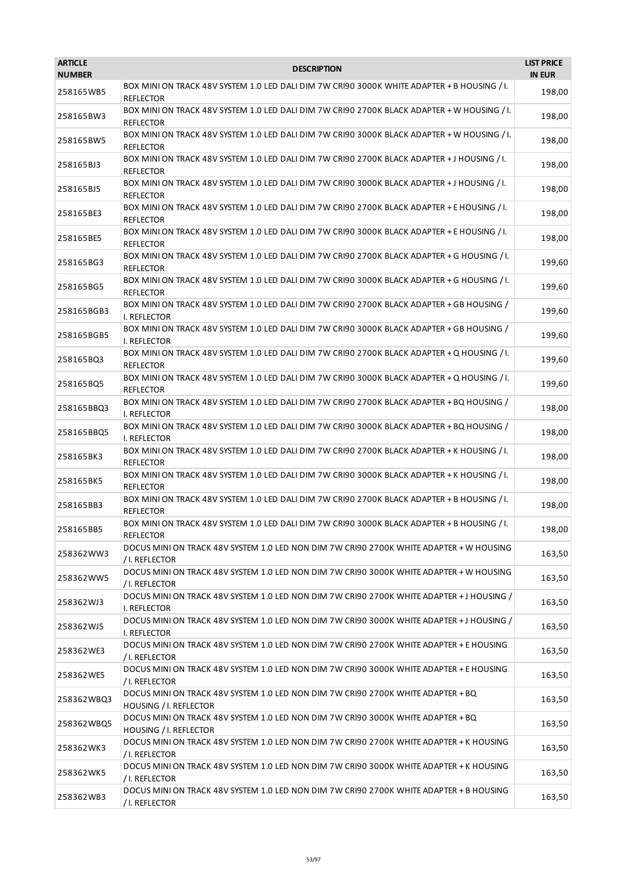| ARTICLE NUMBER | DESCRIPTION | LIST PRICE IN EUR |
|---|---|---|
| 258165WB5 | BOX MINI ON TRACK 48V SYSTEM 1.0 LED DALI DIM 7W CRI90 3000K WHITE ADAPTER + B HOUSING / I. REFLECTOR | 198,00 |
| 258165BW3 | BOX MINI ON TRACK 48V SYSTEM 1.0 LED DALI DIM 7W CRI90 2700K BLACK ADAPTER + W HOUSING / I. REFLECTOR | 198,00 |
| 258165BW5 | BOX MINI ON TRACK 48V SYSTEM 1.0 LED DALI DIM 7W CRI90 3000K BLACK ADAPTER + W HOUSING / I. REFLECTOR | 198,00 |
| 258165BJ3 | BOX MINI ON TRACK 48V SYSTEM 1.0 LED DALI DIM 7W CRI90 2700K BLACK ADAPTER + J HOUSING / I. REFLECTOR | 198,00 |
| 258165BJ5 | BOX MINI ON TRACK 48V SYSTEM 1.0 LED DALI DIM 7W CRI90 3000K BLACK ADAPTER + J HOUSING / I. REFLECTOR | 198,00 |
| 258165BE3 | BOX MINI ON TRACK 48V SYSTEM 1.0 LED DALI DIM 7W CRI90 2700K BLACK ADAPTER + E HOUSING / I. REFLECTOR | 198,00 |
| 258165BE5 | BOX MINI ON TRACK 48V SYSTEM 1.0 LED DALI DIM 7W CRI90 3000K BLACK ADAPTER + E HOUSING / I. REFLECTOR | 198,00 |
| 258165BG3 | BOX MINI ON TRACK 48V SYSTEM 1.0 LED DALI DIM 7W CRI90 2700K BLACK ADAPTER + G HOUSING / I. REFLECTOR | 199,60 |
| 258165BG5 | BOX MINI ON TRACK 48V SYSTEM 1.0 LED DALI DIM 7W CRI90 3000K BLACK ADAPTER + G HOUSING / I. REFLECTOR | 199,60 |
| 258165BGB3 | BOX MINI ON TRACK 48V SYSTEM 1.0 LED DALI DIM 7W CRI90 2700K BLACK ADAPTER + GB HOUSING / I. REFLECTOR | 199,60 |
| 258165BGB5 | BOX MINI ON TRACK 48V SYSTEM 1.0 LED DALI DIM 7W CRI90 3000K BLACK ADAPTER + GB HOUSING / I. REFLECTOR | 199,60 |
| 258165BQ3 | BOX MINI ON TRACK 48V SYSTEM 1.0 LED DALI DIM 7W CRI90 2700K BLACK ADAPTER + Q HOUSING / I. REFLECTOR | 199,60 |
| 258165BQ5 | BOX MINI ON TRACK 48V SYSTEM 1.0 LED DALI DIM 7W CRI90 3000K BLACK ADAPTER + Q HOUSING / I. REFLECTOR | 199,60 |
| 258165BBQ3 | BOX MINI ON TRACK 48V SYSTEM 1.0 LED DALI DIM 7W CRI90 2700K BLACK ADAPTER + BQ HOUSING / I. REFLECTOR | 198,00 |
| 258165BBQ5 | BOX MINI ON TRACK 48V SYSTEM 1.0 LED DALI DIM 7W CRI90 3000K BLACK ADAPTER + BQ HOUSING / I. REFLECTOR | 198,00 |
| 258165BK3 | BOX MINI ON TRACK 48V SYSTEM 1.0 LED DALI DIM 7W CRI90 2700K BLACK ADAPTER + K HOUSING / I. REFLECTOR | 198,00 |
| 258165BK5 | BOX MINI ON TRACK 48V SYSTEM 1.0 LED DALI DIM 7W CRI90 3000K BLACK ADAPTER + K HOUSING / I. REFLECTOR | 198,00 |
| 258165BB3 | BOX MINI ON TRACK 48V SYSTEM 1.0 LED DALI DIM 7W CRI90 2700K BLACK ADAPTER + B HOUSING / I. REFLECTOR | 198,00 |
| 258165BB5 | BOX MINI ON TRACK 48V SYSTEM 1.0 LED DALI DIM 7W CRI90 3000K BLACK ADAPTER + B HOUSING / I. REFLECTOR | 198,00 |
| 258362WW3 | DOCUS MINI ON TRACK 48V SYSTEM 1.0 LED NON DIM 7W CRI90 2700K WHITE ADAPTER + W HOUSING / I. REFLECTOR | 163,50 |
| 258362WW5 | DOCUS MINI ON TRACK 48V SYSTEM 1.0 LED NON DIM 7W CRI90 3000K WHITE ADAPTER + W HOUSING / I. REFLECTOR | 163,50 |
| 258362WJ3 | DOCUS MINI ON TRACK 48V SYSTEM 1.0 LED NON DIM 7W CRI90 2700K WHITE ADAPTER + J HOUSING / I. REFLECTOR | 163,50 |
| 258362WJ5 | DOCUS MINI ON TRACK 48V SYSTEM 1.0 LED NON DIM 7W CRI90 3000K WHITE ADAPTER + J HOUSING / I. REFLECTOR | 163,50 |
| 258362WE3 | DOCUS MINI ON TRACK 48V SYSTEM 1.0 LED NON DIM 7W CRI90 2700K WHITE ADAPTER + E HOUSING / I. REFLECTOR | 163,50 |
| 258362WE5 | DOCUS MINI ON TRACK 48V SYSTEM 1.0 LED NON DIM 7W CRI90 3000K WHITE ADAPTER + E HOUSING / I. REFLECTOR | 163,50 |
| 258362WBQ3 | DOCUS MINI ON TRACK 48V SYSTEM 1.0 LED NON DIM 7W CRI90 2700K WHITE ADAPTER + BQ HOUSING / I. REFLECTOR | 163,50 |
| 258362WBQ5 | DOCUS MINI ON TRACK 48V SYSTEM 1.0 LED NON DIM 7W CRI90 3000K WHITE ADAPTER + BQ HOUSING / I. REFLECTOR | 163,50 |
| 258362WK3 | DOCUS MINI ON TRACK 48V SYSTEM 1.0 LED NON DIM 7W CRI90 2700K WHITE ADAPTER + K HOUSING / I. REFLECTOR | 163,50 |
| 258362WK5 | DOCUS MINI ON TRACK 48V SYSTEM 1.0 LED NON DIM 7W CRI90 3000K WHITE ADAPTER + K HOUSING / I. REFLECTOR | 163,50 |
| 258362WB3 | DOCUS MINI ON TRACK 48V SYSTEM 1.0 LED NON DIM 7W CRI90 2700K WHITE ADAPTER + B HOUSING / I. REFLECTOR | 163,50 |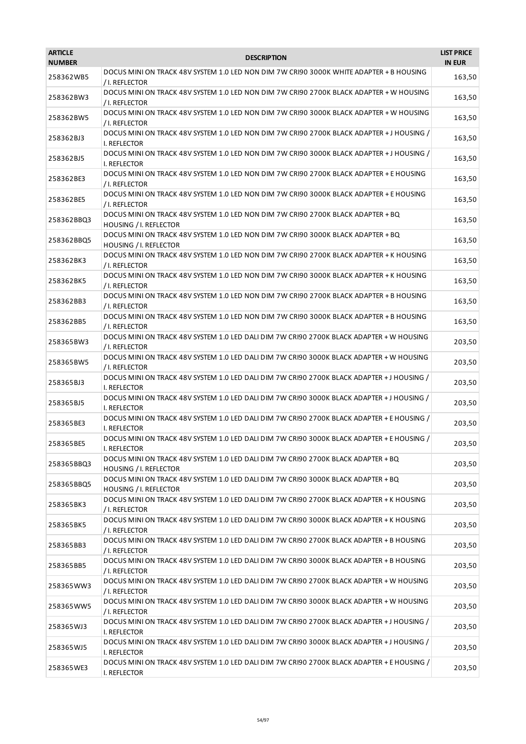| ARTICLE NUMBER | DESCRIPTION | LIST PRICE IN EUR |
|---|---|---|
| 258362WB5 | DOCUS MINI ON TRACK 48V SYSTEM 1.0 LED NON DIM 7W CRI90 3000K WHITE ADAPTER + B HOUSING / I. REFLECTOR | 163,50 |
| 258362BW3 | DOCUS MINI ON TRACK 48V SYSTEM 1.0 LED NON DIM 7W CRI90 2700K BLACK ADAPTER + W HOUSING / I. REFLECTOR | 163,50 |
| 258362BW5 | DOCUS MINI ON TRACK 48V SYSTEM 1.0 LED NON DIM 7W CRI90 3000K BLACK ADAPTER + W HOUSING / I. REFLECTOR | 163,50 |
| 258362BJ3 | DOCUS MINI ON TRACK 48V SYSTEM 1.0 LED NON DIM 7W CRI90 2700K BLACK ADAPTER + J HOUSING / I. REFLECTOR | 163,50 |
| 258362BJ5 | DOCUS MINI ON TRACK 48V SYSTEM 1.0 LED NON DIM 7W CRI90 3000K BLACK ADAPTER + J HOUSING / I. REFLECTOR | 163,50 |
| 258362BE3 | DOCUS MINI ON TRACK 48V SYSTEM 1.0 LED NON DIM 7W CRI90 2700K BLACK ADAPTER + E HOUSING / I. REFLECTOR | 163,50 |
| 258362BE5 | DOCUS MINI ON TRACK 48V SYSTEM 1.0 LED NON DIM 7W CRI90 3000K BLACK ADAPTER + E HOUSING / I. REFLECTOR | 163,50 |
| 258362BBQ3 | DOCUS MINI ON TRACK 48V SYSTEM 1.0 LED NON DIM 7W CRI90 2700K BLACK ADAPTER + BQ HOUSING / I. REFLECTOR | 163,50 |
| 258362BBQ5 | DOCUS MINI ON TRACK 48V SYSTEM 1.0 LED NON DIM 7W CRI90 3000K BLACK ADAPTER + BQ HOUSING / I. REFLECTOR | 163,50 |
| 258362BK3 | DOCUS MINI ON TRACK 48V SYSTEM 1.0 LED NON DIM 7W CRI90 2700K BLACK ADAPTER + K HOUSING / I. REFLECTOR | 163,50 |
| 258362BK5 | DOCUS MINI ON TRACK 48V SYSTEM 1.0 LED NON DIM 7W CRI90 3000K BLACK ADAPTER + K HOUSING / I. REFLECTOR | 163,50 |
| 258362BB3 | DOCUS MINI ON TRACK 48V SYSTEM 1.0 LED NON DIM 7W CRI90 2700K BLACK ADAPTER + B HOUSING / I. REFLECTOR | 163,50 |
| 258362BB5 | DOCUS MINI ON TRACK 48V SYSTEM 1.0 LED NON DIM 7W CRI90 3000K BLACK ADAPTER + B HOUSING / I. REFLECTOR | 163,50 |
| 258365BW3 | DOCUS MINI ON TRACK 48V SYSTEM 1.0 LED DALI DIM 7W CRI90 2700K BLACK ADAPTER + W HOUSING / I. REFLECTOR | 203,50 |
| 258365BW5 | DOCUS MINI ON TRACK 48V SYSTEM 1.0 LED DALI DIM 7W CRI90 3000K BLACK ADAPTER + W HOUSING / I. REFLECTOR | 203,50 |
| 258365BJ3 | DOCUS MINI ON TRACK 48V SYSTEM 1.0 LED DALI DIM 7W CRI90 2700K BLACK ADAPTER + J HOUSING / I. REFLECTOR | 203,50 |
| 258365BJ5 | DOCUS MINI ON TRACK 48V SYSTEM 1.0 LED DALI DIM 7W CRI90 3000K BLACK ADAPTER + J HOUSING / I. REFLECTOR | 203,50 |
| 258365BE3 | DOCUS MINI ON TRACK 48V SYSTEM 1.0 LED DALI DIM 7W CRI90 2700K BLACK ADAPTER + E HOUSING / I. REFLECTOR | 203,50 |
| 258365BE5 | DOCUS MINI ON TRACK 48V SYSTEM 1.0 LED DALI DIM 7W CRI90 3000K BLACK ADAPTER + E HOUSING / I. REFLECTOR | 203,50 |
| 258365BBQ3 | DOCUS MINI ON TRACK 48V SYSTEM 1.0 LED DALI DIM 7W CRI90 2700K BLACK ADAPTER + BQ HOUSING / I. REFLECTOR | 203,50 |
| 258365BBQ5 | DOCUS MINI ON TRACK 48V SYSTEM 1.0 LED DALI DIM 7W CRI90 3000K BLACK ADAPTER + BQ HOUSING / I. REFLECTOR | 203,50 |
| 258365BK3 | DOCUS MINI ON TRACK 48V SYSTEM 1.0 LED DALI DIM 7W CRI90 2700K BLACK ADAPTER + K HOUSING / I. REFLECTOR | 203,50 |
| 258365BK5 | DOCUS MINI ON TRACK 48V SYSTEM 1.0 LED DALI DIM 7W CRI90 3000K BLACK ADAPTER + K HOUSING / I. REFLECTOR | 203,50 |
| 258365BB3 | DOCUS MINI ON TRACK 48V SYSTEM 1.0 LED DALI DIM 7W CRI90 2700K BLACK ADAPTER + B HOUSING / I. REFLECTOR | 203,50 |
| 258365BB5 | DOCUS MINI ON TRACK 48V SYSTEM 1.0 LED DALI DIM 7W CRI90 3000K BLACK ADAPTER + B HOUSING / I. REFLECTOR | 203,50 |
| 258365WW3 | DOCUS MINI ON TRACK 48V SYSTEM 1.0 LED DALI DIM 7W CRI90 2700K BLACK ADAPTER + W HOUSING / I. REFLECTOR | 203,50 |
| 258365WW5 | DOCUS MINI ON TRACK 48V SYSTEM 1.0 LED DALI DIM 7W CRI90 3000K BLACK ADAPTER + W HOUSING / I. REFLECTOR | 203,50 |
| 258365WJ3 | DOCUS MINI ON TRACK 48V SYSTEM 1.0 LED DALI DIM 7W CRI90 2700K BLACK ADAPTER + J HOUSING / I. REFLECTOR | 203,50 |
| 258365WJ5 | DOCUS MINI ON TRACK 48V SYSTEM 1.0 LED DALI DIM 7W CRI90 3000K BLACK ADAPTER + J HOUSING / I. REFLECTOR | 203,50 |
| 258365WE3 | DOCUS MINI ON TRACK 48V SYSTEM 1.0 LED DALI DIM 7W CRI90 2700K BLACK ADAPTER + E HOUSING / I. REFLECTOR | 203,50 |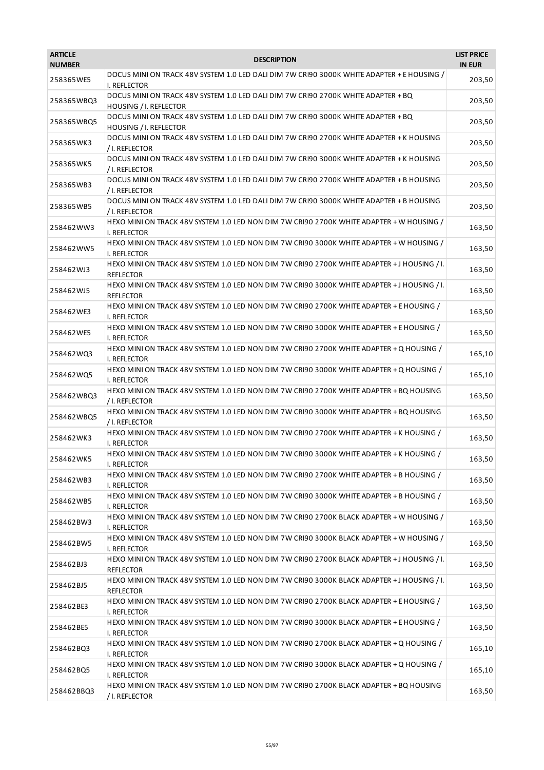| ARTICLE NUMBER | DESCRIPTION | LIST PRICE IN EUR |
|---|---|---|
| 258365WE5 | DOCUS MINI ON TRACK 48V SYSTEM 1.0 LED DALI DIM 7W CRI90 3000K WHITE ADAPTER + E HOUSING / I. REFLECTOR | 203,50 |
| 258365WBQ3 | DOCUS MINI ON TRACK 48V SYSTEM 1.0 LED DALI DIM 7W CRI90 2700K WHITE ADAPTER + BQ HOUSING / I. REFLECTOR | 203,50 |
| 258365WBQ5 | DOCUS MINI ON TRACK 48V SYSTEM 1.0 LED DALI DIM 7W CRI90 3000K WHITE ADAPTER + BQ HOUSING / I. REFLECTOR | 203,50 |
| 258365WK3 | DOCUS MINI ON TRACK 48V SYSTEM 1.0 LED DALI DIM 7W CRI90 2700K WHITE ADAPTER + K HOUSING / I. REFLECTOR | 203,50 |
| 258365WK5 | DOCUS MINI ON TRACK 48V SYSTEM 1.0 LED DALI DIM 7W CRI90 3000K WHITE ADAPTER + K HOUSING / I. REFLECTOR | 203,50 |
| 258365WB3 | DOCUS MINI ON TRACK 48V SYSTEM 1.0 LED DALI DIM 7W CRI90 2700K WHITE ADAPTER + B HOUSING / I. REFLECTOR | 203,50 |
| 258365WB5 | DOCUS MINI ON TRACK 48V SYSTEM 1.0 LED DALI DIM 7W CRI90 3000K WHITE ADAPTER + B HOUSING / I. REFLECTOR | 203,50 |
| 258462WW3 | HEXO MINI ON TRACK 48V SYSTEM 1.0 LED NON DIM 7W CRI90 2700K WHITE ADAPTER + W HOUSING / I. REFLECTOR | 163,50 |
| 258462WW5 | HEXO MINI ON TRACK 48V SYSTEM 1.0 LED NON DIM 7W CRI90 3000K WHITE ADAPTER + W HOUSING / I. REFLECTOR | 163,50 |
| 258462WJ3 | HEXO MINI ON TRACK 48V SYSTEM 1.0 LED NON DIM 7W CRI90 2700K WHITE ADAPTER + J HOUSING / I. REFLECTOR | 163,50 |
| 258462WJ5 | HEXO MINI ON TRACK 48V SYSTEM 1.0 LED NON DIM 7W CRI90 3000K WHITE ADAPTER + J HOUSING / I. REFLECTOR | 163,50 |
| 258462WE3 | HEXO MINI ON TRACK 48V SYSTEM 1.0 LED NON DIM 7W CRI90 2700K WHITE ADAPTER + E HOUSING / I. REFLECTOR | 163,50 |
| 258462WE5 | HEXO MINI ON TRACK 48V SYSTEM 1.0 LED NON DIM 7W CRI90 3000K WHITE ADAPTER + E HOUSING / I. REFLECTOR | 163,50 |
| 258462WQ3 | HEXO MINI ON TRACK 48V SYSTEM 1.0 LED NON DIM 7W CRI90 2700K WHITE ADAPTER + Q HOUSING / I. REFLECTOR | 165,10 |
| 258462WQ5 | HEXO MINI ON TRACK 48V SYSTEM 1.0 LED NON DIM 7W CRI90 3000K WHITE ADAPTER + Q HOUSING / I. REFLECTOR | 165,10 |
| 258462WBQ3 | HEXO MINI ON TRACK 48V SYSTEM 1.0 LED NON DIM 7W CRI90 2700K WHITE ADAPTER + BQ HOUSING / I. REFLECTOR | 163,50 |
| 258462WBQ5 | HEXO MINI ON TRACK 48V SYSTEM 1.0 LED NON DIM 7W CRI90 3000K WHITE ADAPTER + BQ HOUSING / I. REFLECTOR | 163,50 |
| 258462WK3 | HEXO MINI ON TRACK 48V SYSTEM 1.0 LED NON DIM 7W CRI90 2700K WHITE ADAPTER + K HOUSING / I. REFLECTOR | 163,50 |
| 258462WK5 | HEXO MINI ON TRACK 48V SYSTEM 1.0 LED NON DIM 7W CRI90 3000K WHITE ADAPTER + K HOUSING / I. REFLECTOR | 163,50 |
| 258462WB3 | HEXO MINI ON TRACK 48V SYSTEM 1.0 LED NON DIM 7W CRI90 2700K WHITE ADAPTER + B HOUSING / I. REFLECTOR | 163,50 |
| 258462WB5 | HEXO MINI ON TRACK 48V SYSTEM 1.0 LED NON DIM 7W CRI90 3000K WHITE ADAPTER + B HOUSING / I. REFLECTOR | 163,50 |
| 258462BW3 | HEXO MINI ON TRACK 48V SYSTEM 1.0 LED NON DIM 7W CRI90 2700K BLACK ADAPTER + W HOUSING / I. REFLECTOR | 163,50 |
| 258462BW5 | HEXO MINI ON TRACK 48V SYSTEM 1.0 LED NON DIM 7W CRI90 3000K BLACK ADAPTER + W HOUSING / I. REFLECTOR | 163,50 |
| 258462BJ3 | HEXO MINI ON TRACK 48V SYSTEM 1.0 LED NON DIM 7W CRI90 2700K BLACK ADAPTER + J HOUSING / I. REFLECTOR | 163,50 |
| 258462BJ5 | HEXO MINI ON TRACK 48V SYSTEM 1.0 LED NON DIM 7W CRI90 3000K BLACK ADAPTER + J HOUSING / I. REFLECTOR | 163,50 |
| 258462BE3 | HEXO MINI ON TRACK 48V SYSTEM 1.0 LED NON DIM 7W CRI90 2700K BLACK ADAPTER + E HOUSING / I. REFLECTOR | 163,50 |
| 258462BE5 | HEXO MINI ON TRACK 48V SYSTEM 1.0 LED NON DIM 7W CRI90 3000K BLACK ADAPTER + E HOUSING / I. REFLECTOR | 163,50 |
| 258462BQ3 | HEXO MINI ON TRACK 48V SYSTEM 1.0 LED NON DIM 7W CRI90 2700K BLACK ADAPTER + Q HOUSING / I. REFLECTOR | 165,10 |
| 258462BQ5 | HEXO MINI ON TRACK 48V SYSTEM 1.0 LED NON DIM 7W CRI90 3000K BLACK ADAPTER + Q HOUSING / I. REFLECTOR | 165,10 |
| 258462BBQ3 | HEXO MINI ON TRACK 48V SYSTEM 1.0 LED NON DIM 7W CRI90 2700K BLACK ADAPTER + BQ HOUSING / I. REFLECTOR | 163,50 |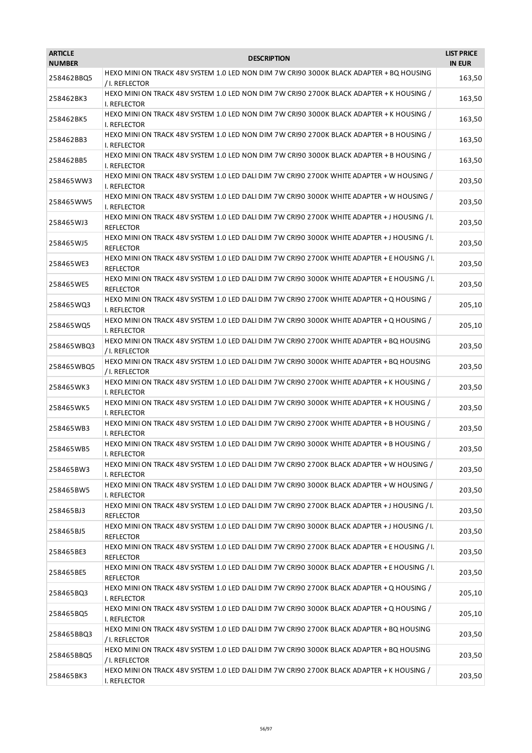| ARTICLE NUMBER | DESCRIPTION | LIST PRICE IN EUR |
|---|---|---|
| 258462BBQ5 | HEXO MINI ON TRACK 48V SYSTEM 1.0 LED NON DIM 7W CRI90 3000K BLACK ADAPTER + BQ HOUSING / I. REFLECTOR | 163,50 |
| 258462BK3 | HEXO MINI ON TRACK 48V SYSTEM 1.0 LED NON DIM 7W CRI90 2700K BLACK ADAPTER + K HOUSING / I. REFLECTOR | 163,50 |
| 258462BK5 | HEXO MINI ON TRACK 48V SYSTEM 1.0 LED NON DIM 7W CRI90 3000K BLACK ADAPTER + K HOUSING / I. REFLECTOR | 163,50 |
| 258462BB3 | HEXO MINI ON TRACK 48V SYSTEM 1.0 LED NON DIM 7W CRI90 2700K BLACK ADAPTER + B HOUSING / I. REFLECTOR | 163,50 |
| 258462BB5 | HEXO MINI ON TRACK 48V SYSTEM 1.0 LED NON DIM 7W CRI90 3000K BLACK ADAPTER + B HOUSING / I. REFLECTOR | 163,50 |
| 258465WW3 | HEXO MINI ON TRACK 48V SYSTEM 1.0 LED DALI DIM 7W CRI90 2700K WHITE ADAPTER + W HOUSING / I. REFLECTOR | 203,50 |
| 258465WW5 | HEXO MINI ON TRACK 48V SYSTEM 1.0 LED DALI DIM 7W CRI90 3000K WHITE ADAPTER + W HOUSING / I. REFLECTOR | 203,50 |
| 258465WJ3 | HEXO MINI ON TRACK 48V SYSTEM 1.0 LED DALI DIM 7W CRI90 2700K WHITE ADAPTER + J HOUSING / I. REFLECTOR | 203,50 |
| 258465WJ5 | HEXO MINI ON TRACK 48V SYSTEM 1.0 LED DALI DIM 7W CRI90 3000K WHITE ADAPTER + J HOUSING / I. REFLECTOR | 203,50 |
| 258465WE3 | HEXO MINI ON TRACK 48V SYSTEM 1.0 LED DALI DIM 7W CRI90 2700K WHITE ADAPTER + E HOUSING / I. REFLECTOR | 203,50 |
| 258465WE5 | HEXO MINI ON TRACK 48V SYSTEM 1.0 LED DALI DIM 7W CRI90 3000K WHITE ADAPTER + E HOUSING / I. REFLECTOR | 203,50 |
| 258465WQ3 | HEXO MINI ON TRACK 48V SYSTEM 1.0 LED DALI DIM 7W CRI90 2700K WHITE ADAPTER + Q HOUSING / I. REFLECTOR | 205,10 |
| 258465WQ5 | HEXO MINI ON TRACK 48V SYSTEM 1.0 LED DALI DIM 7W CRI90 3000K WHITE ADAPTER + Q HOUSING / I. REFLECTOR | 205,10 |
| 258465WBQ3 | HEXO MINI ON TRACK 48V SYSTEM 1.0 LED DALI DIM 7W CRI90 2700K WHITE ADAPTER + BQ HOUSING / I. REFLECTOR | 203,50 |
| 258465WBQ5 | HEXO MINI ON TRACK 48V SYSTEM 1.0 LED DALI DIM 7W CRI90 3000K WHITE ADAPTER + BQ HOUSING / I. REFLECTOR | 203,50 |
| 258465WK3 | HEXO MINI ON TRACK 48V SYSTEM 1.0 LED DALI DIM 7W CRI90 2700K WHITE ADAPTER + K HOUSING / I. REFLECTOR | 203,50 |
| 258465WK5 | HEXO MINI ON TRACK 48V SYSTEM 1.0 LED DALI DIM 7W CRI90 3000K WHITE ADAPTER + K HOUSING / I. REFLECTOR | 203,50 |
| 258465WB3 | HEXO MINI ON TRACK 48V SYSTEM 1.0 LED DALI DIM 7W CRI90 2700K WHITE ADAPTER + B HOUSING / I. REFLECTOR | 203,50 |
| 258465WB5 | HEXO MINI ON TRACK 48V SYSTEM 1.0 LED DALI DIM 7W CRI90 3000K WHITE ADAPTER + B HOUSING / I. REFLECTOR | 203,50 |
| 258465BW3 | HEXO MINI ON TRACK 48V SYSTEM 1.0 LED DALI DIM 7W CRI90 2700K BLACK ADAPTER + W HOUSING / I. REFLECTOR | 203,50 |
| 258465BW5 | HEXO MINI ON TRACK 48V SYSTEM 1.0 LED DALI DIM 7W CRI90 3000K BLACK ADAPTER + W HOUSING / I. REFLECTOR | 203,50 |
| 258465BJ3 | HEXO MINI ON TRACK 48V SYSTEM 1.0 LED DALI DIM 7W CRI90 2700K BLACK ADAPTER + J HOUSING / I. REFLECTOR | 203,50 |
| 258465BJ5 | HEXO MINI ON TRACK 48V SYSTEM 1.0 LED DALI DIM 7W CRI90 3000K BLACK ADAPTER + J HOUSING / I. REFLECTOR | 203,50 |
| 258465BE3 | HEXO MINI ON TRACK 48V SYSTEM 1.0 LED DALI DIM 7W CRI90 2700K BLACK ADAPTER + E HOUSING / I. REFLECTOR | 203,50 |
| 258465BE5 | HEXO MINI ON TRACK 48V SYSTEM 1.0 LED DALI DIM 7W CRI90 3000K BLACK ADAPTER + E HOUSING / I. REFLECTOR | 203,50 |
| 258465BQ3 | HEXO MINI ON TRACK 48V SYSTEM 1.0 LED DALI DIM 7W CRI90 2700K BLACK ADAPTER + Q HOUSING / I. REFLECTOR | 205,10 |
| 258465BQ5 | HEXO MINI ON TRACK 48V SYSTEM 1.0 LED DALI DIM 7W CRI90 3000K BLACK ADAPTER + Q HOUSING / I. REFLECTOR | 205,10 |
| 258465BBQ3 | HEXO MINI ON TRACK 48V SYSTEM 1.0 LED DALI DIM 7W CRI90 2700K BLACK ADAPTER + BQ HOUSING / I. REFLECTOR | 203,50 |
| 258465BBQ5 | HEXO MINI ON TRACK 48V SYSTEM 1.0 LED DALI DIM 7W CRI90 3000K BLACK ADAPTER + BQ HOUSING / I. REFLECTOR | 203,50 |
| 258465BK3 | HEXO MINI ON TRACK 48V SYSTEM 1.0 LED DALI DIM 7W CRI90 2700K BLACK ADAPTER + K HOUSING / I. REFLECTOR | 203,50 |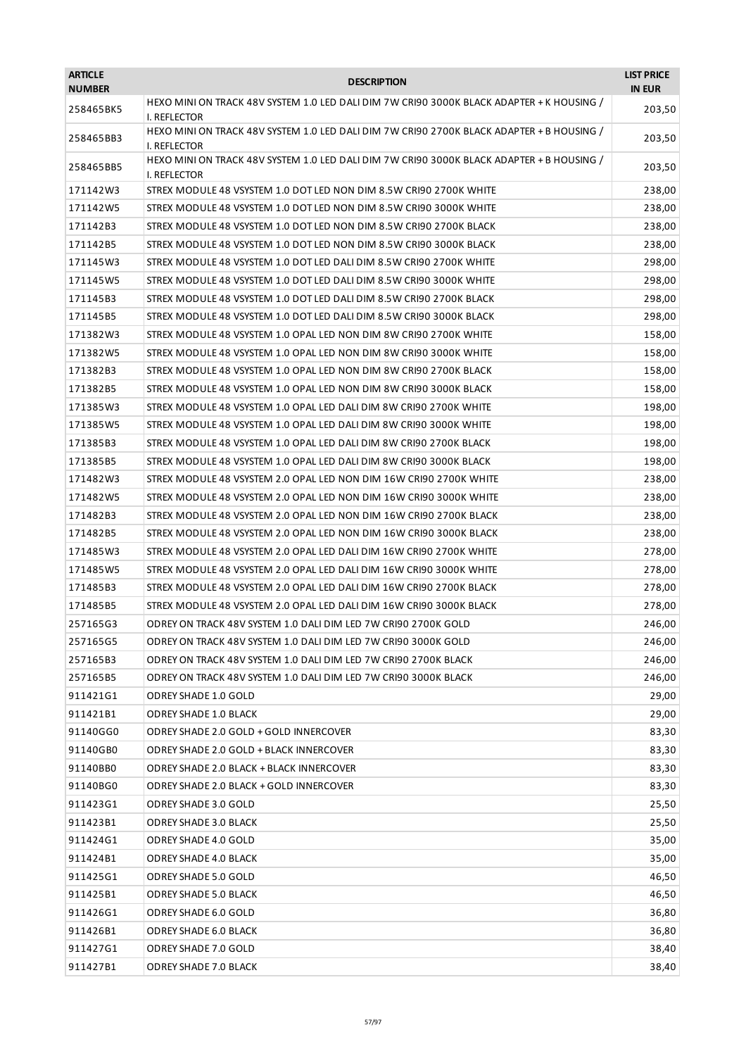| ARTICLE NUMBER | DESCRIPTION | LIST PRICE IN EUR |
|---|---|---|
| 258465BK5 | HEXO MINI ON TRACK 48V SYSTEM 1.0 LED DALI DIM 7W CRI90 3000K BLACK ADAPTER + K HOUSING / I. REFLECTOR | 203,50 |
| 258465BB3 | HEXO MINI ON TRACK 48V SYSTEM 1.0 LED DALI DIM 7W CRI90 2700K BLACK ADAPTER + B HOUSING / I. REFLECTOR | 203,50 |
| 258465BB5 | HEXO MINI ON TRACK 48V SYSTEM 1.0 LED DALI DIM 7W CRI90 3000K BLACK ADAPTER + B HOUSING / I. REFLECTOR | 203,50 |
| 171142W3 | STREX MODULE 48 VSYSTEM 1.0 DOT LED NON DIM 8.5W CRI90 2700K WHITE | 238,00 |
| 171142W5 | STREX MODULE 48 VSYSTEM 1.0 DOT LED NON DIM 8.5W CRI90 3000K WHITE | 238,00 |
| 171142B3 | STREX MODULE 48 VSYSTEM 1.0 DOT LED NON DIM 8.5W CRI90 2700K BLACK | 238,00 |
| 171142B5 | STREX MODULE 48 VSYSTEM 1.0 DOT LED NON DIM 8.5W CRI90 3000K BLACK | 238,00 |
| 171145W3 | STREX MODULE 48 VSYSTEM 1.0 DOT LED DALI DIM 8.5W CRI90 2700K WHITE | 298,00 |
| 171145W5 | STREX MODULE 48 VSYSTEM 1.0 DOT LED DALI DIM 8.5W CRI90 3000K WHITE | 298,00 |
| 171145B3 | STREX MODULE 48 VSYSTEM 1.0 DOT LED DALI DIM 8.5W CRI90 2700K BLACK | 298,00 |
| 171145B5 | STREX MODULE 48 VSYSTEM 1.0 DOT LED DALI DIM 8.5W CRI90 3000K BLACK | 298,00 |
| 171382W3 | STREX MODULE 48 VSYSTEM 1.0 OPAL LED NON DIM 8W CRI90 2700K WHITE | 158,00 |
| 171382W5 | STREX MODULE 48 VSYSTEM 1.0 OPAL LED NON DIM 8W CRI90 3000K WHITE | 158,00 |
| 171382B3 | STREX MODULE 48 VSYSTEM 1.0 OPAL LED NON DIM 8W CRI90 2700K BLACK | 158,00 |
| 171382B5 | STREX MODULE 48 VSYSTEM 1.0 OPAL LED NON DIM 8W CRI90 3000K BLACK | 158,00 |
| 171385W3 | STREX MODULE 48 VSYSTEM 1.0 OPAL LED DALI DIM 8W CRI90 2700K WHITE | 198,00 |
| 171385W5 | STREX MODULE 48 VSYSTEM 1.0 OPAL LED DALI DIM 8W CRI90 3000K WHITE | 198,00 |
| 171385B3 | STREX MODULE 48 VSYSTEM 1.0 OPAL LED DALI DIM 8W CRI90 2700K BLACK | 198,00 |
| 171385B5 | STREX MODULE 48 VSYSTEM 1.0 OPAL LED DALI DIM 8W CRI90 3000K BLACK | 198,00 |
| 171482W3 | STREX MODULE 48 VSYSTEM 2.0 OPAL LED NON DIM 16W CRI90 2700K WHITE | 238,00 |
| 171482W5 | STREX MODULE 48 VSYSTEM 2.0 OPAL LED NON DIM 16W CRI90 3000K WHITE | 238,00 |
| 171482B3 | STREX MODULE 48 VSYSTEM 2.0 OPAL LED NON DIM 16W CRI90 2700K BLACK | 238,00 |
| 171482B5 | STREX MODULE 48 VSYSTEM 2.0 OPAL LED NON DIM 16W CRI90 3000K BLACK | 238,00 |
| 171485W3 | STREX MODULE 48 VSYSTEM 2.0 OPAL LED DALI DIM 16W CRI90 2700K WHITE | 278,00 |
| 171485W5 | STREX MODULE 48 VSYSTEM 2.0 OPAL LED DALI DIM 16W CRI90 3000K WHITE | 278,00 |
| 171485B3 | STREX MODULE 48 VSYSTEM 2.0 OPAL LED DALI DIM 16W CRI90 2700K BLACK | 278,00 |
| 171485B5 | STREX MODULE 48 VSYSTEM 2.0 OPAL LED DALI DIM 16W CRI90 3000K BLACK | 278,00 |
| 257165G3 | ODREY ON TRACK 48V SYSTEM 1.0 DALI DIM LED 7W CRI90 2700K GOLD | 246,00 |
| 257165G5 | ODREY ON TRACK 48V SYSTEM 1.0 DALI DIM LED 7W CRI90 3000K GOLD | 246,00 |
| 257165B3 | ODREY ON TRACK 48V SYSTEM 1.0 DALI DIM LED 7W CRI90 2700K BLACK | 246,00 |
| 257165B5 | ODREY ON TRACK 48V SYSTEM 1.0 DALI DIM LED 7W CRI90 3000K BLACK | 246,00 |
| 911421G1 | ODREY SHADE 1.0 GOLD | 29,00 |
| 911421B1 | ODREY SHADE 1.0 BLACK | 29,00 |
| 91140GG0 | ODREY SHADE 2.0 GOLD + GOLD INNERCOVER | 83,30 |
| 91140GB0 | ODREY SHADE 2.0 GOLD + BLACK INNERCOVER | 83,30 |
| 91140BB0 | ODREY SHADE 2.0 BLACK + BLACK INNERCOVER | 83,30 |
| 91140BG0 | ODREY SHADE 2.0 BLACK + GOLD INNERCOVER | 83,30 |
| 911423G1 | ODREY SHADE 3.0 GOLD | 25,50 |
| 911423B1 | ODREY SHADE 3.0 BLACK | 25,50 |
| 911424G1 | ODREY SHADE 4.0 GOLD | 35,00 |
| 911424B1 | ODREY SHADE 4.0 BLACK | 35,00 |
| 911425G1 | ODREY SHADE 5.0 GOLD | 46,50 |
| 911425B1 | ODREY SHADE 5.0 BLACK | 46,50 |
| 911426G1 | ODREY SHADE 6.0 GOLD | 36,80 |
| 911426B1 | ODREY SHADE 6.0 BLACK | 36,80 |
| 911427G1 | ODREY SHADE 7.0 GOLD | 38,40 |
| 911427B1 | ODREY SHADE 7.0 BLACK | 38,40 |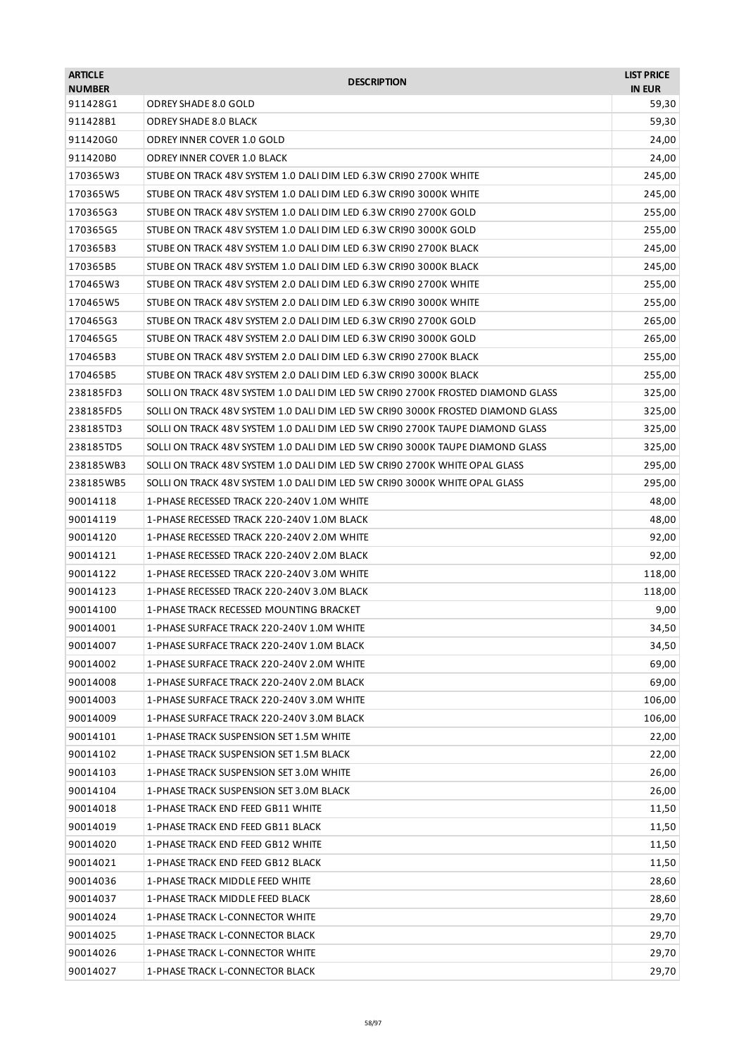| ARTICLE NUMBER | DESCRIPTION | LIST PRICE IN EUR |
|---|---|---|
| 911428G1 | ODREY SHADE 8.0 GOLD | 59,30 |
| 911428B1 | ODREY SHADE 8.0 BLACK | 59,30 |
| 911420G0 | ODREY INNER COVER 1.0 GOLD | 24,00 |
| 911420B0 | ODREY INNER COVER 1.0 BLACK | 24,00 |
| 170365W3 | STUBE ON TRACK 48V SYSTEM 1.0 DALI DIM LED 6.3W CRI90 2700K WHITE | 245,00 |
| 170365W5 | STUBE ON TRACK 48V SYSTEM 1.0 DALI DIM LED 6.3W CRI90 3000K WHITE | 245,00 |
| 170365G3 | STUBE ON TRACK 48V SYSTEM 1.0 DALI DIM LED 6.3W CRI90 2700K GOLD | 255,00 |
| 170365G5 | STUBE ON TRACK 48V SYSTEM 1.0 DALI DIM LED 6.3W CRI90 3000K GOLD | 255,00 |
| 170365B3 | STUBE ON TRACK 48V SYSTEM 1.0 DALI DIM LED 6.3W CRI90 2700K BLACK | 245,00 |
| 170365B5 | STUBE ON TRACK 48V SYSTEM 1.0 DALI DIM LED 6.3W CRI90 3000K BLACK | 245,00 |
| 170465W3 | STUBE ON TRACK 48V SYSTEM 2.0 DALI DIM LED 6.3W CRI90 2700K WHITE | 255,00 |
| 170465W5 | STUBE ON TRACK 48V SYSTEM 2.0 DALI DIM LED 6.3W CRI90 3000K WHITE | 255,00 |
| 170465G3 | STUBE ON TRACK 48V SYSTEM 2.0 DALI DIM LED 6.3W CRI90 2700K GOLD | 265,00 |
| 170465G5 | STUBE ON TRACK 48V SYSTEM 2.0 DALI DIM LED 6.3W CRI90 3000K GOLD | 265,00 |
| 170465B3 | STUBE ON TRACK 48V SYSTEM 2.0 DALI DIM LED 6.3W CRI90 2700K BLACK | 255,00 |
| 170465B5 | STUBE ON TRACK 48V SYSTEM 2.0 DALI DIM LED 6.3W CRI90 3000K BLACK | 255,00 |
| 238185FD3 | SOLLI ON TRACK 48V SYSTEM 1.0 DALI DIM LED 5W CRI90 2700K FROSTED DIAMOND GLASS | 325,00 |
| 238185FD5 | SOLLI ON TRACK 48V SYSTEM 1.0 DALI DIM LED 5W CRI90 3000K FROSTED DIAMOND GLASS | 325,00 |
| 238185TD3 | SOLLI ON TRACK 48V SYSTEM 1.0 DALI DIM LED 5W CRI90 2700K TAUPE DIAMOND GLASS | 325,00 |
| 238185TD5 | SOLLI ON TRACK 48V SYSTEM 1.0 DALI DIM LED 5W CRI90 3000K TAUPE DIAMOND GLASS | 325,00 |
| 238185WB3 | SOLLI ON TRACK 48V SYSTEM 1.0 DALI DIM LED 5W CRI90 2700K WHITE OPAL GLASS | 295,00 |
| 238185WB5 | SOLLI ON TRACK 48V SYSTEM 1.0 DALI DIM LED 5W CRI90 3000K WHITE OPAL GLASS | 295,00 |
| 90014118 | 1-PHASE RECESSED TRACK 220-240V 1.0M WHITE | 48,00 |
| 90014119 | 1-PHASE RECESSED TRACK 220-240V 1.0M BLACK | 48,00 |
| 90014120 | 1-PHASE RECESSED TRACK 220-240V 2.0M WHITE | 92,00 |
| 90014121 | 1-PHASE RECESSED TRACK 220-240V 2.0M BLACK | 92,00 |
| 90014122 | 1-PHASE RECESSED TRACK 220-240V 3.0M WHITE | 118,00 |
| 90014123 | 1-PHASE RECESSED TRACK 220-240V 3.0M BLACK | 118,00 |
| 90014100 | 1-PHASE TRACK RECESSED MOUNTING BRACKET | 9,00 |
| 90014001 | 1-PHASE SURFACE TRACK 220-240V 1.0M WHITE | 34,50 |
| 90014007 | 1-PHASE SURFACE TRACK 220-240V 1.0M BLACK | 34,50 |
| 90014002 | 1-PHASE SURFACE TRACK 220-240V 2.0M WHITE | 69,00 |
| 90014008 | 1-PHASE SURFACE TRACK 220-240V 2.0M BLACK | 69,00 |
| 90014003 | 1-PHASE SURFACE TRACK 220-240V 3.0M WHITE | 106,00 |
| 90014009 | 1-PHASE SURFACE TRACK 220-240V 3.0M BLACK | 106,00 |
| 90014101 | 1-PHASE TRACK SUSPENSION SET 1.5M WHITE | 22,00 |
| 90014102 | 1-PHASE TRACK SUSPENSION SET 1.5M BLACK | 22,00 |
| 90014103 | 1-PHASE TRACK SUSPENSION SET 3.0M WHITE | 26,00 |
| 90014104 | 1-PHASE TRACK SUSPENSION SET 3.0M BLACK | 26,00 |
| 90014018 | 1-PHASE TRACK END FEED GB11 WHITE | 11,50 |
| 90014019 | 1-PHASE TRACK END FEED GB11 BLACK | 11,50 |
| 90014020 | 1-PHASE TRACK END FEED GB12 WHITE | 11,50 |
| 90014021 | 1-PHASE TRACK END FEED GB12 BLACK | 11,50 |
| 90014036 | 1-PHASE TRACK MIDDLE FEED WHITE | 28,60 |
| 90014037 | 1-PHASE TRACK MIDDLE FEED BLACK | 28,60 |
| 90014024 | 1-PHASE TRACK L-CONNECTOR WHITE | 29,70 |
| 90014025 | 1-PHASE TRACK L-CONNECTOR BLACK | 29,70 |
| 90014026 | 1-PHASE TRACK L-CONNECTOR WHITE | 29,70 |
| 90014027 | 1-PHASE TRACK L-CONNECTOR BLACK | 29,70 |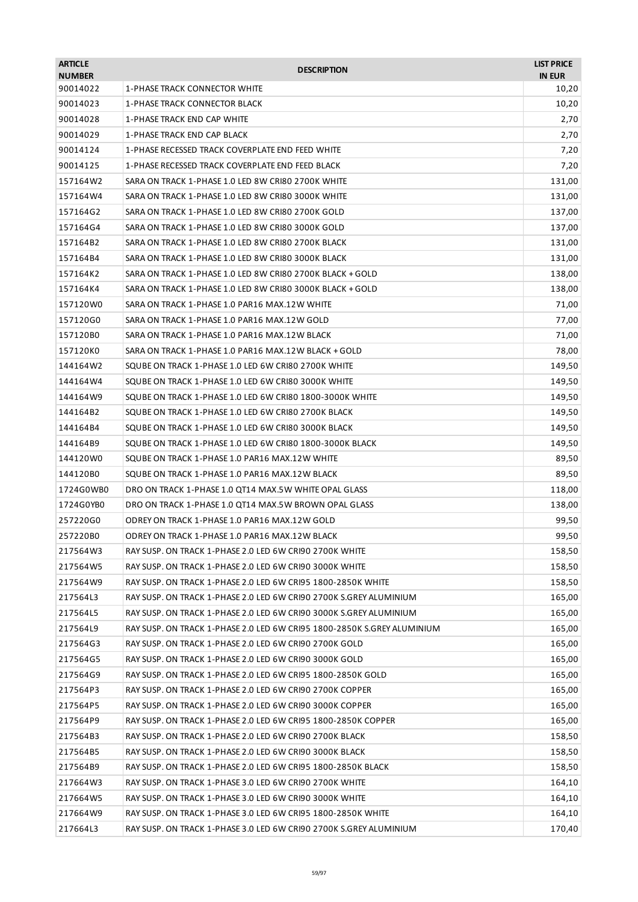| ARTICLE NUMBER | DESCRIPTION | LIST PRICE IN EUR |
|---|---|---|
| 90014022 | 1-PHASE TRACK CONNECTOR WHITE | 10,20 |
| 90014023 | 1-PHASE TRACK CONNECTOR BLACK | 10,20 |
| 90014028 | 1-PHASE TRACK END CAP WHITE | 2,70 |
| 90014029 | 1-PHASE TRACK END CAP BLACK | 2,70 |
| 90014124 | 1-PHASE RECESSED TRACK COVERPLATE END FEED WHITE | 7,20 |
| 90014125 | 1-PHASE RECESSED TRACK COVERPLATE END FEED BLACK | 7,20 |
| 157164W2 | SARA ON TRACK 1-PHASE 1.0 LED 8W CRI80 2700K WHITE | 131,00 |
| 157164W4 | SARA ON TRACK 1-PHASE 1.0 LED 8W CRI80 3000K WHITE | 131,00 |
| 157164G2 | SARA ON TRACK 1-PHASE 1.0 LED 8W CRI80 2700K GOLD | 137,00 |
| 157164G4 | SARA ON TRACK 1-PHASE 1.0 LED 8W CRI80 3000K GOLD | 137,00 |
| 157164B2 | SARA ON TRACK 1-PHASE 1.0 LED 8W CRI80 2700K BLACK | 131,00 |
| 157164B4 | SARA ON TRACK 1-PHASE 1.0 LED 8W CRI80 3000K BLACK | 131,00 |
| 157164K2 | SARA ON TRACK 1-PHASE 1.0 LED 8W CRI80 2700K BLACK + GOLD | 138,00 |
| 157164K4 | SARA ON TRACK 1-PHASE 1.0 LED 8W CRI80 3000K BLACK + GOLD | 138,00 |
| 157120W0 | SARA ON TRACK 1-PHASE 1.0 PAR16 MAX.12W WHITE | 71,00 |
| 157120G0 | SARA ON TRACK 1-PHASE 1.0 PAR16 MAX.12W GOLD | 77,00 |
| 157120B0 | SARA ON TRACK 1-PHASE 1.0 PAR16 MAX.12W BLACK | 71,00 |
| 157120K0 | SARA ON TRACK 1-PHASE 1.0 PAR16 MAX.12W BLACK + GOLD | 78,00 |
| 144164W2 | SQUBE ON TRACK 1-PHASE 1.0 LED 6W CRI80 2700K WHITE | 149,50 |
| 144164W4 | SQUBE ON TRACK 1-PHASE 1.0 LED 6W CRI80 3000K WHITE | 149,50 |
| 144164W9 | SQUBE ON TRACK 1-PHASE 1.0 LED 6W CRI80 1800-3000K WHITE | 149,50 |
| 144164B2 | SQUBE ON TRACK 1-PHASE 1.0 LED 6W CRI80 2700K BLACK | 149,50 |
| 144164B4 | SQUBE ON TRACK 1-PHASE 1.0 LED 6W CRI80 3000K BLACK | 149,50 |
| 144164B9 | SQUBE ON TRACK 1-PHASE 1.0 LED 6W CRI80 1800-3000K BLACK | 149,50 |
| 144120W0 | SQUBE ON TRACK 1-PHASE 1.0 PAR16 MAX.12W WHITE | 89,50 |
| 144120B0 | SQUBE ON TRACK 1-PHASE 1.0 PAR16 MAX.12W BLACK | 89,50 |
| 1724G0WB0 | DRO ON TRACK 1-PHASE 1.0 QT14 MAX.5W WHITE OPAL GLASS | 118,00 |
| 1724G0YB0 | DRO ON TRACK 1-PHASE 1.0 QT14 MAX.5W BROWN OPAL GLASS | 138,00 |
| 257220G0 | ODREY ON TRACK 1-PHASE 1.0 PAR16 MAX.12W GOLD | 99,50 |
| 257220B0 | ODREY ON TRACK 1-PHASE 1.0 PAR16 MAX.12W BLACK | 99,50 |
| 217564W3 | RAY SUSP. ON TRACK 1-PHASE 2.0 LED 6W CRI90 2700K WHITE | 158,50 |
| 217564W5 | RAY SUSP. ON TRACK 1-PHASE 2.0 LED 6W CRI90 3000K WHITE | 158,50 |
| 217564W9 | RAY SUSP. ON TRACK 1-PHASE 2.0 LED 6W CRI95 1800-2850K WHITE | 158,50 |
| 217564L3 | RAY SUSP. ON TRACK 1-PHASE 2.0 LED 6W CRI90 2700K S.GREY ALUMINIUM | 165,00 |
| 217564L5 | RAY SUSP. ON TRACK 1-PHASE 2.0 LED 6W CRI90 3000K S.GREY ALUMINIUM | 165,00 |
| 217564L9 | RAY SUSP. ON TRACK 1-PHASE 2.0 LED 6W CRI95 1800-2850K S.GREY ALUMINIUM | 165,00 |
| 217564G3 | RAY SUSP. ON TRACK 1-PHASE 2.0 LED 6W CRI90 2700K GOLD | 165,00 |
| 217564G5 | RAY SUSP. ON TRACK 1-PHASE 2.0 LED 6W CRI90 3000K GOLD | 165,00 |
| 217564G9 | RAY SUSP. ON TRACK 1-PHASE 2.0 LED 6W CRI95 1800-2850K GOLD | 165,00 |
| 217564P3 | RAY SUSP. ON TRACK 1-PHASE 2.0 LED 6W CRI90 2700K COPPER | 165,00 |
| 217564P5 | RAY SUSP. ON TRACK 1-PHASE 2.0 LED 6W CRI90 3000K COPPER | 165,00 |
| 217564P9 | RAY SUSP. ON TRACK 1-PHASE 2.0 LED 6W CRI95 1800-2850K COPPER | 165,00 |
| 217564B3 | RAY SUSP. ON TRACK 1-PHASE 2.0 LED 6W CRI90 2700K BLACK | 158,50 |
| 217564B5 | RAY SUSP. ON TRACK 1-PHASE 2.0 LED 6W CRI90 3000K BLACK | 158,50 |
| 217564B9 | RAY SUSP. ON TRACK 1-PHASE 2.0 LED 6W CRI95 1800-2850K BLACK | 158,50 |
| 217664W3 | RAY SUSP. ON TRACK 1-PHASE 3.0 LED 6W CRI90 2700K WHITE | 164,10 |
| 217664W5 | RAY SUSP. ON TRACK 1-PHASE 3.0 LED 6W CRI90 3000K WHITE | 164,10 |
| 217664W9 | RAY SUSP. ON TRACK 1-PHASE 3.0 LED 6W CRI95 1800-2850K WHITE | 164,10 |
| 217664L3 | RAY SUSP. ON TRACK 1-PHASE 3.0 LED 6W CRI90 2700K S.GREY ALUMINIUM | 170,40 |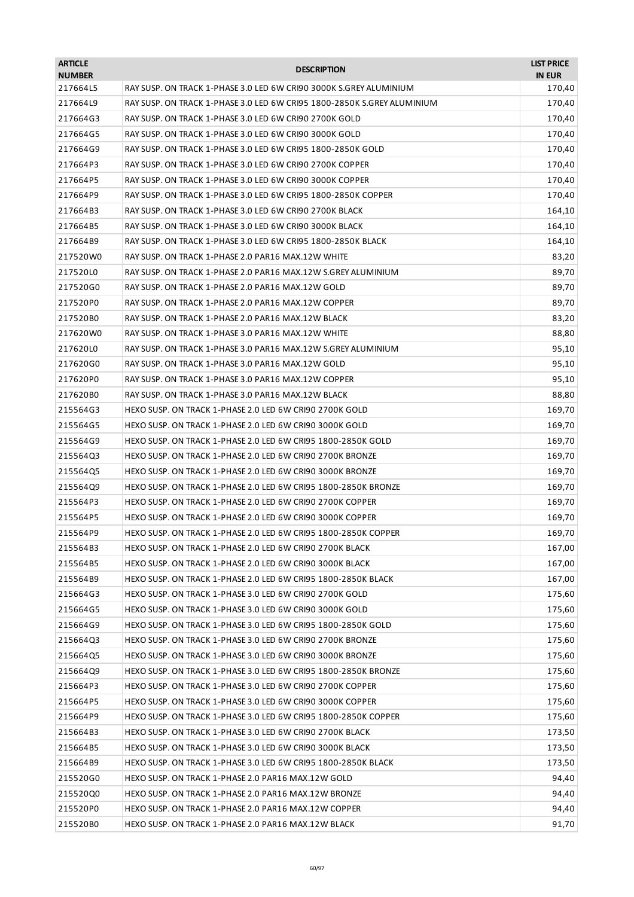| ARTICLE NUMBER | DESCRIPTION | LIST PRICE IN EUR |
|---|---|---|
| 217664L5 | RAY SUSP. ON TRACK 1-PHASE 3.0 LED 6W CRI90 3000K S.GREY ALUMINIUM | 170,40 |
| 217664L9 | RAY SUSP. ON TRACK 1-PHASE 3.0 LED 6W CRI95 1800-2850K S.GREY ALUMINIUM | 170,40 |
| 217664G3 | RAY SUSP. ON TRACK 1-PHASE 3.0 LED 6W CRI90 2700K GOLD | 170,40 |
| 217664G5 | RAY SUSP. ON TRACK 1-PHASE 3.0 LED 6W CRI90 3000K GOLD | 170,40 |
| 217664G9 | RAY SUSP. ON TRACK 1-PHASE 3.0 LED 6W CRI95 1800-2850K GOLD | 170,40 |
| 217664P3 | RAY SUSP. ON TRACK 1-PHASE 3.0 LED 6W CRI90 2700K COPPER | 170,40 |
| 217664P5 | RAY SUSP. ON TRACK 1-PHASE 3.0 LED 6W CRI90 3000K COPPER | 170,40 |
| 217664P9 | RAY SUSP. ON TRACK 1-PHASE 3.0 LED 6W CRI95 1800-2850K COPPER | 170,40 |
| 217664B3 | RAY SUSP. ON TRACK 1-PHASE 3.0 LED 6W CRI90 2700K BLACK | 164,10 |
| 217664B5 | RAY SUSP. ON TRACK 1-PHASE 3.0 LED 6W CRI90 3000K BLACK | 164,10 |
| 217664B9 | RAY SUSP. ON TRACK 1-PHASE 3.0 LED 6W CRI95 1800-2850K BLACK | 164,10 |
| 217520W0 | RAY SUSP. ON TRACK 1-PHASE 2.0 PAR16 MAX.12W WHITE | 83,20 |
| 217520L0 | RAY SUSP. ON TRACK 1-PHASE 2.0 PAR16 MAX.12W S.GREY ALUMINIUM | 89,70 |
| 217520G0 | RAY SUSP. ON TRACK 1-PHASE 2.0 PAR16 MAX.12W GOLD | 89,70 |
| 217520P0 | RAY SUSP. ON TRACK 1-PHASE 2.0 PAR16 MAX.12W COPPER | 89,70 |
| 217520B0 | RAY SUSP. ON TRACK 1-PHASE 2.0 PAR16 MAX.12W BLACK | 83,20 |
| 217620W0 | RAY SUSP. ON TRACK 1-PHASE 3.0 PAR16 MAX.12W WHITE | 88,80 |
| 217620L0 | RAY SUSP. ON TRACK 1-PHASE 3.0 PAR16 MAX.12W S.GREY ALUMINIUM | 95,10 |
| 217620G0 | RAY SUSP. ON TRACK 1-PHASE 3.0 PAR16 MAX.12W GOLD | 95,10 |
| 217620P0 | RAY SUSP. ON TRACK 1-PHASE 3.0 PAR16 MAX.12W COPPER | 95,10 |
| 217620B0 | RAY SUSP. ON TRACK 1-PHASE 3.0 PAR16 MAX.12W BLACK | 88,80 |
| 215564G3 | HEXO SUSP. ON TRACK 1-PHASE 2.0 LED 6W CRI90 2700K GOLD | 169,70 |
| 215564G5 | HEXO SUSP. ON TRACK 1-PHASE 2.0 LED 6W CRI90 3000K GOLD | 169,70 |
| 215564G9 | HEXO SUSP. ON TRACK 1-PHASE 2.0 LED 6W CRI95 1800-2850K GOLD | 169,70 |
| 215564Q3 | HEXO SUSP. ON TRACK 1-PHASE 2.0 LED 6W CRI90 2700K BRONZE | 169,70 |
| 215564Q5 | HEXO SUSP. ON TRACK 1-PHASE 2.0 LED 6W CRI90 3000K BRONZE | 169,70 |
| 215564Q9 | HEXO SUSP. ON TRACK 1-PHASE 2.0 LED 6W CRI95 1800-2850K BRONZE | 169,70 |
| 215564P3 | HEXO SUSP. ON TRACK 1-PHASE 2.0 LED 6W CRI90 2700K COPPER | 169,70 |
| 215564P5 | HEXO SUSP. ON TRACK 1-PHASE 2.0 LED 6W CRI90 3000K COPPER | 169,70 |
| 215564P9 | HEXO SUSP. ON TRACK 1-PHASE 2.0 LED 6W CRI95 1800-2850K COPPER | 169,70 |
| 215564B3 | HEXO SUSP. ON TRACK 1-PHASE 2.0 LED 6W CRI90 2700K BLACK | 167,00 |
| 215564B5 | HEXO SUSP. ON TRACK 1-PHASE 2.0 LED 6W CRI90 3000K BLACK | 167,00 |
| 215564B9 | HEXO SUSP. ON TRACK 1-PHASE 2.0 LED 6W CRI95 1800-2850K BLACK | 167,00 |
| 215664G3 | HEXO SUSP. ON TRACK 1-PHASE 3.0 LED 6W CRI90 2700K GOLD | 175,60 |
| 215664G5 | HEXO SUSP. ON TRACK 1-PHASE 3.0 LED 6W CRI90 3000K GOLD | 175,60 |
| 215664G9 | HEXO SUSP. ON TRACK 1-PHASE 3.0 LED 6W CRI95 1800-2850K GOLD | 175,60 |
| 215664Q3 | HEXO SUSP. ON TRACK 1-PHASE 3.0 LED 6W CRI90 2700K BRONZE | 175,60 |
| 215664Q5 | HEXO SUSP. ON TRACK 1-PHASE 3.0 LED 6W CRI90 3000K BRONZE | 175,60 |
| 215664Q9 | HEXO SUSP. ON TRACK 1-PHASE 3.0 LED 6W CRI95 1800-2850K BRONZE | 175,60 |
| 215664P3 | HEXO SUSP. ON TRACK 1-PHASE 3.0 LED 6W CRI90 2700K COPPER | 175,60 |
| 215664P5 | HEXO SUSP. ON TRACK 1-PHASE 3.0 LED 6W CRI90 3000K COPPER | 175,60 |
| 215664P9 | HEXO SUSP. ON TRACK 1-PHASE 3.0 LED 6W CRI95 1800-2850K COPPER | 175,60 |
| 215664B3 | HEXO SUSP. ON TRACK 1-PHASE 3.0 LED 6W CRI90 2700K BLACK | 173,50 |
| 215664B5 | HEXO SUSP. ON TRACK 1-PHASE 3.0 LED 6W CRI90 3000K BLACK | 173,50 |
| 215664B9 | HEXO SUSP. ON TRACK 1-PHASE 3.0 LED 6W CRI95 1800-2850K BLACK | 173,50 |
| 215520G0 | HEXO SUSP. ON TRACK 1-PHASE 2.0 PAR16 MAX.12W GOLD | 94,40 |
| 215520Q0 | HEXO SUSP. ON TRACK 1-PHASE 2.0 PAR16 MAX.12W BRONZE | 94,40 |
| 215520P0 | HEXO SUSP. ON TRACK 1-PHASE 2.0 PAR16 MAX.12W COPPER | 94,40 |
| 215520B0 | HEXO SUSP. ON TRACK 1-PHASE 2.0 PAR16 MAX.12W BLACK | 91,70 |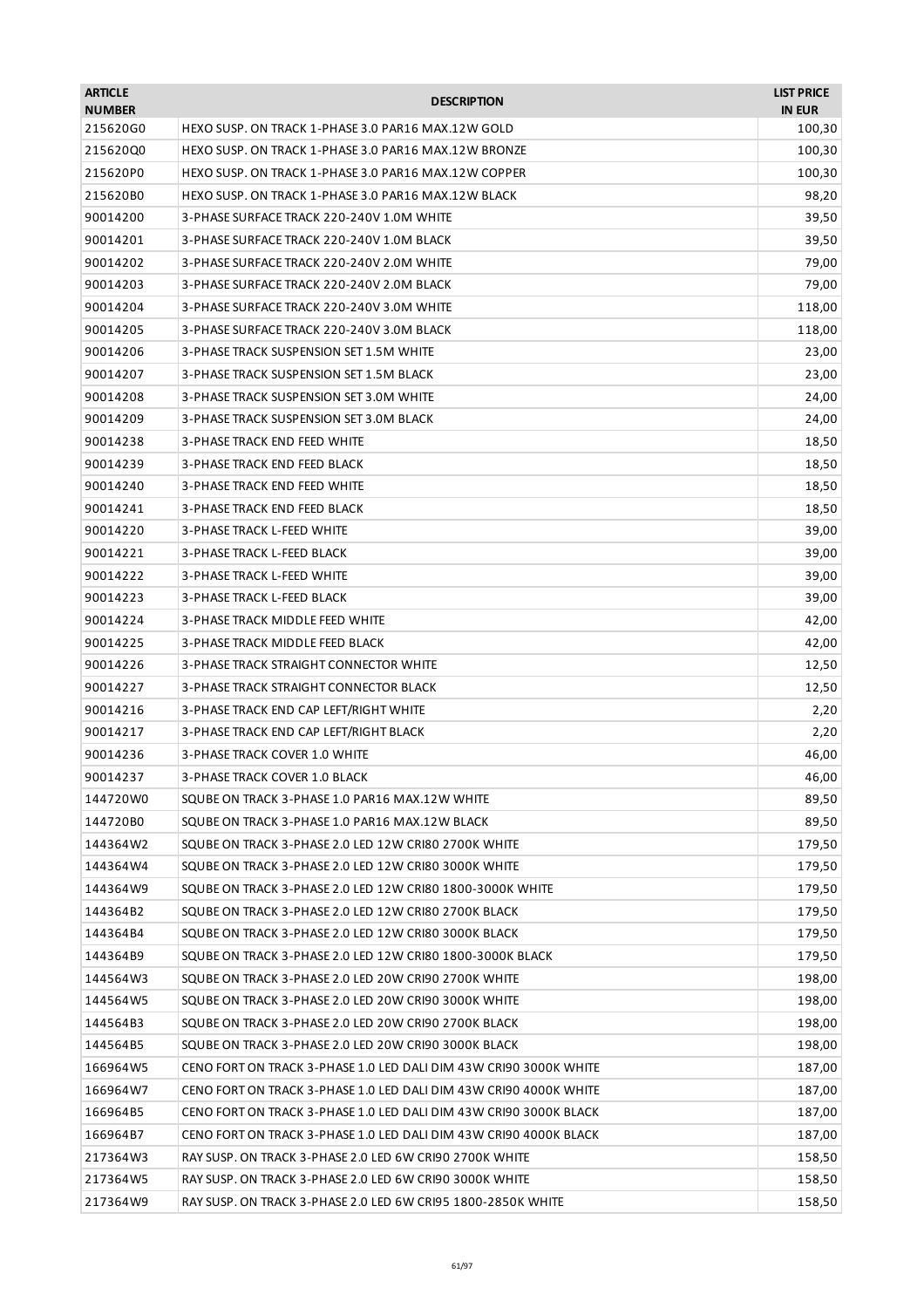| ARTICLE NUMBER | DESCRIPTION | LIST PRICE IN EUR |
|---|---|---|
| 215620G0 | HEXO SUSP. ON TRACK 1-PHASE 3.0 PAR16 MAX.12W GOLD | 100,30 |
| 215620Q0 | HEXO SUSP. ON TRACK 1-PHASE 3.0 PAR16 MAX.12W BRONZE | 100,30 |
| 215620P0 | HEXO SUSP. ON TRACK 1-PHASE 3.0 PAR16 MAX.12W COPPER | 100,30 |
| 215620B0 | HEXO SUSP. ON TRACK 1-PHASE 3.0 PAR16 MAX.12W BLACK | 98,20 |
| 90014200 | 3-PHASE SURFACE TRACK 220-240V 1.0M WHITE | 39,50 |
| 90014201 | 3-PHASE SURFACE TRACK 220-240V 1.0M BLACK | 39,50 |
| 90014202 | 3-PHASE SURFACE TRACK 220-240V 2.0M WHITE | 79,00 |
| 90014203 | 3-PHASE SURFACE TRACK 220-240V 2.0M BLACK | 79,00 |
| 90014204 | 3-PHASE SURFACE TRACK 220-240V 3.0M WHITE | 118,00 |
| 90014205 | 3-PHASE SURFACE TRACK 220-240V 3.0M BLACK | 118,00 |
| 90014206 | 3-PHASE TRACK SUSPENSION SET 1.5M WHITE | 23,00 |
| 90014207 | 3-PHASE TRACK SUSPENSION SET 1.5M BLACK | 23,00 |
| 90014208 | 3-PHASE TRACK SUSPENSION SET 3.0M WHITE | 24,00 |
| 90014209 | 3-PHASE TRACK SUSPENSION SET 3.0M BLACK | 24,00 |
| 90014238 | 3-PHASE TRACK END FEED WHITE | 18,50 |
| 90014239 | 3-PHASE TRACK END FEED BLACK | 18,50 |
| 90014240 | 3-PHASE TRACK END FEED WHITE | 18,50 |
| 90014241 | 3-PHASE TRACK END FEED BLACK | 18,50 |
| 90014220 | 3-PHASE TRACK L-FEED WHITE | 39,00 |
| 90014221 | 3-PHASE TRACK L-FEED BLACK | 39,00 |
| 90014222 | 3-PHASE TRACK L-FEED WHITE | 39,00 |
| 90014223 | 3-PHASE TRACK L-FEED BLACK | 39,00 |
| 90014224 | 3-PHASE TRACK MIDDLE FEED WHITE | 42,00 |
| 90014225 | 3-PHASE TRACK MIDDLE FEED BLACK | 42,00 |
| 90014226 | 3-PHASE TRACK STRAIGHT CONNECTOR WHITE | 12,50 |
| 90014227 | 3-PHASE TRACK STRAIGHT CONNECTOR BLACK | 12,50 |
| 90014216 | 3-PHASE TRACK END CAP LEFT/RIGHT WHITE | 2,20 |
| 90014217 | 3-PHASE TRACK END CAP LEFT/RIGHT BLACK | 2,20 |
| 90014236 | 3-PHASE TRACK COVER 1.0 WHITE | 46,00 |
| 90014237 | 3-PHASE TRACK COVER 1.0 BLACK | 46,00 |
| 144720W0 | SQUBE ON TRACK 3-PHASE 1.0 PAR16 MAX.12W WHITE | 89,50 |
| 144720B0 | SQUBE ON TRACK 3-PHASE 1.0 PAR16 MAX.12W BLACK | 89,50 |
| 144364W2 | SQUBE ON TRACK 3-PHASE 2.0 LED 12W CRI80 2700K WHITE | 179,50 |
| 144364W4 | SQUBE ON TRACK 3-PHASE 2.0 LED 12W CRI80 3000K WHITE | 179,50 |
| 144364W9 | SQUBE ON TRACK 3-PHASE 2.0 LED 12W CRI80 1800-3000K WHITE | 179,50 |
| 144364B2 | SQUBE ON TRACK 3-PHASE 2.0 LED 12W CRI80 2700K BLACK | 179,50 |
| 144364B4 | SQUBE ON TRACK 3-PHASE 2.0 LED 12W CRI80 3000K BLACK | 179,50 |
| 144364B9 | SQUBE ON TRACK 3-PHASE 2.0 LED 12W CRI80 1800-3000K BLACK | 179,50 |
| 144564W3 | SQUBE ON TRACK 3-PHASE 2.0 LED 20W CRI90 2700K WHITE | 198,00 |
| 144564W5 | SQUBE ON TRACK 3-PHASE 2.0 LED 20W CRI90 3000K WHITE | 198,00 |
| 144564B3 | SQUBE ON TRACK 3-PHASE 2.0 LED 20W CRI90 2700K BLACK | 198,00 |
| 144564B5 | SQUBE ON TRACK 3-PHASE 2.0 LED 20W CRI90 3000K BLACK | 198,00 |
| 166964W5 | CENO FORT ON TRACK 3-PHASE 1.0 LED DALI DIM 43W CRI90 3000K WHITE | 187,00 |
| 166964W7 | CENO FORT ON TRACK 3-PHASE 1.0 LED DALI DIM 43W CRI90 4000K WHITE | 187,00 |
| 166964B5 | CENO FORT ON TRACK 3-PHASE 1.0 LED DALI DIM 43W CRI90 3000K BLACK | 187,00 |
| 166964B7 | CENO FORT ON TRACK 3-PHASE 1.0 LED DALI DIM 43W CRI90 4000K BLACK | 187,00 |
| 217364W3 | RAY SUSP. ON TRACK 3-PHASE 2.0 LED 6W CRI90 2700K WHITE | 158,50 |
| 217364W5 | RAY SUSP. ON TRACK 3-PHASE 2.0 LED 6W CRI90 3000K WHITE | 158,50 |
| 217364W9 | RAY SUSP. ON TRACK 3-PHASE 2.0 LED 6W CRI95 1800-2850K WHITE | 158,50 |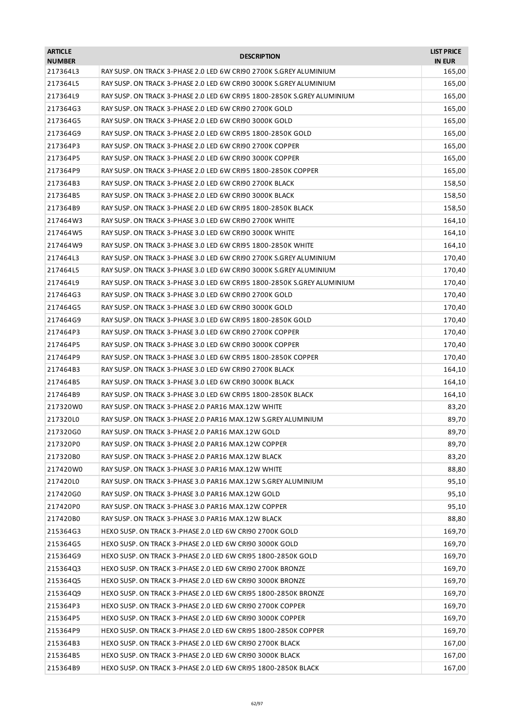| ARTICLE NUMBER | DESCRIPTION | LIST PRICE IN EUR |
|---|---|---|
| 217364L3 | RAY SUSP. ON TRACK 3-PHASE 2.0 LED 6W CRI90 2700K S.GREY ALUMINIUM | 165,00 |
| 217364L5 | RAY SUSP. ON TRACK 3-PHASE 2.0 LED 6W CRI90 3000K S.GREY ALUMINIUM | 165,00 |
| 217364L9 | RAY SUSP. ON TRACK 3-PHASE 2.0 LED 6W CRI95 1800-2850K S.GREY ALUMINIUM | 165,00 |
| 217364G3 | RAY SUSP. ON TRACK 3-PHASE 2.0 LED 6W CRI90 2700K GOLD | 165,00 |
| 217364G5 | RAY SUSP. ON TRACK 3-PHASE 2.0 LED 6W CRI90 3000K GOLD | 165,00 |
| 217364G9 | RAY SUSP. ON TRACK 3-PHASE 2.0 LED 6W CRI95 1800-2850K GOLD | 165,00 |
| 217364P3 | RAY SUSP. ON TRACK 3-PHASE 2.0 LED 6W CRI90 2700K COPPER | 165,00 |
| 217364P5 | RAY SUSP. ON TRACK 3-PHASE 2.0 LED 6W CRI90 3000K COPPER | 165,00 |
| 217364P9 | RAY SUSP. ON TRACK 3-PHASE 2.0 LED 6W CRI95 1800-2850K COPPER | 165,00 |
| 217364B3 | RAY SUSP. ON TRACK 3-PHASE 2.0 LED 6W CRI90 2700K BLACK | 158,50 |
| 217364B5 | RAY SUSP. ON TRACK 3-PHASE 2.0 LED 6W CRI90 3000K BLACK | 158,50 |
| 217364B9 | RAY SUSP. ON TRACK 3-PHASE 2.0 LED 6W CRI95 1800-2850K BLACK | 158,50 |
| 217464W3 | RAY SUSP. ON TRACK 3-PHASE 3.0 LED 6W CRI90 2700K WHITE | 164,10 |
| 217464W5 | RAY SUSP. ON TRACK 3-PHASE 3.0 LED 6W CRI90 3000K WHITE | 164,10 |
| 217464W9 | RAY SUSP. ON TRACK 3-PHASE 3.0 LED 6W CRI95 1800-2850K WHITE | 164,10 |
| 217464L3 | RAY SUSP. ON TRACK 3-PHASE 3.0 LED 6W CRI90 2700K S.GREY ALUMINIUM | 170,40 |
| 217464L5 | RAY SUSP. ON TRACK 3-PHASE 3.0 LED 6W CRI90 3000K S.GREY ALUMINIUM | 170,40 |
| 217464L9 | RAY SUSP. ON TRACK 3-PHASE 3.0 LED 6W CRI95 1800-2850K S.GREY ALUMINIUM | 170,40 |
| 217464G3 | RAY SUSP. ON TRACK 3-PHASE 3.0 LED 6W CRI90 2700K GOLD | 170,40 |
| 217464G5 | RAY SUSP. ON TRACK 3-PHASE 3.0 LED 6W CRI90 3000K GOLD | 170,40 |
| 217464G9 | RAY SUSP. ON TRACK 3-PHASE 3.0 LED 6W CRI95 1800-2850K GOLD | 170,40 |
| 217464P3 | RAY SUSP. ON TRACK 3-PHASE 3.0 LED 6W CRI90 2700K COPPER | 170,40 |
| 217464P5 | RAY SUSP. ON TRACK 3-PHASE 3.0 LED 6W CRI90 3000K COPPER | 170,40 |
| 217464P9 | RAY SUSP. ON TRACK 3-PHASE 3.0 LED 6W CRI95 1800-2850K COPPER | 170,40 |
| 217464B3 | RAY SUSP. ON TRACK 3-PHASE 3.0 LED 6W CRI90 2700K BLACK | 164,10 |
| 217464B5 | RAY SUSP. ON TRACK 3-PHASE 3.0 LED 6W CRI90 3000K BLACK | 164,10 |
| 217464B9 | RAY SUSP. ON TRACK 3-PHASE 3.0 LED 6W CRI95 1800-2850K BLACK | 164,10 |
| 217320W0 | RAY SUSP. ON TRACK 3-PHASE 2.0 PAR16 MAX.12W WHITE | 83,20 |
| 217320L0 | RAY SUSP. ON TRACK 3-PHASE 2.0 PAR16 MAX.12W S.GREY ALUMINIUM | 89,70 |
| 217320G0 | RAY SUSP. ON TRACK 3-PHASE 2.0 PAR16 MAX.12W GOLD | 89,70 |
| 217320P0 | RAY SUSP. ON TRACK 3-PHASE 2.0 PAR16 MAX.12W COPPER | 89,70 |
| 217320B0 | RAY SUSP. ON TRACK 3-PHASE 2.0 PAR16 MAX.12W BLACK | 83,20 |
| 217420W0 | RAY SUSP. ON TRACK 3-PHASE 3.0 PAR16 MAX.12W WHITE | 88,80 |
| 217420L0 | RAY SUSP. ON TRACK 3-PHASE 3.0 PAR16 MAX.12W S.GREY ALUMINIUM | 95,10 |
| 217420G0 | RAY SUSP. ON TRACK 3-PHASE 3.0 PAR16 MAX.12W GOLD | 95,10 |
| 217420P0 | RAY SUSP. ON TRACK 3-PHASE 3.0 PAR16 MAX.12W COPPER | 95,10 |
| 217420B0 | RAY SUSP. ON TRACK 3-PHASE 3.0 PAR16 MAX.12W BLACK | 88,80 |
| 215364G3 | HEXO SUSP. ON TRACK 3-PHASE 2.0 LED 6W CRI90 2700K GOLD | 169,70 |
| 215364G5 | HEXO SUSP. ON TRACK 3-PHASE 2.0 LED 6W CRI90 3000K GOLD | 169,70 |
| 215364G9 | HEXO SUSP. ON TRACK 3-PHASE 2.0 LED 6W CRI95 1800-2850K GOLD | 169,70 |
| 215364Q3 | HEXO SUSP. ON TRACK 3-PHASE 2.0 LED 6W CRI90 2700K BRONZE | 169,70 |
| 215364Q5 | HEXO SUSP. ON TRACK 3-PHASE 2.0 LED 6W CRI90 3000K BRONZE | 169,70 |
| 215364Q9 | HEXO SUSP. ON TRACK 3-PHASE 2.0 LED 6W CRI95 1800-2850K BRONZE | 169,70 |
| 215364P3 | HEXO SUSP. ON TRACK 3-PHASE 2.0 LED 6W CRI90 2700K COPPER | 169,70 |
| 215364P5 | HEXO SUSP. ON TRACK 3-PHASE 2.0 LED 6W CRI90 3000K COPPER | 169,70 |
| 215364P9 | HEXO SUSP. ON TRACK 3-PHASE 2.0 LED 6W CRI95 1800-2850K COPPER | 169,70 |
| 215364B3 | HEXO SUSP. ON TRACK 3-PHASE 2.0 LED 6W CRI90 2700K BLACK | 167,00 |
| 215364B5 | HEXO SUSP. ON TRACK 3-PHASE 2.0 LED 6W CRI90 3000K BLACK | 167,00 |
| 215364B9 | HEXO SUSP. ON TRACK 3-PHASE 2.0 LED 6W CRI95 1800-2850K BLACK | 167,00 |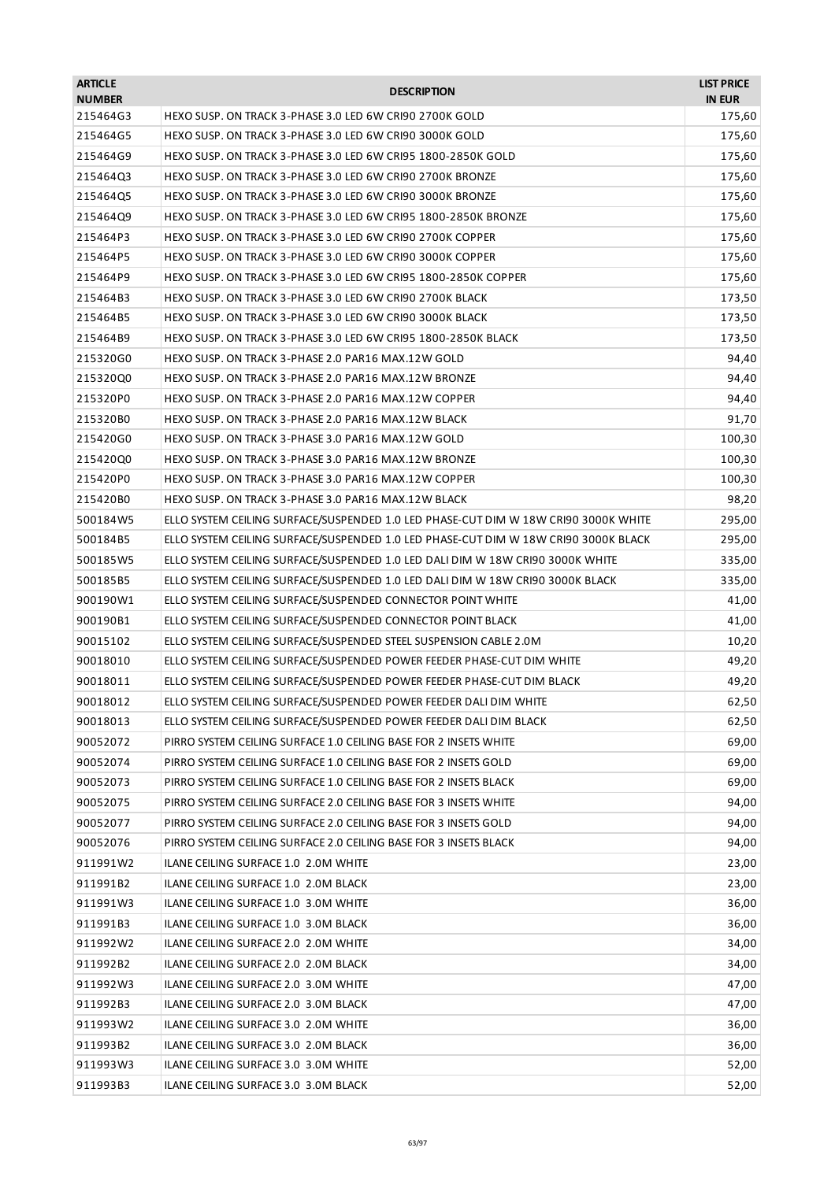| ARTICLE NUMBER | DESCRIPTION | LIST PRICE IN EUR |
| --- | --- | --- |
| 215464G3 | HEXO SUSP. ON TRACK 3-PHASE 3.0 LED 6W CRI90 2700K GOLD | 175,60 |
| 215464G5 | HEXO SUSP. ON TRACK 3-PHASE 3.0 LED 6W CRI90 3000K GOLD | 175,60 |
| 215464G9 | HEXO SUSP. ON TRACK 3-PHASE 3.0 LED 6W CRI95 1800-2850K GOLD | 175,60 |
| 215464Q3 | HEXO SUSP. ON TRACK 3-PHASE 3.0 LED 6W CRI90 2700K BRONZE | 175,60 |
| 215464Q5 | HEXO SUSP. ON TRACK 3-PHASE 3.0 LED 6W CRI90 3000K BRONZE | 175,60 |
| 215464Q9 | HEXO SUSP. ON TRACK 3-PHASE 3.0 LED 6W CRI95 1800-2850K BRONZE | 175,60 |
| 215464P3 | HEXO SUSP. ON TRACK 3-PHASE 3.0 LED 6W CRI90 2700K COPPER | 175,60 |
| 215464P5 | HEXO SUSP. ON TRACK 3-PHASE 3.0 LED 6W CRI90 3000K COPPER | 175,60 |
| 215464P9 | HEXO SUSP. ON TRACK 3-PHASE 3.0 LED 6W CRI95 1800-2850K COPPER | 175,60 |
| 215464B3 | HEXO SUSP. ON TRACK 3-PHASE 3.0 LED 6W CRI90 2700K BLACK | 173,50 |
| 215464B5 | HEXO SUSP. ON TRACK 3-PHASE 3.0 LED 6W CRI90 3000K BLACK | 173,50 |
| 215464B9 | HEXO SUSP. ON TRACK 3-PHASE 3.0 LED 6W CRI95 1800-2850K BLACK | 173,50 |
| 215320G0 | HEXO SUSP. ON TRACK 3-PHASE 2.0 PAR16 MAX.12W GOLD | 94,40 |
| 215320Q0 | HEXO SUSP. ON TRACK 3-PHASE 2.0 PAR16 MAX.12W BRONZE | 94,40 |
| 215320P0 | HEXO SUSP. ON TRACK 3-PHASE 2.0 PAR16 MAX.12W COPPER | 94,40 |
| 215320B0 | HEXO SUSP. ON TRACK 3-PHASE 2.0 PAR16 MAX.12W BLACK | 91,70 |
| 215420G0 | HEXO SUSP. ON TRACK 3-PHASE 3.0 PAR16 MAX.12W GOLD | 100,30 |
| 215420Q0 | HEXO SUSP. ON TRACK 3-PHASE 3.0 PAR16 MAX.12W BRONZE | 100,30 |
| 215420P0 | HEXO SUSP. ON TRACK 3-PHASE 3.0 PAR16 MAX.12W COPPER | 100,30 |
| 215420B0 | HEXO SUSP. ON TRACK 3-PHASE 3.0 PAR16 MAX.12W BLACK | 98,20 |
| 500184W5 | ELLO SYSTEM CEILING SURFACE/SUSPENDED 1.0 LED PHASE-CUT DIM W 18W CRI90 3000K WHITE | 295,00 |
| 500184B5 | ELLO SYSTEM CEILING SURFACE/SUSPENDED 1.0 LED PHASE-CUT DIM W 18W CRI90 3000K BLACK | 295,00 |
| 500185W5 | ELLO SYSTEM CEILING SURFACE/SUSPENDED 1.0 LED DALI DIM W 18W CRI90 3000K WHITE | 335,00 |
| 500185B5 | ELLO SYSTEM CEILING SURFACE/SUSPENDED 1.0 LED DALI DIM W 18W CRI90 3000K BLACK | 335,00 |
| 900190W1 | ELLO SYSTEM CEILING SURFACE/SUSPENDED CONNECTOR POINT WHITE | 41,00 |
| 900190B1 | ELLO SYSTEM CEILING SURFACE/SUSPENDED CONNECTOR POINT BLACK | 41,00 |
| 90015102 | ELLO SYSTEM CEILING SURFACE/SUSPENDED STEEL SUSPENSION CABLE 2.0M | 10,20 |
| 90018010 | ELLO SYSTEM CEILING SURFACE/SUSPENDED POWER FEEDER PHASE-CUT DIM WHITE | 49,20 |
| 90018011 | ELLO SYSTEM CEILING SURFACE/SUSPENDED POWER FEEDER PHASE-CUT DIM BLACK | 49,20 |
| 90018012 | ELLO SYSTEM CEILING SURFACE/SUSPENDED POWER FEEDER DALI DIM WHITE | 62,50 |
| 90018013 | ELLO SYSTEM CEILING SURFACE/SUSPENDED POWER FEEDER DALI DIM BLACK | 62,50 |
| 90052072 | PIRRO SYSTEM CEILING SURFACE 1.0 CEILING BASE FOR 2 INSETS WHITE | 69,00 |
| 90052074 | PIRRO SYSTEM CEILING SURFACE 1.0 CEILING BASE FOR 2 INSETS GOLD | 69,00 |
| 90052073 | PIRRO SYSTEM CEILING SURFACE 1.0 CEILING BASE FOR 2 INSETS BLACK | 69,00 |
| 90052075 | PIRRO SYSTEM CEILING SURFACE 2.0 CEILING BASE FOR 3 INSETS WHITE | 94,00 |
| 90052077 | PIRRO SYSTEM CEILING SURFACE 2.0 CEILING BASE FOR 3 INSETS GOLD | 94,00 |
| 90052076 | PIRRO SYSTEM CEILING SURFACE 2.0 CEILING BASE FOR 3 INSETS BLACK | 94,00 |
| 911991W2 | ILANE CEILING SURFACE 1.0 2.0M WHITE | 23,00 |
| 911991B2 | ILANE CEILING SURFACE 1.0 2.0M BLACK | 23,00 |
| 911991W3 | ILANE CEILING SURFACE 1.0 3.0M WHITE | 36,00 |
| 911991B3 | ILANE CEILING SURFACE 1.0 3.0M BLACK | 36,00 |
| 911992W2 | ILANE CEILING SURFACE 2.0 2.0M WHITE | 34,00 |
| 911992B2 | ILANE CEILING SURFACE 2.0 2.0M BLACK | 34,00 |
| 911992W3 | ILANE CEILING SURFACE 2.0 3.0M WHITE | 47,00 |
| 911992B3 | ILANE CEILING SURFACE 2.0 3.0M BLACK | 47,00 |
| 911993W2 | ILANE CEILING SURFACE 3.0 2.0M WHITE | 36,00 |
| 911993B2 | ILANE CEILING SURFACE 3.0 2.0M BLACK | 36,00 |
| 911993W3 | ILANE CEILING SURFACE 3.0 3.0M WHITE | 52,00 |
| 911993B3 | ILANE CEILING SURFACE 3.0 3.0M BLACK | 52,00 |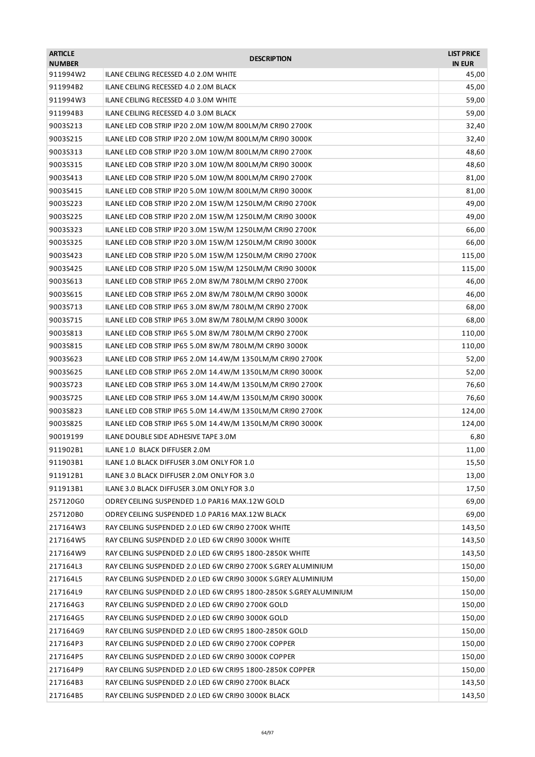| ARTICLE NUMBER | DESCRIPTION | LIST PRICE IN EUR |
|---|---|---|
| 911994W2 | ILANE CEILING RECESSED 4.0 2.0M WHITE | 45,00 |
| 911994B2 | ILANE CEILING RECESSED 4.0 2.0M BLACK | 45,00 |
| 911994W3 | ILANE CEILING RECESSED 4.0 3.0M WHITE | 59,00 |
| 911994B3 | ILANE CEILING RECESSED 4.0 3.0M BLACK | 59,00 |
| 9003S213 | ILANE LED COB STRIP IP20 2.0M 10W/M 800LM/M CRI90 2700K | 32,40 |
| 9003S215 | ILANE LED COB STRIP IP20 2.0M 10W/M 800LM/M CRI90 3000K | 32,40 |
| 9003S313 | ILANE LED COB STRIP IP20 3.0M 10W/M 800LM/M CRI90 2700K | 48,60 |
| 9003S315 | ILANE LED COB STRIP IP20 3.0M 10W/M 800LM/M CRI90 3000K | 48,60 |
| 9003S413 | ILANE LED COB STRIP IP20 5.0M 10W/M 800LM/M CRI90 2700K | 81,00 |
| 9003S415 | ILANE LED COB STRIP IP20 5.0M 10W/M 800LM/M CRI90 3000K | 81,00 |
| 9003S223 | ILANE LED COB STRIP IP20 2.0M 15W/M 1250LM/M CRI90 2700K | 49,00 |
| 9003S225 | ILANE LED COB STRIP IP20 2.0M 15W/M 1250LM/M CRI90 3000K | 49,00 |
| 9003S323 | ILANE LED COB STRIP IP20 3.0M 15W/M 1250LM/M CRI90 2700K | 66,00 |
| 9003S325 | ILANE LED COB STRIP IP20 3.0M 15W/M 1250LM/M CRI90 3000K | 66,00 |
| 9003S423 | ILANE LED COB STRIP IP20 5.0M 15W/M 1250LM/M CRI90 2700K | 115,00 |
| 9003S425 | ILANE LED COB STRIP IP20 5.0M 15W/M 1250LM/M CRI90 3000K | 115,00 |
| 9003S613 | ILANE LED COB STRIP IP65 2.0M 8W/M 780LM/M CRI90 2700K | 46,00 |
| 9003S615 | ILANE LED COB STRIP IP65 2.0M 8W/M 780LM/M CRI90 3000K | 46,00 |
| 9003S713 | ILANE LED COB STRIP IP65 3.0M 8W/M 780LM/M CRI90 2700K | 68,00 |
| 9003S715 | ILANE LED COB STRIP IP65 3.0M 8W/M 780LM/M CRI90 3000K | 68,00 |
| 9003S813 | ILANE LED COB STRIP IP65 5.0M 8W/M 780LM/M CRI90 2700K | 110,00 |
| 9003S815 | ILANE LED COB STRIP IP65 5.0M 8W/M 780LM/M CRI90 3000K | 110,00 |
| 9003S623 | ILANE LED COB STRIP IP65 2.0M 14.4W/M 1350LM/M CRI90 2700K | 52,00 |
| 9003S625 | ILANE LED COB STRIP IP65 2.0M 14.4W/M 1350LM/M CRI90 3000K | 52,00 |
| 9003S723 | ILANE LED COB STRIP IP65 3.0M 14.4W/M 1350LM/M CRI90 2700K | 76,60 |
| 9003S725 | ILANE LED COB STRIP IP65 3.0M 14.4W/M 1350LM/M CRI90 3000K | 76,60 |
| 9003S823 | ILANE LED COB STRIP IP65 5.0M 14.4W/M 1350LM/M CRI90 2700K | 124,00 |
| 9003S825 | ILANE LED COB STRIP IP65 5.0M 14.4W/M 1350LM/M CRI90 3000K | 124,00 |
| 90019199 | ILANE DOUBLE SIDE ADHESIVE TAPE 3.0M | 6,80 |
| 911902B1 | ILANE 1.0 BLACK DIFFUSER 2.0M | 11,00 |
| 911903B1 | ILANE 1.0 BLACK DIFFUSER 3.0M ONLY FOR 1.0 | 15,50 |
| 911912B1 | ILANE 3.0 BLACK DIFFUSER 2.0M ONLY FOR 3.0 | 13,00 |
| 911913B1 | ILANE 3.0 BLACK DIFFUSER 3.0M ONLY FOR 3.0 | 17,50 |
| 257120G0 | ODREY CEILING SUSPENDED 1.0 PAR16 MAX.12W GOLD | 69,00 |
| 257120B0 | ODREY CEILING SUSPENDED 1.0 PAR16 MAX.12W BLACK | 69,00 |
| 217164W3 | RAY CEILING SUSPENDED 2.0 LED 6W CRI90 2700K WHITE | 143,50 |
| 217164W5 | RAY CEILING SUSPENDED 2.0 LED 6W CRI90 3000K WHITE | 143,50 |
| 217164W9 | RAY CEILING SUSPENDED 2.0 LED 6W CRI95 1800-2850K WHITE | 143,50 |
| 217164L3 | RAY CEILING SUSPENDED 2.0 LED 6W CRI90 2700K S.GREY ALUMINIUM | 150,00 |
| 217164L5 | RAY CEILING SUSPENDED 2.0 LED 6W CRI90 3000K S.GREY ALUMINIUM | 150,00 |
| 217164L9 | RAY CEILING SUSPENDED 2.0 LED 6W CRI95 1800-2850K S.GREY ALUMINIUM | 150,00 |
| 217164G3 | RAY CEILING SUSPENDED 2.0 LED 6W CRI90 2700K GOLD | 150,00 |
| 217164G5 | RAY CEILING SUSPENDED 2.0 LED 6W CRI90 3000K GOLD | 150,00 |
| 217164G9 | RAY CEILING SUSPENDED 2.0 LED 6W CRI95 1800-2850K GOLD | 150,00 |
| 217164P3 | RAY CEILING SUSPENDED 2.0 LED 6W CRI90 2700K COPPER | 150,00 |
| 217164P5 | RAY CEILING SUSPENDED 2.0 LED 6W CRI90 3000K COPPER | 150,00 |
| 217164P9 | RAY CEILING SUSPENDED 2.0 LED 6W CRI95 1800-2850K COPPER | 150,00 |
| 217164B3 | RAY CEILING SUSPENDED 2.0 LED 6W CRI90 2700K BLACK | 143,50 |
| 217164B5 | RAY CEILING SUSPENDED 2.0 LED 6W CRI90 3000K BLACK | 143,50 |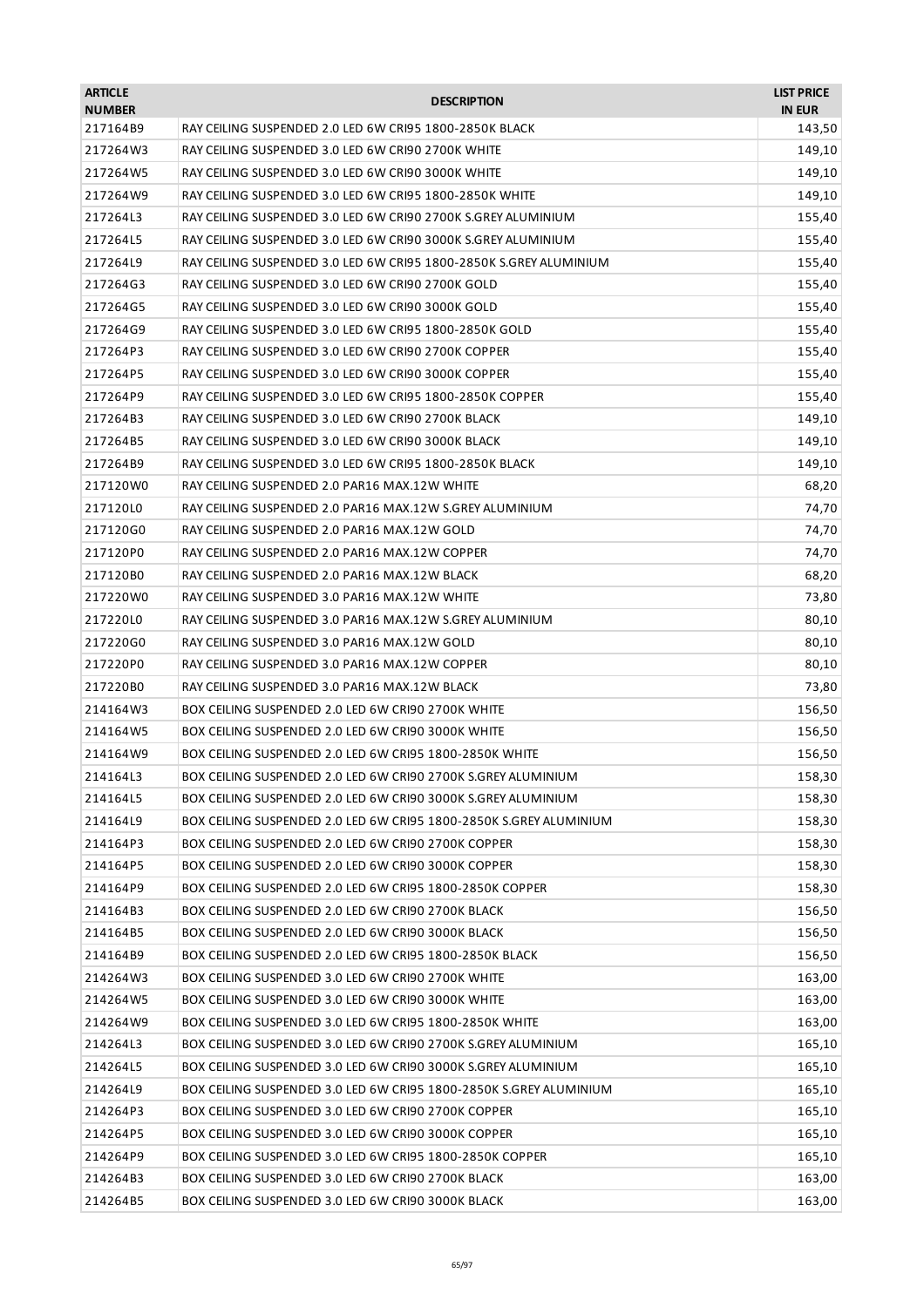| ARTICLE NUMBER | DESCRIPTION | LIST PRICE IN EUR |
|---|---|---|
| 217164B9 | RAY CEILING SUSPENDED 2.0 LED 6W CRI95 1800-2850K BLACK | 143,50 |
| 217264W3 | RAY CEILING SUSPENDED 3.0 LED 6W CRI90 2700K WHITE | 149,10 |
| 217264W5 | RAY CEILING SUSPENDED 3.0 LED 6W CRI90 3000K WHITE | 149,10 |
| 217264W9 | RAY CEILING SUSPENDED 3.0 LED 6W CRI95 1800-2850K WHITE | 149,10 |
| 217264L3 | RAY CEILING SUSPENDED 3.0 LED 6W CRI90 2700K S.GREY ALUMINIUM | 155,40 |
| 217264L5 | RAY CEILING SUSPENDED 3.0 LED 6W CRI90 3000K S.GREY ALUMINIUM | 155,40 |
| 217264L9 | RAY CEILING SUSPENDED 3.0 LED 6W CRI95 1800-2850K S.GREY ALUMINIUM | 155,40 |
| 217264G3 | RAY CEILING SUSPENDED 3.0 LED 6W CRI90 2700K GOLD | 155,40 |
| 217264G5 | RAY CEILING SUSPENDED 3.0 LED 6W CRI90 3000K GOLD | 155,40 |
| 217264G9 | RAY CEILING SUSPENDED 3.0 LED 6W CRI95 1800-2850K GOLD | 155,40 |
| 217264P3 | RAY CEILING SUSPENDED 3.0 LED 6W CRI90 2700K COPPER | 155,40 |
| 217264P5 | RAY CEILING SUSPENDED 3.0 LED 6W CRI90 3000K COPPER | 155,40 |
| 217264P9 | RAY CEILING SUSPENDED 3.0 LED 6W CRI95 1800-2850K COPPER | 155,40 |
| 217264B3 | RAY CEILING SUSPENDED 3.0 LED 6W CRI90 2700K BLACK | 149,10 |
| 217264B5 | RAY CEILING SUSPENDED 3.0 LED 6W CRI90 3000K BLACK | 149,10 |
| 217264B9 | RAY CEILING SUSPENDED 3.0 LED 6W CRI95 1800-2850K BLACK | 149,10 |
| 217120W0 | RAY CEILING SUSPENDED 2.0 PAR16 MAX.12W WHITE | 68,20 |
| 217120L0 | RAY CEILING SUSPENDED 2.0 PAR16 MAX.12W S.GREY ALUMINIUM | 74,70 |
| 217120G0 | RAY CEILING SUSPENDED 2.0 PAR16 MAX.12W GOLD | 74,70 |
| 217120P0 | RAY CEILING SUSPENDED 2.0 PAR16 MAX.12W COPPER | 74,70 |
| 217120B0 | RAY CEILING SUSPENDED 2.0 PAR16 MAX.12W BLACK | 68,20 |
| 217220W0 | RAY CEILING SUSPENDED 3.0 PAR16 MAX.12W WHITE | 73,80 |
| 217220L0 | RAY CEILING SUSPENDED 3.0 PAR16 MAX.12W S.GREY ALUMINIUM | 80,10 |
| 217220G0 | RAY CEILING SUSPENDED 3.0 PAR16 MAX.12W GOLD | 80,10 |
| 217220P0 | RAY CEILING SUSPENDED 3.0 PAR16 MAX.12W COPPER | 80,10 |
| 217220B0 | RAY CEILING SUSPENDED 3.0 PAR16 MAX.12W BLACK | 73,80 |
| 214164W3 | BOX CEILING SUSPENDED 2.0 LED 6W CRI90 2700K WHITE | 156,50 |
| 214164W5 | BOX CEILING SUSPENDED 2.0 LED 6W CRI90 3000K WHITE | 156,50 |
| 214164W9 | BOX CEILING SUSPENDED 2.0 LED 6W CRI95 1800-2850K WHITE | 156,50 |
| 214164L3 | BOX CEILING SUSPENDED 2.0 LED 6W CRI90 2700K S.GREY ALUMINIUM | 158,30 |
| 214164L5 | BOX CEILING SUSPENDED 2.0 LED 6W CRI90 3000K S.GREY ALUMINIUM | 158,30 |
| 214164L9 | BOX CEILING SUSPENDED 2.0 LED 6W CRI95 1800-2850K S.GREY ALUMINIUM | 158,30 |
| 214164P3 | BOX CEILING SUSPENDED 2.0 LED 6W CRI90 2700K COPPER | 158,30 |
| 214164P5 | BOX CEILING SUSPENDED 2.0 LED 6W CRI90 3000K COPPER | 158,30 |
| 214164P9 | BOX CEILING SUSPENDED 2.0 LED 6W CRI95 1800-2850K COPPER | 158,30 |
| 214164B3 | BOX CEILING SUSPENDED 2.0 LED 6W CRI90 2700K BLACK | 156,50 |
| 214164B5 | BOX CEILING SUSPENDED 2.0 LED 6W CRI90 3000K BLACK | 156,50 |
| 214164B9 | BOX CEILING SUSPENDED 2.0 LED 6W CRI95 1800-2850K BLACK | 156,50 |
| 214264W3 | BOX CEILING SUSPENDED 3.0 LED 6W CRI90 2700K WHITE | 163,00 |
| 214264W5 | BOX CEILING SUSPENDED 3.0 LED 6W CRI90 3000K WHITE | 163,00 |
| 214264W9 | BOX CEILING SUSPENDED 3.0 LED 6W CRI95 1800-2850K WHITE | 163,00 |
| 214264L3 | BOX CEILING SUSPENDED 3.0 LED 6W CRI90 2700K S.GREY ALUMINIUM | 165,10 |
| 214264L5 | BOX CEILING SUSPENDED 3.0 LED 6W CRI90 3000K S.GREY ALUMINIUM | 165,10 |
| 214264L9 | BOX CEILING SUSPENDED 3.0 LED 6W CRI95 1800-2850K S.GREY ALUMINIUM | 165,10 |
| 214264P3 | BOX CEILING SUSPENDED 3.0 LED 6W CRI90 2700K COPPER | 165,10 |
| 214264P5 | BOX CEILING SUSPENDED 3.0 LED 6W CRI90 3000K COPPER | 165,10 |
| 214264P9 | BOX CEILING SUSPENDED 3.0 LED 6W CRI95 1800-2850K COPPER | 165,10 |
| 214264B3 | BOX CEILING SUSPENDED 3.0 LED 6W CRI90 2700K BLACK | 163,00 |
| 214264B5 | BOX CEILING SUSPENDED 3.0 LED 6W CRI90 3000K BLACK | 163,00 |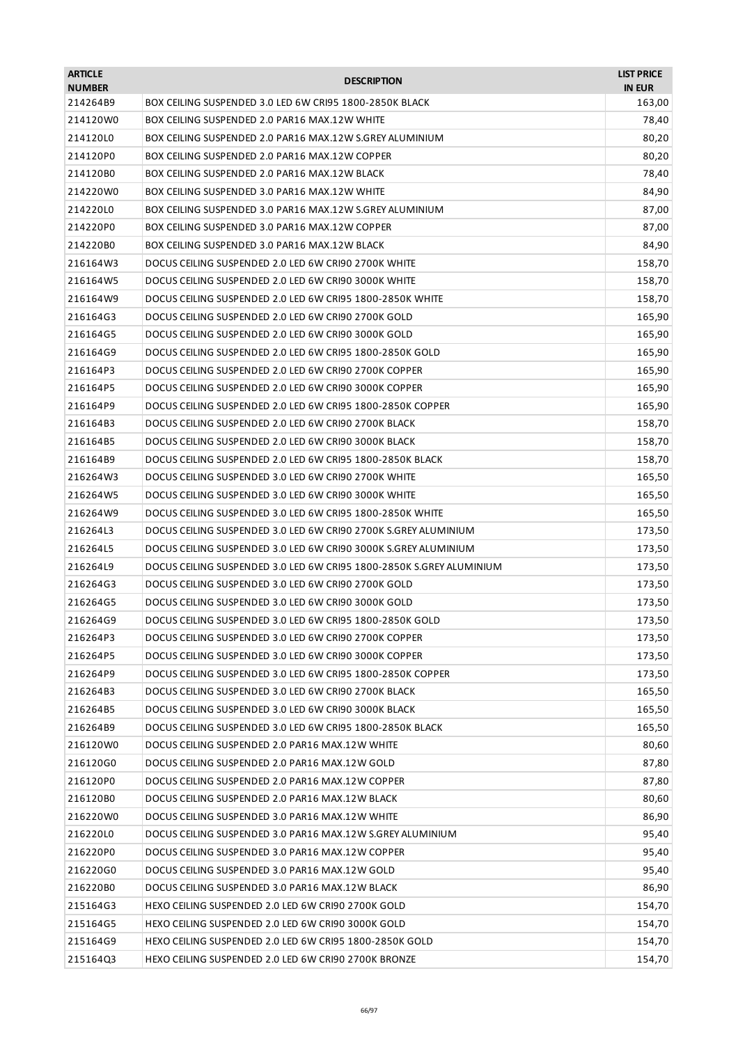| ARTICLE NUMBER | DESCRIPTION | LIST PRICE IN EUR |
|---|---|---|
| 214264B9 | BOX CEILING SUSPENDED 3.0 LED 6W CRI95 1800-2850K BLACK | 163,00 |
| 214120W0 | BOX CEILING SUSPENDED 2.0 PAR16 MAX.12W WHITE | 78,40 |
| 214120L0 | BOX CEILING SUSPENDED 2.0 PAR16 MAX.12W S.GREY ALUMINIUM | 80,20 |
| 214120P0 | BOX CEILING SUSPENDED 2.0 PAR16 MAX.12W COPPER | 80,20 |
| 214120B0 | BOX CEILING SUSPENDED 2.0 PAR16 MAX.12W BLACK | 78,40 |
| 214220W0 | BOX CEILING SUSPENDED 3.0 PAR16 MAX.12W WHITE | 84,90 |
| 214220L0 | BOX CEILING SUSPENDED 3.0 PAR16 MAX.12W S.GREY ALUMINIUM | 87,00 |
| 214220P0 | BOX CEILING SUSPENDED 3.0 PAR16 MAX.12W COPPER | 87,00 |
| 214220B0 | BOX CEILING SUSPENDED 3.0 PAR16 MAX.12W BLACK | 84,90 |
| 216164W3 | DOCUS CEILING SUSPENDED 2.0 LED 6W CRI90 2700K WHITE | 158,70 |
| 216164W5 | DOCUS CEILING SUSPENDED 2.0 LED 6W CRI90 3000K WHITE | 158,70 |
| 216164W9 | DOCUS CEILING SUSPENDED 2.0 LED 6W CRI95 1800-2850K WHITE | 158,70 |
| 216164G3 | DOCUS CEILING SUSPENDED 2.0 LED 6W CRI90 2700K GOLD | 165,90 |
| 216164G5 | DOCUS CEILING SUSPENDED 2.0 LED 6W CRI90 3000K GOLD | 165,90 |
| 216164G9 | DOCUS CEILING SUSPENDED 2.0 LED 6W CRI95 1800-2850K GOLD | 165,90 |
| 216164P3 | DOCUS CEILING SUSPENDED 2.0 LED 6W CRI90 2700K COPPER | 165,90 |
| 216164P5 | DOCUS CEILING SUSPENDED 2.0 LED 6W CRI90 3000K COPPER | 165,90 |
| 216164P9 | DOCUS CEILING SUSPENDED 2.0 LED 6W CRI95 1800-2850K COPPER | 165,90 |
| 216164B3 | DOCUS CEILING SUSPENDED 2.0 LED 6W CRI90 2700K BLACK | 158,70 |
| 216164B5 | DOCUS CEILING SUSPENDED 2.0 LED 6W CRI90 3000K BLACK | 158,70 |
| 216164B9 | DOCUS CEILING SUSPENDED 2.0 LED 6W CRI95 1800-2850K BLACK | 158,70 |
| 216264W3 | DOCUS CEILING SUSPENDED 3.0 LED 6W CRI90 2700K WHITE | 165,50 |
| 216264W5 | DOCUS CEILING SUSPENDED 3.0 LED 6W CRI90 3000K WHITE | 165,50 |
| 216264W9 | DOCUS CEILING SUSPENDED 3.0 LED 6W CRI95 1800-2850K WHITE | 165,50 |
| 216264L3 | DOCUS CEILING SUSPENDED 3.0 LED 6W CRI90 2700K S.GREY ALUMINIUM | 173,50 |
| 216264L5 | DOCUS CEILING SUSPENDED 3.0 LED 6W CRI90 3000K S.GREY ALUMINIUM | 173,50 |
| 216264L9 | DOCUS CEILING SUSPENDED 3.0 LED 6W CRI95 1800-2850K S.GREY ALUMINIUM | 173,50 |
| 216264G3 | DOCUS CEILING SUSPENDED 3.0 LED 6W CRI90 2700K GOLD | 173,50 |
| 216264G5 | DOCUS CEILING SUSPENDED 3.0 LED 6W CRI90 3000K GOLD | 173,50 |
| 216264G9 | DOCUS CEILING SUSPENDED 3.0 LED 6W CRI95 1800-2850K GOLD | 173,50 |
| 216264P3 | DOCUS CEILING SUSPENDED 3.0 LED 6W CRI90 2700K COPPER | 173,50 |
| 216264P5 | DOCUS CEILING SUSPENDED 3.0 LED 6W CRI90 3000K COPPER | 173,50 |
| 216264P9 | DOCUS CEILING SUSPENDED 3.0 LED 6W CRI95 1800-2850K COPPER | 173,50 |
| 216264B3 | DOCUS CEILING SUSPENDED 3.0 LED 6W CRI90 2700K BLACK | 165,50 |
| 216264B5 | DOCUS CEILING SUSPENDED 3.0 LED 6W CRI90 3000K BLACK | 165,50 |
| 216264B9 | DOCUS CEILING SUSPENDED 3.0 LED 6W CRI95 1800-2850K BLACK | 165,50 |
| 216120W0 | DOCUS CEILING SUSPENDED 2.0 PAR16 MAX.12W WHITE | 80,60 |
| 216120G0 | DOCUS CEILING SUSPENDED 2.0 PAR16 MAX.12W GOLD | 87,80 |
| 216120P0 | DOCUS CEILING SUSPENDED 2.0 PAR16 MAX.12W COPPER | 87,80 |
| 216120B0 | DOCUS CEILING SUSPENDED 2.0 PAR16 MAX.12W BLACK | 80,60 |
| 216220W0 | DOCUS CEILING SUSPENDED 3.0 PAR16 MAX.12W WHITE | 86,90 |
| 216220L0 | DOCUS CEILING SUSPENDED 3.0 PAR16 MAX.12W S.GREY ALUMINIUM | 95,40 |
| 216220P0 | DOCUS CEILING SUSPENDED 3.0 PAR16 MAX.12W COPPER | 95,40 |
| 216220G0 | DOCUS CEILING SUSPENDED 3.0 PAR16 MAX.12W GOLD | 95,40 |
| 216220B0 | DOCUS CEILING SUSPENDED 3.0 PAR16 MAX.12W BLACK | 86,90 |
| 215164G3 | HEXO CEILING SUSPENDED 2.0 LED 6W CRI90 2700K GOLD | 154,70 |
| 215164G5 | HEXO CEILING SUSPENDED 2.0 LED 6W CRI90 3000K GOLD | 154,70 |
| 215164G9 | HEXO CEILING SUSPENDED 2.0 LED 6W CRI95 1800-2850K GOLD | 154,70 |
| 215164Q3 | HEXO CEILING SUSPENDED 2.0 LED 6W CRI90 2700K BRONZE | 154,70 |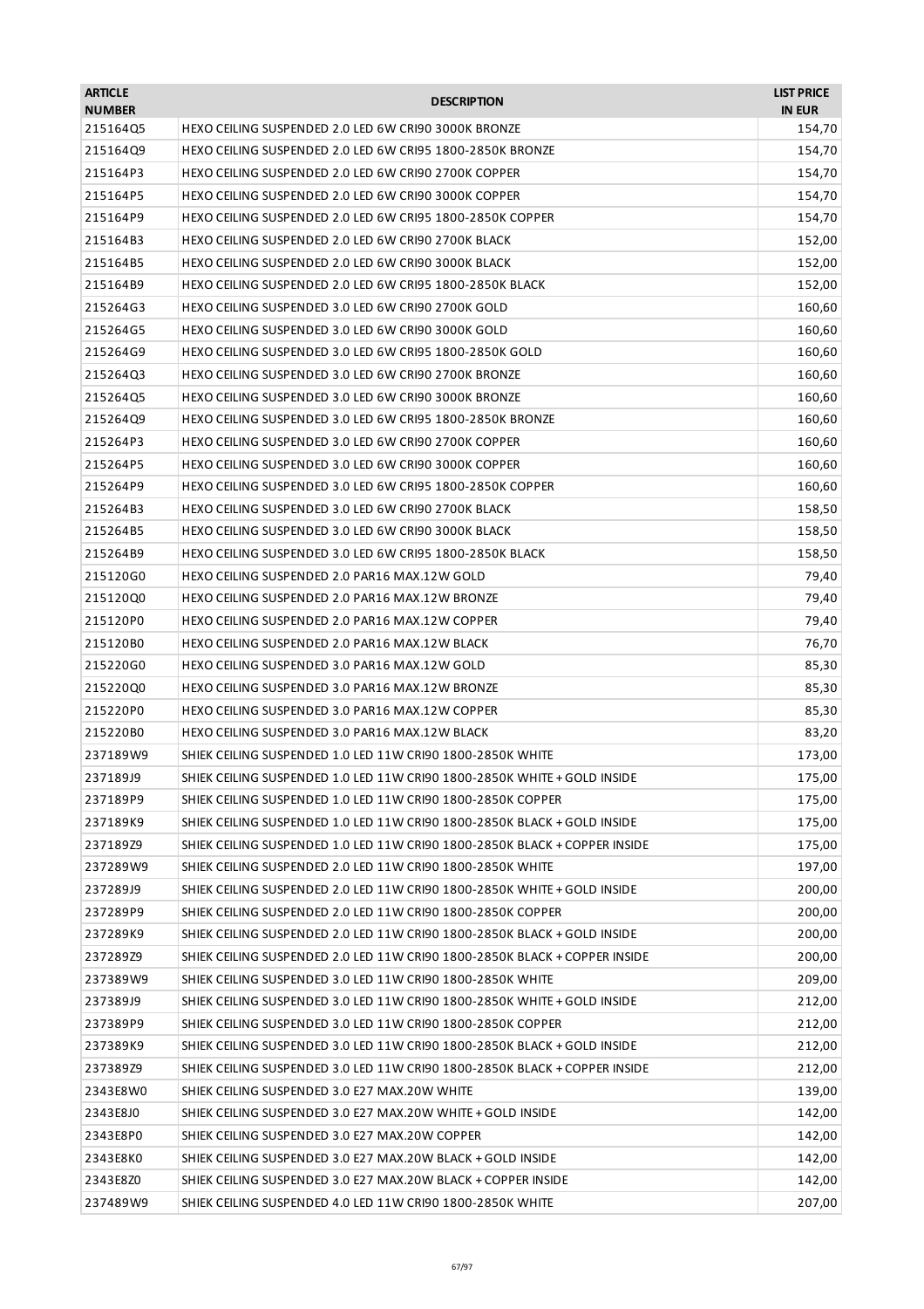| ARTICLE NUMBER | DESCRIPTION | LIST PRICE IN EUR |
|---|---|---|
| 215164Q5 | HEXO CEILING SUSPENDED 2.0 LED 6W CRI90 3000K BRONZE | 154,70 |
| 215164Q9 | HEXO CEILING SUSPENDED 2.0 LED 6W CRI95 1800-2850K BRONZE | 154,70 |
| 215164P3 | HEXO CEILING SUSPENDED 2.0 LED 6W CRI90 2700K COPPER | 154,70 |
| 215164P5 | HEXO CEILING SUSPENDED 2.0 LED 6W CRI90 3000K COPPER | 154,70 |
| 215164P9 | HEXO CEILING SUSPENDED 2.0 LED 6W CRI95 1800-2850K COPPER | 154,70 |
| 215164B3 | HEXO CEILING SUSPENDED 2.0 LED 6W CRI90 2700K BLACK | 152,00 |
| 215164B5 | HEXO CEILING SUSPENDED 2.0 LED 6W CRI90 3000K BLACK | 152,00 |
| 215164B9 | HEXO CEILING SUSPENDED 2.0 LED 6W CRI95 1800-2850K BLACK | 152,00 |
| 215264G3 | HEXO CEILING SUSPENDED 3.0 LED 6W CRI90 2700K GOLD | 160,60 |
| 215264G5 | HEXO CEILING SUSPENDED 3.0 LED 6W CRI90 3000K GOLD | 160,60 |
| 215264G9 | HEXO CEILING SUSPENDED 3.0 LED 6W CRI95 1800-2850K GOLD | 160,60 |
| 215264Q3 | HEXO CEILING SUSPENDED 3.0 LED 6W CRI90 2700K BRONZE | 160,60 |
| 215264Q5 | HEXO CEILING SUSPENDED 3.0 LED 6W CRI90 3000K BRONZE | 160,60 |
| 215264Q9 | HEXO CEILING SUSPENDED 3.0 LED 6W CRI95 1800-2850K BRONZE | 160,60 |
| 215264P3 | HEXO CEILING SUSPENDED 3.0 LED 6W CRI90 2700K COPPER | 160,60 |
| 215264P5 | HEXO CEILING SUSPENDED 3.0 LED 6W CRI90 3000K COPPER | 160,60 |
| 215264P9 | HEXO CEILING SUSPENDED 3.0 LED 6W CRI95 1800-2850K COPPER | 160,60 |
| 215264B3 | HEXO CEILING SUSPENDED 3.0 LED 6W CRI90 2700K BLACK | 158,50 |
| 215264B5 | HEXO CEILING SUSPENDED 3.0 LED 6W CRI90 3000K BLACK | 158,50 |
| 215264B9 | HEXO CEILING SUSPENDED 3.0 LED 6W CRI95 1800-2850K BLACK | 158,50 |
| 215120G0 | HEXO CEILING SUSPENDED 2.0 PAR16 MAX.12W GOLD | 79,40 |
| 215120Q0 | HEXO CEILING SUSPENDED 2.0 PAR16 MAX.12W BRONZE | 79,40 |
| 215120P0 | HEXO CEILING SUSPENDED 2.0 PAR16 MAX.12W COPPER | 79,40 |
| 215120B0 | HEXO CEILING SUSPENDED 2.0 PAR16 MAX.12W BLACK | 76,70 |
| 215220G0 | HEXO CEILING SUSPENDED 3.0 PAR16 MAX.12W GOLD | 85,30 |
| 215220Q0 | HEXO CEILING SUSPENDED 3.0 PAR16 MAX.12W BRONZE | 85,30 |
| 215220P0 | HEXO CEILING SUSPENDED 3.0 PAR16 MAX.12W COPPER | 85,30 |
| 215220B0 | HEXO CEILING SUSPENDED 3.0 PAR16 MAX.12W BLACK | 83,20 |
| 237189W9 | SHIEK CEILING SUSPENDED 1.0 LED 11W CRI90 1800-2850K WHITE | 173,00 |
| 237189J9 | SHIEK CEILING SUSPENDED 1.0 LED 11W CRI90 1800-2850K WHITE + GOLD INSIDE | 175,00 |
| 237189P9 | SHIEK CEILING SUSPENDED 1.0 LED 11W CRI90 1800-2850K COPPER | 175,00 |
| 237189K9 | SHIEK CEILING SUSPENDED 1.0 LED 11W CRI90 1800-2850K BLACK + GOLD INSIDE | 175,00 |
| 237189Z9 | SHIEK CEILING SUSPENDED 1.0 LED 11W CRI90 1800-2850K BLACK + COPPER INSIDE | 175,00 |
| 237289W9 | SHIEK CEILING SUSPENDED 2.0 LED 11W CRI90 1800-2850K WHITE | 197,00 |
| 237289J9 | SHIEK CEILING SUSPENDED 2.0 LED 11W CRI90 1800-2850K WHITE + GOLD INSIDE | 200,00 |
| 237289P9 | SHIEK CEILING SUSPENDED 2.0 LED 11W CRI90 1800-2850K COPPER | 200,00 |
| 237289K9 | SHIEK CEILING SUSPENDED 2.0 LED 11W CRI90 1800-2850K BLACK + GOLD INSIDE | 200,00 |
| 237289Z9 | SHIEK CEILING SUSPENDED 2.0 LED 11W CRI90 1800-2850K BLACK + COPPER INSIDE | 200,00 |
| 237389W9 | SHIEK CEILING SUSPENDED 3.0 LED 11W CRI90 1800-2850K WHITE | 209,00 |
| 237389J9 | SHIEK CEILING SUSPENDED 3.0 LED 11W CRI90 1800-2850K WHITE + GOLD INSIDE | 212,00 |
| 237389P9 | SHIEK CEILING SUSPENDED 3.0 LED 11W CRI90 1800-2850K COPPER | 212,00 |
| 237389K9 | SHIEK CEILING SUSPENDED 3.0 LED 11W CRI90 1800-2850K BLACK + GOLD INSIDE | 212,00 |
| 237389Z9 | SHIEK CEILING SUSPENDED 3.0 LED 11W CRI90 1800-2850K BLACK + COPPER INSIDE | 212,00 |
| 2343E8W0 | SHIEK CEILING SUSPENDED 3.0 E27 MAX.20W WHITE | 139,00 |
| 2343E8J0 | SHIEK CEILING SUSPENDED 3.0 E27 MAX.20W WHITE + GOLD INSIDE | 142,00 |
| 2343E8P0 | SHIEK CEILING SUSPENDED 3.0 E27 MAX.20W COPPER | 142,00 |
| 2343E8K0 | SHIEK CEILING SUSPENDED 3.0 E27 MAX.20W BLACK + GOLD INSIDE | 142,00 |
| 2343E8Z0 | SHIEK CEILING SUSPENDED 3.0 E27 MAX.20W BLACK + COPPER INSIDE | 142,00 |
| 237489W9 | SHIEK CEILING SUSPENDED 4.0 LED 11W CRI90 1800-2850K WHITE | 207,00 |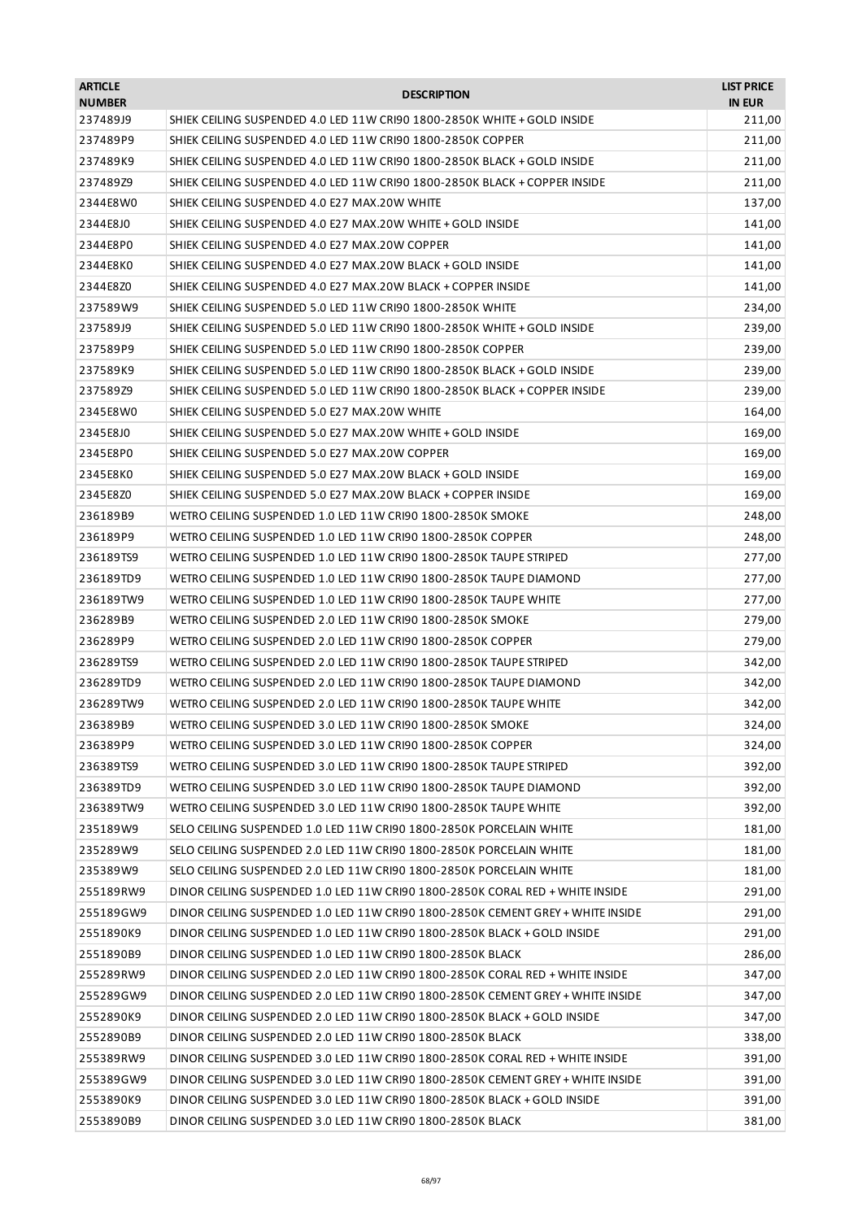| ARTICLE NUMBER | DESCRIPTION | LIST PRICE IN EUR |
|---|---|---|
| 237489J9 | SHIEK CEILING SUSPENDED 4.0 LED 11W CRI90 1800-2850K WHITE + GOLD INSIDE | 211,00 |
| 237489P9 | SHIEK CEILING SUSPENDED 4.0 LED 11W CRI90 1800-2850K COPPER | 211,00 |
| 237489K9 | SHIEK CEILING SUSPENDED 4.0 LED 11W CRI90 1800-2850K BLACK + GOLD INSIDE | 211,00 |
| 237489Z9 | SHIEK CEILING SUSPENDED 4.0 LED 11W CRI90 1800-2850K BLACK + COPPER INSIDE | 211,00 |
| 2344E8W0 | SHIEK CEILING SUSPENDED 4.0 E27 MAX.20W WHITE | 137,00 |
| 2344E8J0 | SHIEK CEILING SUSPENDED 4.0 E27 MAX.20W WHITE + GOLD INSIDE | 141,00 |
| 2344E8P0 | SHIEK CEILING SUSPENDED 4.0 E27 MAX.20W COPPER | 141,00 |
| 2344E8K0 | SHIEK CEILING SUSPENDED 4.0 E27 MAX.20W BLACK + GOLD INSIDE | 141,00 |
| 2344E8Z0 | SHIEK CEILING SUSPENDED 4.0 E27 MAX.20W BLACK + COPPER INSIDE | 141,00 |
| 237589W9 | SHIEK CEILING SUSPENDED 5.0 LED 11W CRI90 1800-2850K WHITE | 234,00 |
| 237589J9 | SHIEK CEILING SUSPENDED 5.0 LED 11W CRI90 1800-2850K WHITE + GOLD INSIDE | 239,00 |
| 237589P9 | SHIEK CEILING SUSPENDED 5.0 LED 11W CRI90 1800-2850K COPPER | 239,00 |
| 237589K9 | SHIEK CEILING SUSPENDED 5.0 LED 11W CRI90 1800-2850K BLACK + GOLD INSIDE | 239,00 |
| 237589Z9 | SHIEK CEILING SUSPENDED 5.0 LED 11W CRI90 1800-2850K BLACK + COPPER INSIDE | 239,00 |
| 2345E8W0 | SHIEK CEILING SUSPENDED 5.0 E27 MAX.20W WHITE | 164,00 |
| 2345E8J0 | SHIEK CEILING SUSPENDED 5.0 E27 MAX.20W WHITE + GOLD INSIDE | 169,00 |
| 2345E8P0 | SHIEK CEILING SUSPENDED 5.0 E27 MAX.20W COPPER | 169,00 |
| 2345E8K0 | SHIEK CEILING SUSPENDED 5.0 E27 MAX.20W BLACK + GOLD INSIDE | 169,00 |
| 2345E8Z0 | SHIEK CEILING SUSPENDED 5.0 E27 MAX.20W BLACK + COPPER INSIDE | 169,00 |
| 236189B9 | WETRO CEILING SUSPENDED 1.0 LED 11W CRI90 1800-2850K SMOKE | 248,00 |
| 236189P9 | WETRO CEILING SUSPENDED 1.0 LED 11W CRI90 1800-2850K COPPER | 248,00 |
| 236189TS9 | WETRO CEILING SUSPENDED 1.0 LED 11W CRI90 1800-2850K TAUPE STRIPED | 277,00 |
| 236189TD9 | WETRO CEILING SUSPENDED 1.0 LED 11W CRI90 1800-2850K TAUPE DIAMOND | 277,00 |
| 236189TW9 | WETRO CEILING SUSPENDED 1.0 LED 11W CRI90 1800-2850K TAUPE WHITE | 277,00 |
| 236289B9 | WETRO CEILING SUSPENDED 2.0 LED 11W CRI90 1800-2850K SMOKE | 279,00 |
| 236289P9 | WETRO CEILING SUSPENDED 2.0 LED 11W CRI90 1800-2850K COPPER | 279,00 |
| 236289TS9 | WETRO CEILING SUSPENDED 2.0 LED 11W CRI90 1800-2850K TAUPE STRIPED | 342,00 |
| 236289TD9 | WETRO CEILING SUSPENDED 2.0 LED 11W CRI90 1800-2850K TAUPE DIAMOND | 342,00 |
| 236289TW9 | WETRO CEILING SUSPENDED 2.0 LED 11W CRI90 1800-2850K TAUPE WHITE | 342,00 |
| 236389B9 | WETRO CEILING SUSPENDED 3.0 LED 11W CRI90 1800-2850K SMOKE | 324,00 |
| 236389P9 | WETRO CEILING SUSPENDED 3.0 LED 11W CRI90 1800-2850K COPPER | 324,00 |
| 236389TS9 | WETRO CEILING SUSPENDED 3.0 LED 11W CRI90 1800-2850K TAUPE STRIPED | 392,00 |
| 236389TD9 | WETRO CEILING SUSPENDED 3.0 LED 11W CRI90 1800-2850K TAUPE DIAMOND | 392,00 |
| 236389TW9 | WETRO CEILING SUSPENDED 3.0 LED 11W CRI90 1800-2850K TAUPE WHITE | 392,00 |
| 235189W9 | SELO CEILING SUSPENDED 1.0 LED 11W CRI90 1800-2850K PORCELAIN WHITE | 181,00 |
| 235289W9 | SELO CEILING SUSPENDED 2.0 LED 11W CRI90 1800-2850K PORCELAIN WHITE | 181,00 |
| 235389W9 | SELO CEILING SUSPENDED 2.0 LED 11W CRI90 1800-2850K PORCELAIN WHITE | 181,00 |
| 255189RW9 | DINOR CEILING SUSPENDED 1.0 LED 11W CRI90 1800-2850K CORAL RED + WHITE INSIDE | 291,00 |
| 255189GW9 | DINOR CEILING SUSPENDED 1.0 LED 11W CRI90 1800-2850K CEMENT GREY + WHITE INSIDE | 291,00 |
| 2551890K9 | DINOR CEILING SUSPENDED 1.0 LED 11W CRI90 1800-2850K BLACK + GOLD INSIDE | 291,00 |
| 2551890B9 | DINOR CEILING SUSPENDED 1.0 LED 11W CRI90 1800-2850K BLACK | 286,00 |
| 255289RW9 | DINOR CEILING SUSPENDED 2.0 LED 11W CRI90 1800-2850K CORAL RED + WHITE INSIDE | 347,00 |
| 255289GW9 | DINOR CEILING SUSPENDED 2.0 LED 11W CRI90 1800-2850K CEMENT GREY + WHITE INSIDE | 347,00 |
| 2552890K9 | DINOR CEILING SUSPENDED 2.0 LED 11W CRI90 1800-2850K BLACK + GOLD INSIDE | 347,00 |
| 2552890B9 | DINOR CEILING SUSPENDED 2.0 LED 11W CRI90 1800-2850K BLACK | 338,00 |
| 255389RW9 | DINOR CEILING SUSPENDED 3.0 LED 11W CRI90 1800-2850K CORAL RED + WHITE INSIDE | 391,00 |
| 255389GW9 | DINOR CEILING SUSPENDED 3.0 LED 11W CRI90 1800-2850K CEMENT GREY + WHITE INSIDE | 391,00 |
| 2553890K9 | DINOR CEILING SUSPENDED 3.0 LED 11W CRI90 1800-2850K BLACK + GOLD INSIDE | 391,00 |
| 2553890B9 | DINOR CEILING SUSPENDED 3.0 LED 11W CRI90 1800-2850K BLACK | 381,00 |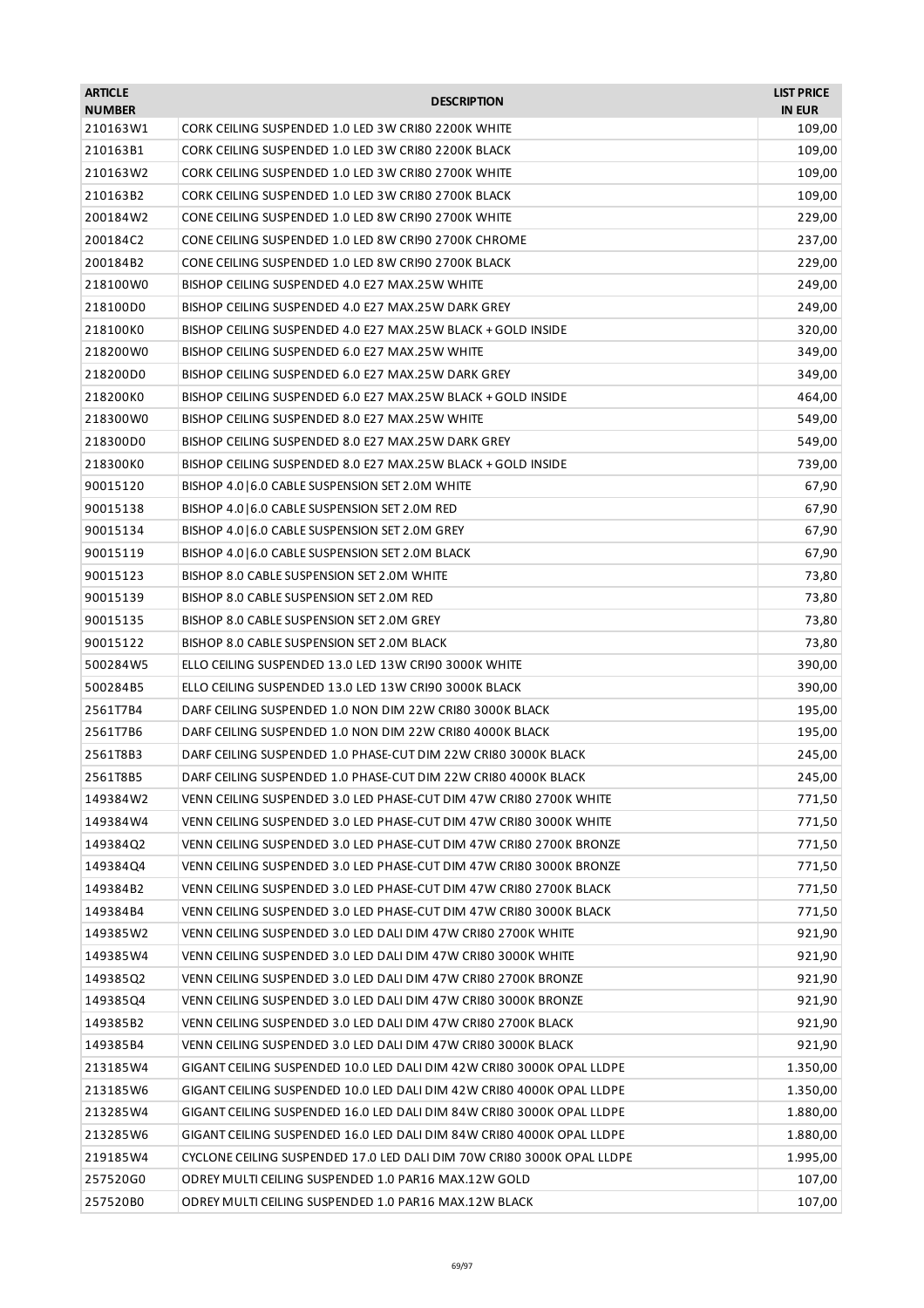| ARTICLE NUMBER | DESCRIPTION | LIST PRICE IN EUR |
|---|---|---|
| 210163W1 | CORK CEILING SUSPENDED 1.0 LED 3W CRI80 2200K WHITE | 109,00 |
| 210163B1 | CORK CEILING SUSPENDED 1.0 LED 3W CRI80 2200K BLACK | 109,00 |
| 210163W2 | CORK CEILING SUSPENDED 1.0 LED 3W CRI80 2700K WHITE | 109,00 |
| 210163B2 | CORK CEILING SUSPENDED 1.0 LED 3W CRI80 2700K BLACK | 109,00 |
| 200184W2 | CONE CEILING SUSPENDED 1.0 LED 8W CRI90 2700K WHITE | 229,00 |
| 200184C2 | CONE CEILING SUSPENDED 1.0 LED 8W CRI90 2700K CHROME | 237,00 |
| 200184B2 | CONE CEILING SUSPENDED 1.0 LED 8W CRI90 2700K BLACK | 229,00 |
| 218100W0 | BISHOP CEILING SUSPENDED 4.0 E27 MAX.25W WHITE | 249,00 |
| 218100D0 | BISHOP CEILING SUSPENDED 4.0 E27 MAX.25W DARK GREY | 249,00 |
| 218100K0 | BISHOP CEILING SUSPENDED 4.0 E27 MAX.25W BLACK + GOLD INSIDE | 320,00 |
| 218200W0 | BISHOP CEILING SUSPENDED 6.0 E27 MAX.25W WHITE | 349,00 |
| 218200D0 | BISHOP CEILING SUSPENDED 6.0 E27 MAX.25W DARK GREY | 349,00 |
| 218200K0 | BISHOP CEILING SUSPENDED 6.0 E27 MAX.25W BLACK + GOLD INSIDE | 464,00 |
| 218300W0 | BISHOP CEILING SUSPENDED 8.0 E27 MAX.25W WHITE | 549,00 |
| 218300D0 | BISHOP CEILING SUSPENDED 8.0 E27 MAX.25W DARK GREY | 549,00 |
| 218300K0 | BISHOP CEILING SUSPENDED 8.0 E27 MAX.25W BLACK + GOLD INSIDE | 739,00 |
| 90015120 | BISHOP 4.0\|6.0 CABLE SUSPENSION SET 2.0M WHITE | 67,90 |
| 90015138 | BISHOP 4.0\|6.0 CABLE SUSPENSION SET 2.0M RED | 67,90 |
| 90015134 | BISHOP 4.0\|6.0 CABLE SUSPENSION SET 2.0M GREY | 67,90 |
| 90015119 | BISHOP 4.0\|6.0 CABLE SUSPENSION SET 2.0M BLACK | 67,90 |
| 90015123 | BISHOP 8.0 CABLE SUSPENSION SET 2.0M WHITE | 73,80 |
| 90015139 | BISHOP 8.0 CABLE SUSPENSION SET 2.0M RED | 73,80 |
| 90015135 | BISHOP 8.0 CABLE SUSPENSION SET 2.0M GREY | 73,80 |
| 90015122 | BISHOP 8.0 CABLE SUSPENSION SET 2.0M BLACK | 73,80 |
| 500284W5 | ELLO CEILING SUSPENDED 13.0 LED 13W CRI90 3000K WHITE | 390,00 |
| 500284B5 | ELLO CEILING SUSPENDED 13.0 LED 13W CRI90 3000K BLACK | 390,00 |
| 2561T7B4 | DARF CEILING SUSPENDED 1.0 NON DIM 22W CRI80 3000K BLACK | 195,00 |
| 2561T7B6 | DARF CEILING SUSPENDED 1.0 NON DIM 22W CRI80 4000K BLACK | 195,00 |
| 2561T8B3 | DARF CEILING SUSPENDED 1.0 PHASE-CUT DIM 22W CRI80 3000K BLACK | 245,00 |
| 2561T8B5 | DARF CEILING SUSPENDED 1.0 PHASE-CUT DIM 22W CRI80 4000K BLACK | 245,00 |
| 149384W2 | VENN CEILING SUSPENDED 3.0 LED PHASE-CUT DIM 47W CRI80 2700K WHITE | 771,50 |
| 149384W4 | VENN CEILING SUSPENDED 3.0 LED PHASE-CUT DIM 47W CRI80 3000K WHITE | 771,50 |
| 149384Q2 | VENN CEILING SUSPENDED 3.0 LED PHASE-CUT DIM 47W CRI80 2700K BRONZE | 771,50 |
| 149384Q4 | VENN CEILING SUSPENDED 3.0 LED PHASE-CUT DIM 47W CRI80 3000K BRONZE | 771,50 |
| 149384B2 | VENN CEILING SUSPENDED 3.0 LED PHASE-CUT DIM 47W CRI80 2700K BLACK | 771,50 |
| 149384B4 | VENN CEILING SUSPENDED 3.0 LED PHASE-CUT DIM 47W CRI80 3000K BLACK | 771,50 |
| 149385W2 | VENN CEILING SUSPENDED 3.0 LED DALI DIM 47W CRI80 2700K WHITE | 921,90 |
| 149385W4 | VENN CEILING SUSPENDED 3.0 LED DALI DIM 47W CRI80 3000K WHITE | 921,90 |
| 149385Q2 | VENN CEILING SUSPENDED 3.0 LED DALI DIM 47W CRI80 2700K BRONZE | 921,90 |
| 149385Q4 | VENN CEILING SUSPENDED 3.0 LED DALI DIM 47W CRI80 3000K BRONZE | 921,90 |
| 149385B2 | VENN CEILING SUSPENDED 3.0 LED DALI DIM 47W CRI80 2700K BLACK | 921,90 |
| 149385B4 | VENN CEILING SUSPENDED 3.0 LED DALI DIM 47W CRI80 3000K BLACK | 921,90 |
| 213185W4 | GIGANT CEILING SUSPENDED 10.0 LED DALI DIM 42W CRI80 3000K OPAL LLDPE | 1.350,00 |
| 213185W6 | GIGANT CEILING SUSPENDED 10.0 LED DALI DIM 42W CRI80 4000K OPAL LLDPE | 1.350,00 |
| 213285W4 | GIGANT CEILING SUSPENDED 16.0 LED DALI DIM 84W CRI80 3000K OPAL LLDPE | 1.880,00 |
| 213285W6 | GIGANT CEILING SUSPENDED 16.0 LED DALI DIM 84W CRI80 4000K OPAL LLDPE | 1.880,00 |
| 219185W4 | CYCLONE CEILING SUSPENDED 17.0 LED DALI DIM 70W CRI80 3000K OPAL LLDPE | 1.995,00 |
| 257520G0 | ODREY MULTI CEILING SUSPENDED 1.0 PAR16 MAX.12W GOLD | 107,00 |
| 257520B0 | ODREY MULTI CEILING SUSPENDED 1.0 PAR16 MAX.12W BLACK | 107,00 |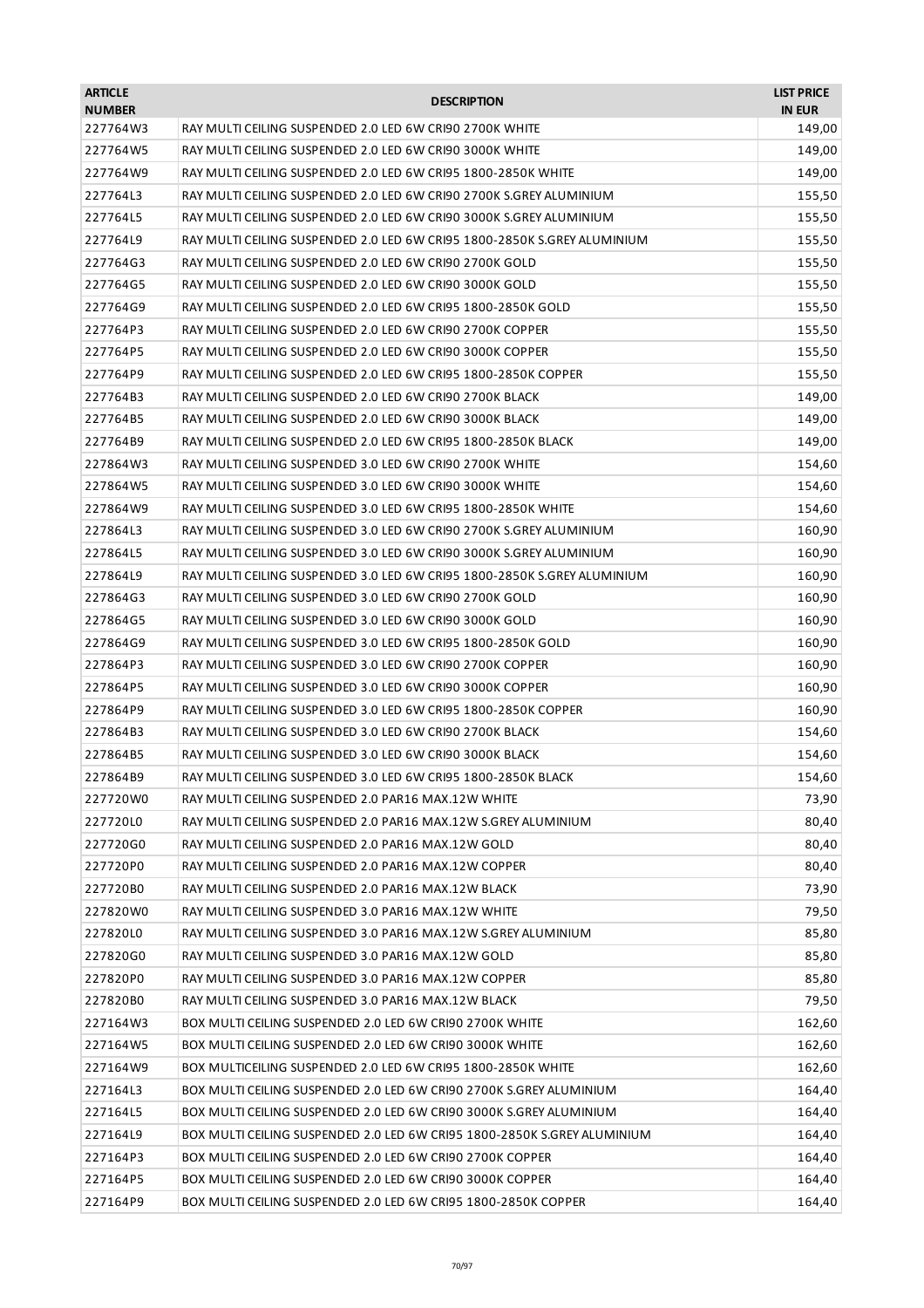| ARTICLE NUMBER | DESCRIPTION | LIST PRICE IN EUR |
|---|---|---|
| 227764W3 | RAY MULTI CEILING SUSPENDED 2.0 LED 6W CRI90 2700K WHITE | 149,00 |
| 227764W5 | RAY MULTI CEILING SUSPENDED 2.0 LED 6W CRI90 3000K WHITE | 149,00 |
| 227764W9 | RAY MULTI CEILING SUSPENDED 2.0 LED 6W CRI95 1800-2850K WHITE | 149,00 |
| 227764L3 | RAY MULTI CEILING SUSPENDED 2.0 LED 6W CRI90 2700K S.GREY ALUMINIUM | 155,50 |
| 227764L5 | RAY MULTI CEILING SUSPENDED 2.0 LED 6W CRI90 3000K S.GREY ALUMINIUM | 155,50 |
| 227764L9 | RAY MULTI CEILING SUSPENDED 2.0 LED 6W CRI95 1800-2850K S.GREY ALUMINIUM | 155,50 |
| 227764G3 | RAY MULTI CEILING SUSPENDED 2.0 LED 6W CRI90 2700K GOLD | 155,50 |
| 227764G5 | RAY MULTI CEILING SUSPENDED 2.0 LED 6W CRI90 3000K GOLD | 155,50 |
| 227764G9 | RAY MULTI CEILING SUSPENDED 2.0 LED 6W CRI95 1800-2850K GOLD | 155,50 |
| 227764P3 | RAY MULTI CEILING SUSPENDED 2.0 LED 6W CRI90 2700K COPPER | 155,50 |
| 227764P5 | RAY MULTI CEILING SUSPENDED 2.0 LED 6W CRI90 3000K COPPER | 155,50 |
| 227764P9 | RAY MULTI CEILING SUSPENDED 2.0 LED 6W CRI95 1800-2850K COPPER | 155,50 |
| 227764B3 | RAY MULTI CEILING SUSPENDED 2.0 LED 6W CRI90 2700K BLACK | 149,00 |
| 227764B5 | RAY MULTI CEILING SUSPENDED 2.0 LED 6W CRI90 3000K BLACK | 149,00 |
| 227764B9 | RAY MULTI CEILING SUSPENDED 2.0 LED 6W CRI95 1800-2850K BLACK | 149,00 |
| 227864W3 | RAY MULTI CEILING SUSPENDED 3.0 LED 6W CRI90 2700K WHITE | 154,60 |
| 227864W5 | RAY MULTI CEILING SUSPENDED 3.0 LED 6W CRI90 3000K WHITE | 154,60 |
| 227864W9 | RAY MULTI CEILING SUSPENDED 3.0 LED 6W CRI95 1800-2850K WHITE | 154,60 |
| 227864L3 | RAY MULTI CEILING SUSPENDED 3.0 LED 6W CRI90 2700K S.GREY ALUMINIUM | 160,90 |
| 227864L5 | RAY MULTI CEILING SUSPENDED 3.0 LED 6W CRI90 3000K S.GREY ALUMINIUM | 160,90 |
| 227864L9 | RAY MULTI CEILING SUSPENDED 3.0 LED 6W CRI95 1800-2850K S.GREY ALUMINIUM | 160,90 |
| 227864G3 | RAY MULTI CEILING SUSPENDED 3.0 LED 6W CRI90 2700K GOLD | 160,90 |
| 227864G5 | RAY MULTI CEILING SUSPENDED 3.0 LED 6W CRI90 3000K GOLD | 160,90 |
| 227864G9 | RAY MULTI CEILING SUSPENDED 3.0 LED 6W CRI95 1800-2850K GOLD | 160,90 |
| 227864P3 | RAY MULTI CEILING SUSPENDED 3.0 LED 6W CRI90 2700K COPPER | 160,90 |
| 227864P5 | RAY MULTI CEILING SUSPENDED 3.0 LED 6W CRI90 3000K COPPER | 160,90 |
| 227864P9 | RAY MULTI CEILING SUSPENDED 3.0 LED 6W CRI95 1800-2850K COPPER | 160,90 |
| 227864B3 | RAY MULTI CEILING SUSPENDED 3.0 LED 6W CRI90 2700K BLACK | 154,60 |
| 227864B5 | RAY MULTI CEILING SUSPENDED 3.0 LED 6W CRI90 3000K BLACK | 154,60 |
| 227864B9 | RAY MULTI CEILING SUSPENDED 3.0 LED 6W CRI95 1800-2850K BLACK | 154,60 |
| 227720W0 | RAY MULTI CEILING SUSPENDED 2.0 PAR16 MAX.12W WHITE | 73,90 |
| 227720L0 | RAY MULTI CEILING SUSPENDED 2.0 PAR16 MAX.12W S.GREY ALUMINIUM | 80,40 |
| 227720G0 | RAY MULTI CEILING SUSPENDED 2.0 PAR16 MAX.12W GOLD | 80,40 |
| 227720P0 | RAY MULTI CEILING SUSPENDED 2.0 PAR16 MAX.12W COPPER | 80,40 |
| 227720B0 | RAY MULTI CEILING SUSPENDED 2.0 PAR16 MAX.12W BLACK | 73,90 |
| 227820W0 | RAY MULTI CEILING SUSPENDED 3.0 PAR16 MAX.12W WHITE | 79,50 |
| 227820L0 | RAY MULTI CEILING SUSPENDED 3.0 PAR16 MAX.12W S.GREY ALUMINIUM | 85,80 |
| 227820G0 | RAY MULTI CEILING SUSPENDED 3.0 PAR16 MAX.12W GOLD | 85,80 |
| 227820P0 | RAY MULTI CEILING SUSPENDED 3.0 PAR16 MAX.12W COPPER | 85,80 |
| 227820B0 | RAY MULTI CEILING SUSPENDED 3.0 PAR16 MAX.12W BLACK | 79,50 |
| 227164W3 | BOX MULTI CEILING SUSPENDED 2.0 LED 6W CRI90 2700K WHITE | 162,60 |
| 227164W5 | BOX MULTI CEILING SUSPENDED 2.0 LED 6W CRI90 3000K WHITE | 162,60 |
| 227164W9 | BOX MULTICEILING SUSPENDED 2.0 LED 6W CRI95 1800-2850K WHITE | 162,60 |
| 227164L3 | BOX MULTI CEILING SUSPENDED 2.0 LED 6W CRI90 2700K S.GREY ALUMINIUM | 164,40 |
| 227164L5 | BOX MULTI CEILING SUSPENDED 2.0 LED 6W CRI90 3000K S.GREY ALUMINIUM | 164,40 |
| 227164L9 | BOX MULTI CEILING SUSPENDED 2.0 LED 6W CRI95 1800-2850K S.GREY ALUMINIUM | 164,40 |
| 227164P3 | BOX MULTI CEILING SUSPENDED 2.0 LED 6W CRI90 2700K COPPER | 164,40 |
| 227164P5 | BOX MULTI CEILING SUSPENDED 2.0 LED 6W CRI90 3000K COPPER | 164,40 |
| 227164P9 | BOX MULTI CEILING SUSPENDED 2.0 LED 6W CRI95 1800-2850K COPPER | 164,40 |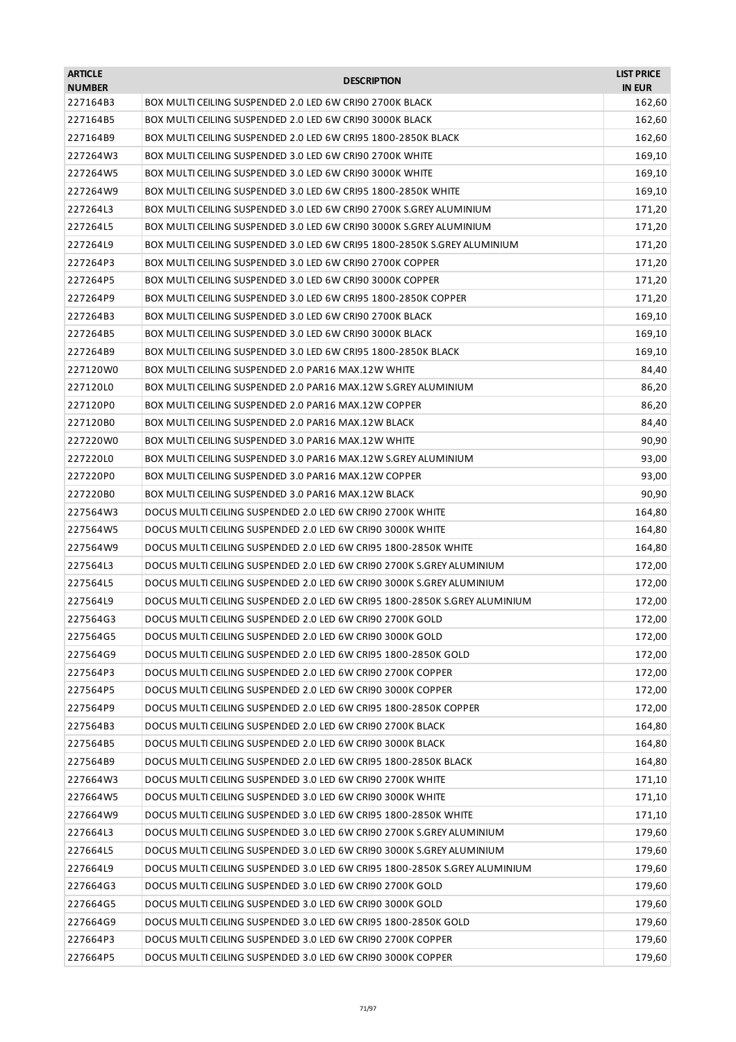| ARTICLE NUMBER | DESCRIPTION | LIST PRICE IN EUR |
|---|---|---|
| 227164B3 | BOX MULTI CEILING SUSPENDED 2.0 LED 6W CRI90 2700K BLACK | 162,60 |
| 227164B5 | BOX MULTI CEILING SUSPENDED 2.0 LED 6W CRI90 3000K BLACK | 162,60 |
| 227164B9 | BOX MULTI CEILING SUSPENDED 2.0 LED 6W CRI95 1800-2850K BLACK | 162,60 |
| 227264W3 | BOX MULTI CEILING SUSPENDED 3.0 LED 6W CRI90 2700K WHITE | 169,10 |
| 227264W5 | BOX MULTI CEILING SUSPENDED 3.0 LED 6W CRI90 3000K WHITE | 169,10 |
| 227264W9 | BOX MULTI CEILING SUSPENDED 3.0 LED 6W CRI95 1800-2850K WHITE | 169,10 |
| 227264L3 | BOX MULTI CEILING SUSPENDED 3.0 LED 6W CRI90 2700K S.GREY ALUMINIUM | 171,20 |
| 227264L5 | BOX MULTI CEILING SUSPENDED 3.0 LED 6W CRI90 3000K S.GREY ALUMINIUM | 171,20 |
| 227264L9 | BOX MULTI CEILING SUSPENDED 3.0 LED 6W CRI95 1800-2850K S.GREY ALUMINIUM | 171,20 |
| 227264P3 | BOX MULTI CEILING SUSPENDED 3.0 LED 6W CRI90 2700K COPPER | 171,20 |
| 227264P5 | BOX MULTI CEILING SUSPENDED 3.0 LED 6W CRI90 3000K COPPER | 171,20 |
| 227264P9 | BOX MULTI CEILING SUSPENDED 3.0 LED 6W CRI95 1800-2850K COPPER | 171,20 |
| 227264B3 | BOX MULTI CEILING SUSPENDED 3.0 LED 6W CRI90 2700K BLACK | 169,10 |
| 227264B5 | BOX MULTI CEILING SUSPENDED 3.0 LED 6W CRI90 3000K BLACK | 169,10 |
| 227264B9 | BOX MULTI CEILING SUSPENDED 3.0 LED 6W CRI95 1800-2850K BLACK | 169,10 |
| 227120W0 | BOX MULTI CEILING SUSPENDED 2.0 PAR16 MAX.12W WHITE | 84,40 |
| 227120L0 | BOX MULTI CEILING SUSPENDED 2.0 PAR16 MAX.12W S.GREY ALUMINIUM | 86,20 |
| 227120P0 | BOX MULTI CEILING SUSPENDED 2.0 PAR16 MAX.12W COPPER | 86,20 |
| 227120B0 | BOX MULTI CEILING SUSPENDED 2.0 PAR16 MAX.12W BLACK | 84,40 |
| 227220W0 | BOX MULTI CEILING SUSPENDED 3.0 PAR16 MAX.12W WHITE | 90,90 |
| 227220L0 | BOX MULTI CEILING SUSPENDED 3.0 PAR16 MAX.12W S.GREY ALUMINIUM | 93,00 |
| 227220P0 | BOX MULTI CEILING SUSPENDED 3.0 PAR16 MAX.12W COPPER | 93,00 |
| 227220B0 | BOX MULTI CEILING SUSPENDED 3.0 PAR16 MAX.12W BLACK | 90,90 |
| 227564W3 | DOCUS MULTI CEILING SUSPENDED 2.0 LED 6W CRI90 2700K WHITE | 164,80 |
| 227564W5 | DOCUS MULTI CEILING SUSPENDED 2.0 LED 6W CRI90 3000K WHITE | 164,80 |
| 227564W9 | DOCUS MULTI CEILING SUSPENDED 2.0 LED 6W CRI95 1800-2850K WHITE | 164,80 |
| 227564L3 | DOCUS MULTI CEILING SUSPENDED 2.0 LED 6W CRI90 2700K S.GREY ALUMINIUM | 172,00 |
| 227564L5 | DOCUS MULTI CEILING SUSPENDED 2.0 LED 6W CRI90 3000K S.GREY ALUMINIUM | 172,00 |
| 227564L9 | DOCUS MULTI CEILING SUSPENDED 2.0 LED 6W CRI95 1800-2850K S.GREY ALUMINIUM | 172,00 |
| 227564G3 | DOCUS MULTI CEILING SUSPENDED 2.0 LED 6W CRI90 2700K GOLD | 172,00 |
| 227564G5 | DOCUS MULTI CEILING SUSPENDED 2.0 LED 6W CRI90 3000K GOLD | 172,00 |
| 227564G9 | DOCUS MULTI CEILING SUSPENDED 2.0 LED 6W CRI95 1800-2850K GOLD | 172,00 |
| 227564P3 | DOCUS MULTI CEILING SUSPENDED 2.0 LED 6W CRI90 2700K COPPER | 172,00 |
| 227564P5 | DOCUS MULTI CEILING SUSPENDED 2.0 LED 6W CRI90 3000K COPPER | 172,00 |
| 227564P9 | DOCUS MULTI CEILING SUSPENDED 2.0 LED 6W CRI95 1800-2850K COPPER | 172,00 |
| 227564B3 | DOCUS MULTI CEILING SUSPENDED 2.0 LED 6W CRI90 2700K BLACK | 164,80 |
| 227564B5 | DOCUS MULTI CEILING SUSPENDED 2.0 LED 6W CRI90 3000K BLACK | 164,80 |
| 227564B9 | DOCUS MULTI CEILING SUSPENDED 2.0 LED 6W CRI95 1800-2850K BLACK | 164,80 |
| 227664W3 | DOCUS MULTI CEILING SUSPENDED 3.0 LED 6W CRI90 2700K WHITE | 171,10 |
| 227664W5 | DOCUS MULTI CEILING SUSPENDED 3.0 LED 6W CRI90 3000K WHITE | 171,10 |
| 227664W9 | DOCUS MULTI CEILING SUSPENDED 3.0 LED 6W CRI95 1800-2850K WHITE | 171,10 |
| 227664L3 | DOCUS MULTI CEILING SUSPENDED 3.0 LED 6W CRI90 2700K S.GREY ALUMINIUM | 179,60 |
| 227664L5 | DOCUS MULTI CEILING SUSPENDED 3.0 LED 6W CRI90 3000K S.GREY ALUMINIUM | 179,60 |
| 227664L9 | DOCUS MULTI CEILING SUSPENDED 3.0 LED 6W CRI95 1800-2850K S.GREY ALUMINIUM | 179,60 |
| 227664G3 | DOCUS MULTI CEILING SUSPENDED 3.0 LED 6W CRI90 2700K GOLD | 179,60 |
| 227664G5 | DOCUS MULTI CEILING SUSPENDED 3.0 LED 6W CRI90 3000K GOLD | 179,60 |
| 227664G9 | DOCUS MULTI CEILING SUSPENDED 3.0 LED 6W CRI95 1800-2850K GOLD | 179,60 |
| 227664P3 | DOCUS MULTI CEILING SUSPENDED 3.0 LED 6W CRI90 2700K COPPER | 179,60 |
| 227664P5 | DOCUS MULTI CEILING SUSPENDED 3.0 LED 6W CRI90 3000K COPPER | 179,60 |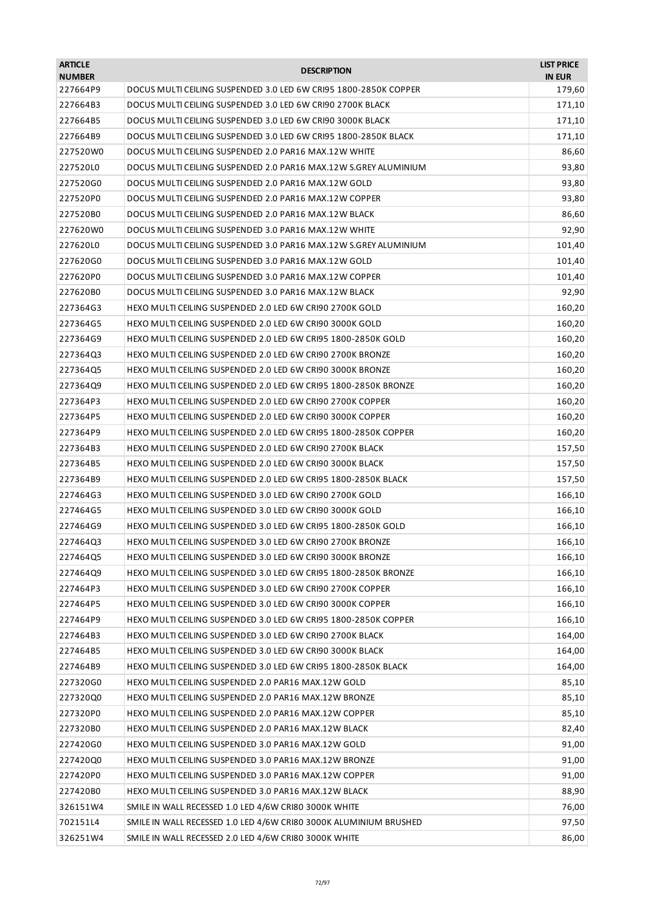| ARTICLE NUMBER | DESCRIPTION | LIST PRICE IN EUR |
|---|---|---|
| 227664P9 | DOCUS MULTI CEILING SUSPENDED 3.0 LED 6W CRI95 1800-2850K COPPER | 179,60 |
| 227664B3 | DOCUS MULTI CEILING SUSPENDED 3.0 LED 6W CRI90 2700K BLACK | 171,10 |
| 227664B5 | DOCUS MULTI CEILING SUSPENDED 3.0 LED 6W CRI90 3000K BLACK | 171,10 |
| 227664B9 | DOCUS MULTI CEILING SUSPENDED 3.0 LED 6W CRI95 1800-2850K BLACK | 171,10 |
| 227520W0 | DOCUS MULTI CEILING SUSPENDED 2.0 PAR16 MAX.12W WHITE | 86,60 |
| 227520L0 | DOCUS MULTI CEILING SUSPENDED 2.0 PAR16 MAX.12W S.GREY ALUMINIUM | 93,80 |
| 227520G0 | DOCUS MULTI CEILING SUSPENDED 2.0 PAR16 MAX.12W GOLD | 93,80 |
| 227520P0 | DOCUS MULTI CEILING SUSPENDED 2.0 PAR16 MAX.12W COPPER | 93,80 |
| 227520B0 | DOCUS MULTI CEILING SUSPENDED 2.0 PAR16 MAX.12W BLACK | 86,60 |
| 227620W0 | DOCUS MULTI CEILING SUSPENDED 3.0 PAR16 MAX.12W WHITE | 92,90 |
| 227620L0 | DOCUS MULTI CEILING SUSPENDED 3.0 PAR16 MAX.12W S.GREY ALUMINIUM | 101,40 |
| 227620G0 | DOCUS MULTI CEILING SUSPENDED 3.0 PAR16 MAX.12W GOLD | 101,40 |
| 227620P0 | DOCUS MULTI CEILING SUSPENDED 3.0 PAR16 MAX.12W COPPER | 101,40 |
| 227620B0 | DOCUS MULTI CEILING SUSPENDED 3.0 PAR16 MAX.12W BLACK | 92,90 |
| 227364G3 | HEXO MULTI CEILING SUSPENDED 2.0 LED 6W CRI90 2700K GOLD | 160,20 |
| 227364G5 | HEXO MULTI CEILING SUSPENDED 2.0 LED 6W CRI90 3000K GOLD | 160,20 |
| 227364G9 | HEXO MULTI CEILING SUSPENDED 2.0 LED 6W CRI95 1800-2850K GOLD | 160,20 |
| 227364Q3 | HEXO MULTI CEILING SUSPENDED 2.0 LED 6W CRI90 2700K BRONZE | 160,20 |
| 227364Q5 | HEXO MULTI CEILING SUSPENDED 2.0 LED 6W CRI90 3000K BRONZE | 160,20 |
| 227364Q9 | HEXO MULTI CEILING SUSPENDED 2.0 LED 6W CRI95 1800-2850K BRONZE | 160,20 |
| 227364P3 | HEXO MULTI CEILING SUSPENDED 2.0 LED 6W CRI90 2700K COPPER | 160,20 |
| 227364P5 | HEXO MULTI CEILING SUSPENDED 2.0 LED 6W CRI90 3000K COPPER | 160,20 |
| 227364P9 | HEXO MULTI CEILING SUSPENDED 2.0 LED 6W CRI95 1800-2850K COPPER | 160,20 |
| 227364B3 | HEXO MULTI CEILING SUSPENDED 2.0 LED 6W CRI90 2700K BLACK | 157,50 |
| 227364B5 | HEXO MULTI CEILING SUSPENDED 2.0 LED 6W CRI90 3000K BLACK | 157,50 |
| 227364B9 | HEXO MULTI CEILING SUSPENDED 2.0 LED 6W CRI95 1800-2850K BLACK | 157,50 |
| 227464G3 | HEXO MULTI CEILING SUSPENDED 3.0 LED 6W CRI90 2700K GOLD | 166,10 |
| 227464G5 | HEXO MULTI CEILING SUSPENDED 3.0 LED 6W CRI90 3000K GOLD | 166,10 |
| 227464G9 | HEXO MULTI CEILING SUSPENDED 3.0 LED 6W CRI95 1800-2850K GOLD | 166,10 |
| 227464Q3 | HEXO MULTI CEILING SUSPENDED 3.0 LED 6W CRI90 2700K BRONZE | 166,10 |
| 227464Q5 | HEXO MULTI CEILING SUSPENDED 3.0 LED 6W CRI90 3000K BRONZE | 166,10 |
| 227464Q9 | HEXO MULTI CEILING SUSPENDED 3.0 LED 6W CRI95 1800-2850K BRONZE | 166,10 |
| 227464P3 | HEXO MULTI CEILING SUSPENDED 3.0 LED 6W CRI90 2700K COPPER | 166,10 |
| 227464P5 | HEXO MULTI CEILING SUSPENDED 3.0 LED 6W CRI90 3000K COPPER | 166,10 |
| 227464P9 | HEXO MULTI CEILING SUSPENDED 3.0 LED 6W CRI95 1800-2850K COPPER | 166,10 |
| 227464B3 | HEXO MULTI CEILING SUSPENDED 3.0 LED 6W CRI90 2700K BLACK | 164,00 |
| 227464B5 | HEXO MULTI CEILING SUSPENDED 3.0 LED 6W CRI90 3000K BLACK | 164,00 |
| 227464B9 | HEXO MULTI CEILING SUSPENDED 3.0 LED 6W CRI95 1800-2850K BLACK | 164,00 |
| 227320G0 | HEXO MULTI CEILING SUSPENDED 2.0 PAR16 MAX.12W GOLD | 85,10 |
| 227320Q0 | HEXO MULTI CEILING SUSPENDED 2.0 PAR16 MAX.12W BRONZE | 85,10 |
| 227320P0 | HEXO MULTI CEILING SUSPENDED 2.0 PAR16 MAX.12W COPPER | 85,10 |
| 227320B0 | HEXO MULTI CEILING SUSPENDED 2.0 PAR16 MAX.12W BLACK | 82,40 |
| 227420G0 | HEXO MULTI CEILING SUSPENDED 3.0 PAR16 MAX.12W GOLD | 91,00 |
| 227420Q0 | HEXO MULTI CEILING SUSPENDED 3.0 PAR16 MAX.12W BRONZE | 91,00 |
| 227420P0 | HEXO MULTI CEILING SUSPENDED 3.0 PAR16 MAX.12W COPPER | 91,00 |
| 227420B0 | HEXO MULTI CEILING SUSPENDED 3.0 PAR16 MAX.12W BLACK | 88,90 |
| 326151W4 | SMILE IN WALL RECESSED 1.0 LED 4/6W CRI80 3000K WHITE | 76,00 |
| 702151L4 | SMILE IN WALL RECESSED 1.0 LED 4/6W CRI80 3000K ALUMINIUM BRUSHED | 97,50 |
| 326251W4 | SMILE IN WALL RECESSED 2.0 LED 4/6W CRI80 3000K WHITE | 86,00 |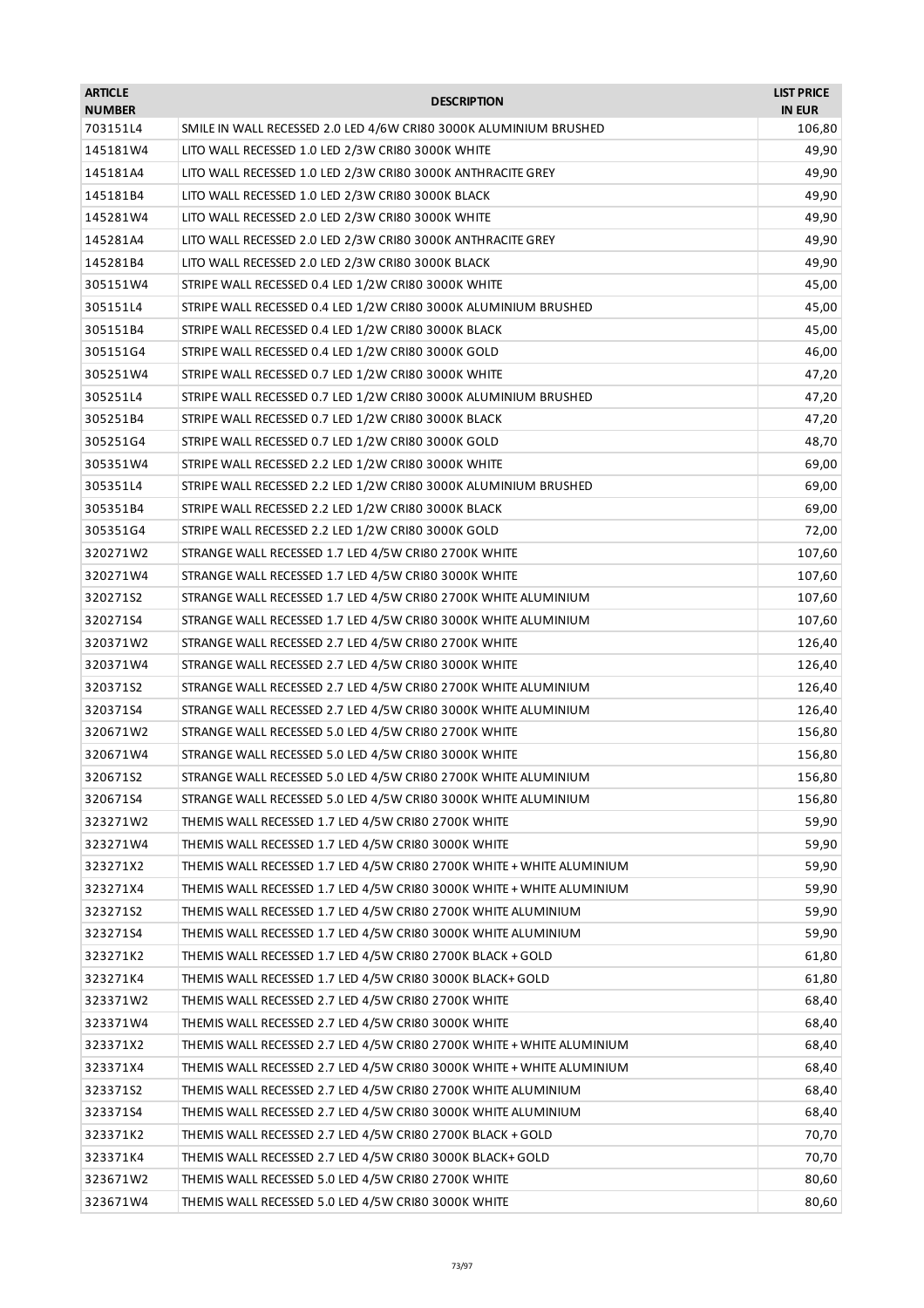| ARTICLE NUMBER | DESCRIPTION | LIST PRICE IN EUR |
|---|---|---|
| 703151L4 | SMILE IN WALL RECESSED 2.0 LED 4/6W CRI80 3000K ALUMINIUM BRUSHED | 106,80 |
| 145181W4 | LITO WALL RECESSED 1.0 LED 2/3W CRI80 3000K WHITE | 49,90 |
| 145181A4 | LITO WALL RECESSED 1.0 LED 2/3W CRI80 3000K ANTHRACITE GREY | 49,90 |
| 145181B4 | LITO WALL RECESSED 1.0 LED 2/3W CRI80 3000K BLACK | 49,90 |
| 145281W4 | LITO WALL RECESSED 2.0 LED 2/3W CRI80 3000K WHITE | 49,90 |
| 145281A4 | LITO WALL RECESSED 2.0 LED 2/3W CRI80 3000K ANTHRACITE GREY | 49,90 |
| 145281B4 | LITO WALL RECESSED 2.0 LED 2/3W CRI80 3000K BLACK | 49,90 |
| 305151W4 | STRIPE WALL RECESSED 0.4 LED 1/2W CRI80 3000K WHITE | 45,00 |
| 305151L4 | STRIPE WALL RECESSED 0.4 LED 1/2W CRI80 3000K ALUMINIUM BRUSHED | 45,00 |
| 305151B4 | STRIPE WALL RECESSED 0.4 LED 1/2W CRI80 3000K BLACK | 45,00 |
| 305151G4 | STRIPE WALL RECESSED 0.4 LED 1/2W CRI80 3000K GOLD | 46,00 |
| 305251W4 | STRIPE WALL RECESSED 0.7 LED 1/2W CRI80 3000K WHITE | 47,20 |
| 305251L4 | STRIPE WALL RECESSED 0.7 LED 1/2W CRI80 3000K ALUMINIUM BRUSHED | 47,20 |
| 305251B4 | STRIPE WALL RECESSED 0.7 LED 1/2W CRI80 3000K BLACK | 47,20 |
| 305251G4 | STRIPE WALL RECESSED 0.7 LED 1/2W CRI80 3000K GOLD | 48,70 |
| 305351W4 | STRIPE WALL RECESSED 2.2 LED 1/2W CRI80 3000K WHITE | 69,00 |
| 305351L4 | STRIPE WALL RECESSED 2.2 LED 1/2W CRI80 3000K ALUMINIUM BRUSHED | 69,00 |
| 305351B4 | STRIPE WALL RECESSED 2.2 LED 1/2W CRI80 3000K BLACK | 69,00 |
| 305351G4 | STRIPE WALL RECESSED 2.2 LED 1/2W CRI80 3000K GOLD | 72,00 |
| 320271W2 | STRANGE WALL RECESSED 1.7 LED 4/5W CRI80 2700K WHITE | 107,60 |
| 320271W4 | STRANGE WALL RECESSED 1.7 LED 4/5W CRI80 3000K WHITE | 107,60 |
| 320271S2 | STRANGE WALL RECESSED 1.7 LED 4/5W CRI80 2700K WHITE ALUMINIUM | 107,60 |
| 320271S4 | STRANGE WALL RECESSED 1.7 LED 4/5W CRI80 3000K WHITE ALUMINIUM | 107,60 |
| 320371W2 | STRANGE WALL RECESSED 2.7 LED 4/5W CRI80 2700K WHITE | 126,40 |
| 320371W4 | STRANGE WALL RECESSED 2.7 LED 4/5W CRI80 3000K WHITE | 126,40 |
| 320371S2 | STRANGE WALL RECESSED 2.7 LED 4/5W CRI80 2700K WHITE ALUMINIUM | 126,40 |
| 320371S4 | STRANGE WALL RECESSED 2.7 LED 4/5W CRI80 3000K WHITE ALUMINIUM | 126,40 |
| 320671W2 | STRANGE WALL RECESSED 5.0 LED 4/5W CRI80 2700K WHITE | 156,80 |
| 320671W4 | STRANGE WALL RECESSED 5.0 LED 4/5W CRI80 3000K WHITE | 156,80 |
| 320671S2 | STRANGE WALL RECESSED 5.0 LED 4/5W CRI80 2700K WHITE ALUMINIUM | 156,80 |
| 320671S4 | STRANGE WALL RECESSED 5.0 LED 4/5W CRI80 3000K WHITE ALUMINIUM | 156,80 |
| 323271W2 | THEMIS WALL RECESSED 1.7 LED 4/5W CRI80 2700K WHITE | 59,90 |
| 323271W4 | THEMIS WALL RECESSED 1.7 LED 4/5W CRI80 3000K WHITE | 59,90 |
| 323271X2 | THEMIS WALL RECESSED 1.7 LED 4/5W CRI80 2700K WHITE + WHITE ALUMINIUM | 59,90 |
| 323271X4 | THEMIS WALL RECESSED 1.7 LED 4/5W CRI80 3000K WHITE + WHITE ALUMINIUM | 59,90 |
| 323271S2 | THEMIS WALL RECESSED 1.7 LED 4/5W CRI80 2700K WHITE ALUMINIUM | 59,90 |
| 323271S4 | THEMIS WALL RECESSED 1.7 LED 4/5W CRI80 3000K WHITE ALUMINIUM | 59,90 |
| 323271K2 | THEMIS WALL RECESSED 1.7 LED 4/5W CRI80 2700K BLACK + GOLD | 61,80 |
| 323271K4 | THEMIS WALL RECESSED 1.7 LED 4/5W CRI80 3000K BLACK+ GOLD | 61,80 |
| 323371W2 | THEMIS WALL RECESSED 2.7 LED 4/5W CRI80 2700K WHITE | 68,40 |
| 323371W4 | THEMIS WALL RECESSED 2.7 LED 4/5W CRI80 3000K WHITE | 68,40 |
| 323371X2 | THEMIS WALL RECESSED 2.7 LED 4/5W CRI80 2700K WHITE + WHITE ALUMINIUM | 68,40 |
| 323371X4 | THEMIS WALL RECESSED 2.7 LED 4/5W CRI80 3000K WHITE + WHITE ALUMINIUM | 68,40 |
| 323371S2 | THEMIS WALL RECESSED 2.7 LED 4/5W CRI80 2700K WHITE ALUMINIUM | 68,40 |
| 323371S4 | THEMIS WALL RECESSED 2.7 LED 4/5W CRI80 3000K WHITE ALUMINIUM | 68,40 |
| 323371K2 | THEMIS WALL RECESSED 2.7 LED 4/5W CRI80 2700K BLACK + GOLD | 70,70 |
| 323371K4 | THEMIS WALL RECESSED 2.7 LED 4/5W CRI80 3000K BLACK+ GOLD | 70,70 |
| 323671W2 | THEMIS WALL RECESSED 5.0 LED 4/5W CRI80 2700K WHITE | 80,60 |
| 323671W4 | THEMIS WALL RECESSED 5.0 LED 4/5W CRI80 3000K WHITE | 80,60 |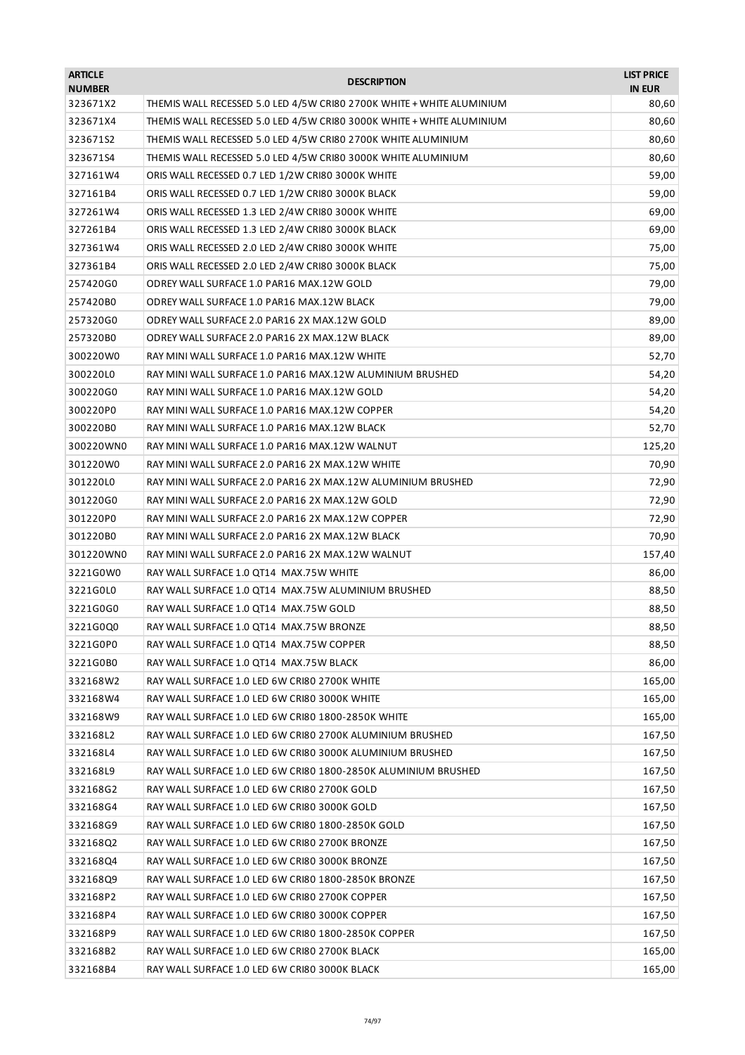| ARTICLE NUMBER | DESCRIPTION | LIST PRICE IN EUR |
|---|---|---|
| 323671X2 | THEMIS WALL RECESSED 5.0 LED 4/5W CRI80 2700K WHITE + WHITE ALUMINIUM | 80,60 |
| 323671X4 | THEMIS WALL RECESSED 5.0 LED 4/5W CRI80 3000K WHITE + WHITE ALUMINIUM | 80,60 |
| 323671S2 | THEMIS WALL RECESSED 5.0 LED 4/5W CRI80 2700K WHITE ALUMINIUM | 80,60 |
| 323671S4 | THEMIS WALL RECESSED 5.0 LED 4/5W CRI80 3000K WHITE ALUMINIUM | 80,60 |
| 327161W4 | ORIS WALL RECESSED 0.7 LED 1/2W CRI80 3000K WHITE | 59,00 |
| 327161B4 | ORIS WALL RECESSED 0.7 LED 1/2W CRI80 3000K BLACK | 59,00 |
| 327261W4 | ORIS WALL RECESSED 1.3 LED 2/4W CRI80 3000K WHITE | 69,00 |
| 327261B4 | ORIS WALL RECESSED 1.3 LED 2/4W CRI80 3000K BLACK | 69,00 |
| 327361W4 | ORIS WALL RECESSED 2.0 LED 2/4W CRI80 3000K WHITE | 75,00 |
| 327361B4 | ORIS WALL RECESSED 2.0 LED 2/4W CRI80 3000K BLACK | 75,00 |
| 257420G0 | ODREY WALL SURFACE 1.0 PAR16 MAX.12W GOLD | 79,00 |
| 257420B0 | ODREY WALL SURFACE 1.0 PAR16 MAX.12W BLACK | 79,00 |
| 257320G0 | ODREY WALL SURFACE 2.0 PAR16 2X MAX.12W GOLD | 89,00 |
| 257320B0 | ODREY WALL SURFACE 2.0 PAR16 2X MAX.12W BLACK | 89,00 |
| 300220W0 | RAY MINI WALL SURFACE 1.0 PAR16 MAX.12W WHITE | 52,70 |
| 300220L0 | RAY MINI WALL SURFACE 1.0 PAR16 MAX.12W ALUMINIUM BRUSHED | 54,20 |
| 300220G0 | RAY MINI WALL SURFACE 1.0 PAR16 MAX.12W GOLD | 54,20 |
| 300220P0 | RAY MINI WALL SURFACE 1.0 PAR16 MAX.12W COPPER | 54,20 |
| 300220B0 | RAY MINI WALL SURFACE 1.0 PAR16 MAX.12W BLACK | 52,70 |
| 300220WN0 | RAY MINI WALL SURFACE 1.0 PAR16 MAX.12W WALNUT | 125,20 |
| 301220W0 | RAY MINI WALL SURFACE 2.0 PAR16 2X MAX.12W WHITE | 70,90 |
| 301220L0 | RAY MINI WALL SURFACE 2.0 PAR16 2X MAX.12W ALUMINIUM BRUSHED | 72,90 |
| 301220G0 | RAY MINI WALL SURFACE 2.0 PAR16 2X MAX.12W GOLD | 72,90 |
| 301220P0 | RAY MINI WALL SURFACE 2.0 PAR16 2X MAX.12W COPPER | 72,90 |
| 301220B0 | RAY MINI WALL SURFACE 2.0 PAR16 2X MAX.12W BLACK | 70,90 |
| 301220WN0 | RAY MINI WALL SURFACE 2.0 PAR16 2X MAX.12W WALNUT | 157,40 |
| 3221G0W0 | RAY WALL SURFACE 1.0 QT14 MAX.75W WHITE | 86,00 |
| 3221G0L0 | RAY WALL SURFACE 1.0 QT14 MAX.75W ALUMINIUM BRUSHED | 88,50 |
| 3221G0G0 | RAY WALL SURFACE 1.0 QT14 MAX.75W GOLD | 88,50 |
| 3221G0Q0 | RAY WALL SURFACE 1.0 QT14 MAX.75W BRONZE | 88,50 |
| 3221G0P0 | RAY WALL SURFACE 1.0 QT14 MAX.75W COPPER | 88,50 |
| 3221G0B0 | RAY WALL SURFACE 1.0 QT14 MAX.75W BLACK | 86,00 |
| 332168W2 | RAY WALL SURFACE 1.0 LED 6W CRI80 2700K WHITE | 165,00 |
| 332168W4 | RAY WALL SURFACE 1.0 LED 6W CRI80 3000K WHITE | 165,00 |
| 332168W9 | RAY WALL SURFACE 1.0 LED 6W CRI80 1800-2850K WHITE | 165,00 |
| 332168L2 | RAY WALL SURFACE 1.0 LED 6W CRI80 2700K ALUMINIUM BRUSHED | 167,50 |
| 332168L4 | RAY WALL SURFACE 1.0 LED 6W CRI80 3000K ALUMINIUM BRUSHED | 167,50 |
| 332168L9 | RAY WALL SURFACE 1.0 LED 6W CRI80 1800-2850K ALUMINIUM BRUSHED | 167,50 |
| 332168G2 | RAY WALL SURFACE 1.0 LED 6W CRI80 2700K GOLD | 167,50 |
| 332168G4 | RAY WALL SURFACE 1.0 LED 6W CRI80 3000K GOLD | 167,50 |
| 332168G9 | RAY WALL SURFACE 1.0 LED 6W CRI80 1800-2850K GOLD | 167,50 |
| 332168Q2 | RAY WALL SURFACE 1.0 LED 6W CRI80 2700K BRONZE | 167,50 |
| 332168Q4 | RAY WALL SURFACE 1.0 LED 6W CRI80 3000K BRONZE | 167,50 |
| 332168Q9 | RAY WALL SURFACE 1.0 LED 6W CRI80 1800-2850K BRONZE | 167,50 |
| 332168P2 | RAY WALL SURFACE 1.0 LED 6W CRI80 2700K COPPER | 167,50 |
| 332168P4 | RAY WALL SURFACE 1.0 LED 6W CRI80 3000K COPPER | 167,50 |
| 332168P9 | RAY WALL SURFACE 1.0 LED 6W CRI80 1800-2850K COPPER | 167,50 |
| 332168B2 | RAY WALL SURFACE 1.0 LED 6W CRI80 2700K BLACK | 165,00 |
| 332168B4 | RAY WALL SURFACE 1.0 LED 6W CRI80 3000K BLACK | 165,00 |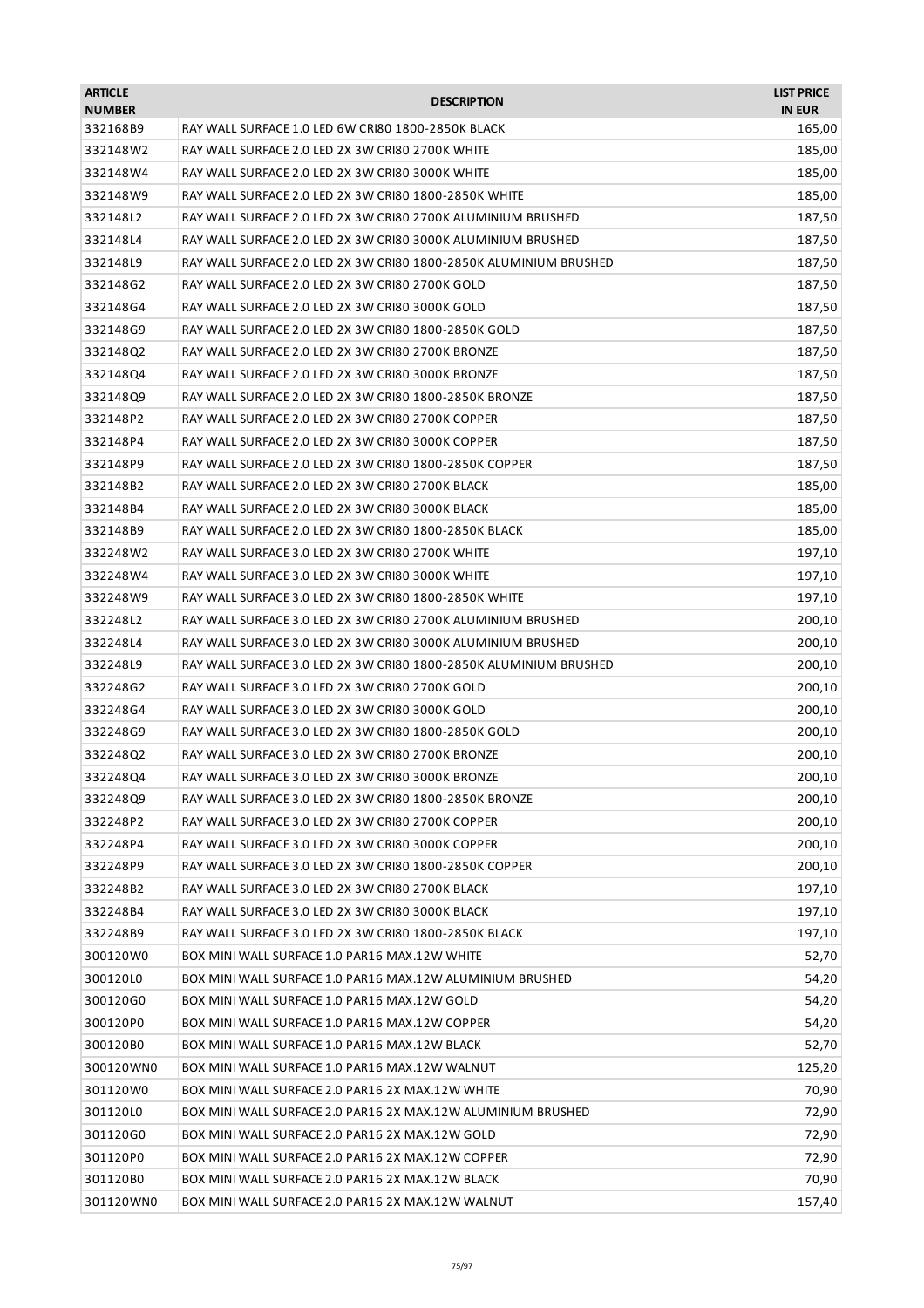| ARTICLE NUMBER | DESCRIPTION | LIST PRICE IN EUR |
|---|---|---|
| 332168B9 | RAY WALL SURFACE 1.0 LED 6W CRI80 1800-2850K BLACK | 165,00 |
| 332148W2 | RAY WALL SURFACE 2.0 LED 2X 3W CRI80 2700K WHITE | 185,00 |
| 332148W4 | RAY WALL SURFACE 2.0 LED 2X 3W CRI80 3000K WHITE | 185,00 |
| 332148W9 | RAY WALL SURFACE 2.0 LED 2X 3W CRI80 1800-2850K WHITE | 185,00 |
| 332148L2 | RAY WALL SURFACE 2.0 LED 2X 3W CRI80 2700K ALUMINIUM BRUSHED | 187,50 |
| 332148L4 | RAY WALL SURFACE 2.0 LED 2X 3W CRI80 3000K ALUMINIUM BRUSHED | 187,50 |
| 332148L9 | RAY WALL SURFACE 2.0 LED 2X 3W CRI80 1800-2850K ALUMINIUM BRUSHED | 187,50 |
| 332148G2 | RAY WALL SURFACE 2.0 LED 2X 3W CRI80 2700K GOLD | 187,50 |
| 332148G4 | RAY WALL SURFACE 2.0 LED 2X 3W CRI80 3000K GOLD | 187,50 |
| 332148G9 | RAY WALL SURFACE 2.0 LED 2X 3W CRI80 1800-2850K GOLD | 187,50 |
| 332148Q2 | RAY WALL SURFACE 2.0 LED 2X 3W CRI80 2700K BRONZE | 187,50 |
| 332148Q4 | RAY WALL SURFACE 2.0 LED 2X 3W CRI80 3000K BRONZE | 187,50 |
| 332148Q9 | RAY WALL SURFACE 2.0 LED 2X 3W CRI80 1800-2850K BRONZE | 187,50 |
| 332148P2 | RAY WALL SURFACE 2.0 LED 2X 3W CRI80 2700K COPPER | 187,50 |
| 332148P4 | RAY WALL SURFACE 2.0 LED 2X 3W CRI80 3000K COPPER | 187,50 |
| 332148P9 | RAY WALL SURFACE 2.0 LED 2X 3W CRI80 1800-2850K COPPER | 187,50 |
| 332148B2 | RAY WALL SURFACE 2.0 LED 2X 3W CRI80 2700K BLACK | 185,00 |
| 332148B4 | RAY WALL SURFACE 2.0 LED 2X 3W CRI80 3000K BLACK | 185,00 |
| 332148B9 | RAY WALL SURFACE 2.0 LED 2X 3W CRI80 1800-2850K BLACK | 185,00 |
| 332248W2 | RAY WALL SURFACE 3.0 LED 2X 3W CRI80 2700K WHITE | 197,10 |
| 332248W4 | RAY WALL SURFACE 3.0 LED 2X 3W CRI80 3000K WHITE | 197,10 |
| 332248W9 | RAY WALL SURFACE 3.0 LED 2X 3W CRI80 1800-2850K WHITE | 197,10 |
| 332248L2 | RAY WALL SURFACE 3.0 LED 2X 3W CRI80 2700K ALUMINIUM BRUSHED | 200,10 |
| 332248L4 | RAY WALL SURFACE 3.0 LED 2X 3W CRI80 3000K ALUMINIUM BRUSHED | 200,10 |
| 332248L9 | RAY WALL SURFACE 3.0 LED 2X 3W CRI80 1800-2850K ALUMINIUM BRUSHED | 200,10 |
| 332248G2 | RAY WALL SURFACE 3.0 LED 2X 3W CRI80 2700K GOLD | 200,10 |
| 332248G4 | RAY WALL SURFACE 3.0 LED 2X 3W CRI80 3000K GOLD | 200,10 |
| 332248G9 | RAY WALL SURFACE 3.0 LED 2X 3W CRI80 1800-2850K GOLD | 200,10 |
| 332248Q2 | RAY WALL SURFACE 3.0 LED 2X 3W CRI80 2700K BRONZE | 200,10 |
| 332248Q4 | RAY WALL SURFACE 3.0 LED 2X 3W CRI80 3000K BRONZE | 200,10 |
| 332248Q9 | RAY WALL SURFACE 3.0 LED 2X 3W CRI80 1800-2850K BRONZE | 200,10 |
| 332248P2 | RAY WALL SURFACE 3.0 LED 2X 3W CRI80 2700K COPPER | 200,10 |
| 332248P4 | RAY WALL SURFACE 3.0 LED 2X 3W CRI80 3000K COPPER | 200,10 |
| 332248P9 | RAY WALL SURFACE 3.0 LED 2X 3W CRI80 1800-2850K COPPER | 200,10 |
| 332248B2 | RAY WALL SURFACE 3.0 LED 2X 3W CRI80 2700K BLACK | 197,10 |
| 332248B4 | RAY WALL SURFACE 3.0 LED 2X 3W CRI80 3000K BLACK | 197,10 |
| 332248B9 | RAY WALL SURFACE 3.0 LED 2X 3W CRI80 1800-2850K BLACK | 197,10 |
| 300120W0 | BOX MINI WALL SURFACE 1.0 PAR16 MAX.12W WHITE | 52,70 |
| 300120L0 | BOX MINI WALL SURFACE 1.0 PAR16 MAX.12W ALUMINIUM BRUSHED | 54,20 |
| 300120G0 | BOX MINI WALL SURFACE 1.0 PAR16 MAX.12W GOLD | 54,20 |
| 300120P0 | BOX MINI WALL SURFACE 1.0 PAR16 MAX.12W COPPER | 54,20 |
| 300120B0 | BOX MINI WALL SURFACE 1.0 PAR16 MAX.12W BLACK | 52,70 |
| 300120WN0 | BOX MINI WALL SURFACE 1.0 PAR16 MAX.12W WALNUT | 125,20 |
| 301120W0 | BOX MINI WALL SURFACE 2.0 PAR16 2X MAX.12W WHITE | 70,90 |
| 301120L0 | BOX MINI WALL SURFACE 2.0 PAR16 2X MAX.12W ALUMINIUM BRUSHED | 72,90 |
| 301120G0 | BOX MINI WALL SURFACE 2.0 PAR16 2X MAX.12W GOLD | 72,90 |
| 301120P0 | BOX MINI WALL SURFACE 2.0 PAR16 2X MAX.12W COPPER | 72,90 |
| 301120B0 | BOX MINI WALL SURFACE 2.0 PAR16 2X MAX.12W BLACK | 70,90 |
| 301120WN0 | BOX MINI WALL SURFACE 2.0 PAR16 2X MAX.12W WALNUT | 157,40 |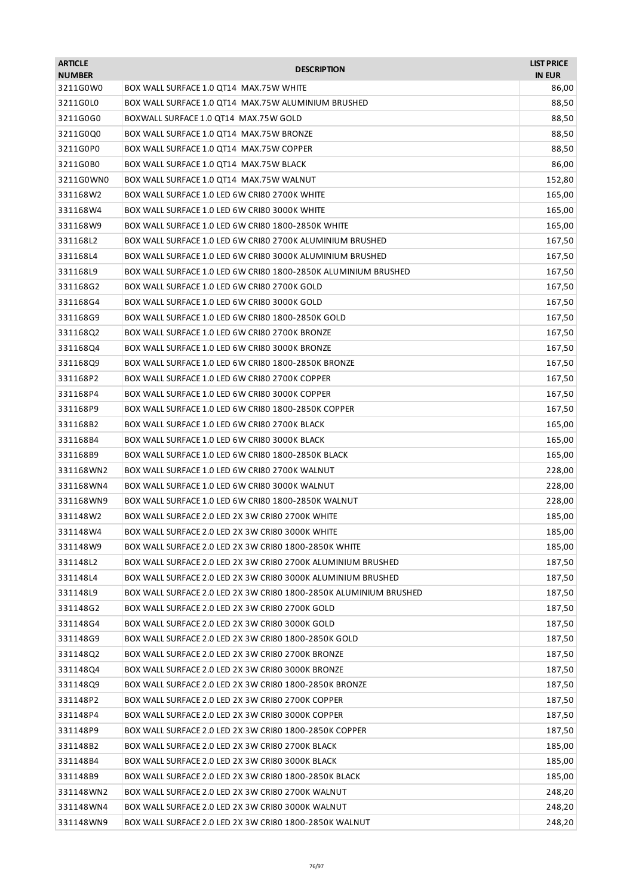| ARTICLE NUMBER | DESCRIPTION | LIST PRICE IN EUR |
|---|---|---|
| 3211G0W0 | BOX WALL SURFACE 1.0 QT14 MAX.75W WHITE | 86,00 |
| 3211G0L0 | BOX WALL SURFACE 1.0 QT14 MAX.75W ALUMINIUM BRUSHED | 88,50 |
| 3211G0G0 | BOXWALL SURFACE 1.0 QT14 MAX.75W GOLD | 88,50 |
| 3211G0Q0 | BOX WALL SURFACE 1.0 QT14 MAX.75W BRONZE | 88,50 |
| 3211G0P0 | BOX WALL SURFACE 1.0 QT14 MAX.75W COPPER | 88,50 |
| 3211G0B0 | BOX WALL SURFACE 1.0 QT14 MAX.75W BLACK | 86,00 |
| 3211G0WN0 | BOX WALL SURFACE 1.0 QT14 MAX.75W WALNUT | 152,80 |
| 331168W2 | BOX WALL SURFACE 1.0 LED 6W CRI80 2700K WHITE | 165,00 |
| 331168W4 | BOX WALL SURFACE 1.0 LED 6W CRI80 3000K WHITE | 165,00 |
| 331168W9 | BOX WALL SURFACE 1.0 LED 6W CRI80 1800-2850K WHITE | 165,00 |
| 331168L2 | BOX WALL SURFACE 1.0 LED 6W CRI80 2700K ALUMINIUM BRUSHED | 167,50 |
| 331168L4 | BOX WALL SURFACE 1.0 LED 6W CRI80 3000K ALUMINIUM BRUSHED | 167,50 |
| 331168L9 | BOX WALL SURFACE 1.0 LED 6W CRI80 1800-2850K ALUMINIUM BRUSHED | 167,50 |
| 331168G2 | BOX WALL SURFACE 1.0 LED 6W CRI80 2700K GOLD | 167,50 |
| 331168G4 | BOX WALL SURFACE 1.0 LED 6W CRI80 3000K GOLD | 167,50 |
| 331168G9 | BOX WALL SURFACE 1.0 LED 6W CRI80 1800-2850K GOLD | 167,50 |
| 331168Q2 | BOX WALL SURFACE 1.0 LED 6W CRI80 2700K BRONZE | 167,50 |
| 331168Q4 | BOX WALL SURFACE 1.0 LED 6W CRI80 3000K BRONZE | 167,50 |
| 331168Q9 | BOX WALL SURFACE 1.0 LED 6W CRI80 1800-2850K BRONZE | 167,50 |
| 331168P2 | BOX WALL SURFACE 1.0 LED 6W CRI80 2700K COPPER | 167,50 |
| 331168P4 | BOX WALL SURFACE 1.0 LED 6W CRI80 3000K COPPER | 167,50 |
| 331168P9 | BOX WALL SURFACE 1.0 LED 6W CRI80 1800-2850K COPPER | 167,50 |
| 331168B2 | BOX WALL SURFACE 1.0 LED 6W CRI80 2700K BLACK | 165,00 |
| 331168B4 | BOX WALL SURFACE 1.0 LED 6W CRI80 3000K BLACK | 165,00 |
| 331168B9 | BOX WALL SURFACE 1.0 LED 6W CRI80 1800-2850K BLACK | 165,00 |
| 331168WN2 | BOX WALL SURFACE 1.0 LED 6W CRI80 2700K WALNUT | 228,00 |
| 331168WN4 | BOX WALL SURFACE 1.0 LED 6W CRI80 3000K WALNUT | 228,00 |
| 331168WN9 | BOX WALL SURFACE 1.0 LED 6W CRI80 1800-2850K WALNUT | 228,00 |
| 331148W2 | BOX WALL SURFACE 2.0 LED 2X 3W CRI80 2700K WHITE | 185,00 |
| 331148W4 | BOX WALL SURFACE 2.0 LED 2X 3W CRI80 3000K WHITE | 185,00 |
| 331148W9 | BOX WALL SURFACE 2.0 LED 2X 3W CRI80 1800-2850K WHITE | 185,00 |
| 331148L2 | BOX WALL SURFACE 2.0 LED 2X 3W CRI80 2700K ALUMINIUM BRUSHED | 187,50 |
| 331148L4 | BOX WALL SURFACE 2.0 LED 2X 3W CRI80 3000K ALUMINIUM BRUSHED | 187,50 |
| 331148L9 | BOX WALL SURFACE 2.0 LED 2X 3W CRI80 1800-2850K ALUMINIUM BRUSHED | 187,50 |
| 331148G2 | BOX WALL SURFACE 2.0 LED 2X 3W CRI80 2700K GOLD | 187,50 |
| 331148G4 | BOX WALL SURFACE 2.0 LED 2X 3W CRI80 3000K GOLD | 187,50 |
| 331148G9 | BOX WALL SURFACE 2.0 LED 2X 3W CRI80 1800-2850K GOLD | 187,50 |
| 331148Q2 | BOX WALL SURFACE 2.0 LED 2X 3W CRI80 2700K BRONZE | 187,50 |
| 331148Q4 | BOX WALL SURFACE 2.0 LED 2X 3W CRI80 3000K BRONZE | 187,50 |
| 331148Q9 | BOX WALL SURFACE 2.0 LED 2X 3W CRI80 1800-2850K BRONZE | 187,50 |
| 331148P2 | BOX WALL SURFACE 2.0 LED 2X 3W CRI80 2700K COPPER | 187,50 |
| 331148P4 | BOX WALL SURFACE 2.0 LED 2X 3W CRI80 3000K COPPER | 187,50 |
| 331148P9 | BOX WALL SURFACE 2.0 LED 2X 3W CRI80 1800-2850K COPPER | 187,50 |
| 331148B2 | BOX WALL SURFACE 2.0 LED 2X 3W CRI80 2700K BLACK | 185,00 |
| 331148B4 | BOX WALL SURFACE 2.0 LED 2X 3W CRI80 3000K BLACK | 185,00 |
| 331148B9 | BOX WALL SURFACE 2.0 LED 2X 3W CRI80 1800-2850K BLACK | 185,00 |
| 331148WN2 | BOX WALL SURFACE 2.0 LED 2X 3W CRI80 2700K WALNUT | 248,20 |
| 331148WN4 | BOX WALL SURFACE 2.0 LED 2X 3W CRI80 3000K WALNUT | 248,20 |
| 331148WN9 | BOX WALL SURFACE 2.0 LED 2X 3W CRI80 1800-2850K WALNUT | 248,20 |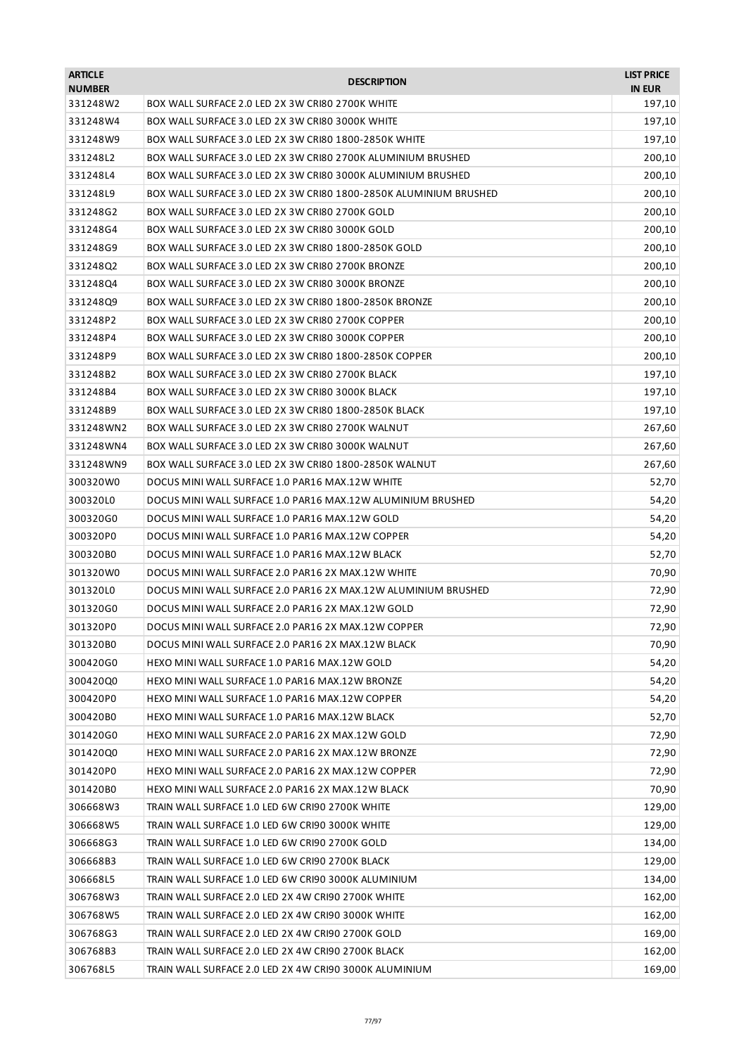| ARTICLE NUMBER | DESCRIPTION | LIST PRICE IN EUR |
|---|---|---|
| 331248W2 | BOX WALL SURFACE 2.0 LED 2X 3W CRI80 2700K WHITE | 197,10 |
| 331248W4 | BOX WALL SURFACE 3.0 LED 2X 3W CRI80 3000K WHITE | 197,10 |
| 331248W9 | BOX WALL SURFACE 3.0 LED 2X 3W CRI80 1800-2850K WHITE | 197,10 |
| 331248L2 | BOX WALL SURFACE 3.0 LED 2X 3W CRI80 2700K ALUMINIUM BRUSHED | 200,10 |
| 331248L4 | BOX WALL SURFACE 3.0 LED 2X 3W CRI80 3000K ALUMINIUM BRUSHED | 200,10 |
| 331248L9 | BOX WALL SURFACE 3.0 LED 2X 3W CRI80 1800-2850K ALUMINIUM BRUSHED | 200,10 |
| 331248G2 | BOX WALL SURFACE 3.0 LED 2X 3W CRI80 2700K GOLD | 200,10 |
| 331248G4 | BOX WALL SURFACE 3.0 LED 2X 3W CRI80 3000K GOLD | 200,10 |
| 331248G9 | BOX WALL SURFACE 3.0 LED 2X 3W CRI80 1800-2850K GOLD | 200,10 |
| 331248Q2 | BOX WALL SURFACE 3.0 LED 2X 3W CRI80 2700K BRONZE | 200,10 |
| 331248Q4 | BOX WALL SURFACE 3.0 LED 2X 3W CRI80 3000K BRONZE | 200,10 |
| 331248Q9 | BOX WALL SURFACE 3.0 LED 2X 3W CRI80 1800-2850K BRONZE | 200,10 |
| 331248P2 | BOX WALL SURFACE 3.0 LED 2X 3W CRI80 2700K COPPER | 200,10 |
| 331248P4 | BOX WALL SURFACE 3.0 LED 2X 3W CRI80 3000K COPPER | 200,10 |
| 331248P9 | BOX WALL SURFACE 3.0 LED 2X 3W CRI80 1800-2850K COPPER | 200,10 |
| 331248B2 | BOX WALL SURFACE 3.0 LED 2X 3W CRI80 2700K BLACK | 197,10 |
| 331248B4 | BOX WALL SURFACE 3.0 LED 2X 3W CRI80 3000K BLACK | 197,10 |
| 331248B9 | BOX WALL SURFACE 3.0 LED 2X 3W CRI80 1800-2850K BLACK | 197,10 |
| 331248WN2 | BOX WALL SURFACE 3.0 LED 2X 3W CRI80 2700K WALNUT | 267,60 |
| 331248WN4 | BOX WALL SURFACE 3.0 LED 2X 3W CRI80 3000K WALNUT | 267,60 |
| 331248WN9 | BOX WALL SURFACE 3.0 LED 2X 3W CRI80 1800-2850K WALNUT | 267,60 |
| 300320W0 | DOCUS MINI WALL SURFACE 1.0 PAR16 MAX.12W WHITE | 52,70 |
| 300320L0 | DOCUS MINI WALL SURFACE 1.0 PAR16 MAX.12W ALUMINIUM BRUSHED | 54,20 |
| 300320G0 | DOCUS MINI WALL SURFACE 1.0 PAR16 MAX.12W GOLD | 54,20 |
| 300320P0 | DOCUS MINI WALL SURFACE 1.0 PAR16 MAX.12W COPPER | 54,20 |
| 300320B0 | DOCUS MINI WALL SURFACE 1.0 PAR16 MAX.12W BLACK | 52,70 |
| 301320W0 | DOCUS MINI WALL SURFACE 2.0 PAR16 2X MAX.12W WHITE | 70,90 |
| 301320L0 | DOCUS MINI WALL SURFACE 2.0 PAR16 2X MAX.12W ALUMINIUM BRUSHED | 72,90 |
| 301320G0 | DOCUS MINI WALL SURFACE 2.0 PAR16 2X MAX.12W GOLD | 72,90 |
| 301320P0 | DOCUS MINI WALL SURFACE 2.0 PAR16 2X MAX.12W COPPER | 72,90 |
| 301320B0 | DOCUS MINI WALL SURFACE 2.0 PAR16 2X MAX.12W BLACK | 70,90 |
| 300420G0 | HEXO MINI WALL SURFACE 1.0 PAR16 MAX.12W GOLD | 54,20 |
| 300420Q0 | HEXO MINI WALL SURFACE 1.0 PAR16 MAX.12W BRONZE | 54,20 |
| 300420P0 | HEXO MINI WALL SURFACE 1.0 PAR16 MAX.12W COPPER | 54,20 |
| 300420B0 | HEXO MINI WALL SURFACE 1.0 PAR16 MAX.12W BLACK | 52,70 |
| 301420G0 | HEXO MINI WALL SURFACE 2.0 PAR16 2X MAX.12W GOLD | 72,90 |
| 301420Q0 | HEXO MINI WALL SURFACE 2.0 PAR16 2X MAX.12W BRONZE | 72,90 |
| 301420P0 | HEXO MINI WALL SURFACE 2.0 PAR16 2X MAX.12W COPPER | 72,90 |
| 301420B0 | HEXO MINI WALL SURFACE 2.0 PAR16 2X MAX.12W BLACK | 70,90 |
| 306668W3 | TRAIN WALL SURFACE 1.0 LED 6W CRI90 2700K WHITE | 129,00 |
| 306668W5 | TRAIN WALL SURFACE 1.0 LED 6W CRI90 3000K WHITE | 129,00 |
| 306668G3 | TRAIN WALL SURFACE 1.0 LED 6W CRI90 2700K GOLD | 134,00 |
| 306668B3 | TRAIN WALL SURFACE 1.0 LED 6W CRI90 2700K BLACK | 129,00 |
| 306668L5 | TRAIN WALL SURFACE 1.0 LED 6W CRI90 3000K ALUMINIUM | 134,00 |
| 306768W3 | TRAIN WALL SURFACE 2.0 LED 2X 4W CRI90 2700K WHITE | 162,00 |
| 306768W5 | TRAIN WALL SURFACE 2.0 LED 2X 4W CRI90 3000K WHITE | 162,00 |
| 306768G3 | TRAIN WALL SURFACE 2.0 LED 2X 4W CRI90 2700K GOLD | 169,00 |
| 306768B3 | TRAIN WALL SURFACE 2.0 LED 2X 4W CRI90 2700K BLACK | 162,00 |
| 306768L5 | TRAIN WALL SURFACE 2.0 LED 2X 4W CRI90 3000K ALUMINIUM | 169,00 |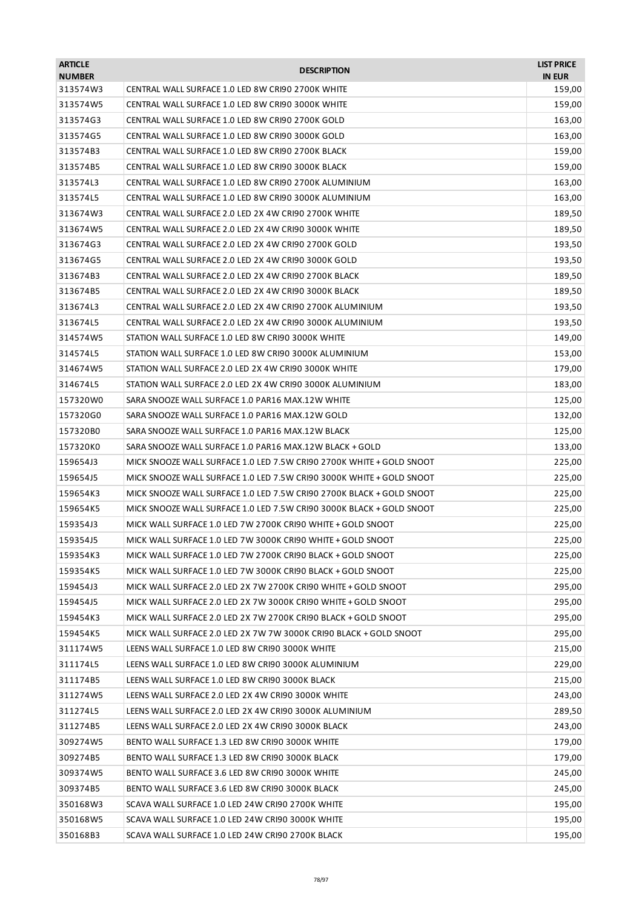| ARTICLE NUMBER | DESCRIPTION | LIST PRICE IN EUR |
|---|---|---|
| 313574W3 | CENTRAL WALL SURFACE 1.0 LED 8W CRI90 2700K WHITE | 159,00 |
| 313574W5 | CENTRAL WALL SURFACE 1.0 LED 8W CRI90 3000K WHITE | 159,00 |
| 313574G3 | CENTRAL WALL SURFACE 1.0 LED 8W CRI90 2700K GOLD | 163,00 |
| 313574G5 | CENTRAL WALL SURFACE 1.0 LED 8W CRI90 3000K GOLD | 163,00 |
| 313574B3 | CENTRAL WALL SURFACE 1.0 LED 8W CRI90 2700K BLACK | 159,00 |
| 313574B5 | CENTRAL WALL SURFACE 1.0 LED 8W CRI90 3000K BLACK | 159,00 |
| 313574L3 | CENTRAL WALL SURFACE 1.0 LED 8W CRI90 2700K ALUMINIUM | 163,00 |
| 313574L5 | CENTRAL WALL SURFACE 1.0 LED 8W CRI90 3000K ALUMINIUM | 163,00 |
| 313674W3 | CENTRAL WALL SURFACE 2.0 LED 2X 4W CRI90 2700K WHITE | 189,50 |
| 313674W5 | CENTRAL WALL SURFACE 2.0 LED 2X 4W CRI90 3000K WHITE | 189,50 |
| 313674G3 | CENTRAL WALL SURFACE 2.0 LED 2X 4W CRI90 2700K GOLD | 193,50 |
| 313674G5 | CENTRAL WALL SURFACE 2.0 LED 2X 4W CRI90 3000K GOLD | 193,50 |
| 313674B3 | CENTRAL WALL SURFACE 2.0 LED 2X 4W CRI90 2700K BLACK | 189,50 |
| 313674B5 | CENTRAL WALL SURFACE 2.0 LED 2X 4W CRI90 3000K BLACK | 189,50 |
| 313674L3 | CENTRAL WALL SURFACE 2.0 LED 2X 4W CRI90 2700K ALUMINIUM | 193,50 |
| 313674L5 | CENTRAL WALL SURFACE 2.0 LED 2X 4W CRI90 3000K ALUMINIUM | 193,50 |
| 314574W5 | STATION WALL SURFACE 1.0 LED 8W CRI90 3000K WHITE | 149,00 |
| 314574L5 | STATION WALL SURFACE 1.0 LED 8W CRI90 3000K ALUMINIUM | 153,00 |
| 314674W5 | STATION WALL SURFACE 2.0 LED 2X 4W CRI90 3000K WHITE | 179,00 |
| 314674L5 | STATION WALL SURFACE 2.0 LED 2X 4W CRI90 3000K ALUMINIUM | 183,00 |
| 157320W0 | SARA SNOOZE WALL SURFACE 1.0 PAR16 MAX.12W WHITE | 125,00 |
| 157320G0 | SARA SNOOZE WALL SURFACE 1.0 PAR16 MAX.12W GOLD | 132,00 |
| 157320B0 | SARA SNOOZE WALL SURFACE 1.0 PAR16 MAX.12W BLACK | 125,00 |
| 157320K0 | SARA SNOOZE WALL SURFACE 1.0 PAR16 MAX.12W BLACK + GOLD | 133,00 |
| 159654J3 | MICK SNOOZE WALL SURFACE 1.0 LED 7.5W CRI90 2700K WHITE + GOLD SNOOT | 225,00 |
| 159654J5 | MICK SNOOZE WALL SURFACE 1.0 LED 7.5W CRI90 3000K WHITE + GOLD SNOOT | 225,00 |
| 159654K3 | MICK SNOOZE WALL SURFACE 1.0 LED 7.5W CRI90 2700K BLACK + GOLD SNOOT | 225,00 |
| 159654K5 | MICK SNOOZE WALL SURFACE 1.0 LED 7.5W CRI90 3000K BLACK + GOLD SNOOT | 225,00 |
| 159354J3 | MICK WALL SURFACE 1.0 LED 7W 2700K CRI90 WHITE + GOLD SNOOT | 225,00 |
| 159354J5 | MICK WALL SURFACE 1.0 LED 7W 3000K CRI90 WHITE + GOLD SNOOT | 225,00 |
| 159354K3 | MICK WALL SURFACE 1.0 LED 7W 2700K CRI90 BLACK + GOLD SNOOT | 225,00 |
| 159354K5 | MICK WALL SURFACE 1.0 LED 7W 3000K CRI90 BLACK + GOLD SNOOT | 225,00 |
| 159454J3 | MICK WALL SURFACE 2.0 LED 2X 7W 2700K CRI90 WHITE + GOLD SNOOT | 295,00 |
| 159454J5 | MICK WALL SURFACE 2.0 LED 2X 7W 3000K CRI90 WHITE + GOLD SNOOT | 295,00 |
| 159454K3 | MICK WALL SURFACE 2.0 LED 2X 7W 2700K CRI90 BLACK + GOLD SNOOT | 295,00 |
| 159454K5 | MICK WALL SURFACE 2.0 LED 2X 7W 7W 3000K CRI90 BLACK + GOLD SNOOT | 295,00 |
| 311174W5 | LEENS WALL SURFACE 1.0 LED 8W CRI90 3000K WHITE | 215,00 |
| 311174L5 | LEENS WALL SURFACE 1.0 LED 8W CRI90 3000K ALUMINIUM | 229,00 |
| 311174B5 | LEENS WALL SURFACE 1.0 LED 8W CRI90 3000K BLACK | 215,00 |
| 311274W5 | LEENS WALL SURFACE 2.0 LED 2X 4W CRI90 3000K WHITE | 243,00 |
| 311274L5 | LEENS WALL SURFACE 2.0 LED 2X 4W CRI90 3000K ALUMINIUM | 289,50 |
| 311274B5 | LEENS WALL SURFACE 2.0 LED 2X 4W CRI90 3000K BLACK | 243,00 |
| 309274W5 | BENTO WALL SURFACE 1.3 LED 8W CRI90 3000K WHITE | 179,00 |
| 309274B5 | BENTO WALL SURFACE 1.3 LED 8W CRI90 3000K BLACK | 179,00 |
| 309374W5 | BENTO WALL SURFACE 3.6 LED 8W CRI90 3000K WHITE | 245,00 |
| 309374B5 | BENTO WALL SURFACE 3.6 LED 8W CRI90 3000K BLACK | 245,00 |
| 350168W3 | SCAVA WALL SURFACE 1.0 LED 24W CRI90 2700K WHITE | 195,00 |
| 350168W5 | SCAVA WALL SURFACE 1.0 LED 24W CRI90 3000K WHITE | 195,00 |
| 350168B3 | SCAVA WALL SURFACE 1.0 LED 24W CRI90 2700K BLACK | 195,00 |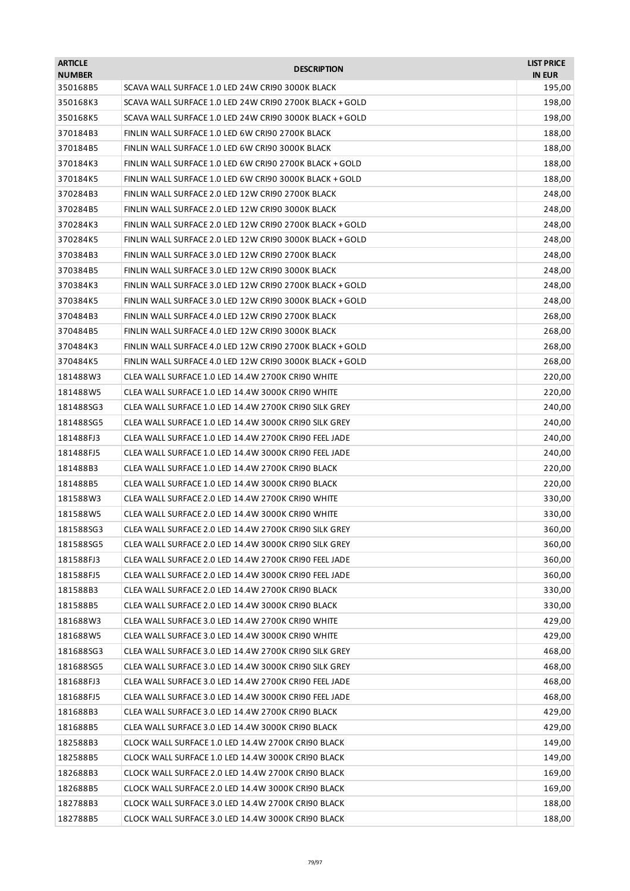| ARTICLE NUMBER | DESCRIPTION | LIST PRICE IN EUR |
|---|---|---|
| 350168B5 | SCAVA WALL SURFACE 1.0 LED 24W CRI90 3000K BLACK | 195,00 |
| 350168K3 | SCAVA WALL SURFACE 1.0 LED 24W CRI90 2700K BLACK + GOLD | 198,00 |
| 350168K5 | SCAVA WALL SURFACE 1.0 LED 24W CRI90 3000K BLACK + GOLD | 198,00 |
| 370184B3 | FINLIN WALL SURFACE 1.0 LED 6W CRI90 2700K BLACK | 188,00 |
| 370184B5 | FINLIN WALL SURFACE 1.0 LED 6W CRI90 3000K BLACK | 188,00 |
| 370184K3 | FINLIN WALL SURFACE 1.0 LED 6W CRI90 2700K BLACK + GOLD | 188,00 |
| 370184K5 | FINLIN WALL SURFACE 1.0 LED 6W CRI90 3000K BLACK + GOLD | 188,00 |
| 370284B3 | FINLIN WALL SURFACE 2.0 LED 12W CRI90 2700K BLACK | 248,00 |
| 370284B5 | FINLIN WALL SURFACE 2.0 LED 12W CRI90 3000K BLACK | 248,00 |
| 370284K3 | FINLIN WALL SURFACE 2.0 LED 12W CRI90 2700K BLACK + GOLD | 248,00 |
| 370284K5 | FINLIN WALL SURFACE 2.0 LED 12W CRI90 3000K BLACK + GOLD | 248,00 |
| 370384B3 | FINLIN WALL SURFACE 3.0 LED 12W CRI90 2700K BLACK | 248,00 |
| 370384B5 | FINLIN WALL SURFACE 3.0 LED 12W CRI90 3000K BLACK | 248,00 |
| 370384K3 | FINLIN WALL SURFACE 3.0 LED 12W CRI90 2700K BLACK + GOLD | 248,00 |
| 370384K5 | FINLIN WALL SURFACE 3.0 LED 12W CRI90 3000K BLACK + GOLD | 248,00 |
| 370484B3 | FINLIN WALL SURFACE 4.0 LED 12W CRI90 2700K BLACK | 268,00 |
| 370484B5 | FINLIN WALL SURFACE 4.0 LED 12W CRI90 3000K BLACK | 268,00 |
| 370484K3 | FINLIN WALL SURFACE 4.0 LED 12W CRI90 2700K BLACK + GOLD | 268,00 |
| 370484K5 | FINLIN WALL SURFACE 4.0 LED 12W CRI90 3000K BLACK + GOLD | 268,00 |
| 181488W3 | CLEA WALL SURFACE 1.0 LED 14.4W 2700K CRI90 WHITE | 220,00 |
| 181488W5 | CLEA WALL SURFACE 1.0 LED 14.4W 3000K CRI90 WHITE | 220,00 |
| 181488SG3 | CLEA WALL SURFACE 1.0 LED 14.4W 2700K CRI90 SILK GREY | 240,00 |
| 181488SG5 | CLEA WALL SURFACE 1.0 LED 14.4W 3000K CRI90 SILK GREY | 240,00 |
| 181488FJ3 | CLEA WALL SURFACE 1.0 LED 14.4W 2700K CRI90 FEEL JADE | 240,00 |
| 181488FJ5 | CLEA WALL SURFACE 1.0 LED 14.4W 3000K CRI90 FEEL JADE | 240,00 |
| 181488B3 | CLEA WALL SURFACE 1.0 LED 14.4W 2700K CRI90 BLACK | 220,00 |
| 181488B5 | CLEA WALL SURFACE 1.0 LED 14.4W 3000K CRI90 BLACK | 220,00 |
| 181588W3 | CLEA WALL SURFACE 2.0 LED 14.4W 2700K CRI90 WHITE | 330,00 |
| 181588W5 | CLEA WALL SURFACE 2.0 LED 14.4W 3000K CRI90 WHITE | 330,00 |
| 181588SG3 | CLEA WALL SURFACE 2.0 LED 14.4W 2700K CRI90 SILK GREY | 360,00 |
| 181588SG5 | CLEA WALL SURFACE 2.0 LED 14.4W 3000K CRI90 SILK GREY | 360,00 |
| 181588FJ3 | CLEA WALL SURFACE 2.0 LED 14.4W 2700K CRI90 FEEL JADE | 360,00 |
| 181588FJ5 | CLEA WALL SURFACE 2.0 LED 14.4W 3000K CRI90 FEEL JADE | 360,00 |
| 181588B3 | CLEA WALL SURFACE 2.0 LED 14.4W 2700K CRI90 BLACK | 330,00 |
| 181588B5 | CLEA WALL SURFACE 2.0 LED 14.4W 3000K CRI90 BLACK | 330,00 |
| 181688W3 | CLEA WALL SURFACE 3.0 LED 14.4W 2700K CRI90 WHITE | 429,00 |
| 181688W5 | CLEA WALL SURFACE 3.0 LED 14.4W 3000K CRI90 WHITE | 429,00 |
| 181688SG3 | CLEA WALL SURFACE 3.0 LED 14.4W 2700K CRI90 SILK GREY | 468,00 |
| 181688SG5 | CLEA WALL SURFACE 3.0 LED 14.4W 3000K CRI90 SILK GREY | 468,00 |
| 181688FJ3 | CLEA WALL SURFACE 3.0 LED 14.4W 2700K CRI90 FEEL JADE | 468,00 |
| 181688FJ5 | CLEA WALL SURFACE 3.0 LED 14.4W 3000K CRI90 FEEL JADE | 468,00 |
| 181688B3 | CLEA WALL SURFACE 3.0 LED 14.4W 2700K CRI90 BLACK | 429,00 |
| 181688B5 | CLEA WALL SURFACE 3.0 LED 14.4W 3000K CRI90 BLACK | 429,00 |
| 182588B3 | CLOCK WALL SURFACE 1.0 LED 14.4W 2700K CRI90 BLACK | 149,00 |
| 182588B5 | CLOCK WALL SURFACE 1.0 LED 14.4W 3000K CRI90 BLACK | 149,00 |
| 182688B3 | CLOCK WALL SURFACE 2.0 LED 14.4W 2700K CRI90 BLACK | 169,00 |
| 182688B5 | CLOCK WALL SURFACE 2.0 LED 14.4W 3000K CRI90 BLACK | 169,00 |
| 182788B3 | CLOCK WALL SURFACE 3.0 LED 14.4W 2700K CRI90 BLACK | 188,00 |
| 182788B5 | CLOCK WALL SURFACE 3.0 LED 14.4W 3000K CRI90 BLACK | 188,00 |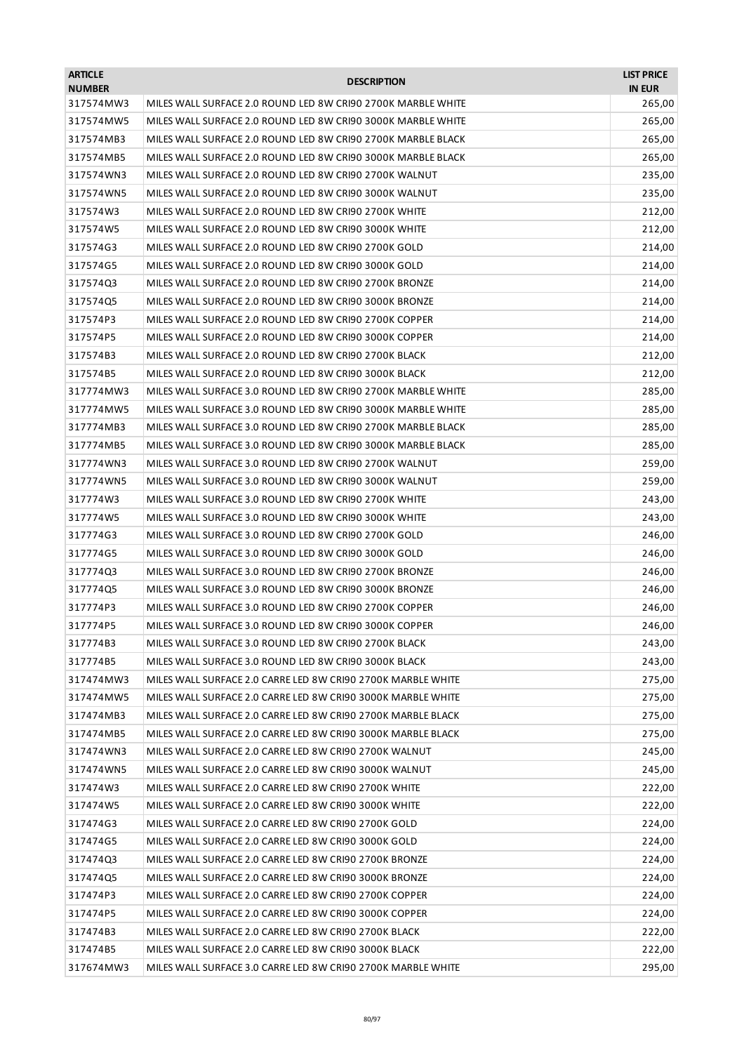| ARTICLE NUMBER | DESCRIPTION | LIST PRICE IN EUR |
|---|---|---|
| 317574MW3 | MILES WALL SURFACE 2.0 ROUND LED 8W CRI90 2700K MARBLE WHITE | 265,00 |
| 317574MW5 | MILES WALL SURFACE 2.0 ROUND LED 8W CRI90 3000K MARBLE WHITE | 265,00 |
| 317574MB3 | MILES WALL SURFACE 2.0 ROUND LED 8W CRI90 2700K MARBLE BLACK | 265,00 |
| 317574MB5 | MILES WALL SURFACE 2.0 ROUND LED 8W CRI90 3000K MARBLE BLACK | 265,00 |
| 317574WN3 | MILES WALL SURFACE 2.0 ROUND LED 8W CRI90 2700K WALNUT | 235,00 |
| 317574WN5 | MILES WALL SURFACE 2.0 ROUND LED 8W CRI90 3000K WALNUT | 235,00 |
| 317574W3 | MILES WALL SURFACE 2.0 ROUND LED 8W CRI90 2700K WHITE | 212,00 |
| 317574W5 | MILES WALL SURFACE 2.0 ROUND LED 8W CRI90 3000K WHITE | 212,00 |
| 317574G3 | MILES WALL SURFACE 2.0 ROUND LED 8W CRI90 2700K GOLD | 214,00 |
| 317574G5 | MILES WALL SURFACE 2.0 ROUND LED 8W CRI90 3000K GOLD | 214,00 |
| 317574Q3 | MILES WALL SURFACE 2.0 ROUND LED 8W CRI90 2700K BRONZE | 214,00 |
| 317574Q5 | MILES WALL SURFACE 2.0 ROUND LED 8W CRI90 3000K BRONZE | 214,00 |
| 317574P3 | MILES WALL SURFACE 2.0 ROUND LED 8W CRI90 2700K COPPER | 214,00 |
| 317574P5 | MILES WALL SURFACE 2.0 ROUND LED 8W CRI90 3000K COPPER | 214,00 |
| 317574B3 | MILES WALL SURFACE 2.0 ROUND LED 8W CRI90 2700K BLACK | 212,00 |
| 317574B5 | MILES WALL SURFACE 2.0 ROUND LED 8W CRI90 3000K BLACK | 212,00 |
| 317774MW3 | MILES WALL SURFACE 3.0 ROUND LED 8W CRI90 2700K MARBLE WHITE | 285,00 |
| 317774MW5 | MILES WALL SURFACE 3.0 ROUND LED 8W CRI90 3000K MARBLE WHITE | 285,00 |
| 317774MB3 | MILES WALL SURFACE 3.0 ROUND LED 8W CRI90 2700K MARBLE BLACK | 285,00 |
| 317774MB5 | MILES WALL SURFACE 3.0 ROUND LED 8W CRI90 3000K MARBLE BLACK | 285,00 |
| 317774WN3 | MILES WALL SURFACE 3.0 ROUND LED 8W CRI90 2700K WALNUT | 259,00 |
| 317774WN5 | MILES WALL SURFACE 3.0 ROUND LED 8W CRI90 3000K WALNUT | 259,00 |
| 317774W3 | MILES WALL SURFACE 3.0 ROUND LED 8W CRI90 2700K WHITE | 243,00 |
| 317774W5 | MILES WALL SURFACE 3.0 ROUND LED 8W CRI90 3000K WHITE | 243,00 |
| 317774G3 | MILES WALL SURFACE 3.0 ROUND LED 8W CRI90 2700K GOLD | 246,00 |
| 317774G5 | MILES WALL SURFACE 3.0 ROUND LED 8W CRI90 3000K GOLD | 246,00 |
| 317774Q3 | MILES WALL SURFACE 3.0 ROUND LED 8W CRI90 2700K BRONZE | 246,00 |
| 317774Q5 | MILES WALL SURFACE 3.0 ROUND LED 8W CRI90 3000K BRONZE | 246,00 |
| 317774P3 | MILES WALL SURFACE 3.0 ROUND LED 8W CRI90 2700K COPPER | 246,00 |
| 317774P5 | MILES WALL SURFACE 3.0 ROUND LED 8W CRI90 3000K COPPER | 246,00 |
| 317774B3 | MILES WALL SURFACE 3.0 ROUND LED 8W CRI90 2700K BLACK | 243,00 |
| 317774B5 | MILES WALL SURFACE 3.0 ROUND LED 8W CRI90 3000K BLACK | 243,00 |
| 317474MW3 | MILES WALL SURFACE 2.0 CARRE LED 8W CRI90 2700K MARBLE WHITE | 275,00 |
| 317474MW5 | MILES WALL SURFACE 2.0 CARRE LED 8W CRI90 3000K MARBLE WHITE | 275,00 |
| 317474MB3 | MILES WALL SURFACE 2.0 CARRE LED 8W CRI90 2700K MARBLE BLACK | 275,00 |
| 317474MB5 | MILES WALL SURFACE 2.0 CARRE LED 8W CRI90 3000K MARBLE BLACK | 275,00 |
| 317474WN3 | MILES WALL SURFACE 2.0 CARRE LED 8W CRI90 2700K WALNUT | 245,00 |
| 317474WN5 | MILES WALL SURFACE 2.0 CARRE LED 8W CRI90 3000K WALNUT | 245,00 |
| 317474W3 | MILES WALL SURFACE 2.0 CARRE LED 8W CRI90 2700K WHITE | 222,00 |
| 317474W5 | MILES WALL SURFACE 2.0 CARRE LED 8W CRI90 3000K WHITE | 222,00 |
| 317474G3 | MILES WALL SURFACE 2.0 CARRE LED 8W CRI90 2700K GOLD | 224,00 |
| 317474G5 | MILES WALL SURFACE 2.0 CARRE LED 8W CRI90 3000K GOLD | 224,00 |
| 317474Q3 | MILES WALL SURFACE 2.0 CARRE LED 8W CRI90 2700K BRONZE | 224,00 |
| 317474Q5 | MILES WALL SURFACE 2.0 CARRE LED 8W CRI90 3000K BRONZE | 224,00 |
| 317474P3 | MILES WALL SURFACE 2.0 CARRE LED 8W CRI90 2700K COPPER | 224,00 |
| 317474P5 | MILES WALL SURFACE 2.0 CARRE LED 8W CRI90 3000K COPPER | 224,00 |
| 317474B3 | MILES WALL SURFACE 2.0 CARRE LED 8W CRI90 2700K BLACK | 222,00 |
| 317474B5 | MILES WALL SURFACE 2.0 CARRE LED 8W CRI90 3000K BLACK | 222,00 |
| 317674MW3 | MILES WALL SURFACE 3.0 CARRE LED 8W CRI90 2700K MARBLE WHITE | 295,00 |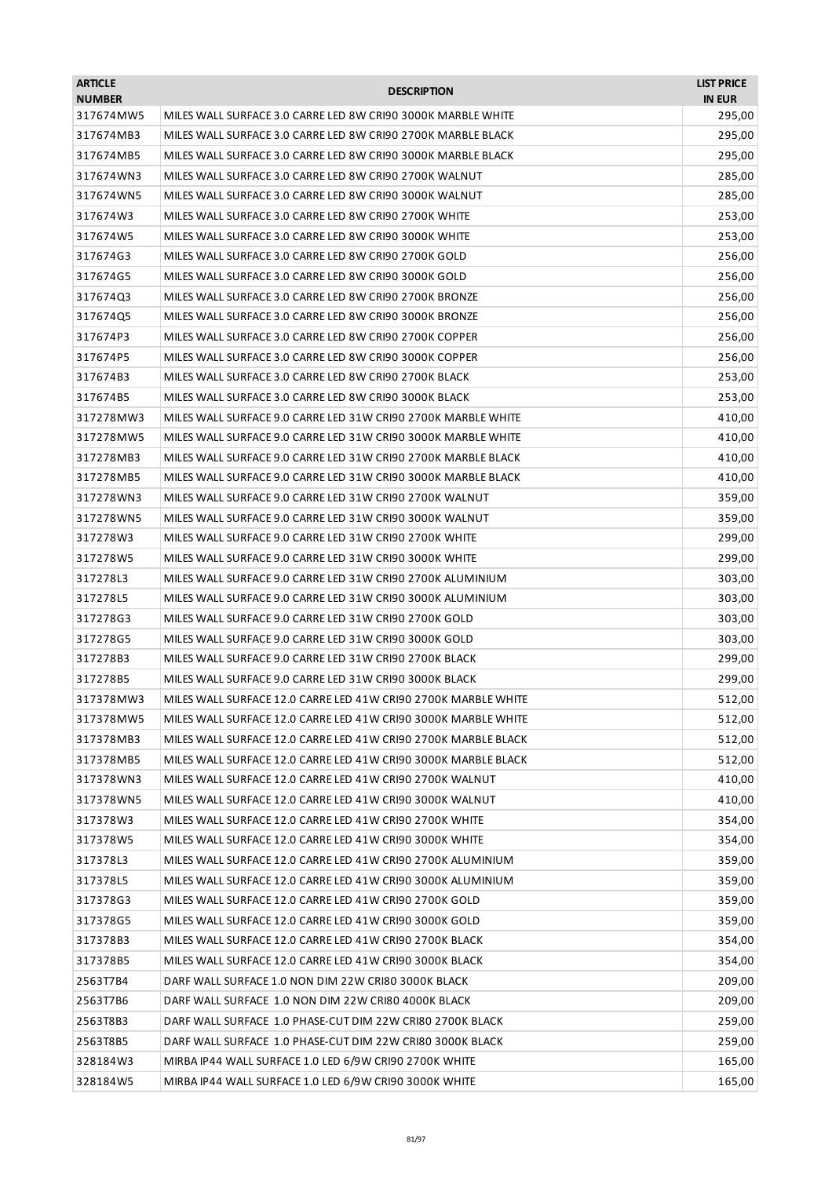| ARTICLE NUMBER | DESCRIPTION | LIST PRICE IN EUR |
|---|---|---|
| 317674MW5 | MILES WALL SURFACE 3.0 CARRE LED 8W CRI90 3000K MARBLE WHITE | 295,00 |
| 317674MB3 | MILES WALL SURFACE 3.0 CARRE LED 8W CRI90 2700K MARBLE BLACK | 295,00 |
| 317674MB5 | MILES WALL SURFACE 3.0 CARRE LED 8W CRI90 3000K MARBLE BLACK | 295,00 |
| 317674WN3 | MILES WALL SURFACE 3.0 CARRE LED 8W CRI90 2700K WALNUT | 285,00 |
| 317674WN5 | MILES WALL SURFACE 3.0 CARRE LED 8W CRI90 3000K WALNUT | 285,00 |
| 317674W3 | MILES WALL SURFACE 3.0 CARRE LED 8W CRI90 2700K WHITE | 253,00 |
| 317674W5 | MILES WALL SURFACE 3.0 CARRE LED 8W CRI90 3000K WHITE | 253,00 |
| 317674G3 | MILES WALL SURFACE 3.0 CARRE LED 8W CRI90 2700K GOLD | 256,00 |
| 317674G5 | MILES WALL SURFACE 3.0 CARRE LED 8W CRI90 3000K GOLD | 256,00 |
| 317674Q3 | MILES WALL SURFACE 3.0 CARRE LED 8W CRI90 2700K BRONZE | 256,00 |
| 317674Q5 | MILES WALL SURFACE 3.0 CARRE LED 8W CRI90 3000K BRONZE | 256,00 |
| 317674P3 | MILES WALL SURFACE 3.0 CARRE LED 8W CRI90 2700K COPPER | 256,00 |
| 317674P5 | MILES WALL SURFACE 3.0 CARRE LED 8W CRI90 3000K COPPER | 256,00 |
| 317674B3 | MILES WALL SURFACE 3.0 CARRE LED 8W CRI90 2700K BLACK | 253,00 |
| 317674B5 | MILES WALL SURFACE 3.0 CARRE LED 8W CRI90 3000K BLACK | 253,00 |
| 317278MW3 | MILES WALL SURFACE 9.0 CARRE LED 31W CRI90 2700K MARBLE WHITE | 410,00 |
| 317278MW5 | MILES WALL SURFACE 9.0 CARRE LED 31W CRI90 3000K MARBLE WHITE | 410,00 |
| 317278MB3 | MILES WALL SURFACE 9.0 CARRE LED 31W CRI90 2700K MARBLE BLACK | 410,00 |
| 317278MB5 | MILES WALL SURFACE 9.0 CARRE LED 31W CRI90 3000K MARBLE BLACK | 410,00 |
| 317278WN3 | MILES WALL SURFACE 9.0 CARRE LED 31W CRI90 2700K WALNUT | 359,00 |
| 317278WN5 | MILES WALL SURFACE 9.0 CARRE LED 31W CRI90 3000K WALNUT | 359,00 |
| 317278W3 | MILES WALL SURFACE 9.0 CARRE LED 31W CRI90 2700K WHITE | 299,00 |
| 317278W5 | MILES WALL SURFACE 9.0 CARRE LED 31W CRI90 3000K WHITE | 299,00 |
| 317278L3 | MILES WALL SURFACE 9.0 CARRE LED 31W CRI90 2700K ALUMINIUM | 303,00 |
| 317278L5 | MILES WALL SURFACE 9.0 CARRE LED 31W CRI90 3000K ALUMINIUM | 303,00 |
| 317278G3 | MILES WALL SURFACE 9.0 CARRE LED 31W CRI90 2700K GOLD | 303,00 |
| 317278G5 | MILES WALL SURFACE 9.0 CARRE LED 31W CRI90 3000K GOLD | 303,00 |
| 317278B3 | MILES WALL SURFACE 9.0 CARRE LED 31W CRI90 2700K BLACK | 299,00 |
| 317278B5 | MILES WALL SURFACE 9.0 CARRE LED 31W CRI90 3000K BLACK | 299,00 |
| 317378MW3 | MILES WALL SURFACE 12.0 CARRE LED 41W CRI90 2700K MARBLE WHITE | 512,00 |
| 317378MW5 | MILES WALL SURFACE 12.0 CARRE LED 41W CRI90 3000K MARBLE WHITE | 512,00 |
| 317378MB3 | MILES WALL SURFACE 12.0 CARRE LED 41W CRI90 2700K MARBLE BLACK | 512,00 |
| 317378MB5 | MILES WALL SURFACE 12.0 CARRE LED 41W CRI90 3000K MARBLE BLACK | 512,00 |
| 317378WN3 | MILES WALL SURFACE 12.0 CARRE LED 41W CRI90 2700K WALNUT | 410,00 |
| 317378WN5 | MILES WALL SURFACE 12.0 CARRE LED 41W CRI90 3000K WALNUT | 410,00 |
| 317378W3 | MILES WALL SURFACE 12.0 CARRE LED 41W CRI90 2700K WHITE | 354,00 |
| 317378W5 | MILES WALL SURFACE 12.0 CARRE LED 41W CRI90 3000K WHITE | 354,00 |
| 317378L3 | MILES WALL SURFACE 12.0 CARRE LED 41W CRI90 2700K ALUMINIUM | 359,00 |
| 317378L5 | MILES WALL SURFACE 12.0 CARRE LED 41W CRI90 3000K ALUMINIUM | 359,00 |
| 317378G3 | MILES WALL SURFACE 12.0 CARRE LED 41W CRI90 2700K GOLD | 359,00 |
| 317378G5 | MILES WALL SURFACE 12.0 CARRE LED 41W CRI90 3000K GOLD | 359,00 |
| 317378B3 | MILES WALL SURFACE 12.0 CARRE LED 41W CRI90 2700K BLACK | 354,00 |
| 317378B5 | MILES WALL SURFACE 12.0 CARRE LED 41W CRI90 3000K BLACK | 354,00 |
| 2563T7B4 | DARF WALL SURFACE 1.0 NON DIM 22W CRI80 3000K BLACK | 209,00 |
| 2563T7B6 | DARF WALL SURFACE 1.0 NON DIM 22W CRI80 4000K BLACK | 209,00 |
| 2563T8B3 | DARF WALL SURFACE 1.0 PHASE-CUT DIM 22W CRI80 2700K BLACK | 259,00 |
| 2563T8B5 | DARF WALL SURFACE 1.0 PHASE-CUT DIM 22W CRI80 3000K BLACK | 259,00 |
| 328184W3 | MIRBA IP44 WALL SURFACE 1.0 LED 6/9W CRI90 2700K WHITE | 165,00 |
| 328184W5 | MIRBA IP44 WALL SURFACE 1.0 LED 6/9W CRI90 3000K WHITE | 165,00 |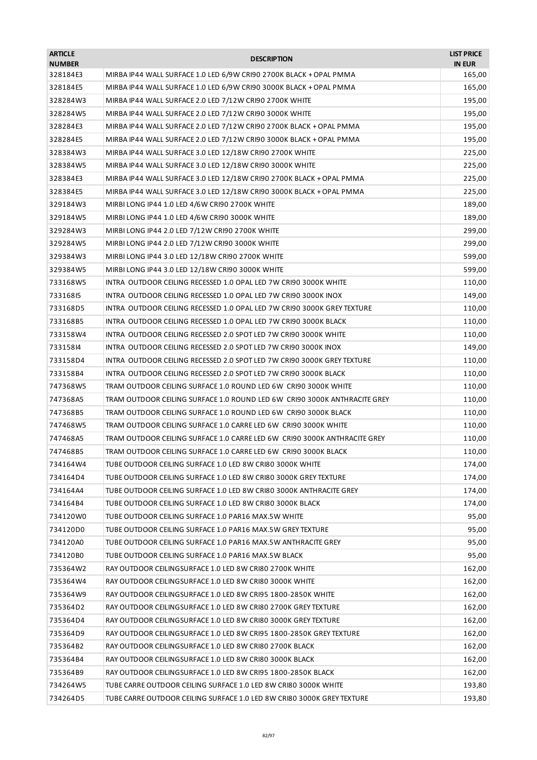| ARTICLE NUMBER | DESCRIPTION | LIST PRICE IN EUR |
|---|---|---|
| 328184E3 | MIRBA IP44 WALL SURFACE 1.0 LED 6/9W CRI90 2700K BLACK + OPAL PMMA | 165,00 |
| 328184E5 | MIRBA IP44 WALL SURFACE 1.0 LED 6/9W CRI90 3000K BLACK + OPAL PMMA | 165,00 |
| 328284W3 | MIRBA IP44 WALL SURFACE 2.0 LED 7/12W CRI90 2700K WHITE | 195,00 |
| 328284W5 | MIRBA IP44 WALL SURFACE 2.0 LED 7/12W CRI90 3000K WHITE | 195,00 |
| 328284E3 | MIRBA IP44 WALL SURFACE 2.0 LED 7/12W CRI90 2700K BLACK + OPAL PMMA | 195,00 |
| 328284E5 | MIRBA IP44 WALL SURFACE 2.0 LED 7/12W CRI90 3000K BLACK + OPAL PMMA | 195,00 |
| 328384W3 | MIRBA IP44 WALL SURFACE 3.0 LED 12/18W CRI90 2700K WHITE | 225,00 |
| 328384W5 | MIRBA IP44 WALL SURFACE 3.0 LED 12/18W CRI90 3000K WHITE | 225,00 |
| 328384E3 | MIRBA IP44 WALL SURFACE 3.0 LED 12/18W CRI90 2700K BLACK + OPAL PMMA | 225,00 |
| 328384E5 | MIRBA IP44 WALL SURFACE 3.0 LED 12/18W CRI90 3000K BLACK + OPAL PMMA | 225,00 |
| 329184W3 | MIRBI LONG IP44 1.0 LED 4/6W CRI90 2700K WHITE | 189,00 |
| 329184W5 | MIRBI LONG IP44 1.0 LED 4/6W CRI90 3000K WHITE | 189,00 |
| 329284W3 | MIRBI LONG IP44 2.0 LED 7/12W CRI90 2700K WHITE | 299,00 |
| 329284W5 | MIRBI LONG IP44 2.0 LED 7/12W CRI90 3000K WHITE | 299,00 |
| 329384W3 | MIRBI LONG IP44 3.0 LED 12/18W CRI90 2700K WHITE | 599,00 |
| 329384W5 | MIRBI LONG IP44 3.0 LED 12/18W CRI90 3000K WHITE | 599,00 |
| 733168W5 | INTRA OUTDOOR CEILING RECESSED 1.0 OPAL LED 7W CRI90 3000K WHITE | 110,00 |
| 733168I5 | INTRA OUTDOOR CEILING RECESSED 1.0 OPAL LED 7W CRI90 3000K INOX | 149,00 |
| 733168D5 | INTRA OUTDOOR CEILING RECESSED 1.0 OPAL LED 7W CRI90 3000K GREY TEXTURE | 110,00 |
| 733168B5 | INTRA OUTDOOR CEILING RECESSED 1.0 OPAL LED 7W CRI90 3000K BLACK | 110,00 |
| 733158W4 | INTRA OUTDOOR CEILING RECESSED 2.0 SPOT LED 7W CRI90 3000K WHITE | 110,00 |
| 733158I4 | INTRA OUTDOOR CEILING RECESSED 2.0 SPOT LED 7W CRI90 3000K INOX | 149,00 |
| 733158D4 | INTRA OUTDOOR CEILING RECESSED 2.0 SPOT LED 7W CRI90 3000K GREY TEXTURE | 110,00 |
| 733158B4 | INTRA OUTDOOR CEILING RECESSED 2.0 SPOT LED 7W CRI90 3000K BLACK | 110,00 |
| 747368W5 | TRAM OUTDOOR CEILING SURFACE 1.0 ROUND LED 6W CRI90 3000K WHITE | 110,00 |
| 747368A5 | TRAM OUTDOOR CEILING SURFACE 1.0 ROUND LED 6W CRI90 3000K ANTHRACITE GREY | 110,00 |
| 747368B5 | TRAM OUTDOOR CEILING SURFACE 1.0 ROUND LED 6W CRI90 3000K BLACK | 110,00 |
| 747468W5 | TRAM OUTDOOR CEILING SURFACE 1.0 CARRE LED 6W CRI90 3000K WHITE | 110,00 |
| 747468A5 | TRAM OUTDOOR CEILING SURFACE 1.0 CARRE LED 6W CRI90 3000K ANTHRACITE GREY | 110,00 |
| 747468B5 | TRAM OUTDOOR CEILING SURFACE 1.0 CARRE LED 6W CRI90 3000K BLACK | 110,00 |
| 734164W4 | TUBE OUTDOOR CEILING SURFACE 1.0 LED 8W CRI80 3000K WHITE | 174,00 |
| 734164D4 | TUBE OUTDOOR CEILING SURFACE 1.0 LED 8W CRI80 3000K GREY TEXTURE | 174,00 |
| 734164A4 | TUBE OUTDOOR CEILING SURFACE 1.0 LED 8W CRI80 3000K ANTHRACITE GREY | 174,00 |
| 734164B4 | TUBE OUTDOOR CEILING SURFACE 1.0 LED 8W CRI80 3000K BLACK | 174,00 |
| 734120W0 | TUBE OUTDOOR CEILING SURFACE 1.0 PAR16 MAX.5W WHITE | 95,00 |
| 734120D0 | TUBE OUTDOOR CEILING SURFACE 1.0 PAR16 MAX.5W GREY TEXTURE | 95,00 |
| 734120A0 | TUBE OUTDOOR CEILING SURFACE 1.0 PAR16 MAX.5W ANTHRACITE GREY | 95,00 |
| 734120B0 | TUBE OUTDOOR CEILING SURFACE 1.0 PAR16 MAX.5W BLACK | 95,00 |
| 735364W2 | RAY OUTDOOR CEILINGSURFACE 1.0 LED 8W CRI80 2700K WHITE | 162,00 |
| 735364W4 | RAY OUTDOOR CEILINGSURFACE 1.0 LED 8W CRI80 3000K WHITE | 162,00 |
| 735364W9 | RAY OUTDOOR CEILINGSURFACE 1.0 LED 8W CRI95 1800-2850K WHITE | 162,00 |
| 735364D2 | RAY OUTDOOR CEILINGSURFACE 1.0 LED 8W CRI80 2700K GREY TEXTURE | 162,00 |
| 735364D4 | RAY OUTDOOR CEILINGSURFACE 1.0 LED 8W CRI80 3000K GREY TEXTURE | 162,00 |
| 735364D9 | RAY OUTDOOR CEILINGSURFACE 1.0 LED 8W CRI95 1800-2850K GREY TEXTURE | 162,00 |
| 735364B2 | RAY OUTDOOR CEILINGSURFACE 1.0 LED 8W CRI80 2700K BLACK | 162,00 |
| 735364B4 | RAY OUTDOOR CEILINGSURFACE 1.0 LED 8W CRI80 3000K BLACK | 162,00 |
| 735364B9 | RAY OUTDOOR CEILINGSURFACE 1.0 LED 8W CRI95 1800-2850K BLACK | 162,00 |
| 734264W5 | TUBE CARRE OUTDOOR CEILING SURFACE 1.0 LED 8W CRI80 3000K WHITE | 193,80 |
| 734264D5 | TUBE CARRE OUTDOOR CEILING SURFACE 1.0 LED 8W CRI80 3000K GREY TEXTURE | 193,80 |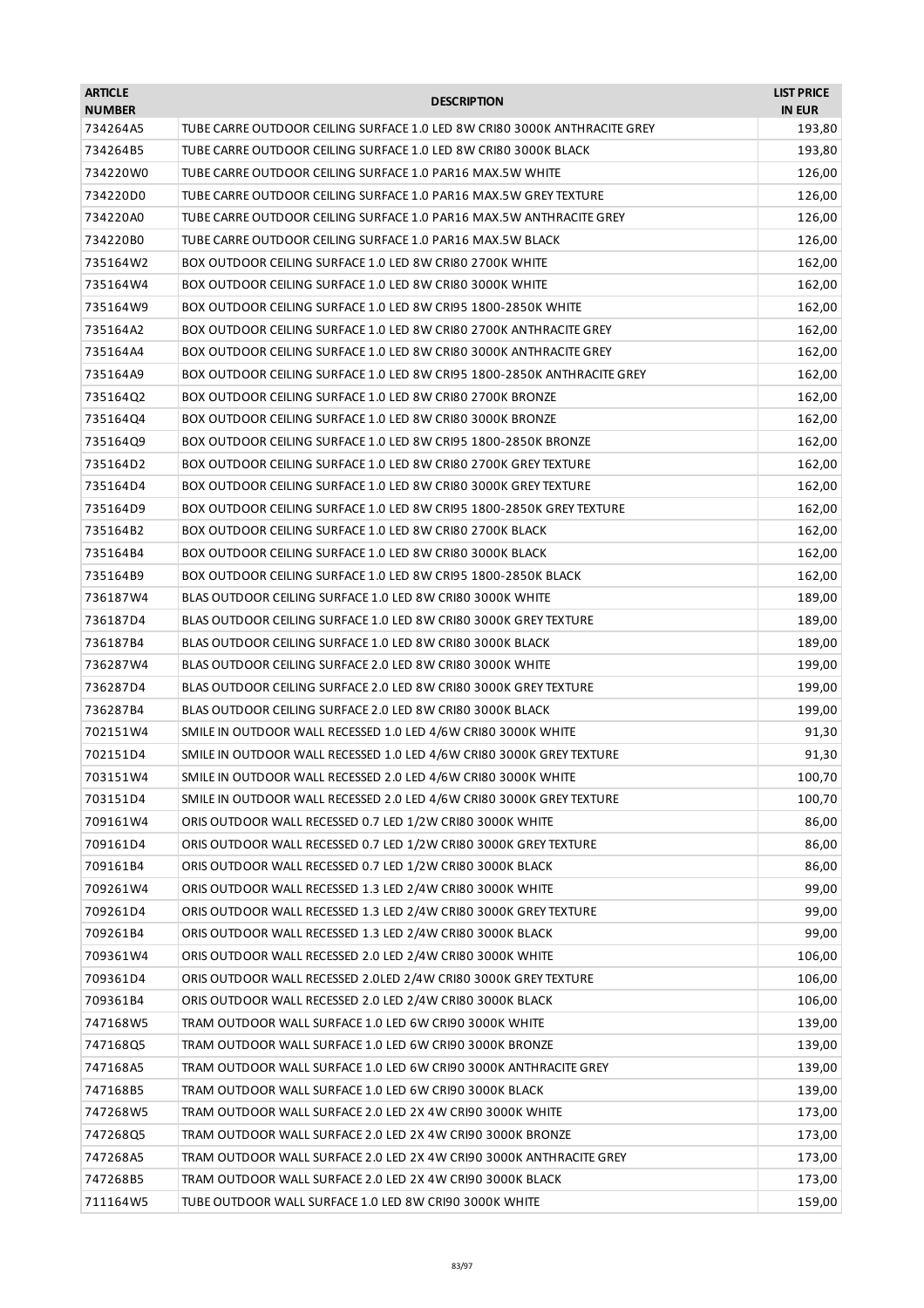| ARTICLE NUMBER | DESCRIPTION | LIST PRICE IN EUR |
|---|---|---|
| 734264A5 | TUBE CARRE OUTDOOR CEILING SURFACE 1.0 LED 8W CRI80 3000K ANTHRACITE GREY | 193,80 |
| 734264B5 | TUBE CARRE OUTDOOR CEILING SURFACE 1.0 LED 8W CRI80 3000K BLACK | 193,80 |
| 734220W0 | TUBE CARRE OUTDOOR CEILING SURFACE 1.0 PAR16 MAX.5W WHITE | 126,00 |
| 734220D0 | TUBE CARRE OUTDOOR CEILING SURFACE 1.0 PAR16 MAX.5W GREY TEXTURE | 126,00 |
| 734220A0 | TUBE CARRE OUTDOOR CEILING SURFACE 1.0 PAR16 MAX.5W ANTHRACITE GREY | 126,00 |
| 734220B0 | TUBE CARRE OUTDOOR CEILING SURFACE 1.0 PAR16 MAX.5W BLACK | 126,00 |
| 735164W2 | BOX OUTDOOR CEILING SURFACE 1.0 LED 8W CRI80 2700K WHITE | 162,00 |
| 735164W4 | BOX OUTDOOR CEILING SURFACE 1.0 LED 8W CRI80 3000K WHITE | 162,00 |
| 735164W9 | BOX OUTDOOR CEILING SURFACE 1.0 LED 8W CRI95 1800-2850K WHITE | 162,00 |
| 735164A2 | BOX OUTDOOR CEILING SURFACE 1.0 LED 8W CRI80 2700K ANTHRACITE GREY | 162,00 |
| 735164A4 | BOX OUTDOOR CEILING SURFACE 1.0 LED 8W CRI80 3000K ANTHRACITE GREY | 162,00 |
| 735164A9 | BOX OUTDOOR CEILING SURFACE 1.0 LED 8W CRI95 1800-2850K ANTHRACITE GREY | 162,00 |
| 735164Q2 | BOX OUTDOOR CEILING SURFACE 1.0 LED 8W CRI80 2700K BRONZE | 162,00 |
| 735164Q4 | BOX OUTDOOR CEILING SURFACE 1.0 LED 8W CRI80 3000K BRONZE | 162,00 |
| 735164Q9 | BOX OUTDOOR CEILING SURFACE 1.0 LED 8W CRI95 1800-2850K BRONZE | 162,00 |
| 735164D2 | BOX OUTDOOR CEILING SURFACE 1.0 LED 8W CRI80 2700K GREY TEXTURE | 162,00 |
| 735164D4 | BOX OUTDOOR CEILING SURFACE 1.0 LED 8W CRI80 3000K GREY TEXTURE | 162,00 |
| 735164D9 | BOX OUTDOOR CEILING SURFACE 1.0 LED 8W CRI95 1800-2850K GREY TEXTURE | 162,00 |
| 735164B2 | BOX OUTDOOR CEILING SURFACE 1.0 LED 8W CRI80 2700K BLACK | 162,00 |
| 735164B4 | BOX OUTDOOR CEILING SURFACE 1.0 LED 8W CRI80 3000K BLACK | 162,00 |
| 735164B9 | BOX OUTDOOR CEILING SURFACE 1.0 LED 8W CRI95 1800-2850K BLACK | 162,00 |
| 736187W4 | BLAS OUTDOOR CEILING SURFACE 1.0 LED 8W CRI80 3000K WHITE | 189,00 |
| 736187D4 | BLAS OUTDOOR CEILING SURFACE 1.0 LED 8W CRI80 3000K GREY TEXTURE | 189,00 |
| 736187B4 | BLAS OUTDOOR CEILING SURFACE 1.0 LED 8W CRI80 3000K BLACK | 189,00 |
| 736287W4 | BLAS OUTDOOR CEILING SURFACE 2.0 LED 8W CRI80 3000K WHITE | 199,00 |
| 736287D4 | BLAS OUTDOOR CEILING SURFACE 2.0 LED 8W CRI80 3000K GREY TEXTURE | 199,00 |
| 736287B4 | BLAS OUTDOOR CEILING SURFACE 2.0 LED 8W CRI80 3000K BLACK | 199,00 |
| 702151W4 | SMILE IN OUTDOOR WALL RECESSED 1.0 LED 4/6W CRI80 3000K WHITE | 91,30 |
| 702151D4 | SMILE IN OUTDOOR WALL RECESSED 1.0 LED 4/6W CRI80 3000K GREY TEXTURE | 91,30 |
| 703151W4 | SMILE IN OUTDOOR WALL RECESSED 2.0 LED 4/6W CRI80 3000K WHITE | 100,70 |
| 703151D4 | SMILE IN OUTDOOR WALL RECESSED 2.0 LED 4/6W CRI80 3000K GREY TEXTURE | 100,70 |
| 709161W4 | ORIS OUTDOOR WALL RECESSED 0.7 LED 1/2W CRI80 3000K WHITE | 86,00 |
| 709161D4 | ORIS OUTDOOR WALL RECESSED 0.7 LED 1/2W CRI80 3000K GREY TEXTURE | 86,00 |
| 709161B4 | ORIS OUTDOOR WALL RECESSED 0.7 LED 1/2W CRI80 3000K BLACK | 86,00 |
| 709261W4 | ORIS OUTDOOR WALL RECESSED 1.3 LED 2/4W CRI80 3000K WHITE | 99,00 |
| 709261D4 | ORIS OUTDOOR WALL RECESSED 1.3 LED 2/4W CRI80 3000K GREY TEXTURE | 99,00 |
| 709261B4 | ORIS OUTDOOR WALL RECESSED 1.3 LED 2/4W CRI80 3000K BLACK | 99,00 |
| 709361W4 | ORIS OUTDOOR WALL RECESSED 2.0 LED 2/4W CRI80 3000K WHITE | 106,00 |
| 709361D4 | ORIS OUTDOOR WALL RECESSED 2.0LED 2/4W CRI80 3000K GREY TEXTURE | 106,00 |
| 709361B4 | ORIS OUTDOOR WALL RECESSED 2.0 LED 2/4W CRI80 3000K BLACK | 106,00 |
| 747168W5 | TRAM OUTDOOR WALL SURFACE 1.0 LED 6W CRI90 3000K WHITE | 139,00 |
| 747168Q5 | TRAM OUTDOOR WALL SURFACE 1.0 LED 6W CRI90 3000K BRONZE | 139,00 |
| 747168A5 | TRAM OUTDOOR WALL SURFACE 1.0 LED 6W CRI90 3000K ANTHRACITE GREY | 139,00 |
| 747168B5 | TRAM OUTDOOR WALL SURFACE 1.0 LED 6W CRI90 3000K BLACK | 139,00 |
| 747268W5 | TRAM OUTDOOR WALL SURFACE 2.0 LED 2X 4W CRI90 3000K WHITE | 173,00 |
| 747268Q5 | TRAM OUTDOOR WALL SURFACE 2.0 LED 2X 4W CRI90 3000K BRONZE | 173,00 |
| 747268A5 | TRAM OUTDOOR WALL SURFACE 2.0 LED 2X 4W CRI90 3000K ANTHRACITE GREY | 173,00 |
| 747268B5 | TRAM OUTDOOR WALL SURFACE 2.0 LED 2X 4W CRI90 3000K BLACK | 173,00 |
| 711164W5 | TUBE OUTDOOR WALL SURFACE 1.0 LED 8W CRI90 3000K WHITE | 159,00 |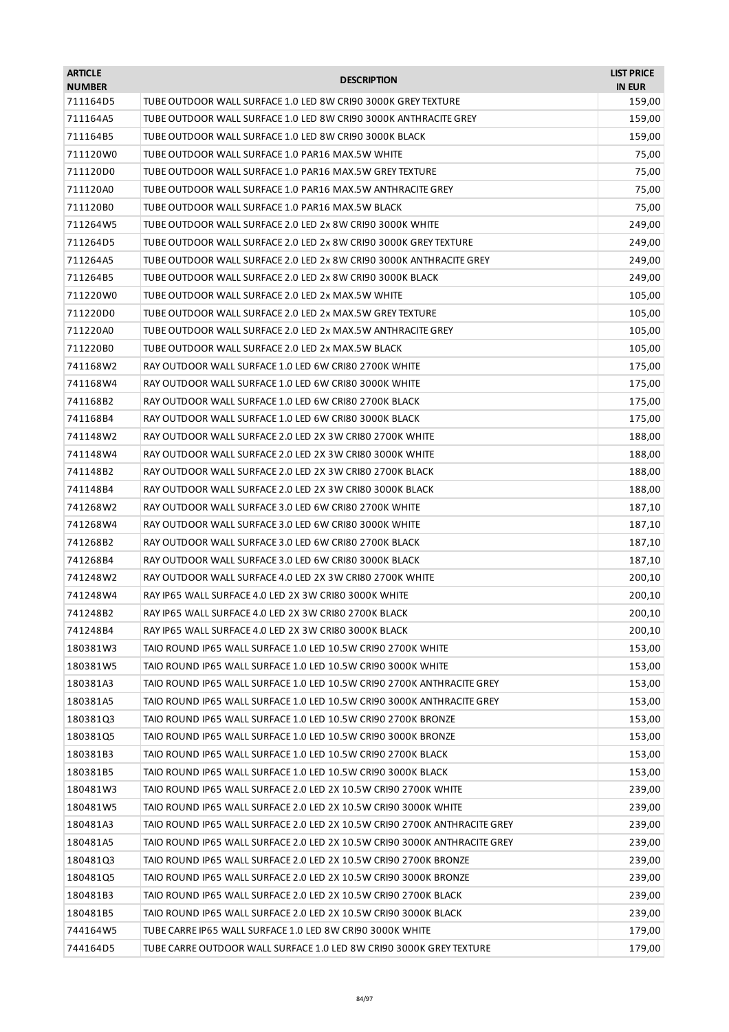| ARTICLE NUMBER | DESCRIPTION | LIST PRICE IN EUR |
|---|---|---|
| 711164D5 | TUBE OUTDOOR WALL SURFACE 1.0 LED 8W CRI90 3000K GREY TEXTURE | 159,00 |
| 711164A5 | TUBE OUTDOOR WALL SURFACE 1.0 LED 8W CRI90 3000K ANTHRACITE GREY | 159,00 |
| 711164B5 | TUBE OUTDOOR WALL SURFACE 1.0 LED 8W CRI90 3000K BLACK | 159,00 |
| 711120W0 | TUBE OUTDOOR WALL SURFACE 1.0 PAR16 MAX.5W WHITE | 75,00 |
| 711120D0 | TUBE OUTDOOR WALL SURFACE 1.0 PAR16 MAX.5W GREY TEXTURE | 75,00 |
| 711120A0 | TUBE OUTDOOR WALL SURFACE 1.0 PAR16 MAX.5W ANTHRACITE GREY | 75,00 |
| 711120B0 | TUBE OUTDOOR WALL SURFACE 1.0 PAR16 MAX.5W BLACK | 75,00 |
| 711264W5 | TUBE OUTDOOR WALL SURFACE 2.0 LED 2x 8W CRI90 3000K WHITE | 249,00 |
| 711264D5 | TUBE OUTDOOR WALL SURFACE 2.0 LED 2x 8W CRI90 3000K GREY TEXTURE | 249,00 |
| 711264A5 | TUBE OUTDOOR WALL SURFACE 2.0 LED 2x 8W CRI90 3000K ANTHRACITE GREY | 249,00 |
| 711264B5 | TUBE OUTDOOR WALL SURFACE 2.0 LED 2x 8W CRI90 3000K BLACK | 249,00 |
| 711220W0 | TUBE OUTDOOR WALL SURFACE 2.0 LED 2x MAX.5W WHITE | 105,00 |
| 711220D0 | TUBE OUTDOOR WALL SURFACE 2.0 LED 2x MAX.5W GREY TEXTURE | 105,00 |
| 711220A0 | TUBE OUTDOOR WALL SURFACE 2.0 LED 2x MAX.5W ANTHRACITE GREY | 105,00 |
| 711220B0 | TUBE OUTDOOR WALL SURFACE 2.0 LED 2x MAX.5W BLACK | 105,00 |
| 741168W2 | RAY OUTDOOR WALL SURFACE 1.0 LED 6W CRI80 2700K WHITE | 175,00 |
| 741168W4 | RAY OUTDOOR WALL SURFACE 1.0 LED 6W CRI80 3000K WHITE | 175,00 |
| 741168B2 | RAY OUTDOOR WALL SURFACE 1.0 LED 6W CRI80 2700K BLACK | 175,00 |
| 741168B4 | RAY OUTDOOR WALL SURFACE 1.0 LED 6W CRI80 3000K BLACK | 175,00 |
| 741148W2 | RAY OUTDOOR WALL SURFACE 2.0 LED 2X 3W CRI80 2700K WHITE | 188,00 |
| 741148W4 | RAY OUTDOOR WALL SURFACE 2.0 LED 2X 3W CRI80 3000K WHITE | 188,00 |
| 741148B2 | RAY OUTDOOR WALL SURFACE 2.0 LED 2X 3W CRI80 2700K BLACK | 188,00 |
| 741148B4 | RAY OUTDOOR WALL SURFACE 2.0 LED 2X 3W CRI80 3000K BLACK | 188,00 |
| 741268W2 | RAY OUTDOOR WALL SURFACE 3.0 LED 6W CRI80 2700K WHITE | 187,10 |
| 741268W4 | RAY OUTDOOR WALL SURFACE 3.0 LED 6W CRI80 3000K WHITE | 187,10 |
| 741268B2 | RAY OUTDOOR WALL SURFACE 3.0 LED 6W CRI80 2700K BLACK | 187,10 |
| 741268B4 | RAY OUTDOOR WALL SURFACE 3.0 LED 6W CRI80 3000K BLACK | 187,10 |
| 741248W2 | RAY OUTDOOR WALL SURFACE 4.0 LED 2X 3W CRI80 2700K WHITE | 200,10 |
| 741248W4 | RAY IP65 WALL SURFACE 4.0 LED 2X 3W CRI80 3000K WHITE | 200,10 |
| 741248B2 | RAY IP65 WALL SURFACE 4.0 LED 2X 3W CRI80 2700K BLACK | 200,10 |
| 741248B4 | RAY IP65 WALL SURFACE 4.0 LED 2X 3W CRI80 3000K BLACK | 200,10 |
| 180381W3 | TAIO ROUND IP65 WALL SURFACE 1.0 LED 10.5W CRI90 2700K WHITE | 153,00 |
| 180381W5 | TAIO ROUND IP65 WALL SURFACE 1.0 LED 10.5W CRI90 3000K WHITE | 153,00 |
| 180381A3 | TAIO ROUND IP65 WALL SURFACE 1.0 LED 10.5W CRI90 2700K ANTHRACITE GREY | 153,00 |
| 180381A5 | TAIO ROUND IP65 WALL SURFACE 1.0 LED 10.5W CRI90 3000K ANTHRACITE GREY | 153,00 |
| 180381Q3 | TAIO ROUND IP65 WALL SURFACE 1.0 LED 10.5W CRI90 2700K BRONZE | 153,00 |
| 180381Q5 | TAIO ROUND IP65 WALL SURFACE 1.0 LED 10.5W CRI90 3000K BRONZE | 153,00 |
| 180381B3 | TAIO ROUND IP65 WALL SURFACE 1.0 LED 10.5W CRI90 2700K BLACK | 153,00 |
| 180381B5 | TAIO ROUND IP65 WALL SURFACE 1.0 LED 10.5W CRI90 3000K BLACK | 153,00 |
| 180481W3 | TAIO ROUND IP65 WALL SURFACE 2.0 LED 2X 10.5W CRI90 2700K WHITE | 239,00 |
| 180481W5 | TAIO ROUND IP65 WALL SURFACE 2.0 LED 2X 10.5W CRI90 3000K WHITE | 239,00 |
| 180481A3 | TAIO ROUND IP65 WALL SURFACE 2.0 LED 2X 10.5W CRI90 2700K ANTHRACITE GREY | 239,00 |
| 180481A5 | TAIO ROUND IP65 WALL SURFACE 2.0 LED 2X 10.5W CRI90 3000K ANTHRACITE GREY | 239,00 |
| 180481Q3 | TAIO ROUND IP65 WALL SURFACE 2.0 LED 2X 10.5W CRI90 2700K BRONZE | 239,00 |
| 180481Q5 | TAIO ROUND IP65 WALL SURFACE 2.0 LED 2X 10.5W CRI90 3000K BRONZE | 239,00 |
| 180481B3 | TAIO ROUND IP65 WALL SURFACE 2.0 LED 2X 10.5W CRI90 2700K BLACK | 239,00 |
| 180481B5 | TAIO ROUND IP65 WALL SURFACE 2.0 LED 2X 10.5W CRI90 3000K BLACK | 239,00 |
| 744164W5 | TUBE CARRE IP65 WALL SURFACE 1.0 LED 8W CRI90 3000K WHITE | 179,00 |
| 744164D5 | TUBE CARRE OUTDOOR WALL SURFACE 1.0 LED 8W CRI90 3000K GREY TEXTURE | 179,00 |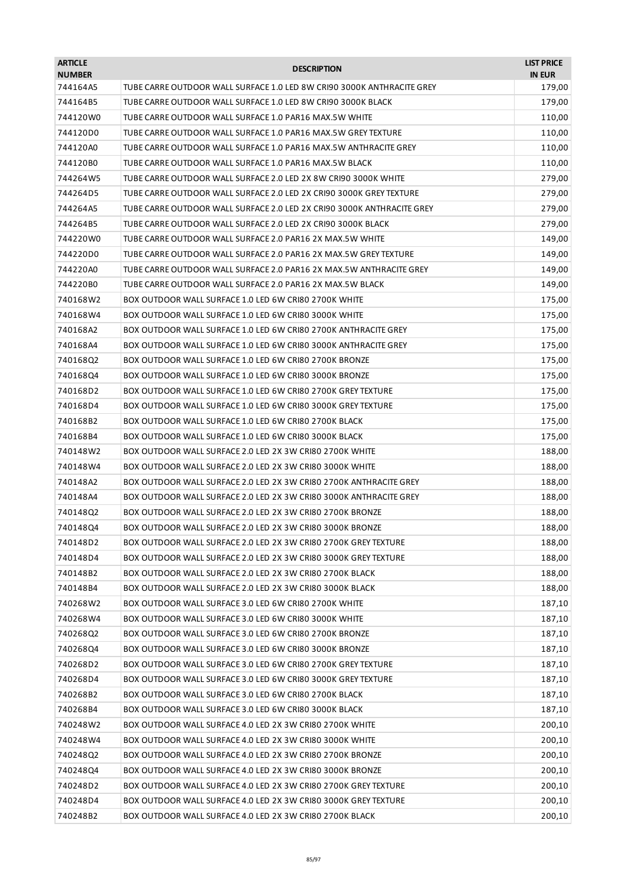| ARTICLE NUMBER | DESCRIPTION | LIST PRICE IN EUR |
|---|---|---|
| 744164A5 | TUBE CARRE OUTDOOR WALL SURFACE 1.0 LED 8W CRI90 3000K ANTHRACITE GREY | 179,00 |
| 744164B5 | TUBE CARRE OUTDOOR WALL SURFACE 1.0 LED 8W CRI90 3000K BLACK | 179,00 |
| 744120W0 | TUBE CARRE OUTDOOR WALL SURFACE 1.0 PAR16 MAX.5W WHITE | 110,00 |
| 744120D0 | TUBE CARRE OUTDOOR WALL SURFACE 1.0 PAR16 MAX.5W GREY TEXTURE | 110,00 |
| 744120A0 | TUBE CARRE OUTDOOR WALL SURFACE 1.0 PAR16 MAX.5W ANTHRACITE GREY | 110,00 |
| 744120B0 | TUBE CARRE OUTDOOR WALL SURFACE 1.0 PAR16 MAX.5W BLACK | 110,00 |
| 744264W5 | TUBE CARRE OUTDOOR WALL SURFACE 2.0 LED 2X 8W CRI90 3000K WHITE | 279,00 |
| 744264D5 | TUBE CARRE OUTDOOR WALL SURFACE 2.0 LED 2X CRI90 3000K GREY TEXTURE | 279,00 |
| 744264A5 | TUBE CARRE OUTDOOR WALL SURFACE 2.0 LED 2X CRI90 3000K ANTHRACITE GREY | 279,00 |
| 744264B5 | TUBE CARRE OUTDOOR WALL SURFACE 2.0 LED 2X CRI90 3000K BLACK | 279,00 |
| 744220W0 | TUBE CARRE OUTDOOR WALL SURFACE 2.0 PAR16 2X MAX.5W WHITE | 149,00 |
| 744220D0 | TUBE CARRE OUTDOOR WALL SURFACE 2.0 PAR16 2X MAX.5W GREY TEXTURE | 149,00 |
| 744220A0 | TUBE CARRE OUTDOOR WALL SURFACE 2.0 PAR16 2X MAX.5W ANTHRACITE GREY | 149,00 |
| 744220B0 | TUBE CARRE OUTDOOR WALL SURFACE 2.0 PAR16 2X MAX.5W BLACK | 149,00 |
| 740168W2 | BOX OUTDOOR WALL SURFACE 1.0 LED 6W CRI80 2700K WHITE | 175,00 |
| 740168W4 | BOX OUTDOOR WALL SURFACE 1.0 LED 6W CRI80 3000K WHITE | 175,00 |
| 740168A2 | BOX OUTDOOR WALL SURFACE 1.0 LED 6W CRI80 2700K ANTHRACITE GREY | 175,00 |
| 740168A4 | BOX OUTDOOR WALL SURFACE 1.0 LED 6W CRI80 3000K ANTHRACITE GREY | 175,00 |
| 740168Q2 | BOX OUTDOOR WALL SURFACE 1.0 LED 6W CRI80 2700K BRONZE | 175,00 |
| 740168Q4 | BOX OUTDOOR WALL SURFACE 1.0 LED 6W CRI80 3000K BRONZE | 175,00 |
| 740168D2 | BOX OUTDOOR WALL SURFACE 1.0 LED 6W CRI80 2700K GREY TEXTURE | 175,00 |
| 740168D4 | BOX OUTDOOR WALL SURFACE 1.0 LED 6W CRI80 3000K GREY TEXTURE | 175,00 |
| 740168B2 | BOX OUTDOOR WALL SURFACE 1.0 LED 6W CRI80 2700K BLACK | 175,00 |
| 740168B4 | BOX OUTDOOR WALL SURFACE 1.0 LED 6W CRI80 3000K BLACK | 175,00 |
| 740148W2 | BOX OUTDOOR WALL SURFACE 2.0 LED 2X 3W CRI80 2700K WHITE | 188,00 |
| 740148W4 | BOX OUTDOOR WALL SURFACE 2.0 LED 2X 3W CRI80 3000K WHITE | 188,00 |
| 740148A2 | BOX OUTDOOR WALL SURFACE 2.0 LED 2X 3W CRI80 2700K ANTHRACITE GREY | 188,00 |
| 740148A4 | BOX OUTDOOR WALL SURFACE 2.0 LED 2X 3W CRI80 3000K ANTHRACITE GREY | 188,00 |
| 740148Q2 | BOX OUTDOOR WALL SURFACE 2.0 LED 2X 3W CRI80 2700K BRONZE | 188,00 |
| 740148Q4 | BOX OUTDOOR WALL SURFACE 2.0 LED 2X 3W CRI80 3000K BRONZE | 188,00 |
| 740148D2 | BOX OUTDOOR WALL SURFACE 2.0 LED 2X 3W CRI80 2700K GREY TEXTURE | 188,00 |
| 740148D4 | BOX OUTDOOR WALL SURFACE 2.0 LED 2X 3W CRI80 3000K GREY TEXTURE | 188,00 |
| 740148B2 | BOX OUTDOOR WALL SURFACE 2.0 LED 2X 3W CRI80 2700K BLACK | 188,00 |
| 740148B4 | BOX OUTDOOR WALL SURFACE 2.0 LED 2X 3W CRI80 3000K BLACK | 188,00 |
| 740268W2 | BOX OUTDOOR WALL SURFACE 3.0 LED 6W CRI80 2700K WHITE | 187,10 |
| 740268W4 | BOX OUTDOOR WALL SURFACE 3.0 LED 6W CRI80 3000K WHITE | 187,10 |
| 740268Q2 | BOX OUTDOOR WALL SURFACE 3.0 LED 6W CRI80 2700K BRONZE | 187,10 |
| 740268Q4 | BOX OUTDOOR WALL SURFACE 3.0 LED 6W CRI80 3000K BRONZE | 187,10 |
| 740268D2 | BOX OUTDOOR WALL SURFACE 3.0 LED 6W CRI80 2700K GREY TEXTURE | 187,10 |
| 740268D4 | BOX OUTDOOR WALL SURFACE 3.0 LED 6W CRI80 3000K GREY TEXTURE | 187,10 |
| 740268B2 | BOX OUTDOOR WALL SURFACE 3.0 LED 6W CRI80 2700K BLACK | 187,10 |
| 740268B4 | BOX OUTDOOR WALL SURFACE 3.0 LED 6W CRI80 3000K BLACK | 187,10 |
| 740248W2 | BOX OUTDOOR WALL SURFACE 4.0 LED 2X 3W CRI80 2700K WHITE | 200,10 |
| 740248W4 | BOX OUTDOOR WALL SURFACE 4.0 LED 2X 3W CRI80 3000K WHITE | 200,10 |
| 740248Q2 | BOX OUTDOOR WALL SURFACE 4.0 LED 2X 3W CRI80 2700K BRONZE | 200,10 |
| 740248Q4 | BOX OUTDOOR WALL SURFACE 4.0 LED 2X 3W CRI80 3000K BRONZE | 200,10 |
| 740248D2 | BOX OUTDOOR WALL SURFACE 4.0 LED 2X 3W CRI80 2700K GREY TEXTURE | 200,10 |
| 740248D4 | BOX OUTDOOR WALL SURFACE 4.0 LED 2X 3W CRI80 3000K GREY TEXTURE | 200,10 |
| 740248B2 | BOX OUTDOOR WALL SURFACE 4.0 LED 2X 3W CRI80 2700K BLACK | 200,10 |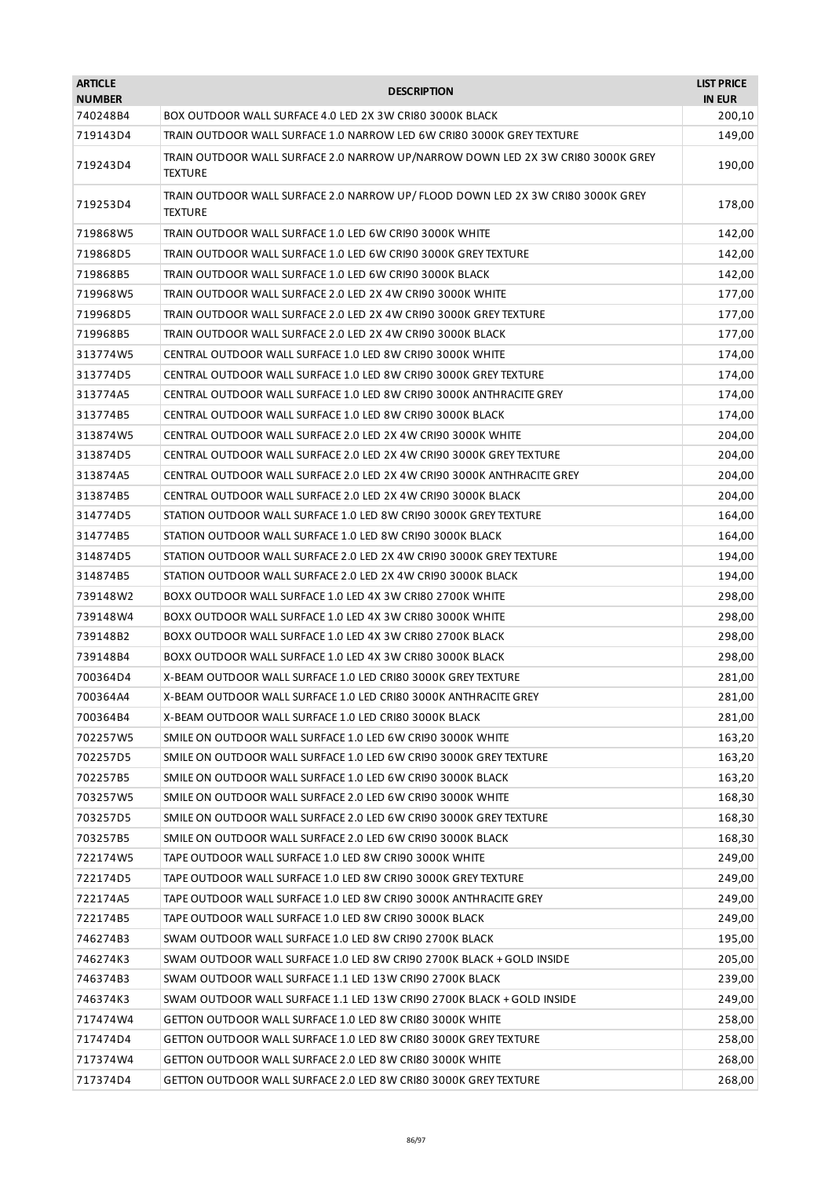| ARTICLE NUMBER | DESCRIPTION | LIST PRICE IN EUR |
|---|---|---|
| 740248B4 | BOX OUTDOOR WALL SURFACE 4.0 LED 2X 3W CRI80 3000K BLACK | 200,10 |
| 719143D4 | TRAIN OUTDOOR WALL SURFACE 1.0 NARROW LED 6W CRI80 3000K GREY TEXTURE | 149,00 |
| 719243D4 | TRAIN OUTDOOR WALL SURFACE 2.0 NARROW UP/NARROW DOWN LED 2X 3W CRI80 3000K GREY TEXTURE | 190,00 |
| 719253D4 | TRAIN OUTDOOR WALL SURFACE 2.0 NARROW UP/ FLOOD DOWN LED 2X 3W CRI80 3000K GREY TEXTURE | 178,00 |
| 719868W5 | TRAIN OUTDOOR WALL SURFACE 1.0 LED 6W CRI90 3000K WHITE | 142,00 |
| 719868D5 | TRAIN OUTDOOR WALL SURFACE 1.0 LED 6W CRI90 3000K GREY TEXTURE | 142,00 |
| 719868B5 | TRAIN OUTDOOR WALL SURFACE 1.0 LED 6W CRI90 3000K BLACK | 142,00 |
| 719968W5 | TRAIN OUTDOOR WALL SURFACE 2.0 LED 2X 4W CRI90 3000K WHITE | 177,00 |
| 719968D5 | TRAIN OUTDOOR WALL SURFACE 2.0 LED 2X 4W CRI90 3000K GREY TEXTURE | 177,00 |
| 719968B5 | TRAIN OUTDOOR WALL SURFACE 2.0 LED 2X 4W CRI90 3000K BLACK | 177,00 |
| 313774W5 | CENTRAL OUTDOOR WALL SURFACE 1.0 LED 8W CRI90 3000K WHITE | 174,00 |
| 313774D5 | CENTRAL OUTDOOR WALL SURFACE 1.0 LED 8W CRI90 3000K GREY TEXTURE | 174,00 |
| 313774A5 | CENTRAL OUTDOOR WALL SURFACE 1.0 LED 8W CRI90 3000K ANTHRACITE GREY | 174,00 |
| 313774B5 | CENTRAL OUTDOOR WALL SURFACE 1.0 LED 8W CRI90 3000K BLACK | 174,00 |
| 313874W5 | CENTRAL OUTDOOR WALL SURFACE 2.0 LED 2X 4W CRI90 3000K WHITE | 204,00 |
| 313874D5 | CENTRAL OUTDOOR WALL SURFACE 2.0 LED 2X 4W CRI90 3000K GREY TEXTURE | 204,00 |
| 313874A5 | CENTRAL OUTDOOR WALL SURFACE 2.0 LED 2X 4W CRI90 3000K ANTHRACITE GREY | 204,00 |
| 313874B5 | CENTRAL OUTDOOR WALL SURFACE 2.0 LED 2X 4W CRI90 3000K BLACK | 204,00 |
| 314774D5 | STATION OUTDOOR WALL SURFACE 1.0 LED 8W CRI90 3000K GREY TEXTURE | 164,00 |
| 314774B5 | STATION OUTDOOR WALL SURFACE 1.0 LED 8W CRI90 3000K BLACK | 164,00 |
| 314874D5 | STATION OUTDOOR WALL SURFACE 2.0 LED 2X 4W CRI90 3000K GREY TEXTURE | 194,00 |
| 314874B5 | STATION OUTDOOR WALL SURFACE 2.0 LED 2X 4W CRI90 3000K BLACK | 194,00 |
| 739148W2 | BOXX OUTDOOR WALL SURFACE 1.0 LED 4X 3W CRI80 2700K WHITE | 298,00 |
| 739148W4 | BOXX OUTDOOR WALL SURFACE 1.0 LED 4X 3W CRI80 3000K WHITE | 298,00 |
| 739148B2 | BOXX OUTDOOR WALL SURFACE 1.0 LED 4X 3W CRI80 2700K BLACK | 298,00 |
| 739148B4 | BOXX OUTDOOR WALL SURFACE 1.0 LED 4X 3W CRI80 3000K BLACK | 298,00 |
| 700364D4 | X-BEAM OUTDOOR WALL SURFACE 1.0 LED CRI80 3000K GREY TEXTURE | 281,00 |
| 700364A4 | X-BEAM OUTDOOR WALL SURFACE 1.0 LED CRI80 3000K ANTHRACITE GREY | 281,00 |
| 700364B4 | X-BEAM OUTDOOR WALL SURFACE 1.0 LED CRI80 3000K BLACK | 281,00 |
| 702257W5 | SMILE ON OUTDOOR WALL SURFACE 1.0 LED 6W CRI90 3000K WHITE | 163,20 |
| 702257D5 | SMILE ON OUTDOOR WALL SURFACE 1.0 LED 6W CRI90 3000K GREY TEXTURE | 163,20 |
| 702257B5 | SMILE ON OUTDOOR WALL SURFACE 1.0 LED 6W CRI90 3000K BLACK | 163,20 |
| 703257W5 | SMILE ON OUTDOOR WALL SURFACE 2.0 LED 6W CRI90 3000K WHITE | 168,30 |
| 703257D5 | SMILE ON OUTDOOR WALL SURFACE 2.0 LED 6W CRI90 3000K GREY TEXTURE | 168,30 |
| 703257B5 | SMILE ON OUTDOOR WALL SURFACE 2.0 LED 6W CRI90 3000K BLACK | 168,30 |
| 722174W5 | TAPE OUTDOOR WALL SURFACE 1.0 LED 8W CRI90 3000K WHITE | 249,00 |
| 722174D5 | TAPE OUTDOOR WALL SURFACE 1.0 LED 8W CRI90 3000K GREY TEXTURE | 249,00 |
| 722174A5 | TAPE OUTDOOR WALL SURFACE 1.0 LED 8W CRI90 3000K ANTHRACITE GREY | 249,00 |
| 722174B5 | TAPE OUTDOOR WALL SURFACE 1.0 LED 8W CRI90 3000K BLACK | 249,00 |
| 746274B3 | SWAM OUTDOOR WALL SURFACE 1.0 LED 8W CRI90 2700K BLACK | 195,00 |
| 746274K3 | SWAM OUTDOOR WALL SURFACE 1.0 LED 8W CRI90 2700K BLACK + GOLD INSIDE | 205,00 |
| 746374B3 | SWAM OUTDOOR WALL SURFACE 1.1 LED 13W CRI90 2700K BLACK | 239,00 |
| 746374K3 | SWAM OUTDOOR WALL SURFACE 1.1 LED 13W CRI90 2700K BLACK + GOLD INSIDE | 249,00 |
| 717474W4 | GETTON OUTDOOR WALL SURFACE 1.0 LED 8W CRI80 3000K WHITE | 258,00 |
| 717474D4 | GETTON OUTDOOR WALL SURFACE 1.0 LED 8W CRI80 3000K GREY TEXTURE | 258,00 |
| 717374W4 | GETTON OUTDOOR WALL SURFACE 2.0 LED 8W CRI80 3000K WHITE | 268,00 |
| 717374D4 | GETTON OUTDOOR WALL SURFACE 2.0 LED 8W CRI80 3000K GREY TEXTURE | 268,00 |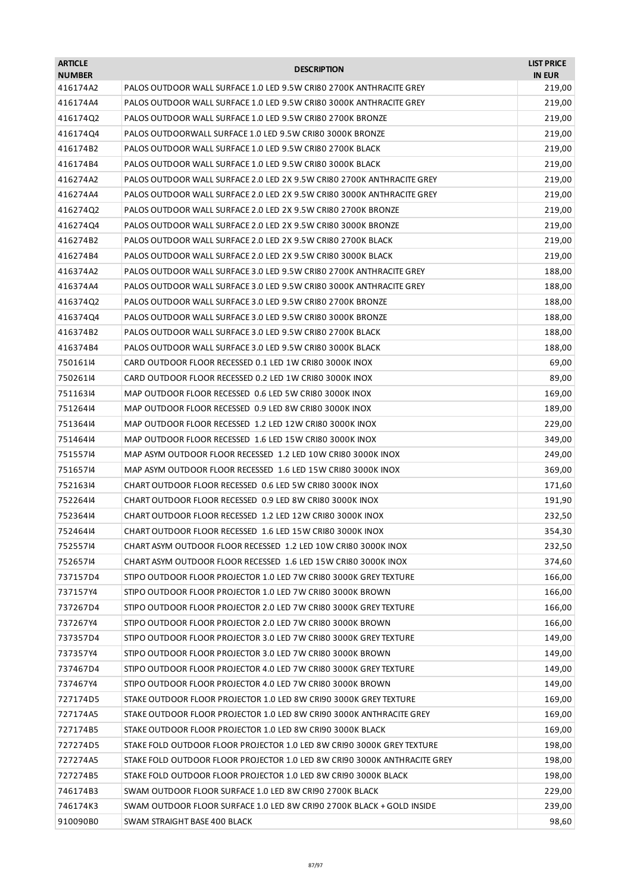| ARTICLE NUMBER | DESCRIPTION | LIST PRICE IN EUR |
|---|---|---|
| 416174A2 | PALOS OUTDOOR WALL SURFACE 1.0 LED 9.5W CRI80 2700K ANTHRACITE GREY | 219,00 |
| 416174A4 | PALOS OUTDOOR WALL SURFACE 1.0 LED 9.5W CRI80 3000K ANTHRACITE GREY | 219,00 |
| 416174Q2 | PALOS OUTDOOR WALL SURFACE 1.0 LED 9.5W CRI80 2700K BRONZE | 219,00 |
| 416174Q4 | PALOS OUTDOORWALL SURFACE 1.0 LED 9.5W CRI80 3000K BRONZE | 219,00 |
| 416174B2 | PALOS OUTDOOR WALL SURFACE 1.0 LED 9.5W CRI80 2700K BLACK | 219,00 |
| 416174B4 | PALOS OUTDOOR WALL SURFACE 1.0 LED 9.5W CRI80 3000K BLACK | 219,00 |
| 416274A2 | PALOS OUTDOOR WALL SURFACE 2.0 LED 2X 9.5W CRI80 2700K ANTHRACITE GREY | 219,00 |
| 416274A4 | PALOS OUTDOOR WALL SURFACE 2.0 LED 2X 9.5W CRI80 3000K ANTHRACITE GREY | 219,00 |
| 416274Q2 | PALOS OUTDOOR WALL SURFACE 2.0 LED 2X 9.5W CRI80 2700K BRONZE | 219,00 |
| 416274Q4 | PALOS OUTDOOR WALL SURFACE 2.0 LED 2X 9.5W CRI80 3000K BRONZE | 219,00 |
| 416274B2 | PALOS OUTDOOR WALL SURFACE 2.0 LED 2X 9.5W CRI80 2700K BLACK | 219,00 |
| 416274B4 | PALOS OUTDOOR WALL SURFACE 2.0 LED 2X 9.5W CRI80 3000K BLACK | 219,00 |
| 416374A2 | PALOS OUTDOOR WALL SURFACE 3.0 LED 9.5W CRI80 2700K ANTHRACITE GREY | 188,00 |
| 416374A4 | PALOS OUTDOOR WALL SURFACE 3.0 LED 9.5W CRI80 3000K ANTHRACITE GREY | 188,00 |
| 416374Q2 | PALOS OUTDOOR WALL SURFACE 3.0 LED 9.5W CRI80 2700K BRONZE | 188,00 |
| 416374Q4 | PALOS OUTDOOR WALL SURFACE 3.0 LED 9.5W CRI80 3000K BRONZE | 188,00 |
| 416374B2 | PALOS OUTDOOR WALL SURFACE 3.0 LED 9.5W CRI80 2700K BLACK | 188,00 |
| 416374B4 | PALOS OUTDOOR WALL SURFACE 3.0 LED 9.5W CRI80 3000K BLACK | 188,00 |
| 750161I4 | CARD OUTDOOR FLOOR RECESSED 0.1 LED 1W CRI80 3000K INOX | 69,00 |
| 750261I4 | CARD OUTDOOR FLOOR RECESSED 0.2 LED 1W CRI80 3000K INOX | 89,00 |
| 751163I4 | MAP OUTDOOR FLOOR RECESSED 0.6 LED 5W CRI80 3000K INOX | 169,00 |
| 751264I4 | MAP OUTDOOR FLOOR RECESSED 0.9 LED 8W CRI80 3000K INOX | 189,00 |
| 751364I4 | MAP OUTDOOR FLOOR RECESSED 1.2 LED 12W CRI80 3000K INOX | 229,00 |
| 751464I4 | MAP OUTDOOR FLOOR RECESSED 1.6 LED 15W CRI80 3000K INOX | 349,00 |
| 751557I4 | MAP ASYM OUTDOOR FLOOR RECESSED 1.2 LED 10W CRI80 3000K INOX | 249,00 |
| 751657I4 | MAP ASYM OUTDOOR FLOOR RECESSED 1.6 LED 15W CRI80 3000K INOX | 369,00 |
| 752163I4 | CHART OUTDOOR FLOOR RECESSED 0.6 LED 5W CRI80 3000K INOX | 171,60 |
| 752264I4 | CHART OUTDOOR FLOOR RECESSED 0.9 LED 8W CRI80 3000K INOX | 191,90 |
| 752364I4 | CHART OUTDOOR FLOOR RECESSED 1.2 LED 12W CRI80 3000K INOX | 232,50 |
| 752464I4 | CHART OUTDOOR FLOOR RECESSED 1.6 LED 15W CRI80 3000K INOX | 354,30 |
| 752557I4 | CHART ASYM OUTDOOR FLOOR RECESSED 1.2 LED 10W CRI80 3000K INOX | 232,50 |
| 752657I4 | CHART ASYM OUTDOOR FLOOR RECESSED 1.6 LED 15W CRI80 3000K INOX | 374,60 |
| 737157D4 | STIPO OUTDOOR FLOOR PROJECTOR 1.0 LED 7W CRI80 3000K GREY TEXTURE | 166,00 |
| 737157Y4 | STIPO OUTDOOR FLOOR PROJECTOR 1.0 LED 7W CRI80 3000K BROWN | 166,00 |
| 737267D4 | STIPO OUTDOOR FLOOR PROJECTOR 2.0 LED 7W CRI80 3000K GREY TEXTURE | 166,00 |
| 737267Y4 | STIPO OUTDOOR FLOOR PROJECTOR 2.0 LED 7W CRI80 3000K BROWN | 166,00 |
| 737357D4 | STIPO OUTDOOR FLOOR PROJECTOR 3.0 LED 7W CRI80 3000K GREY TEXTURE | 149,00 |
| 737357Y4 | STIPO OUTDOOR FLOOR PROJECTOR 3.0 LED 7W CRI80 3000K BROWN | 149,00 |
| 737467D4 | STIPO OUTDOOR FLOOR PROJECTOR 4.0 LED 7W CRI80 3000K GREY TEXTURE | 149,00 |
| 737467Y4 | STIPO OUTDOOR FLOOR PROJECTOR 4.0 LED 7W CRI80 3000K BROWN | 149,00 |
| 727174D5 | STAKE OUTDOOR FLOOR PROJECTOR 1.0 LED 8W CRI90 3000K GREY TEXTURE | 169,00 |
| 727174A5 | STAKE OUTDOOR FLOOR PROJECTOR 1.0 LED 8W CRI90 3000K ANTHRACITE GREY | 169,00 |
| 727174B5 | STAKE OUTDOOR FLOOR PROJECTOR 1.0 LED 8W CRI90 3000K BLACK | 169,00 |
| 727274D5 | STAKE FOLD OUTDOOR FLOOR PROJECTOR 1.0 LED 8W CRI90 3000K GREY TEXTURE | 198,00 |
| 727274A5 | STAKE FOLD OUTDOOR FLOOR PROJECTOR 1.0 LED 8W CRI90 3000K ANTHRACITE GREY | 198,00 |
| 727274B5 | STAKE FOLD OUTDOOR FLOOR PROJECTOR 1.0 LED 8W CRI90 3000K BLACK | 198,00 |
| 746174B3 | SWAM OUTDOOR FLOOR SURFACE 1.0 LED 8W CRI90 2700K BLACK | 229,00 |
| 746174K3 | SWAM OUTDOOR FLOOR SURFACE 1.0 LED 8W CRI90 2700K BLACK + GOLD INSIDE | 239,00 |
| 910090B0 | SWAM STRAIGHT BASE 400 BLACK | 98,60 |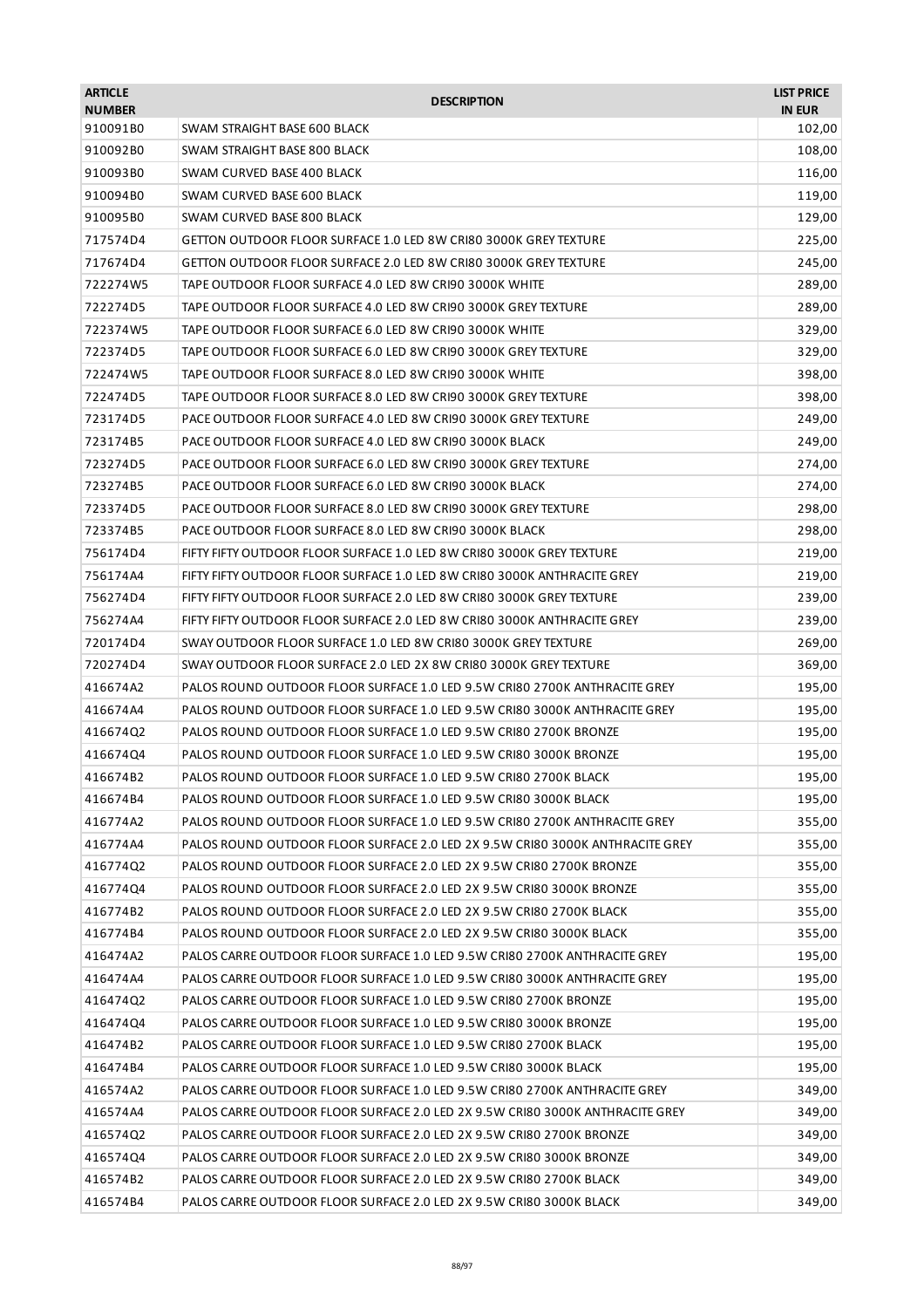| ARTICLE NUMBER | DESCRIPTION | LIST PRICE IN EUR |
|---|---|---|
| 910091B0 | SWAM STRAIGHT BASE 600 BLACK | 102,00 |
| 910092B0 | SWAM STRAIGHT BASE 800 BLACK | 108,00 |
| 910093B0 | SWAM CURVED BASE 400 BLACK | 116,00 |
| 910094B0 | SWAM CURVED BASE 600 BLACK | 119,00 |
| 910095B0 | SWAM CURVED BASE 800 BLACK | 129,00 |
| 717574D4 | GETTON OUTDOOR FLOOR SURFACE 1.0 LED 8W CRI80 3000K GREY TEXTURE | 225,00 |
| 717674D4 | GETTON OUTDOOR FLOOR SURFACE 2.0 LED 8W CRI80 3000K GREY TEXTURE | 245,00 |
| 722274W5 | TAPE OUTDOOR FLOOR SURFACE 4.0 LED 8W CRI90 3000K WHITE | 289,00 |
| 722274D5 | TAPE OUTDOOR FLOOR SURFACE 4.0 LED 8W CRI90 3000K GREY TEXTURE | 289,00 |
| 722374W5 | TAPE OUTDOOR FLOOR SURFACE 6.0 LED 8W CRI90 3000K WHITE | 329,00 |
| 722374D5 | TAPE OUTDOOR FLOOR SURFACE 6.0 LED 8W CRI90 3000K GREY TEXTURE | 329,00 |
| 722474W5 | TAPE OUTDOOR FLOOR SURFACE 8.0 LED 8W CRI90 3000K WHITE | 398,00 |
| 722474D5 | TAPE OUTDOOR FLOOR SURFACE 8.0 LED 8W CRI90 3000K GREY TEXTURE | 398,00 |
| 723174D5 | PACE OUTDOOR FLOOR SURFACE 4.0 LED 8W CRI90 3000K GREY TEXTURE | 249,00 |
| 723174B5 | PACE OUTDOOR FLOOR SURFACE 4.0 LED 8W CRI90 3000K BLACK | 249,00 |
| 723274D5 | PACE OUTDOOR FLOOR SURFACE 6.0 LED 8W CRI90 3000K GREY TEXTURE | 274,00 |
| 723274B5 | PACE OUTDOOR FLOOR SURFACE 6.0 LED 8W CRI90 3000K BLACK | 274,00 |
| 723374D5 | PACE OUTDOOR FLOOR SURFACE 8.0 LED 8W CRI90 3000K GREY TEXTURE | 298,00 |
| 723374B5 | PACE OUTDOOR FLOOR SURFACE 8.0 LED 8W CRI90 3000K BLACK | 298,00 |
| 756174D4 | FIFTY FIFTY OUTDOOR FLOOR SURFACE 1.0 LED 8W CRI80 3000K GREY TEXTURE | 219,00 |
| 756174A4 | FIFTY FIFTY OUTDOOR FLOOR SURFACE 1.0 LED 8W CRI80 3000K ANTHRACITE GREY | 219,00 |
| 756274D4 | FIFTY FIFTY OUTDOOR FLOOR SURFACE 2.0 LED 8W CRI80 3000K GREY TEXTURE | 239,00 |
| 756274A4 | FIFTY FIFTY OUTDOOR FLOOR SURFACE 2.0 LED 8W CRI80 3000K ANTHRACITE GREY | 239,00 |
| 720174D4 | SWAY OUTDOOR FLOOR SURFACE 1.0 LED 8W CRI80 3000K GREY TEXTURE | 269,00 |
| 720274D4 | SWAY OUTDOOR FLOOR SURFACE 2.0 LED 2X 8W CRI80 3000K GREY TEXTURE | 369,00 |
| 416674A2 | PALOS ROUND OUTDOOR FLOOR SURFACE 1.0 LED 9.5W CRI80 2700K ANTHRACITE GREY | 195,00 |
| 416674A4 | PALOS ROUND OUTDOOR FLOOR SURFACE 1.0 LED 9.5W CRI80 3000K ANTHRACITE GREY | 195,00 |
| 416674Q2 | PALOS ROUND OUTDOOR FLOOR SURFACE 1.0 LED 9.5W CRI80 2700K BRONZE | 195,00 |
| 416674Q4 | PALOS ROUND OUTDOOR FLOOR SURFACE 1.0 LED 9.5W CRI80 3000K BRONZE | 195,00 |
| 416674B2 | PALOS ROUND OUTDOOR FLOOR SURFACE 1.0 LED 9.5W CRI80 2700K BLACK | 195,00 |
| 416674B4 | PALOS ROUND OUTDOOR FLOOR SURFACE 1.0 LED 9.5W CRI80 3000K BLACK | 195,00 |
| 416774A2 | PALOS ROUND OUTDOOR FLOOR SURFACE 1.0 LED 9.5W CRI80 2700K ANTHRACITE GREY | 355,00 |
| 416774A4 | PALOS ROUND OUTDOOR FLOOR SURFACE 2.0 LED 2X 9.5W CRI80 3000K ANTHRACITE GREY | 355,00 |
| 416774Q2 | PALOS ROUND OUTDOOR FLOOR SURFACE 2.0 LED 2X 9.5W CRI80 2700K BRONZE | 355,00 |
| 416774Q4 | PALOS ROUND OUTDOOR FLOOR SURFACE 2.0 LED 2X 9.5W CRI80 3000K BRONZE | 355,00 |
| 416774B2 | PALOS ROUND OUTDOOR FLOOR SURFACE 2.0 LED 2X 9.5W CRI80 2700K BLACK | 355,00 |
| 416774B4 | PALOS ROUND OUTDOOR FLOOR SURFACE 2.0 LED 2X 9.5W CRI80 3000K BLACK | 355,00 |
| 416474A2 | PALOS CARRE OUTDOOR FLOOR SURFACE 1.0 LED 9.5W CRI80 2700K ANTHRACITE GREY | 195,00 |
| 416474A4 | PALOS CARRE OUTDOOR FLOOR SURFACE 1.0 LED 9.5W CRI80 3000K ANTHRACITE GREY | 195,00 |
| 416474Q2 | PALOS CARRE OUTDOOR FLOOR SURFACE 1.0 LED 9.5W CRI80 2700K BRONZE | 195,00 |
| 416474Q4 | PALOS CARRE OUTDOOR FLOOR SURFACE 1.0 LED 9.5W CRI80 3000K BRONZE | 195,00 |
| 416474B2 | PALOS CARRE OUTDOOR FLOOR SURFACE 1.0 LED 9.5W CRI80 2700K BLACK | 195,00 |
| 416474B4 | PALOS CARRE OUTDOOR FLOOR SURFACE 1.0 LED 9.5W CRI80 3000K BLACK | 195,00 |
| 416574A2 | PALOS CARRE OUTDOOR FLOOR SURFACE 1.0 LED 9.5W CRI80 2700K ANTHRACITE GREY | 349,00 |
| 416574A4 | PALOS CARRE OUTDOOR FLOOR SURFACE 2.0 LED 2X 9.5W CRI80 3000K ANTHRACITE GREY | 349,00 |
| 416574Q2 | PALOS CARRE OUTDOOR FLOOR SURFACE 2.0 LED 2X 9.5W CRI80 2700K BRONZE | 349,00 |
| 416574Q4 | PALOS CARRE OUTDOOR FLOOR SURFACE 2.0 LED 2X 9.5W CRI80 3000K BRONZE | 349,00 |
| 416574B2 | PALOS CARRE OUTDOOR FLOOR SURFACE 2.0 LED 2X 9.5W CRI80 2700K BLACK | 349,00 |
| 416574B4 | PALOS CARRE OUTDOOR FLOOR SURFACE 2.0 LED 2X 9.5W CRI80 3000K BLACK | 349,00 |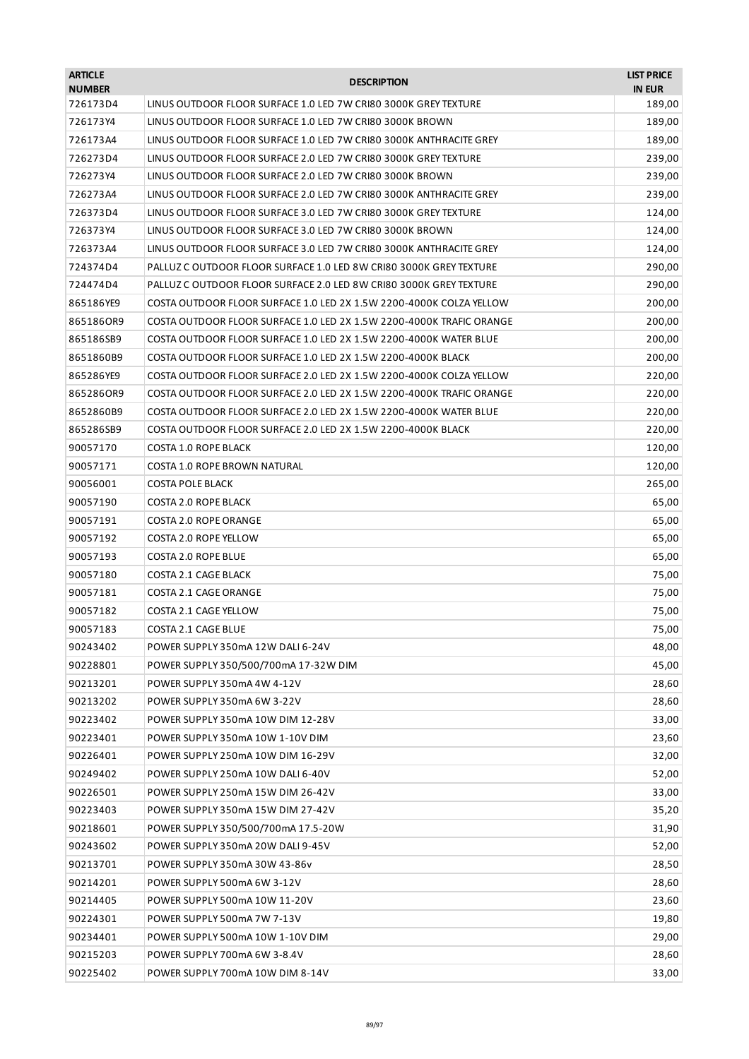| ARTICLE NUMBER | DESCRIPTION | LIST PRICE IN EUR |
|---|---|---|
| 726173D4 | LINUS OUTDOOR FLOOR SURFACE 1.0 LED 7W CRI80 3000K GREY TEXTURE | 189,00 |
| 726173Y4 | LINUS OUTDOOR FLOOR SURFACE 1.0 LED 7W CRI80 3000K BROWN | 189,00 |
| 726173A4 | LINUS OUTDOOR FLOOR SURFACE 1.0 LED 7W CRI80 3000K ANTHRACITE GREY | 189,00 |
| 726273D4 | LINUS OUTDOOR FLOOR SURFACE 2.0 LED 7W CRI80 3000K GREY TEXTURE | 239,00 |
| 726273Y4 | LINUS OUTDOOR FLOOR SURFACE 2.0 LED 7W CRI80 3000K BROWN | 239,00 |
| 726273A4 | LINUS OUTDOOR FLOOR SURFACE 2.0 LED 7W CRI80 3000K ANTHRACITE GREY | 239,00 |
| 726373D4 | LINUS OUTDOOR FLOOR SURFACE 3.0 LED 7W CRI80 3000K GREY TEXTURE | 124,00 |
| 726373Y4 | LINUS OUTDOOR FLOOR SURFACE 3.0 LED 7W CRI80 3000K BROWN | 124,00 |
| 726373A4 | LINUS OUTDOOR FLOOR SURFACE 3.0 LED 7W CRI80 3000K ANTHRACITE GREY | 124,00 |
| 724374D4 | PALLUZ C OUTDOOR FLOOR SURFACE 1.0 LED 8W CRI80 3000K GREY TEXTURE | 290,00 |
| 724474D4 | PALLUZ C OUTDOOR FLOOR SURFACE 2.0 LED 8W CRI80 3000K GREY TEXTURE | 290,00 |
| 865186YE9 | COSTA OUTDOOR FLOOR SURFACE 1.0 LED 2X 1.5W 2200-4000K COLZA YELLOW | 200,00 |
| 865186OR9 | COSTA OUTDOOR FLOOR SURFACE 1.0 LED 2X 1.5W 2200-4000K TRAFIC ORANGE | 200,00 |
| 865186SB9 | COSTA OUTDOOR FLOOR SURFACE 1.0 LED 2X 1.5W 2200-4000K WATER BLUE | 200,00 |
| 8651860B9 | COSTA OUTDOOR FLOOR SURFACE 1.0 LED 2X 1.5W 2200-4000K BLACK | 200,00 |
| 865286YE9 | COSTA OUTDOOR FLOOR SURFACE 2.0 LED 2X 1.5W 2200-4000K COLZA YELLOW | 220,00 |
| 865286OR9 | COSTA OUTDOOR FLOOR SURFACE 2.0 LED 2X 1.5W 2200-4000K TRAFIC ORANGE | 220,00 |
| 8652860B9 | COSTA OUTDOOR FLOOR SURFACE 2.0 LED 2X 1.5W 2200-4000K WATER BLUE | 220,00 |
| 865286SB9 | COSTA OUTDOOR FLOOR SURFACE 2.0 LED 2X 1.5W 2200-4000K BLACK | 220,00 |
| 90057170 | COSTA 1.0 ROPE BLACK | 120,00 |
| 90057171 | COSTA 1.0 ROPE BROWN NATURAL | 120,00 |
| 90056001 | COSTA POLE BLACK | 265,00 |
| 90057190 | COSTA 2.0 ROPE BLACK | 65,00 |
| 90057191 | COSTA 2.0 ROPE ORANGE | 65,00 |
| 90057192 | COSTA 2.0 ROPE YELLOW | 65,00 |
| 90057193 | COSTA 2.0 ROPE BLUE | 65,00 |
| 90057180 | COSTA 2.1 CAGE BLACK | 75,00 |
| 90057181 | COSTA 2.1 CAGE ORANGE | 75,00 |
| 90057182 | COSTA 2.1 CAGE YELLOW | 75,00 |
| 90057183 | COSTA 2.1 CAGE BLUE | 75,00 |
| 90243402 | POWER SUPPLY 350mA 12W DALI 6-24V | 48,00 |
| 90228801 | POWER SUPPLY 350/500/700mA 17-32W DIM | 45,00 |
| 90213201 | POWER SUPPLY 350mA 4W 4-12V | 28,60 |
| 90213202 | POWER SUPPLY 350mA 6W 3-22V | 28,60 |
| 90223402 | POWER SUPPLY 350mA 10W DIM 12-28V | 33,00 |
| 90223401 | POWER SUPPLY 350mA 10W 1-10V DIM | 23,60 |
| 90226401 | POWER SUPPLY 250mA 10W DIM 16-29V | 32,00 |
| 90249402 | POWER SUPPLY 250mA 10W DALI 6-40V | 52,00 |
| 90226501 | POWER SUPPLY 250mA 15W DIM 26-42V | 33,00 |
| 90223403 | POWER SUPPLY 350mA 15W DIM 27-42V | 35,20 |
| 90218601 | POWER SUPPLY 350/500/700mA 17.5-20W | 31,90 |
| 90243602 | POWER SUPPLY 350mA 20W DALI 9-45V | 52,00 |
| 90213701 | POWER SUPPLY 350mA 30W 43-86v | 28,50 |
| 90214201 | POWER SUPPLY 500mA 6W 3-12V | 28,60 |
| 90214405 | POWER SUPPLY 500mA 10W 11-20V | 23,60 |
| 90224301 | POWER SUPPLY 500mA 7W 7-13V | 19,80 |
| 90234401 | POWER SUPPLY 500mA 10W 1-10V DIM | 29,00 |
| 90215203 | POWER SUPPLY 700mA 6W 3-8.4V | 28,60 |
| 90225402 | POWER SUPPLY 700mA 10W DIM 8-14V | 33,00 |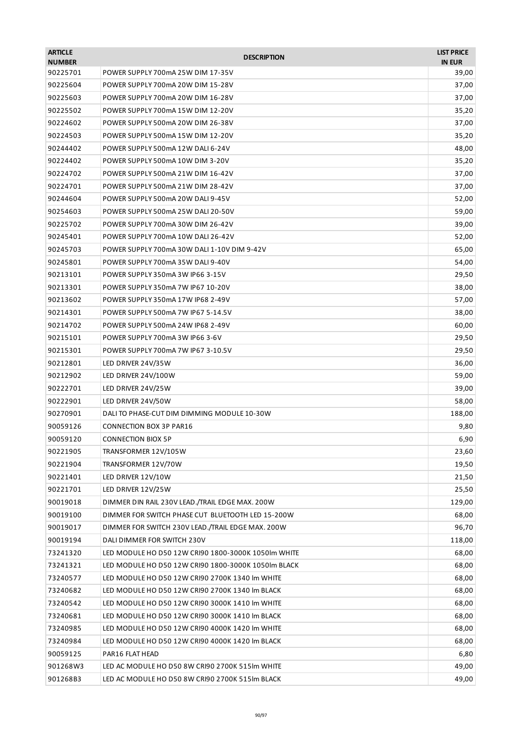| ARTICLE NUMBER | DESCRIPTION | LIST PRICE IN EUR |
|---|---|---|
| 90225701 | POWER SUPPLY 700mA 25W DIM 17-35V | 39,00 |
| 90225604 | POWER SUPPLY 700mA 20W DIM 15-28V | 37,00 |
| 90225603 | POWER SUPPLY 700mA 20W DIM 16-28V | 37,00 |
| 90225502 | POWER SUPPLY 700mA 15W DIM 12-20V | 35,20 |
| 90224602 | POWER SUPPLY 500mA 20W DIM 26-38V | 37,00 |
| 90224503 | POWER SUPPLY 500mA 15W DIM 12-20V | 35,20 |
| 90244402 | POWER SUPPLY 500mA 12W DALI 6-24V | 48,00 |
| 90224402 | POWER SUPPLY 500mA 10W DIM 3-20V | 35,20 |
| 90224702 | POWER SUPPLY 500mA 21W DIM 16-42V | 37,00 |
| 90224701 | POWER SUPPLY 500mA 21W DIM 28-42V | 37,00 |
| 90244604 | POWER SUPPLY 500mA 20W DALI 9-45V | 52,00 |
| 90254603 | POWER SUPPLY 500mA 25W DALI 20-50V | 59,00 |
| 90225702 | POWER SUPPLY 700mA 30W DIM 26-42V | 39,00 |
| 90245401 | POWER SUPPLY 700mA 10W DALI 26-42V | 52,00 |
| 90245703 | POWER SUPPLY 700mA 30W DALI 1-10V DIM 9-42V | 65,00 |
| 90245801 | POWER SUPPLY 700mA 35W DALI 9-40V | 54,00 |
| 90213101 | POWER SUPPLY 350mA 3W IP66 3-15V | 29,50 |
| 90213301 | POWER SUPPLY 350mA 7W IP67 10-20V | 38,00 |
| 90213602 | POWER SUPPLY 350mA 17W IP68 2-49V | 57,00 |
| 90214301 | POWER SUPPLY 500mA 7W IP67 5-14.5V | 38,00 |
| 90214702 | POWER SUPPLY 500mA 24W IP68 2-49V | 60,00 |
| 90215101 | POWER SUPPLY 700mA 3W IP66 3-6V | 29,50 |
| 90215301 | POWER SUPPLY 700mA 7W IP67 3-10.5V | 29,50 |
| 90212801 | LED DRIVER 24V/35W | 36,00 |
| 90212902 | LED DRIVER 24V/100W | 59,00 |
| 90222701 | LED DRIVER 24V/25W | 39,00 |
| 90222901 | LED DRIVER 24V/50W | 58,00 |
| 90270901 | DALI TO PHASE-CUT DIM DIMMING MODULE 10-30W | 188,00 |
| 90059126 | CONNECTION BOX 3P PAR16 | 9,80 |
| 90059120 | CONNECTION BIOX 5P | 6,90 |
| 90221905 | TRANSFORMER 12V/105W | 23,60 |
| 90221904 | TRANSFORMER 12V/70W | 19,50 |
| 90221401 | LED DRIVER 12V/10W | 21,50 |
| 90221701 | LED DRIVER 12V/25W | 25,50 |
| 90019018 | DIMMER DIN RAIL 230V LEAD./TRAIL EDGE MAX. 200W | 129,00 |
| 90019100 | DIMMER FOR SWITCH PHASE CUT BLUETOOTH LED 15-200W | 68,00 |
| 90019017 | DIMMER FOR SWITCH 230V LEAD./TRAIL EDGE MAX. 200W | 96,70 |
| 90019194 | DALI DIMMER FOR SWITCH 230V | 118,00 |
| 73241320 | LED MODULE HO D50 12W CRI90 1800-3000K 1050lm WHITE | 68,00 |
| 73241321 | LED MODULE HO D50 12W CRI90 1800-3000K 1050lm BLACK | 68,00 |
| 73240577 | LED MODULE HO D50 12W CRI90 2700K 1340 lm WHITE | 68,00 |
| 73240682 | LED MODULE HO D50 12W CRI90 2700K 1340 lm BLACK | 68,00 |
| 73240542 | LED MODULE HO D50 12W CRI90 3000K 1410 lm WHITE | 68,00 |
| 73240681 | LED MODULE HO D50 12W CRI90 3000K 1410 lm BLACK | 68,00 |
| 73240985 | LED MODULE HO D50 12W CRI90 4000K 1420 lm WHITE | 68,00 |
| 73240984 | LED MODULE HO D50 12W CRI90 4000K 1420 lm BLACK | 68,00 |
| 90059125 | PAR16 FLAT HEAD | 6,80 |
| 901268W3 | LED AC MODULE HO D50 8W CRI90 2700K 515lm WHITE | 49,00 |
| 901268B3 | LED AC MODULE HO D50 8W CRI90 2700K 515lm BLACK | 49,00 |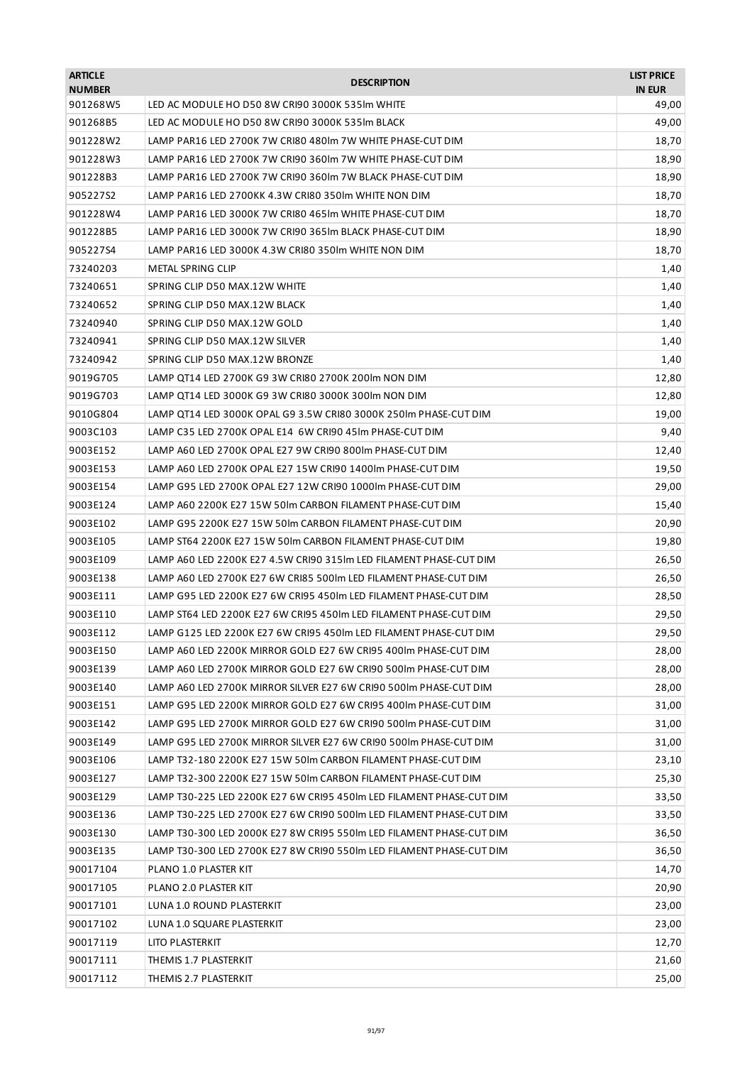| ARTICLE NUMBER | DESCRIPTION | LIST PRICE IN EUR |
|---|---|---|
| 901268W5 | LED AC MODULE HO D50 8W CRI90 3000K 535lm WHITE | 49,00 |
| 901268B5 | LED AC MODULE HO D50 8W CRI90 3000K 535lm BLACK | 49,00 |
| 901228W2 | LAMP PAR16 LED 2700K 7W CRI80 480lm 7W WHITE PHASE-CUT DIM | 18,70 |
| 901228W3 | LAMP PAR16 LED 2700K 7W CRI90 360lm 7W WHITE PHASE-CUT DIM | 18,90 |
| 901228B3 | LAMP PAR16 LED 2700K 7W CRI90 360lm 7W BLACK PHASE-CUT DIM | 18,90 |
| 905227S2 | LAMP PAR16 LED 2700KK 4.3W CRI80 350lm WHITE NON DIM | 18,70 |
| 901228W4 | LAMP PAR16 LED 3000K 7W CRI80 465lm WHITE PHASE-CUT DIM | 18,70 |
| 901228B5 | LAMP PAR16 LED 3000K 7W CRI90 365lm BLACK PHASE-CUT DIM | 18,90 |
| 905227S4 | LAMP PAR16 LED 3000K 4.3W CRI80 350lm WHITE NON DIM | 18,70 |
| 73240203 | METAL SPRING CLIP | 1,40 |
| 73240651 | SPRING CLIP D50 MAX.12W WHITE | 1,40 |
| 73240652 | SPRING CLIP D50 MAX.12W BLACK | 1,40 |
| 73240940 | SPRING CLIP D50 MAX.12W GOLD | 1,40 |
| 73240941 | SPRING CLIP D50 MAX.12W SILVER | 1,40 |
| 73240942 | SPRING CLIP D50 MAX.12W BRONZE | 1,40 |
| 9019G705 | LAMP QT14 LED 2700K G9 3W CRI80 2700K 200lm NON DIM | 12,80 |
| 9019G703 | LAMP QT14 LED 3000K G9 3W CRI80 3000K 300lm NON DIM | 12,80 |
| 9010G804 | LAMP QT14 LED 3000K OPAL G9 3.5W CRI80 3000K 250lm PHASE-CUT DIM | 19,00 |
| 9003C103 | LAMP C35 LED 2700K OPAL E14 6W CRI90 45lm PHASE-CUT DIM | 9,40 |
| 9003E152 | LAMP A60 LED 2700K OPAL E27 9W CRI90 800lm PHASE-CUT DIM | 12,40 |
| 9003E153 | LAMP A60 LED 2700K OPAL E27 15W CRI90 1400lm PHASE-CUT DIM | 19,50 |
| 9003E154 | LAMP G95 LED 2700K OPAL E27 12W CRI90 1000lm PHASE-CUT DIM | 29,00 |
| 9003E124 | LAMP A60 2200K E27 15W 50lm CARBON FILAMENT PHASE-CUT DIM | 15,40 |
| 9003E102 | LAMP G95 2200K E27 15W 50lm CARBON FILAMENT PHASE-CUT DIM | 20,90 |
| 9003E105 | LAMP ST64 2200K E27 15W 50lm CARBON FILAMENT PHASE-CUT DIM | 19,80 |
| 9003E109 | LAMP A60 LED 2200K E27 4.5W CRI90 315lm LED FILAMENT PHASE-CUT DIM | 26,50 |
| 9003E138 | LAMP A60 LED 2700K E27 6W CRI85 500lm LED FILAMENT PHASE-CUT DIM | 26,50 |
| 9003E111 | LAMP G95 LED 2200K E27 6W CRI95 450lm LED FILAMENT PHASE-CUT DIM | 28,50 |
| 9003E110 | LAMP ST64 LED 2200K E27 6W CRI95 450lm LED FILAMENT PHASE-CUT DIM | 29,50 |
| 9003E112 | LAMP G125 LED 2200K E27 6W CRI95 450lm LED FILAMENT PHASE-CUT DIM | 29,50 |
| 9003E150 | LAMP A60 LED 2200K MIRROR GOLD E27 6W CRI95 400lm PHASE-CUT DIM | 28,00 |
| 9003E139 | LAMP A60 LED 2700K MIRROR GOLD E27 6W CRI90 500lm PHASE-CUT DIM | 28,00 |
| 9003E140 | LAMP A60 LED 2700K MIRROR SILVER E27 6W CRI90 500lm PHASE-CUT DIM | 28,00 |
| 9003E151 | LAMP G95 LED 2200K MIRROR GOLD E27 6W CRI95 400lm PHASE-CUT DIM | 31,00 |
| 9003E142 | LAMP G95 LED 2700K MIRROR GOLD E27 6W CRI90 500lm PHASE-CUT DIM | 31,00 |
| 9003E149 | LAMP G95 LED 2700K MIRROR SILVER E27 6W CRI90 500lm PHASE-CUT DIM | 31,00 |
| 9003E106 | LAMP T32-180 2200K E27 15W 50lm CARBON FILAMENT PHASE-CUT DIM | 23,10 |
| 9003E127 | LAMP T32-300 2200K E27 15W 50lm CARBON FILAMENT PHASE-CUT DIM | 25,30 |
| 9003E129 | LAMP T30-225 LED 2200K E27 6W CRI95 450lm LED FILAMENT PHASE-CUT DIM | 33,50 |
| 9003E136 | LAMP T30-225 LED 2700K E27 6W CRI90 500lm LED FILAMENT PHASE-CUT DIM | 33,50 |
| 9003E130 | LAMP T30-300 LED 2000K E27 8W CRI95 550lm LED FILAMENT PHASE-CUT DIM | 36,50 |
| 9003E135 | LAMP T30-300 LED 2700K E27 8W CRI90 550lm LED FILAMENT PHASE-CUT DIM | 36,50 |
| 90017104 | PLANO 1.0 PLASTER KIT | 14,70 |
| 90017105 | PLANO 2.0 PLASTER KIT | 20,90 |
| 90017101 | LUNA 1.0 ROUND PLASTERKIT | 23,00 |
| 90017102 | LUNA 1.0 SQUARE PLASTERKIT | 23,00 |
| 90017119 | LITO PLASTERKIT | 12,70 |
| 90017111 | THEMIS 1.7 PLASTERKIT | 21,60 |
| 90017112 | THEMIS 2.7 PLASTERKIT | 25,00 |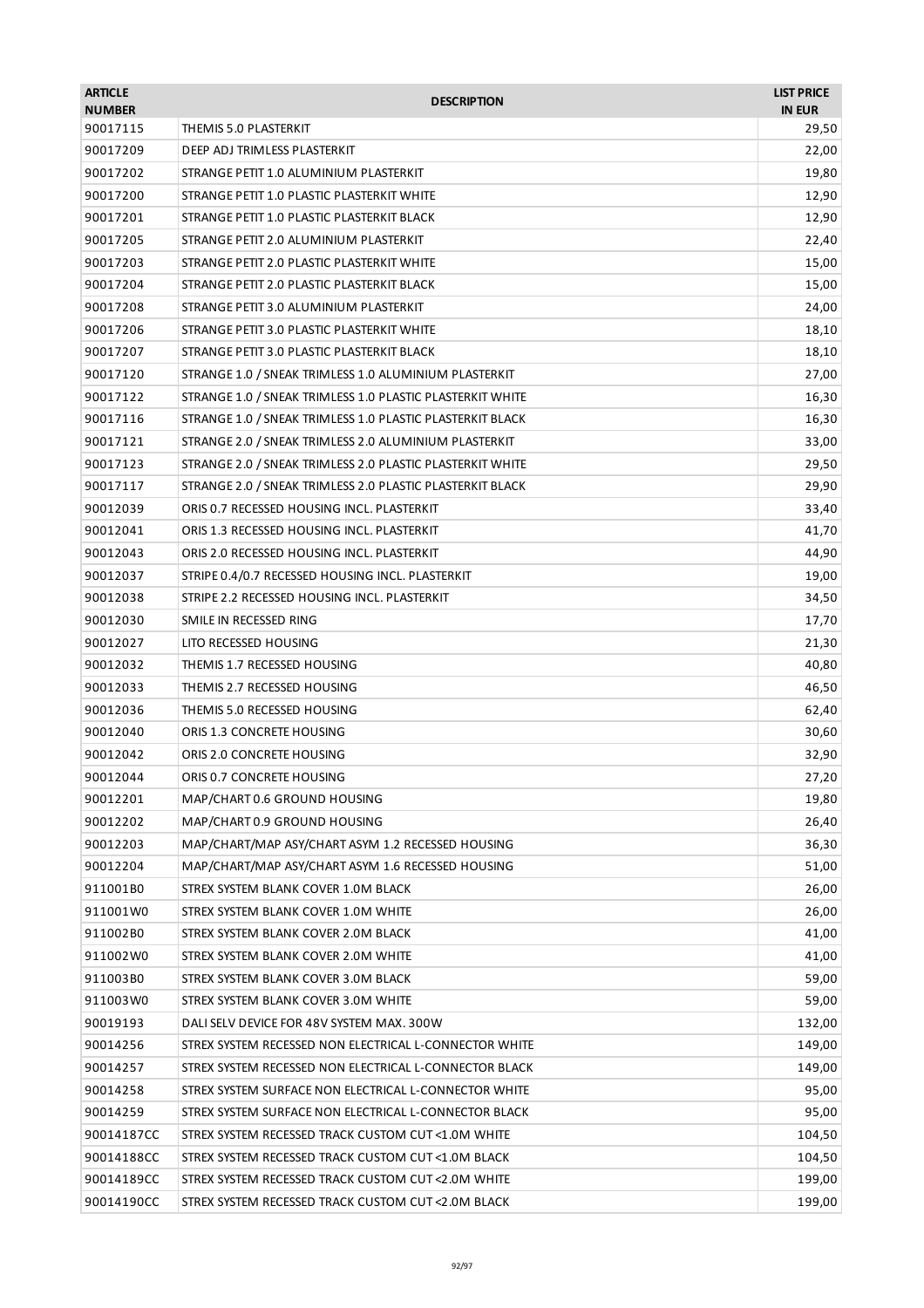| ARTICLE NUMBER | DESCRIPTION | LIST PRICE IN EUR |
|---|---|---|
| 90017115 | THEMIS 5.0 PLASTERKIT | 29,50 |
| 90017209 | DEEP ADJ TRIMLESS PLASTERKIT | 22,00 |
| 90017202 | STRANGE PETIT 1.0 ALUMINIUM PLASTERKIT | 19,80 |
| 90017200 | STRANGE PETIT 1.0 PLASTIC PLASTERKIT WHITE | 12,90 |
| 90017201 | STRANGE PETIT 1.0 PLASTIC PLASTERKIT BLACK | 12,90 |
| 90017205 | STRANGE PETIT 2.0 ALUMINIUM PLASTERKIT | 22,40 |
| 90017203 | STRANGE PETIT 2.0 PLASTIC PLASTERKIT WHITE | 15,00 |
| 90017204 | STRANGE PETIT 2.0 PLASTIC PLASTERKIT BLACK | 15,00 |
| 90017208 | STRANGE PETIT 3.0 ALUMINIUM PLASTERKIT | 24,00 |
| 90017206 | STRANGE PETIT 3.0 PLASTIC PLASTERKIT WHITE | 18,10 |
| 90017207 | STRANGE PETIT 3.0 PLASTIC PLASTERKIT BLACK | 18,10 |
| 90017120 | STRANGE 1.0 / SNEAK TRIMLESS 1.0 ALUMINIUM PLASTERKIT | 27,00 |
| 90017122 | STRANGE 1.0 / SNEAK TRIMLESS 1.0 PLASTIC PLASTERKIT WHITE | 16,30 |
| 90017116 | STRANGE 1.0 / SNEAK TRIMLESS 1.0 PLASTIC PLASTERKIT BLACK | 16,30 |
| 90017121 | STRANGE 2.0 / SNEAK TRIMLESS 2.0 ALUMINIUM PLASTERKIT | 33,00 |
| 90017123 | STRANGE 2.0 / SNEAK TRIMLESS 2.0 PLASTIC PLASTERKIT WHITE | 29,50 |
| 90017117 | STRANGE 2.0 / SNEAK TRIMLESS 2.0 PLASTIC PLASTERKIT BLACK | 29,90 |
| 90012039 | ORIS 0.7 RECESSED HOUSING INCL. PLASTERKIT | 33,40 |
| 90012041 | ORIS 1.3 RECESSED HOUSING INCL. PLASTERKIT | 41,70 |
| 90012043 | ORIS 2.0 RECESSED HOUSING INCL. PLASTERKIT | 44,90 |
| 90012037 | STRIPE 0.4/0.7 RECESSED HOUSING INCL. PLASTERKIT | 19,00 |
| 90012038 | STRIPE 2.2 RECESSED HOUSING INCL. PLASTERKIT | 34,50 |
| 90012030 | SMILE IN RECESSED RING | 17,70 |
| 90012027 | LITO RECESSED HOUSING | 21,30 |
| 90012032 | THEMIS 1.7 RECESSED HOUSING | 40,80 |
| 90012033 | THEMIS 2.7 RECESSED HOUSING | 46,50 |
| 90012036 | THEMIS 5.0 RECESSED HOUSING | 62,40 |
| 90012040 | ORIS 1.3 CONCRETE HOUSING | 30,60 |
| 90012042 | ORIS 2.0 CONCRETE HOUSING | 32,90 |
| 90012044 | ORIS 0.7 CONCRETE HOUSING | 27,20 |
| 90012201 | MAP/CHART 0.6 GROUND HOUSING | 19,80 |
| 90012202 | MAP/CHART 0.9 GROUND HOUSING | 26,40 |
| 90012203 | MAP/CHART/MAP ASY/CHART ASYM 1.2 RECESSED HOUSING | 36,30 |
| 90012204 | MAP/CHART/MAP ASY/CHART ASYM 1.6 RECESSED HOUSING | 51,00 |
| 911001B0 | STREX SYSTEM BLANK COVER 1.0M BLACK | 26,00 |
| 911001W0 | STREX SYSTEM BLANK COVER 1.0M WHITE | 26,00 |
| 911002B0 | STREX SYSTEM BLANK COVER 2.0M BLACK | 41,00 |
| 911002W0 | STREX SYSTEM BLANK COVER 2.0M WHITE | 41,00 |
| 911003B0 | STREX SYSTEM BLANK COVER 3.0M BLACK | 59,00 |
| 911003W0 | STREX SYSTEM BLANK COVER 3.0M WHITE | 59,00 |
| 90019193 | DALI SELV DEVICE FOR 48V SYSTEM MAX. 300W | 132,00 |
| 90014256 | STREX SYSTEM RECESSED NON ELECTRICAL L-CONNECTOR WHITE | 149,00 |
| 90014257 | STREX SYSTEM RECESSED NON ELECTRICAL L-CONNECTOR BLACK | 149,00 |
| 90014258 | STREX SYSTEM SURFACE NON ELECTRICAL L-CONNECTOR WHITE | 95,00 |
| 90014259 | STREX SYSTEM SURFACE NON ELECTRICAL L-CONNECTOR BLACK | 95,00 |
| 90014187CC | STREX SYSTEM RECESSED TRACK CUSTOM CUT <1.0M WHITE | 104,50 |
| 90014188CC | STREX SYSTEM RECESSED TRACK CUSTOM CUT <1.0M BLACK | 104,50 |
| 90014189CC | STREX SYSTEM RECESSED TRACK CUSTOM CUT <2.0M WHITE | 199,00 |
| 90014190CC | STREX SYSTEM RECESSED TRACK CUSTOM CUT <2.0M BLACK | 199,00 |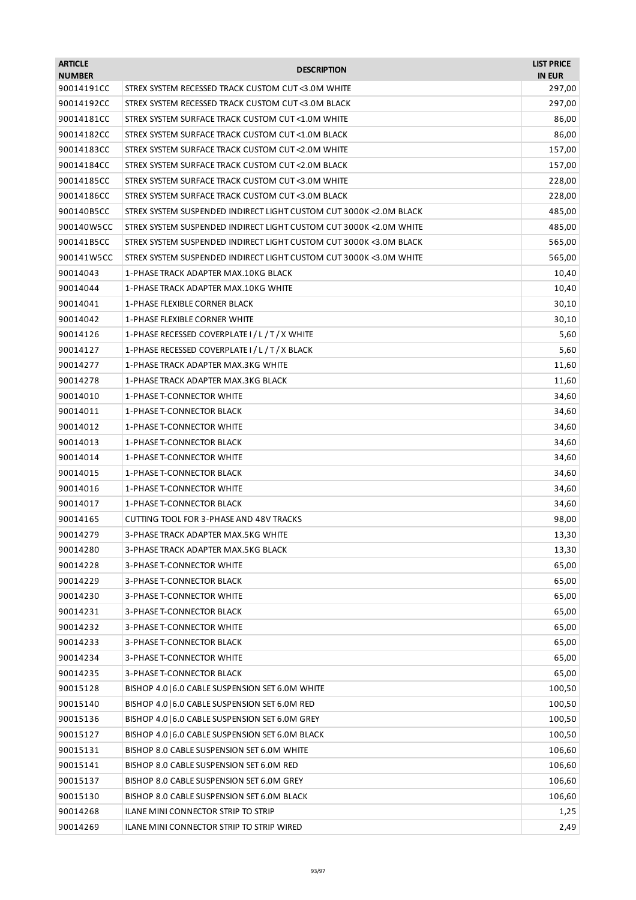| ARTICLE NUMBER | DESCRIPTION | LIST PRICE IN EUR |
|---|---|---|
| 90014191CC | STREX SYSTEM RECESSED TRACK CUSTOM CUT <3.0M WHITE | 297,00 |
| 90014192CC | STREX SYSTEM RECESSED TRACK CUSTOM CUT <3.0M BLACK | 297,00 |
| 90014181CC | STREX SYSTEM SURFACE TRACK CUSTOM CUT <1.0M WHITE | 86,00 |
| 90014182CC | STREX SYSTEM SURFACE TRACK CUSTOM CUT <1.0M BLACK | 86,00 |
| 90014183CC | STREX SYSTEM SURFACE TRACK CUSTOM CUT <2.0M WHITE | 157,00 |
| 90014184CC | STREX SYSTEM SURFACE TRACK CUSTOM CUT <2.0M BLACK | 157,00 |
| 90014185CC | STREX SYSTEM SURFACE TRACK CUSTOM CUT <3.0M WHITE | 228,00 |
| 90014186CC | STREX SYSTEM SURFACE TRACK CUSTOM CUT <3.0M BLACK | 228,00 |
| 900140B5CC | STREX SYSTEM SUSPENDED INDIRECT LIGHT CUSTOM CUT 3000K <2.0M BLACK | 485,00 |
| 900140W5CC | STREX SYSTEM SUSPENDED INDIRECT LIGHT CUSTOM CUT 3000K <2.0M WHITE | 485,00 |
| 900141B5CC | STREX SYSTEM SUSPENDED INDIRECT LIGHT CUSTOM CUT 3000K <3.0M BLACK | 565,00 |
| 900141W5CC | STREX SYSTEM SUSPENDED INDIRECT LIGHT CUSTOM CUT 3000K <3.0M WHITE | 565,00 |
| 90014043 | 1-PHASE TRACK ADAPTER MAX.10KG BLACK | 10,40 |
| 90014044 | 1-PHASE TRACK ADAPTER MAX.10KG WHITE | 10,40 |
| 90014041 | 1-PHASE FLEXIBLE CORNER BLACK | 30,10 |
| 90014042 | 1-PHASE FLEXIBLE CORNER WHITE | 30,10 |
| 90014126 | 1-PHASE RECESSED COVERPLATE I / L / T / X WHITE | 5,60 |
| 90014127 | 1-PHASE RECESSED COVERPLATE I / L / T / X BLACK | 5,60 |
| 90014277 | 1-PHASE TRACK ADAPTER MAX.3KG WHITE | 11,60 |
| 90014278 | 1-PHASE TRACK ADAPTER MAX.3KG BLACK | 11,60 |
| 90014010 | 1-PHASE T-CONNECTOR WHITE | 34,60 |
| 90014011 | 1-PHASE T-CONNECTOR BLACK | 34,60 |
| 90014012 | 1-PHASE T-CONNECTOR WHITE | 34,60 |
| 90014013 | 1-PHASE T-CONNECTOR BLACK | 34,60 |
| 90014014 | 1-PHASE T-CONNECTOR WHITE | 34,60 |
| 90014015 | 1-PHASE T-CONNECTOR BLACK | 34,60 |
| 90014016 | 1-PHASE T-CONNECTOR WHITE | 34,60 |
| 90014017 | 1-PHASE T-CONNECTOR BLACK | 34,60 |
| 90014165 | CUTTING TOOL FOR 3-PHASE AND 48V TRACKS | 98,00 |
| 90014279 | 3-PHASE TRACK ADAPTER MAX.5KG WHITE | 13,30 |
| 90014280 | 3-PHASE TRACK ADAPTER MAX.5KG BLACK | 13,30 |
| 90014228 | 3-PHASE T-CONNECTOR WHITE | 65,00 |
| 90014229 | 3-PHASE T-CONNECTOR BLACK | 65,00 |
| 90014230 | 3-PHASE T-CONNECTOR WHITE | 65,00 |
| 90014231 | 3-PHASE T-CONNECTOR BLACK | 65,00 |
| 90014232 | 3-PHASE T-CONNECTOR WHITE | 65,00 |
| 90014233 | 3-PHASE T-CONNECTOR BLACK | 65,00 |
| 90014234 | 3-PHASE T-CONNECTOR WHITE | 65,00 |
| 90014235 | 3-PHASE T-CONNECTOR BLACK | 65,00 |
| 90015128 | BISHOP 4.0\|6.0 CABLE SUSPENSION SET 6.0M WHITE | 100,50 |
| 90015140 | BISHOP 4.0\|6.0 CABLE SUSPENSION SET 6.0M RED | 100,50 |
| 90015136 | BISHOP 4.0\|6.0 CABLE SUSPENSION SET 6.0M GREY | 100,50 |
| 90015127 | BISHOP 4.0\|6.0 CABLE SUSPENSION SET 6.0M BLACK | 100,50 |
| 90015131 | BISHOP 8.0 CABLE SUSPENSION SET 6.0M WHITE | 106,60 |
| 90015141 | BISHOP 8.0 CABLE SUSPENSION SET 6.0M RED | 106,60 |
| 90015137 | BISHOP 8.0 CABLE SUSPENSION SET 6.0M GREY | 106,60 |
| 90015130 | BISHOP 8.0 CABLE SUSPENSION SET 6.0M BLACK | 106,60 |
| 90014268 | ILANE MINI CONNECTOR STRIP TO STRIP | 1,25 |
| 90014269 | ILANE MINI CONNECTOR STRIP TO STRIP WIRED | 2,49 |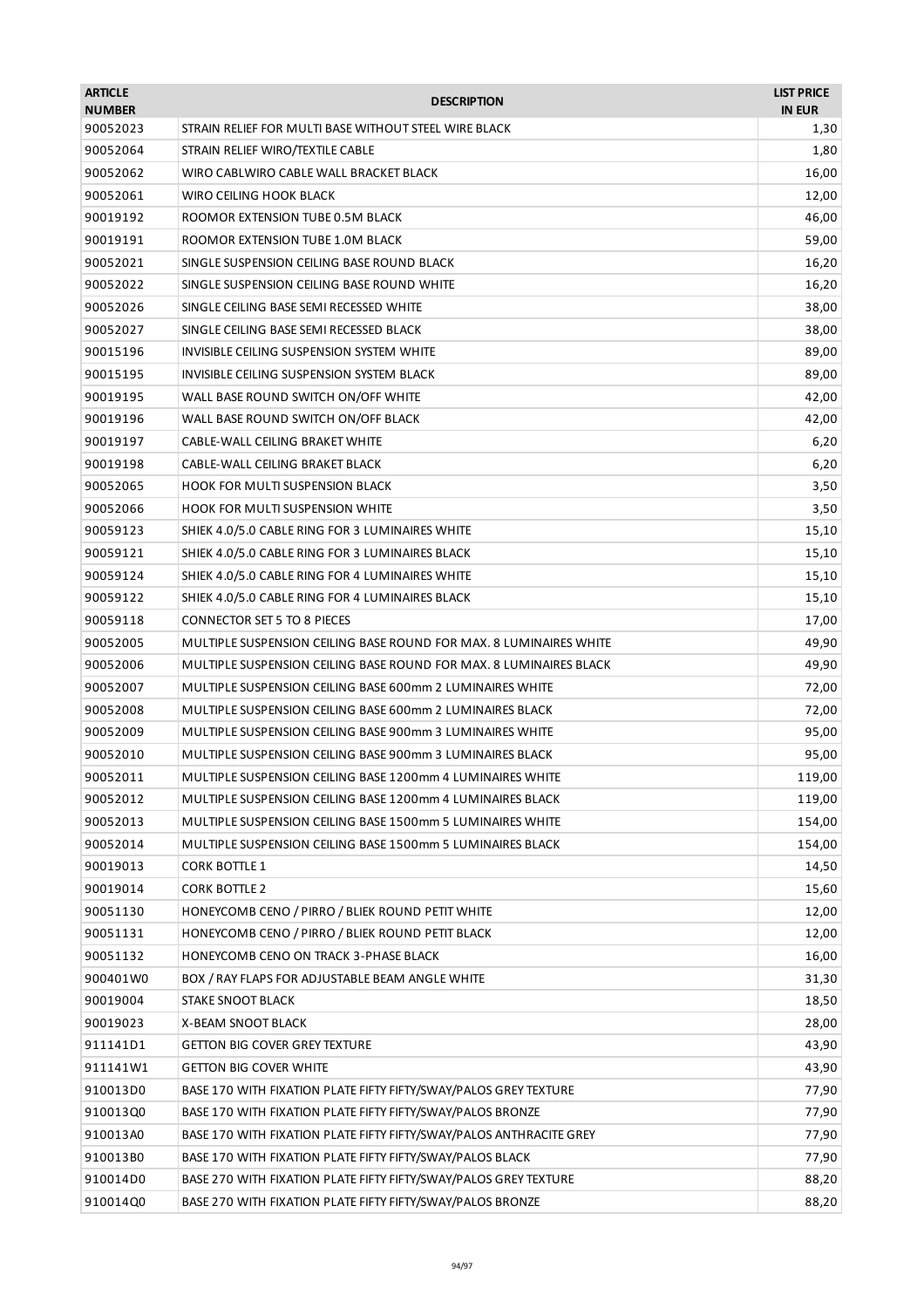| ARTICLE NUMBER | DESCRIPTION | LIST PRICE IN EUR |
|---|---|---|
| 90052023 | STRAIN RELIEF FOR MULTI BASE WITHOUT STEEL WIRE BLACK | 1,30 |
| 90052064 | STRAIN RELIEF WIRO/TEXTILE CABLE | 1,80 |
| 90052062 | WIRO CABLWIRO CABLE WALL BRACKET BLACK | 16,00 |
| 90052061 | WIRO CEILING HOOK BLACK | 12,00 |
| 90019192 | ROOMOR EXTENSION TUBE 0.5M BLACK | 46,00 |
| 90019191 | ROOMOR EXTENSION TUBE 1.0M BLACK | 59,00 |
| 90052021 | SINGLE SUSPENSION CEILING BASE ROUND BLACK | 16,20 |
| 90052022 | SINGLE SUSPENSION CEILING BASE ROUND WHITE | 16,20 |
| 90052026 | SINGLE CEILING BASE SEMI RECESSED WHITE | 38,00 |
| 90052027 | SINGLE CEILING BASE SEMI RECESSED BLACK | 38,00 |
| 90015196 | INVISIBLE CEILING SUSPENSION SYSTEM WHITE | 89,00 |
| 90015195 | INVISIBLE CEILING SUSPENSION SYSTEM BLACK | 89,00 |
| 90019195 | WALL BASE ROUND SWITCH ON/OFF WHITE | 42,00 |
| 90019196 | WALL BASE ROUND SWITCH ON/OFF BLACK | 42,00 |
| 90019197 | CABLE-WALL CEILING BRAKET WHITE | 6,20 |
| 90019198 | CABLE-WALL CEILING BRAKET BLACK | 6,20 |
| 90052065 | HOOK FOR MULTI SUSPENSION BLACK | 3,50 |
| 90052066 | HOOK FOR MULTI SUSPENSION WHITE | 3,50 |
| 90059123 | SHIEK 4.0/5.0 CABLE RING FOR 3 LUMINAIRES WHITE | 15,10 |
| 90059121 | SHIEK 4.0/5.0 CABLE RING FOR 3 LUMINAIRES BLACK | 15,10 |
| 90059124 | SHIEK 4.0/5.0 CABLE RING FOR 4 LUMINAIRES WHITE | 15,10 |
| 90059122 | SHIEK 4.0/5.0 CABLE RING FOR 4 LUMINAIRES BLACK | 15,10 |
| 90059118 | CONNECTOR SET 5 TO 8 PIECES | 17,00 |
| 90052005 | MULTIPLE SUSPENSION CEILING BASE ROUND FOR MAX. 8 LUMINAIRES WHITE | 49,90 |
| 90052006 | MULTIPLE SUSPENSION CEILING BASE ROUND FOR MAX. 8 LUMINAIRES BLACK | 49,90 |
| 90052007 | MULTIPLE SUSPENSION CEILING BASE 600mm 2 LUMINAIRES WHITE | 72,00 |
| 90052008 | MULTIPLE SUSPENSION CEILING BASE 600mm 2 LUMINAIRES BLACK | 72,00 |
| 90052009 | MULTIPLE SUSPENSION CEILING BASE 900mm 3 LUMINAIRES WHITE | 95,00 |
| 90052010 | MULTIPLE SUSPENSION CEILING BASE 900mm 3 LUMINAIRES BLACK | 95,00 |
| 90052011 | MULTIPLE SUSPENSION CEILING BASE 1200mm 4 LUMINAIRES WHITE | 119,00 |
| 90052012 | MULTIPLE SUSPENSION CEILING BASE 1200mm 4 LUMINAIRES BLACK | 119,00 |
| 90052013 | MULTIPLE SUSPENSION CEILING BASE 1500mm 5 LUMINAIRES WHITE | 154,00 |
| 90052014 | MULTIPLE SUSPENSION CEILING BASE 1500mm 5 LUMINAIRES BLACK | 154,00 |
| 90019013 | CORK BOTTLE 1 | 14,50 |
| 90019014 | CORK BOTTLE 2 | 15,60 |
| 90051130 | HONEYCOMB CENO / PIRRO / BLIEK ROUND PETIT WHITE | 12,00 |
| 90051131 | HONEYCOMB CENO / PIRRO / BLIEK ROUND PETIT BLACK | 12,00 |
| 90051132 | HONEYCOMB CENO ON TRACK 3-PHASE BLACK | 16,00 |
| 900401W0 | BOX / RAY FLAPS FOR ADJUSTABLE BEAM ANGLE WHITE | 31,30 |
| 90019004 | STAKE SNOOT BLACK | 18,50 |
| 90019023 | X-BEAM SNOOT BLACK | 28,00 |
| 911141D1 | GETTON BIG COVER GREY TEXTURE | 43,90 |
| 911141W1 | GETTON BIG COVER WHITE | 43,90 |
| 910013D0 | BASE 170 WITH FIXATION PLATE FIFTY FIFTY/SWAY/PALOS GREY TEXTURE | 77,90 |
| 910013Q0 | BASE 170 WITH FIXATION PLATE FIFTY FIFTY/SWAY/PALOS BRONZE | 77,90 |
| 910013A0 | BASE 170 WITH FIXATION PLATE FIFTY FIFTY/SWAY/PALOS ANTHRACITE GREY | 77,90 |
| 910013B0 | BASE 170 WITH FIXATION PLATE FIFTY FIFTY/SWAY/PALOS BLACK | 77,90 |
| 910014D0 | BASE 270 WITH FIXATION PLATE FIFTY FIFTY/SWAY/PALOS GREY TEXTURE | 88,20 |
| 910014Q0 | BASE 270 WITH FIXATION PLATE FIFTY FIFTY/SWAY/PALOS BRONZE | 88,20 |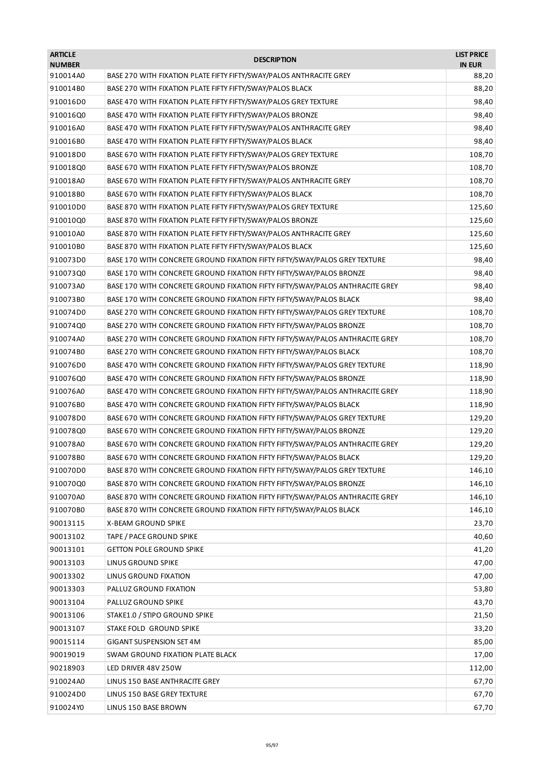| ARTICLE NUMBER | DESCRIPTION | LIST PRICE IN EUR |
|---|---|---|
| 910014A0 | BASE 270 WITH FIXATION PLATE FIFTY FIFTY/SWAY/PALOS ANTHRACITE GREY | 88,20 |
| 910014B0 | BASE 270 WITH FIXATION PLATE FIFTY FIFTY/SWAY/PALOS BLACK | 88,20 |
| 910016D0 | BASE 470 WITH FIXATION PLATE FIFTY FIFTY/SWAY/PALOS GREY TEXTURE | 98,40 |
| 910016Q0 | BASE 470 WITH FIXATION PLATE FIFTY FIFTY/SWAY/PALOS BRONZE | 98,40 |
| 910016A0 | BASE 470 WITH FIXATION PLATE FIFTY FIFTY/SWAY/PALOS ANTHRACITE GREY | 98,40 |
| 910016B0 | BASE 470 WITH FIXATION PLATE FIFTY FIFTY/SWAY/PALOS BLACK | 98,40 |
| 910018D0 | BASE 670 WITH FIXATION PLATE FIFTY FIFTY/SWAY/PALOS GREY TEXTURE | 108,70 |
| 910018Q0 | BASE 670 WITH FIXATION PLATE FIFTY FIFTY/SWAY/PALOS BRONZE | 108,70 |
| 910018A0 | BASE 670 WITH FIXATION PLATE FIFTY FIFTY/SWAY/PALOS ANTHRACITE GREY | 108,70 |
| 910018B0 | BASE 670 WITH FIXATION PLATE FIFTY FIFTY/SWAY/PALOS BLACK | 108,70 |
| 910010D0 | BASE 870 WITH FIXATION PLATE FIFTY FIFTY/SWAY/PALOS GREY TEXTURE | 125,60 |
| 910010Q0 | BASE 870 WITH FIXATION PLATE FIFTY FIFTY/SWAY/PALOS BRONZE | 125,60 |
| 910010A0 | BASE 870 WITH FIXATION PLATE FIFTY FIFTY/SWAY/PALOS ANTHRACITE GREY | 125,60 |
| 910010B0 | BASE 870 WITH FIXATION PLATE FIFTY FIFTY/SWAY/PALOS BLACK | 125,60 |
| 910073D0 | BASE 170 WITH CONCRETE GROUND FIXATION FIFTY FIFTY/SWAY/PALOS GREY TEXTURE | 98,40 |
| 910073Q0 | BASE 170 WITH CONCRETE GROUND FIXATION FIFTY FIFTY/SWAY/PALOS BRONZE | 98,40 |
| 910073A0 | BASE 170 WITH CONCRETE GROUND FIXATION FIFTY FIFTY/SWAY/PALOS ANTHRACITE GREY | 98,40 |
| 910073B0 | BASE 170 WITH CONCRETE GROUND FIXATION FIFTY FIFTY/SWAY/PALOS BLACK | 98,40 |
| 910074D0 | BASE 270 WITH CONCRETE GROUND FIXATION FIFTY FIFTY/SWAY/PALOS GREY TEXTURE | 108,70 |
| 910074Q0 | BASE 270 WITH CONCRETE GROUND FIXATION FIFTY FIFTY/SWAY/PALOS BRONZE | 108,70 |
| 910074A0 | BASE 270 WITH CONCRETE GROUND FIXATION FIFTY FIFTY/SWAY/PALOS ANTHRACITE GREY | 108,70 |
| 910074B0 | BASE 270 WITH CONCRETE GROUND FIXATION FIFTY FIFTY/SWAY/PALOS BLACK | 108,70 |
| 910076D0 | BASE 470 WITH CONCRETE GROUND FIXATION FIFTY FIFTY/SWAY/PALOS GREY TEXTURE | 118,90 |
| 910076Q0 | BASE 470 WITH CONCRETE GROUND FIXATION FIFTY FIFTY/SWAY/PALOS BRONZE | 118,90 |
| 910076A0 | BASE 470 WITH CONCRETE GROUND FIXATION FIFTY FIFTY/SWAY/PALOS ANTHRACITE GREY | 118,90 |
| 910076B0 | BASE 470 WITH CONCRETE GROUND FIXATION FIFTY FIFTY/SWAY/PALOS BLACK | 118,90 |
| 910078D0 | BASE 670 WITH CONCRETE GROUND FIXATION FIFTY FIFTY/SWAY/PALOS GREY TEXTURE | 129,20 |
| 910078Q0 | BASE 670 WITH CONCRETE GROUND FIXATION FIFTY FIFTY/SWAY/PALOS BRONZE | 129,20 |
| 910078A0 | BASE 670 WITH CONCRETE GROUND FIXATION FIFTY FIFTY/SWAY/PALOS ANTHRACITE GREY | 129,20 |
| 910078B0 | BASE 670 WITH CONCRETE GROUND FIXATION FIFTY FIFTY/SWAY/PALOS BLACK | 129,20 |
| 910070D0 | BASE 870 WITH CONCRETE GROUND FIXATION FIFTY FIFTY/SWAY/PALOS GREY TEXTURE | 146,10 |
| 910070Q0 | BASE 870 WITH CONCRETE GROUND FIXATION FIFTY FIFTY/SWAY/PALOS BRONZE | 146,10 |
| 910070A0 | BASE 870 WITH CONCRETE GROUND FIXATION FIFTY FIFTY/SWAY/PALOS ANTHRACITE GREY | 146,10 |
| 910070B0 | BASE 870 WITH CONCRETE GROUND FIXATION FIFTY FIFTY/SWAY/PALOS BLACK | 146,10 |
| 90013115 | X-BEAM GROUND SPIKE | 23,70 |
| 90013102 | TAPE / PACE GROUND SPIKE | 40,60 |
| 90013101 | GETTON POLE GROUND SPIKE | 41,20 |
| 90013103 | LINUS GROUND SPIKE | 47,00 |
| 90013302 | LINUS GROUND FIXATION | 47,00 |
| 90013303 | PALLUZ GROUND FIXATION | 53,80 |
| 90013104 | PALLUZ GROUND SPIKE | 43,70 |
| 90013106 | STAKE1.0 / STIPO GROUND SPIKE | 21,50 |
| 90013107 | STAKE FOLD GROUND SPIKE | 33,20 |
| 90015114 | GIGANT SUSPENSION SET 4M | 85,00 |
| 90019019 | SWAM GROUND FIXATION PLATE BLACK | 17,00 |
| 90218903 | LED DRIVER 48V 250W | 112,00 |
| 910024A0 | LINUS 150 BASE ANTHRACITE GREY | 67,70 |
| 910024D0 | LINUS 150 BASE GREY TEXTURE | 67,70 |
| 910024Y0 | LINUS 150 BASE BROWN | 67,70 |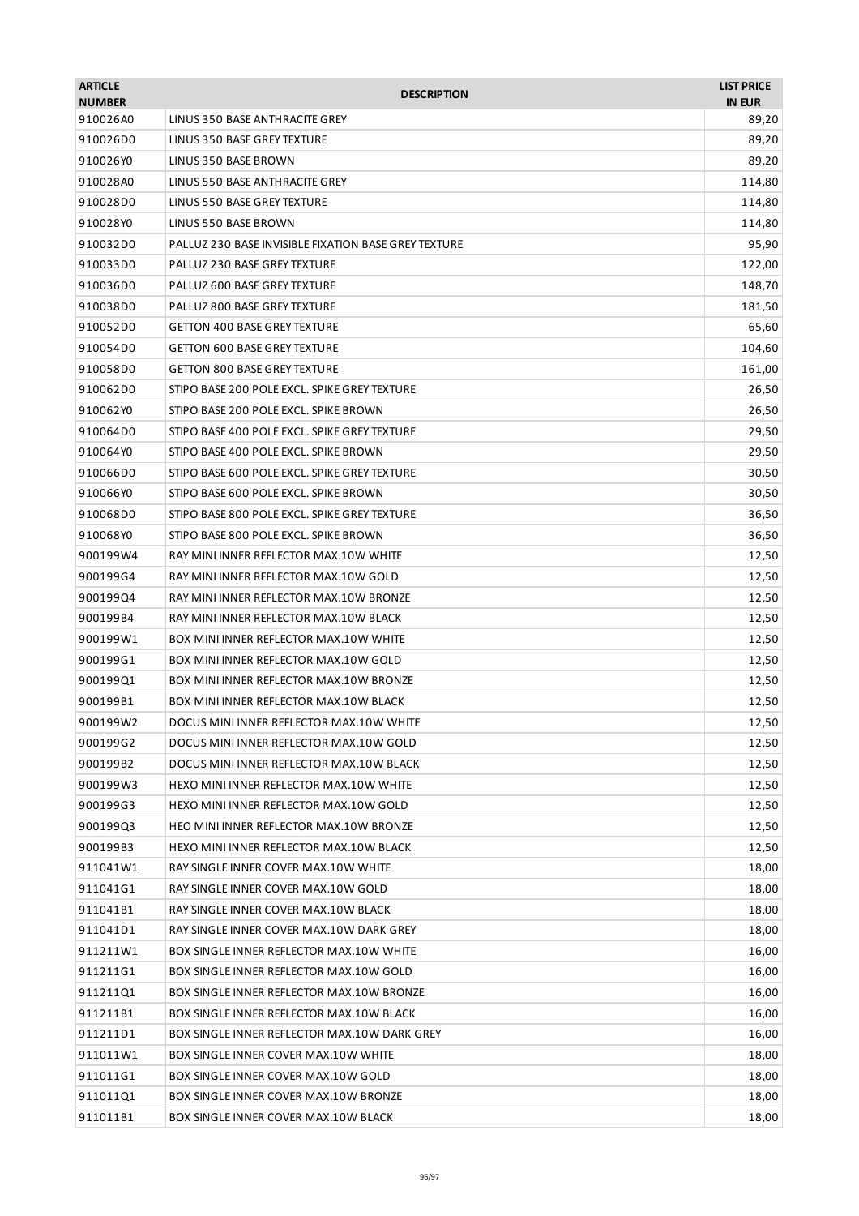| ARTICLE NUMBER | DESCRIPTION | LIST PRICE IN EUR |
|---|---|---|
| 910026A0 | LINUS 350 BASE ANTHRACITE GREY | 89,20 |
| 910026D0 | LINUS 350 BASE GREY TEXTURE | 89,20 |
| 910026Y0 | LINUS 350 BASE BROWN | 89,20 |
| 910028A0 | LINUS 550 BASE ANTHRACITE GREY | 114,80 |
| 910028D0 | LINUS 550 BASE GREY TEXTURE | 114,80 |
| 910028Y0 | LINUS 550 BASE BROWN | 114,80 |
| 910032D0 | PALLUZ 230 BASE INVISIBLE FIXATION BASE GREY TEXTURE | 95,90 |
| 910033D0 | PALLUZ 230 BASE GREY TEXTURE | 122,00 |
| 910036D0 | PALLUZ 600 BASE GREY TEXTURE | 148,70 |
| 910038D0 | PALLUZ 800 BASE GREY TEXTURE | 181,50 |
| 910052D0 | GETTON 400 BASE GREY TEXTURE | 65,60 |
| 910054D0 | GETTON 600 BASE GREY TEXTURE | 104,60 |
| 910058D0 | GETTON 800 BASE GREY TEXTURE | 161,00 |
| 910062D0 | STIPO BASE 200 POLE EXCL. SPIKE GREY TEXTURE | 26,50 |
| 910062Y0 | STIPO BASE 200 POLE EXCL. SPIKE BROWN | 26,50 |
| 910064D0 | STIPO BASE 400 POLE EXCL. SPIKE GREY TEXTURE | 29,50 |
| 910064Y0 | STIPO BASE 400 POLE EXCL. SPIKE BROWN | 29,50 |
| 910066D0 | STIPO BASE 600 POLE EXCL. SPIKE GREY TEXTURE | 30,50 |
| 910066Y0 | STIPO BASE 600 POLE EXCL. SPIKE BROWN | 30,50 |
| 910068D0 | STIPO BASE 800 POLE EXCL. SPIKE GREY TEXTURE | 36,50 |
| 910068Y0 | STIPO BASE 800 POLE EXCL. SPIKE BROWN | 36,50 |
| 900199W4 | RAY MINI INNER REFLECTOR MAX.10W WHITE | 12,50 |
| 900199G4 | RAY MINI INNER REFLECTOR MAX.10W GOLD | 12,50 |
| 900199Q4 | RAY MINI INNER REFLECTOR MAX.10W BRONZE | 12,50 |
| 900199B4 | RAY MINI INNER REFLECTOR MAX.10W BLACK | 12,50 |
| 900199W1 | BOX MINI INNER REFLECTOR MAX.10W WHITE | 12,50 |
| 900199G1 | BOX MINI INNER REFLECTOR MAX.10W GOLD | 12,50 |
| 900199Q1 | BOX MINI INNER REFLECTOR MAX.10W BRONZE | 12,50 |
| 900199B1 | BOX MINI INNER REFLECTOR MAX.10W BLACK | 12,50 |
| 900199W2 | DOCUS MINI INNER REFLECTOR MAX.10W WHITE | 12,50 |
| 900199G2 | DOCUS MINI INNER REFLECTOR MAX.10W GOLD | 12,50 |
| 900199B2 | DOCUS MINI INNER REFLECTOR MAX.10W BLACK | 12,50 |
| 900199W3 | HEXO MINI INNER REFLECTOR MAX.10W WHITE | 12,50 |
| 900199G3 | HEXO MINI INNER REFLECTOR MAX.10W GOLD | 12,50 |
| 900199Q3 | HEO MINI INNER REFLECTOR MAX.10W BRONZE | 12,50 |
| 900199B3 | HEXO MINI INNER REFLECTOR MAX.10W BLACK | 12,50 |
| 911041W1 | RAY SINGLE INNER COVER MAX.10W WHITE | 18,00 |
| 911041G1 | RAY SINGLE INNER COVER MAX.10W GOLD | 18,00 |
| 911041B1 | RAY SINGLE INNER COVER MAX.10W BLACK | 18,00 |
| 911041D1 | RAY SINGLE INNER COVER MAX.10W DARK GREY | 18,00 |
| 911211W1 | BOX SINGLE INNER REFLECTOR MAX.10W WHITE | 16,00 |
| 911211G1 | BOX SINGLE INNER REFLECTOR MAX.10W GOLD | 16,00 |
| 911211Q1 | BOX SINGLE INNER REFLECTOR MAX.10W BRONZE | 16,00 |
| 911211B1 | BOX SINGLE INNER REFLECTOR MAX.10W BLACK | 16,00 |
| 911211D1 | BOX SINGLE INNER REFLECTOR MAX.10W DARK GREY | 16,00 |
| 911011W1 | BOX SINGLE INNER COVER MAX.10W WHITE | 18,00 |
| 911011G1 | BOX SINGLE INNER COVER MAX.10W GOLD | 18,00 |
| 911011Q1 | BOX SINGLE INNER COVER MAX.10W BRONZE | 18,00 |
| 911011B1 | BOX SINGLE INNER COVER MAX.10W BLACK | 18,00 |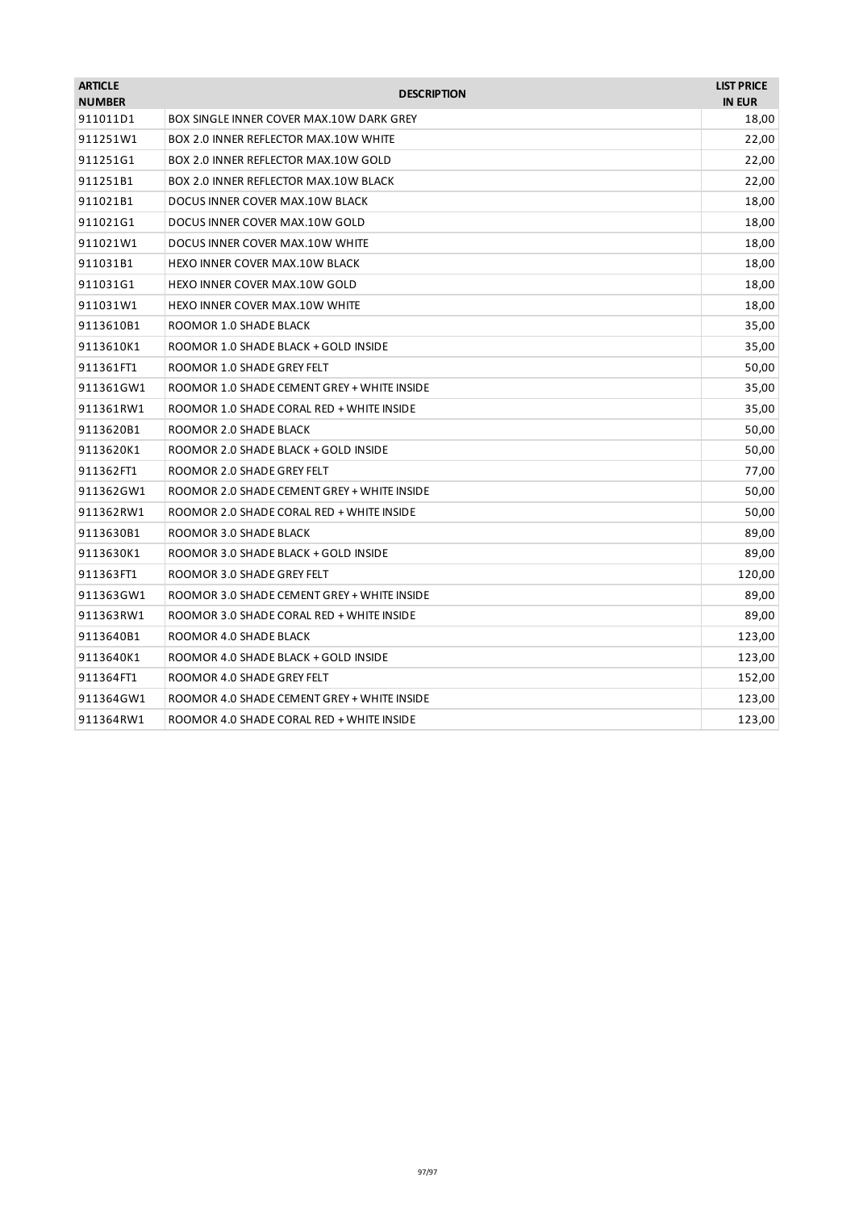| ARTICLE NUMBER | DESCRIPTION | LIST PRICE IN EUR |
|---|---|---|
| 911011D1 | BOX SINGLE INNER COVER MAX.10W DARK GREY | 18,00 |
| 911251W1 | BOX 2.0 INNER REFLECTOR MAX.10W WHITE | 22,00 |
| 911251G1 | BOX 2.0 INNER REFLECTOR MAX.10W GOLD | 22,00 |
| 911251B1 | BOX 2.0 INNER REFLECTOR MAX.10W BLACK | 22,00 |
| 911021B1 | DOCUS INNER COVER MAX.10W BLACK | 18,00 |
| 911021G1 | DOCUS INNER COVER MAX.10W GOLD | 18,00 |
| 911021W1 | DOCUS INNER COVER MAX.10W WHITE | 18,00 |
| 911031B1 | HEXO INNER COVER MAX.10W BLACK | 18,00 |
| 911031G1 | HEXO INNER COVER MAX.10W GOLD | 18,00 |
| 911031W1 | HEXO INNER COVER MAX.10W WHITE | 18,00 |
| 9113610B1 | ROOMOR 1.0 SHADE BLACK | 35,00 |
| 9113610K1 | ROOMOR 1.0 SHADE BLACK + GOLD INSIDE | 35,00 |
| 911361FT1 | ROOMOR 1.0 SHADE GREY FELT | 50,00 |
| 911361GW1 | ROOMOR 1.0 SHADE CEMENT GREY + WHITE INSIDE | 35,00 |
| 911361RW1 | ROOMOR 1.0 SHADE CORAL RED + WHITE INSIDE | 35,00 |
| 9113620B1 | ROOMOR 2.0 SHADE BLACK | 50,00 |
| 9113620K1 | ROOMOR 2.0 SHADE BLACK + GOLD INSIDE | 50,00 |
| 911362FT1 | ROOMOR 2.0 SHADE GREY FELT | 77,00 |
| 911362GW1 | ROOMOR 2.0 SHADE CEMENT GREY + WHITE INSIDE | 50,00 |
| 911362RW1 | ROOMOR 2.0 SHADE CORAL RED + WHITE INSIDE | 50,00 |
| 9113630B1 | ROOMOR 3.0 SHADE BLACK | 89,00 |
| 9113630K1 | ROOMOR 3.0 SHADE BLACK + GOLD INSIDE | 89,00 |
| 911363FT1 | ROOMOR 3.0 SHADE GREY FELT | 120,00 |
| 911363GW1 | ROOMOR 3.0 SHADE CEMENT GREY + WHITE INSIDE | 89,00 |
| 911363RW1 | ROOMOR 3.0 SHADE CORAL RED + WHITE INSIDE | 89,00 |
| 9113640B1 | ROOMOR 4.0 SHADE BLACK | 123,00 |
| 9113640K1 | ROOMOR 4.0 SHADE BLACK + GOLD INSIDE | 123,00 |
| 911364FT1 | ROOMOR 4.0 SHADE GREY FELT | 152,00 |
| 911364GW1 | ROOMOR 4.0 SHADE CEMENT GREY + WHITE INSIDE | 123,00 |
| 911364RW1 | ROOMOR 4.0 SHADE CORAL RED + WHITE INSIDE | 123,00 |